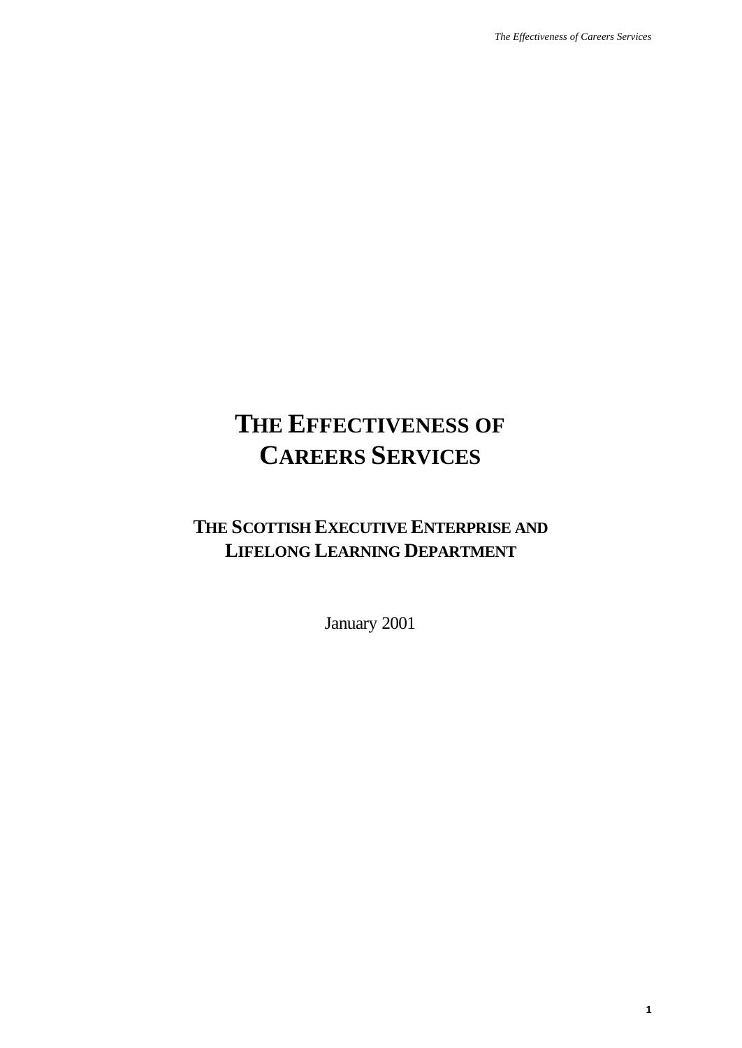# The Effectiveness of Careers Services

## The Scottish Executive Enterprise and Lifelong Learning Department

January 2001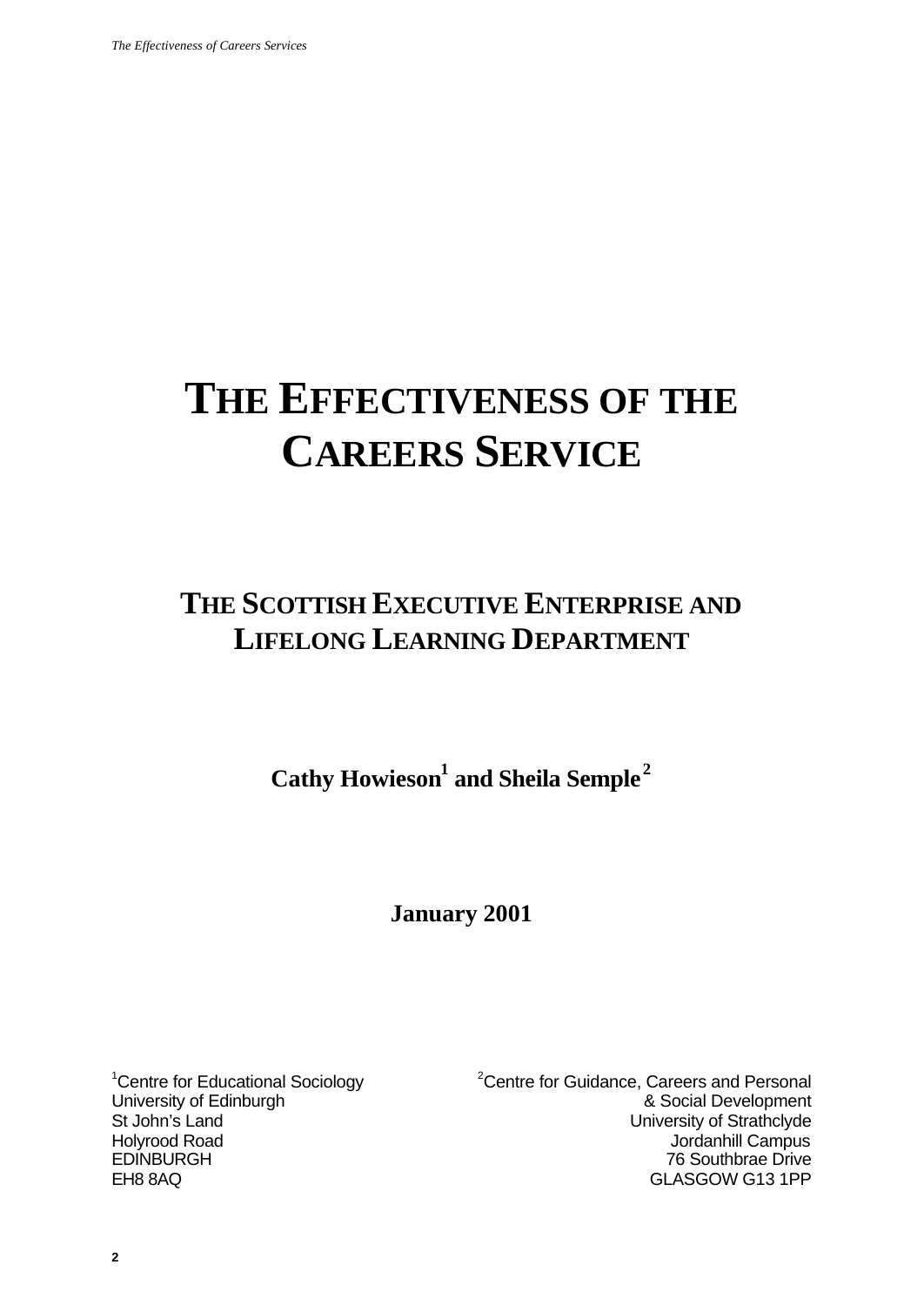# THE EFFECTIVENESS OF THE CAREERS SERVICE

## THE SCOTTISH EXECUTIVE ENTERPRISE AND LIFELONG LEARNING DEPARTMENT

**Cathy Howieson[1] and Sheila Semple[2]**

**January 2001**

[1]Centre for Educational Sociology
University of Edinburgh
St John's Land
Holyrood Road
EDINBURGH
EH8 8AQ

[2]Centre for Guidance, Careers and Personal & Social Development
University of Strathclyde
Jordanhill Campus
76 Southbrae Drive
GLASGOW G13 1PP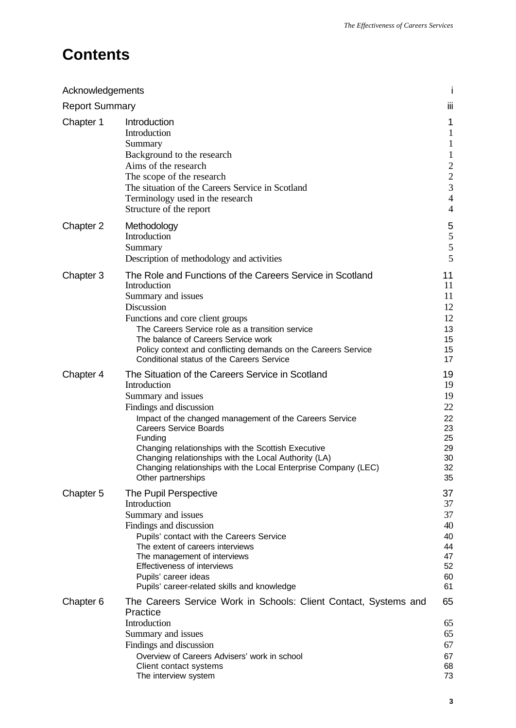# Contents

| | | |
|---|---|---|
| Acknowledgements | | i |
| Report Summary | | iii |
| Chapter 1 | Introduction | 1 |
| | Introduction | 1 |
| | Summary | 1 |
| | Background to the research | 1 |
| | Aims of the research | 2 |
| | The scope of the research | 2 |
| | The situation of the Careers Service in Scotland | 3 |
| | Terminology used in the research | 4 |
| | Structure of the report | 4 |
| Chapter 2 | Methodology | 5 |
| | Introduction | 5 |
| | Summary | 5 |
| | Description of methodology and activities | 5 |
| Chapter 3 | The Role and Functions of the Careers Service in Scotland | 11 |
| | Introduction | 11 |
| | Summary and issues | 11 |
| | Discussion | 12 |
| | Functions and core client groups | 12 |
| | The Careers Service role as a transition service | 13 |
| | The balance of Careers Service work | 15 |
| | Policy context and conflicting demands on the Careers Service | 15 |
| | Conditional status of the Careers Service | 17 |
| Chapter 4 | The Situation of the Careers Service in Scotland | 19 |
| | Introduction | 19 |
| | Summary and issues | 19 |
| | Findings and discussion | 22 |
| | Impact of the changed management of the Careers Service | 22 |
| | Careers Service Boards | 23 |
| | Funding | 25 |
| | Changing relationships with the Scottish Executive | 29 |
| | Changing relationships with the Local Authority (LA) | 30 |
| | Changing relationships with the Local Enterprise Company (LEC) | 32 |
| | Other partnerships | 35 |
| Chapter 5 | The Pupil Perspective | 37 |
| | Introduction | 37 |
| | Summary and issues | 37 |
| | Findings and discussion | 40 |
| | Pupils' contact with the Careers Service | 40 |
| | The extent of careers interviews | 44 |
| | The management of interviews | 47 |
| | Effectiveness of interviews | 52 |
| | Pupils' career ideas | 60 |
| | Pupils' career-related skills and knowledge | 61 |
| Chapter 6 | The Careers Service Work in Schools: Client Contact, Systems and Practice | 65 |
| | Introduction | 65 |
| | Summary and issues | 65 |
| | Findings and discussion | 67 |
| | Overview of Careers Advisers' work in school | 67 |
| | Client contact systems | 68 |
| | The interview system | 73 |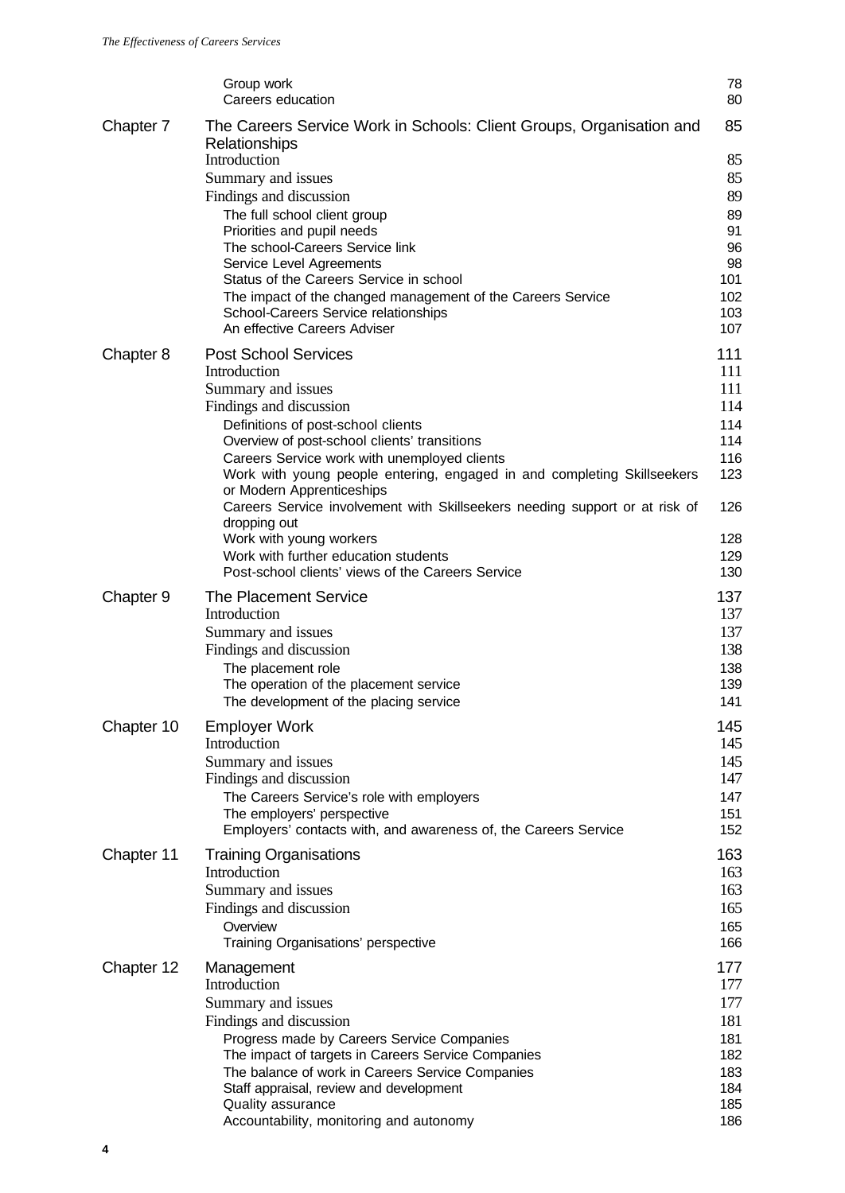| | | |
|---|---|---|
| | Group work | 78 |
| | Careers education | 80 |
| Chapter 7 | The Careers Service Work in Schools: Client Groups, Organisation and Relationships | 85 |
| | Introduction | 85 |
| | Summary and issues | 85 |
| | Findings and discussion | 89 |
| | The full school client group | 89 |
| | Priorities and pupil needs | 91 |
| | The school-Careers Service link | 96 |
| | Service Level Agreements | 98 |
| | Status of the Careers Service in school | 101 |
| | The impact of the changed management of the Careers Service | 102 |
| | School-Careers Service relationships | 103 |
| | An effective Careers Adviser | 107 |
| Chapter 8 | Post School Services | 111 |
| | Introduction | 111 |
| | Summary and issues | 111 |
| | Findings and discussion | 114 |
| | Definitions of post-school clients | 114 |
| | Overview of post-school clients' transitions | 114 |
| | Careers Service work with unemployed clients | 116 |
| | Work with young people entering, engaged in and completing Skillseekers or Modern Apprenticeships | 123 |
| | Careers Service involvement with Skillseekers needing support or at risk of dropping out | 126 |
| | Work with young workers | 128 |
| | Work with further education students | 129 |
| | Post-school clients' views of the Careers Service | 130 |
| Chapter 9 | The Placement Service | 137 |
| | Introduction | 137 |
| | Summary and issues | 137 |
| | Findings and discussion | 138 |
| | The placement role | 138 |
| | The operation of the placement service | 139 |
| | The development of the placing service | 141 |
| Chapter 10 | Employer Work | 145 |
| | Introduction | 145 |
| | Summary and issues | 145 |
| | Findings and discussion | 147 |
| | The Careers Service's role with employers | 147 |
| | The employers' perspective | 151 |
| | Employers' contacts with, and awareness of, the Careers Service | 152 |
| Chapter 11 | Training Organisations | 163 |
| | Introduction | 163 |
| | Summary and issues | 163 |
| | Findings and discussion | 165 |
| | Overview | 165 |
| | Training Organisations' perspective | 166 |
| Chapter 12 | Management | 177 |
| | Introduction | 177 |
| | Summary and issues | 177 |
| | Findings and discussion | 181 |
| | Progress made by Careers Service Companies | 181 |
| | The impact of targets in Careers Service Companies | 182 |
| | The balance of work in Careers Service Companies | 183 |
| | Staff appraisal, review and development | 184 |
| | Quality assurance | 185 |
| | Accountability, monitoring and autonomy | 186 |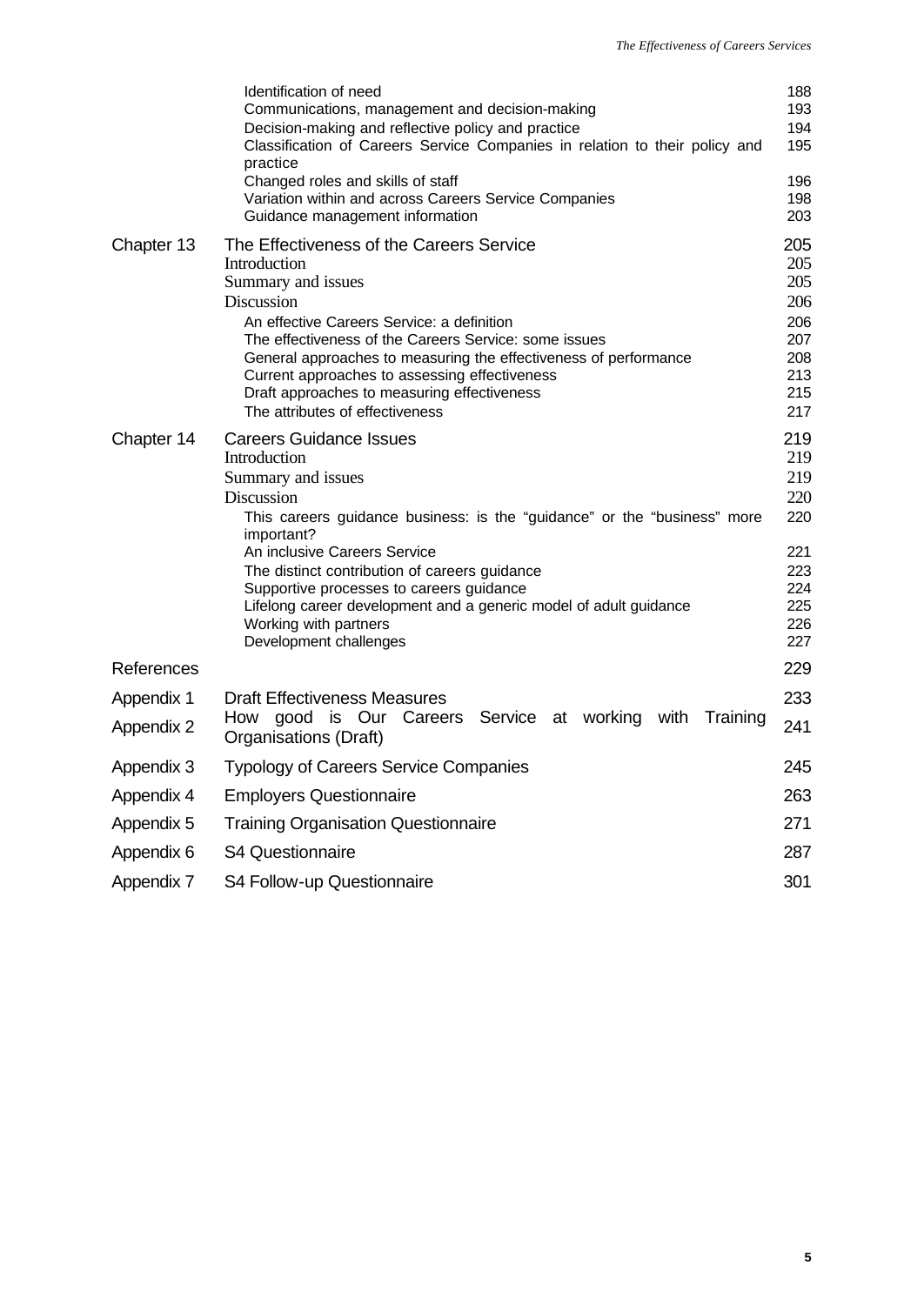| | | |
|---|---|---|
| | Identification of need | 188 |
| | Communications, management and decision-making | 193 |
| | Decision-making and reflective policy and practice | 194 |
| | Classification of Careers Service Companies in relation to their policy and practice | 195 |
| | Changed roles and skills of staff | 196 |
| | Variation within and across Careers Service Companies | 198 |
| | Guidance management information | 203 |
| Chapter 13 | The Effectiveness of the Careers Service | 205 |
| | Introduction | 205 |
| | Summary and issues | 205 |
| | Discussion | 206 |
| | An effective Careers Service: a definition | 206 |
| | The effectiveness of the Careers Service: some issues | 207 |
| | General approaches to measuring the effectiveness of performance | 208 |
| | Current approaches to assessing effectiveness | 213 |
| | Draft approaches to measuring effectiveness | 215 |
| | The attributes of effectiveness | 217 |
| Chapter 14 | Careers Guidance Issues | 219 |
| | Introduction | 219 |
| | Summary and issues | 219 |
| | Discussion | 220 |
| | This careers guidance business: is the "guidance" or the "business" more important? | 220 |
| | An inclusive Careers Service | 221 |
| | The distinct contribution of careers guidance | 223 |
| | Supportive processes to careers guidance | 224 |
| | Lifelong career development and a generic model of adult guidance | 225 |
| | Working with partners | 226 |
| | Development challenges | 227 |
| References | | 229 |
| Appendix 1 | Draft Effectiveness Measures | 233 |
| Appendix 2 | How good is Our Careers Service at working with Training Organisations (Draft) | 241 |
| Appendix 3 | Typology of Careers Service Companies | 245 |
| Appendix 4 | Employers Questionnaire | 263 |
| Appendix 5 | Training Organisation Questionnaire | 271 |
| Appendix 6 | S4 Questionnaire | 287 |
| Appendix 7 | S4 Follow-up Questionnaire | 301 |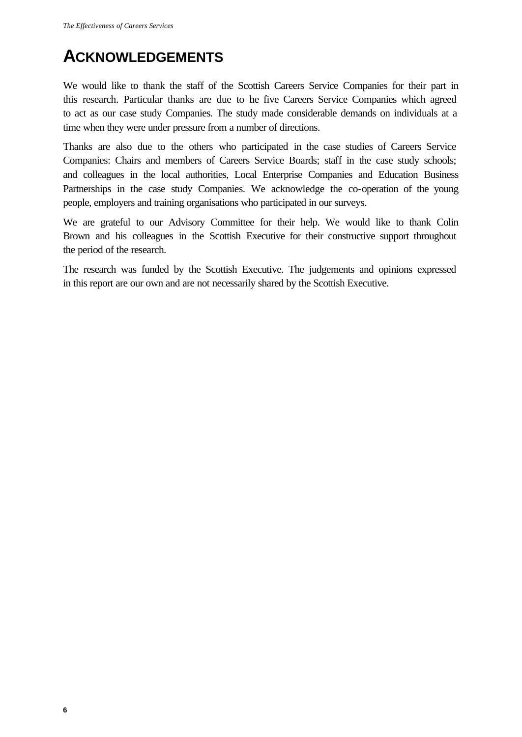# ACKNOWLEDGEMENTS

We would like to thank the staff of the Scottish Careers Service Companies for their part in this research. Particular thanks are due to the five Careers Service Companies which agreed to act as our case study Companies. The study made considerable demands on individuals at a time when they were under pressure from a number of directions.

Thanks are also due to the others who participated in the case studies of Careers Service Companies: Chairs and members of Careers Service Boards; staff in the case study schools; and colleagues in the local authorities, Local Enterprise Companies and Education Business Partnerships in the case study Companies. We acknowledge the co-operation of the young people, employers and training organisations who participated in our surveys.

We are grateful to our Advisory Committee for their help. We would like to thank Colin Brown and his colleagues in the Scottish Executive for their constructive support throughout the period of the research.

The research was funded by the Scottish Executive. The judgements and opinions expressed in this report are our own and are not necessarily shared by the Scottish Executive.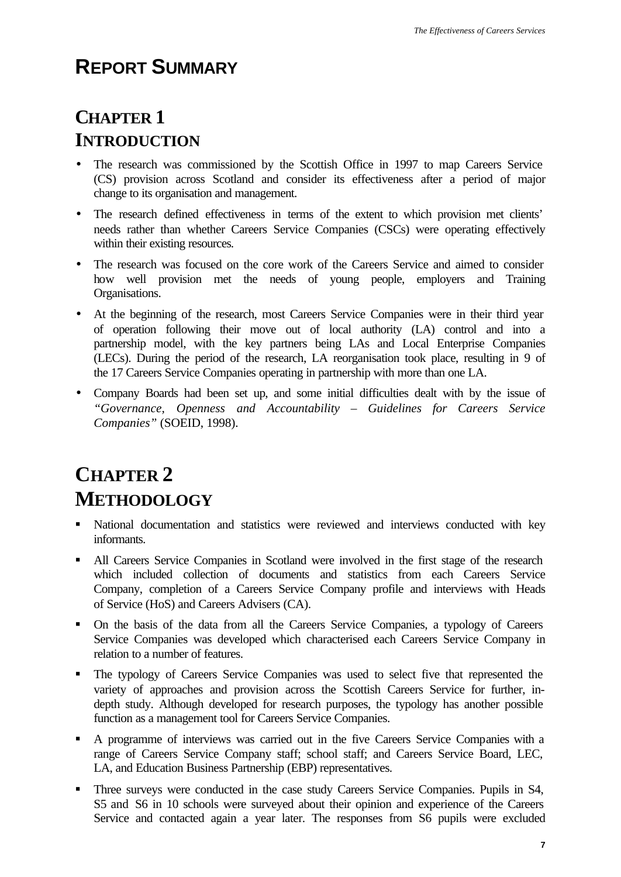# REPORT SUMMARY

## CHAPTER 1
## INTRODUCTION

- The research was commissioned by the Scottish Office in 1997 to map Careers Service (CS) provision across Scotland and consider its effectiveness after a period of major change to its organisation and management.
- The research defined effectiveness in terms of the extent to which provision met clients' needs rather than whether Careers Service Companies (CSCs) were operating effectively within their existing resources.
- The research was focused on the core work of the Careers Service and aimed to consider how well provision met the needs of young people, employers and Training Organisations.
- At the beginning of the research, most Careers Service Companies were in their third year of operation following their move out of local authority (LA) control and into a partnership model, with the key partners being LAs and Local Enterprise Companies (LECs). During the period of the research, LA reorganisation took place, resulting in 9 of the 17 Careers Service Companies operating in partnership with more than one LA.
- Company Boards had been set up, and some initial difficulties dealt with by the issue of *"Governance, Openness and Accountability – Guidelines for Careers Service Companies"* (SOEID, 1998).

## CHAPTER 2
## METHODOLOGY

- National documentation and statistics were reviewed and interviews conducted with key informants.
- All Careers Service Companies in Scotland were involved in the first stage of the research which included collection of documents and statistics from each Careers Service Company, completion of a Careers Service Company profile and interviews with Heads of Service (HoS) and Careers Advisers (CA).
- On the basis of the data from all the Careers Service Companies, a typology of Careers Service Companies was developed which characterised each Careers Service Company in relation to a number of features.
- The typology of Careers Service Companies was used to select five that represented the variety of approaches and provision across the Scottish Careers Service for further, in-depth study. Although developed for research purposes, the typology has another possible function as a management tool for Careers Service Companies.
- A programme of interviews was carried out in the five Careers Service Companies with a range of Careers Service Company staff; school staff; and Careers Service Board, LEC, LA, and Education Business Partnership (EBP) representatives.
- Three surveys were conducted in the case study Careers Service Companies. Pupils in S4, S5 and S6 in 10 schools were surveyed about their opinion and experience of the Careers Service and contacted again a year later. The responses from S6 pupils were excluded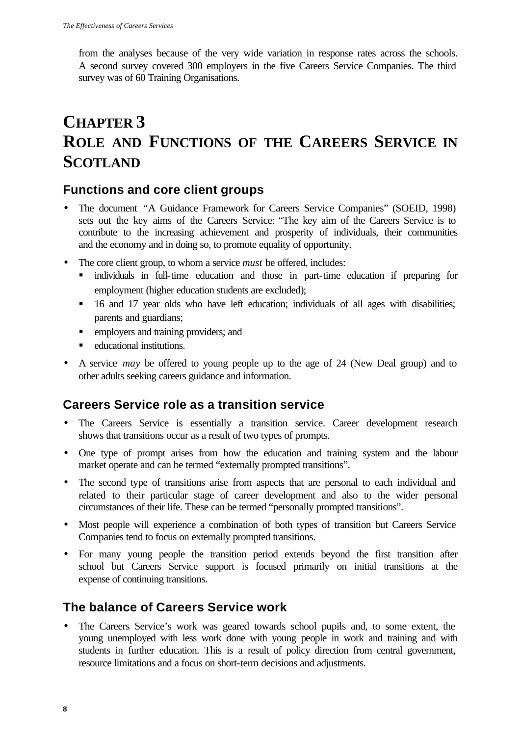from the analyses because of the very wide variation in response rates across the schools. A second survey covered 300 employers in the five Careers Service Companies. The third survey was of 60 Training Organisations.

# CHAPTER 3
# ROLE AND FUNCTIONS OF THE CAREERS SERVICE IN SCOTLAND

## Functions and core client groups

- The document "A Guidance Framework for Careers Service Companies" (SOEID, 1998) sets out the key aims of the Careers Service: "The key aim of the Careers Service is to contribute to the increasing achievement and prosperity of individuals, their communities and the economy and in doing so, to promote equality of opportunity.
- The core client group, to whom a service *must* be offered, includes:
  - individuals in full-time education and those in part-time education if preparing for employment (higher education students are excluded);
  - 16 and 17 year olds who have left education; individuals of all ages with disabilities; parents and guardians;
  - employers and training providers; and
  - educational institutions.
- A service *may* be offered to young people up to the age of 24 (New Deal group) and to other adults seeking careers guidance and information.

## Careers Service role as a transition service

- The Careers Service is essentially a transition service. Career development research shows that transitions occur as a result of two types of prompts.
- One type of prompt arises from how the education and training system and the labour market operate and can be termed "externally prompted transitions".
- The second type of transitions arise from aspects that are personal to each individual and related to their particular stage of career development and also to the wider personal circumstances of their life. These can be termed "personally prompted transitions".
- Most people will experience a combination of both types of transition but Careers Service Companies tend to focus on externally prompted transitions.
- For many young people the transition period extends beyond the first transition after school but Careers Service support is focused primarily on initial transitions at the expense of continuing transitions.

## The balance of Careers Service work

- The Careers Service's work was geared towards school pupils and, to some extent, the young unemployed with less work done with young people in work and training and with students in further education. This is a result of policy direction from central government, resource limitations and a focus on short-term decisions and adjustments.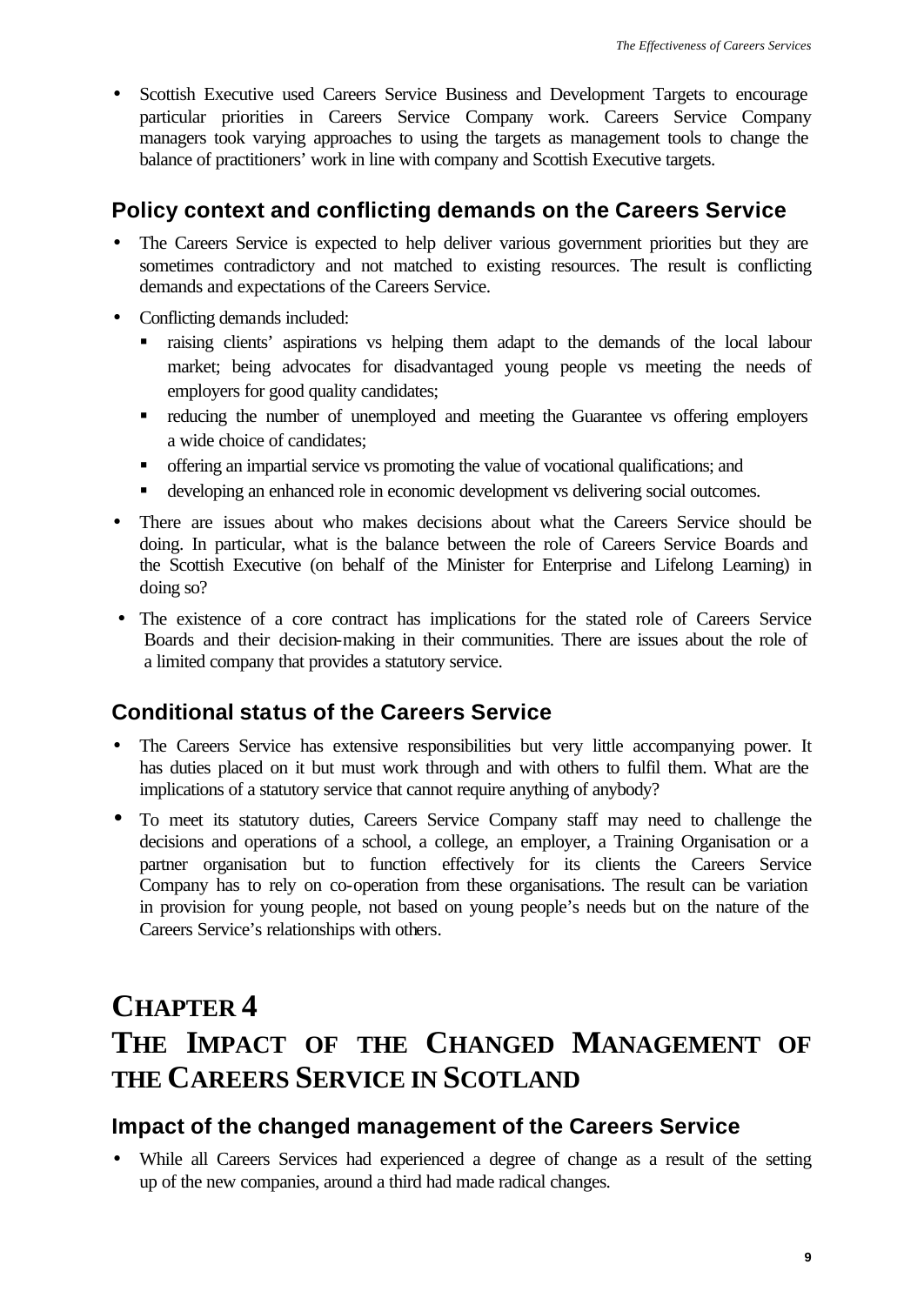- Scottish Executive used Careers Service Business and Development Targets to encourage particular priorities in Careers Service Company work. Careers Service Company managers took varying approaches to using the targets as management tools to change the balance of practitioners' work in line with company and Scottish Executive targets.

### Policy context and conflicting demands on the Careers Service

- The Careers Service is expected to help deliver various government priorities but they are sometimes contradictory and not matched to existing resources. The result is conflicting demands and expectations of the Careers Service.
- Conflicting demands included:
  - raising clients' aspirations vs helping them adapt to the demands of the local labour market; being advocates for disadvantaged young people vs meeting the needs of employers for good quality candidates;
  - reducing the number of unemployed and meeting the Guarantee vs offering employers a wide choice of candidates;
  - offering an impartial service vs promoting the value of vocational qualifications; and
  - developing an enhanced role in economic development vs delivering social outcomes.
- There are issues about who makes decisions about what the Careers Service should be doing. In particular, what is the balance between the role of Careers Service Boards and the Scottish Executive (on behalf of the Minister for Enterprise and Lifelong Learning) in doing so?
- The existence of a core contract has implications for the stated role of Careers Service Boards and their decision-making in their communities. There are issues about the role of a limited company that provides a statutory service.

### Conditional status of the Careers Service

- The Careers Service has extensive responsibilities but very little accompanying power. It has duties placed on it but must work through and with others to fulfil them. What are the implications of a statutory service that cannot require anything of anybody?
- To meet its statutory duties, Careers Service Company staff may need to challenge the decisions and operations of a school, a college, an employer, a Training Organisation or a partner organisation but to function effectively for its clients the Careers Service Company has to rely on co-operation from these organisations. The result can be variation in provision for young people, not based on young people's needs but on the nature of the Careers Service's relationships with others.

# CHAPTER 4
# THE IMPACT OF THE CHANGED MANAGEMENT OF THE CAREERS SERVICE IN SCOTLAND

### Impact of the changed management of the Careers Service

- While all Careers Services had experienced a degree of change as a result of the setting up of the new companies, around a third had made radical changes.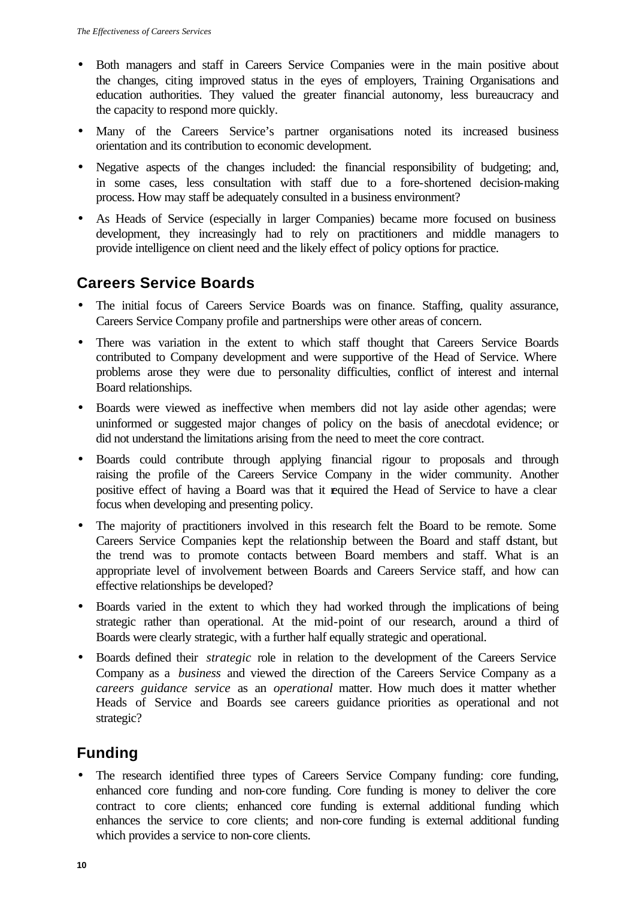- Both managers and staff in Careers Service Companies were in the main positive about the changes, citing improved status in the eyes of employers, Training Organisations and education authorities. They valued the greater financial autonomy, less bureaucracy and the capacity to respond more quickly.
- Many of the Careers Service's partner organisations noted its increased business orientation and its contribution to economic development.
- Negative aspects of the changes included: the financial responsibility of budgeting; and, in some cases, less consultation with staff due to a fore-shortened decision-making process. How may staff be adequately consulted in a business environment?
- As Heads of Service (especially in larger Companies) became more focused on business development, they increasingly had to rely on practitioners and middle managers to provide intelligence on client need and the likely effect of policy options for practice.

## Careers Service Boards

- The initial focus of Careers Service Boards was on finance. Staffing, quality assurance, Careers Service Company profile and partnerships were other areas of concern.
- There was variation in the extent to which staff thought that Careers Service Boards contributed to Company development and were supportive of the Head of Service. Where problems arose they were due to personality difficulties, conflict of interest and internal Board relationships.
- Boards were viewed as ineffective when members did not lay aside other agendas; were uninformed or suggested major changes of policy on the basis of anecdotal evidence; or did not understand the limitations arising from the need to meet the core contract.
- Boards could contribute through applying financial rigour to proposals and through raising the profile of the Careers Service Company in the wider community. Another positive effect of having a Board was that it required the Head of Service to have a clear focus when developing and presenting policy.
- The majority of practitioners involved in this research felt the Board to be remote. Some Careers Service Companies kept the relationship between the Board and staff distant, but the trend was to promote contacts between Board members and staff. What is an appropriate level of involvement between Boards and Careers Service staff, and how can effective relationships be developed?
- Boards varied in the extent to which they had worked through the implications of being strategic rather than operational. At the mid-point of our research, around a third of Boards were clearly strategic, with a further half equally strategic and operational.
- Boards defined their *strategic* role in relation to the development of the Careers Service Company as a *business* and viewed the direction of the Careers Service Company as a *careers guidance service* as an *operational* matter. How much does it matter whether Heads of Service and Boards see careers guidance priorities as operational and not strategic?

## Funding

- The research identified three types of Careers Service Company funding: core funding, enhanced core funding and non-core funding. Core funding is money to deliver the core contract to core clients; enhanced core funding is external additional funding which enhances the service to core clients; and non-core funding is external additional funding which provides a service to non-core clients.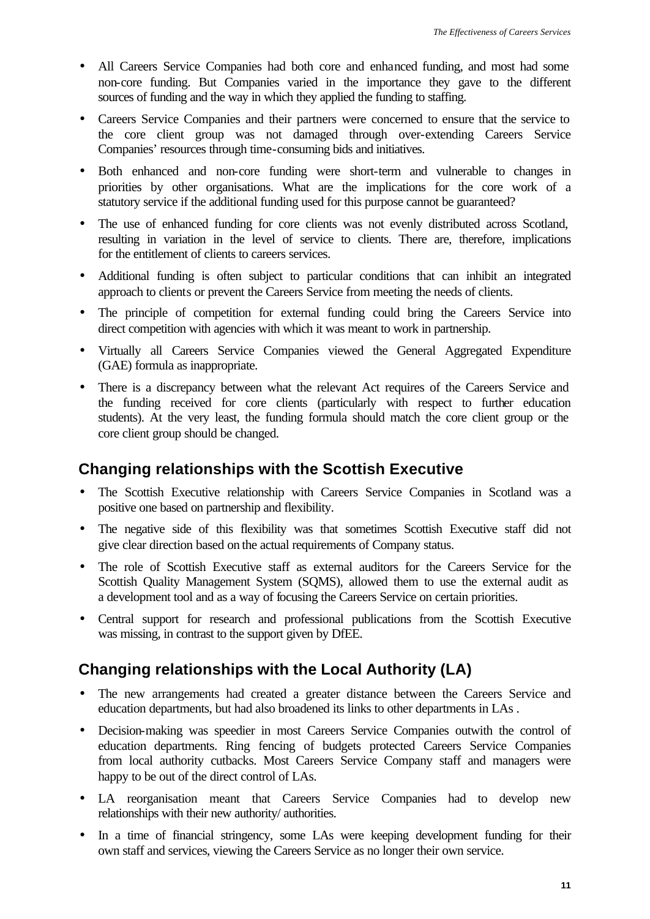- All Careers Service Companies had both core and enhanced funding, and most had some non-core funding. But Companies varied in the importance they gave to the different sources of funding and the way in which they applied the funding to staffing.
- Careers Service Companies and their partners were concerned to ensure that the service to the core client group was not damaged through over-extending Careers Service Companies' resources through time-consuming bids and initiatives.
- Both enhanced and non-core funding were short-term and vulnerable to changes in priorities by other organisations. What are the implications for the core work of a statutory service if the additional funding used for this purpose cannot be guaranteed?
- The use of enhanced funding for core clients was not evenly distributed across Scotland, resulting in variation in the level of service to clients. There are, therefore, implications for the entitlement of clients to careers services.
- Additional funding is often subject to particular conditions that can inhibit an integrated approach to clients or prevent the Careers Service from meeting the needs of clients.
- The principle of competition for external funding could bring the Careers Service into direct competition with agencies with which it was meant to work in partnership.
- Virtually all Careers Service Companies viewed the General Aggregated Expenditure (GAE) formula as inappropriate.
- There is a discrepancy between what the relevant Act requires of the Careers Service and the funding received for core clients (particularly with respect to further education students). At the very least, the funding formula should match the core client group or the core client group should be changed.

## Changing relationships with the Scottish Executive

- The Scottish Executive relationship with Careers Service Companies in Scotland was a positive one based on partnership and flexibility.
- The negative side of this flexibility was that sometimes Scottish Executive staff did not give clear direction based on the actual requirements of Company status.
- The role of Scottish Executive staff as external auditors for the Careers Service for the Scottish Quality Management System (SQMS), allowed them to use the external audit as a development tool and as a way of focusing the Careers Service on certain priorities.
- Central support for research and professional publications from the Scottish Executive was missing, in contrast to the support given by DfEE.

## Changing relationships with the Local Authority (LA)

- The new arrangements had created a greater distance between the Careers Service and education departments, but had also broadened its links to other departments in LAs .
- Decision-making was speedier in most Careers Service Companies outwith the control of education departments. Ring fencing of budgets protected Careers Service Companies from local authority cutbacks. Most Careers Service Company staff and managers were happy to be out of the direct control of LAs.
- LA reorganisation meant that Careers Service Companies had to develop new relationships with their new authority/ authorities.
- In a time of financial stringency, some LAs were keeping development funding for their own staff and services, viewing the Careers Service as no longer their own service.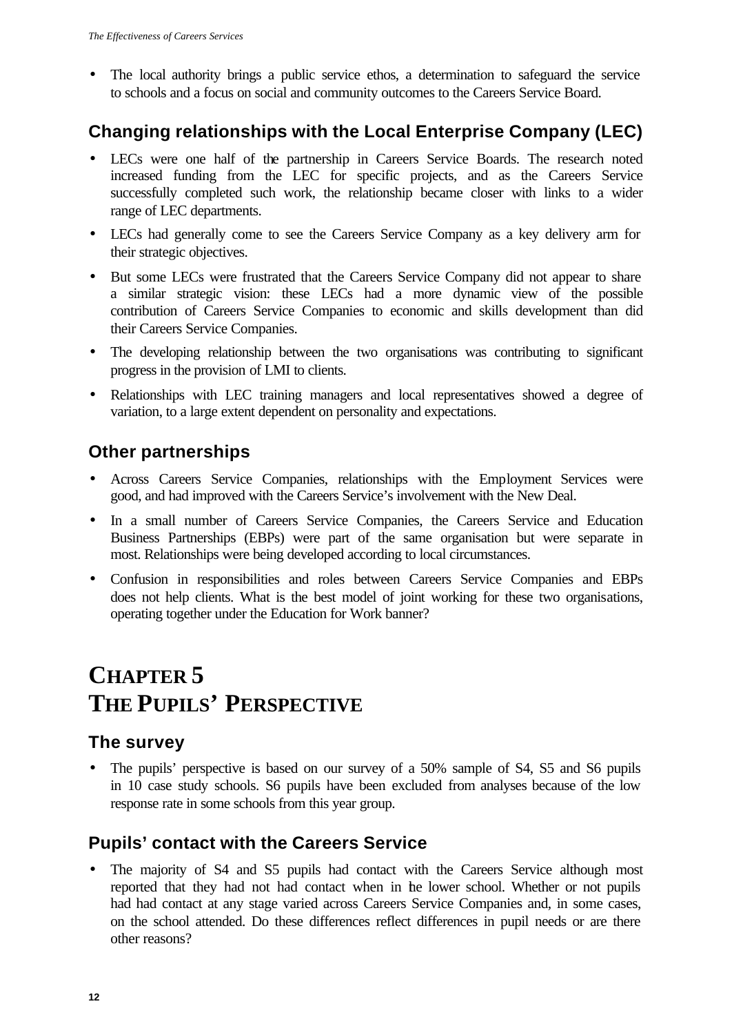- The local authority brings a public service ethos, a determination to safeguard the service to schools and a focus on social and community outcomes to the Careers Service Board.

### Changing relationships with the Local Enterprise Company (LEC)

- LECs were one half of the partnership in Careers Service Boards. The research noted increased funding from the LEC for specific projects, and as the Careers Service successfully completed such work, the relationship became closer with links to a wider range of LEC departments.
- LECs had generally come to see the Careers Service Company as a key delivery arm for their strategic objectives.
- But some LECs were frustrated that the Careers Service Company did not appear to share a similar strategic vision: these LECs had a more dynamic view of the possible contribution of Careers Service Companies to economic and skills development than did their Careers Service Companies.
- The developing relationship between the two organisations was contributing to significant progress in the provision of LMI to clients.
- Relationships with LEC training managers and local representatives showed a degree of variation, to a large extent dependent on personality and expectations.

### Other partnerships

- Across Careers Service Companies, relationships with the Employment Services were good, and had improved with the Careers Service's involvement with the New Deal.
- In a small number of Careers Service Companies, the Careers Service and Education Business Partnerships (EBPs) were part of the same organisation but were separate in most. Relationships were being developed according to local circumstances.
- Confusion in responsibilities and roles between Careers Service Companies and EBPs does not help clients. What is the best model of joint working for these two organisations, operating together under the Education for Work banner?

# CHAPTER 5
# THE PUPILS' PERSPECTIVE

### The survey

- The pupils' perspective is based on our survey of a 50% sample of S4, S5 and S6 pupils in 10 case study schools. S6 pupils have been excluded from analyses because of the low response rate in some schools from this year group.

### Pupils' contact with the Careers Service

- The majority of S4 and S5 pupils had contact with the Careers Service although most reported that they had not had contact when in the lower school. Whether or not pupils had had contact at any stage varied across Careers Service Companies and, in some cases, on the school attended. Do these differences reflect differences in pupil needs or are there other reasons?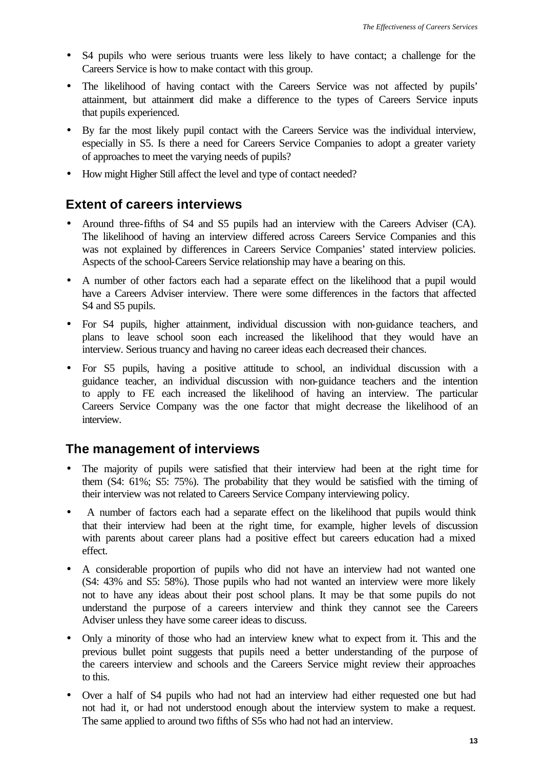- S4 pupils who were serious truants were less likely to have contact; a challenge for the Careers Service is how to make contact with this group.
- The likelihood of having contact with the Careers Service was not affected by pupils' attainment, but attainment did make a difference to the types of Careers Service inputs that pupils experienced.
- By far the most likely pupil contact with the Careers Service was the individual interview, especially in S5. Is there a need for Careers Service Companies to adopt a greater variety of approaches to meet the varying needs of pupils?
- How might Higher Still affect the level and type of contact needed?

## Extent of careers interviews

- Around three-fifths of S4 and S5 pupils had an interview with the Careers Adviser (CA). The likelihood of having an interview differed across Careers Service Companies and this was not explained by differences in Careers Service Companies' stated interview policies. Aspects of the school-Careers Service relationship may have a bearing on this.
- A number of other factors each had a separate effect on the likelihood that a pupil would have a Careers Adviser interview. There were some differences in the factors that affected S4 and S5 pupils.
- For S4 pupils, higher attainment, individual discussion with non-guidance teachers, and plans to leave school soon each increased the likelihood that they would have an interview. Serious truancy and having no career ideas each decreased their chances.
- For S5 pupils, having a positive attitude to school, an individual discussion with a guidance teacher, an individual discussion with non-guidance teachers and the intention to apply to FE each increased the likelihood of having an interview. The particular Careers Service Company was the one factor that might decrease the likelihood of an interview.

## The management of interviews

- The majority of pupils were satisfied that their interview had been at the right time for them (S4: 61%; S5: 75%). The probability that they would be satisfied with the timing of their interview was not related to Careers Service Company interviewing policy.
- A number of factors each had a separate effect on the likelihood that pupils would think that their interview had been at the right time, for example, higher levels of discussion with parents about career plans had a positive effect but careers education had a mixed effect.
- A considerable proportion of pupils who did not have an interview had not wanted one (S4: 43% and S5: 58%). Those pupils who had not wanted an interview were more likely not to have any ideas about their post school plans. It may be that some pupils do not understand the purpose of a careers interview and think they cannot see the Careers Adviser unless they have some career ideas to discuss.
- Only a minority of those who had an interview knew what to expect from it. This and the previous bullet point suggests that pupils need a better understanding of the purpose of the careers interview and schools and the Careers Service might review their approaches to this.
- Over a half of S4 pupils who had not had an interview had either requested one but had not had it, or had not understood enough about the interview system to make a request. The same applied to around two fifths of S5s who had not had an interview.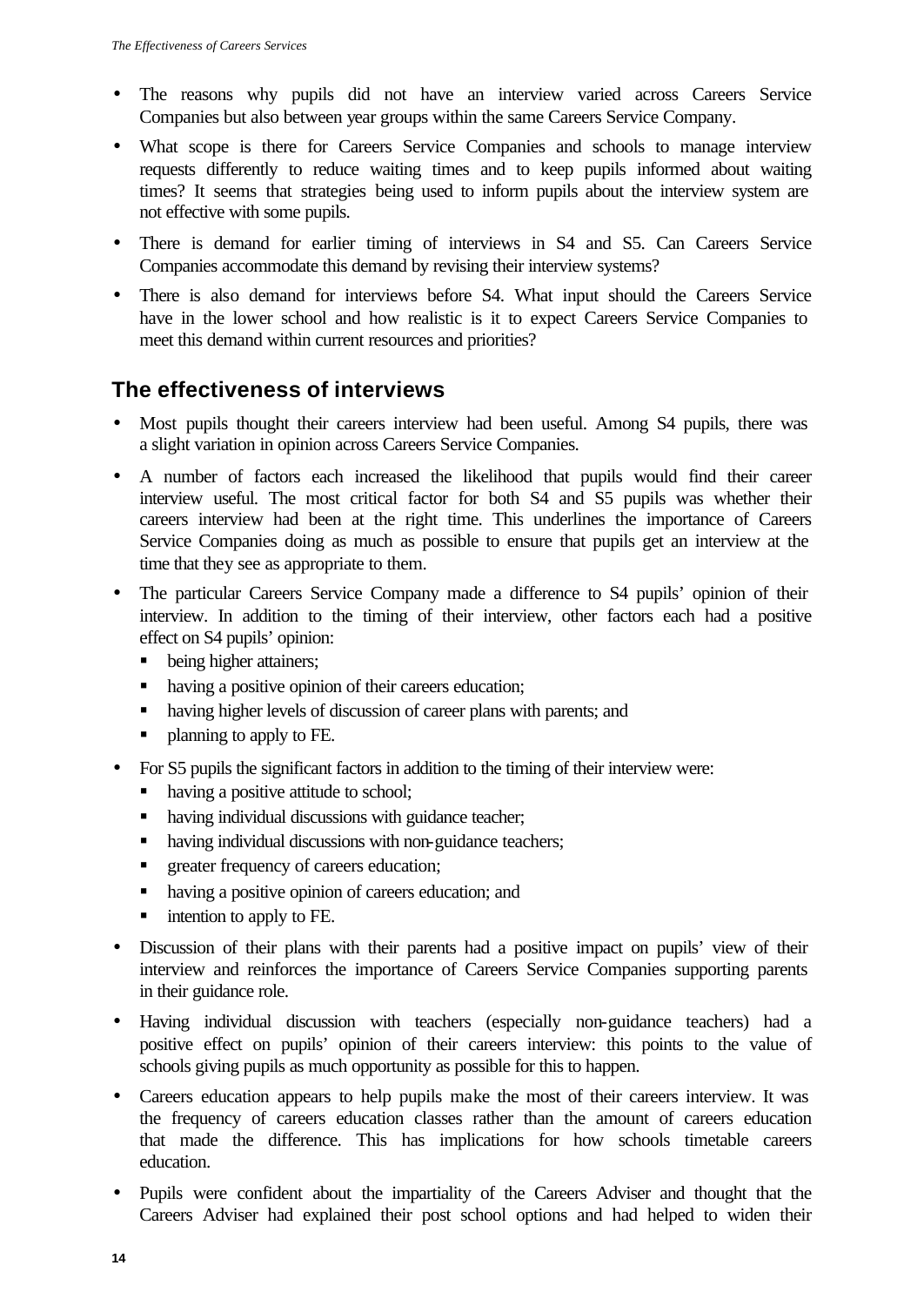- The reasons why pupils did not have an interview varied across Careers Service Companies but also between year groups within the same Careers Service Company.
- What scope is there for Careers Service Companies and schools to manage interview requests differently to reduce waiting times and to keep pupils informed about waiting times? It seems that strategies being used to inform pupils about the interview system are not effective with some pupils.
- There is demand for earlier timing of interviews in S4 and S5. Can Careers Service Companies accommodate this demand by revising their interview systems?
- There is also demand for interviews before S4. What input should the Careers Service have in the lower school and how realistic is it to expect Careers Service Companies to meet this demand within current resources and priorities?

## The effectiveness of interviews

- Most pupils thought their careers interview had been useful. Among S4 pupils, there was a slight variation in opinion across Careers Service Companies.
- A number of factors each increased the likelihood that pupils would find their career interview useful. The most critical factor for both S4 and S5 pupils was whether their careers interview had been at the right time. This underlines the importance of Careers Service Companies doing as much as possible to ensure that pupils get an interview at the time that they see as appropriate to them.
- The particular Careers Service Company made a difference to S4 pupils' opinion of their interview. In addition to the timing of their interview, other factors each had a positive effect on S4 pupils' opinion:
  - being higher attainers;
  - having a positive opinion of their careers education;
  - having higher levels of discussion of career plans with parents; and
  - planning to apply to FE.
- For S5 pupils the significant factors in addition to the timing of their interview were:
  - having a positive attitude to school;
  - having individual discussions with guidance teacher;
  - having individual discussions with non-guidance teachers;
  - greater frequency of careers education;
  - having a positive opinion of careers education; and
  - intention to apply to FE.
- Discussion of their plans with their parents had a positive impact on pupils' view of their interview and reinforces the importance of Careers Service Companies supporting parents in their guidance role.
- Having individual discussion with teachers (especially non-guidance teachers) had a positive effect on pupils' opinion of their careers interview: this points to the value of schools giving pupils as much opportunity as possible for this to happen.
- Careers education appears to help pupils make the most of their careers interview. It was the frequency of careers education classes rather than the amount of careers education that made the difference. This has implications for how schools timetable careers education.
- Pupils were confident about the impartiality of the Careers Adviser and thought that the Careers Adviser had explained their post school options and had helped to widen their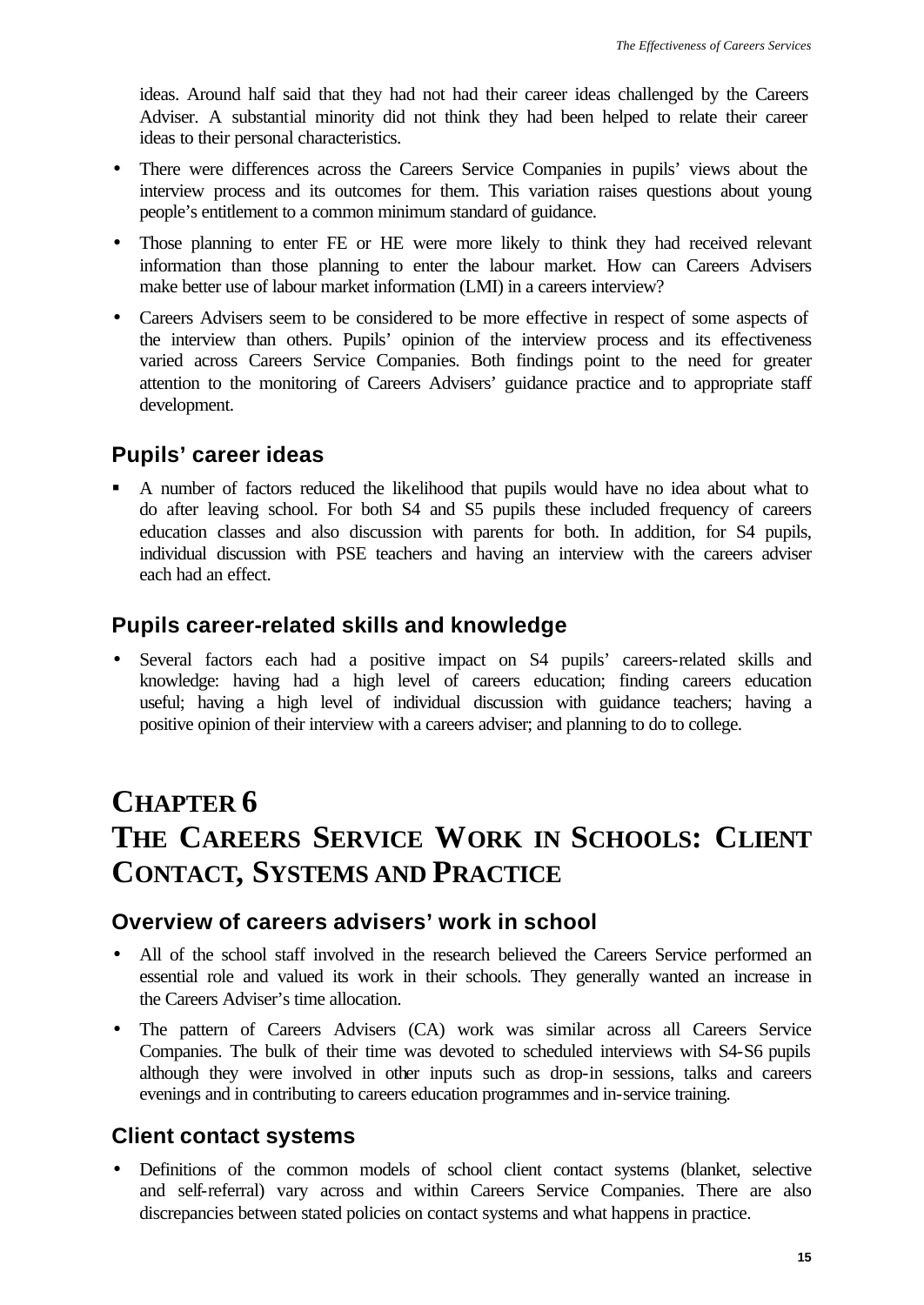ideas. Around half said that they had not had their career ideas challenged by the Careers Adviser. A substantial minority did not think they had been helped to relate their career ideas to their personal characteristics.

- There were differences across the Careers Service Companies in pupils' views about the interview process and its outcomes for them. This variation raises questions about young people's entitlement to a common minimum standard of guidance.
- Those planning to enter FE or HE were more likely to think they had received relevant information than those planning to enter the labour market. How can Careers Advisers make better use of labour market information (LMI) in a careers interview?
- Careers Advisers seem to be considered to be more effective in respect of some aspects of the interview than others. Pupils' opinion of the interview process and its effectiveness varied across Careers Service Companies. Both findings point to the need for greater attention to the monitoring of Careers Advisers' guidance practice and to appropriate staff development.

### Pupils' career ideas

- A number of factors reduced the likelihood that pupils would have no idea about what to do after leaving school. For both S4 and S5 pupils these included frequency of careers education classes and also discussion with parents for both. In addition, for S4 pupils, individual discussion with PSE teachers and having an interview with the careers adviser each had an effect.

### Pupils career-related skills and knowledge

- Several factors each had a positive impact on S4 pupils' careers-related skills and knowledge: having had a high level of careers education; finding careers education useful; having a high level of individual discussion with guidance teachers; having a positive opinion of their interview with a careers adviser; and planning to do to college.

# Chapter 6 The Careers Service Work in Schools: Client Contact, Systems and Practice

### Overview of careers advisers' work in school

- All of the school staff involved in the research believed the Careers Service performed an essential role and valued its work in their schools. They generally wanted an increase in the Careers Adviser's time allocation.
- The pattern of Careers Advisers (CA) work was similar across all Careers Service Companies. The bulk of their time was devoted to scheduled interviews with S4-S6 pupils although they were involved in other inputs such as drop-in sessions, talks and careers evenings and in contributing to careers education programmes and in-service training.

### Client contact systems

- Definitions of the common models of school client contact systems (blanket, selective and self-referral) vary across and within Careers Service Companies. There are also discrepancies between stated policies on contact systems and what happens in practice.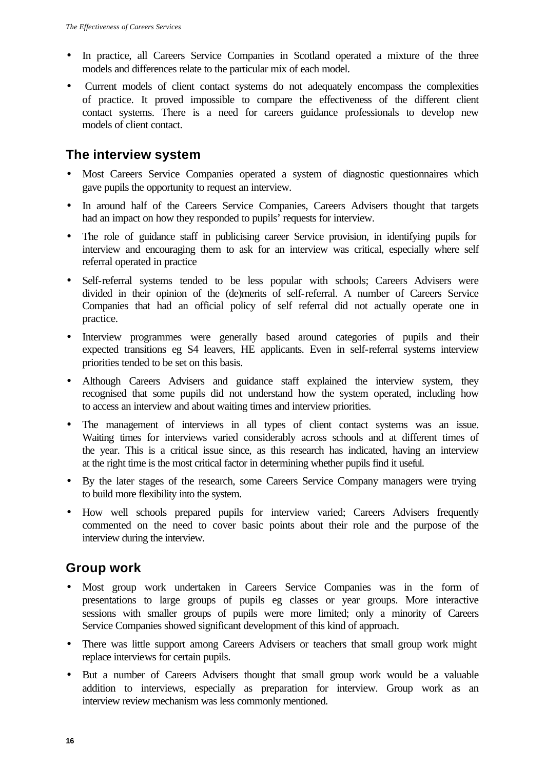- In practice, all Careers Service Companies in Scotland operated a mixture of the three models and differences relate to the particular mix of each model.
- Current models of client contact systems do not adequately encompass the complexities of practice. It proved impossible to compare the effectiveness of the different client contact systems. There is a need for careers guidance professionals to develop new models of client contact.

## The interview system

- Most Careers Service Companies operated a system of diagnostic questionnaires which gave pupils the opportunity to request an interview.
- In around half of the Careers Service Companies, Careers Advisers thought that targets had an impact on how they responded to pupils' requests for interview.
- The role of guidance staff in publicising career Service provision, in identifying pupils for interview and encouraging them to ask for an interview was critical, especially where self referral operated in practice
- Self-referral systems tended to be less popular with schools; Careers Advisers were divided in their opinion of the (de)merits of self-referral. A number of Careers Service Companies that had an official policy of self referral did not actually operate one in practice.
- Interview programmes were generally based around categories of pupils and their expected transitions eg S4 leavers, HE applicants. Even in self-referral systems interview priorities tended to be set on this basis.
- Although Careers Advisers and guidance staff explained the interview system, they recognised that some pupils did not understand how the system operated, including how to access an interview and about waiting times and interview priorities.
- The management of interviews in all types of client contact systems was an issue. Waiting times for interviews varied considerably across schools and at different times of the year. This is a critical issue since, as this research has indicated, having an interview at the right time is the most critical factor in determining whether pupils find it useful.
- By the later stages of the research, some Careers Service Company managers were trying to build more flexibility into the system.
- How well schools prepared pupils for interview varied; Careers Advisers frequently commented on the need to cover basic points about their role and the purpose of the interview during the interview.

## Group work

- Most group work undertaken in Careers Service Companies was in the form of presentations to large groups of pupils eg classes or year groups. More interactive sessions with smaller groups of pupils were more limited; only a minority of Careers Service Companies showed significant development of this kind of approach.
- There was little support among Careers Advisers or teachers that small group work might replace interviews for certain pupils.
- But a number of Careers Advisers thought that small group work would be a valuable addition to interviews, especially as preparation for interview. Group work as an interview review mechanism was less commonly mentioned.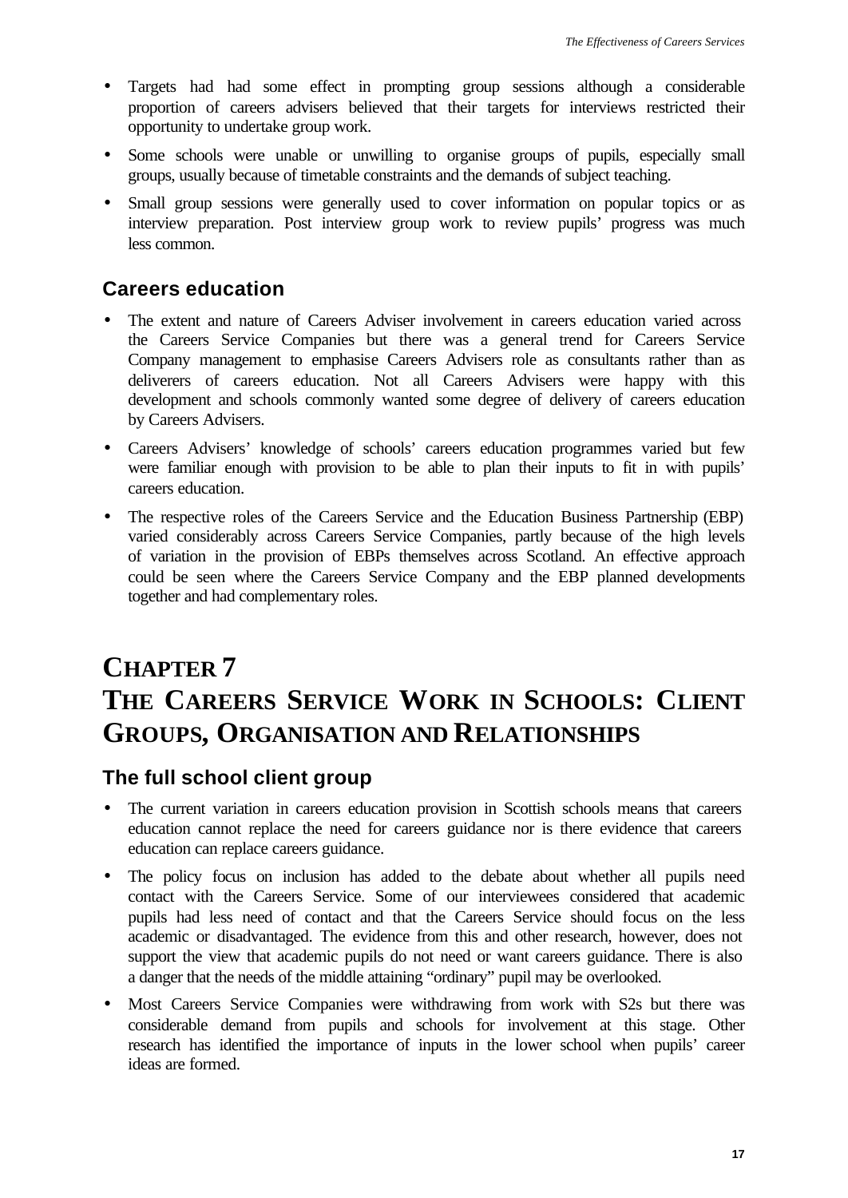- Targets had had some effect in prompting group sessions although a considerable proportion of careers advisers believed that their targets for interviews restricted their opportunity to undertake group work.
- Some schools were unable or unwilling to organise groups of pupils, especially small groups, usually because of timetable constraints and the demands of subject teaching.
- Small group sessions were generally used to cover information on popular topics or as interview preparation. Post interview group work to review pupils' progress was much less common.

### Careers education

- The extent and nature of Careers Adviser involvement in careers education varied across the Careers Service Companies but there was a general trend for Careers Service Company management to emphasise Careers Advisers role as consultants rather than as deliverers of careers education. Not all Careers Advisers were happy with this development and schools commonly wanted some degree of delivery of careers education by Careers Advisers.
- Careers Advisers' knowledge of schools' careers education programmes varied but few were familiar enough with provision to be able to plan their inputs to fit in with pupils' careers education.
- The respective roles of the Careers Service and the Education Business Partnership (EBP) varied considerably across Careers Service Companies, partly because of the high levels of variation in the provision of EBPs themselves across Scotland. An effective approach could be seen where the Careers Service Company and the EBP planned developments together and had complementary roles.

# CHAPTER 7
# THE CAREERS SERVICE WORK IN SCHOOLS: CLIENT GROUPS, ORGANISATION AND RELATIONSHIPS

### The full school client group

- The current variation in careers education provision in Scottish schools means that careers education cannot replace the need for careers guidance nor is there evidence that careers education can replace careers guidance.
- The policy focus on inclusion has added to the debate about whether all pupils need contact with the Careers Service. Some of our interviewees considered that academic pupils had less need of contact and that the Careers Service should focus on the less academic or disadvantaged. The evidence from this and other research, however, does not support the view that academic pupils do not need or want careers guidance. There is also a danger that the needs of the middle attaining "ordinary" pupil may be overlooked.
- Most Careers Service Companies were withdrawing from work with S2s but there was considerable demand from pupils and schools for involvement at this stage. Other research has identified the importance of inputs in the lower school when pupils' career ideas are formed.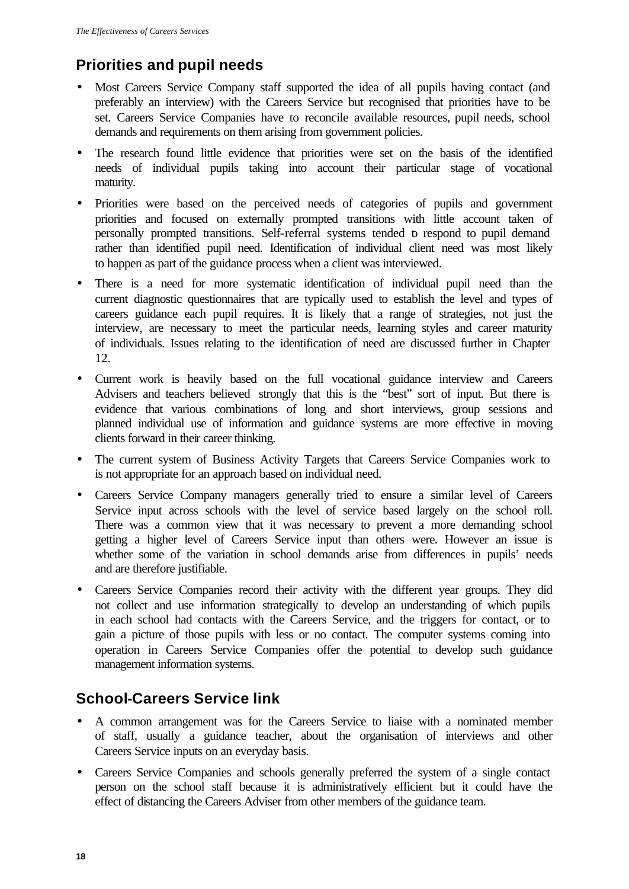## Priorities and pupil needs

- Most Careers Service Company staff supported the idea of all pupils having contact (and preferably an interview) with the Careers Service but recognised that priorities have to be set. Careers Service Companies have to reconcile available resources, pupil needs, school demands and requirements on them arising from government policies.
- The research found little evidence that priorities were set on the basis of the identified needs of individual pupils taking into account their particular stage of vocational maturity.
- Priorities were based on the perceived needs of categories of pupils and government priorities and focused on externally prompted transitions with little account taken of personally prompted transitions. Self-referral systems tended to respond to pupil demand rather than identified pupil need. Identification of individual client need was most likely to happen as part of the guidance process when a client was interviewed.
- There is a need for more systematic identification of individual pupil need than the current diagnostic questionnaires that are typically used to establish the level and types of careers guidance each pupil requires. It is likely that a range of strategies, not just the interview, are necessary to meet the particular needs, learning styles and career maturity of individuals. Issues relating to the identification of need are discussed further in Chapter 12.
- Current work is heavily based on the full vocational guidance interview and Careers Advisers and teachers believed strongly that this is the "best" sort of input. But there is evidence that various combinations of long and short interviews, group sessions and planned individual use of information and guidance systems are more effective in moving clients forward in their career thinking.
- The current system of Business Activity Targets that Careers Service Companies work to is not appropriate for an approach based on individual need.
- Careers Service Company managers generally tried to ensure a similar level of Careers Service input across schools with the level of service based largely on the school roll. There was a common view that it was necessary to prevent a more demanding school getting a higher level of Careers Service input than others were. However an issue is whether some of the variation in school demands arise from differences in pupils' needs and are therefore justifiable.
- Careers Service Companies record their activity with the different year groups. They did not collect and use information strategically to develop an understanding of which pupils in each school had contacts with the Careers Service, and the triggers for contact, or to gain a picture of those pupils with less or no contact. The computer systems coming into operation in Careers Service Companies offer the potential to develop such guidance management information systems.

## School-Careers Service link

- A common arrangement was for the Careers Service to liaise with a nominated member of staff, usually a guidance teacher, about the organisation of interviews and other Careers Service inputs on an everyday basis.
- Careers Service Companies and schools generally preferred the system of a single contact person on the school staff because it is administratively efficient but it could have the effect of distancing the Careers Adviser from other members of the guidance team.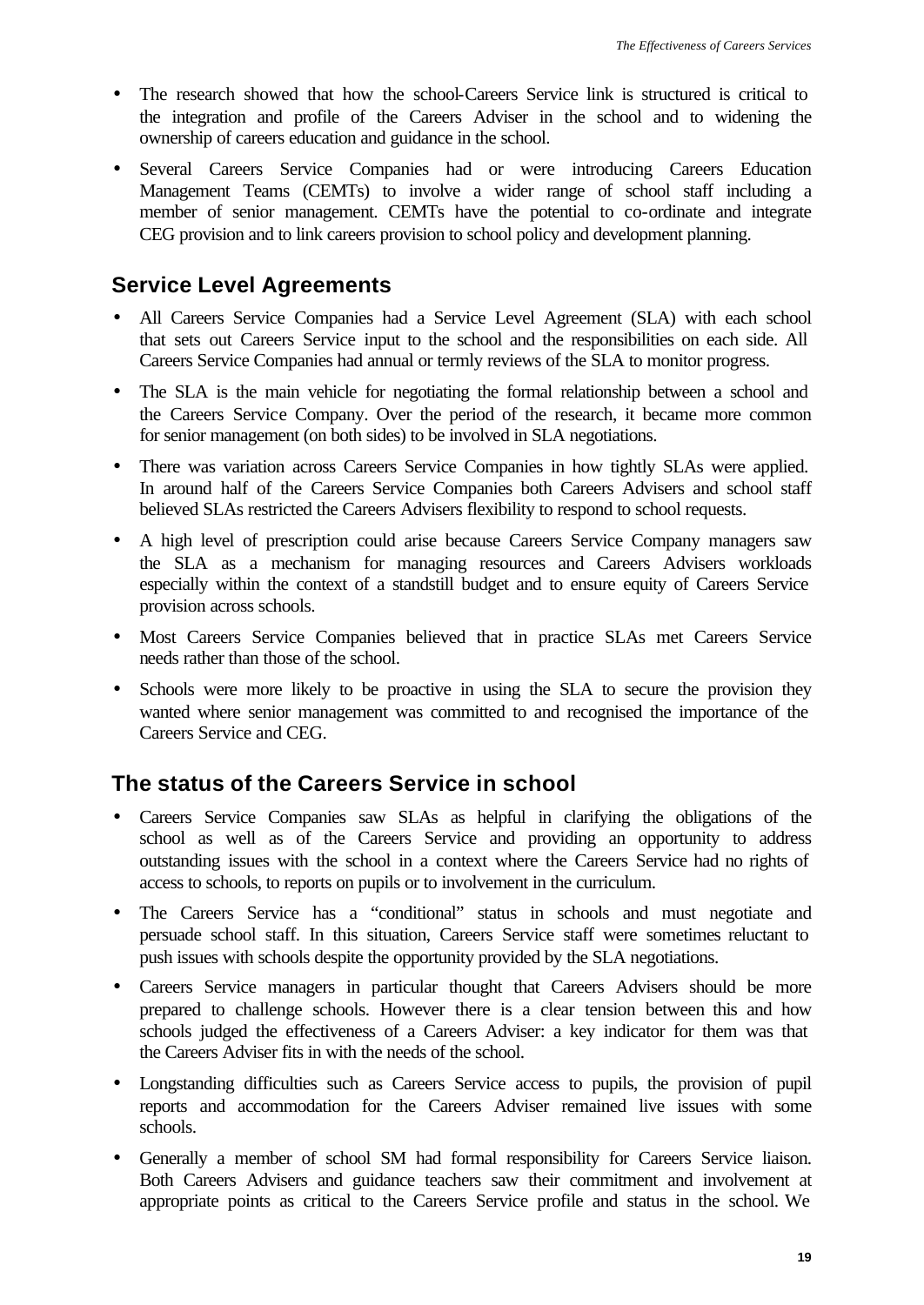- The research showed that how the school-Careers Service link is structured is critical to the integration and profile of the Careers Adviser in the school and to widening the ownership of careers education and guidance in the school.
- Several Careers Service Companies had or were introducing Careers Education Management Teams (CEMTs) to involve a wider range of school staff including a member of senior management. CEMTs have the potential to co-ordinate and integrate CEG provision and to link careers provision to school policy and development planning.

## Service Level Agreements

- All Careers Service Companies had a Service Level Agreement (SLA) with each school that sets out Careers Service input to the school and the responsibilities on each side. All Careers Service Companies had annual or termly reviews of the SLA to monitor progress.
- The SLA is the main vehicle for negotiating the formal relationship between a school and the Careers Service Company. Over the period of the research, it became more common for senior management (on both sides) to be involved in SLA negotiations.
- There was variation across Careers Service Companies in how tightly SLAs were applied. In around half of the Careers Service Companies both Careers Advisers and school staff believed SLAs restricted the Careers Advisers flexibility to respond to school requests.
- A high level of prescription could arise because Careers Service Company managers saw the SLA as a mechanism for managing resources and Careers Advisers workloads especially within the context of a standstill budget and to ensure equity of Careers Service provision across schools.
- Most Careers Service Companies believed that in practice SLAs met Careers Service needs rather than those of the school.
- Schools were more likely to be proactive in using the SLA to secure the provision they wanted where senior management was committed to and recognised the importance of the Careers Service and CEG.

## The status of the Careers Service in school

- Careers Service Companies saw SLAs as helpful in clarifying the obligations of the school as well as of the Careers Service and providing an opportunity to address outstanding issues with the school in a context where the Careers Service had no rights of access to schools, to reports on pupils or to involvement in the curriculum.
- The Careers Service has a "conditional" status in schools and must negotiate and persuade school staff. In this situation, Careers Service staff were sometimes reluctant to push issues with schools despite the opportunity provided by the SLA negotiations.
- Careers Service managers in particular thought that Careers Advisers should be more prepared to challenge schools. However there is a clear tension between this and how schools judged the effectiveness of a Careers Adviser: a key indicator for them was that the Careers Adviser fits in with the needs of the school.
- Longstanding difficulties such as Careers Service access to pupils, the provision of pupil reports and accommodation for the Careers Adviser remained live issues with some schools.
- Generally a member of school SM had formal responsibility for Careers Service liaison. Both Careers Advisers and guidance teachers saw their commitment and involvement at appropriate points as critical to the Careers Service profile and status in the school. We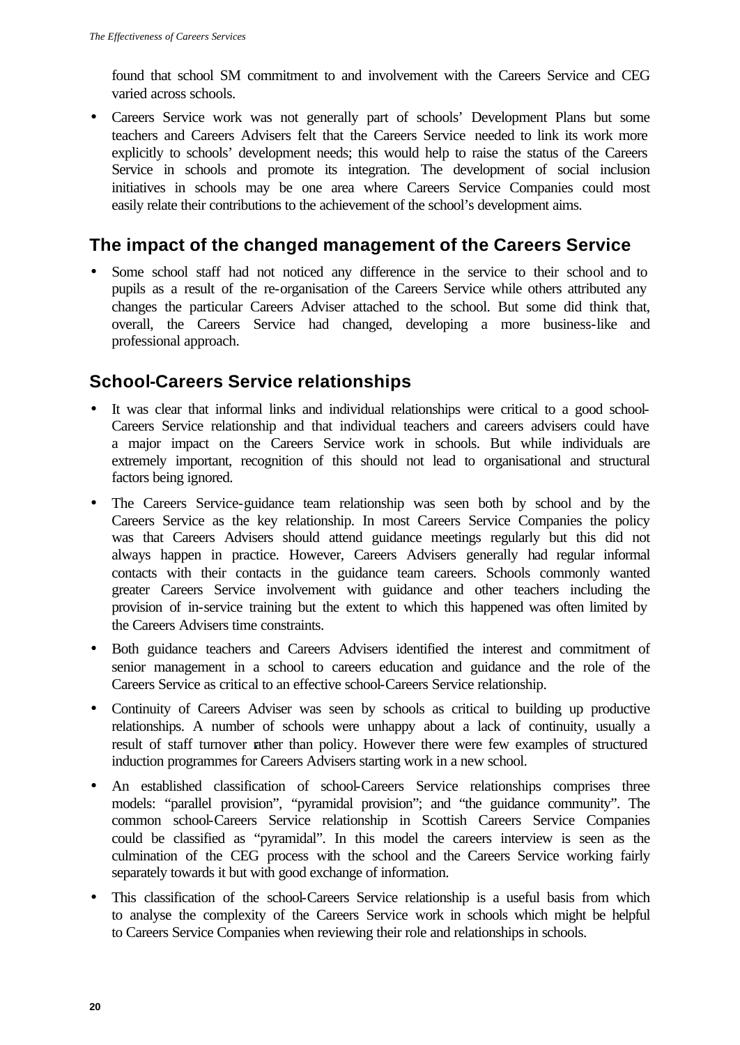found that school SM commitment to and involvement with the Careers Service and CEG varied across schools.

- Careers Service work was not generally part of schools' Development Plans but some teachers and Careers Advisers felt that the Careers Service needed to link its work more explicitly to schools' development needs; this would help to raise the status of the Careers Service in schools and promote its integration. The development of social inclusion initiatives in schools may be one area where Careers Service Companies could most easily relate their contributions to the achievement of the school's development aims.

## The impact of the changed management of the Careers Service

- Some school staff had not noticed any difference in the service to their school and to pupils as a result of the re-organisation of the Careers Service while others attributed any changes the particular Careers Adviser attached to the school. But some did think that, overall, the Careers Service had changed, developing a more business-like and professional approach.

## School-Careers Service relationships

- It was clear that informal links and individual relationships were critical to a good school-Careers Service relationship and that individual teachers and careers advisers could have a major impact on the Careers Service work in schools. But while individuals are extremely important, recognition of this should not lead to organisational and structural factors being ignored.
- The Careers Service-guidance team relationship was seen both by school and by the Careers Service as the key relationship. In most Careers Service Companies the policy was that Careers Advisers should attend guidance meetings regularly but this did not always happen in practice. However, Careers Advisers generally had regular informal contacts with their contacts in the guidance team careers. Schools commonly wanted greater Careers Service involvement with guidance and other teachers including the provision of in-service training but the extent to which this happened was often limited by the Careers Advisers time constraints.
- Both guidance teachers and Careers Advisers identified the interest and commitment of senior management in a school to careers education and guidance and the role of the Careers Service as critical to an effective school-Careers Service relationship.
- Continuity of Careers Adviser was seen by schools as critical to building up productive relationships. A number of schools were unhappy about a lack of continuity, usually a result of staff turnover rather than policy. However there were few examples of structured induction programmes for Careers Advisers starting work in a new school.
- An established classification of school-Careers Service relationships comprises three models: "parallel provision", "pyramidal provision"; and "the guidance community". The common school-Careers Service relationship in Scottish Careers Service Companies could be classified as "pyramidal". In this model the careers interview is seen as the culmination of the CEG process with the school and the Careers Service working fairly separately towards it but with good exchange of information.
- This classification of the school-Careers Service relationship is a useful basis from which to analyse the complexity of the Careers Service work in schools which might be helpful to Careers Service Companies when reviewing their role and relationships in schools.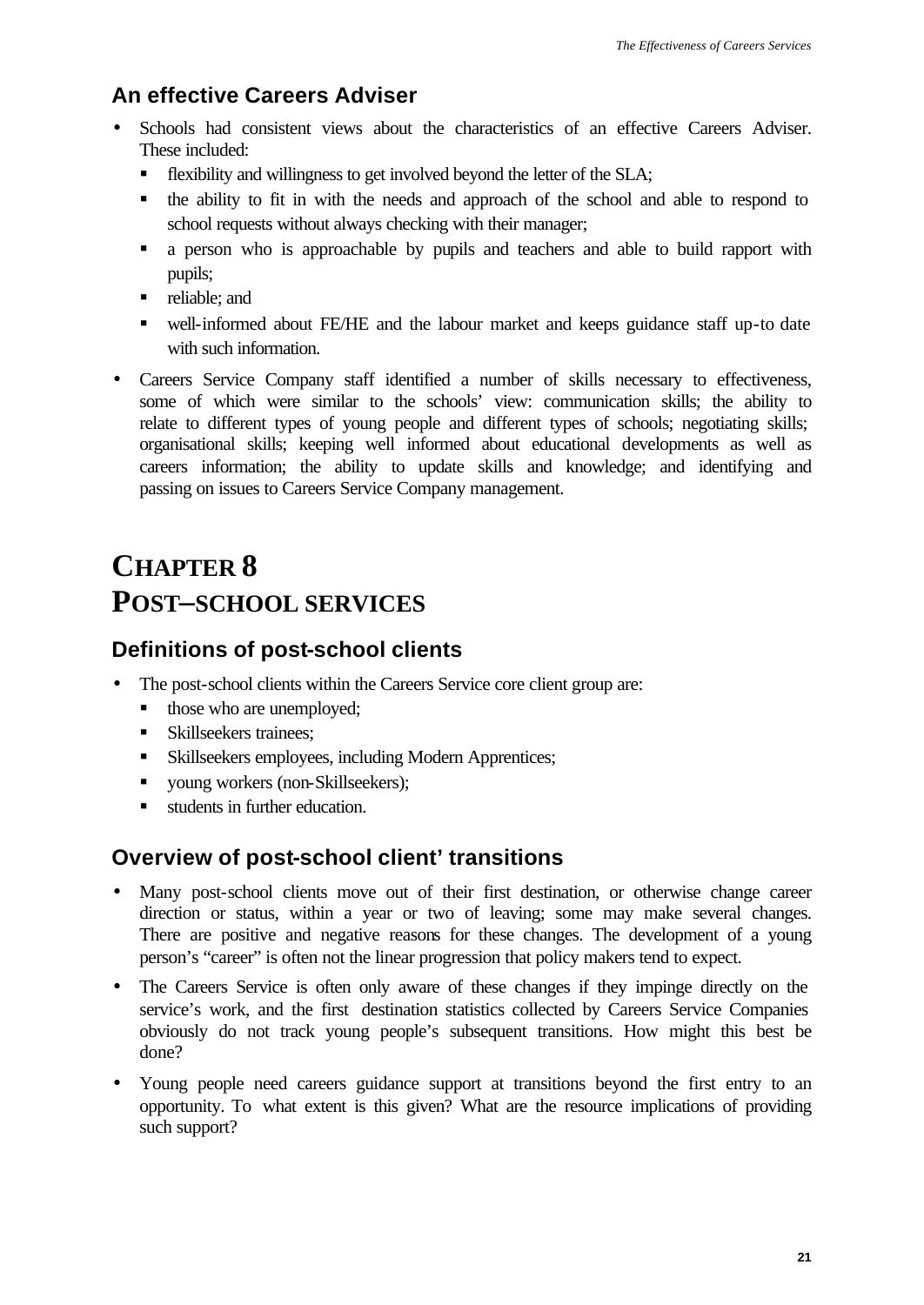## An effective Careers Adviser

- Schools had consistent views about the characteristics of an effective Careers Adviser. These included:
  - flexibility and willingness to get involved beyond the letter of the SLA;
  - the ability to fit in with the needs and approach of the school and able to respond to school requests without always checking with their manager;
  - a person who is approachable by pupils and teachers and able to build rapport with pupils;
  - reliable; and
  - well-informed about FE/HE and the labour market and keeps guidance staff up-to date with such information.
- Careers Service Company staff identified a number of skills necessary to effectiveness, some of which were similar to the schools' view: communication skills; the ability to relate to different types of young people and different types of schools; negotiating skills; organisational skills; keeping well informed about educational developments as well as careers information; the ability to update skills and knowledge; and identifying and passing on issues to Careers Service Company management.

# CHAPTER 8
# POST–SCHOOL SERVICES

## Definitions of post-school clients

- The post-school clients within the Careers Service core client group are:
  - those who are unemployed;
  - Skillseekers trainees;
  - Skillseekers employees, including Modern Apprentices;
  - young workers (non-Skillseekers);
  - students in further education.

## Overview of post-school client' transitions

- Many post-school clients move out of their first destination, or otherwise change career direction or status, within a year or two of leaving; some may make several changes. There are positive and negative reasons for these changes. The development of a young person's "career" is often not the linear progression that policy makers tend to expect.
- The Careers Service is often only aware of these changes if they impinge directly on the service's work, and the first destination statistics collected by Careers Service Companies obviously do not track young people's subsequent transitions. How might this best be done?
- Young people need careers guidance support at transitions beyond the first entry to an opportunity. To what extent is this given? What are the resource implications of providing such support?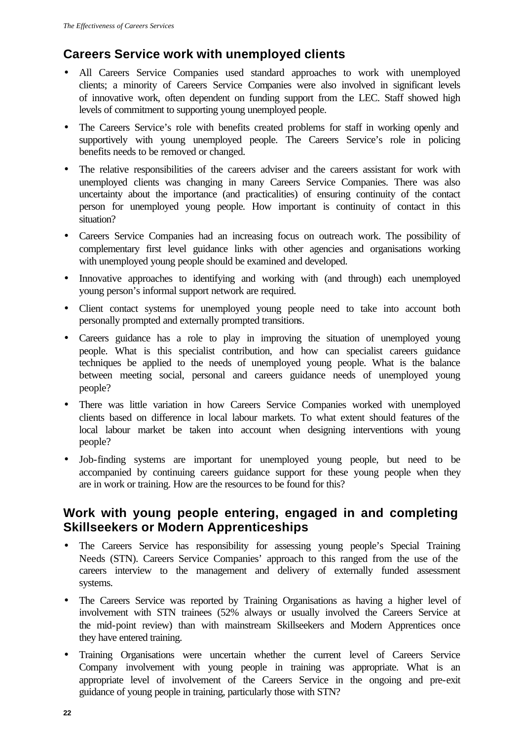## Careers Service work with unemployed clients

- All Careers Service Companies used standard approaches to work with unemployed clients; a minority of Careers Service Companies were also involved in significant levels of innovative work, often dependent on funding support from the LEC. Staff showed high levels of commitment to supporting young unemployed people.
- The Careers Service's role with benefits created problems for staff in working openly and supportively with young unemployed people. The Careers Service's role in policing benefits needs to be removed or changed.
- The relative responsibilities of the careers adviser and the careers assistant for work with unemployed clients was changing in many Careers Service Companies. There was also uncertainty about the importance (and practicalities) of ensuring continuity of the contact person for unemployed young people. How important is continuity of contact in this situation?
- Careers Service Companies had an increasing focus on outreach work. The possibility of complementary first level guidance links with other agencies and organisations working with unemployed young people should be examined and developed.
- Innovative approaches to identifying and working with (and through) each unemployed young person's informal support network are required.
- Client contact systems for unemployed young people need to take into account both personally prompted and externally prompted transitions.
- Careers guidance has a role to play in improving the situation of unemployed young people. What is this specialist contribution, and how can specialist careers guidance techniques be applied to the needs of unemployed young people. What is the balance between meeting social, personal and careers guidance needs of unemployed young people?
- There was little variation in how Careers Service Companies worked with unemployed clients based on difference in local labour markets. To what extent should features of the local labour market be taken into account when designing interventions with young people?
- Job-finding systems are important for unemployed young people, but need to be accompanied by continuing careers guidance support for these young people when they are in work or training. How are the resources to be found for this?

## Work with young people entering, engaged in and completing Skillseekers or Modern Apprenticeships

- The Careers Service has responsibility for assessing young people's Special Training Needs (STN). Careers Service Companies' approach to this ranged from the use of the careers interview to the management and delivery of externally funded assessment systems.
- The Careers Service was reported by Training Organisations as having a higher level of involvement with STN trainees (52% always or usually involved the Careers Service at the mid-point review) than with mainstream Skillseekers and Modern Apprentices once they have entered training.
- Training Organisations were uncertain whether the current level of Careers Service Company involvement with young people in training was appropriate. What is an appropriate level of involvement of the Careers Service in the ongoing and pre-exit guidance of young people in training, particularly those with STN?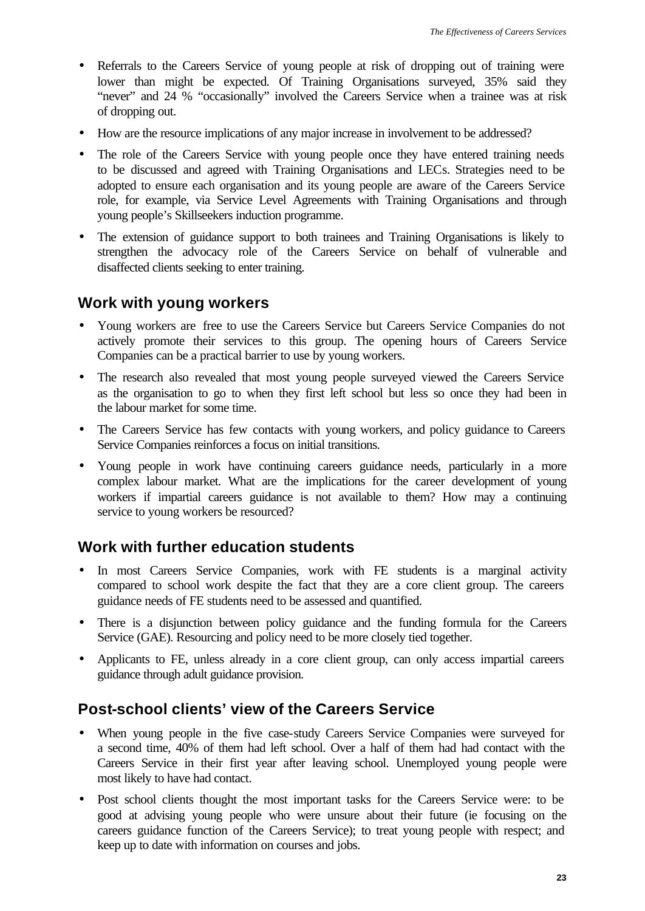- Referrals to the Careers Service of young people at risk of dropping out of training were lower than might be expected. Of Training Organisations surveyed, 35% said they "never" and 24 % "occasionally" involved the Careers Service when a trainee was at risk of dropping out.
- How are the resource implications of any major increase in involvement to be addressed?
- The role of the Careers Service with young people once they have entered training needs to be discussed and agreed with Training Organisations and LECs. Strategies need to be adopted to ensure each organisation and its young people are aware of the Careers Service role, for example, via Service Level Agreements with Training Organisations and through young people's Skillseekers induction programme.
- The extension of guidance support to both trainees and Training Organisations is likely to strengthen the advocacy role of the Careers Service on behalf of vulnerable and disaffected clients seeking to enter training.

## Work with young workers

- Young workers are free to use the Careers Service but Careers Service Companies do not actively promote their services to this group. The opening hours of Careers Service Companies can be a practical barrier to use by young workers.
- The research also revealed that most young people surveyed viewed the Careers Service as the organisation to go to when they first left school but less so once they had been in the labour market for some time.
- The Careers Service has few contacts with young workers, and policy guidance to Careers Service Companies reinforces a focus on initial transitions.
- Young people in work have continuing careers guidance needs, particularly in a more complex labour market. What are the implications for the career development of young workers if impartial careers guidance is not available to them? How may a continuing service to young workers be resourced?

## Work with further education students

- In most Careers Service Companies, work with FE students is a marginal activity compared to school work despite the fact that they are a core client group. The careers guidance needs of FE students need to be assessed and quantified.
- There is a disjunction between policy guidance and the funding formula for the Careers Service (GAE). Resourcing and policy need to be more closely tied together.
- Applicants to FE, unless already in a core client group, can only access impartial careers guidance through adult guidance provision.

## Post-school clients' view of the Careers Service

- When young people in the five case-study Careers Service Companies were surveyed for a second time, 40% of them had left school. Over a half of them had had contact with the Careers Service in their first year after leaving school. Unemployed young people were most likely to have had contact.
- Post school clients thought the most important tasks for the Careers Service were: to be good at advising young people who were unsure about their future (ie focusing on the careers guidance function of the Careers Service); to treat young people with respect; and keep up to date with information on courses and jobs.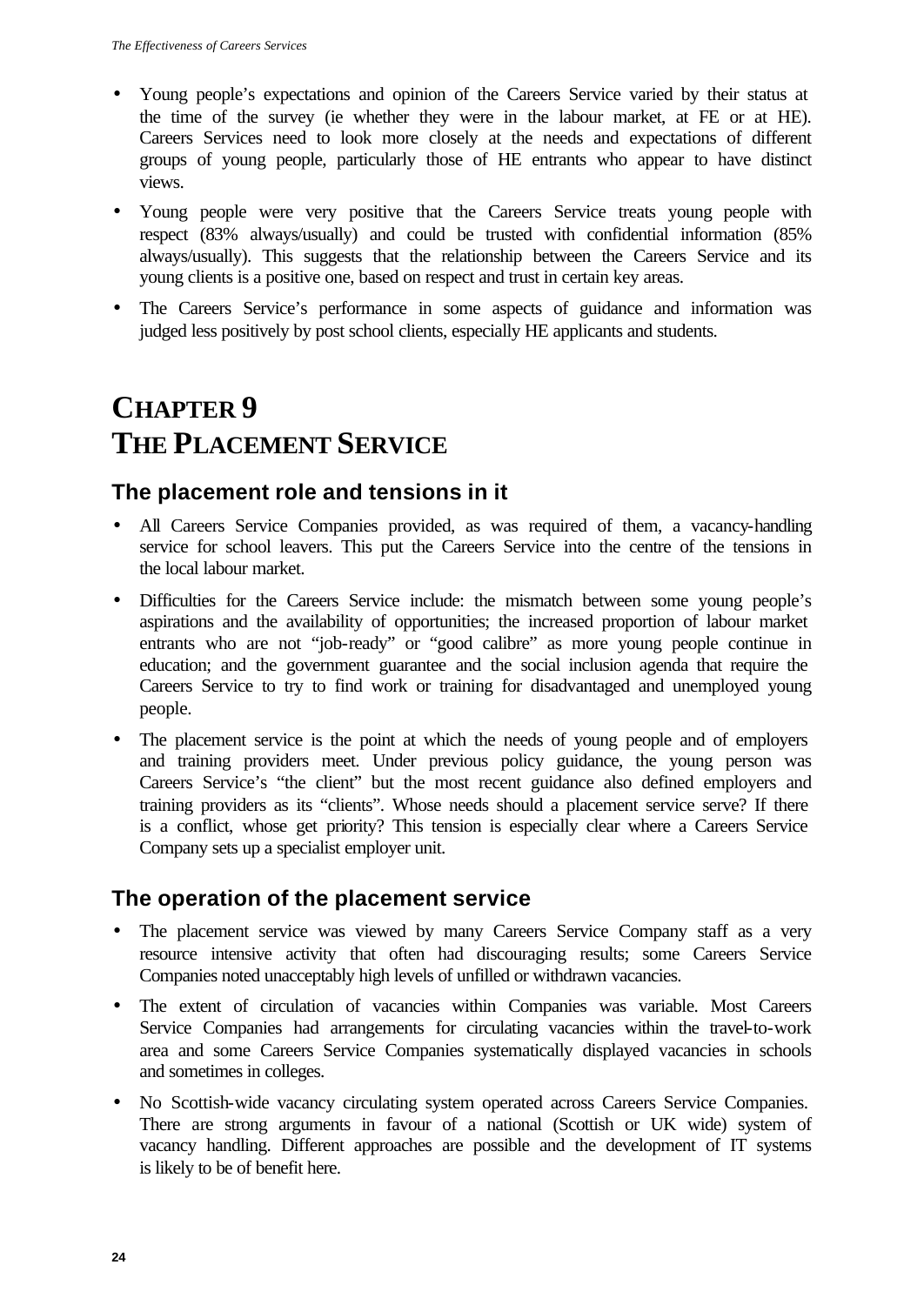- Young people's expectations and opinion of the Careers Service varied by their status at the time of the survey (ie whether they were in the labour market, at FE or at HE). Careers Services need to look more closely at the needs and expectations of different groups of young people, particularly those of HE entrants who appear to have distinct views.
- Young people were very positive that the Careers Service treats young people with respect (83% always/usually) and could be trusted with confidential information (85% always/usually). This suggests that the relationship between the Careers Service and its young clients is a positive one, based on respect and trust in certain key areas.
- The Careers Service's performance in some aspects of guidance and information was judged less positively by post school clients, especially HE applicants and students.

# CHAPTER 9
# THE PLACEMENT SERVICE

## The placement role and tensions in it

- All Careers Service Companies provided, as was required of them, a vacancy-handling service for school leavers. This put the Careers Service into the centre of the tensions in the local labour market.
- Difficulties for the Careers Service include: the mismatch between some young people's aspirations and the availability of opportunities; the increased proportion of labour market entrants who are not "job-ready" or "good calibre" as more young people continue in education; and the government guarantee and the social inclusion agenda that require the Careers Service to try to find work or training for disadvantaged and unemployed young people.
- The placement service is the point at which the needs of young people and of employers and training providers meet. Under previous policy guidance, the young person was Careers Service's "the client" but the most recent guidance also defined employers and training providers as its "clients". Whose needs should a placement service serve? If there is a conflict, whose get priority? This tension is especially clear where a Careers Service Company sets up a specialist employer unit.

## The operation of the placement service

- The placement service was viewed by many Careers Service Company staff as a very resource intensive activity that often had discouraging results; some Careers Service Companies noted unacceptably high levels of unfilled or withdrawn vacancies.
- The extent of circulation of vacancies within Companies was variable. Most Careers Service Companies had arrangements for circulating vacancies within the travel-to-work area and some Careers Service Companies systematically displayed vacancies in schools and sometimes in colleges.
- No Scottish-wide vacancy circulating system operated across Careers Service Companies. There are strong arguments in favour of a national (Scottish or UK wide) system of vacancy handling. Different approaches are possible and the development of IT systems is likely to be of benefit here.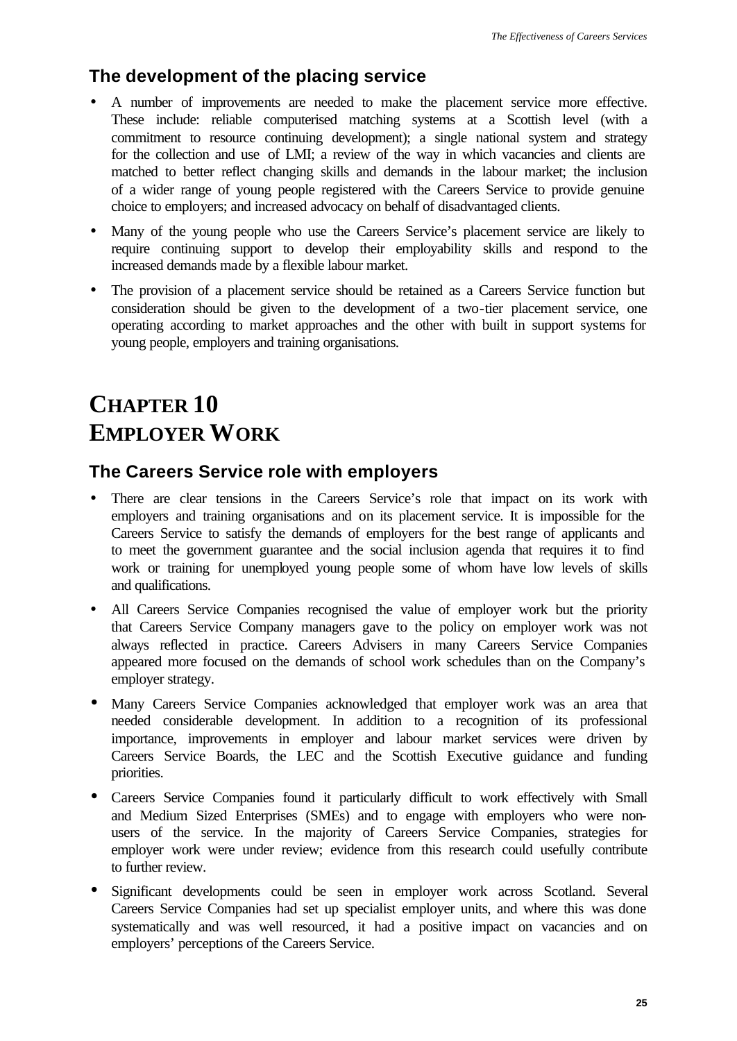## The development of the placing service

- A number of improvements are needed to make the placement service more effective. These include: reliable computerised matching systems at a Scottish level (with a commitment to resource continuing development); a single national system and strategy for the collection and use of LMI; a review of the way in which vacancies and clients are matched to better reflect changing skills and demands in the labour market; the inclusion of a wider range of young people registered with the Careers Service to provide genuine choice to employers; and increased advocacy on behalf of disadvantaged clients.
- Many of the young people who use the Careers Service's placement service are likely to require continuing support to develop their employability skills and respond to the increased demands made by a flexible labour market.
- The provision of a placement service should be retained as a Careers Service function but consideration should be given to the development of a two-tier placement service, one operating according to market approaches and the other with built in support systems for young people, employers and training organisations.

# CHAPTER 10 EMPLOYER WORK

## The Careers Service role with employers

- There are clear tensions in the Careers Service's role that impact on its work with employers and training organisations and on its placement service. It is impossible for the Careers Service to satisfy the demands of employers for the best range of applicants and to meet the government guarantee and the social inclusion agenda that requires it to find work or training for unemployed young people some of whom have low levels of skills and qualifications.
- All Careers Service Companies recognised the value of employer work but the priority that Careers Service Company managers gave to the policy on employer work was not always reflected in practice. Careers Advisers in many Careers Service Companies appeared more focused on the demands of school work schedules than on the Company's employer strategy.
- Many Careers Service Companies acknowledged that employer work was an area that needed considerable development. In addition to a recognition of its professional importance, improvements in employer and labour market services were driven by Careers Service Boards, the LEC and the Scottish Executive guidance and funding priorities.
- Careers Service Companies found it particularly difficult to work effectively with Small and Medium Sized Enterprises (SMEs) and to engage with employers who were non-users of the service. In the majority of Careers Service Companies, strategies for employer work were under review; evidence from this research could usefully contribute to further review.
- Significant developments could be seen in employer work across Scotland. Several Careers Service Companies had set up specialist employer units, and where this was done systematically and was well resourced, it had a positive impact on vacancies and on employers' perceptions of the Careers Service.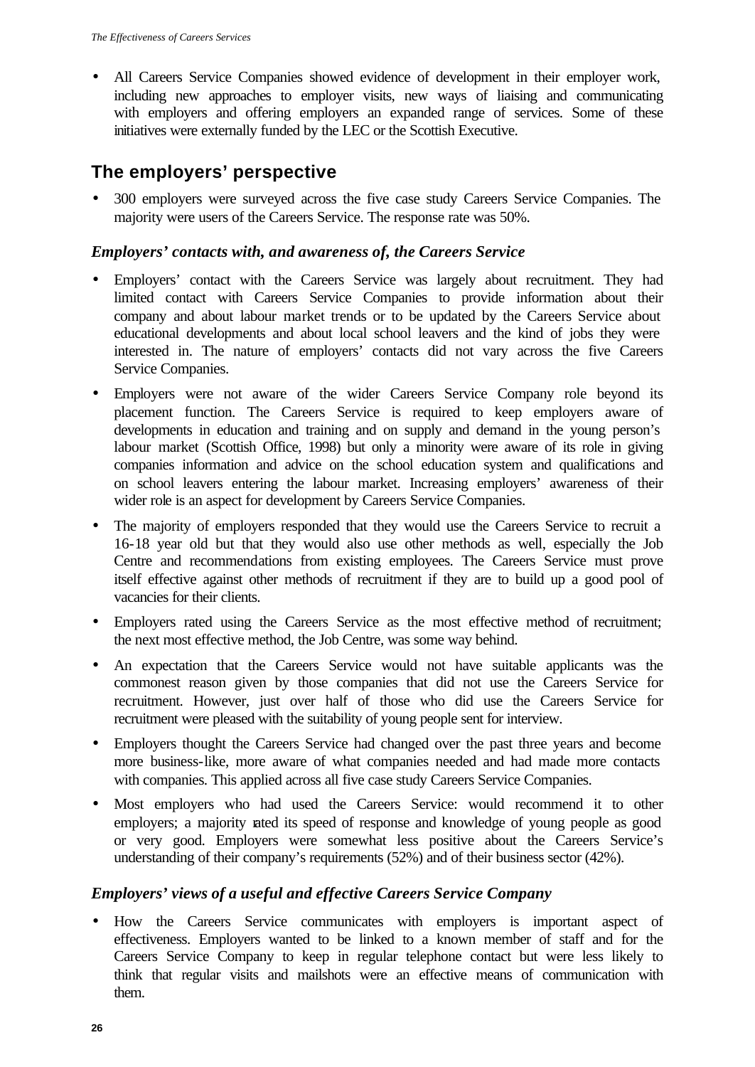- All Careers Service Companies showed evidence of development in their employer work, including new approaches to employer visits, new ways of liaising and communicating with employers and offering employers an expanded range of services. Some of these initiatives were externally funded by the LEC or the Scottish Executive.

## The employers' perspective

- 300 employers were surveyed across the five case study Careers Service Companies. The majority were users of the Careers Service. The response rate was 50%.

### *Employers' contacts with, and awareness of, the Careers Service*

- Employers' contact with the Careers Service was largely about recruitment. They had limited contact with Careers Service Companies to provide information about their company and about labour market trends or to be updated by the Careers Service about educational developments and about local school leavers and the kind of jobs they were interested in. The nature of employers' contacts did not vary across the five Careers Service Companies.
- Employers were not aware of the wider Careers Service Company role beyond its placement function. The Careers Service is required to keep employers aware of developments in education and training and on supply and demand in the young person's labour market (Scottish Office, 1998) but only a minority were aware of its role in giving companies information and advice on the school education system and qualifications and on school leavers entering the labour market. Increasing employers' awareness of their wider role is an aspect for development by Careers Service Companies.
- The majority of employers responded that they would use the Careers Service to recruit a 16-18 year old but that they would also use other methods as well, especially the Job Centre and recommendations from existing employees. The Careers Service must prove itself effective against other methods of recruitment if they are to build up a good pool of vacancies for their clients.
- Employers rated using the Careers Service as the most effective method of recruitment; the next most effective method, the Job Centre, was some way behind.
- An expectation that the Careers Service would not have suitable applicants was the commonest reason given by those companies that did not use the Careers Service for recruitment. However, just over half of those who did use the Careers Service for recruitment were pleased with the suitability of young people sent for interview.
- Employers thought the Careers Service had changed over the past three years and become more business-like, more aware of what companies needed and had made more contacts with companies. This applied across all five case study Careers Service Companies.
- Most employers who had used the Careers Service: would recommend it to other employers; a majority rated its speed of response and knowledge of young people as good or very good. Employers were somewhat less positive about the Careers Service's understanding of their company's requirements (52%) and of their business sector (42%).

### *Employers' views of a useful and effective Careers Service Company*

- How the Careers Service communicates with employers is important aspect of effectiveness. Employers wanted to be linked to a known member of staff and for the Careers Service Company to keep in regular telephone contact but were less likely to think that regular visits and mailshots were an effective means of communication with them.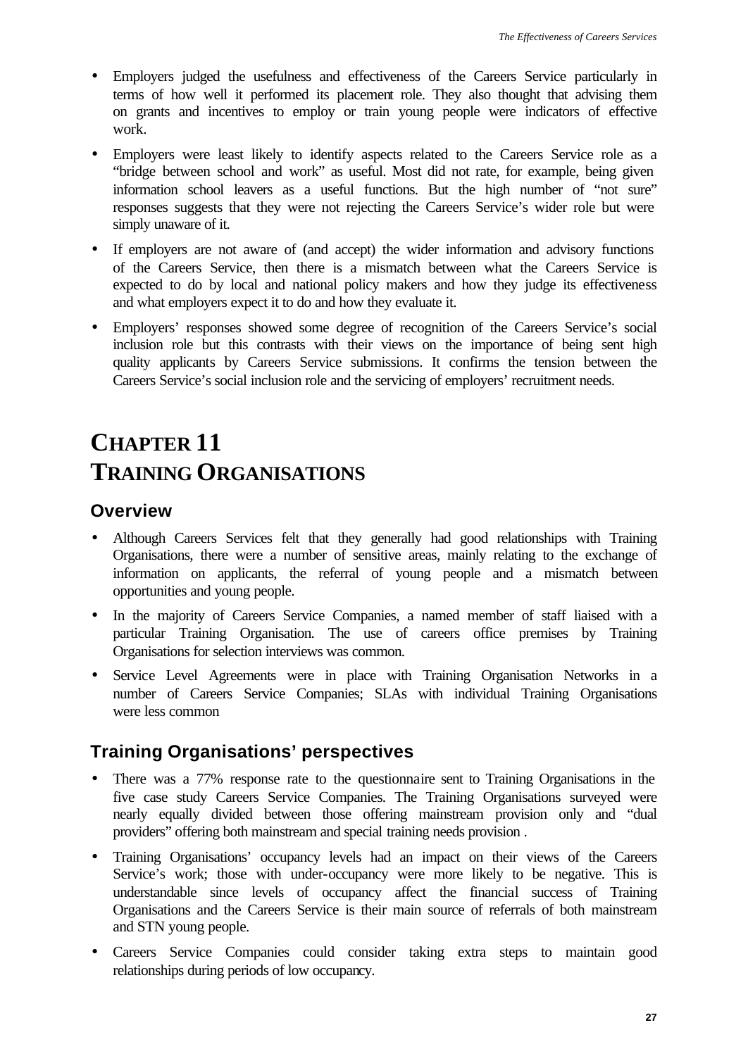- Employers judged the usefulness and effectiveness of the Careers Service particularly in terms of how well it performed its placement role. They also thought that advising them on grants and incentives to employ or train young people were indicators of effective work.
- Employers were least likely to identify aspects related to the Careers Service role as a "bridge between school and work" as useful. Most did not rate, for example, being given information school leavers as a useful functions. But the high number of "not sure" responses suggests that they were not rejecting the Careers Service's wider role but were simply unaware of it.
- If employers are not aware of (and accept) the wider information and advisory functions of the Careers Service, then there is a mismatch between what the Careers Service is expected to do by local and national policy makers and how they judge its effectiveness and what employers expect it to do and how they evaluate it.
- Employers' responses showed some degree of recognition of the Careers Service's social inclusion role but this contrasts with their views on the importance of being sent high quality applicants by Careers Service submissions. It confirms the tension between the Careers Service's social inclusion role and the servicing of employers' recruitment needs.

# CHAPTER 11
# TRAINING ORGANISATIONS

## Overview

- Although Careers Services felt that they generally had good relationships with Training Organisations, there were a number of sensitive areas, mainly relating to the exchange of information on applicants, the referral of young people and a mismatch between opportunities and young people.
- In the majority of Careers Service Companies, a named member of staff liaised with a particular Training Organisation. The use of careers office premises by Training Organisations for selection interviews was common.
- Service Level Agreements were in place with Training Organisation Networks in a number of Careers Service Companies; SLAs with individual Training Organisations were less common

## Training Organisations' perspectives

- There was a 77% response rate to the questionnaire sent to Training Organisations in the five case study Careers Service Companies. The Training Organisations surveyed were nearly equally divided between those offering mainstream provision only and "dual providers" offering both mainstream and special training needs provision .
- Training Organisations' occupancy levels had an impact on their views of the Careers Service's work; those with under-occupancy were more likely to be negative. This is understandable since levels of occupancy affect the financial success of Training Organisations and the Careers Service is their main source of referrals of both mainstream and STN young people.
- Careers Service Companies could consider taking extra steps to maintain good relationships during periods of low occupancy.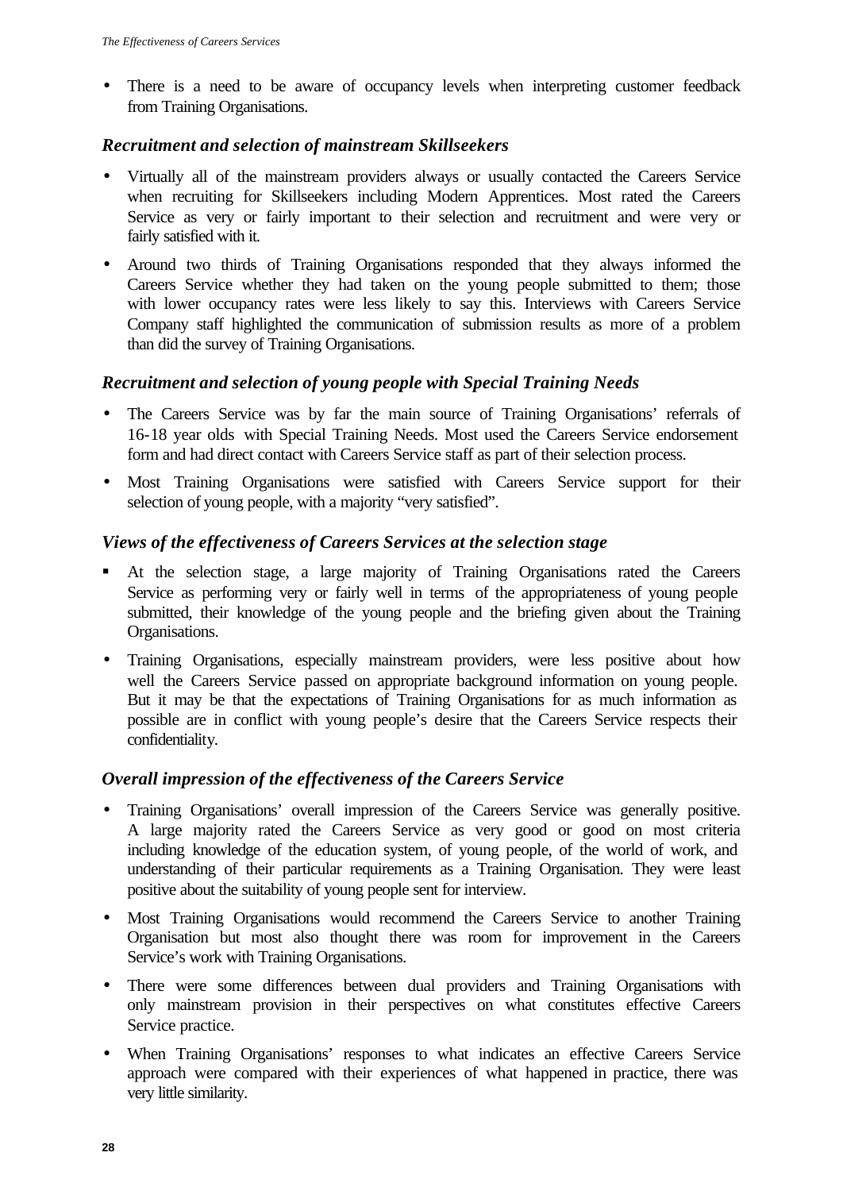- There is a need to be aware of occupancy levels when interpreting customer feedback from Training Organisations.

### *Recruitment and selection of mainstream Skillseekers*

- Virtually all of the mainstream providers always or usually contacted the Careers Service when recruiting for Skillseekers including Modern Apprentices. Most rated the Careers Service as very or fairly important to their selection and recruitment and were very or fairly satisfied with it.
- Around two thirds of Training Organisations responded that they always informed the Careers Service whether they had taken on the young people submitted to them; those with lower occupancy rates were less likely to say this. Interviews with Careers Service Company staff highlighted the communication of submission results as more of a problem than did the survey of Training Organisations.

### *Recruitment and selection of young people with Special Training Needs*

- The Careers Service was by far the main source of Training Organisations' referrals of 16-18 year olds with Special Training Needs. Most used the Careers Service endorsement form and had direct contact with Careers Service staff as part of their selection process.
- Most Training Organisations were satisfied with Careers Service support for their selection of young people, with a majority "very satisfied".

### *Views of the effectiveness of Careers Services at the selection stage*

- At the selection stage, a large majority of Training Organisations rated the Careers Service as performing very or fairly well in terms of the appropriateness of young people submitted, their knowledge of the young people and the briefing given about the Training Organisations.
- Training Organisations, especially mainstream providers, were less positive about how well the Careers Service passed on appropriate background information on young people. But it may be that the expectations of Training Organisations for as much information as possible are in conflict with young people's desire that the Careers Service respects their confidentiality.

### *Overall impression of the effectiveness of the Careers Service*

- Training Organisations' overall impression of the Careers Service was generally positive. A large majority rated the Careers Service as very good or good on most criteria including knowledge of the education system, of young people, of the world of work, and understanding of their particular requirements as a Training Organisation. They were least positive about the suitability of young people sent for interview.
- Most Training Organisations would recommend the Careers Service to another Training Organisation but most also thought there was room for improvement in the Careers Service's work with Training Organisations.
- There were some differences between dual providers and Training Organisations with only mainstream provision in their perspectives on what constitutes effective Careers Service practice.
- When Training Organisations' responses to what indicates an effective Careers Service approach were compared with their experiences of what happened in practice, there was very little similarity.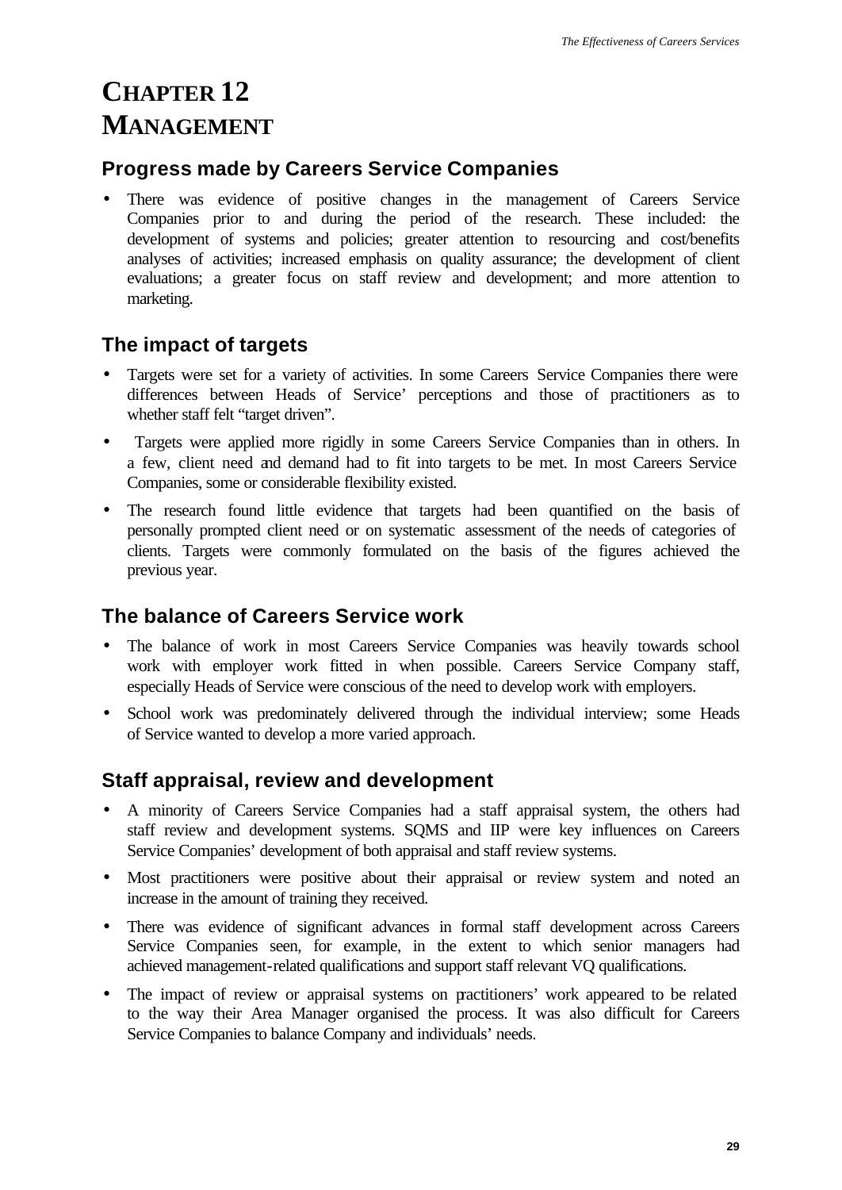# CHAPTER 12 MANAGEMENT

## Progress made by Careers Service Companies

- There was evidence of positive changes in the management of Careers Service Companies prior to and during the period of the research. These included: the development of systems and policies; greater attention to resourcing and cost/benefits analyses of activities; increased emphasis on quality assurance; the development of client evaluations; a greater focus on staff review and development; and more attention to marketing.

## The impact of targets

- Targets were set for a variety of activities. In some Careers Service Companies there were differences between Heads of Service' perceptions and those of practitioners as to whether staff felt "target driven".
- Targets were applied more rigidly in some Careers Service Companies than in others. In a few, client need and demand had to fit into targets to be met. In most Careers Service Companies, some or considerable flexibility existed.
- The research found little evidence that targets had been quantified on the basis of personally prompted client need or on systematic assessment of the needs of categories of clients. Targets were commonly formulated on the basis of the figures achieved the previous year.

## The balance of Careers Service work

- The balance of work in most Careers Service Companies was heavily towards school work with employer work fitted in when possible. Careers Service Company staff, especially Heads of Service were conscious of the need to develop work with employers.
- School work was predominately delivered through the individual interview; some Heads of Service wanted to develop a more varied approach.

## Staff appraisal, review and development

- A minority of Careers Service Companies had a staff appraisal system, the others had staff review and development systems. SQMS and IIP were key influences on Careers Service Companies' development of both appraisal and staff review systems.
- Most practitioners were positive about their appraisal or review system and noted an increase in the amount of training they received.
- There was evidence of significant advances in formal staff development across Careers Service Companies seen, for example, in the extent to which senior managers had achieved management-related qualifications and support staff relevant VQ qualifications.
- The impact of review or appraisal systems on practitioners' work appeared to be related to the way their Area Manager organised the process. It was also difficult for Careers Service Companies to balance Company and individuals' needs.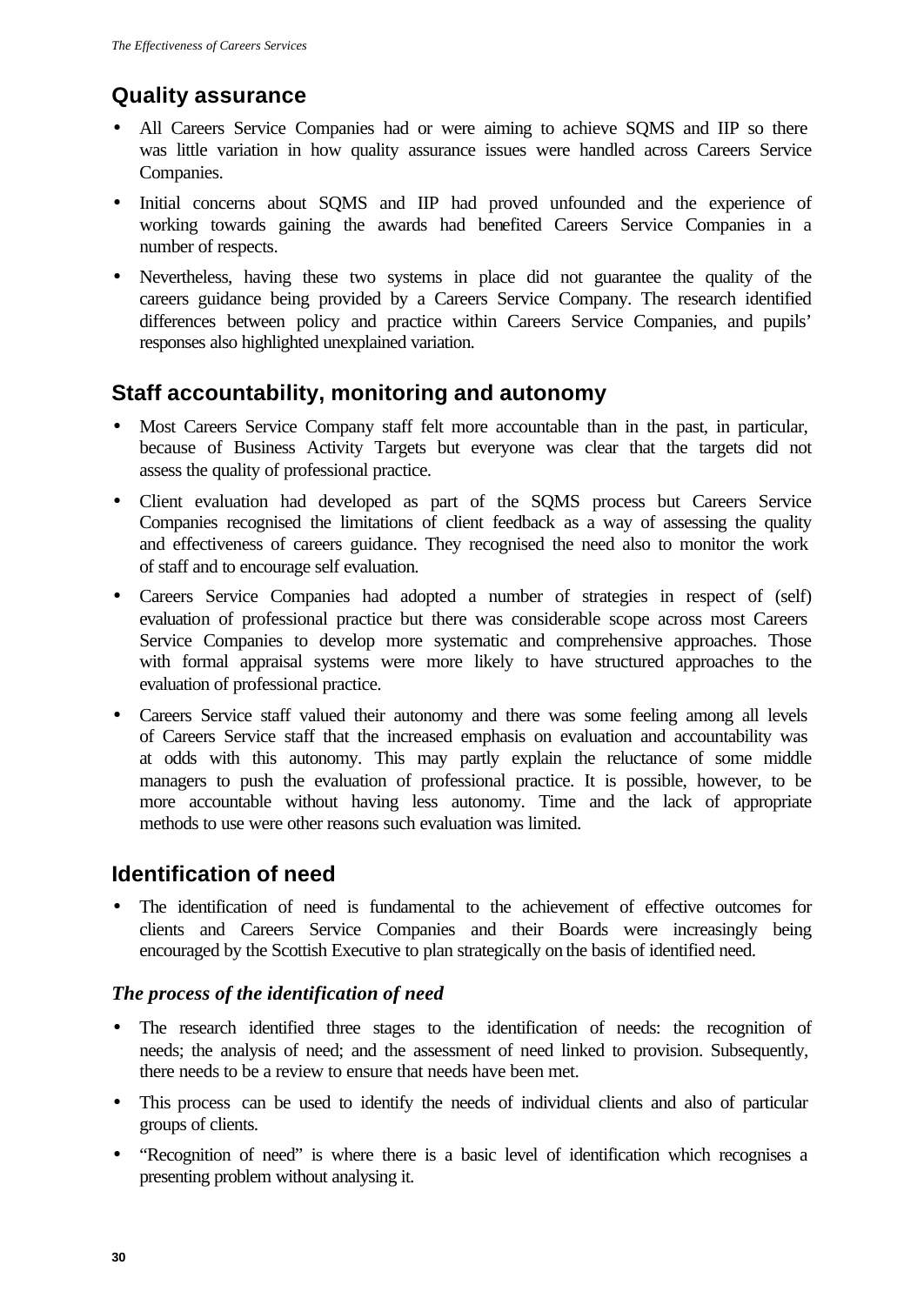## Quality assurance

- All Careers Service Companies had or were aiming to achieve SQMS and IIP so there was little variation in how quality assurance issues were handled across Careers Service Companies.
- Initial concerns about SQMS and IIP had proved unfounded and the experience of working towards gaining the awards had benefited Careers Service Companies in a number of respects.
- Nevertheless, having these two systems in place did not guarantee the quality of the careers guidance being provided by a Careers Service Company. The research identified differences between policy and practice within Careers Service Companies, and pupils' responses also highlighted unexplained variation.

## Staff accountability, monitoring and autonomy

- Most Careers Service Company staff felt more accountable than in the past, in particular, because of Business Activity Targets but everyone was clear that the targets did not assess the quality of professional practice.
- Client evaluation had developed as part of the SQMS process but Careers Service Companies recognised the limitations of client feedback as a way of assessing the quality and effectiveness of careers guidance. They recognised the need also to monitor the work of staff and to encourage self evaluation.
- Careers Service Companies had adopted a number of strategies in respect of (self) evaluation of professional practice but there was considerable scope across most Careers Service Companies to develop more systematic and comprehensive approaches. Those with formal appraisal systems were more likely to have structured approaches to the evaluation of professional practice.
- Careers Service staff valued their autonomy and there was some feeling among all levels of Careers Service staff that the increased emphasis on evaluation and accountability was at odds with this autonomy. This may partly explain the reluctance of some middle managers to push the evaluation of professional practice. It is possible, however, to be more accountable without having less autonomy. Time and the lack of appropriate methods to use were other reasons such evaluation was limited.

## Identification of need

- The identification of need is fundamental to the achievement of effective outcomes for clients and Careers Service Companies and their Boards were increasingly being encouraged by the Scottish Executive to plan strategically on the basis of identified need.

### *The process of the identification of need*

- The research identified three stages to the identification of needs: the recognition of needs; the analysis of need; and the assessment of need linked to provision. Subsequently, there needs to be a review to ensure that needs have been met.
- This process can be used to identify the needs of individual clients and also of particular groups of clients.
- "Recognition of need" is where there is a basic level of identification which recognises a presenting problem without analysing it.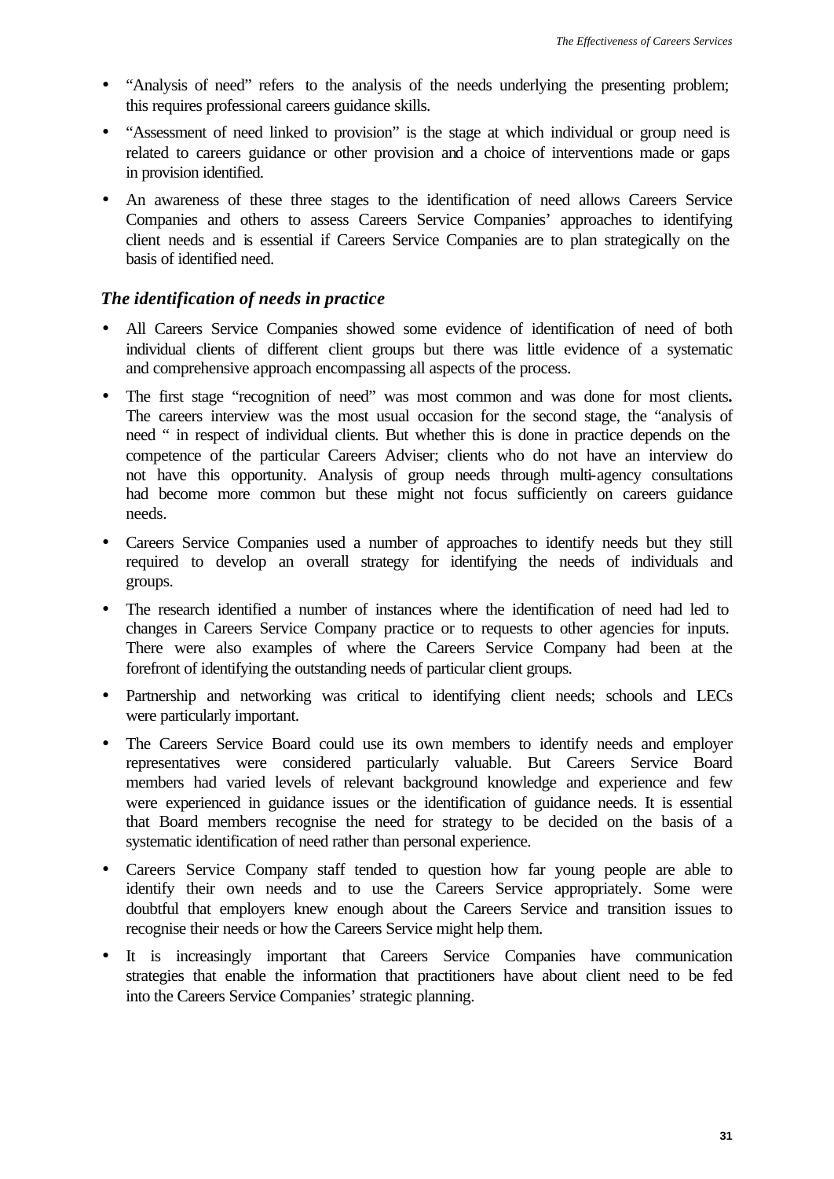- "Analysis of need" refers to the analysis of the needs underlying the presenting problem; this requires professional careers guidance skills.
- "Assessment of need linked to provision" is the stage at which individual or group need is related to careers guidance or other provision and a choice of interventions made or gaps in provision identified.
- An awareness of these three stages to the identification of need allows Careers Service Companies and others to assess Careers Service Companies' approaches to identifying client needs and is essential if Careers Service Companies are to plan strategically on the basis of identified need.

### *The identification of needs in practice*

- All Careers Service Companies showed some evidence of identification of need of both individual clients of different client groups but there was little evidence of a systematic and comprehensive approach encompassing all aspects of the process.
- The first stage "recognition of need" was most common and was done for most clients**.** The careers interview was the most usual occasion for the second stage, the "analysis of need " in respect of individual clients. But whether this is done in practice depends on the competence of the particular Careers Adviser; clients who do not have an interview do not have this opportunity. Analysis of group needs through multi-agency consultations had become more common but these might not focus sufficiently on careers guidance needs.
- Careers Service Companies used a number of approaches to identify needs but they still required to develop an overall strategy for identifying the needs of individuals and groups.
- The research identified a number of instances where the identification of need had led to changes in Careers Service Company practice or to requests to other agencies for inputs. There were also examples of where the Careers Service Company had been at the forefront of identifying the outstanding needs of particular client groups.
- Partnership and networking was critical to identifying client needs; schools and LECs were particularly important.
- The Careers Service Board could use its own members to identify needs and employer representatives were considered particularly valuable. But Careers Service Board members had varied levels of relevant background knowledge and experience and few were experienced in guidance issues or the identification of guidance needs. It is essential that Board members recognise the need for strategy to be decided on the basis of a systematic identification of need rather than personal experience.
- Careers Service Company staff tended to question how far young people are able to identify their own needs and to use the Careers Service appropriately. Some were doubtful that employers knew enough about the Careers Service and transition issues to recognise their needs or how the Careers Service might help them.
- It is increasingly important that Careers Service Companies have communication strategies that enable the information that practitioners have about client need to be fed into the Careers Service Companies' strategic planning.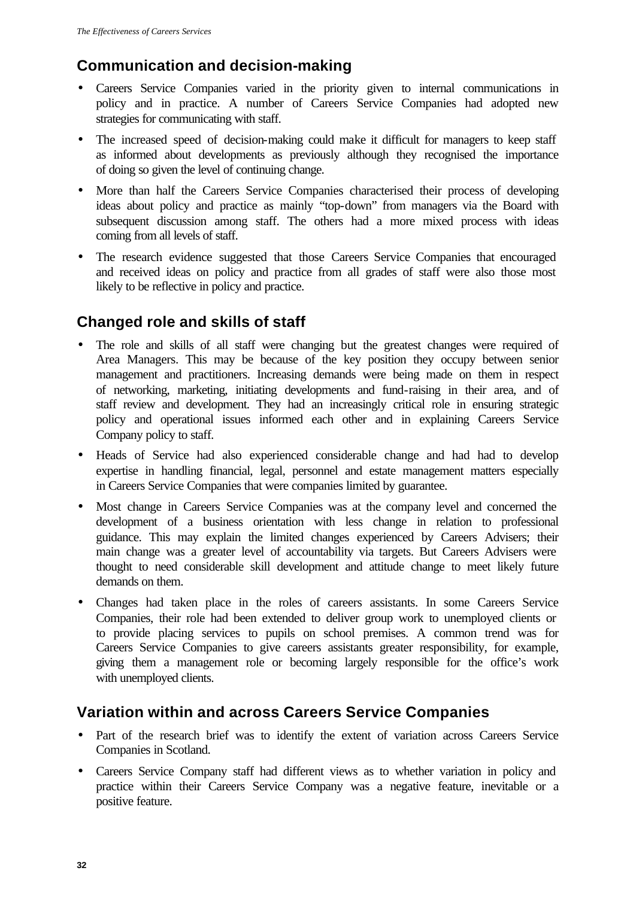## Communication and decision-making

- Careers Service Companies varied in the priority given to internal communications in policy and in practice. A number of Careers Service Companies had adopted new strategies for communicating with staff.
- The increased speed of decision-making could make it difficult for managers to keep staff as informed about developments as previously although they recognised the importance of doing so given the level of continuing change.
- More than half the Careers Service Companies characterised their process of developing ideas about policy and practice as mainly "top-down" from managers via the Board with subsequent discussion among staff. The others had a more mixed process with ideas coming from all levels of staff.
- The research evidence suggested that those Careers Service Companies that encouraged and received ideas on policy and practice from all grades of staff were also those most likely to be reflective in policy and practice.

## Changed role and skills of staff

- The role and skills of all staff were changing but the greatest changes were required of Area Managers. This may be because of the key position they occupy between senior management and practitioners. Increasing demands were being made on them in respect of networking, marketing, initiating developments and fund-raising in their area, and of staff review and development. They had an increasingly critical role in ensuring strategic policy and operational issues informed each other and in explaining Careers Service Company policy to staff.
- Heads of Service had also experienced considerable change and had had to develop expertise in handling financial, legal, personnel and estate management matters especially in Careers Service Companies that were companies limited by guarantee.
- Most change in Careers Service Companies was at the company level and concerned the development of a business orientation with less change in relation to professional guidance. This may explain the limited changes experienced by Careers Advisers; their main change was a greater level of accountability via targets. But Careers Advisers were thought to need considerable skill development and attitude change to meet likely future demands on them.
- Changes had taken place in the roles of careers assistants. In some Careers Service Companies, their role had been extended to deliver group work to unemployed clients or to provide placing services to pupils on school premises. A common trend was for Careers Service Companies to give careers assistants greater responsibility, for example, giving them a management role or becoming largely responsible for the office's work with unemployed clients.

## Variation within and across Careers Service Companies

- Part of the research brief was to identify the extent of variation across Careers Service Companies in Scotland.
- Careers Service Company staff had different views as to whether variation in policy and practice within their Careers Service Company was a negative feature, inevitable or a positive feature.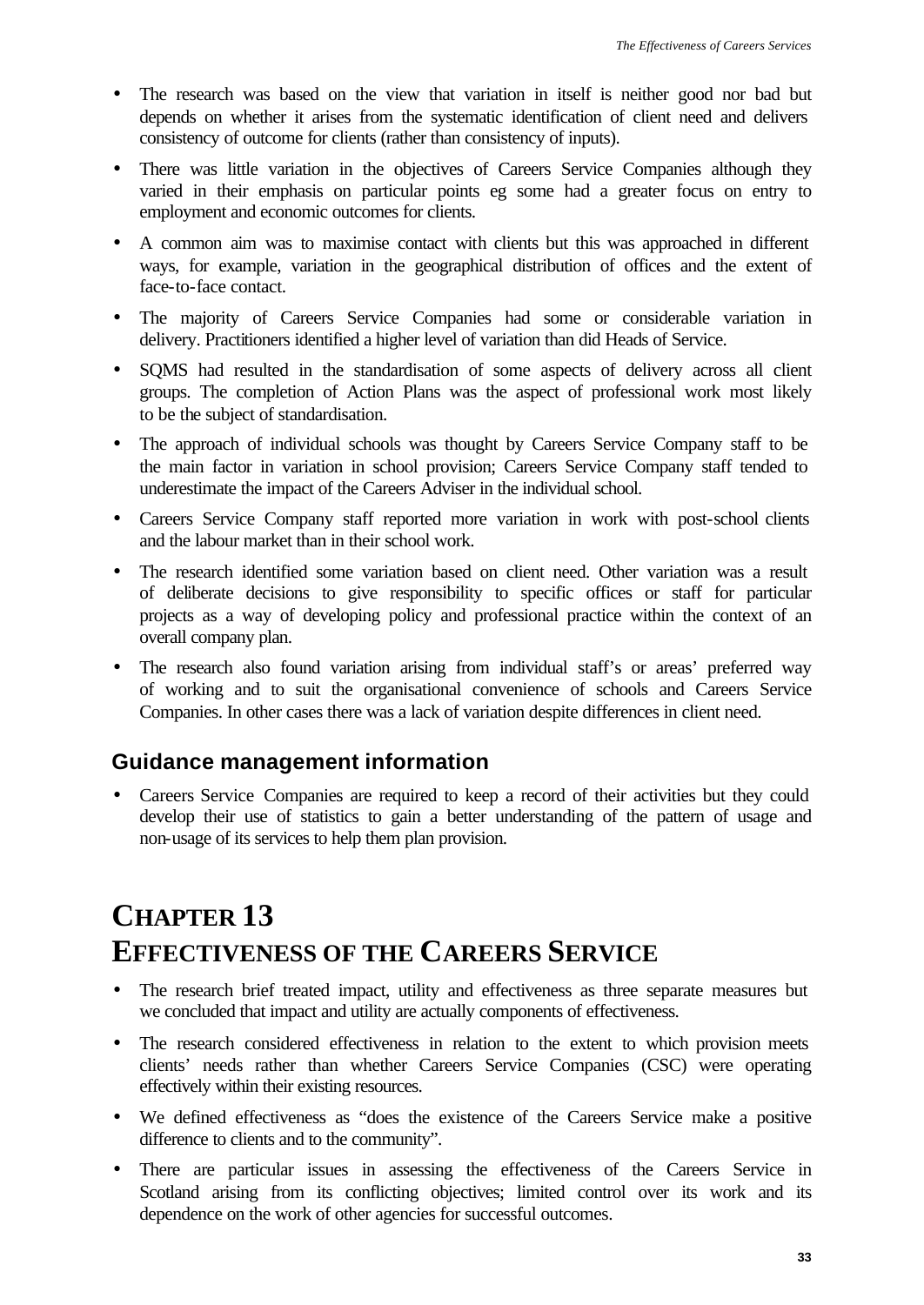- The research was based on the view that variation in itself is neither good nor bad but depends on whether it arises from the systematic identification of client need and delivers consistency of outcome for clients (rather than consistency of inputs).
- There was little variation in the objectives of Careers Service Companies although they varied in their emphasis on particular points eg some had a greater focus on entry to employment and economic outcomes for clients.
- A common aim was to maximise contact with clients but this was approached in different ways, for example, variation in the geographical distribution of offices and the extent of face-to-face contact.
- The majority of Careers Service Companies had some or considerable variation in delivery. Practitioners identified a higher level of variation than did Heads of Service.
- SQMS had resulted in the standardisation of some aspects of delivery across all client groups. The completion of Action Plans was the aspect of professional work most likely to be the subject of standardisation.
- The approach of individual schools was thought by Careers Service Company staff to be the main factor in variation in school provision; Careers Service Company staff tended to underestimate the impact of the Careers Adviser in the individual school.
- Careers Service Company staff reported more variation in work with post-school clients and the labour market than in their school work.
- The research identified some variation based on client need. Other variation was a result of deliberate decisions to give responsibility to specific offices or staff for particular projects as a way of developing policy and professional practice within the context of an overall company plan.
- The research also found variation arising from individual staff's or areas' preferred way of working and to suit the organisational convenience of schools and Careers Service Companies. In other cases there was a lack of variation despite differences in client need.

### Guidance management information

- Careers Service Companies are required to keep a record of their activities but they could develop their use of statistics to gain a better understanding of the pattern of usage and non-usage of its services to help them plan provision.

# CHAPTER 13
# EFFECTIVENESS OF THE CAREERS SERVICE

- The research brief treated impact, utility and effectiveness as three separate measures but we concluded that impact and utility are actually components of effectiveness.
- The research considered effectiveness in relation to the extent to which provision meets clients' needs rather than whether Careers Service Companies (CSC) were operating effectively within their existing resources.
- We defined effectiveness as "does the existence of the Careers Service make a positive difference to clients and to the community".
- There are particular issues in assessing the effectiveness of the Careers Service in Scotland arising from its conflicting objectives; limited control over its work and its dependence on the work of other agencies for successful outcomes.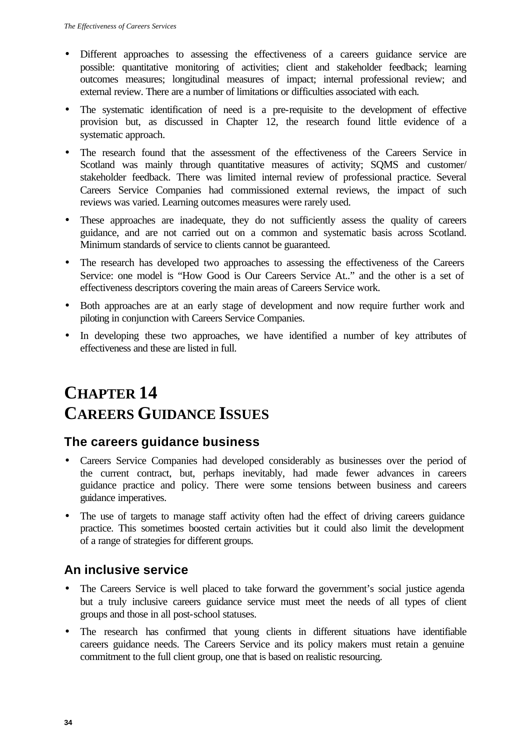- Different approaches to assessing the effectiveness of a careers guidance service are possible: quantitative monitoring of activities; client and stakeholder feedback; learning outcomes measures; longitudinal measures of impact; internal professional review; and external review. There are a number of limitations or difficulties associated with each.
- The systematic identification of need is a pre-requisite to the development of effective provision but, as discussed in Chapter 12, the research found little evidence of a systematic approach.
- The research found that the assessment of the effectiveness of the Careers Service in Scotland was mainly through quantitative measures of activity; SQMS and customer/ stakeholder feedback. There was limited internal review of professional practice. Several Careers Service Companies had commissioned external reviews, the impact of such reviews was varied. Learning outcomes measures were rarely used.
- These approaches are inadequate, they do not sufficiently assess the quality of careers guidance, and are not carried out on a common and systematic basis across Scotland. Minimum standards of service to clients cannot be guaranteed.
- The research has developed two approaches to assessing the effectiveness of the Careers Service: one model is "How Good is Our Careers Service At.." and the other is a set of effectiveness descriptors covering the main areas of Careers Service work.
- Both approaches are at an early stage of development and now require further work and piloting in conjunction with Careers Service Companies.
- In developing these two approaches, we have identified a number of key attributes of effectiveness and these are listed in full.

# CHAPTER 14
# CAREERS GUIDANCE ISSUES

## The careers guidance business

- Careers Service Companies had developed considerably as businesses over the period of the current contract, but, perhaps inevitably, had made fewer advances in careers guidance practice and policy. There were some tensions between business and careers guidance imperatives.
- The use of targets to manage staff activity often had the effect of driving careers guidance practice. This sometimes boosted certain activities but it could also limit the development of a range of strategies for different groups.

## An inclusive service

- The Careers Service is well placed to take forward the government's social justice agenda but a truly inclusive careers guidance service must meet the needs of all types of client groups and those in all post-school statuses.
- The research has confirmed that young clients in different situations have identifiable careers guidance needs. The Careers Service and its policy makers must retain a genuine commitment to the full client group, one that is based on realistic resourcing.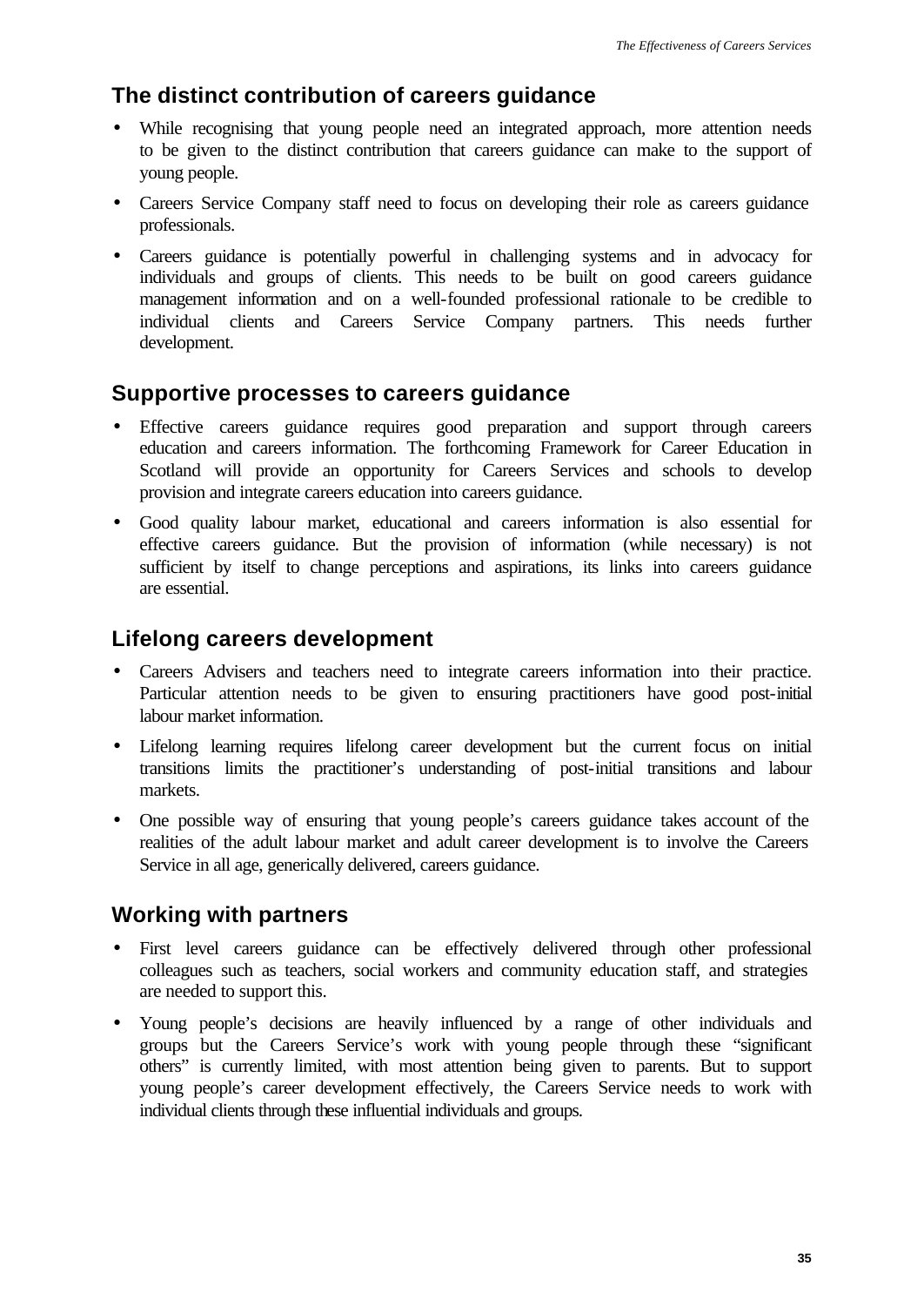## The distinct contribution of careers guidance

- While recognising that young people need an integrated approach, more attention needs to be given to the distinct contribution that careers guidance can make to the support of young people.
- Careers Service Company staff need to focus on developing their role as careers guidance professionals.
- Careers guidance is potentially powerful in challenging systems and in advocacy for individuals and groups of clients. This needs to be built on good careers guidance management information and on a well-founded professional rationale to be credible to individual clients and Careers Service Company partners. This needs further development.

## Supportive processes to careers guidance

- Effective careers guidance requires good preparation and support through careers education and careers information. The forthcoming Framework for Career Education in Scotland will provide an opportunity for Careers Services and schools to develop provision and integrate careers education into careers guidance.
- Good quality labour market, educational and careers information is also essential for effective careers guidance. But the provision of information (while necessary) is not sufficient by itself to change perceptions and aspirations, its links into careers guidance are essential.

## Lifelong careers development

- Careers Advisers and teachers need to integrate careers information into their practice. Particular attention needs to be given to ensuring practitioners have good post-initial labour market information.
- Lifelong learning requires lifelong career development but the current focus on initial transitions limits the practitioner's understanding of post-initial transitions and labour markets.
- One possible way of ensuring that young people's careers guidance takes account of the realities of the adult labour market and adult career development is to involve the Careers Service in all age, generically delivered, careers guidance.

## Working with partners

- First level careers guidance can be effectively delivered through other professional colleagues such as teachers, social workers and community education staff, and strategies are needed to support this.
- Young people's decisions are heavily influenced by a range of other individuals and groups but the Careers Service's work with young people through these "significant others" is currently limited, with most attention being given to parents. But to support young people's career development effectively, the Careers Service needs to work with individual clients through these influential individuals and groups.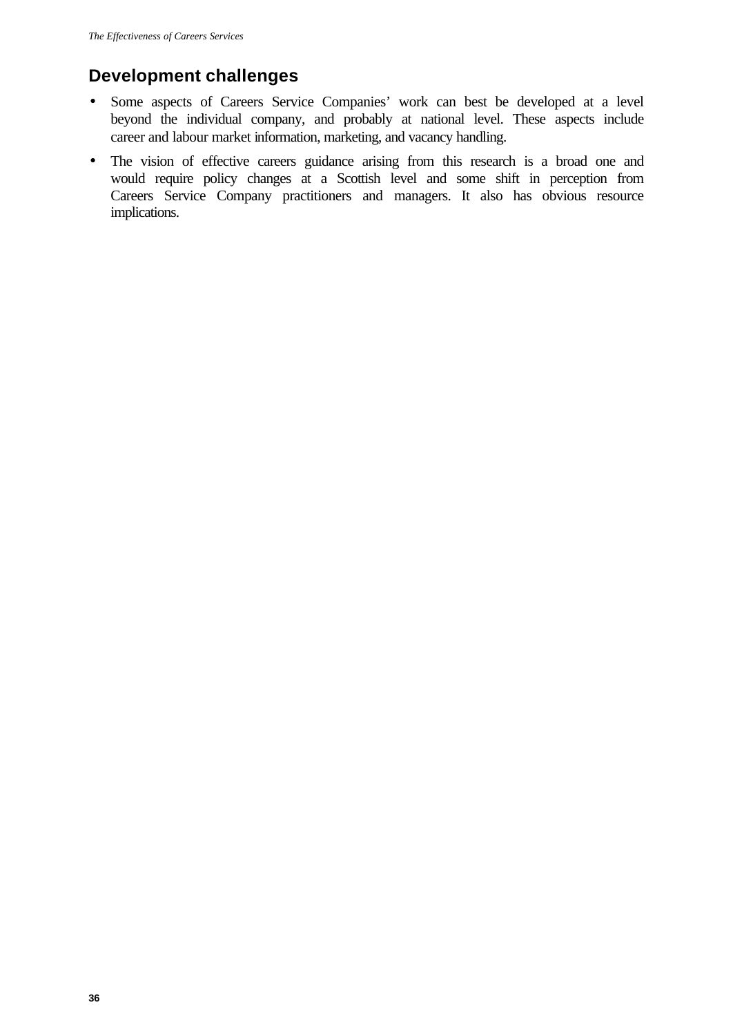## Development challenges

- Some aspects of Careers Service Companies' work can best be developed at a level beyond the individual company, and probably at national level. These aspects include career and labour market information, marketing, and vacancy handling.
- The vision of effective careers guidance arising from this research is a broad one and would require policy changes at a Scottish level and some shift in perception from Careers Service Company practitioners and managers. It also has obvious resource implications.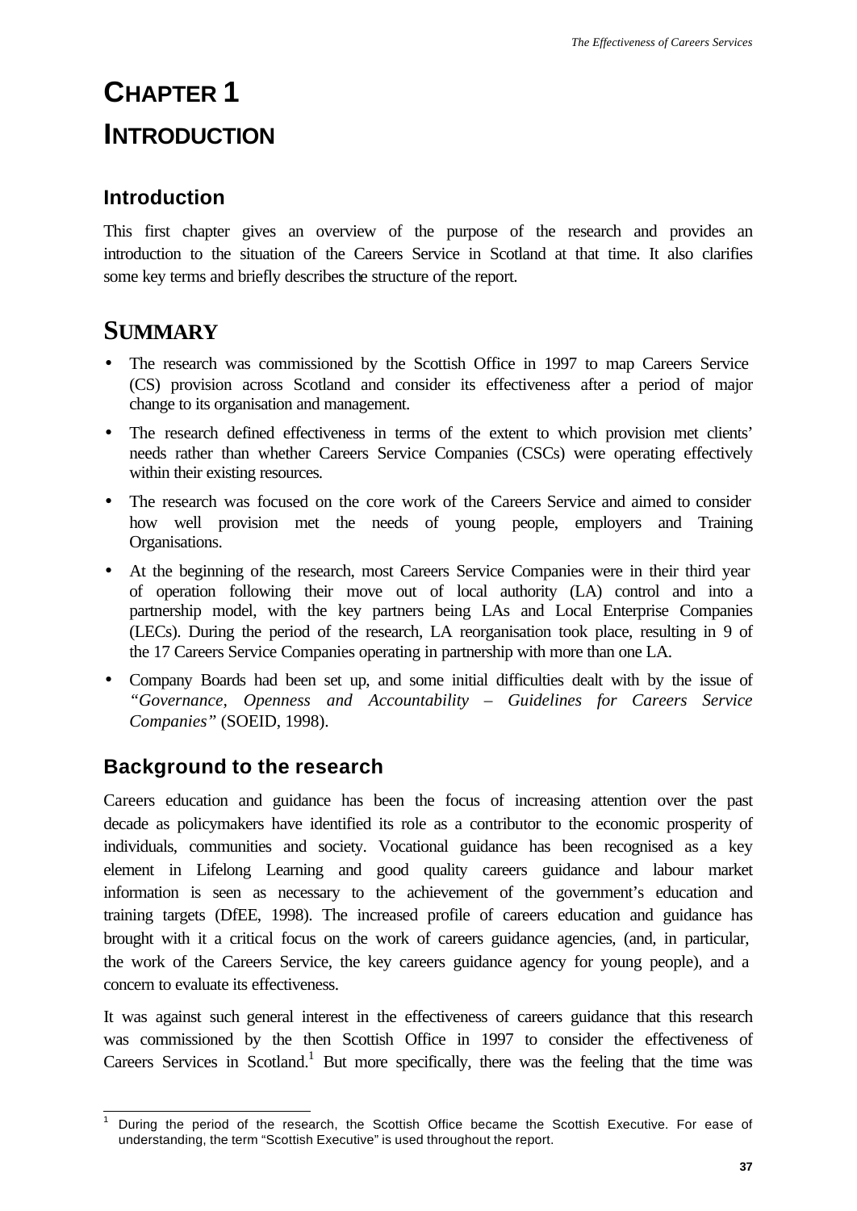# CHAPTER 1

# INTRODUCTION

## Introduction

This first chapter gives an overview of the purpose of the research and provides an introduction to the situation of the Careers Service in Scotland at that time. It also clarifies some key terms and briefly describes the structure of the report.

# SUMMARY

- The research was commissioned by the Scottish Office in 1997 to map Careers Service (CS) provision across Scotland and consider its effectiveness after a period of major change to its organisation and management.
- The research defined effectiveness in terms of the extent to which provision met clients' needs rather than whether Careers Service Companies (CSCs) were operating effectively within their existing resources.
- The research was focused on the core work of the Careers Service and aimed to consider how well provision met the needs of young people, employers and Training Organisations.
- At the beginning of the research, most Careers Service Companies were in their third year of operation following their move out of local authority (LA) control and into a partnership model, with the key partners being LAs and Local Enterprise Companies (LECs). During the period of the research, LA reorganisation took place, resulting in 9 of the 17 Careers Service Companies operating in partnership with more than one LA.
- Company Boards had been set up, and some initial difficulties dealt with by the issue of *"Governance, Openness and Accountability – Guidelines for Careers Service Companies"* (SOEID, 1998).

## Background to the research

Careers education and guidance has been the focus of increasing attention over the past decade as policymakers have identified its role as a contributor to the economic prosperity of individuals, communities and society. Vocational guidance has been recognised as a key element in Lifelong Learning and good quality careers guidance and labour market information is seen as necessary to the achievement of the government's education and training targets (DfEE, 1998). The increased profile of careers education and guidance has brought with it a critical focus on the work of careers guidance agencies, (and, in particular, the work of the Careers Service, the key careers guidance agency for young people), and a concern to evaluate its effectiveness.

It was against such general interest in the effectiveness of careers guidance that this research was commissioned by the then Scottish Office in 1997 to consider the effectiveness of Careers Services in Scotland.[1] But more specifically, there was the feeling that the time was

---

[1] During the period of the research, the Scottish Office became the Scottish Executive. For ease of understanding, the term "Scottish Executive" is used throughout the report.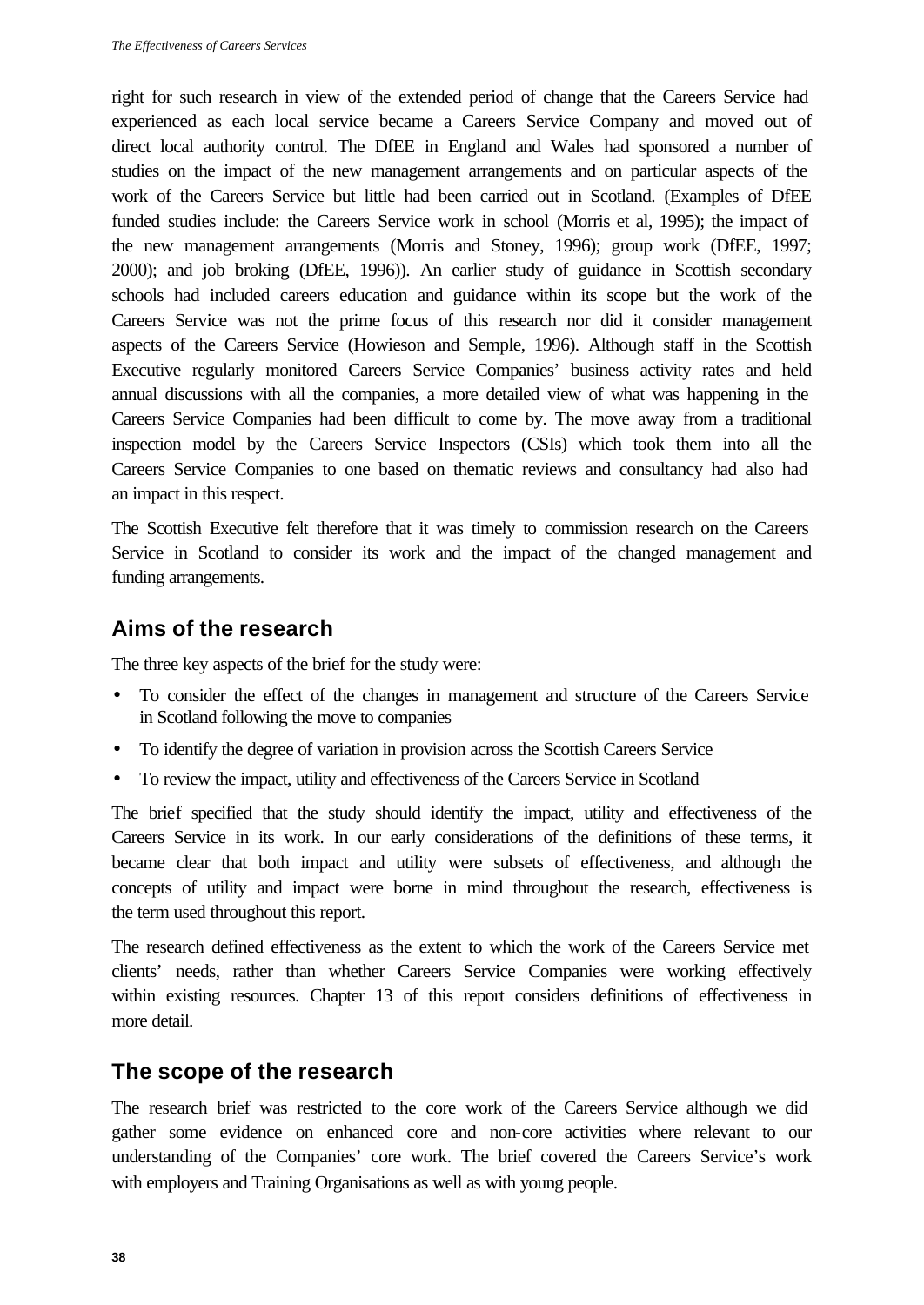right for such research in view of the extended period of change that the Careers Service had experienced as each local service became a Careers Service Company and moved out of direct local authority control. The DfEE in England and Wales had sponsored a number of studies on the impact of the new management arrangements and on particular aspects of the work of the Careers Service but little had been carried out in Scotland. (Examples of DfEE funded studies include: the Careers Service work in school (Morris et al, 1995); the impact of the new management arrangements (Morris and Stoney, 1996); group work (DfEE, 1997; 2000); and job broking (DfEE, 1996)). An earlier study of guidance in Scottish secondary schools had included careers education and guidance within its scope but the work of the Careers Service was not the prime focus of this research nor did it consider management aspects of the Careers Service (Howieson and Semple, 1996). Although staff in the Scottish Executive regularly monitored Careers Service Companies' business activity rates and held annual discussions with all the companies, a more detailed view of what was happening in the Careers Service Companies had been difficult to come by. The move away from a traditional inspection model by the Careers Service Inspectors (CSIs) which took them into all the Careers Service Companies to one based on thematic reviews and consultancy had also had an impact in this respect.

The Scottish Executive felt therefore that it was timely to commission research on the Careers Service in Scotland to consider its work and the impact of the changed management and funding arrangements.

## Aims of the research

The three key aspects of the brief for the study were:

- To consider the effect of the changes in management and structure of the Careers Service in Scotland following the move to companies
- To identify the degree of variation in provision across the Scottish Careers Service
- To review the impact, utility and effectiveness of the Careers Service in Scotland

The brief specified that the study should identify the impact, utility and effectiveness of the Careers Service in its work. In our early considerations of the definitions of these terms, it became clear that both impact and utility were subsets of effectiveness, and although the concepts of utility and impact were borne in mind throughout the research, effectiveness is the term used throughout this report.

The research defined effectiveness as the extent to which the work of the Careers Service met clients' needs, rather than whether Careers Service Companies were working effectively within existing resources. Chapter 13 of this report considers definitions of effectiveness in more detail.

## The scope of the research

The research brief was restricted to the core work of the Careers Service although we did gather some evidence on enhanced core and non-core activities where relevant to our understanding of the Companies' core work. The brief covered the Careers Service's work with employers and Training Organisations as well as with young people.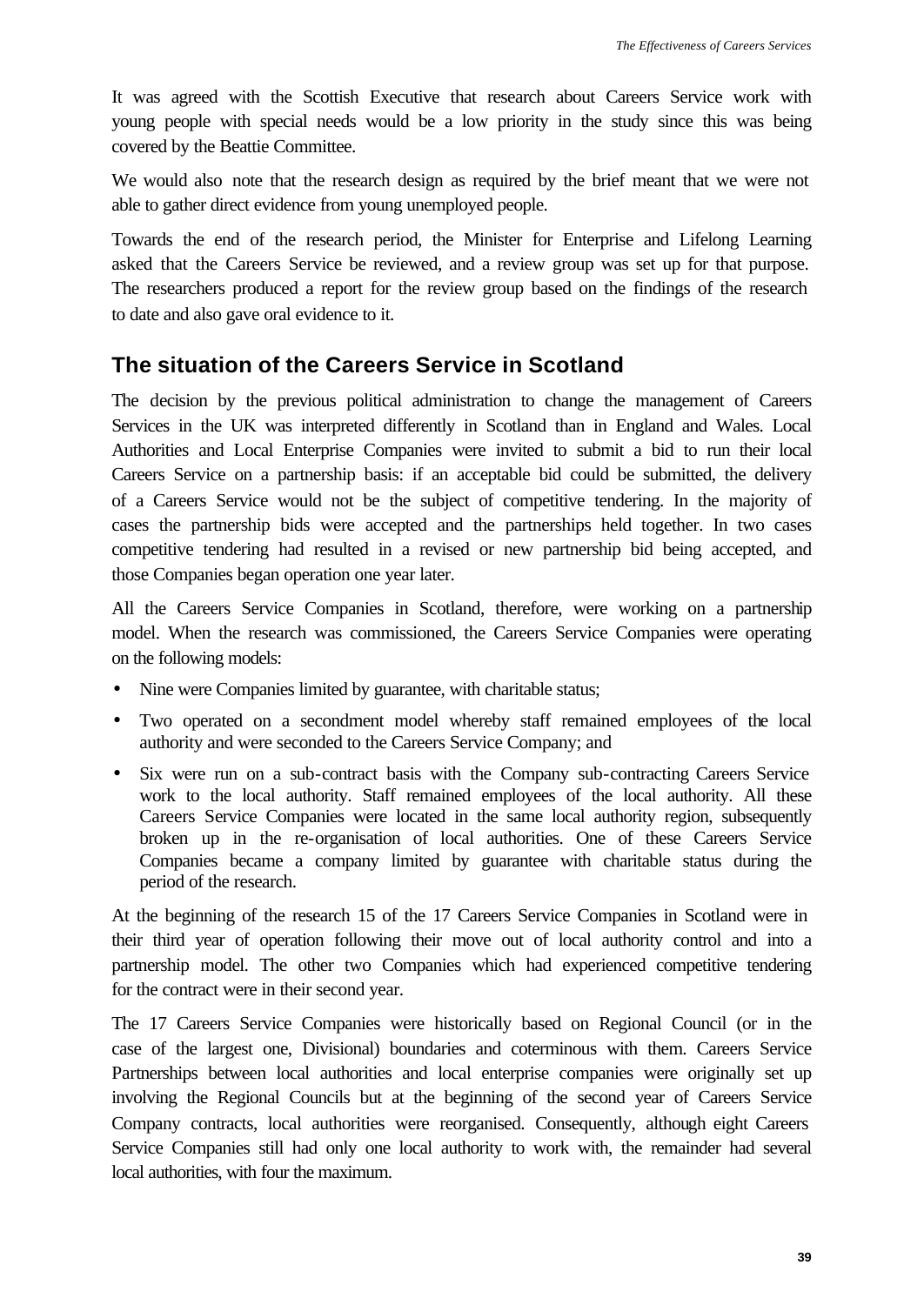It was agreed with the Scottish Executive that research about Careers Service work with young people with special needs would be a low priority in the study since this was being covered by the Beattie Committee.

We would also note that the research design as required by the brief meant that we were not able to gather direct evidence from young unemployed people.

Towards the end of the research period, the Minister for Enterprise and Lifelong Learning asked that the Careers Service be reviewed, and a review group was set up for that purpose. The researchers produced a report for the review group based on the findings of the research to date and also gave oral evidence to it.

## The situation of the Careers Service in Scotland

The decision by the previous political administration to change the management of Careers Services in the UK was interpreted differently in Scotland than in England and Wales. Local Authorities and Local Enterprise Companies were invited to submit a bid to run their local Careers Service on a partnership basis: if an acceptable bid could be submitted, the delivery of a Careers Service would not be the subject of competitive tendering. In the majority of cases the partnership bids were accepted and the partnerships held together. In two cases competitive tendering had resulted in a revised or new partnership bid being accepted, and those Companies began operation one year later.

All the Careers Service Companies in Scotland, therefore, were working on a partnership model. When the research was commissioned, the Careers Service Companies were operating on the following models:

- Nine were Companies limited by guarantee, with charitable status;
- Two operated on a secondment model whereby staff remained employees of the local authority and were seconded to the Careers Service Company; and
- Six were run on a sub-contract basis with the Company sub-contracting Careers Service work to the local authority. Staff remained employees of the local authority. All these Careers Service Companies were located in the same local authority region, subsequently broken up in the re-organisation of local authorities. One of these Careers Service Companies became a company limited by guarantee with charitable status during the period of the research.

At the beginning of the research 15 of the 17 Careers Service Companies in Scotland were in their third year of operation following their move out of local authority control and into a partnership model. The other two Companies which had experienced competitive tendering for the contract were in their second year.

The 17 Careers Service Companies were historically based on Regional Council (or in the case of the largest one, Divisional) boundaries and coterminous with them. Careers Service Partnerships between local authorities and local enterprise companies were originally set up involving the Regional Councils but at the beginning of the second year of Careers Service Company contracts, local authorities were reorganised. Consequently, although eight Careers Service Companies still had only one local authority to work with, the remainder had several local authorities, with four the maximum.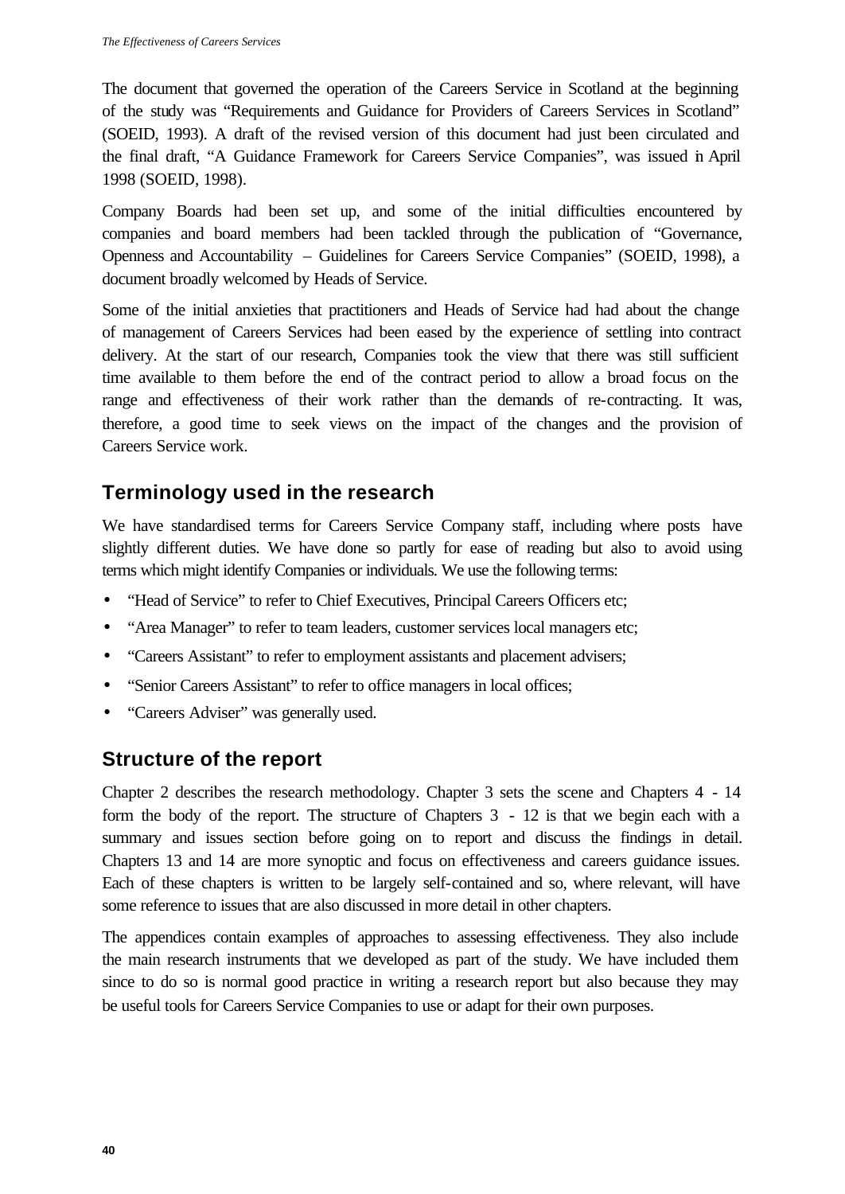The document that governed the operation of the Careers Service in Scotland at the beginning of the study was "Requirements and Guidance for Providers of Careers Services in Scotland" (SOEID, 1993). A draft of the revised version of this document had just been circulated and the final draft, "A Guidance Framework for Careers Service Companies", was issued in April 1998 (SOEID, 1998).

Company Boards had been set up, and some of the initial difficulties encountered by companies and board members had been tackled through the publication of "Governance, Openness and Accountability – Guidelines for Careers Service Companies" (SOEID, 1998), a document broadly welcomed by Heads of Service.

Some of the initial anxieties that practitioners and Heads of Service had had about the change of management of Careers Services had been eased by the experience of settling into contract delivery. At the start of our research, Companies took the view that there was still sufficient time available to them before the end of the contract period to allow a broad focus on the range and effectiveness of their work rather than the demands of re-contracting. It was, therefore, a good time to seek views on the impact of the changes and the provision of Careers Service work.

## Terminology used in the research

We have standardised terms for Careers Service Company staff, including where posts have slightly different duties. We have done so partly for ease of reading but also to avoid using terms which might identify Companies or individuals. We use the following terms:

- "Head of Service" to refer to Chief Executives, Principal Careers Officers etc;
- "Area Manager" to refer to team leaders, customer services local managers etc;
- "Careers Assistant" to refer to employment assistants and placement advisers;
- "Senior Careers Assistant" to refer to office managers in local offices;
- "Careers Adviser" was generally used.

## Structure of the report

Chapter 2 describes the research methodology. Chapter 3 sets the scene and Chapters 4 - 14 form the body of the report. The structure of Chapters 3 - 12 is that we begin each with a summary and issues section before going on to report and discuss the findings in detail. Chapters 13 and 14 are more synoptic and focus on effectiveness and careers guidance issues. Each of these chapters is written to be largely self-contained and so, where relevant, will have some reference to issues that are also discussed in more detail in other chapters.

The appendices contain examples of approaches to assessing effectiveness. They also include the main research instruments that we developed as part of the study. We have included them since to do so is normal good practice in writing a research report but also because they may be useful tools for Careers Service Companies to use or adapt for their own purposes.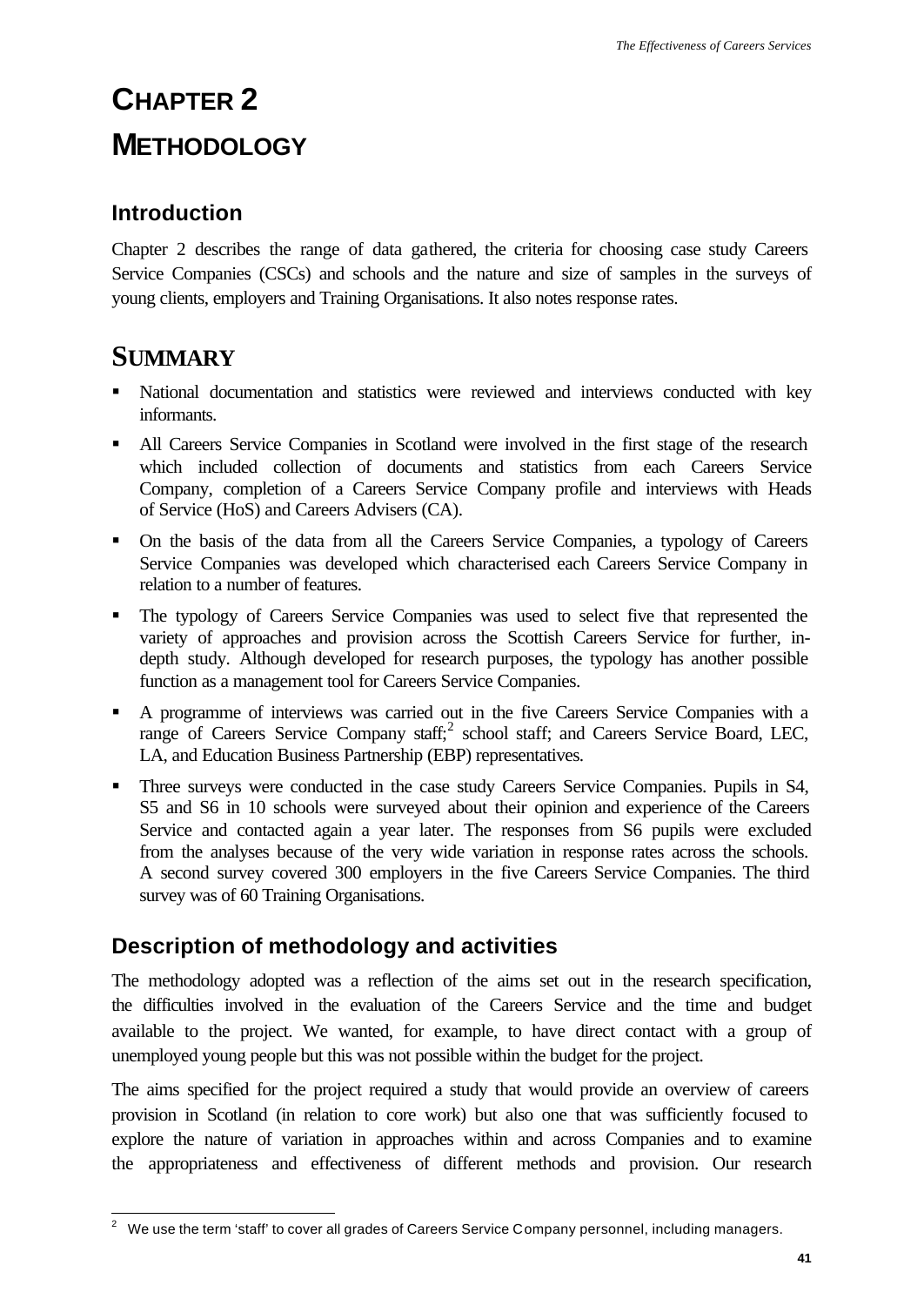# CHAPTER 2

# METHODOLOGY

## Introduction

Chapter 2 describes the range of data gathered, the criteria for choosing case study Careers Service Companies (CSCs) and schools and the nature and size of samples in the surveys of young clients, employers and Training Organisations. It also notes response rates.

## SUMMARY

- National documentation and statistics were reviewed and interviews conducted with key informants.
- All Careers Service Companies in Scotland were involved in the first stage of the research which included collection of documents and statistics from each Careers Service Company, completion of a Careers Service Company profile and interviews with Heads of Service (HoS) and Careers Advisers (CA).
- On the basis of the data from all the Careers Service Companies, a typology of Careers Service Companies was developed which characterised each Careers Service Company in relation to a number of features.
- The typology of Careers Service Companies was used to select five that represented the variety of approaches and provision across the Scottish Careers Service for further, in-depth study. Although developed for research purposes, the typology has another possible function as a management tool for Careers Service Companies.
- A programme of interviews was carried out in the five Careers Service Companies with a range of Careers Service Company staff;[2] school staff; and Careers Service Board, LEC, LA, and Education Business Partnership (EBP) representatives.
- Three surveys were conducted in the case study Careers Service Companies. Pupils in S4, S5 and S6 in 10 schools were surveyed about their opinion and experience of the Careers Service and contacted again a year later. The responses from S6 pupils were excluded from the analyses because of the very wide variation in response rates across the schools. A second survey covered 300 employers in the five Careers Service Companies. The third survey was of 60 Training Organisations.

## Description of methodology and activities

The methodology adopted was a reflection of the aims set out in the research specification, the difficulties involved in the evaluation of the Careers Service and the time and budget available to the project. We wanted, for example, to have direct contact with a group of unemployed young people but this was not possible within the budget for the project.

The aims specified for the project required a study that would provide an overview of careers provision in Scotland (in relation to core work) but also one that was sufficiently focused to explore the nature of variation in approaches within and across Companies and to examine the appropriateness and effectiveness of different methods and provision. Our research

---

[2] We use the term 'staff' to cover all grades of Careers Service Company personnel, including managers.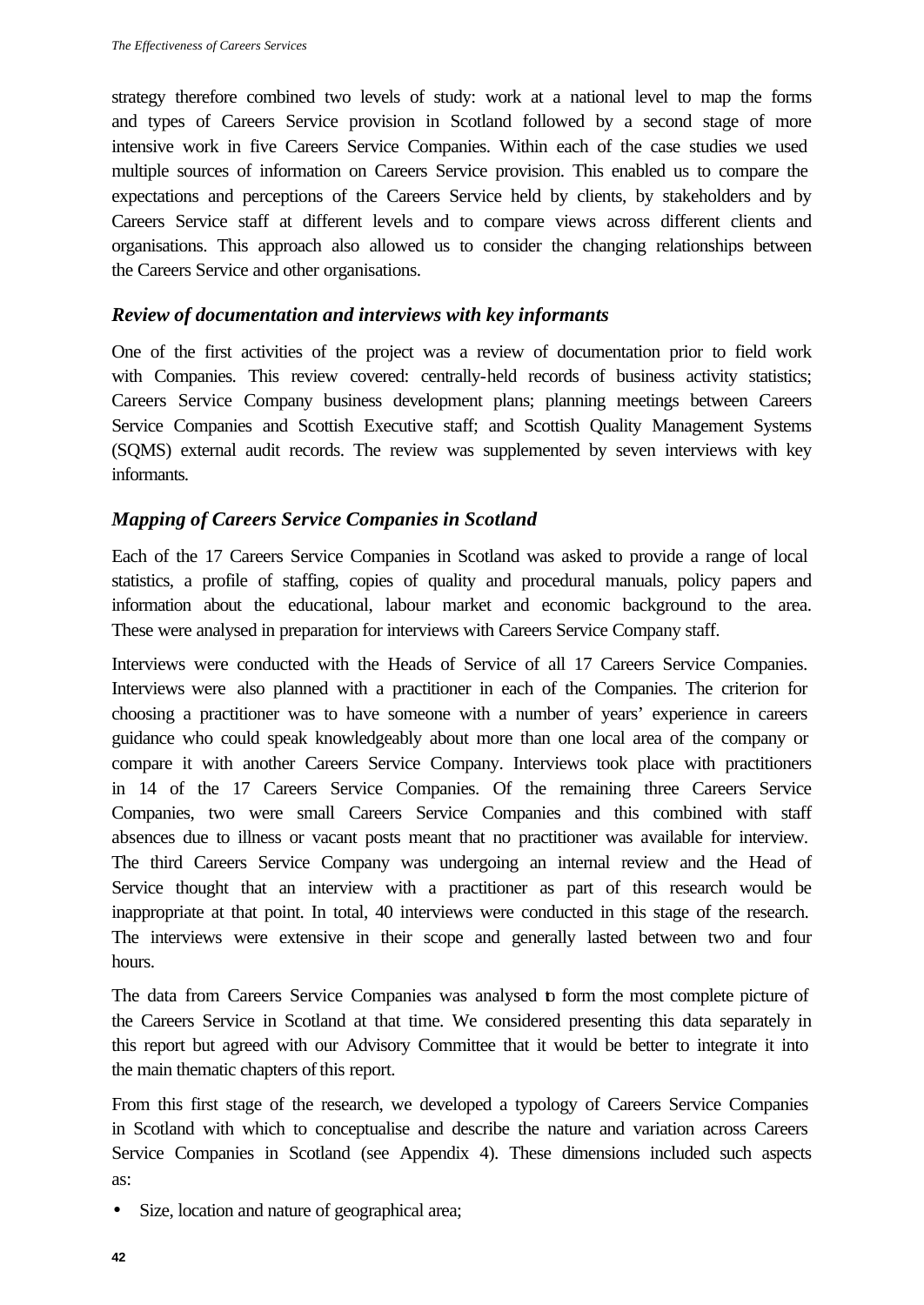strategy therefore combined two levels of study: work at a national level to map the forms and types of Careers Service provision in Scotland followed by a second stage of more intensive work in five Careers Service Companies. Within each of the case studies we used multiple sources of information on Careers Service provision. This enabled us to compare the expectations and perceptions of the Careers Service held by clients, by stakeholders and by Careers Service staff at different levels and to compare views across different clients and organisations. This approach also allowed us to consider the changing relationships between the Careers Service and other organisations.

### *Review of documentation and interviews with key informants*

One of the first activities of the project was a review of documentation prior to field work with Companies. This review covered: centrally-held records of business activity statistics; Careers Service Company business development plans; planning meetings between Careers Service Companies and Scottish Executive staff; and Scottish Quality Management Systems (SQMS) external audit records. The review was supplemented by seven interviews with key informants.

### *Mapping of Careers Service Companies in Scotland*

Each of the 17 Careers Service Companies in Scotland was asked to provide a range of local statistics, a profile of staffing, copies of quality and procedural manuals, policy papers and information about the educational, labour market and economic background to the area. These were analysed in preparation for interviews with Careers Service Company staff.

Interviews were conducted with the Heads of Service of all 17 Careers Service Companies. Interviews were also planned with a practitioner in each of the Companies. The criterion for choosing a practitioner was to have someone with a number of years' experience in careers guidance who could speak knowledgeably about more than one local area of the company or compare it with another Careers Service Company. Interviews took place with practitioners in 14 of the 17 Careers Service Companies. Of the remaining three Careers Service Companies, two were small Careers Service Companies and this combined with staff absences due to illness or vacant posts meant that no practitioner was available for interview. The third Careers Service Company was undergoing an internal review and the Head of Service thought that an interview with a practitioner as part of this research would be inappropriate at that point. In total, 40 interviews were conducted in this stage of the research. The interviews were extensive in their scope and generally lasted between two and four hours.

The data from Careers Service Companies was analysed to form the most complete picture of the Careers Service in Scotland at that time. We considered presenting this data separately in this report but agreed with our Advisory Committee that it would be better to integrate it into the main thematic chapters of this report.

From this first stage of the research, we developed a typology of Careers Service Companies in Scotland with which to conceptualise and describe the nature and variation across Careers Service Companies in Scotland (see Appendix 4). These dimensions included such aspects as:

- Size, location and nature of geographical area;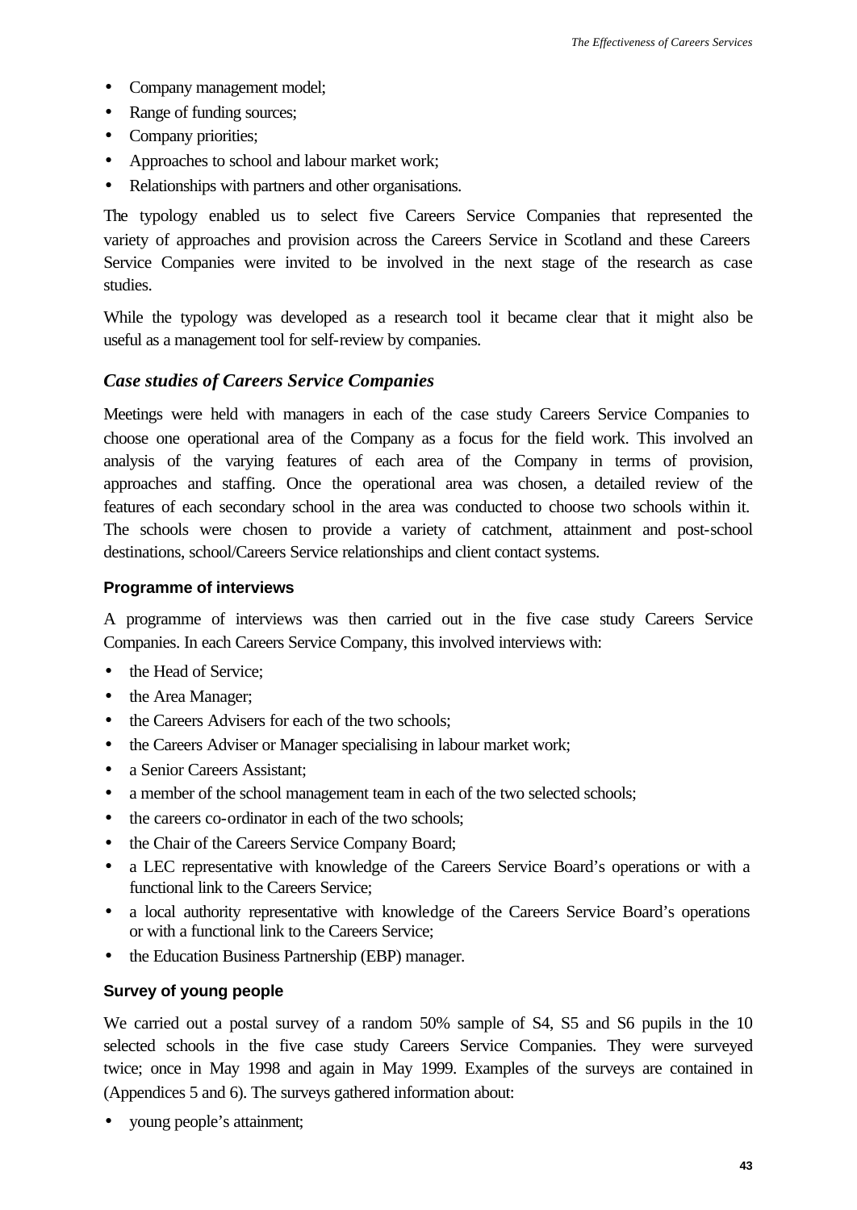- Company management model;
- Range of funding sources;
- Company priorities;
- Approaches to school and labour market work;
- Relationships with partners and other organisations.

The typology enabled us to select five Careers Service Companies that represented the variety of approaches and provision across the Careers Service in Scotland and these Careers Service Companies were invited to be involved in the next stage of the research as case studies.

While the typology was developed as a research tool it became clear that it might also be useful as a management tool for self-review by companies.

## *Case studies of Careers Service Companies*

Meetings were held with managers in each of the case study Careers Service Companies to choose one operational area of the Company as a focus for the field work. This involved an analysis of the varying features of each area of the Company in terms of provision, approaches and staffing. Once the operational area was chosen, a detailed review of the features of each secondary school in the area was conducted to choose two schools within it. The schools were chosen to provide a variety of catchment, attainment and post-school destinations, school/Careers Service relationships and client contact systems.

### Programme of interviews

A programme of interviews was then carried out in the five case study Careers Service Companies. In each Careers Service Company, this involved interviews with:

- the Head of Service;
- the Area Manager;
- the Careers Advisers for each of the two schools;
- the Careers Adviser or Manager specialising in labour market work;
- a Senior Careers Assistant;
- a member of the school management team in each of the two selected schools;
- the careers co-ordinator in each of the two schools;
- the Chair of the Careers Service Company Board;
- a LEC representative with knowledge of the Careers Service Board's operations or with a functional link to the Careers Service;
- a local authority representative with knowledge of the Careers Service Board's operations or with a functional link to the Careers Service;
- the Education Business Partnership (EBP) manager.

### Survey of young people

We carried out a postal survey of a random 50% sample of S4, S5 and S6 pupils in the 10 selected schools in the five case study Careers Service Companies. They were surveyed twice; once in May 1998 and again in May 1999. Examples of the surveys are contained in (Appendices 5 and 6). The surveys gathered information about:

- young people's attainment;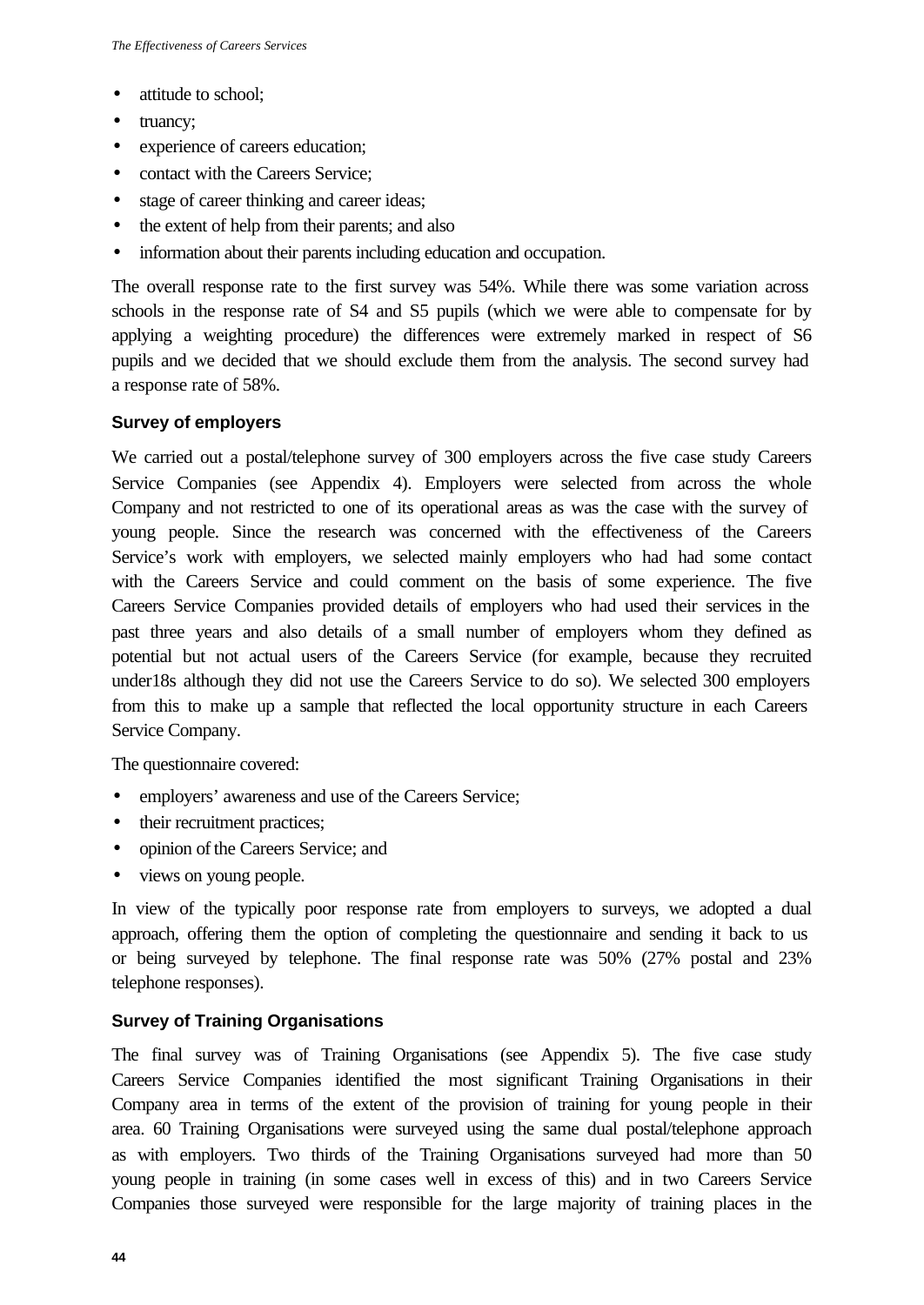- attitude to school;
- truancy;
- experience of careers education;
- contact with the Careers Service;
- stage of career thinking and career ideas;
- the extent of help from their parents; and also
- information about their parents including education and occupation.

The overall response rate to the first survey was 54%. While there was some variation across schools in the response rate of S4 and S5 pupils (which we were able to compensate for by applying a weighting procedure) the differences were extremely marked in respect of S6 pupils and we decided that we should exclude them from the analysis. The second survey had a response rate of 58%.

### Survey of employers

We carried out a postal/telephone survey of 300 employers across the five case study Careers Service Companies (see Appendix 4). Employers were selected from across the whole Company and not restricted to one of its operational areas as was the case with the survey of young people. Since the research was concerned with the effectiveness of the Careers Service's work with employers, we selected mainly employers who had had some contact with the Careers Service and could comment on the basis of some experience. The five Careers Service Companies provided details of employers who had used their services in the past three years and also details of a small number of employers whom they defined as potential but not actual users of the Careers Service (for example, because they recruited under18s although they did not use the Careers Service to do so). We selected 300 employers from this to make up a sample that reflected the local opportunity structure in each Careers Service Company.

The questionnaire covered:

- employers' awareness and use of the Careers Service;
- their recruitment practices;
- opinion of the Careers Service; and
- views on young people.

In view of the typically poor response rate from employers to surveys, we adopted a dual approach, offering them the option of completing the questionnaire and sending it back to us or being surveyed by telephone. The final response rate was 50% (27% postal and 23% telephone responses).

### Survey of Training Organisations

The final survey was of Training Organisations (see Appendix 5). The five case study Careers Service Companies identified the most significant Training Organisations in their Company area in terms of the extent of the provision of training for young people in their area. 60 Training Organisations were surveyed using the same dual postal/telephone approach as with employers. Two thirds of the Training Organisations surveyed had more than 50 young people in training (in some cases well in excess of this) and in two Careers Service Companies those surveyed were responsible for the large majority of training places in the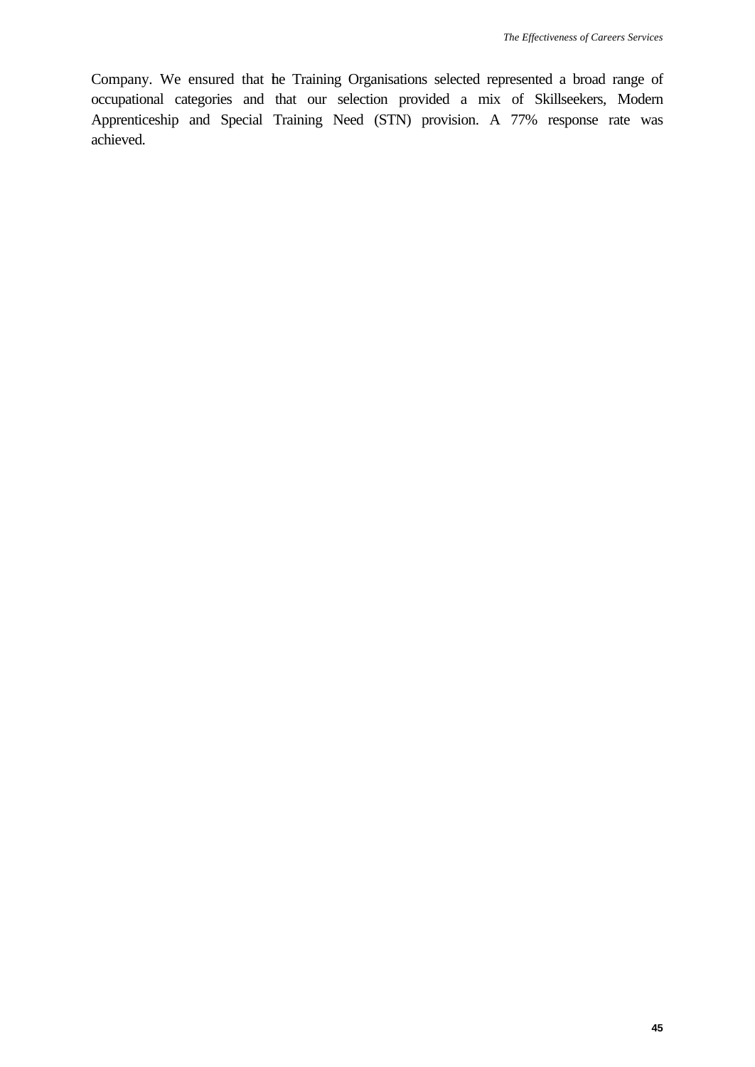Company. We ensured that the Training Organisations selected represented a broad range of occupational categories and that our selection provided a mix of Skillseekers, Modern Apprenticeship and Special Training Need (STN) provision. A 77% response rate was achieved.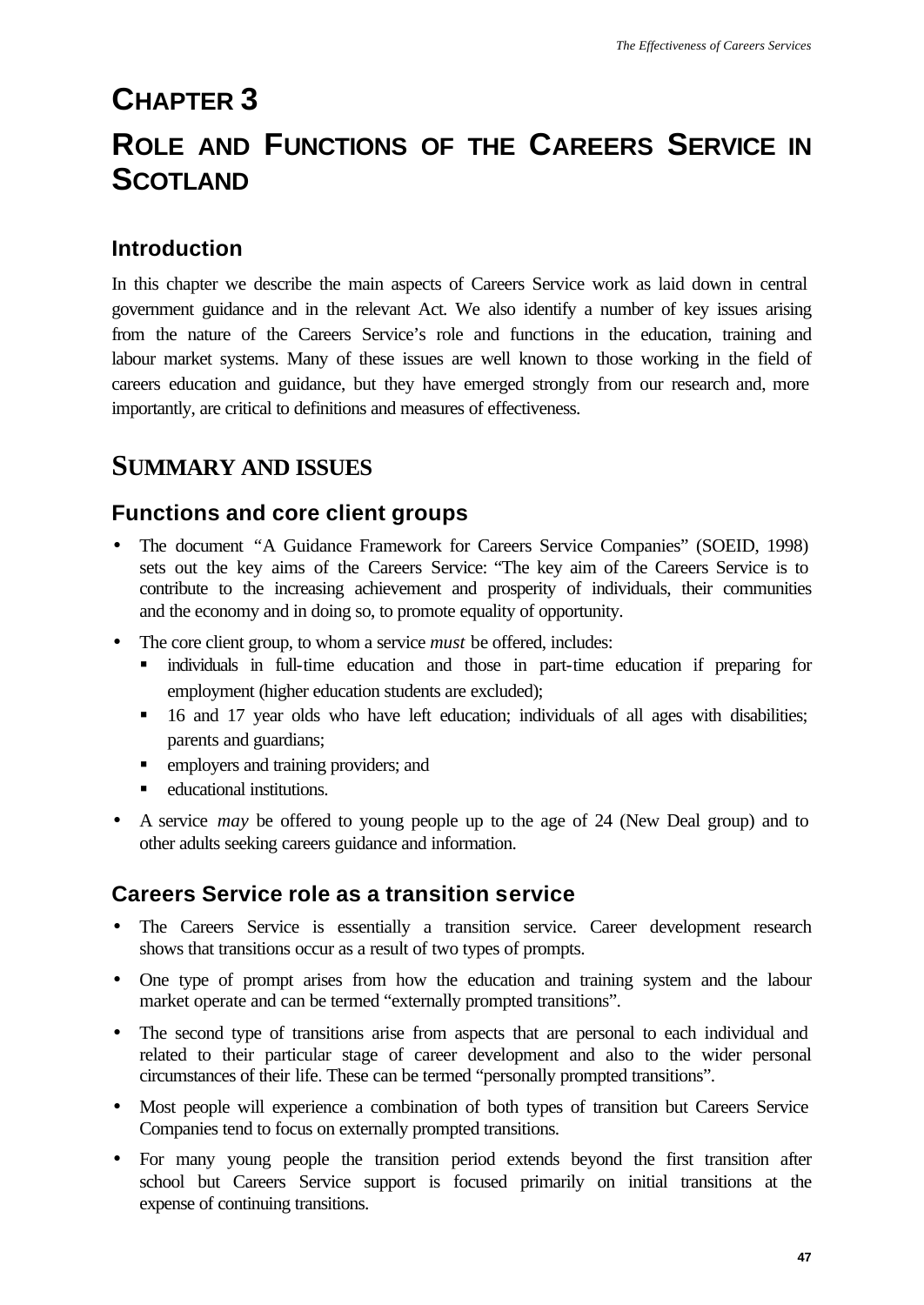# CHAPTER 3

# ROLE AND FUNCTIONS OF THE CAREERS SERVICE IN SCOTLAND

## Introduction

In this chapter we describe the main aspects of Careers Service work as laid down in central government guidance and in the relevant Act. We also identify a number of key issues arising from the nature of the Careers Service's role and functions in the education, training and labour market systems. Many of these issues are well known to those working in the field of careers education and guidance, but they have emerged strongly from our research and, more importantly, are critical to definitions and measures of effectiveness.

## SUMMARY AND ISSUES

### Functions and core client groups

- The document "A Guidance Framework for Careers Service Companies" (SOEID, 1998) sets out the key aims of the Careers Service: "The key aim of the Careers Service is to contribute to the increasing achievement and prosperity of individuals, their communities and the economy and in doing so, to promote equality of opportunity.
- The core client group, to whom a service *must* be offered, includes:
  - individuals in full-time education and those in part-time education if preparing for employment (higher education students are excluded);
  - 16 and 17 year olds who have left education; individuals of all ages with disabilities; parents and guardians;
  - employers and training providers; and
  - educational institutions.
- A service *may* be offered to young people up to the age of 24 (New Deal group) and to other adults seeking careers guidance and information.

### Careers Service role as a transition service

- The Careers Service is essentially a transition service. Career development research shows that transitions occur as a result of two types of prompts.
- One type of prompt arises from how the education and training system and the labour market operate and can be termed "externally prompted transitions".
- The second type of transitions arise from aspects that are personal to each individual and related to their particular stage of career development and also to the wider personal circumstances of their life. These can be termed "personally prompted transitions".
- Most people will experience a combination of both types of transition but Careers Service Companies tend to focus on externally prompted transitions.
- For many young people the transition period extends beyond the first transition after school but Careers Service support is focused primarily on initial transitions at the expense of continuing transitions.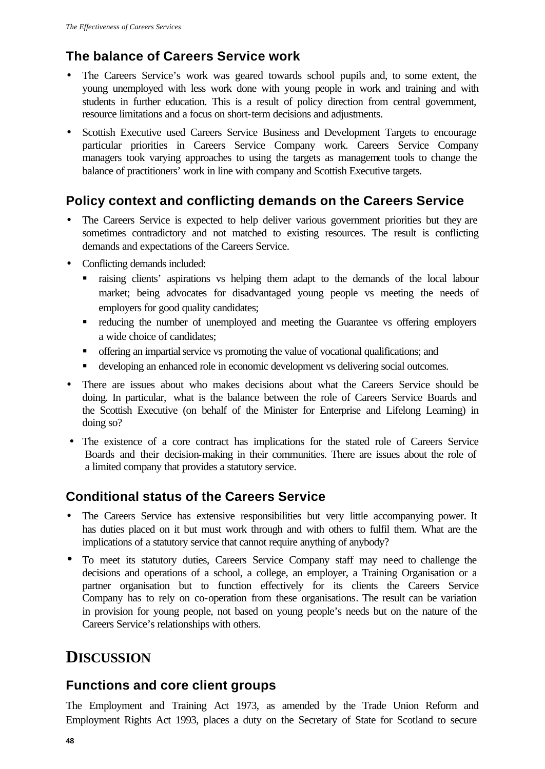## The balance of Careers Service work

- The Careers Service's work was geared towards school pupils and, to some extent, the young unemployed with less work done with young people in work and training and with students in further education. This is a result of policy direction from central government, resource limitations and a focus on short-term decisions and adjustments.
- Scottish Executive used Careers Service Business and Development Targets to encourage particular priorities in Careers Service Company work. Careers Service Company managers took varying approaches to using the targets as management tools to change the balance of practitioners' work in line with company and Scottish Executive targets.

## Policy context and conflicting demands on the Careers Service

- The Careers Service is expected to help deliver various government priorities but they are sometimes contradictory and not matched to existing resources. The result is conflicting demands and expectations of the Careers Service.
- Conflicting demands included:
  - raising clients' aspirations vs helping them adapt to the demands of the local labour market; being advocates for disadvantaged young people vs meeting the needs of employers for good quality candidates;
  - reducing the number of unemployed and meeting the Guarantee vs offering employers a wide choice of candidates;
  - offering an impartial service vs promoting the value of vocational qualifications; and
  - developing an enhanced role in economic development vs delivering social outcomes.
- There are issues about who makes decisions about what the Careers Service should be doing. In particular, what is the balance between the role of Careers Service Boards and the Scottish Executive (on behalf of the Minister for Enterprise and Lifelong Learning) in doing so?
- The existence of a core contract has implications for the stated role of Careers Service Boards and their decision-making in their communities. There are issues about the role of a limited company that provides a statutory service.

## Conditional status of the Careers Service

- The Careers Service has extensive responsibilities but very little accompanying power. It has duties placed on it but must work through and with others to fulfil them. What are the implications of a statutory service that cannot require anything of anybody?
- To meet its statutory duties, Careers Service Company staff may need to challenge the decisions and operations of a school, a college, an employer, a Training Organisation or a partner organisation but to function effectively for its clients the Careers Service Company has to rely on co-operation from these organisations. The result can be variation in provision for young people, not based on young people's needs but on the nature of the Careers Service's relationships with others.

# DISCUSSION

## Functions and core client groups

The Employment and Training Act 1973, as amended by the Trade Union Reform and Employment Rights Act 1993, places a duty on the Secretary of State for Scotland to secure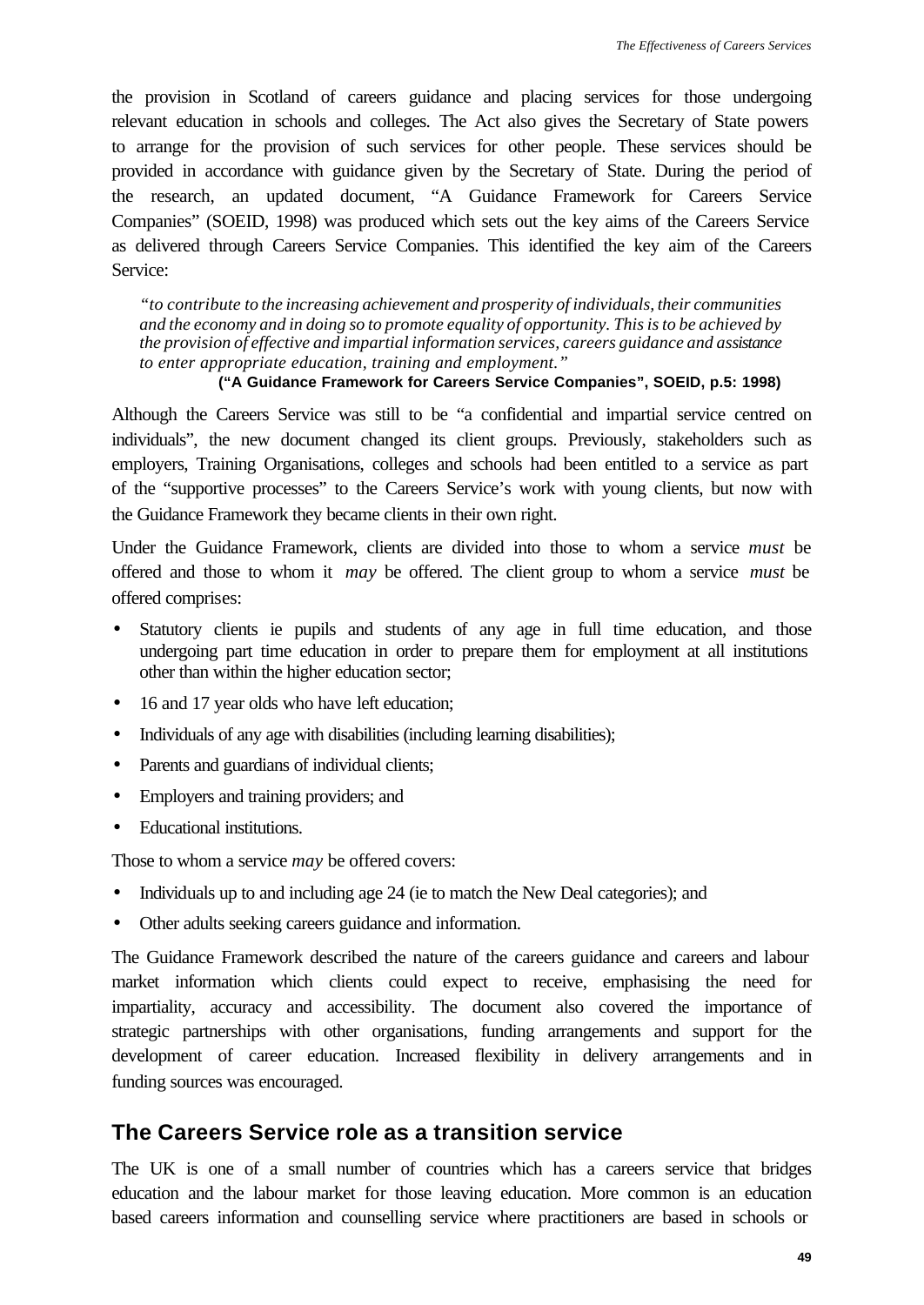the provision in Scotland of careers guidance and placing services for those undergoing relevant education in schools and colleges. The Act also gives the Secretary of State powers to arrange for the provision of such services for other people. These services should be provided in accordance with guidance given by the Secretary of State. During the period of the research, an updated document, "A Guidance Framework for Careers Service Companies" (SOEID, 1998) was produced which sets out the key aims of the Careers Service as delivered through Careers Service Companies. This identified the key aim of the Careers Service:

> *"to contribute to the increasing achievement and prosperity of individuals, their communities and the economy and in doing so to promote equality of opportunity. This is to be achieved by the provision of effective and impartial information services, careers guidance and assistance to enter appropriate education, training and employment."*
>
> **("A Guidance Framework for Careers Service Companies", SOEID, p.5: 1998)**

Although the Careers Service was still to be "a confidential and impartial service centred on individuals", the new document changed its client groups. Previously, stakeholders such as employers, Training Organisations, colleges and schools had been entitled to a service as part of the "supportive processes" to the Careers Service's work with young clients, but now with the Guidance Framework they became clients in their own right.

Under the Guidance Framework, clients are divided into those to whom a service *must* be offered and those to whom it *may* be offered. The client group to whom a service *must* be offered comprises:

- Statutory clients ie pupils and students of any age in full time education, and those undergoing part time education in order to prepare them for employment at all institutions other than within the higher education sector;
- 16 and 17 year olds who have left education;
- Individuals of any age with disabilities (including learning disabilities);
- Parents and guardians of individual clients;
- Employers and training providers; and
- Educational institutions.

Those to whom a service *may* be offered covers:

- Individuals up to and including age 24 (ie to match the New Deal categories); and
- Other adults seeking careers guidance and information.

The Guidance Framework described the nature of the careers guidance and careers and labour market information which clients could expect to receive, emphasising the need for impartiality, accuracy and accessibility. The document also covered the importance of strategic partnerships with other organisations, funding arrangements and support for the development of career education. Increased flexibility in delivery arrangements and in funding sources was encouraged.

## The Careers Service role as a transition service

The UK is one of a small number of countries which has a careers service that bridges education and the labour market for those leaving education. More common is an education based careers information and counselling service where practitioners are based in schools or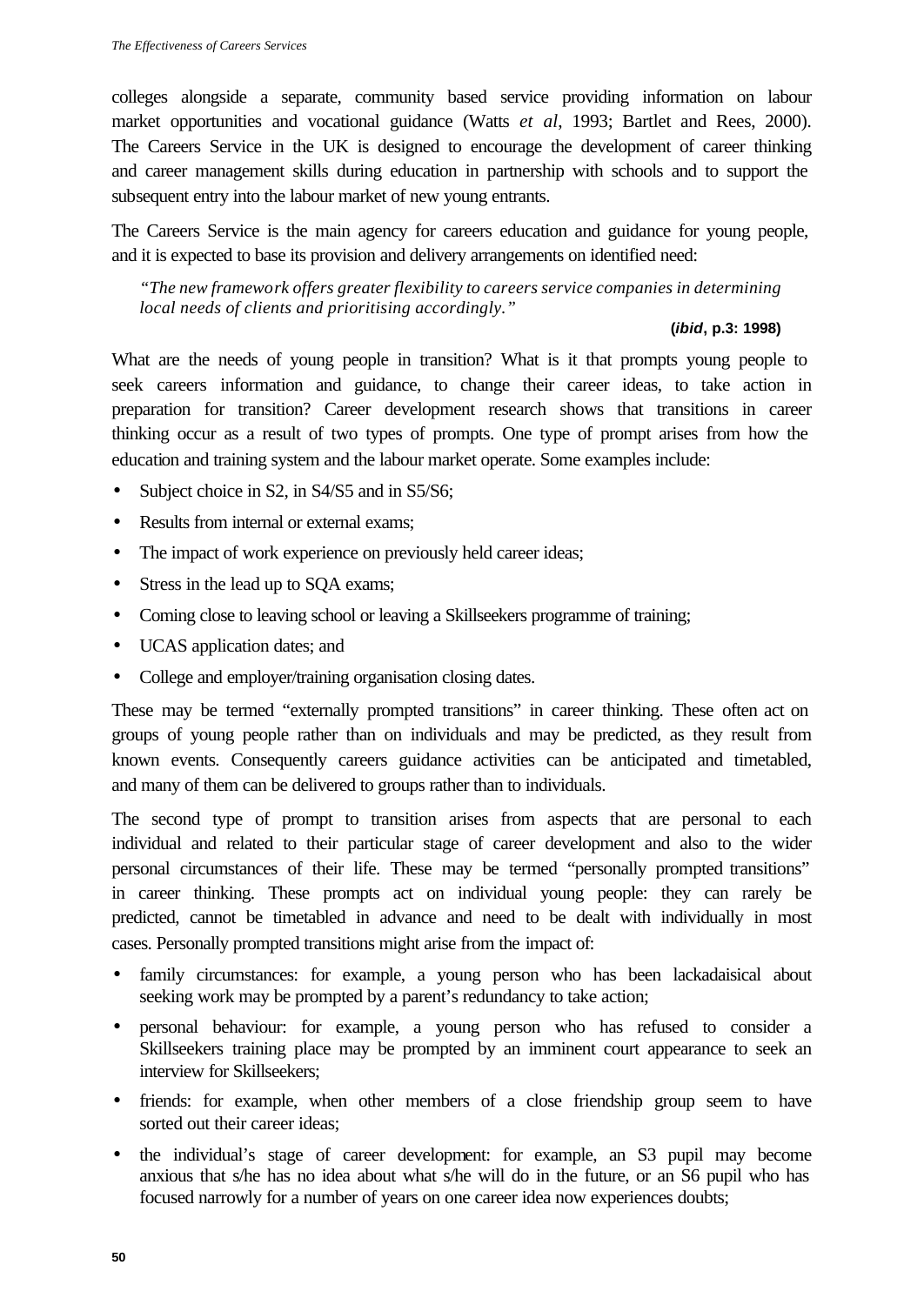colleges alongside a separate, community based service providing information on labour market opportunities and vocational guidance (Watts *et al*, 1993; Bartlet and Rees, 2000). The Careers Service in the UK is designed to encourage the development of career thinking and career management skills during education in partnership with schools and to support the subsequent entry into the labour market of new young entrants.

The Careers Service is the main agency for careers education and guidance for young people, and it is expected to base its provision and delivery arrangements on identified need:

> *"The new framework offers greater flexibility to careers service companies in determining local needs of clients and prioritising accordingly."*
>
> **(*ibid*, p.3: 1998)**

What are the needs of young people in transition? What is it that prompts young people to seek careers information and guidance, to change their career ideas, to take action in preparation for transition? Career development research shows that transitions in career thinking occur as a result of two types of prompts. One type of prompt arises from how the education and training system and the labour market operate. Some examples include:

- Subject choice in S2, in S4/S5 and in S5/S6;
- Results from internal or external exams;
- The impact of work experience on previously held career ideas;
- Stress in the lead up to SQA exams;
- Coming close to leaving school or leaving a Skillseekers programme of training;
- UCAS application dates; and
- College and employer/training organisation closing dates.

These may be termed "externally prompted transitions" in career thinking. These often act on groups of young people rather than on individuals and may be predicted, as they result from known events. Consequently careers guidance activities can be anticipated and timetabled, and many of them can be delivered to groups rather than to individuals.

The second type of prompt to transition arises from aspects that are personal to each individual and related to their particular stage of career development and also to the wider personal circumstances of their life. These may be termed "personally prompted transitions" in career thinking. These prompts act on individual young people: they can rarely be predicted, cannot be timetabled in advance and need to be dealt with individually in most cases. Personally prompted transitions might arise from the impact of:

- family circumstances: for example, a young person who has been lackadaisical about seeking work may be prompted by a parent's redundancy to take action;
- personal behaviour: for example, a young person who has refused to consider a Skillseekers training place may be prompted by an imminent court appearance to seek an interview for Skillseekers;
- friends: for example, when other members of a close friendship group seem to have sorted out their career ideas;
- the individual's stage of career development: for example, an S3 pupil may become anxious that s/he has no idea about what s/he will do in the future, or an S6 pupil who has focused narrowly for a number of years on one career idea now experiences doubts;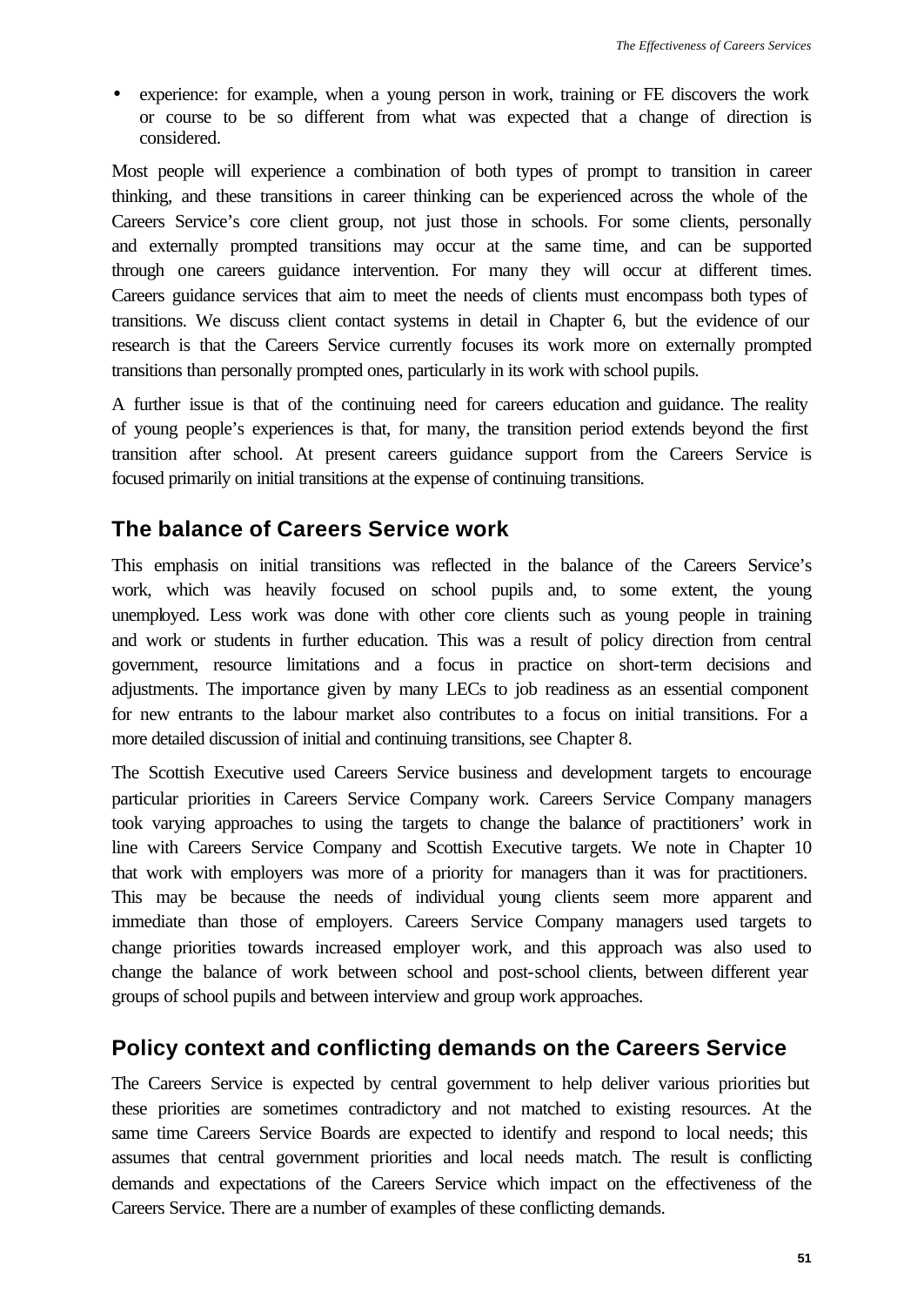- experience: for example, when a young person in work, training or FE discovers the work or course to be so different from what was expected that a change of direction is considered.

Most people will experience a combination of both types of prompt to transition in career thinking, and these transitions in career thinking can be experienced across the whole of the Careers Service's core client group, not just those in schools. For some clients, personally and externally prompted transitions may occur at the same time, and can be supported through one careers guidance intervention. For many they will occur at different times. Careers guidance services that aim to meet the needs of clients must encompass both types of transitions. We discuss client contact systems in detail in Chapter 6, but the evidence of our research is that the Careers Service currently focuses its work more on externally prompted transitions than personally prompted ones, particularly in its work with school pupils.

A further issue is that of the continuing need for careers education and guidance. The reality of young people's experiences is that, for many, the transition period extends beyond the first transition after school. At present careers guidance support from the Careers Service is focused primarily on initial transitions at the expense of continuing transitions.

## The balance of Careers Service work

This emphasis on initial transitions was reflected in the balance of the Careers Service's work, which was heavily focused on school pupils and, to some extent, the young unemployed. Less work was done with other core clients such as young people in training and work or students in further education. This was a result of policy direction from central government, resource limitations and a focus in practice on short-term decisions and adjustments. The importance given by many LECs to job readiness as an essential component for new entrants to the labour market also contributes to a focus on initial transitions. For a more detailed discussion of initial and continuing transitions, see Chapter 8.

The Scottish Executive used Careers Service business and development targets to encourage particular priorities in Careers Service Company work. Careers Service Company managers took varying approaches to using the targets to change the balance of practitioners' work in line with Careers Service Company and Scottish Executive targets. We note in Chapter 10 that work with employers was more of a priority for managers than it was for practitioners. This may be because the needs of individual young clients seem more apparent and immediate than those of employers. Careers Service Company managers used targets to change priorities towards increased employer work, and this approach was also used to change the balance of work between school and post-school clients, between different year groups of school pupils and between interview and group work approaches.

## Policy context and conflicting demands on the Careers Service

The Careers Service is expected by central government to help deliver various priorities but these priorities are sometimes contradictory and not matched to existing resources. At the same time Careers Service Boards are expected to identify and respond to local needs; this assumes that central government priorities and local needs match. The result is conflicting demands and expectations of the Careers Service which impact on the effectiveness of the Careers Service. There are a number of examples of these conflicting demands.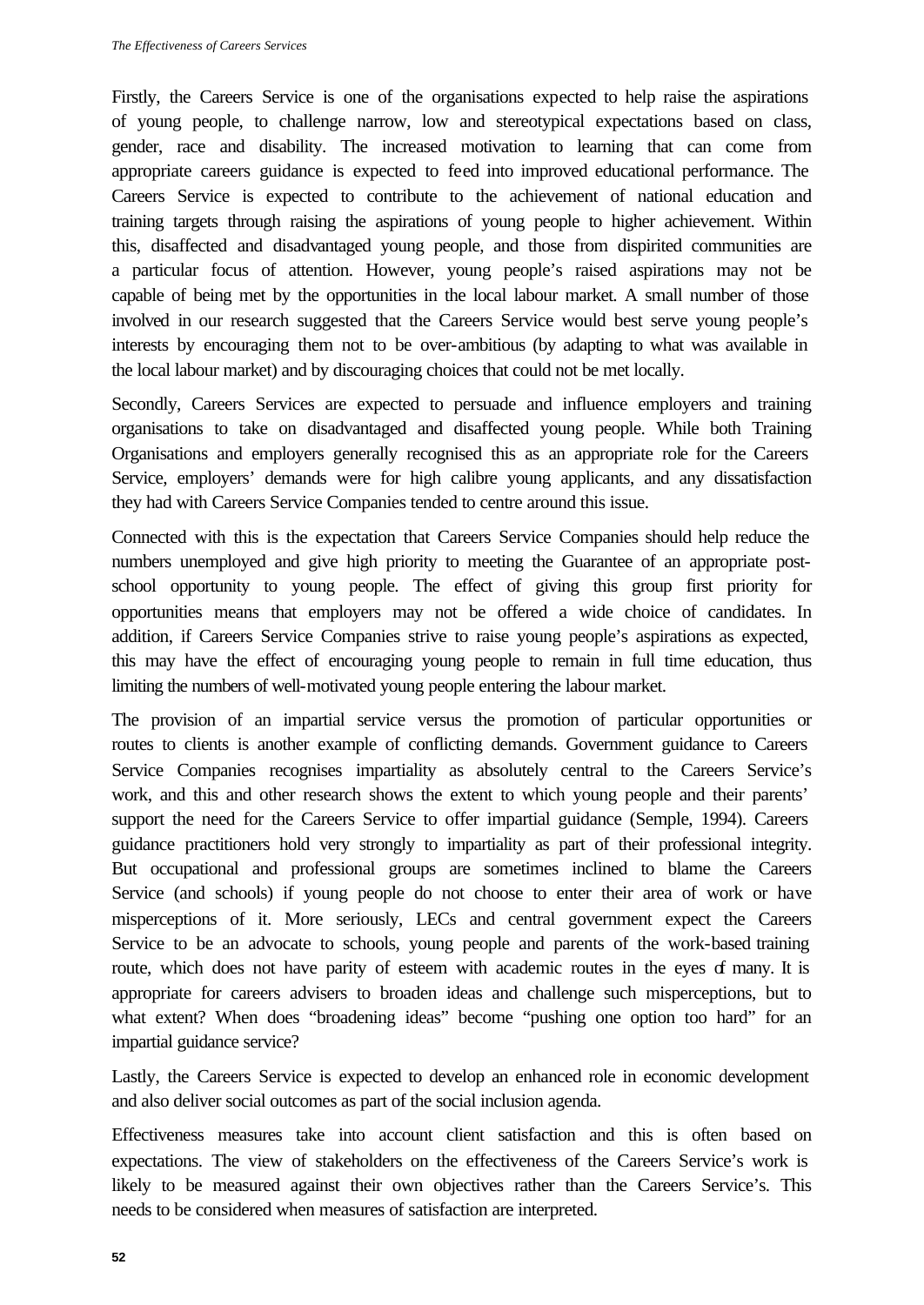Firstly, the Careers Service is one of the organisations expected to help raise the aspirations of young people, to challenge narrow, low and stereotypical expectations based on class, gender, race and disability. The increased motivation to learning that can come from appropriate careers guidance is expected to feed into improved educational performance. The Careers Service is expected to contribute to the achievement of national education and training targets through raising the aspirations of young people to higher achievement. Within this, disaffected and disadvantaged young people, and those from dispirited communities are a particular focus of attention. However, young people's raised aspirations may not be capable of being met by the opportunities in the local labour market. A small number of those involved in our research suggested that the Careers Service would best serve young people's interests by encouraging them not to be over-ambitious (by adapting to what was available in the local labour market) and by discouraging choices that could not be met locally.

Secondly, Careers Services are expected to persuade and influence employers and training organisations to take on disadvantaged and disaffected young people. While both Training Organisations and employers generally recognised this as an appropriate role for the Careers Service, employers' demands were for high calibre young applicants, and any dissatisfaction they had with Careers Service Companies tended to centre around this issue.

Connected with this is the expectation that Careers Service Companies should help reduce the numbers unemployed and give high priority to meeting the Guarantee of an appropriate post-school opportunity to young people. The effect of giving this group first priority for opportunities means that employers may not be offered a wide choice of candidates. In addition, if Careers Service Companies strive to raise young people's aspirations as expected, this may have the effect of encouraging young people to remain in full time education, thus limiting the numbers of well-motivated young people entering the labour market.

The provision of an impartial service versus the promotion of particular opportunities or routes to clients is another example of conflicting demands. Government guidance to Careers Service Companies recognises impartiality as absolutely central to the Careers Service's work, and this and other research shows the extent to which young people and their parents' support the need for the Careers Service to offer impartial guidance (Semple, 1994). Careers guidance practitioners hold very strongly to impartiality as part of their professional integrity. But occupational and professional groups are sometimes inclined to blame the Careers Service (and schools) if young people do not choose to enter their area of work or have misperceptions of it. More seriously, LECs and central government expect the Careers Service to be an advocate to schools, young people and parents of the work-based training route, which does not have parity of esteem with academic routes in the eyes of many. It is appropriate for careers advisers to broaden ideas and challenge such misperceptions, but to what extent? When does "broadening ideas" become "pushing one option too hard" for an impartial guidance service?

Lastly, the Careers Service is expected to develop an enhanced role in economic development and also deliver social outcomes as part of the social inclusion agenda.

Effectiveness measures take into account client satisfaction and this is often based on expectations. The view of stakeholders on the effectiveness of the Careers Service's work is likely to be measured against their own objectives rather than the Careers Service's. This needs to be considered when measures of satisfaction are interpreted.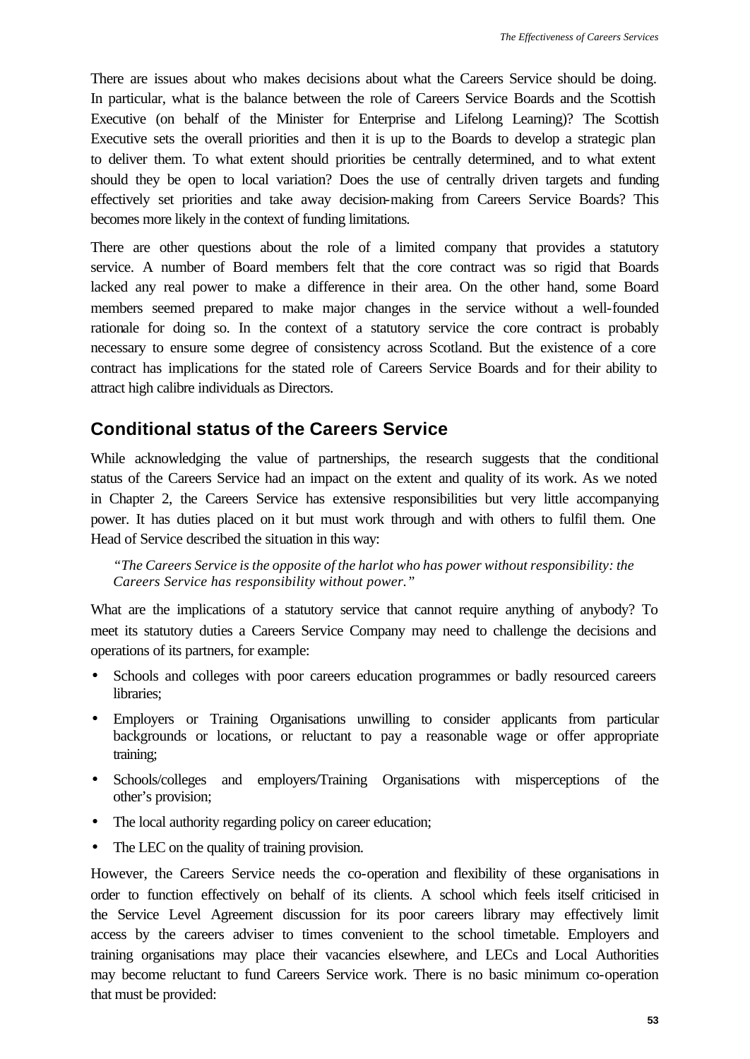There are issues about who makes decisions about what the Careers Service should be doing. In particular, what is the balance between the role of Careers Service Boards and the Scottish Executive (on behalf of the Minister for Enterprise and Lifelong Learning)? The Scottish Executive sets the overall priorities and then it is up to the Boards to develop a strategic plan to deliver them. To what extent should priorities be centrally determined, and to what extent should they be open to local variation? Does the use of centrally driven targets and funding effectively set priorities and take away decision-making from Careers Service Boards? This becomes more likely in the context of funding limitations.

There are other questions about the role of a limited company that provides a statutory service. A number of Board members felt that the core contract was so rigid that Boards lacked any real power to make a difference in their area. On the other hand, some Board members seemed prepared to make major changes in the service without a well-founded rationale for doing so. In the context of a statutory service the core contract is probably necessary to ensure some degree of consistency across Scotland. But the existence of a core contract has implications for the stated role of Careers Service Boards and for their ability to attract high calibre individuals as Directors.

## Conditional status of the Careers Service

While acknowledging the value of partnerships, the research suggests that the conditional status of the Careers Service had an impact on the extent and quality of its work. As we noted in Chapter 2, the Careers Service has extensive responsibilities but very little accompanying power. It has duties placed on it but must work through and with others to fulfil them. One Head of Service described the situation in this way:

> *"The Careers Service is the opposite of the harlot who has power without responsibility: the Careers Service has responsibility without power."*

What are the implications of a statutory service that cannot require anything of anybody? To meet its statutory duties a Careers Service Company may need to challenge the decisions and operations of its partners, for example:

- Schools and colleges with poor careers education programmes or badly resourced careers libraries;
- Employers or Training Organisations unwilling to consider applicants from particular backgrounds or locations, or reluctant to pay a reasonable wage or offer appropriate training;
- Schools/colleges and employers/Training Organisations with misperceptions of the other's provision;
- The local authority regarding policy on career education;
- The LEC on the quality of training provision.

However, the Careers Service needs the co-operation and flexibility of these organisations in order to function effectively on behalf of its clients. A school which feels itself criticised in the Service Level Agreement discussion for its poor careers library may effectively limit access by the careers adviser to times convenient to the school timetable. Employers and training organisations may place their vacancies elsewhere, and LECs and Local Authorities may become reluctant to fund Careers Service work. There is no basic minimum co-operation that must be provided: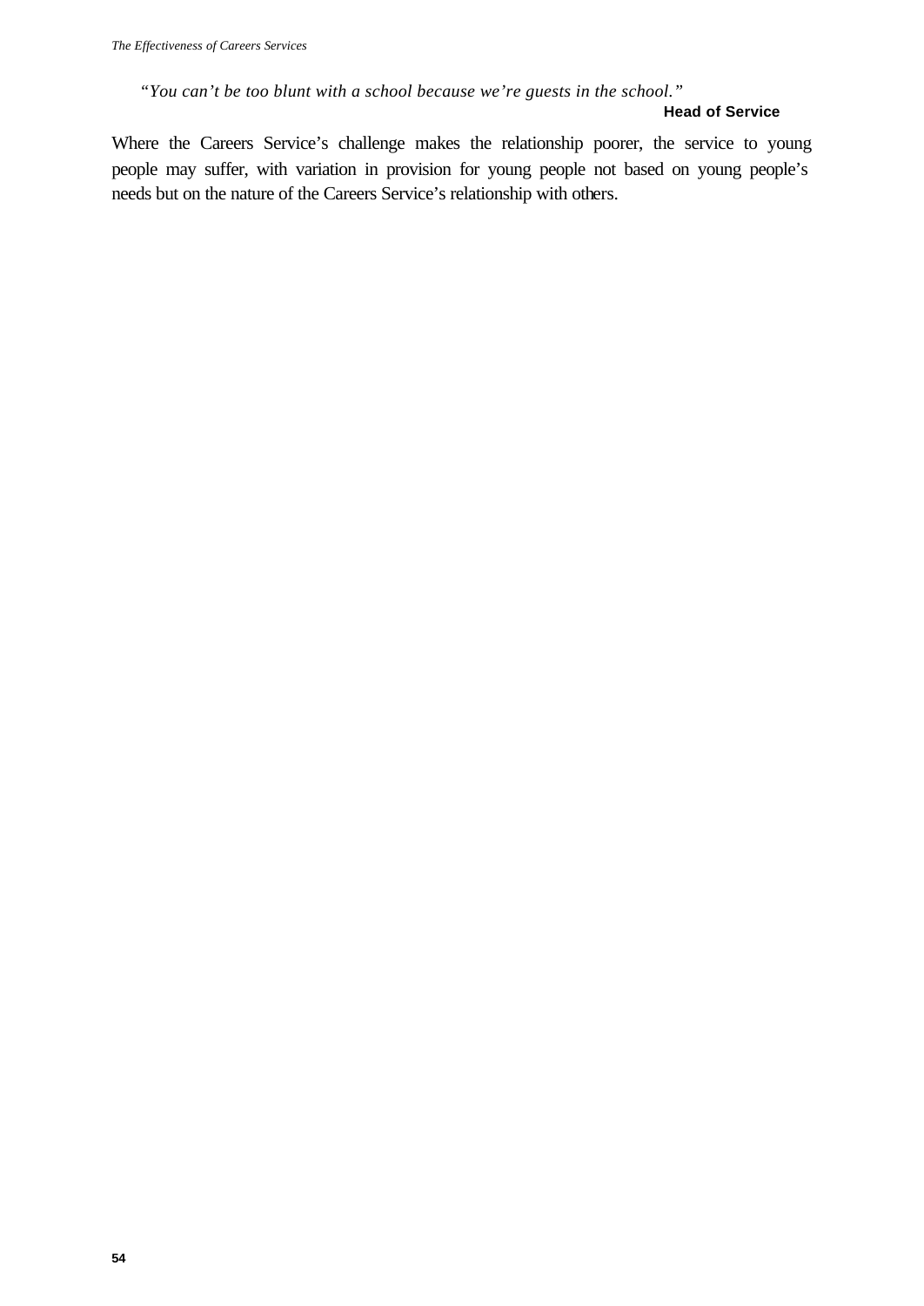*"You can't be too blunt with a school because we're guests in the school."*

**Head of Service**

Where the Careers Service's challenge makes the relationship poorer, the service to young people may suffer, with variation in provision for young people not based on young people's needs but on the nature of the Careers Service's relationship with others.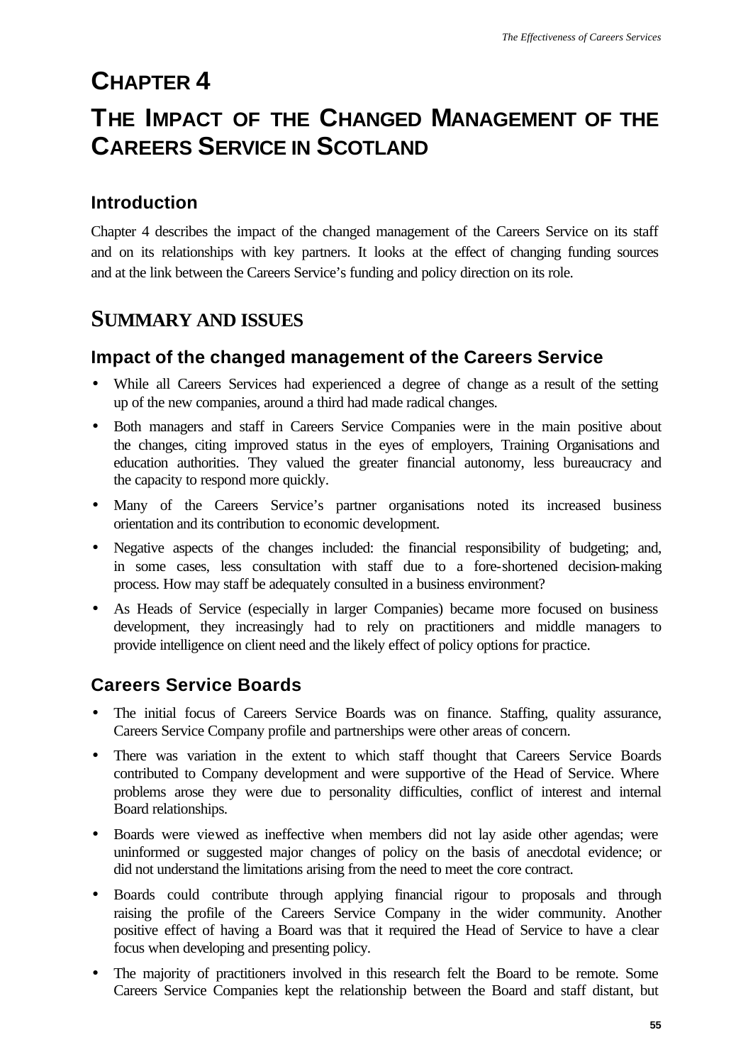# CHAPTER 4

# THE IMPACT OF THE CHANGED MANAGEMENT OF THE CAREERS SERVICE IN SCOTLAND

## Introduction

Chapter 4 describes the impact of the changed management of the Careers Service on its staff and on its relationships with key partners. It looks at the effect of changing funding sources and at the link between the Careers Service's funding and policy direction on its role.

## SUMMARY AND ISSUES

### Impact of the changed management of the Careers Service

- While all Careers Services had experienced a degree of change as a result of the setting up of the new companies, around a third had made radical changes.
- Both managers and staff in Careers Service Companies were in the main positive about the changes, citing improved status in the eyes of employers, Training Organisations and education authorities. They valued the greater financial autonomy, less bureaucracy and the capacity to respond more quickly.
- Many of the Careers Service's partner organisations noted its increased business orientation and its contribution to economic development.
- Negative aspects of the changes included: the financial responsibility of budgeting; and, in some cases, less consultation with staff due to a fore-shortened decision-making process. How may staff be adequately consulted in a business environment?
- As Heads of Service (especially in larger Companies) became more focused on business development, they increasingly had to rely on practitioners and middle managers to provide intelligence on client need and the likely effect of policy options for practice.

### Careers Service Boards

- The initial focus of Careers Service Boards was on finance. Staffing, quality assurance, Careers Service Company profile and partnerships were other areas of concern.
- There was variation in the extent to which staff thought that Careers Service Boards contributed to Company development and were supportive of the Head of Service. Where problems arose they were due to personality difficulties, conflict of interest and internal Board relationships.
- Boards were viewed as ineffective when members did not lay aside other agendas; were uninformed or suggested major changes of policy on the basis of anecdotal evidence; or did not understand the limitations arising from the need to meet the core contract.
- Boards could contribute through applying financial rigour to proposals and through raising the profile of the Careers Service Company in the wider community. Another positive effect of having a Board was that it required the Head of Service to have a clear focus when developing and presenting policy.
- The majority of practitioners involved in this research felt the Board to be remote. Some Careers Service Companies kept the relationship between the Board and staff distant, but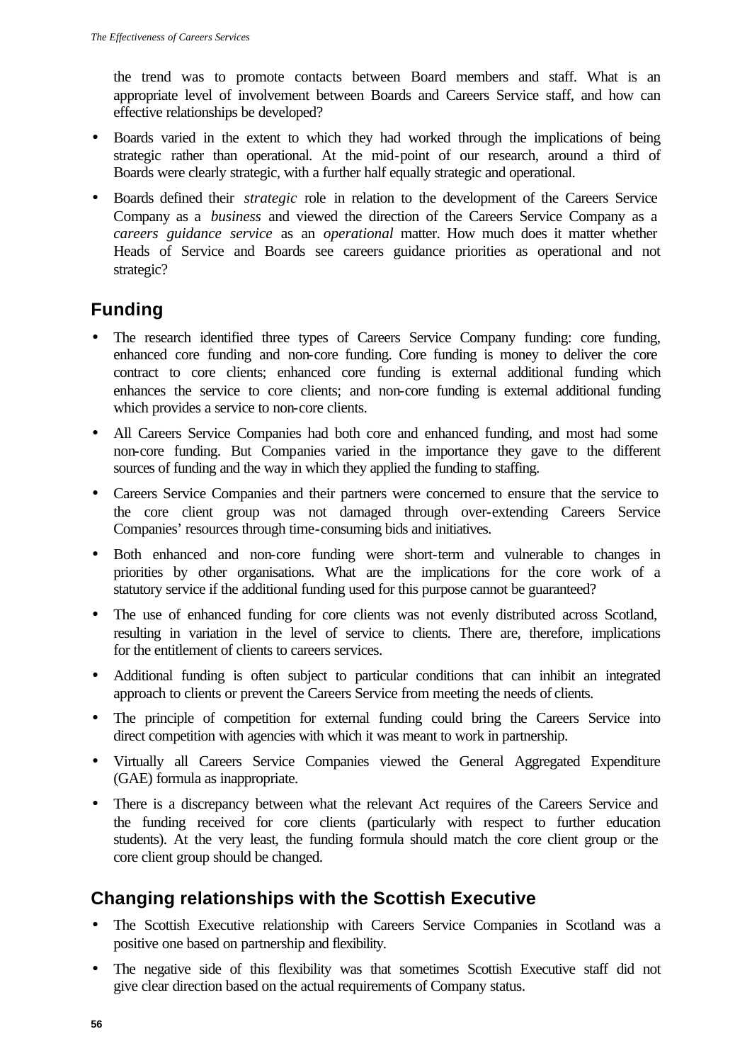the trend was to promote contacts between Board members and staff. What is an appropriate level of involvement between Boards and Careers Service staff, and how can effective relationships be developed?

- Boards varied in the extent to which they had worked through the implications of being strategic rather than operational. At the mid-point of our research, around a third of Boards were clearly strategic, with a further half equally strategic and operational.
- Boards defined their *strategic* role in relation to the development of the Careers Service Company as a *business* and viewed the direction of the Careers Service Company as a *careers guidance service* as an *operational* matter. How much does it matter whether Heads of Service and Boards see careers guidance priorities as operational and not strategic?

## Funding

- The research identified three types of Careers Service Company funding: core funding, enhanced core funding and non-core funding. Core funding is money to deliver the core contract to core clients; enhanced core funding is external additional funding which enhances the service to core clients; and non-core funding is external additional funding which provides a service to non-core clients.
- All Careers Service Companies had both core and enhanced funding, and most had some non-core funding. But Companies varied in the importance they gave to the different sources of funding and the way in which they applied the funding to staffing.
- Careers Service Companies and their partners were concerned to ensure that the service to the core client group was not damaged through over-extending Careers Service Companies' resources through time-consuming bids and initiatives.
- Both enhanced and non-core funding were short-term and vulnerable to changes in priorities by other organisations. What are the implications for the core work of a statutory service if the additional funding used for this purpose cannot be guaranteed?
- The use of enhanced funding for core clients was not evenly distributed across Scotland, resulting in variation in the level of service to clients. There are, therefore, implications for the entitlement of clients to careers services.
- Additional funding is often subject to particular conditions that can inhibit an integrated approach to clients or prevent the Careers Service from meeting the needs of clients.
- The principle of competition for external funding could bring the Careers Service into direct competition with agencies with which it was meant to work in partnership.
- Virtually all Careers Service Companies viewed the General Aggregated Expenditure (GAE) formula as inappropriate.
- There is a discrepancy between what the relevant Act requires of the Careers Service and the funding received for core clients (particularly with respect to further education students). At the very least, the funding formula should match the core client group or the core client group should be changed.

## Changing relationships with the Scottish Executive

- The Scottish Executive relationship with Careers Service Companies in Scotland was a positive one based on partnership and flexibility.
- The negative side of this flexibility was that sometimes Scottish Executive staff did not give clear direction based on the actual requirements of Company status.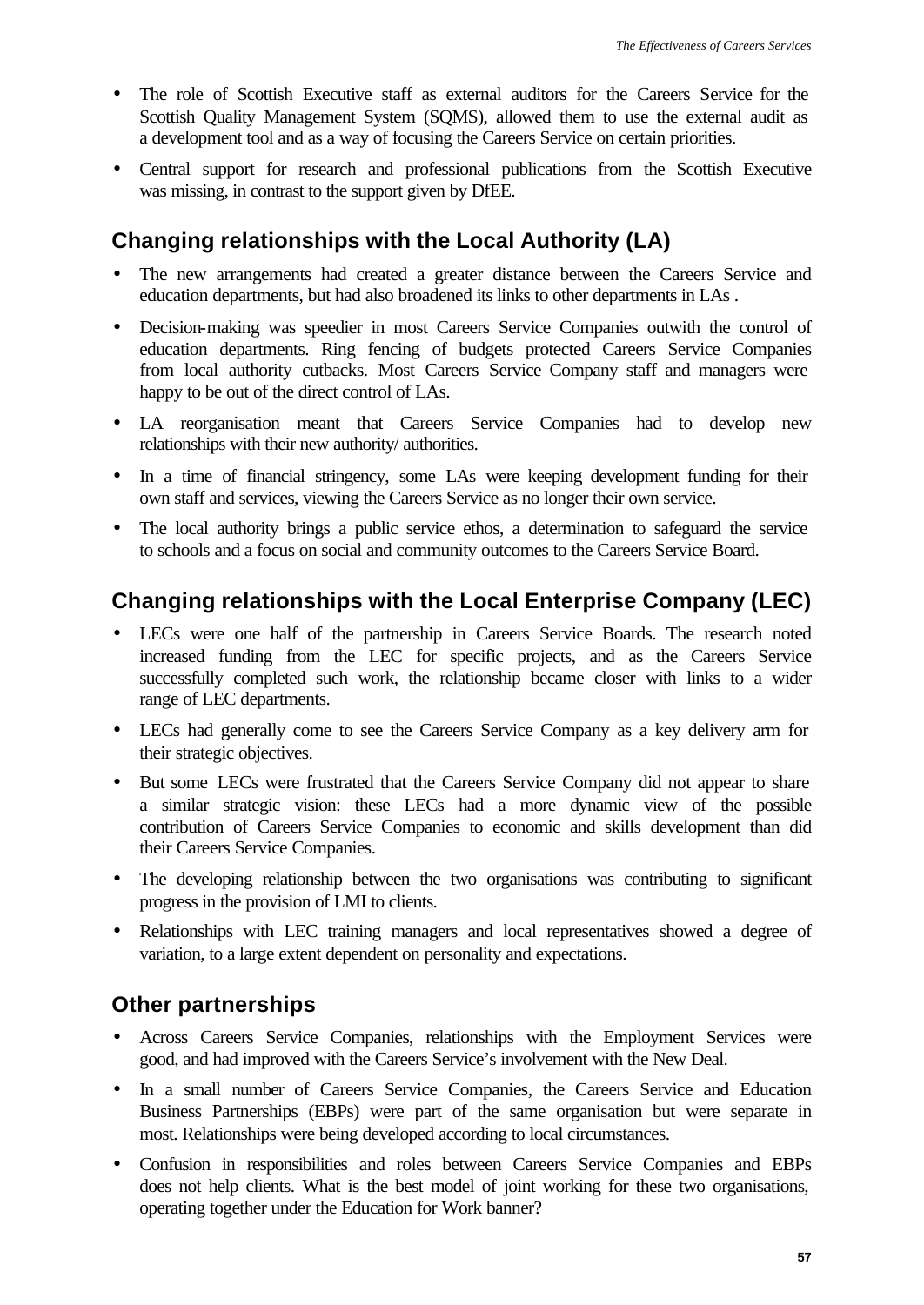- The role of Scottish Executive staff as external auditors for the Careers Service for the Scottish Quality Management System (SQMS), allowed them to use the external audit as a development tool and as a way of focusing the Careers Service on certain priorities.
- Central support for research and professional publications from the Scottish Executive was missing, in contrast to the support given by DfEE.

## Changing relationships with the Local Authority (LA)

- The new arrangements had created a greater distance between the Careers Service and education departments, but had also broadened its links to other departments in LAs .
- Decision-making was speedier in most Careers Service Companies outwith the control of education departments. Ring fencing of budgets protected Careers Service Companies from local authority cutbacks. Most Careers Service Company staff and managers were happy to be out of the direct control of LAs.
- LA reorganisation meant that Careers Service Companies had to develop new relationships with their new authority/ authorities.
- In a time of financial stringency, some LAs were keeping development funding for their own staff and services, viewing the Careers Service as no longer their own service.
- The local authority brings a public service ethos, a determination to safeguard the service to schools and a focus on social and community outcomes to the Careers Service Board.

## Changing relationships with the Local Enterprise Company (LEC)

- LECs were one half of the partnership in Careers Service Boards. The research noted increased funding from the LEC for specific projects, and as the Careers Service successfully completed such work, the relationship became closer with links to a wider range of LEC departments.
- LECs had generally come to see the Careers Service Company as a key delivery arm for their strategic objectives.
- But some LECs were frustrated that the Careers Service Company did not appear to share a similar strategic vision: these LECs had a more dynamic view of the possible contribution of Careers Service Companies to economic and skills development than did their Careers Service Companies.
- The developing relationship between the two organisations was contributing to significant progress in the provision of LMI to clients.
- Relationships with LEC training managers and local representatives showed a degree of variation, to a large extent dependent on personality and expectations.

## Other partnerships

- Across Careers Service Companies, relationships with the Employment Services were good, and had improved with the Careers Service's involvement with the New Deal.
- In a small number of Careers Service Companies, the Careers Service and Education Business Partnerships (EBPs) were part of the same organisation but were separate in most. Relationships were being developed according to local circumstances.
- Confusion in responsibilities and roles between Careers Service Companies and EBPs does not help clients. What is the best model of joint working for these two organisations, operating together under the Education for Work banner?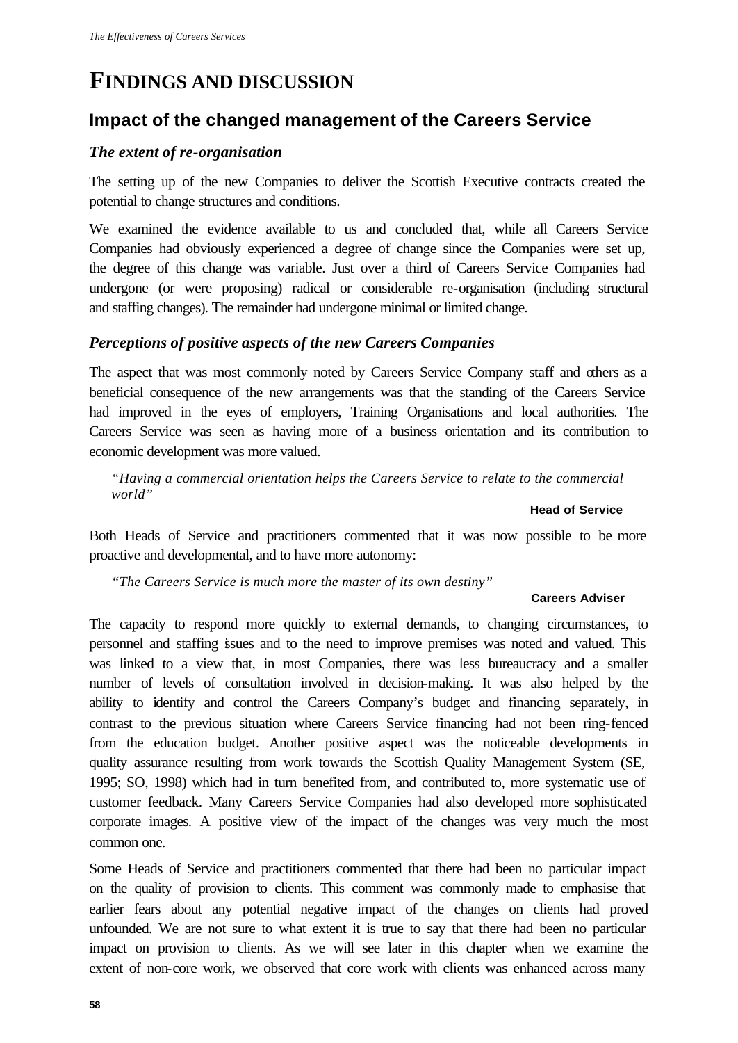# FINDINGS AND DISCUSSION

## Impact of the changed management of the Careers Service

### *The extent of re-organisation*

The setting up of the new Companies to deliver the Scottish Executive contracts created the potential to change structures and conditions.

We examined the evidence available to us and concluded that, while all Careers Service Companies had obviously experienced a degree of change since the Companies were set up, the degree of this change was variable. Just over a third of Careers Service Companies had undergone (or were proposing) radical or considerable re-organisation (including structural and staffing changes). The remainder had undergone minimal or limited change.

### *Perceptions of positive aspects of the new Careers Companies*

The aspect that was most commonly noted by Careers Service Company staff and others as a beneficial consequence of the new arrangements was that the standing of the Careers Service had improved in the eyes of employers, Training Organisations and local authorities. The Careers Service was seen as having more of a business orientation and its contribution to economic development was more valued.

> *"Having a commercial orientation helps the Careers Service to relate to the commercial world"*
>
> **Head of Service**

Both Heads of Service and practitioners commented that it was now possible to be more proactive and developmental, and to have more autonomy:

> *"The Careers Service is much more the master of its own destiny"*
>
> **Careers Adviser**

The capacity to respond more quickly to external demands, to changing circumstances, to personnel and staffing issues and to the need to improve premises was noted and valued. This was linked to a view that, in most Companies, there was less bureaucracy and a smaller number of levels of consultation involved in decision-making. It was also helped by the ability to identify and control the Careers Company's budget and financing separately, in contrast to the previous situation where Careers Service financing had not been ring-fenced from the education budget. Another positive aspect was the noticeable developments in quality assurance resulting from work towards the Scottish Quality Management System (SE, 1995; SO, 1998) which had in turn benefited from, and contributed to, more systematic use of customer feedback. Many Careers Service Companies had also developed more sophisticated corporate images. A positive view of the impact of the changes was very much the most common one.

Some Heads of Service and practitioners commented that there had been no particular impact on the quality of provision to clients. This comment was commonly made to emphasise that earlier fears about any potential negative impact of the changes on clients had proved unfounded. We are not sure to what extent it is true to say that there had been no particular impact on provision to clients. As we will see later in this chapter when we examine the extent of non-core work, we observed that core work with clients was enhanced across many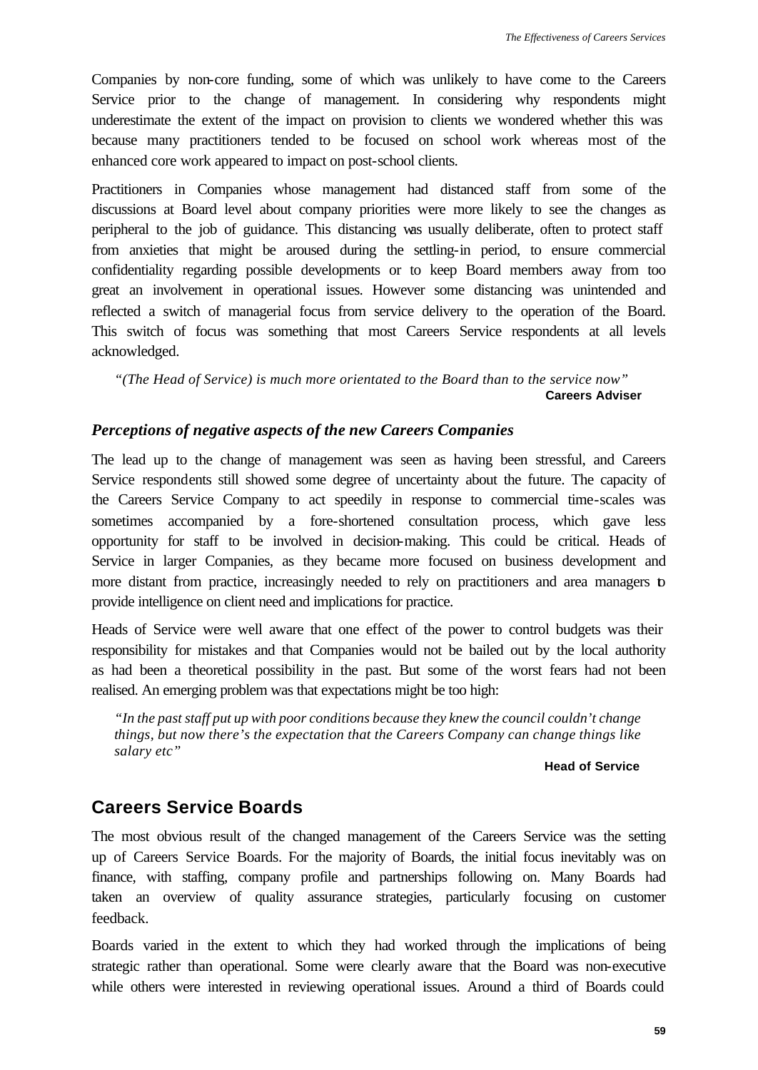Companies by non-core funding, some of which was unlikely to have come to the Careers Service prior to the change of management. In considering why respondents might underestimate the extent of the impact on provision to clients we wondered whether this was because many practitioners tended to be focused on school work whereas most of the enhanced core work appeared to impact on post-school clients.

Practitioners in Companies whose management had distanced staff from some of the discussions at Board level about company priorities were more likely to see the changes as peripheral to the job of guidance. This distancing was usually deliberate, often to protect staff from anxieties that might be aroused during the settling-in period, to ensure commercial confidentiality regarding possible developments or to keep Board members away from too great an involvement in operational issues. However some distancing was unintended and reflected a switch of managerial focus from service delivery to the operation of the Board. This switch of focus was something that most Careers Service respondents at all levels acknowledged.

> *"(The Head of Service) is much more orientated to the Board than to the service now"*
>
> **Careers Adviser**

### *Perceptions of negative aspects of the new Careers Companies*

The lead up to the change of management was seen as having been stressful, and Careers Service respondents still showed some degree of uncertainty about the future. The capacity of the Careers Service Company to act speedily in response to commercial time-scales was sometimes accompanied by a fore-shortened consultation process, which gave less opportunity for staff to be involved in decision-making. This could be critical. Heads of Service in larger Companies, as they became more focused on business development and more distant from practice, increasingly needed to rely on practitioners and area managers to provide intelligence on client need and implications for practice.

Heads of Service were well aware that one effect of the power to control budgets was their responsibility for mistakes and that Companies would not be bailed out by the local authority as had been a theoretical possibility in the past. But some of the worst fears had not been realised. An emerging problem was that expectations might be too high:

> *"In the past staff put up with poor conditions because they knew the council couldn't change things, but now there's the expectation that the Careers Company can change things like salary etc"*
>
> **Head of Service**

## Careers Service Boards

The most obvious result of the changed management of the Careers Service was the setting up of Careers Service Boards. For the majority of Boards, the initial focus inevitably was on finance, with staffing, company profile and partnerships following on. Many Boards had taken an overview of quality assurance strategies, particularly focusing on customer feedback.

Boards varied in the extent to which they had worked through the implications of being strategic rather than operational. Some were clearly aware that the Board was non-executive while others were interested in reviewing operational issues. Around a third of Boards could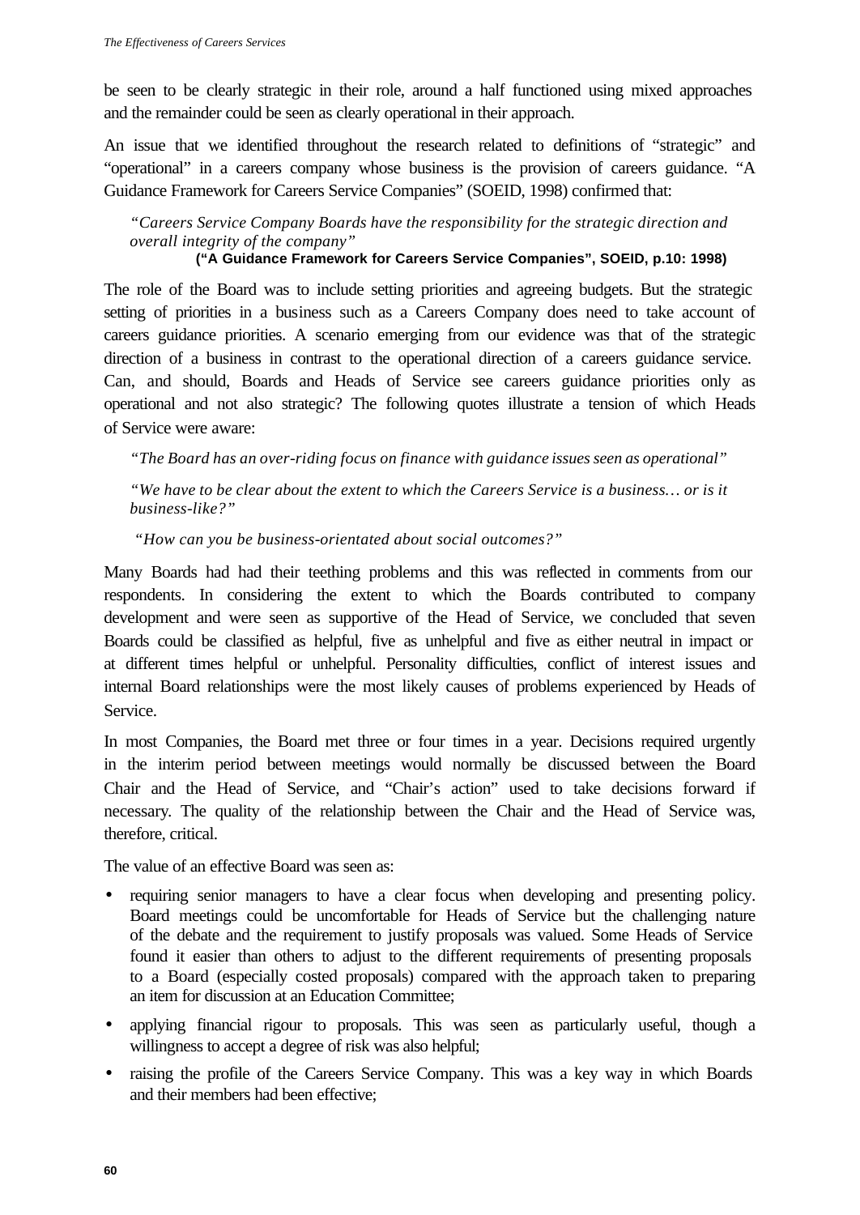be seen to be clearly strategic in their role, around a half functioned using mixed approaches and the remainder could be seen as clearly operational in their approach.

An issue that we identified throughout the research related to definitions of "strategic" and "operational" in a careers company whose business is the provision of careers guidance. "A Guidance Framework for Careers Service Companies" (SOEID, 1998) confirmed that:

> *"Careers Service Company Boards have the responsibility for the strategic direction and overall integrity of the company"*
>
> **("A Guidance Framework for Careers Service Companies", SOEID, p.10: 1998)**

The role of the Board was to include setting priorities and agreeing budgets. But the strategic setting of priorities in a business such as a Careers Company does need to take account of careers guidance priorities. A scenario emerging from our evidence was that of the strategic direction of a business in contrast to the operational direction of a careers guidance service. Can, and should, Boards and Heads of Service see careers guidance priorities only as operational and not also strategic? The following quotes illustrate a tension of which Heads of Service were aware:

> *"The Board has an over-riding focus on finance with guidance issues seen as operational"*
>
> *"We have to be clear about the extent to which the Careers Service is a business… or is it business-like?"*
>
> *"How can you be business-orientated about social outcomes?"*

Many Boards had had their teething problems and this was reflected in comments from our respondents. In considering the extent to which the Boards contributed to company development and were seen as supportive of the Head of Service, we concluded that seven Boards could be classified as helpful, five as unhelpful and five as either neutral in impact or at different times helpful or unhelpful. Personality difficulties, conflict of interest issues and internal Board relationships were the most likely causes of problems experienced by Heads of Service.

In most Companies, the Board met three or four times in a year. Decisions required urgently in the interim period between meetings would normally be discussed between the Board Chair and the Head of Service, and "Chair's action" used to take decisions forward if necessary. The quality of the relationship between the Chair and the Head of Service was, therefore, critical.

The value of an effective Board was seen as:

- requiring senior managers to have a clear focus when developing and presenting policy. Board meetings could be uncomfortable for Heads of Service but the challenging nature of the debate and the requirement to justify proposals was valued. Some Heads of Service found it easier than others to adjust to the different requirements of presenting proposals to a Board (especially costed proposals) compared with the approach taken to preparing an item for discussion at an Education Committee;
- applying financial rigour to proposals. This was seen as particularly useful, though a willingness to accept a degree of risk was also helpful;
- raising the profile of the Careers Service Company. This was a key way in which Boards and their members had been effective;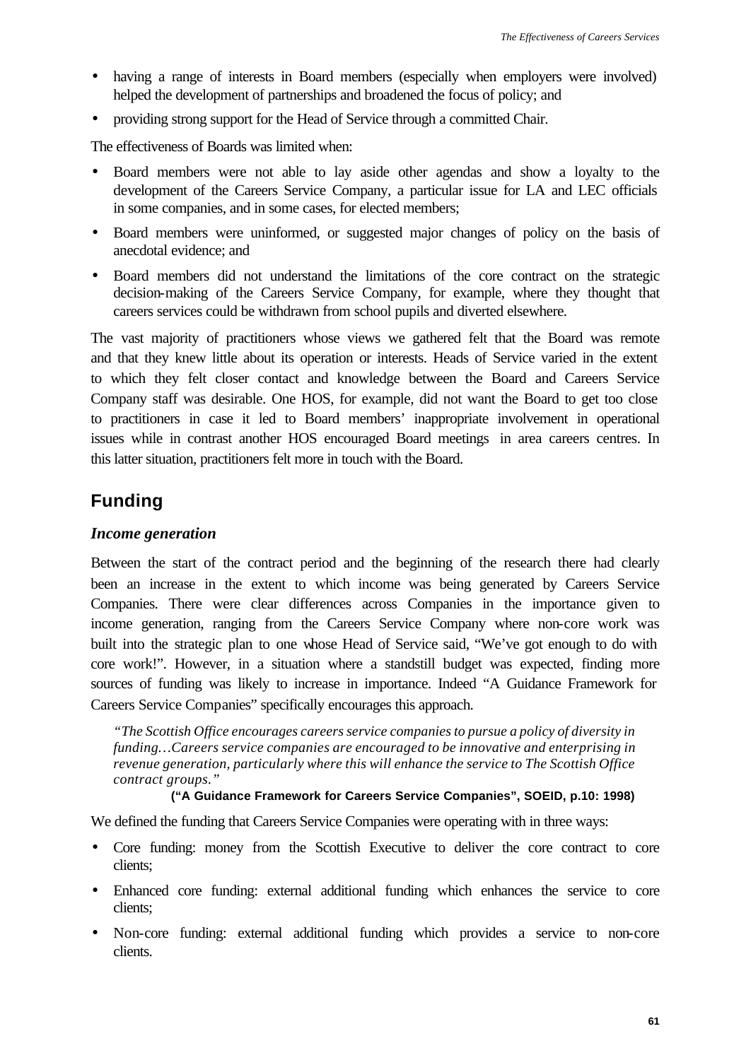- having a range of interests in Board members (especially when employers were involved) helped the development of partnerships and broadened the focus of policy; and
- providing strong support for the Head of Service through a committed Chair.

The effectiveness of Boards was limited when:

- Board members were not able to lay aside other agendas and show a loyalty to the development of the Careers Service Company, a particular issue for LA and LEC officials in some companies, and in some cases, for elected members;
- Board members were uninformed, or suggested major changes of policy on the basis of anecdotal evidence; and
- Board members did not understand the limitations of the core contract on the strategic decision-making of the Careers Service Company, for example, where they thought that careers services could be withdrawn from school pupils and diverted elsewhere.

The vast majority of practitioners whose views we gathered felt that the Board was remote and that they knew little about its operation or interests. Heads of Service varied in the extent to which they felt closer contact and knowledge between the Board and Careers Service Company staff was desirable. One HOS, for example, did not want the Board to get too close to practitioners in case it led to Board members' inappropriate involvement in operational issues while in contrast another HOS encouraged Board meetings in area careers centres. In this latter situation, practitioners felt more in touch with the Board.

## Funding

### *Income generation*

Between the start of the contract period and the beginning of the research there had clearly been an increase in the extent to which income was being generated by Careers Service Companies. There were clear differences across Companies in the importance given to income generation, ranging from the Careers Service Company where non-core work was built into the strategic plan to one whose Head of Service said, "We've got enough to do with core work!". However, in a situation where a standstill budget was expected, finding more sources of funding was likely to increase in importance. Indeed "A Guidance Framework for Careers Service Companies" specifically encourages this approach.

> *"The Scottish Office encourages careers service companies to pursue a policy of diversity in funding…Careers service companies are encouraged to be innovative and enterprising in revenue generation, particularly where this will enhance the service to The Scottish Office contract groups."*
>
> **("A Guidance Framework for Careers Service Companies", SOEID, p.10: 1998)**

We defined the funding that Careers Service Companies were operating with in three ways:

- Core funding: money from the Scottish Executive to deliver the core contract to core clients;
- Enhanced core funding: external additional funding which enhances the service to core clients;
- Non-core funding: external additional funding which provides a service to non-core clients.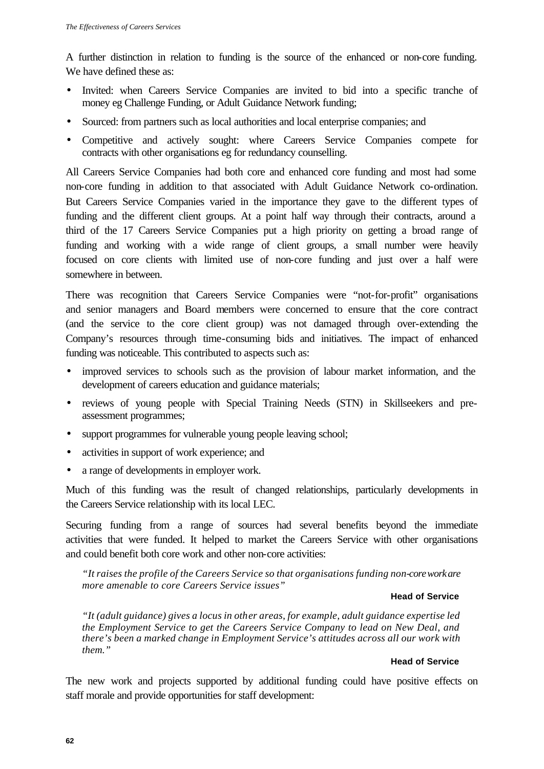A further distinction in relation to funding is the source of the enhanced or non-core funding. We have defined these as:

- Invited: when Careers Service Companies are invited to bid into a specific tranche of money eg Challenge Funding, or Adult Guidance Network funding;
- Sourced: from partners such as local authorities and local enterprise companies; and
- Competitive and actively sought: where Careers Service Companies compete for contracts with other organisations eg for redundancy counselling.

All Careers Service Companies had both core and enhanced core funding and most had some non-core funding in addition to that associated with Adult Guidance Network co-ordination. But Careers Service Companies varied in the importance they gave to the different types of funding and the different client groups. At a point half way through their contracts, around a third of the 17 Careers Service Companies put a high priority on getting a broad range of funding and working with a wide range of client groups, a small number were heavily focused on core clients with limited use of non-core funding and just over a half were somewhere in between.

There was recognition that Careers Service Companies were "not-for-profit" organisations and senior managers and Board members were concerned to ensure that the core contract (and the service to the core client group) was not damaged through over-extending the Company's resources through time-consuming bids and initiatives. The impact of enhanced funding was noticeable. This contributed to aspects such as:

- improved services to schools such as the provision of labour market information, and the development of careers education and guidance materials;
- reviews of young people with Special Training Needs (STN) in Skillseekers and pre-assessment programmes;
- support programmes for vulnerable young people leaving school;
- activities in support of work experience; and
- a range of developments in employer work.

Much of this funding was the result of changed relationships, particularly developments in the Careers Service relationship with its local LEC.

Securing funding from a range of sources had several benefits beyond the immediate activities that were funded. It helped to market the Careers Service with other organisations and could benefit both core work and other non-core activities:

> *"It raises the profile of the Careers Service so that organisations funding non-core work are more amenable to core Careers Service issues"*
>
> **Head of Service**

> *"It (adult guidance) gives a locus in other areas, for example, adult guidance expertise led the Employment Service to get the Careers Service Company to lead on New Deal, and there's been a marked change in Employment Service's attitudes across all our work with them."*
>
> **Head of Service**

The new work and projects supported by additional funding could have positive effects on staff morale and provide opportunities for staff development: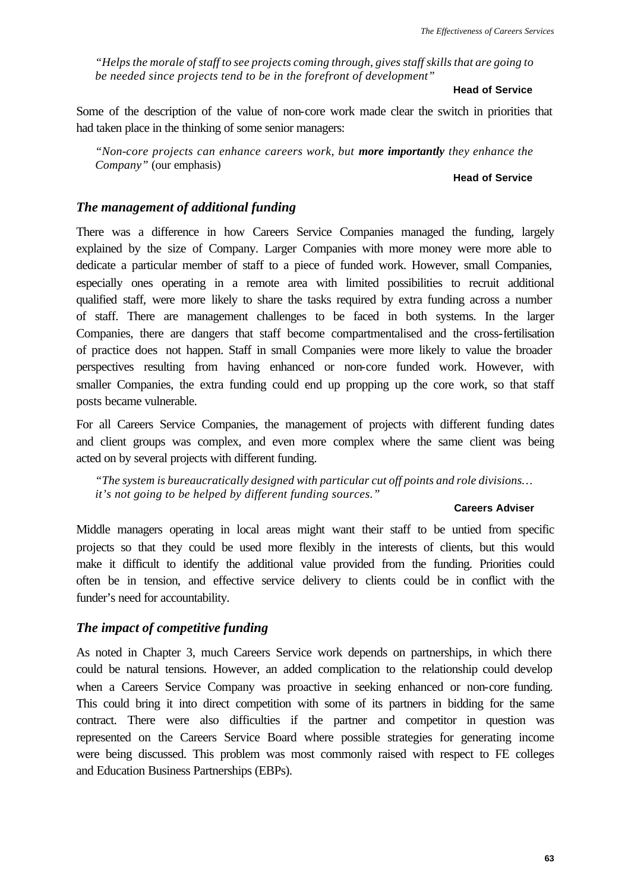*"Helps the morale of staff to see projects coming through, gives staff skills that are going to be needed since projects tend to be in the forefront of development"*

**Head of Service**

Some of the description of the value of non-core work made clear the switch in priorities that had taken place in the thinking of some senior managers:

*"Non-core projects can enhance careers work, but* ***more importantly*** *they enhance the Company"* (our emphasis)

**Head of Service**

### *The management of additional funding*

There was a difference in how Careers Service Companies managed the funding, largely explained by the size of Company. Larger Companies with more money were more able to dedicate a particular member of staff to a piece of funded work. However, small Companies, especially ones operating in a remote area with limited possibilities to recruit additional qualified staff, were more likely to share the tasks required by extra funding across a number of staff. There are management challenges to be faced in both systems. In the larger Companies, there are dangers that staff become compartmentalised and the cross-fertilisation of practice does not happen. Staff in small Companies were more likely to value the broader perspectives resulting from having enhanced or non-core funded work. However, with smaller Companies, the extra funding could end up propping up the core work, so that staff posts became vulnerable.

For all Careers Service Companies, the management of projects with different funding dates and client groups was complex, and even more complex where the same client was being acted on by several projects with different funding.

*"The system is bureaucratically designed with particular cut off points and role divisions… it's not going to be helped by different funding sources."*

**Careers Adviser**

Middle managers operating in local areas might want their staff to be untied from specific projects so that they could be used more flexibly in the interests of clients, but this would make it difficult to identify the additional value provided from the funding. Priorities could often be in tension, and effective service delivery to clients could be in conflict with the funder's need for accountability.

### *The impact of competitive funding*

As noted in Chapter 3, much Careers Service work depends on partnerships, in which there could be natural tensions. However, an added complication to the relationship could develop when a Careers Service Company was proactive in seeking enhanced or non-core funding. This could bring it into direct competition with some of its partners in bidding for the same contract. There were also difficulties if the partner and competitor in question was represented on the Careers Service Board where possible strategies for generating income were being discussed. This problem was most commonly raised with respect to FE colleges and Education Business Partnerships (EBPs).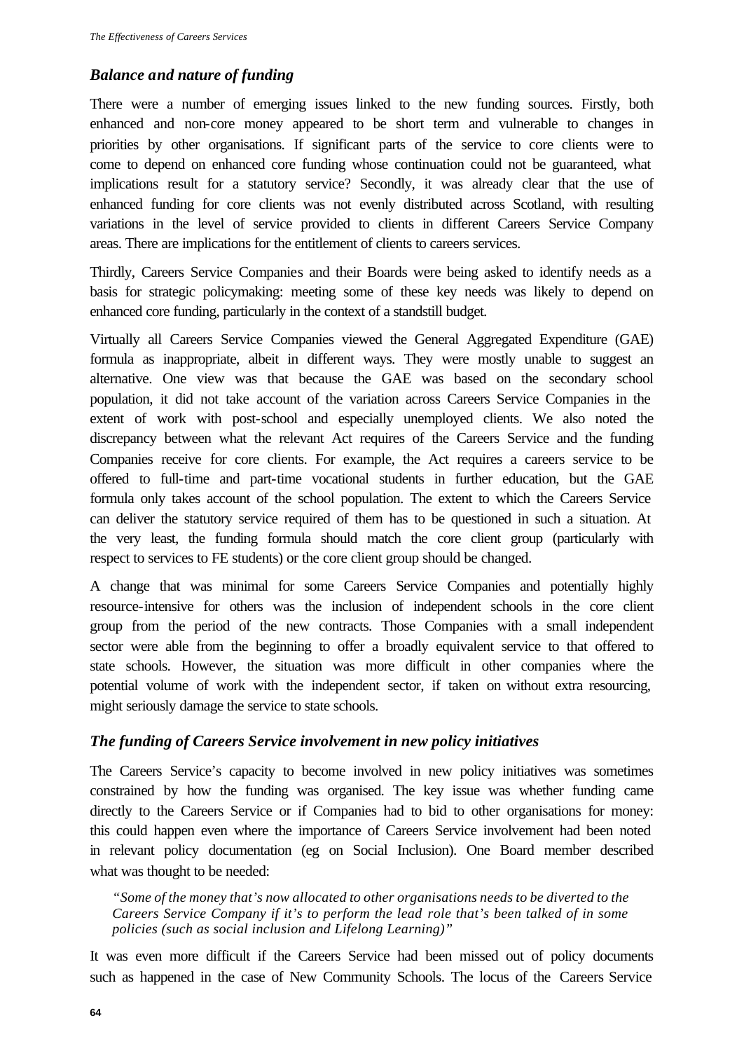### *Balance and nature of funding*

There were a number of emerging issues linked to the new funding sources. Firstly, both enhanced and non-core money appeared to be short term and vulnerable to changes in priorities by other organisations. If significant parts of the service to core clients were to come to depend on enhanced core funding whose continuation could not be guaranteed, what implications result for a statutory service? Secondly, it was already clear that the use of enhanced funding for core clients was not evenly distributed across Scotland, with resulting variations in the level of service provided to clients in different Careers Service Company areas. There are implications for the entitlement of clients to careers services.

Thirdly, Careers Service Companies and their Boards were being asked to identify needs as a basis for strategic policymaking: meeting some of these key needs was likely to depend on enhanced core funding, particularly in the context of a standstill budget.

Virtually all Careers Service Companies viewed the General Aggregated Expenditure (GAE) formula as inappropriate, albeit in different ways. They were mostly unable to suggest an alternative. One view was that because the GAE was based on the secondary school population, it did not take account of the variation across Careers Service Companies in the extent of work with post-school and especially unemployed clients. We also noted the discrepancy between what the relevant Act requires of the Careers Service and the funding Companies receive for core clients. For example, the Act requires a careers service to be offered to full-time and part-time vocational students in further education, but the GAE formula only takes account of the school population. The extent to which the Careers Service can deliver the statutory service required of them has to be questioned in such a situation. At the very least, the funding formula should match the core client group (particularly with respect to services to FE students) or the core client group should be changed.

A change that was minimal for some Careers Service Companies and potentially highly resource-intensive for others was the inclusion of independent schools in the core client group from the period of the new contracts. Those Companies with a small independent sector were able from the beginning to offer a broadly equivalent service to that offered to state schools. However, the situation was more difficult in other companies where the potential volume of work with the independent sector, if taken on without extra resourcing, might seriously damage the service to state schools.

### *The funding of Careers Service involvement in new policy initiatives*

The Careers Service's capacity to become involved in new policy initiatives was sometimes constrained by how the funding was organised. The key issue was whether funding came directly to the Careers Service or if Companies had to bid to other organisations for money: this could happen even where the importance of Careers Service involvement had been noted in relevant policy documentation (eg on Social Inclusion). One Board member described what was thought to be needed:

> *"Some of the money that's now allocated to other organisations needs to be diverted to the Careers Service Company if it's to perform the lead role that's been talked of in some policies (such as social inclusion and Lifelong Learning)"*

It was even more difficult if the Careers Service had been missed out of policy documents such as happened in the case of New Community Schools. The locus of the Careers Service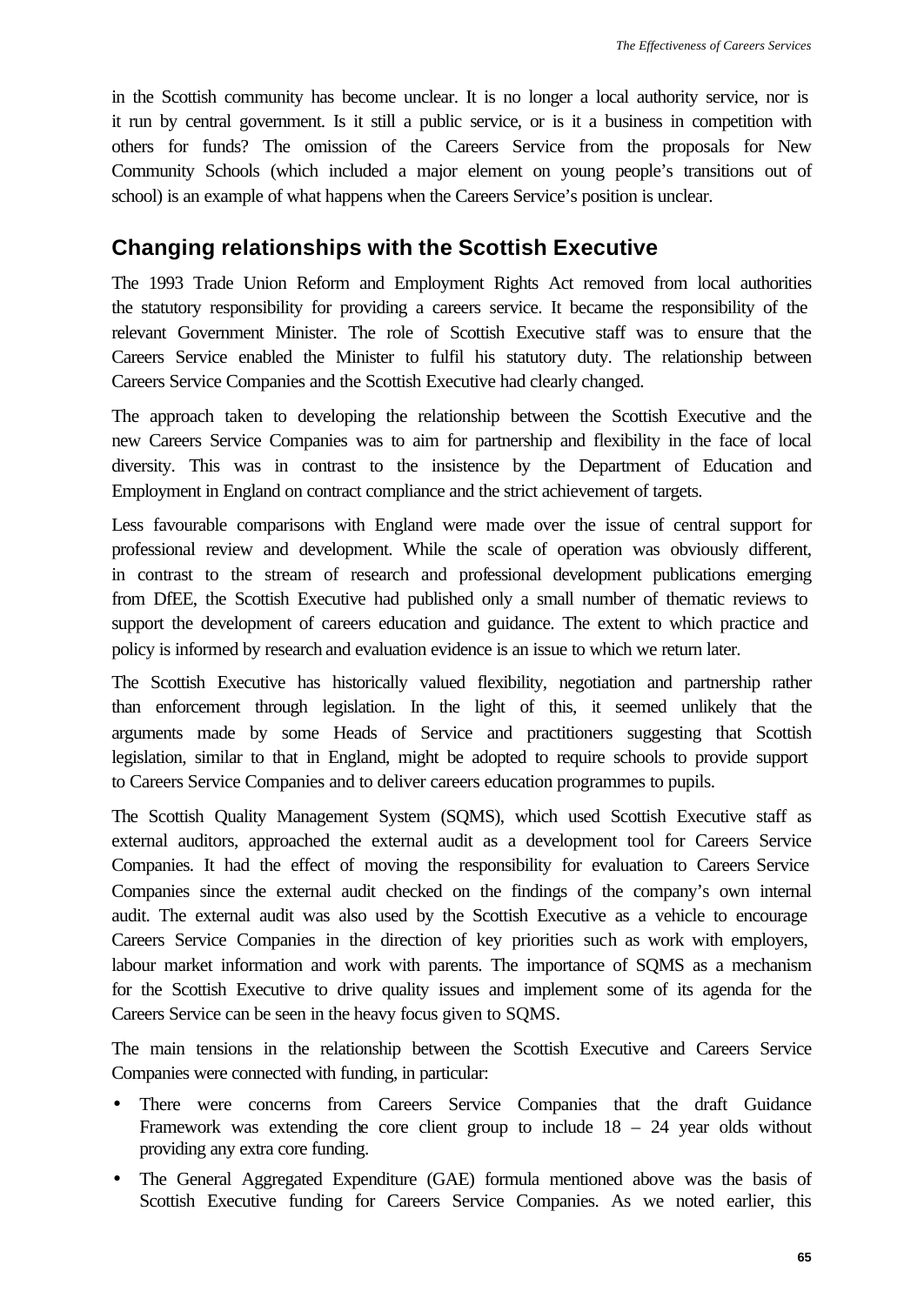in the Scottish community has become unclear. It is no longer a local authority service, nor is it run by central government. Is it still a public service, or is it a business in competition with others for funds? The omission of the Careers Service from the proposals for New Community Schools (which included a major element on young people's transitions out of school) is an example of what happens when the Careers Service's position is unclear.

## Changing relationships with the Scottish Executive

The 1993 Trade Union Reform and Employment Rights Act removed from local authorities the statutory responsibility for providing a careers service. It became the responsibility of the relevant Government Minister. The role of Scottish Executive staff was to ensure that the Careers Service enabled the Minister to fulfil his statutory duty. The relationship between Careers Service Companies and the Scottish Executive had clearly changed.

The approach taken to developing the relationship between the Scottish Executive and the new Careers Service Companies was to aim for partnership and flexibility in the face of local diversity. This was in contrast to the insistence by the Department of Education and Employment in England on contract compliance and the strict achievement of targets.

Less favourable comparisons with England were made over the issue of central support for professional review and development. While the scale of operation was obviously different, in contrast to the stream of research and professional development publications emerging from DfEE, the Scottish Executive had published only a small number of thematic reviews to support the development of careers education and guidance. The extent to which practice and policy is informed by research and evaluation evidence is an issue to which we return later.

The Scottish Executive has historically valued flexibility, negotiation and partnership rather than enforcement through legislation. In the light of this, it seemed unlikely that the arguments made by some Heads of Service and practitioners suggesting that Scottish legislation, similar to that in England, might be adopted to require schools to provide support to Careers Service Companies and to deliver careers education programmes to pupils.

The Scottish Quality Management System (SQMS), which used Scottish Executive staff as external auditors, approached the external audit as a development tool for Careers Service Companies. It had the effect of moving the responsibility for evaluation to Careers Service Companies since the external audit checked on the findings of the company's own internal audit. The external audit was also used by the Scottish Executive as a vehicle to encourage Careers Service Companies in the direction of key priorities such as work with employers, labour market information and work with parents. The importance of SQMS as a mechanism for the Scottish Executive to drive quality issues and implement some of its agenda for the Careers Service can be seen in the heavy focus given to SQMS.

The main tensions in the relationship between the Scottish Executive and Careers Service Companies were connected with funding, in particular:

- There were concerns from Careers Service Companies that the draft Guidance Framework was extending the core client group to include 18 – 24 year olds without providing any extra core funding.
- The General Aggregated Expenditure (GAE) formula mentioned above was the basis of Scottish Executive funding for Careers Service Companies. As we noted earlier, this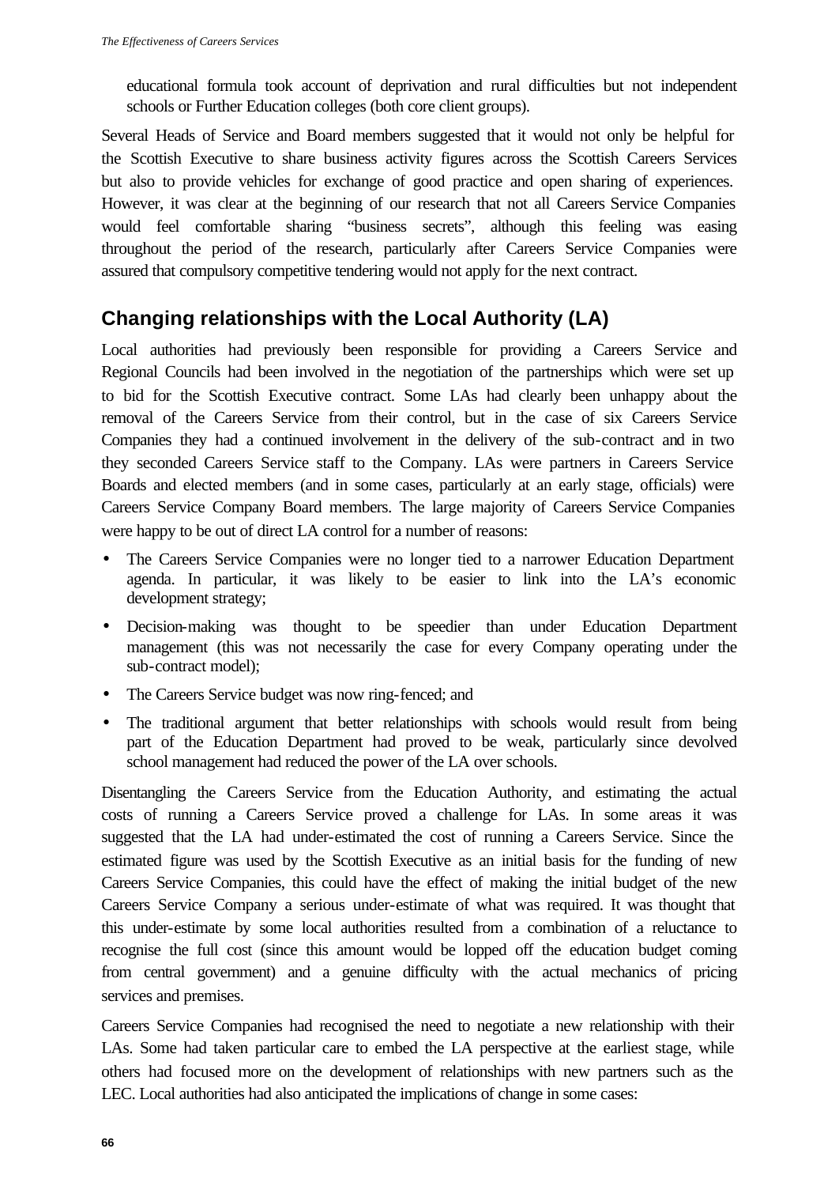educational formula took account of deprivation and rural difficulties but not independent schools or Further Education colleges (both core client groups).

Several Heads of Service and Board members suggested that it would not only be helpful for the Scottish Executive to share business activity figures across the Scottish Careers Services but also to provide vehicles for exchange of good practice and open sharing of experiences. However, it was clear at the beginning of our research that not all Careers Service Companies would feel comfortable sharing "business secrets", although this feeling was easing throughout the period of the research, particularly after Careers Service Companies were assured that compulsory competitive tendering would not apply for the next contract.

## Changing relationships with the Local Authority (LA)

Local authorities had previously been responsible for providing a Careers Service and Regional Councils had been involved in the negotiation of the partnerships which were set up to bid for the Scottish Executive contract. Some LAs had clearly been unhappy about the removal of the Careers Service from their control, but in the case of six Careers Service Companies they had a continued involvement in the delivery of the sub-contract and in two they seconded Careers Service staff to the Company. LAs were partners in Careers Service Boards and elected members (and in some cases, particularly at an early stage, officials) were Careers Service Company Board members. The large majority of Careers Service Companies were happy to be out of direct LA control for a number of reasons:

- The Careers Service Companies were no longer tied to a narrower Education Department agenda. In particular, it was likely to be easier to link into the LA's economic development strategy;
- Decision-making was thought to be speedier than under Education Department management (this was not necessarily the case for every Company operating under the sub-contract model);
- The Careers Service budget was now ring-fenced; and
- The traditional argument that better relationships with schools would result from being part of the Education Department had proved to be weak, particularly since devolved school management had reduced the power of the LA over schools.

Disentangling the Careers Service from the Education Authority, and estimating the actual costs of running a Careers Service proved a challenge for LAs. In some areas it was suggested that the LA had under-estimated the cost of running a Careers Service. Since the estimated figure was used by the Scottish Executive as an initial basis for the funding of new Careers Service Companies, this could have the effect of making the initial budget of the new Careers Service Company a serious under-estimate of what was required. It was thought that this under-estimate by some local authorities resulted from a combination of a reluctance to recognise the full cost (since this amount would be lopped off the education budget coming from central government) and a genuine difficulty with the actual mechanics of pricing services and premises.

Careers Service Companies had recognised the need to negotiate a new relationship with their LAs. Some had taken particular care to embed the LA perspective at the earliest stage, while others had focused more on the development of relationships with new partners such as the LEC. Local authorities had also anticipated the implications of change in some cases: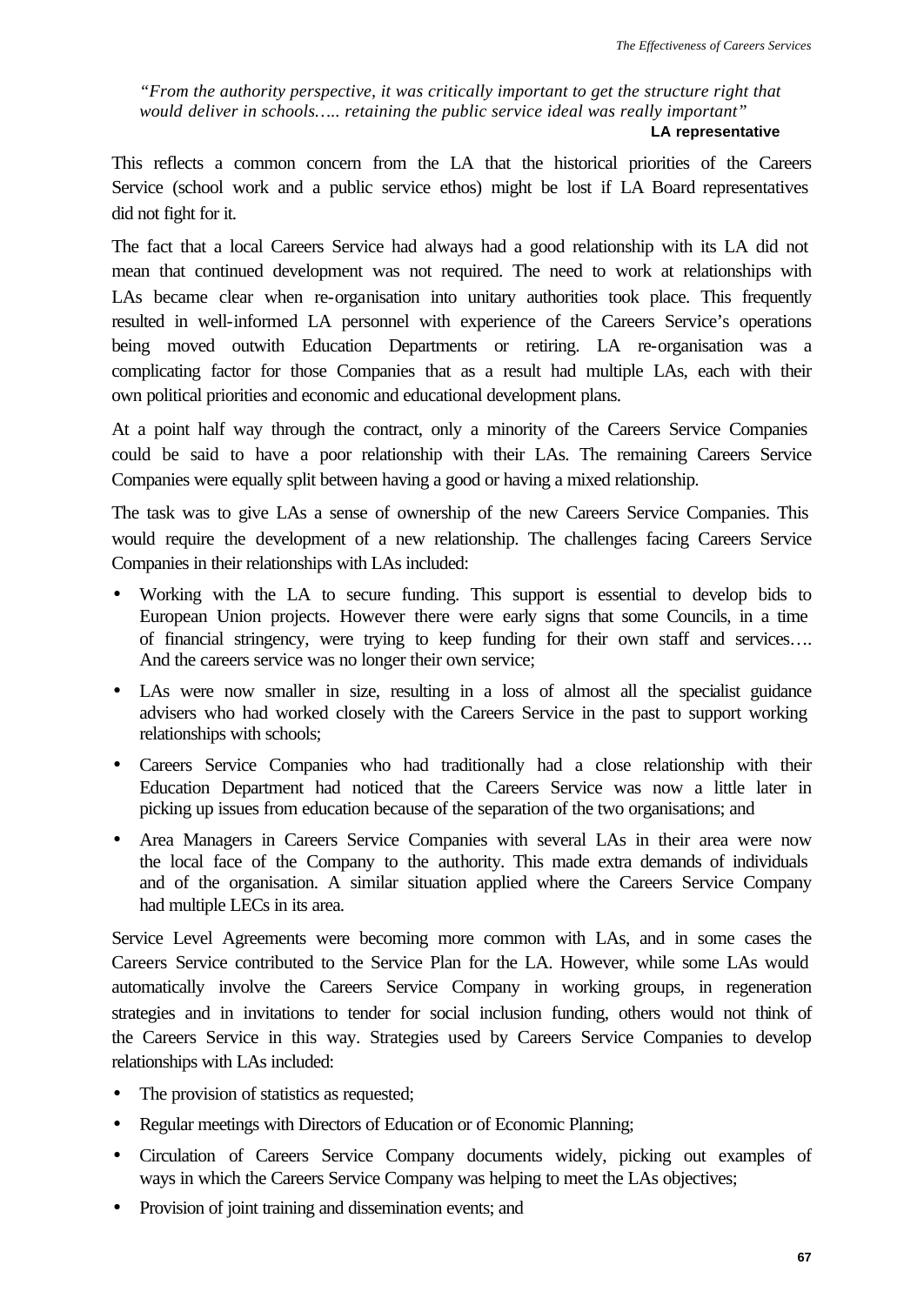*"From the authority perspective, it was critically important to get the structure right that would deliver in schools….. retaining the public service ideal was really important"*

**LA representative**

This reflects a common concern from the LA that the historical priorities of the Careers Service (school work and a public service ethos) might be lost if LA Board representatives did not fight for it.

The fact that a local Careers Service had always had a good relationship with its LA did not mean that continued development was not required. The need to work at relationships with LAs became clear when re-organisation into unitary authorities took place. This frequently resulted in well-informed LA personnel with experience of the Careers Service's operations being moved outwith Education Departments or retiring. LA re-organisation was a complicating factor for those Companies that as a result had multiple LAs, each with their own political priorities and economic and educational development plans.

At a point half way through the contract, only a minority of the Careers Service Companies could be said to have a poor relationship with their LAs. The remaining Careers Service Companies were equally split between having a good or having a mixed relationship.

The task was to give LAs a sense of ownership of the new Careers Service Companies. This would require the development of a new relationship. The challenges facing Careers Service Companies in their relationships with LAs included:

- Working with the LA to secure funding. This support is essential to develop bids to European Union projects. However there were early signs that some Councils, in a time of financial stringency, were trying to keep funding for their own staff and services…. And the careers service was no longer their own service;
- LAs were now smaller in size, resulting in a loss of almost all the specialist guidance advisers who had worked closely with the Careers Service in the past to support working relationships with schools;
- Careers Service Companies who had traditionally had a close relationship with their Education Department had noticed that the Careers Service was now a little later in picking up issues from education because of the separation of the two organisations; and
- Area Managers in Careers Service Companies with several LAs in their area were now the local face of the Company to the authority. This made extra demands of individuals and of the organisation. A similar situation applied where the Careers Service Company had multiple LECs in its area.

Service Level Agreements were becoming more common with LAs, and in some cases the Careers Service contributed to the Service Plan for the LA. However, while some LAs would automatically involve the Careers Service Company in working groups, in regeneration strategies and in invitations to tender for social inclusion funding, others would not think of the Careers Service in this way. Strategies used by Careers Service Companies to develop relationships with LAs included:

- The provision of statistics as requested;
- Regular meetings with Directors of Education or of Economic Planning;
- Circulation of Careers Service Company documents widely, picking out examples of ways in which the Careers Service Company was helping to meet the LAs objectives;
- Provision of joint training and dissemination events; and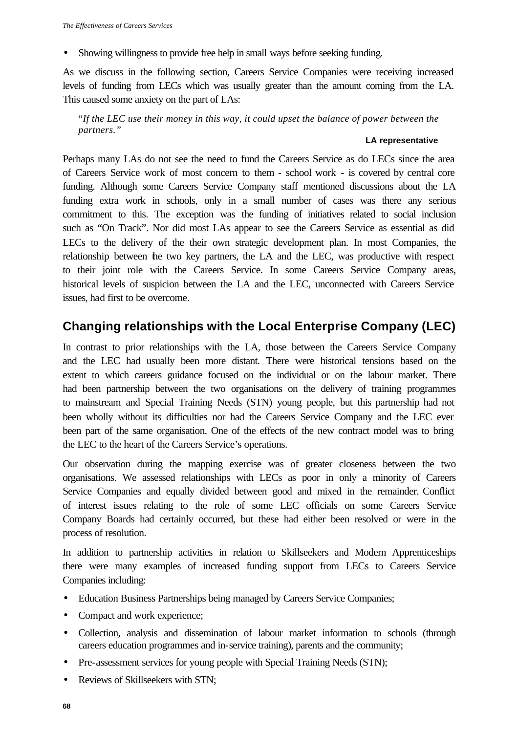- Showing willingness to provide free help in small ways before seeking funding.

As we discuss in the following section, Careers Service Companies were receiving increased levels of funding from LECs which was usually greater than the amount coming from the LA. This caused some anxiety on the part of LAs:

> "*If the LEC use their money in this way, it could upset the balance of power between the partners.*"
>
> **LA representative**

Perhaps many LAs do not see the need to fund the Careers Service as do LECs since the area of Careers Service work of most concern to them - school work - is covered by central core funding. Although some Careers Service Company staff mentioned discussions about the LA funding extra work in schools, only in a small number of cases was there any serious commitment to this. The exception was the funding of initiatives related to social inclusion such as "On Track". Nor did most LAs appear to see the Careers Service as essential as did LECs to the delivery of the their own strategic development plan. In most Companies, the relationship between the two key partners, the LA and the LEC, was productive with respect to their joint role with the Careers Service. In some Careers Service Company areas, historical levels of suspicion between the LA and the LEC, unconnected with Careers Service issues, had first to be overcome.

## Changing relationships with the Local Enterprise Company (LEC)

In contrast to prior relationships with the LA, those between the Careers Service Company and the LEC had usually been more distant. There were historical tensions based on the extent to which careers guidance focused on the individual or on the labour market. There had been partnership between the two organisations on the delivery of training programmes to mainstream and Special Training Needs (STN) young people, but this partnership had not been wholly without its difficulties nor had the Careers Service Company and the LEC ever been part of the same organisation. One of the effects of the new contract model was to bring the LEC to the heart of the Careers Service's operations.

Our observation during the mapping exercise was of greater closeness between the two organisations. We assessed relationships with LECs as poor in only a minority of Careers Service Companies and equally divided between good and mixed in the remainder. Conflict of interest issues relating to the role of some LEC officials on some Careers Service Company Boards had certainly occurred, but these had either been resolved or were in the process of resolution.

In addition to partnership activities in relation to Skillseekers and Modern Apprenticeships there were many examples of increased funding support from LECs to Careers Service Companies including:

- Education Business Partnerships being managed by Careers Service Companies;
- Compact and work experience;
- Collection, analysis and dissemination of labour market information to schools (through careers education programmes and in-service training), parents and the community;
- Pre-assessment services for young people with Special Training Needs (STN);
- Reviews of Skillseekers with STN;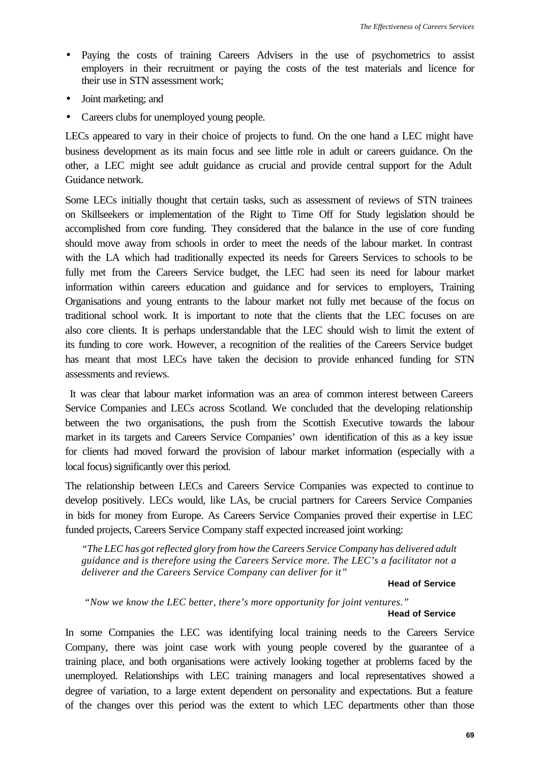- Paying the costs of training Careers Advisers in the use of psychometrics to assist employers in their recruitment or paying the costs of the test materials and licence for their use in STN assessment work;
- Joint marketing; and
- Careers clubs for unemployed young people.

LECs appeared to vary in their choice of projects to fund. On the one hand a LEC might have business development as its main focus and see little role in adult or careers guidance. On the other, a LEC might see adult guidance as crucial and provide central support for the Adult Guidance network.

Some LECs initially thought that certain tasks, such as assessment of reviews of STN trainees on Skillseekers or implementation of the Right to Time Off for Study legislation should be accomplished from core funding. They considered that the balance in the use of core funding should move away from schools in order to meet the needs of the labour market. In contrast with the LA which had traditionally expected its needs for Careers Services to schools to be fully met from the Careers Service budget, the LEC had seen its need for labour market information within careers education and guidance and for services to employers, Training Organisations and young entrants to the labour market not fully met because of the focus on traditional school work. It is important to note that the clients that the LEC focuses on are also core clients. It is perhaps understandable that the LEC should wish to limit the extent of its funding to core work. However, a recognition of the realities of the Careers Service budget has meant that most LECs have taken the decision to provide enhanced funding for STN assessments and reviews.

It was clear that labour market information was an area of common interest between Careers Service Companies and LECs across Scotland. We concluded that the developing relationship between the two organisations, the push from the Scottish Executive towards the labour market in its targets and Careers Service Companies' own identification of this as a key issue for clients had moved forward the provision of labour market information (especially with a local focus) significantly over this period.

The relationship between LECs and Careers Service Companies was expected to continue to develop positively. LECs would, like LAs, be crucial partners for Careers Service Companies in bids for money from Europe. As Careers Service Companies proved their expertise in LEC funded projects, Careers Service Company staff expected increased joint working:

> *"The LEC has got reflected glory from how the Careers Service Company has delivered adult guidance and is therefore using the Careers Service more. The LEC's a facilitator not a deliverer and the Careers Service Company can deliver for it"*
>
> **Head of Service**

> *"Now we know the LEC better, there's more opportunity for joint ventures."*
>
> **Head of Service**

In some Companies the LEC was identifying local training needs to the Careers Service Company, there was joint case work with young people covered by the guarantee of a training place, and both organisations were actively looking together at problems faced by the unemployed. Relationships with LEC training managers and local representatives showed a degree of variation, to a large extent dependent on personality and expectations. But a feature of the changes over this period was the extent to which LEC departments other than those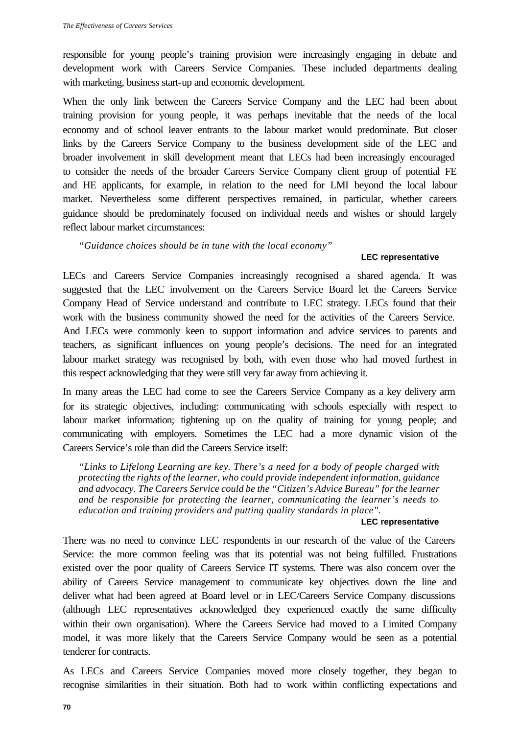responsible for young people's training provision were increasingly engaging in debate and development work with Careers Service Companies. These included departments dealing with marketing, business start-up and economic development.

When the only link between the Careers Service Company and the LEC had been about training provision for young people, it was perhaps inevitable that the needs of the local economy and of school leaver entrants to the labour market would predominate. But closer links by the Careers Service Company to the business development side of the LEC and broader involvement in skill development meant that LECs had been increasingly encouraged to consider the needs of the broader Careers Service Company client group of potential FE and HE applicants, for example, in relation to the need for LMI beyond the local labour market. Nevertheless some different perspectives remained, in particular, whether careers guidance should be predominately focused on individual needs and wishes or should largely reflect labour market circumstances:

> *"Guidance choices should be in tune with the local economy"*
>
> **LEC representative**

LECs and Careers Service Companies increasingly recognised a shared agenda. It was suggested that the LEC involvement on the Careers Service Board let the Careers Service Company Head of Service understand and contribute to LEC strategy. LECs found that their work with the business community showed the need for the activities of the Careers Service. And LECs were commonly keen to support information and advice services to parents and teachers, as significant influences on young people's decisions. The need for an integrated labour market strategy was recognised by both, with even those who had moved furthest in this respect acknowledging that they were still very far away from achieving it.

In many areas the LEC had come to see the Careers Service Company as a key delivery arm for its strategic objectives, including: communicating with schools especially with respect to labour market information; tightening up on the quality of training for young people; and communicating with employers. Sometimes the LEC had a more dynamic vision of the Careers Service's role than did the Careers Service itself:

> *"Links to Lifelong Learning are key. There's a need for a body of people charged with protecting the rights of the learner, who could provide independent information, guidance and advocacy. The Careers Service could be the "Citizen's Advice Bureau" for the learner and be responsible for protecting the learner, communicating the learner's needs to education and training providers and putting quality standards in place".*
>
> **LEC representative**

There was no need to convince LEC respondents in our research of the value of the Careers Service: the more common feeling was that its potential was not being fulfilled. Frustrations existed over the poor quality of Careers Service IT systems. There was also concern over the ability of Careers Service management to communicate key objectives down the line and deliver what had been agreed at Board level or in LEC/Careers Service Company discussions (although LEC representatives acknowledged they experienced exactly the same difficulty within their own organisation). Where the Careers Service had moved to a Limited Company model, it was more likely that the Careers Service Company would be seen as a potential tenderer for contracts.

As LECs and Careers Service Companies moved more closely together, they began to recognise similarities in their situation. Both had to work within conflicting expectations and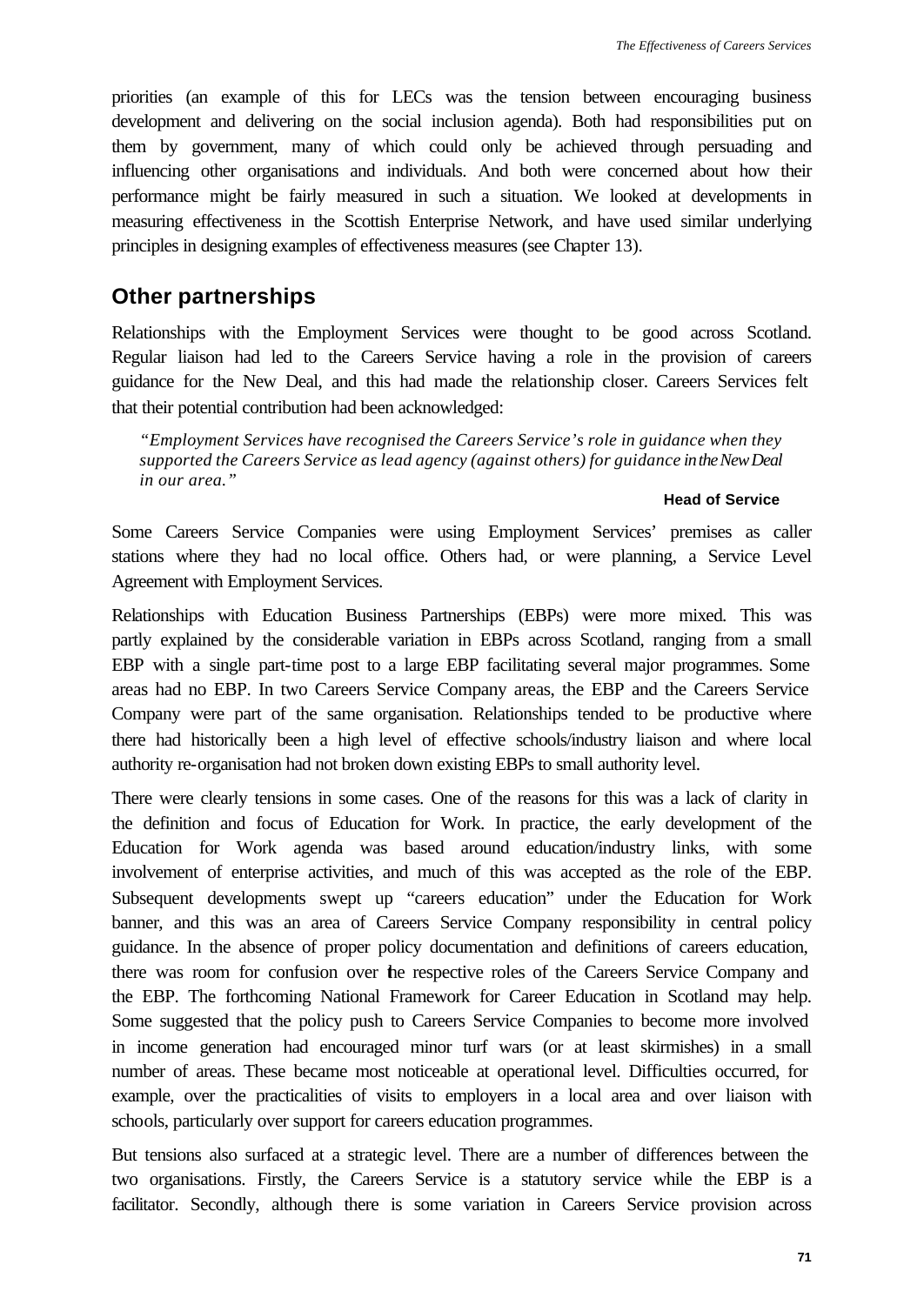priorities (an example of this for LECs was the tension between encouraging business development and delivering on the social inclusion agenda). Both had responsibilities put on them by government, many of which could only be achieved through persuading and influencing other organisations and individuals. And both were concerned about how their performance might be fairly measured in such a situation. We looked at developments in measuring effectiveness in the Scottish Enterprise Network, and have used similar underlying principles in designing examples of effectiveness measures (see Chapter 13).

## Other partnerships

Relationships with the Employment Services were thought to be good across Scotland. Regular liaison had led to the Careers Service having a role in the provision of careers guidance for the New Deal, and this had made the relationship closer. Careers Services felt that their potential contribution had been acknowledged:

> *"Employment Services have recognised the Careers Service's role in guidance when they supported the Careers Service as lead agency (against others) for guidance in the New Deal in our area."*
>
> **Head of Service**

Some Careers Service Companies were using Employment Services' premises as caller stations where they had no local office. Others had, or were planning, a Service Level Agreement with Employment Services.

Relationships with Education Business Partnerships (EBPs) were more mixed. This was partly explained by the considerable variation in EBPs across Scotland, ranging from a small EBP with a single part-time post to a large EBP facilitating several major programmes. Some areas had no EBP. In two Careers Service Company areas, the EBP and the Careers Service Company were part of the same organisation. Relationships tended to be productive where there had historically been a high level of effective schools/industry liaison and where local authority re-organisation had not broken down existing EBPs to small authority level.

There were clearly tensions in some cases. One of the reasons for this was a lack of clarity in the definition and focus of Education for Work. In practice, the early development of the Education for Work agenda was based around education/industry links, with some involvement of enterprise activities, and much of this was accepted as the role of the EBP. Subsequent developments swept up "careers education" under the Education for Work banner, and this was an area of Careers Service Company responsibility in central policy guidance. In the absence of proper policy documentation and definitions of careers education, there was room for confusion over the respective roles of the Careers Service Company and the EBP. The forthcoming National Framework for Career Education in Scotland may help. Some suggested that the policy push to Careers Service Companies to become more involved in income generation had encouraged minor turf wars (or at least skirmishes) in a small number of areas. These became most noticeable at operational level. Difficulties occurred, for example, over the practicalities of visits to employers in a local area and over liaison with schools, particularly over support for careers education programmes.

But tensions also surfaced at a strategic level. There are a number of differences between the two organisations. Firstly, the Careers Service is a statutory service while the EBP is a facilitator. Secondly, although there is some variation in Careers Service provision across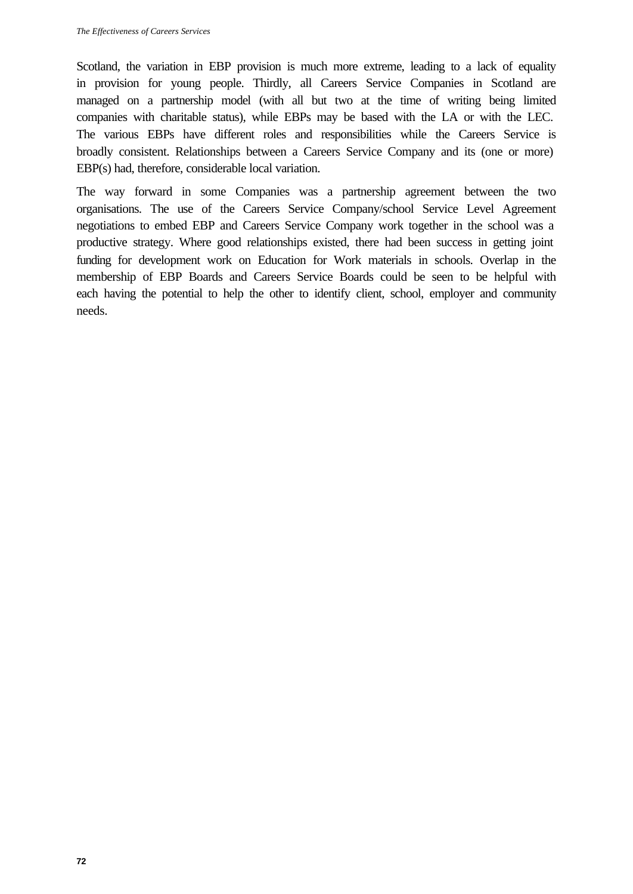Scotland, the variation in EBP provision is much more extreme, leading to a lack of equality in provision for young people. Thirdly, all Careers Service Companies in Scotland are managed on a partnership model (with all but two at the time of writing being limited companies with charitable status), while EBPs may be based with the LA or with the LEC. The various EBPs have different roles and responsibilities while the Careers Service is broadly consistent. Relationships between a Careers Service Company and its (one or more) EBP(s) had, therefore, considerable local variation.

The way forward in some Companies was a partnership agreement between the two organisations. The use of the Careers Service Company/school Service Level Agreement negotiations to embed EBP and Careers Service Company work together in the school was a productive strategy. Where good relationships existed, there had been success in getting joint funding for development work on Education for Work materials in schools. Overlap in the membership of EBP Boards and Careers Service Boards could be seen to be helpful with each having the potential to help the other to identify client, school, employer and community needs.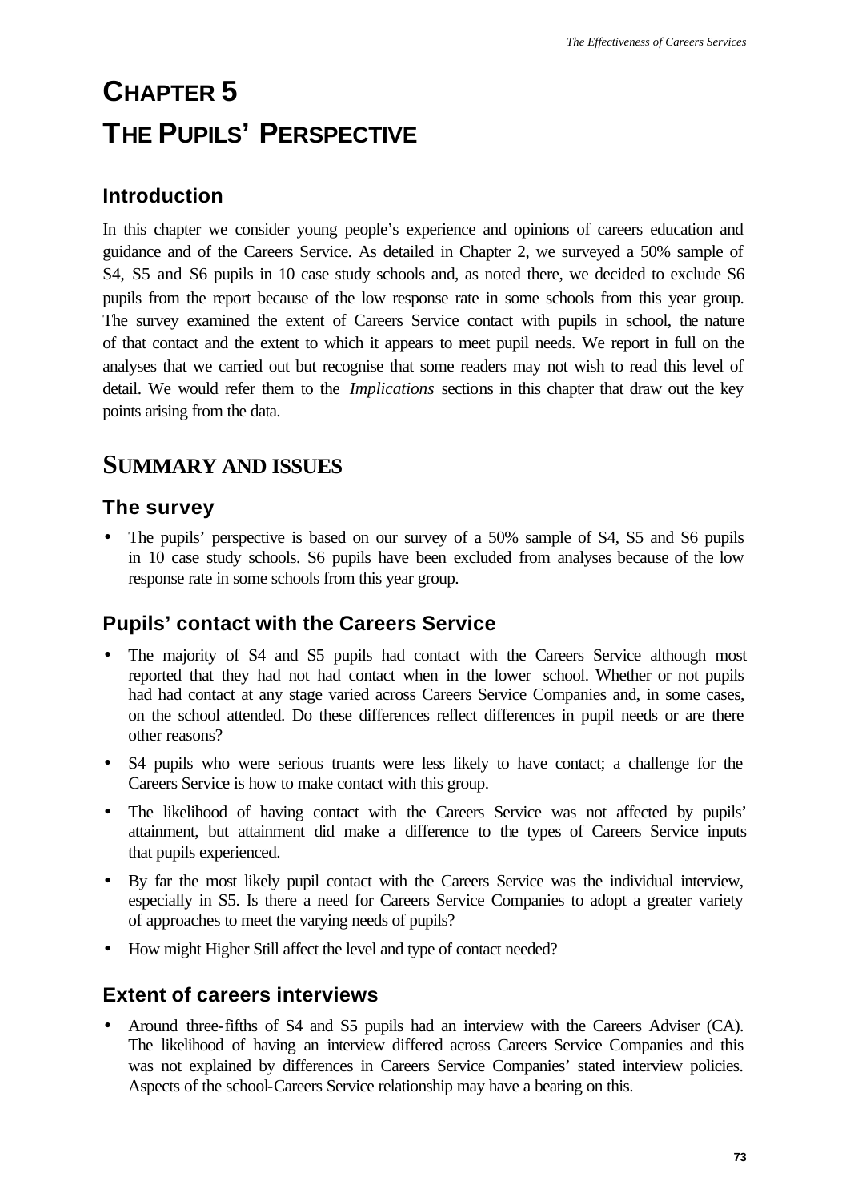# CHAPTER 5

# THE PUPILS' PERSPECTIVE

## Introduction

In this chapter we consider young people's experience and opinions of careers education and guidance and of the Careers Service. As detailed in Chapter 2, we surveyed a 50% sample of S4, S5 and S6 pupils in 10 case study schools and, as noted there, we decided to exclude S6 pupils from the report because of the low response rate in some schools from this year group. The survey examined the extent of Careers Service contact with pupils in school, the nature of that contact and the extent to which it appears to meet pupil needs. We report in full on the analyses that we carried out but recognise that some readers may not wish to read this level of detail. We would refer them to the *Implications* sections in this chapter that draw out the key points arising from the data.

## SUMMARY AND ISSUES

### The survey

- The pupils' perspective is based on our survey of a 50% sample of S4, S5 and S6 pupils in 10 case study schools. S6 pupils have been excluded from analyses because of the low response rate in some schools from this year group.

### Pupils' contact with the Careers Service

- The majority of S4 and S5 pupils had contact with the Careers Service although most reported that they had not had contact when in the lower school. Whether or not pupils had had contact at any stage varied across Careers Service Companies and, in some cases, on the school attended. Do these differences reflect differences in pupil needs or are there other reasons?
- S4 pupils who were serious truants were less likely to have contact; a challenge for the Careers Service is how to make contact with this group.
- The likelihood of having contact with the Careers Service was not affected by pupils' attainment, but attainment did make a difference to the types of Careers Service inputs that pupils experienced.
- By far the most likely pupil contact with the Careers Service was the individual interview, especially in S5. Is there a need for Careers Service Companies to adopt a greater variety of approaches to meet the varying needs of pupils?
- How might Higher Still affect the level and type of contact needed?

### Extent of careers interviews

- Around three-fifths of S4 and S5 pupils had an interview with the Careers Adviser (CA). The likelihood of having an interview differed across Careers Service Companies and this was not explained by differences in Careers Service Companies' stated interview policies. Aspects of the school-Careers Service relationship may have a bearing on this.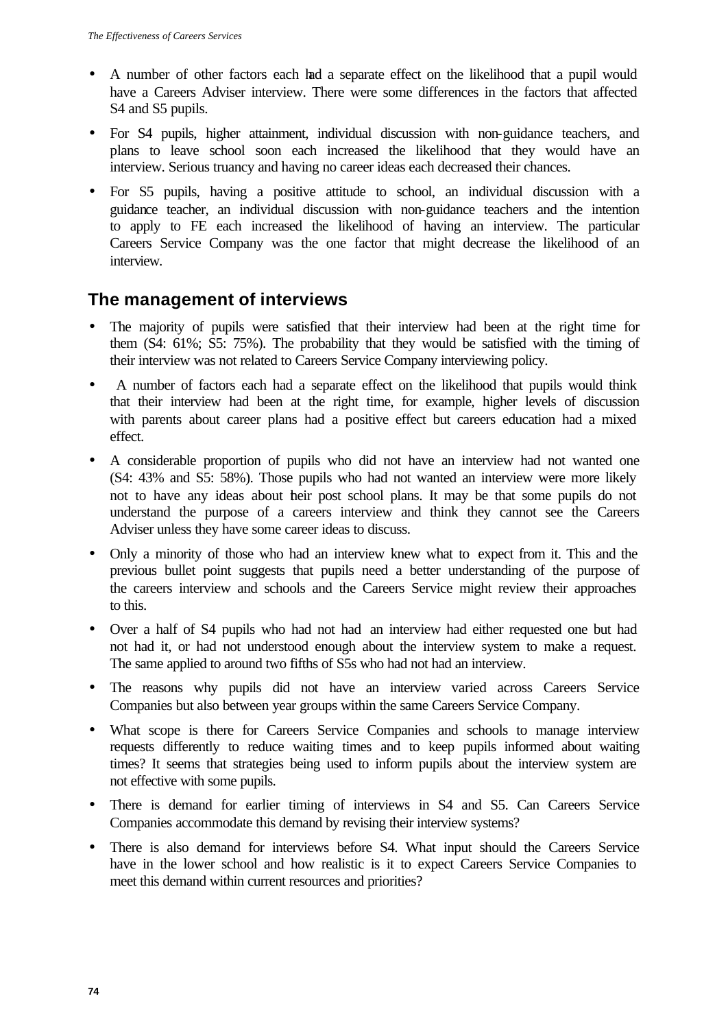- A number of other factors each had a separate effect on the likelihood that a pupil would have a Careers Adviser interview. There were some differences in the factors that affected S4 and S5 pupils.
- For S4 pupils, higher attainment, individual discussion with non-guidance teachers, and plans to leave school soon each increased the likelihood that they would have an interview. Serious truancy and having no career ideas each decreased their chances.
- For S5 pupils, having a positive attitude to school, an individual discussion with a guidance teacher, an individual discussion with non-guidance teachers and the intention to apply to FE each increased the likelihood of having an interview. The particular Careers Service Company was the one factor that might decrease the likelihood of an interview.

## The management of interviews

- The majority of pupils were satisfied that their interview had been at the right time for them (S4: 61%; S5: 75%). The probability that they would be satisfied with the timing of their interview was not related to Careers Service Company interviewing policy.
- A number of factors each had a separate effect on the likelihood that pupils would think that their interview had been at the right time, for example, higher levels of discussion with parents about career plans had a positive effect but careers education had a mixed effect.
- A considerable proportion of pupils who did not have an interview had not wanted one (S4: 43% and S5: 58%). Those pupils who had not wanted an interview were more likely not to have any ideas about their post school plans. It may be that some pupils do not understand the purpose of a careers interview and think they cannot see the Careers Adviser unless they have some career ideas to discuss.
- Only a minority of those who had an interview knew what to expect from it. This and the previous bullet point suggests that pupils need a better understanding of the purpose of the careers interview and schools and the Careers Service might review their approaches to this.
- Over a half of S4 pupils who had not had an interview had either requested one but had not had it, or had not understood enough about the interview system to make a request. The same applied to around two fifths of S5s who had not had an interview.
- The reasons why pupils did not have an interview varied across Careers Service Companies but also between year groups within the same Careers Service Company.
- What scope is there for Careers Service Companies and schools to manage interview requests differently to reduce waiting times and to keep pupils informed about waiting times? It seems that strategies being used to inform pupils about the interview system are not effective with some pupils.
- There is demand for earlier timing of interviews in S4 and S5. Can Careers Service Companies accommodate this demand by revising their interview systems?
- There is also demand for interviews before S4. What input should the Careers Service have in the lower school and how realistic is it to expect Careers Service Companies to meet this demand within current resources and priorities?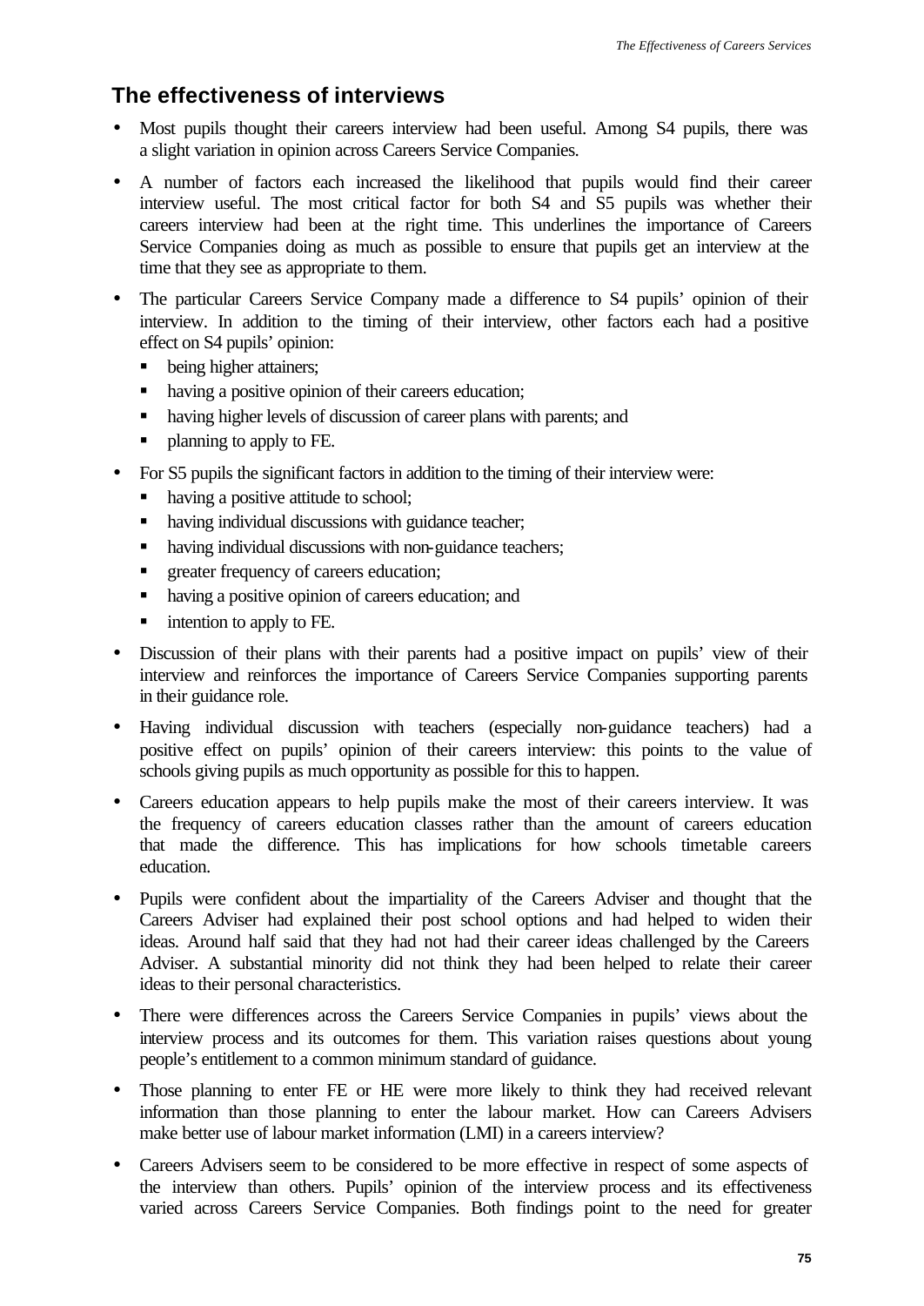## The effectiveness of interviews

- Most pupils thought their careers interview had been useful. Among S4 pupils, there was a slight variation in opinion across Careers Service Companies.
- A number of factors each increased the likelihood that pupils would find their career interview useful. The most critical factor for both S4 and S5 pupils was whether their careers interview had been at the right time. This underlines the importance of Careers Service Companies doing as much as possible to ensure that pupils get an interview at the time that they see as appropriate to them.
- The particular Careers Service Company made a difference to S4 pupils' opinion of their interview. In addition to the timing of their interview, other factors each had a positive effect on S4 pupils' opinion:
  - being higher attainers;
  - having a positive opinion of their careers education;
  - having higher levels of discussion of career plans with parents; and
  - planning to apply to FE.
- For S5 pupils the significant factors in addition to the timing of their interview were:
  - having a positive attitude to school;
  - having individual discussions with guidance teacher;
  - having individual discussions with non-guidance teachers;
  - greater frequency of careers education;
  - having a positive opinion of careers education; and
  - intention to apply to FE.
- Discussion of their plans with their parents had a positive impact on pupils' view of their interview and reinforces the importance of Careers Service Companies supporting parents in their guidance role.
- Having individual discussion with teachers (especially non-guidance teachers) had a positive effect on pupils' opinion of their careers interview: this points to the value of schools giving pupils as much opportunity as possible for this to happen.
- Careers education appears to help pupils make the most of their careers interview. It was the frequency of careers education classes rather than the amount of careers education that made the difference. This has implications for how schools timetable careers education.
- Pupils were confident about the impartiality of the Careers Adviser and thought that the Careers Adviser had explained their post school options and had helped to widen their ideas. Around half said that they had not had their career ideas challenged by the Careers Adviser. A substantial minority did not think they had been helped to relate their career ideas to their personal characteristics.
- There were differences across the Careers Service Companies in pupils' views about the interview process and its outcomes for them. This variation raises questions about young people's entitlement to a common minimum standard of guidance.
- Those planning to enter FE or HE were more likely to think they had received relevant information than those planning to enter the labour market. How can Careers Advisers make better use of labour market information (LMI) in a careers interview?
- Careers Advisers seem to be considered to be more effective in respect of some aspects of the interview than others. Pupils' opinion of the interview process and its effectiveness varied across Careers Service Companies. Both findings point to the need for greater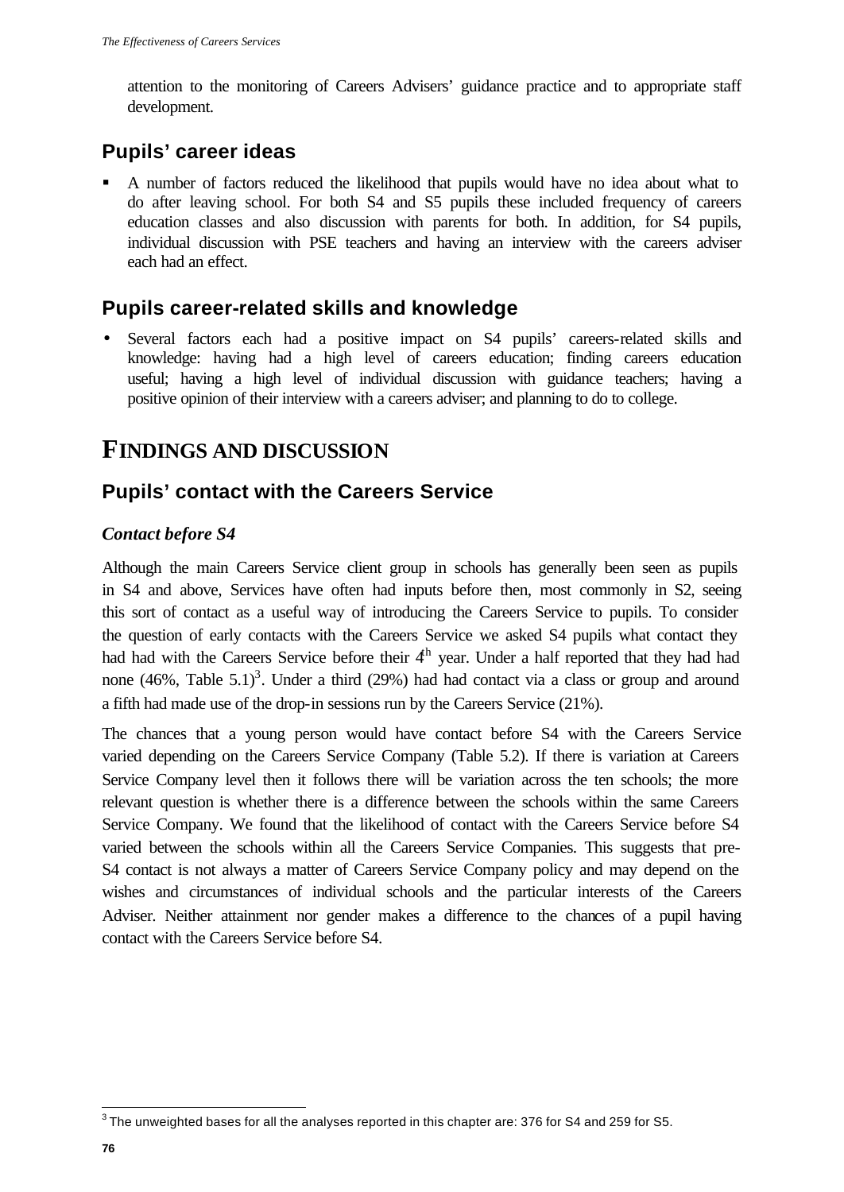attention to the monitoring of Careers Advisers' guidance practice and to appropriate staff development.

## Pupils' career ideas

- A number of factors reduced the likelihood that pupils would have no idea about what to do after leaving school. For both S4 and S5 pupils these included frequency of careers education classes and also discussion with parents for both. In addition, for S4 pupils, individual discussion with PSE teachers and having an interview with the careers adviser each had an effect.

## Pupils career-related skills and knowledge

- Several factors each had a positive impact on S4 pupils' careers-related skills and knowledge: having had a high level of careers education; finding careers education useful; having a high level of individual discussion with guidance teachers; having a positive opinion of their interview with a careers adviser; and planning to do to college.

# FINDINGS AND DISCUSSION

## Pupils' contact with the Careers Service

### *Contact before S4*

Although the main Careers Service client group in schools has generally been seen as pupils in S4 and above, Services have often had inputs before then, most commonly in S2, seeing this sort of contact as a useful way of introducing the Careers Service to pupils. To consider the question of early contacts with the Careers Service we asked S4 pupils what contact they had had with the Careers Service before their 4th year. Under a half reported that they had had none (46%, Table 5.1)[3]. Under a third (29%) had had contact via a class or group and around a fifth had made use of the drop-in sessions run by the Careers Service (21%).

The chances that a young person would have contact before S4 with the Careers Service varied depending on the Careers Service Company (Table 5.2). If there is variation at Careers Service Company level then it follows there will be variation across the ten schools; the more relevant question is whether there is a difference between the schools within the same Careers Service Company. We found that the likelihood of contact with the Careers Service before S4 varied between the schools within all the Careers Service Companies. This suggests that pre-S4 contact is not always a matter of Careers Service Company policy and may depend on the wishes and circumstances of individual schools and the particular interests of the Careers Adviser. Neither attainment nor gender makes a difference to the chances of a pupil having contact with the Careers Service before S4.

[3] The unweighted bases for all the analyses reported in this chapter are: 376 for S4 and 259 for S5.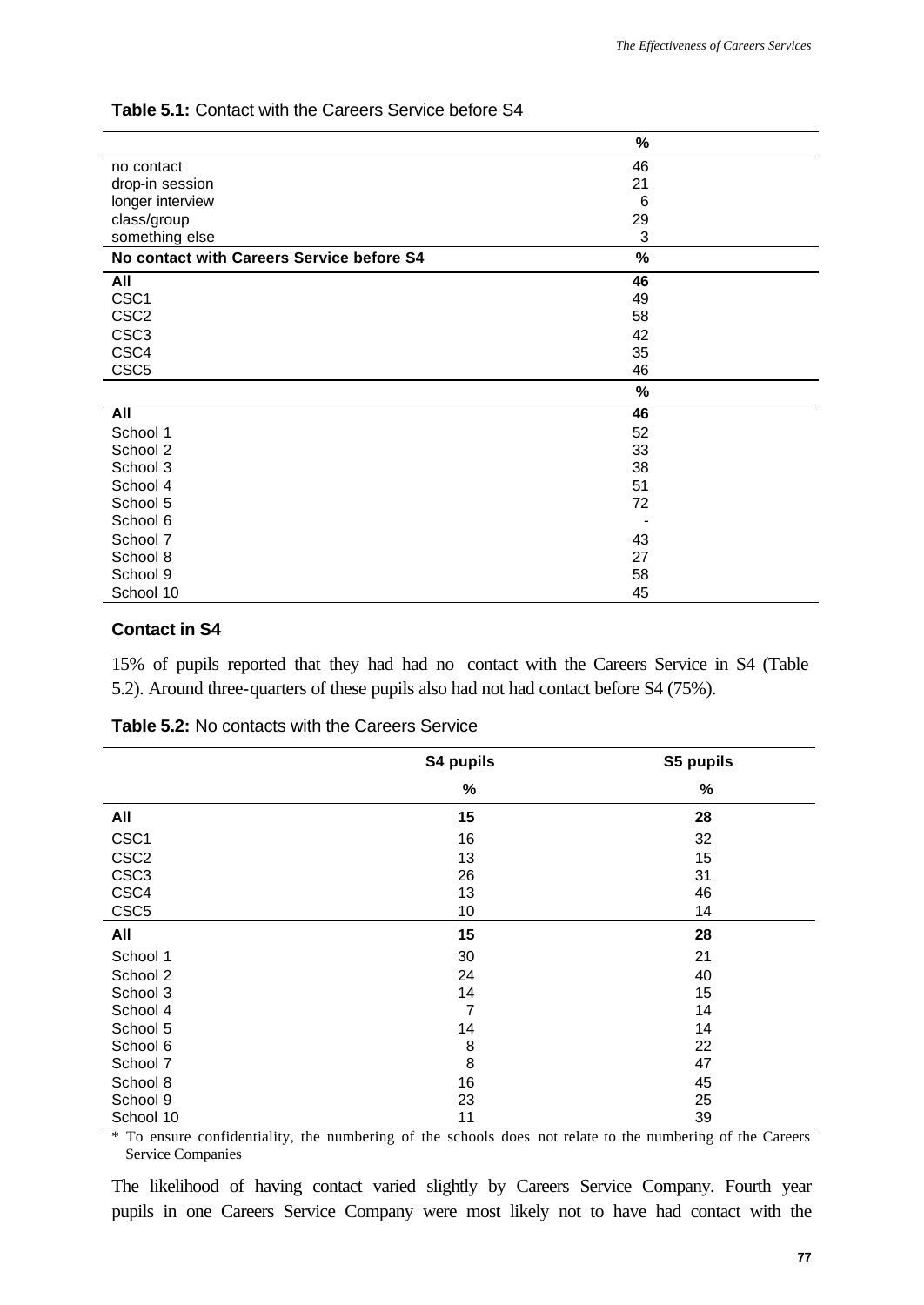**Table 5.1:** Contact with the Careers Service before S4

| | % |
|---|---|
| no contact | 46 |
| drop-in session | 21 |
| longer interview | 6 |
| class/group | 29 |
| something else | 3 |
| **No contact with Careers Service before S4** | **%** |
| **All** | **46** |
| CSC1 | 49 |
| CSC2 | 58 |
| CSC3 | 42 |
| CSC4 | 35 |
| CSC5 | 46 |
| | **%** |
| **All** | **46** |
| School 1 | 52 |
| School 2 | 33 |
| School 3 | 38 |
| School 4 | 51 |
| School 5 | 72 |
| School 6 | - |
| School 7 | 43 |
| School 8 | 27 |
| School 9 | 58 |
| School 10 | 45 |

### Contact in S4

15% of pupils reported that they had had no contact with the Careers Service in S4 (Table 5.2). Around three-quarters of these pupils also had not had contact before S4 (75%).

**Table 5.2:** No contacts with the Careers Service

| | S4 pupils | S5 pupils |
|---|---|---|
| | % | % |
| **All** | **15** | **28** |
| CSC1 | 16 | 32 |
| CSC2 | 13 | 15 |
| CSC3 | 26 | 31 |
| CSC4 | 13 | 46 |
| CSC5 | 10 | 14 |
| **All** | **15** | **28** |
| School 1 | 30 | 21 |
| School 2 | 24 | 40 |
| School 3 | 14 | 15 |
| School 4 | 7 | 14 |
| School 5 | 14 | 14 |
| School 6 | 8 | 22 |
| School 7 | 8 | 47 |
| School 8 | 16 | 45 |
| School 9 | 23 | 25 |
| School 10 | 11 | 39 |

* To ensure confidentiality, the numbering of the schools does not relate to the numbering of the Careers Service Companies

The likelihood of having contact varied slightly by Careers Service Company. Fourth year pupils in one Careers Service Company were most likely not to have had contact with the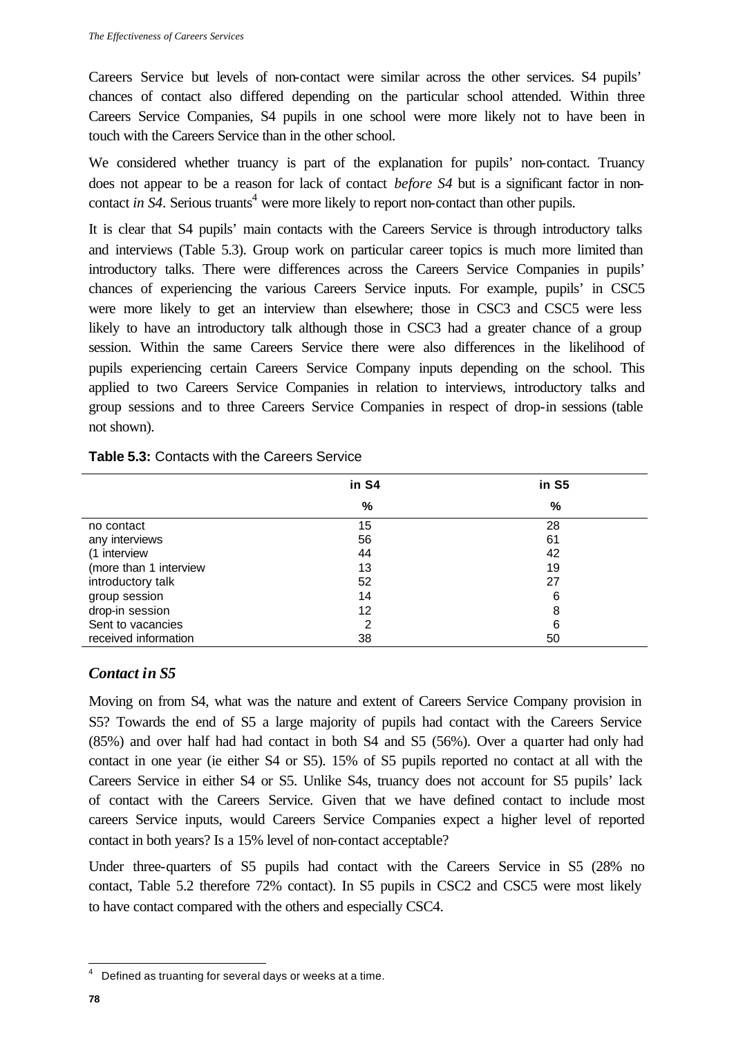Careers Service but levels of non-contact were similar across the other services. S4 pupils' chances of contact also differed depending on the particular school attended. Within three Careers Service Companies, S4 pupils in one school were more likely not to have been in touch with the Careers Service than in the other school.

We considered whether truancy is part of the explanation for pupils' non-contact. Truancy does not appear to be a reason for lack of contact *before S4* but is a significant factor in non-contact *in S4*. Serious truants[4] were more likely to report non-contact than other pupils.

It is clear that S4 pupils' main contacts with the Careers Service is through introductory talks and interviews (Table 5.3). Group work on particular career topics is much more limited than introductory talks. There were differences across the Careers Service Companies in pupils' chances of experiencing the various Careers Service inputs. For example, pupils' in CSC5 were more likely to get an interview than elsewhere; those in CSC3 and CSC5 were less likely to have an introductory talk although those in CSC3 had a greater chance of a group session. Within the same Careers Service there were also differences in the likelihood of pupils experiencing certain Careers Service Company inputs depending on the school. This applied to two Careers Service Companies in relation to interviews, introductory talks and group sessions and to three Careers Service Companies in respect of drop-in sessions (table not shown).

**Table 5.3:** Contacts with the Careers Service

| | in S4 | in S5 |
|---|---|---|
| | % | % |
| no contact | 15 | 28 |
| any interviews | 56 | 61 |
| (1 interview | 44 | 42 |
| (more than 1 interview | 13 | 19 |
| introductory talk | 52 | 27 |
| group session | 14 | 6 |
| drop-in session | 12 | 8 |
| Sent to vacancies | 2 | 6 |
| received information | 38 | 50 |

### *Contact in S5*

Moving on from S4, what was the nature and extent of Careers Service Company provision in S5? Towards the end of S5 a large majority of pupils had contact with the Careers Service (85%) and over half had had contact in both S4 and S5 (56%). Over a quarter had only had contact in one year (ie either S4 or S5). 15% of S5 pupils reported no contact at all with the Careers Service in either S4 or S5. Unlike S4s, truancy does not account for S5 pupils' lack of contact with the Careers Service. Given that we have defined contact to include most careers Service inputs, would Careers Service Companies expect a higher level of reported contact in both years? Is a 15% level of non-contact acceptable?

Under three-quarters of S5 pupils had contact with the Careers Service in S5 (28% no contact, Table 5.2 therefore 72% contact). In S5 pupils in CSC2 and CSC5 were most likely to have contact compared with the others and especially CSC4.

[4] Defined as truanting for several days or weeks at a time.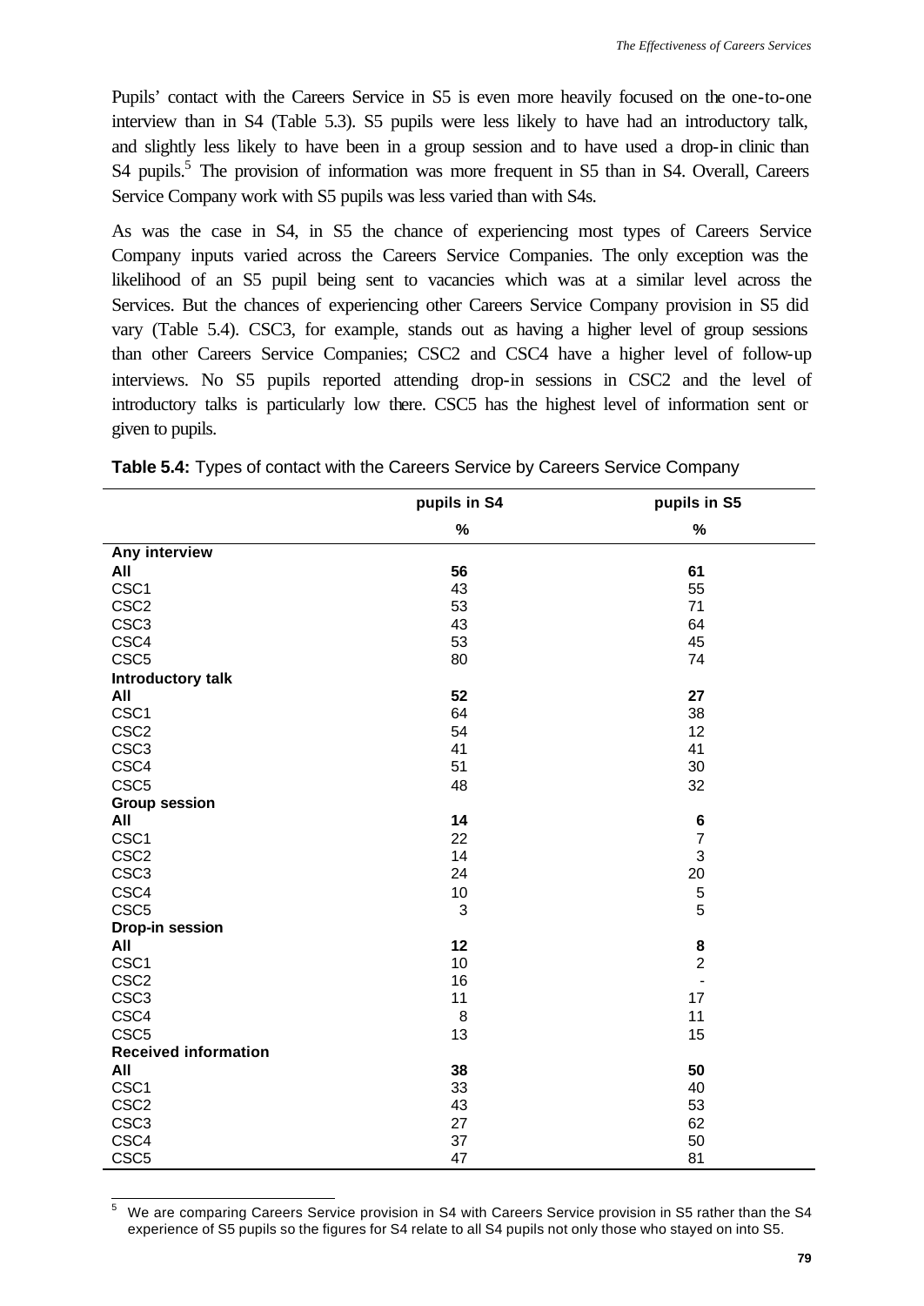Pupils' contact with the Careers Service in S5 is even more heavily focused on the one-to-one interview than in S4 (Table 5.3). S5 pupils were less likely to have had an introductory talk, and slightly less likely to have been in a group session and to have used a drop-in clinic than S4 pupils.[5] The provision of information was more frequent in S5 than in S4. Overall, Careers Service Company work with S5 pupils was less varied than with S4s.

As was the case in S4, in S5 the chance of experiencing most types of Careers Service Company inputs varied across the Careers Service Companies. The only exception was the likelihood of an S5 pupil being sent to vacancies which was at a similar level across the Services. But the chances of experiencing other Careers Service Company provision in S5 did vary (Table 5.4). CSC3, for example, stands out as having a higher level of group sessions than other Careers Service Companies; CSC2 and CSC4 have a higher level of follow-up interviews. No S5 pupils reported attending drop-in sessions in CSC2 and the level of introductory talks is particularly low there. CSC5 has the highest level of information sent or given to pupils.

**Table 5.4:** Types of contact with the Careers Service by Careers Service Company

| | pupils in S4 | pupils in S5 |
|---|---|---|
| | % | % |
| **Any interview** | | |
| **All** | **56** | **61** |
| CSC1 | 43 | 55 |
| CSC2 | 53 | 71 |
| CSC3 | 43 | 64 |
| CSC4 | 53 | 45 |
| CSC5 | 80 | 74 |
| **Introductory talk** | | |
| **All** | **52** | **27** |
| CSC1 | 64 | 38 |
| CSC2 | 54 | 12 |
| CSC3 | 41 | 41 |
| CSC4 | 51 | 30 |
| CSC5 | 48 | 32 |
| **Group session** | | |
| **All** | **14** | **6** |
| CSC1 | 22 | 7 |
| CSC2 | 14 | 3 |
| CSC3 | 24 | 20 |
| CSC4 | 10 | 5 |
| CSC5 | 3 | 5 |
| **Drop-in session** | | |
| **All** | **12** | **8** |
| CSC1 | 10 | 2 |
| CSC2 | 16 | - |
| CSC3 | 11 | 17 |
| CSC4 | 8 | 11 |
| CSC5 | 13 | 15 |
| **Received information** | | |
| **All** | **38** | **50** |
| CSC1 | 33 | 40 |
| CSC2 | 43 | 53 |
| CSC3 | 27 | 62 |
| CSC4 | 37 | 50 |
| CSC5 | 47 | 81 |

[5] We are comparing Careers Service provision in S4 with Careers Service provision in S5 rather than the S4 experience of S5 pupils so the figures for S4 relate to all S4 pupils not only those who stayed on into S5.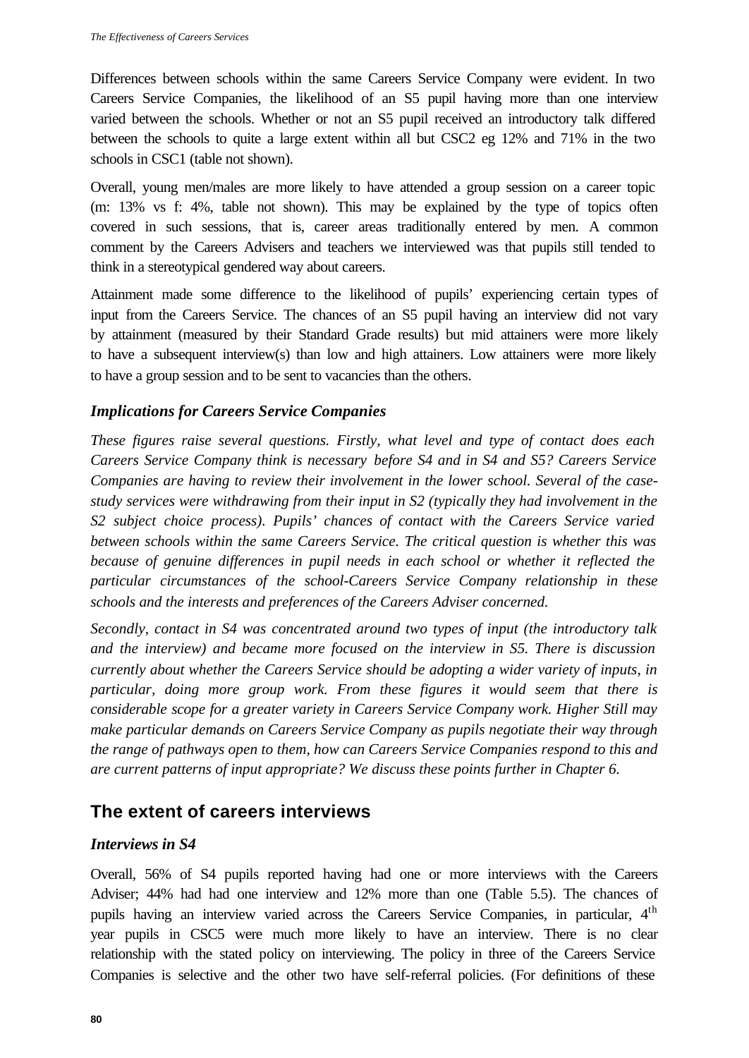Differences between schools within the same Careers Service Company were evident. In two Careers Service Companies, the likelihood of an S5 pupil having more than one interview varied between the schools. Whether or not an S5 pupil received an introductory talk differed between the schools to quite a large extent within all but CSC2 eg 12% and 71% in the two schools in CSC1 (table not shown).

Overall, young men/males are more likely to have attended a group session on a career topic (m: 13% vs f: 4%, table not shown). This may be explained by the type of topics often covered in such sessions, that is, career areas traditionally entered by men. A common comment by the Careers Advisers and teachers we interviewed was that pupils still tended to think in a stereotypical gendered way about careers.

Attainment made some difference to the likelihood of pupils' experiencing certain types of input from the Careers Service. The chances of an S5 pupil having an interview did not vary by attainment (measured by their Standard Grade results) but mid attainers were more likely to have a subsequent interview(s) than low and high attainers. Low attainers were more likely to have a group session and to be sent to vacancies than the others.

### *Implications for Careers Service Companies*

*These figures raise several questions. Firstly, what level and type of contact does each Careers Service Company think is necessary before S4 and in S4 and S5? Careers Service Companies are having to review their involvement in the lower school. Several of the case-study services were withdrawing from their input in S2 (typically they had involvement in the S2 subject choice process). Pupils' chances of contact with the Careers Service varied between schools within the same Careers Service. The critical question is whether this was because of genuine differences in pupil needs in each school or whether it reflected the particular circumstances of the school-Careers Service Company relationship in these schools and the interests and preferences of the Careers Adviser concerned.*

*Secondly, contact in S4 was concentrated around two types of input (the introductory talk and the interview) and became more focused on the interview in S5. There is discussion currently about whether the Careers Service should be adopting a wider variety of inputs, in particular, doing more group work. From these figures it would seem that there is considerable scope for a greater variety in Careers Service Company work. Higher Still may make particular demands on Careers Service Company as pupils negotiate their way through the range of pathways open to them, how can Careers Service Companies respond to this and are current patterns of input appropriate? We discuss these points further in Chapter 6.*

## The extent of careers interviews

### *Interviews in S4*

Overall, 56% of S4 pupils reported having had one or more interviews with the Careers Adviser; 44% had had one interview and 12% more than one (Table 5.5). The chances of pupils having an interview varied across the Careers Service Companies, in particular, 4th year pupils in CSC5 were much more likely to have an interview. There is no clear relationship with the stated policy on interviewing. The policy in three of the Careers Service Companies is selective and the other two have self-referral policies. (For definitions of these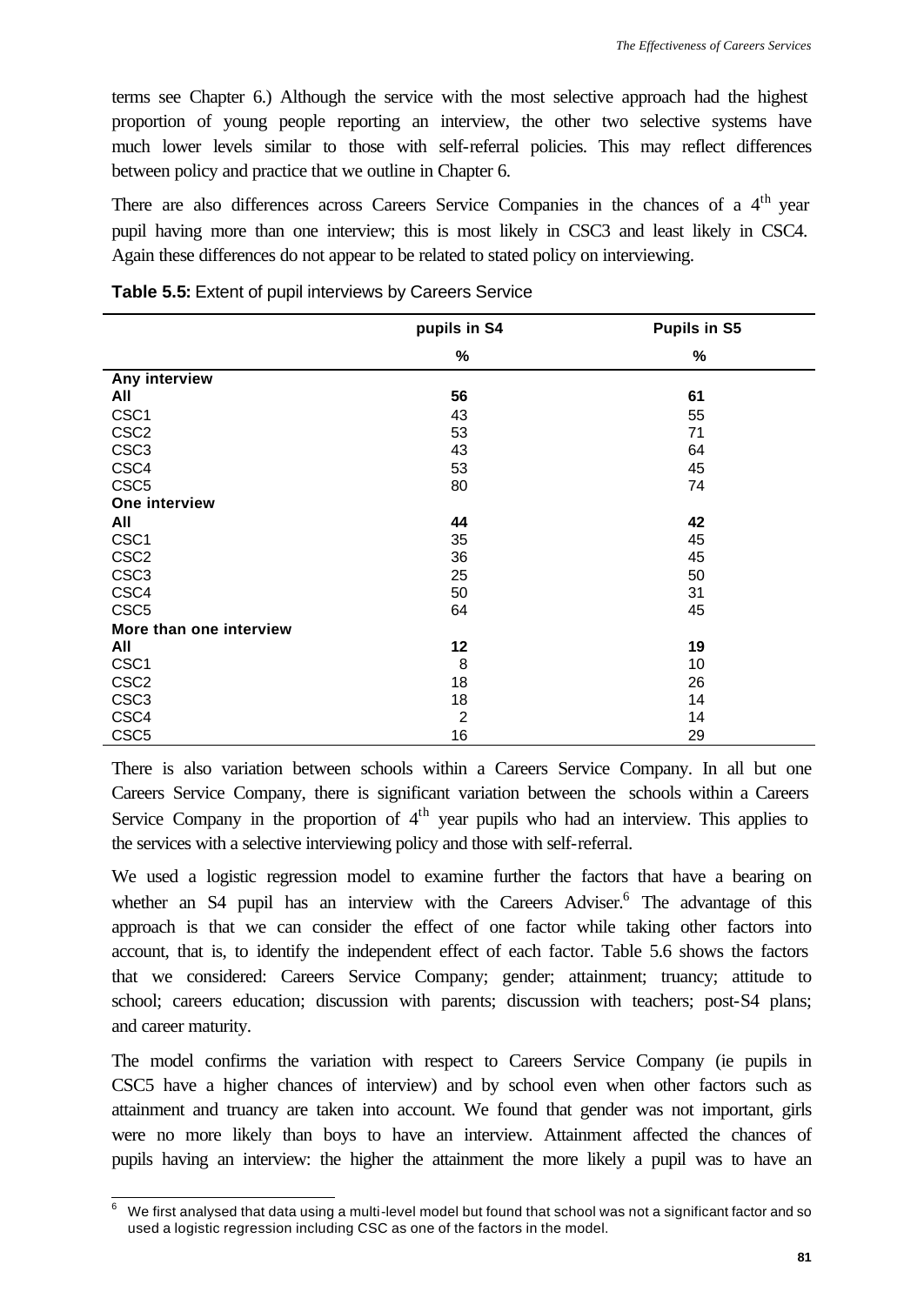terms see Chapter 6.) Although the service with the most selective approach had the highest proportion of young people reporting an interview, the other two selective systems have much lower levels similar to those with self-referral policies. This may reflect differences between policy and practice that we outline in Chapter 6.

There are also differences across Careers Service Companies in the chances of a 4th year pupil having more than one interview; this is most likely in CSC3 and least likely in CSC4. Again these differences do not appear to be related to stated policy on interviewing.

**Table 5.5:** Extent of pupil interviews by Careers Service

| | pupils in S4 | Pupils in S5 |
|---|---|---|
| | % | % |
| **Any interview** | | |
| **All** | **56** | **61** |
| CSC1 | 43 | 55 |
| CSC2 | 53 | 71 |
| CSC3 | 43 | 64 |
| CSC4 | 53 | 45 |
| CSC5 | 80 | 74 |
| **One interview** | | |
| **All** | **44** | **42** |
| CSC1 | 35 | 45 |
| CSC2 | 36 | 45 |
| CSC3 | 25 | 50 |
| CSC4 | 50 | 31 |
| CSC5 | 64 | 45 |
| **More than one interview** | | |
| **All** | **12** | **19** |
| CSC1 | 8 | 10 |
| CSC2 | 18 | 26 |
| CSC3 | 18 | 14 |
| CSC4 | 2 | 14 |
| CSC5 | 16 | 29 |

There is also variation between schools within a Careers Service Company. In all but one Careers Service Company, there is significant variation between the schools within a Careers Service Company in the proportion of 4th year pupils who had an interview. This applies to the services with a selective interviewing policy and those with self-referral.

We used a logistic regression model to examine further the factors that have a bearing on whether an S4 pupil has an interview with the Careers Adviser.[6] The advantage of this approach is that we can consider the effect of one factor while taking other factors into account, that is, to identify the independent effect of each factor. Table 5.6 shows the factors that we considered: Careers Service Company; gender; attainment; truancy; attitude to school; careers education; discussion with parents; discussion with teachers; post-S4 plans; and career maturity.

The model confirms the variation with respect to Careers Service Company (ie pupils in CSC5 have a higher chances of interview) and by school even when other factors such as attainment and truancy are taken into account. We found that gender was not important, girls were no more likely than boys to have an interview. Attainment affected the chances of pupils having an interview: the higher the attainment the more likely a pupil was to have an

[6] We first analysed that data using a multi-level model but found that school was not a significant factor and so used a logistic regression including CSC as one of the factors in the model.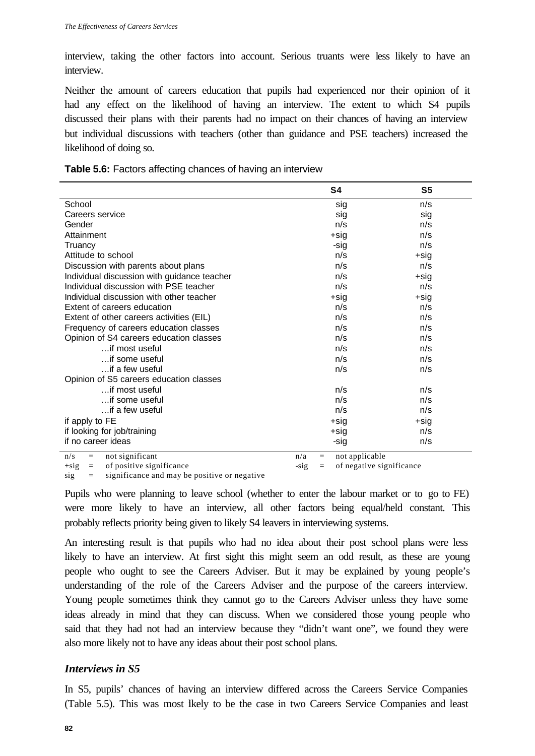interview, taking the other factors into account. Serious truants were less likely to have an interview.

Neither the amount of careers education that pupils had experienced nor their opinion of it had any effect on the likelihood of having an interview. The extent to which S4 pupils discussed their plans with their parents had no impact on their chances of having an interview but individual discussions with teachers (other than guidance and PSE teachers) increased the likelihood of doing so.

**Table 5.6:** Factors affecting chances of having an interview

| | S4 | S5 |
|---|---|---|
| School | sig | n/s |
| Careers service | sig | sig |
| Gender | n/s | n/s |
| Attainment | +sig | n/s |
| Truancy | -sig | n/s |
| Attitude to school | n/s | +sig |
| Discussion with parents about plans | n/s | n/s |
| Individual discussion with guidance teacher | n/s | +sig |
| Individual discussion with PSE teacher | n/s | n/s |
| Individual discussion with other teacher | +sig | +sig |
| Extent of careers education | n/s | n/s |
| Extent of other careers activities (EIL) | n/s | n/s |
| Frequency of careers education classes | n/s | n/s |
| Opinion of S4 careers education classes | n/s | n/s |
| …if most useful | n/s | n/s |
| …if some useful | n/s | n/s |
| …if a few useful | n/s | n/s |
| Opinion of S5 careers education classes | | |
| …if most useful | n/s | n/s |
| …if some useful | n/s | n/s |
| …if a few useful | n/s | n/s |
| if apply to FE | +sig | +sig |
| if looking for job/training | +sig | n/s |
| if no career ideas | -sig | n/s |

n/s = not significant; n/a = not applicable
+sig = of positive significance; -sig = of negative significance
sig = significance and may be positive or negative

Pupils who were planning to leave school (whether to enter the labour market or to go to FE) were more likely to have an interview, all other factors being equal/held constant. This probably reflects priority being given to likely S4 leavers in interviewing systems.

An interesting result is that pupils who had no idea about their post school plans were less likely to have an interview. At first sight this might seem an odd result, as these are young people who ought to see the Careers Adviser. But it may be explained by young people's understanding of the role of the Careers Adviser and the purpose of the careers interview. Young people sometimes think they cannot go to the Careers Adviser unless they have some ideas already in mind that they can discuss. When we considered those young people who said that they had not had an interview because they "didn't want one", we found they were also more likely not to have any ideas about their post school plans.

### *Interviews in S5*

In S5, pupils' chances of having an interview differed across the Careers Service Companies (Table 5.5). This was most likely to be the case in two Careers Service Companies and least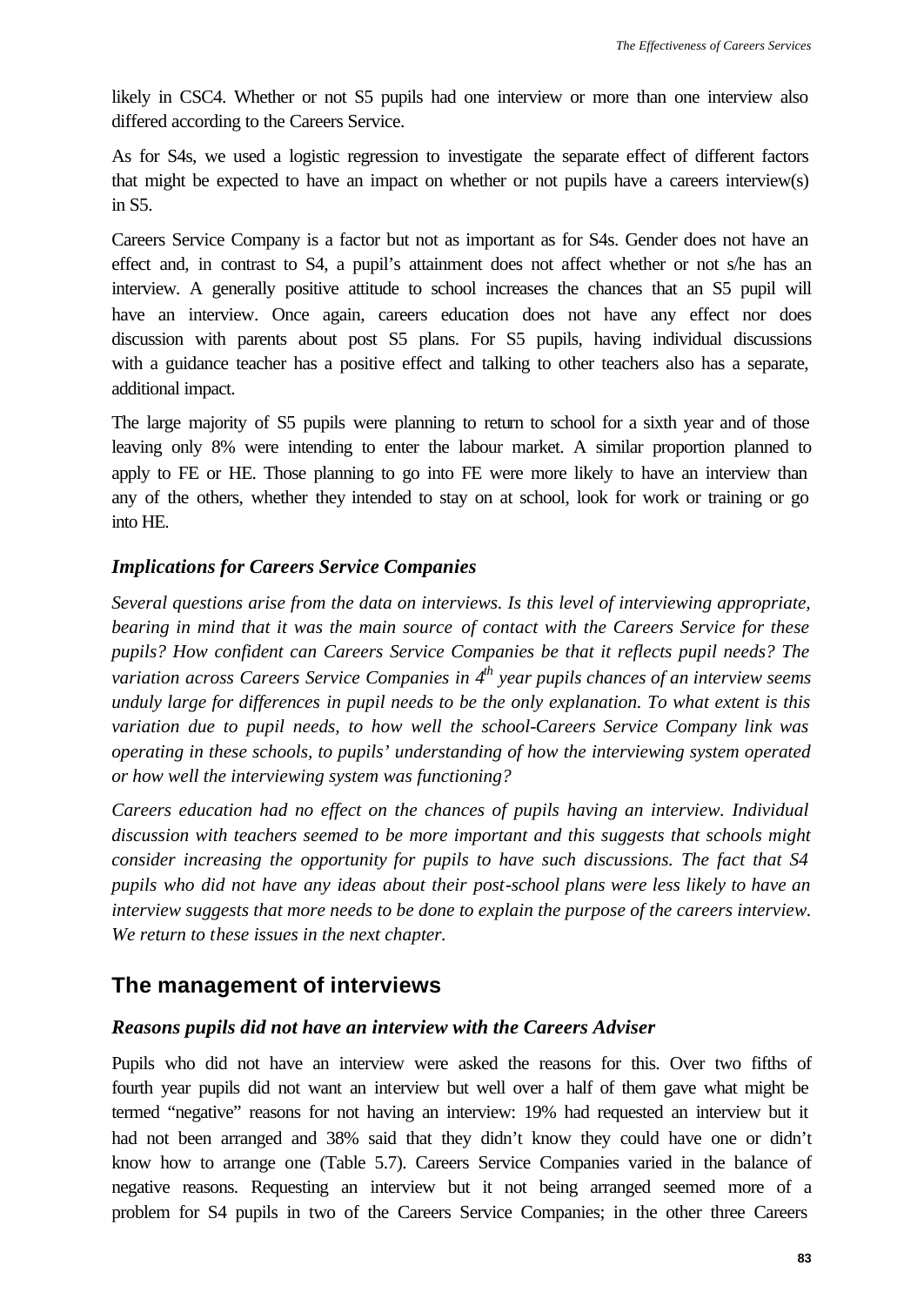likely in CSC4. Whether or not S5 pupils had one interview or more than one interview also differed according to the Careers Service.

As for S4s, we used a logistic regression to investigate the separate effect of different factors that might be expected to have an impact on whether or not pupils have a careers interview(s) in S5.

Careers Service Company is a factor but not as important as for S4s. Gender does not have an effect and, in contrast to S4, a pupil's attainment does not affect whether or not s/he has an interview. A generally positive attitude to school increases the chances that an S5 pupil will have an interview. Once again, careers education does not have any effect nor does discussion with parents about post S5 plans. For S5 pupils, having individual discussions with a guidance teacher has a positive effect and talking to other teachers also has a separate, additional impact.

The large majority of S5 pupils were planning to return to school for a sixth year and of those leaving only 8% were intending to enter the labour market. A similar proportion planned to apply to FE or HE. Those planning to go into FE were more likely to have an interview than any of the others, whether they intended to stay on at school, look for work or training or go into HE.

### *Implications for Careers Service Companies*

*Several questions arise from the data on interviews. Is this level of interviewing appropriate, bearing in mind that it was the main source of contact with the Careers Service for these pupils? How confident can Careers Service Companies be that it reflects pupil needs? The variation across Careers Service Companies in 4th year pupils chances of an interview seems unduly large for differences in pupil needs to be the only explanation. To what extent is this variation due to pupil needs, to how well the school-Careers Service Company link was operating in these schools, to pupils' understanding of how the interviewing system operated or how well the interviewing system was functioning?*

*Careers education had no effect on the chances of pupils having an interview. Individual discussion with teachers seemed to be more important and this suggests that schools might consider increasing the opportunity for pupils to have such discussions. The fact that S4 pupils who did not have any ideas about their post-school plans were less likely to have an interview suggests that more needs to be done to explain the purpose of the careers interview. We return to these issues in the next chapter.*

## The management of interviews

### *Reasons pupils did not have an interview with the Careers Adviser*

Pupils who did not have an interview were asked the reasons for this. Over two fifths of fourth year pupils did not want an interview but well over a half of them gave what might be termed "negative" reasons for not having an interview: 19% had requested an interview but it had not been arranged and 38% said that they didn't know they could have one or didn't know how to arrange one (Table 5.7). Careers Service Companies varied in the balance of negative reasons. Requesting an interview but it not being arranged seemed more of a problem for S4 pupils in two of the Careers Service Companies; in the other three Careers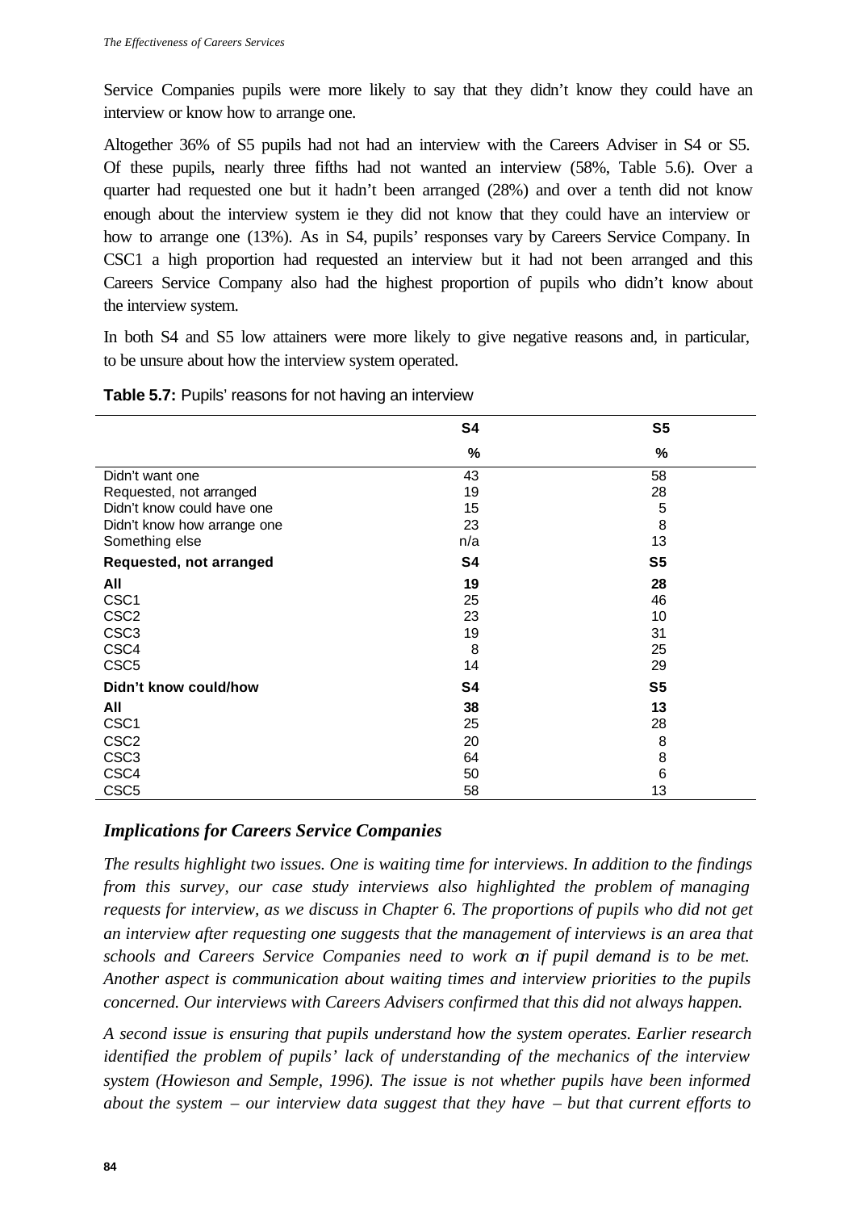Service Companies pupils were more likely to say that they didn't know they could have an interview or know how to arrange one.

Altogether 36% of S5 pupils had not had an interview with the Careers Adviser in S4 or S5. Of these pupils, nearly three fifths had not wanted an interview (58%, Table 5.6). Over a quarter had requested one but it hadn't been arranged (28%) and over a tenth did not know enough about the interview system ie they did not know that they could have an interview or how to arrange one (13%). As in S4, pupils' responses vary by Careers Service Company. In CSC1 a high proportion had requested an interview but it had not been arranged and this Careers Service Company also had the highest proportion of pupils who didn't know about the interview system.

In both S4 and S5 low attainers were more likely to give negative reasons and, in particular, to be unsure about how the interview system operated.

**Table 5.7:** Pupils' reasons for not having an interview

| | S4 | S5 |
|---|---|---|
| | % | % |
| Didn't want one | 43 | 58 |
| Requested, not arranged | 19 | 28 |
| Didn't know could have one | 15 | 5 |
| Didn't know how arrange one | 23 | 8 |
| Something else | n/a | 13 |
| **Requested, not arranged** | **S4** | **S5** |
| **All** | **19** | **28** |
| CSC1 | 25 | 46 |
| CSC2 | 23 | 10 |
| CSC3 | 19 | 31 |
| CSC4 | 8 | 25 |
| CSC5 | 14 | 29 |
| **Didn't know could/how** | **S4** | **S5** |
| **All** | **38** | **13** |
| CSC1 | 25 | 28 |
| CSC2 | 20 | 8 |
| CSC3 | 64 | 8 |
| CSC4 | 50 | 6 |
| CSC5 | 58 | 13 |

### *Implications for Careers Service Companies*

*The results highlight two issues. One is waiting time for interviews. In addition to the findings from this survey, our case study interviews also highlighted the problem of managing requests for interview, as we discuss in Chapter 6. The proportions of pupils who did not get an interview after requesting one suggests that the management of interviews is an area that schools and Careers Service Companies need to work on if pupil demand is to be met. Another aspect is communication about waiting times and interview priorities to the pupils concerned. Our interviews with Careers Advisers confirmed that this did not always happen.*

*A second issue is ensuring that pupils understand how the system operates. Earlier research identified the problem of pupils' lack of understanding of the mechanics of the interview system (Howieson and Semple, 1996). The issue is not whether pupils have been informed about the system – our interview data suggest that they have – but that current efforts to*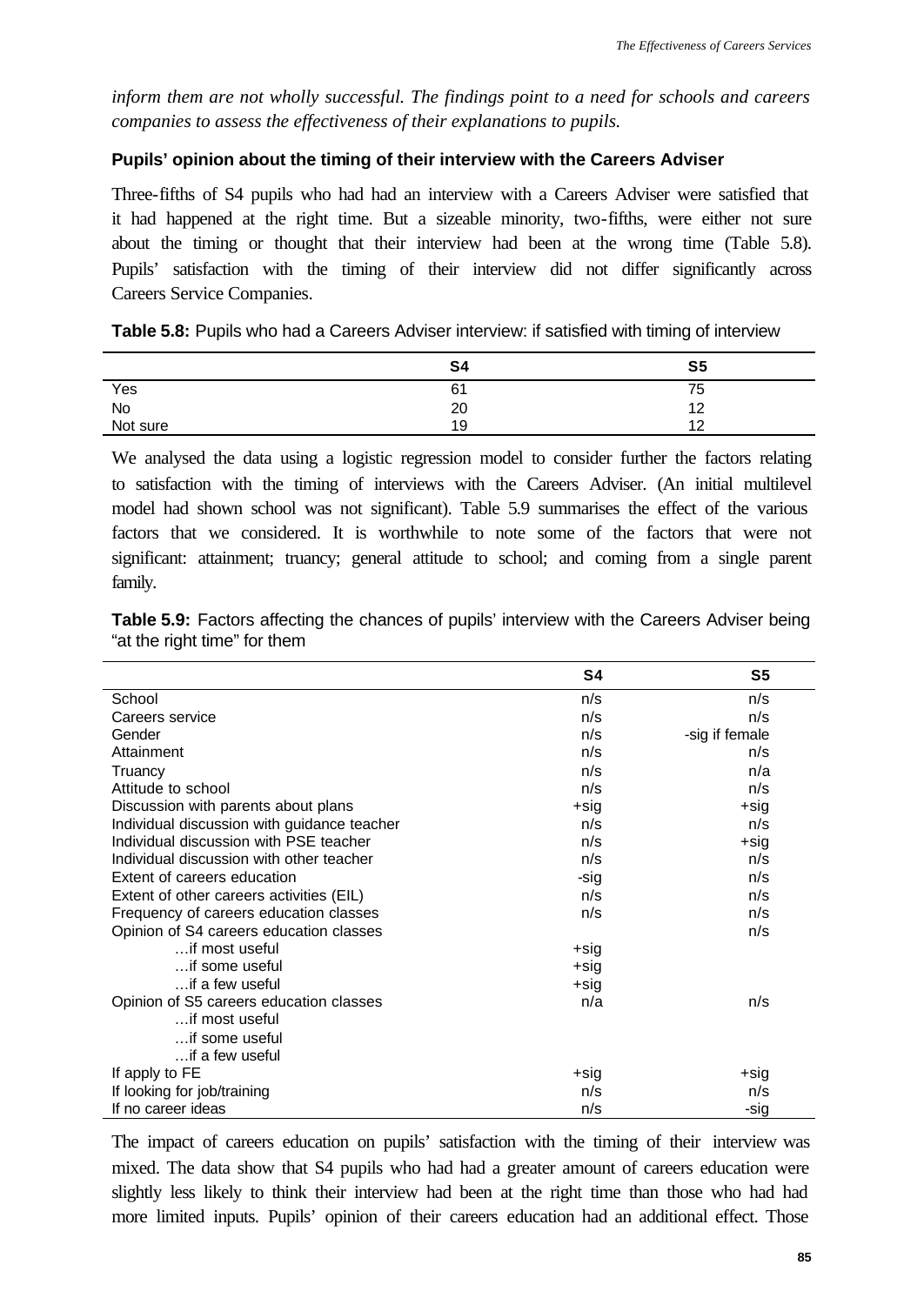*inform them are not wholly successful. The findings point to a need for schools and careers companies to assess the effectiveness of their explanations to pupils.*

### Pupils' opinion about the timing of their interview with the Careers Adviser

Three-fifths of S4 pupils who had had an interview with a Careers Adviser were satisfied that it had happened at the right time. But a sizeable minority, two-fifths, were either not sure about the timing or thought that their interview had been at the wrong time (Table 5.8). Pupils' satisfaction with the timing of their interview did not differ significantly across Careers Service Companies.

**Table 5.8:** Pupils who had a Careers Adviser interview: if satisfied with timing of interview

| | S4 | S5 |
|---|---|---|
| Yes | 61 | 75 |
| No | 20 | 12 |
| Not sure | 19 | 12 |

We analysed the data using a logistic regression model to consider further the factors relating to satisfaction with the timing of interviews with the Careers Adviser. (An initial multilevel model had shown school was not significant). Table 5.9 summarises the effect of the various factors that we considered. It is worthwhile to note some of the factors that were not significant: attainment; truancy; general attitude to school; and coming from a single parent family.

**Table 5.9:** Factors affecting the chances of pupils' interview with the Careers Adviser being "at the right time" for them

| | S4 | S5 |
|---|---|---|
| School | n/s | n/s |
| Careers service | n/s | n/s |
| Gender | n/s | -sig if female |
| Attainment | n/s | n/s |
| Truancy | n/s | n/a |
| Attitude to school | n/s | n/s |
| Discussion with parents about plans | +sig | +sig |
| Individual discussion with guidance teacher | n/s | n/s |
| Individual discussion with PSE teacher | n/s | +sig |
| Individual discussion with other teacher | n/s | n/s |
| Extent of careers education | -sig | n/s |
| Extent of other careers activities (EIL) | n/s | n/s |
| Frequency of careers education classes | n/s | n/s |
| Opinion of S4 careers education classes | | n/s |
| …if most useful | +sig | |
| …if some useful | +sig | |
| …if a few useful | +sig | |
| Opinion of S5 careers education classes | n/a | n/s |
| …if most useful | | |
| …if some useful | | |
| …if a few useful | | |
| If apply to FE | +sig | +sig |
| If looking for job/training | n/s | n/s |
| If no career ideas | n/s | -sig |

The impact of careers education on pupils' satisfaction with the timing of their interview was mixed. The data show that S4 pupils who had had a greater amount of careers education were slightly less likely to think their interview had been at the right time than those who had had more limited inputs. Pupils' opinion of their careers education had an additional effect. Those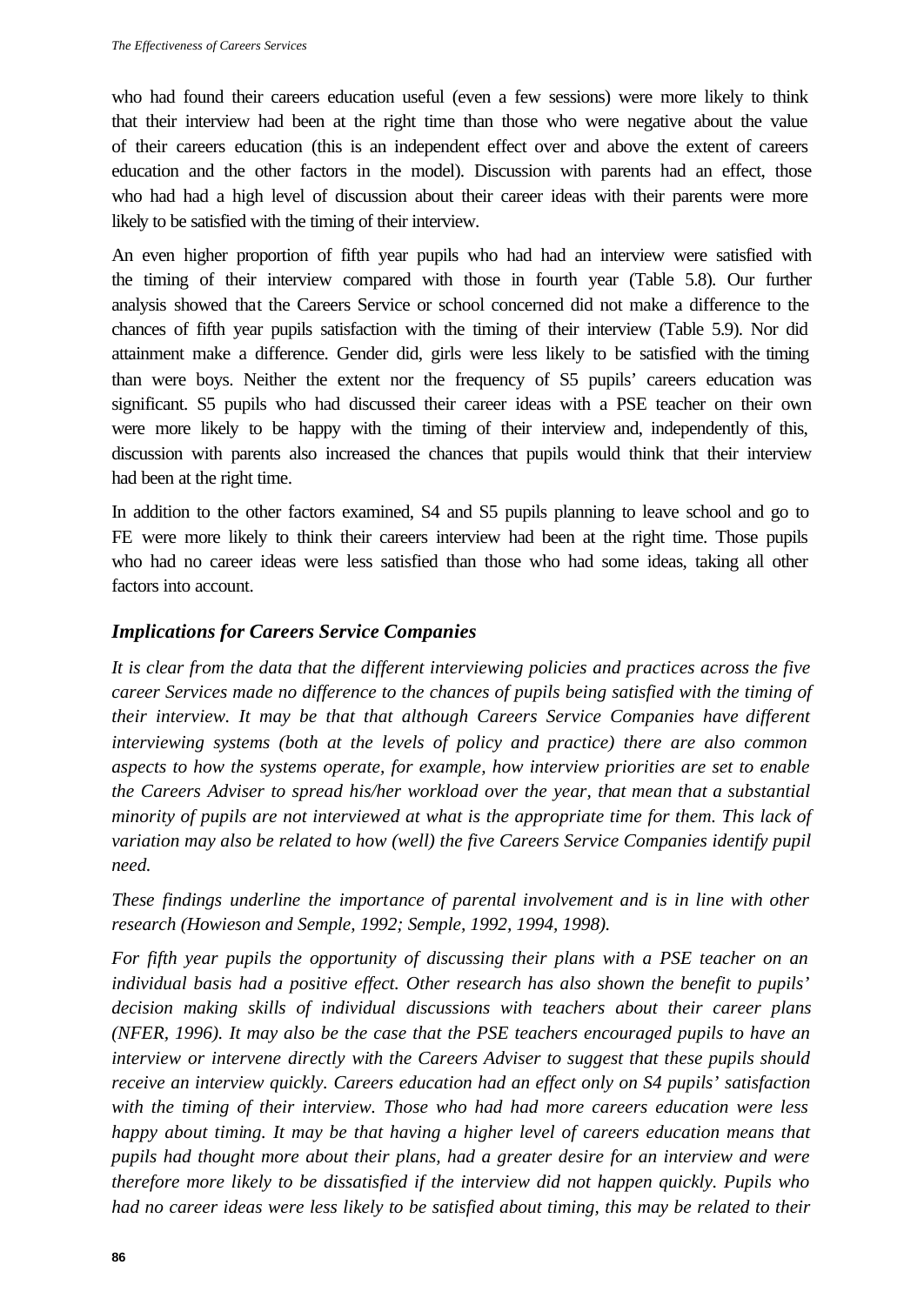who had found their careers education useful (even a few sessions) were more likely to think that their interview had been at the right time than those who were negative about the value of their careers education (this is an independent effect over and above the extent of careers education and the other factors in the model). Discussion with parents had an effect, those who had had a high level of discussion about their career ideas with their parents were more likely to be satisfied with the timing of their interview.

An even higher proportion of fifth year pupils who had had an interview were satisfied with the timing of their interview compared with those in fourth year (Table 5.8). Our further analysis showed that the Careers Service or school concerned did not make a difference to the chances of fifth year pupils satisfaction with the timing of their interview (Table 5.9). Nor did attainment make a difference. Gender did, girls were less likely to be satisfied with the timing than were boys. Neither the extent nor the frequency of S5 pupils' careers education was significant. S5 pupils who had discussed their career ideas with a PSE teacher on their own were more likely to be happy with the timing of their interview and, independently of this, discussion with parents also increased the chances that pupils would think that their interview had been at the right time.

In addition to the other factors examined, S4 and S5 pupils planning to leave school and go to FE were more likely to think their careers interview had been at the right time. Those pupils who had no career ideas were less satisfied than those who had some ideas, taking all other factors into account.

## *Implications for Careers Service Companies*

*It is clear from the data that the different interviewing policies and practices across the five career Services made no difference to the chances of pupils being satisfied with the timing of their interview. It may be that that although Careers Service Companies have different interviewing systems (both at the levels of policy and practice) there are also common aspects to how the systems operate, for example, how interview priorities are set to enable the Careers Adviser to spread his/her workload over the year, that mean that a substantial minority of pupils are not interviewed at what is the appropriate time for them. This lack of variation may also be related to how (well) the five Careers Service Companies identify pupil need.*

*These findings underline the importance of parental involvement and is in line with other research (Howieson and Semple, 1992; Semple, 1992, 1994, 1998).*

*For fifth year pupils the opportunity of discussing their plans with a PSE teacher on an individual basis had a positive effect. Other research has also shown the benefit to pupils' decision making skills of individual discussions with teachers about their career plans (NFER, 1996). It may also be the case that the PSE teachers encouraged pupils to have an interview or intervene directly with the Careers Adviser to suggest that these pupils should receive an interview quickly. Careers education had an effect only on S4 pupils' satisfaction with the timing of their interview. Those who had had more careers education were less happy about timing. It may be that having a higher level of careers education means that pupils had thought more about their plans, had a greater desire for an interview and were therefore more likely to be dissatisfied if the interview did not happen quickly. Pupils who had no career ideas were less likely to be satisfied about timing, this may be related to their*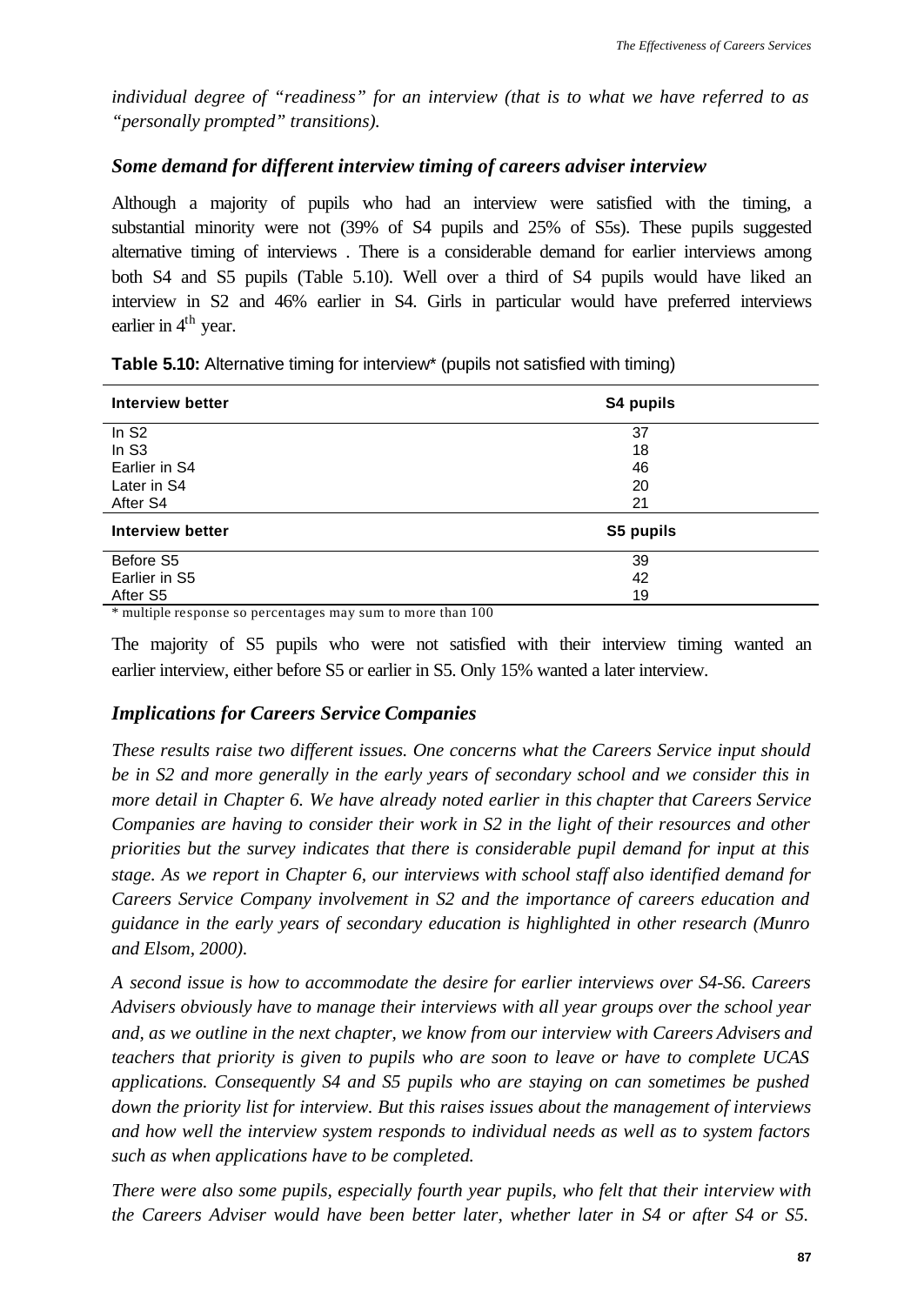*individual degree of "readiness" for an interview (that is to what we have referred to as "personally prompted" transitions).*

### *Some demand for different interview timing of careers adviser interview*

Although a majority of pupils who had an interview were satisfied with the timing, a substantial minority were not (39% of S4 pupils and 25% of S5s). These pupils suggested alternative timing of interviews . There is a considerable demand for earlier interviews among both S4 and S5 pupils (Table 5.10). Well over a third of S4 pupils would have liked an interview in S2 and 46% earlier in S4. Girls in particular would have preferred interviews earlier in 4th year.

**Table 5.10:** Alternative timing for interview* (pupils not satisfied with timing)

| Interview better | S4 pupils |
|---|---|
| In S2 | 37 |
| In S3 | 18 |
| Earlier in S4 | 46 |
| Later in S4 | 20 |
| After S4 | 21 |
| **Interview better** | **S5 pupils** |
| Before S5 | 39 |
| Earlier in S5 | 42 |
| After S5 | 19 |

\* multiple response so percentages may sum to more than 100

The majority of S5 pupils who were not satisfied with their interview timing wanted an earlier interview, either before S5 or earlier in S5. Only 15% wanted a later interview.

### *Implications for Careers Service Companies*

*These results raise two different issues. One concerns what the Careers Service input should be in S2 and more generally in the early years of secondary school and we consider this in more detail in Chapter 6. We have already noted earlier in this chapter that Careers Service Companies are having to consider their work in S2 in the light of their resources and other priorities but the survey indicates that there is considerable pupil demand for input at this stage. As we report in Chapter 6, our interviews with school staff also identified demand for Careers Service Company involvement in S2 and the importance of careers education and guidance in the early years of secondary education is highlighted in other research (Munro and Elsom, 2000).*

*A second issue is how to accommodate the desire for earlier interviews over S4-S6. Careers Advisers obviously have to manage their interviews with all year groups over the school year and, as we outline in the next chapter, we know from our interview with Careers Advisers and teachers that priority is given to pupils who are soon to leave or have to complete UCAS applications. Consequently S4 and S5 pupils who are staying on can sometimes be pushed down the priority list for interview. But this raises issues about the management of interviews and how well the interview system responds to individual needs as well as to system factors such as when applications have to be completed.*

*There were also some pupils, especially fourth year pupils, who felt that their interview with the Careers Adviser would have been better later, whether later in S4 or after S4 or S5.*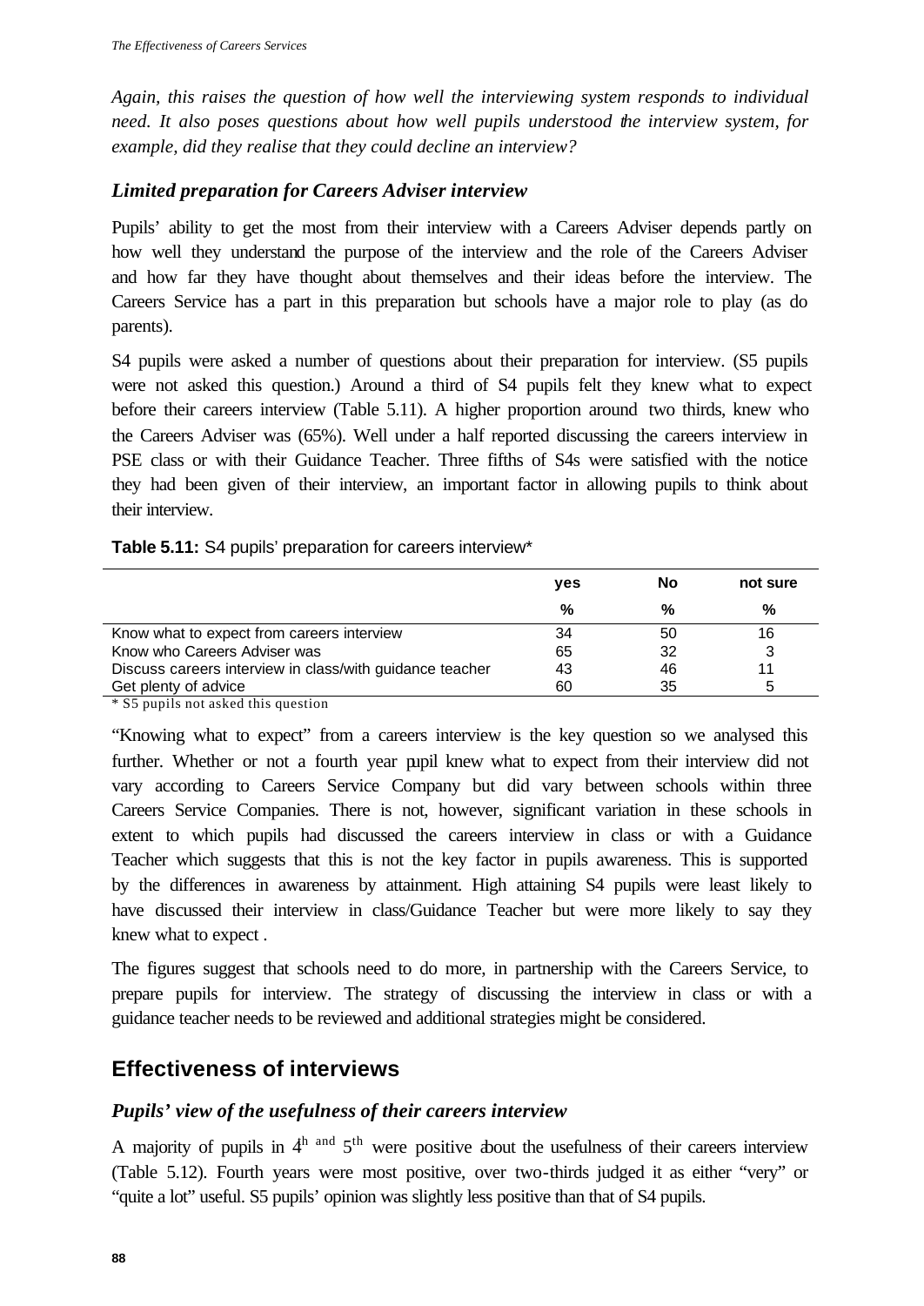*Again, this raises the question of how well the interviewing system responds to individual need. It also poses questions about how well pupils understood the interview system, for example, did they realise that they could decline an interview?*

### *Limited preparation for Careers Adviser interview*

Pupils' ability to get the most from their interview with a Careers Adviser depends partly on how well they understand the purpose of the interview and the role of the Careers Adviser and how far they have thought about themselves and their ideas before the interview. The Careers Service has a part in this preparation but schools have a major role to play (as do parents).

S4 pupils were asked a number of questions about their preparation for interview. (S5 pupils were not asked this question.) Around a third of S4 pupils felt they knew what to expect before their careers interview (Table 5.11). A higher proportion around two thirds, knew who the Careers Adviser was (65%). Well under a half reported discussing the careers interview in PSE class or with their Guidance Teacher. Three fifths of S4s were satisfied with the notice they had been given of their interview, an important factor in allowing pupils to think about their interview.

**Table 5.11:** S4 pupils' preparation for careers interview*

| | yes | No | not sure |
|---|---|---|---|
| | % | % | % |
| Know what to expect from careers interview | 34 | 50 | 16 |
| Know who Careers Adviser was | 65 | 32 | 3 |
| Discuss careers interview in class/with guidance teacher | 43 | 46 | 11 |
| Get plenty of advice | 60 | 35 | 5 |

\* S5 pupils not asked this question

"Knowing what to expect" from a careers interview is the key question so we analysed this further. Whether or not a fourth year pupil knew what to expect from their interview did not vary according to Careers Service Company but did vary between schools within three Careers Service Companies. There is not, however, significant variation in these schools in extent to which pupils had discussed the careers interview in class or with a Guidance Teacher which suggests that this is not the key factor in pupils awareness. This is supported by the differences in awareness by attainment. High attaining S4 pupils were least likely to have discussed their interview in class/Guidance Teacher but were more likely to say they knew what to expect .

The figures suggest that schools need to do more, in partnership with the Careers Service, to prepare pupils for interview. The strategy of discussing the interview in class or with a guidance teacher needs to be reviewed and additional strategies might be considered.

## Effectiveness of interviews

### *Pupils' view of the usefulness of their careers interview*

A majority of pupils in 4th and 5th were positive about the usefulness of their careers interview (Table 5.12). Fourth years were most positive, over two-thirds judged it as either "very" or "quite a lot" useful. S5 pupils' opinion was slightly less positive than that of S4 pupils.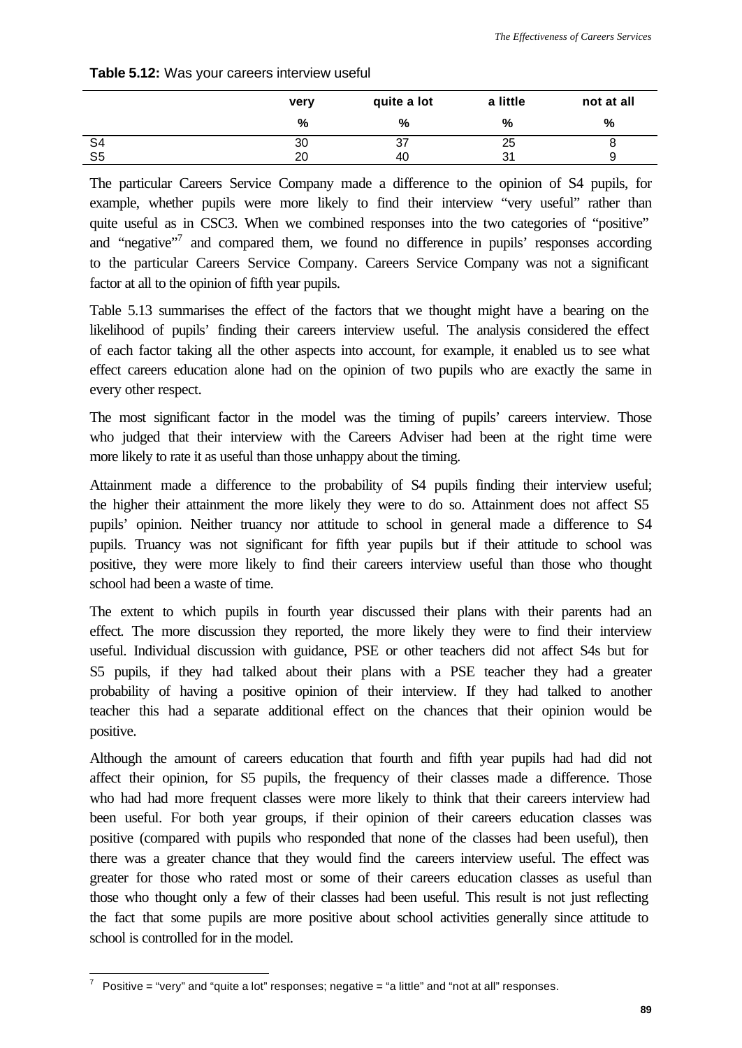**Table 5.12:** Was your careers interview useful

| | very | quite a lot | a little | not at all |
|---|---|---|---|---|
| | % | % | % | % |
| S4 | 30 | 37 | 25 | 8 |
| S5 | 20 | 40 | 31 | 9 |

The particular Careers Service Company made a difference to the opinion of S4 pupils, for example, whether pupils were more likely to find their interview "very useful" rather than quite useful as in CSC3. When we combined responses into the two categories of "positive" and "negative"[7] and compared them, we found no difference in pupils' responses according to the particular Careers Service Company. Careers Service Company was not a significant factor at all to the opinion of fifth year pupils.

Table 5.13 summarises the effect of the factors that we thought might have a bearing on the likelihood of pupils' finding their careers interview useful. The analysis considered the effect of each factor taking all the other aspects into account, for example, it enabled us to see what effect careers education alone had on the opinion of two pupils who are exactly the same in every other respect.

The most significant factor in the model was the timing of pupils' careers interview. Those who judged that their interview with the Careers Adviser had been at the right time were more likely to rate it as useful than those unhappy about the timing.

Attainment made a difference to the probability of S4 pupils finding their interview useful; the higher their attainment the more likely they were to do so. Attainment does not affect S5 pupils' opinion. Neither truancy nor attitude to school in general made a difference to S4 pupils. Truancy was not significant for fifth year pupils but if their attitude to school was positive, they were more likely to find their careers interview useful than those who thought school had been a waste of time.

The extent to which pupils in fourth year discussed their plans with their parents had an effect. The more discussion they reported, the more likely they were to find their interview useful. Individual discussion with guidance, PSE or other teachers did not affect S4s but for S5 pupils, if they had talked about their plans with a PSE teacher they had a greater probability of having a positive opinion of their interview. If they had talked to another teacher this had a separate additional effect on the chances that their opinion would be positive.

Although the amount of careers education that fourth and fifth year pupils had had did not affect their opinion, for S5 pupils, the frequency of their classes made a difference. Those who had had more frequent classes were more likely to think that their careers interview had been useful. For both year groups, if their opinion of their careers education classes was positive (compared with pupils who responded that none of the classes had been useful), then there was a greater chance that they would find the careers interview useful. The effect was greater for those who rated most or some of their careers education classes as useful than those who thought only a few of their classes had been useful. This result is not just reflecting the fact that some pupils are more positive about school activities generally since attitude to school is controlled for in the model.

[7] Positive = "very" and "quite a lot" responses; negative = "a little" and "not at all" responses.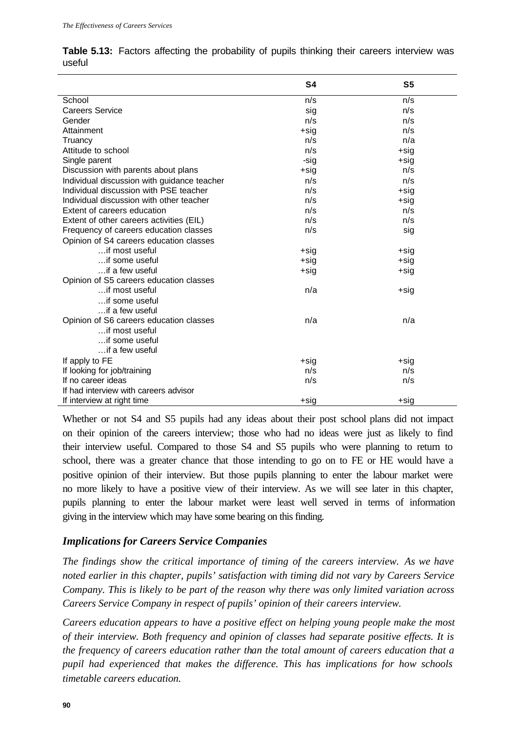**Table 5.13:** Factors affecting the probability of pupils thinking their careers interview was useful

| | S4 | S5 |
|---|---|---|
| School | n/s | n/s |
| Careers Service | sig | n/s |
| Gender | n/s | n/s |
| Attainment | +sig | n/s |
| Truancy | n/s | n/a |
| Attitude to school | n/s | +sig |
| Single parent | -sig | +sig |
| Discussion with parents about plans | +sig | n/s |
| Individual discussion with guidance teacher | n/s | n/s |
| Individual discussion with PSE teacher | n/s | +sig |
| Individual discussion with other teacher | n/s | +sig |
| Extent of careers education | n/s | n/s |
| Extent of other careers activities (EIL) | n/s | n/s |
| Frequency of careers education classes | n/s | sig |
| Opinion of S4 careers education classes | | |
| …if most useful | +sig | +sig |
| …if some useful | +sig | +sig |
| …if a few useful | +sig | +sig |
| Opinion of S5 careers education classes | | |
| …if most useful | n/a | +sig |
| …if some useful | | |
| …if a few useful | | |
| Opinion of S6 careers education classes | n/a | n/a |
| …if most useful | | |
| …if some useful | | |
| …if a few useful | | |
| If apply to FE | +sig | +sig |
| If looking for job/training | n/s | n/s |
| If no career ideas | n/s | n/s |
| If had interview with careers advisor | | |
| If interview at right time | +sig | +sig |

Whether or not S4 and S5 pupils had any ideas about their post school plans did not impact on their opinion of the careers interview; those who had no ideas were just as likely to find their interview useful. Compared to those S4 and S5 pupils who were planning to return to school, there was a greater chance that those intending to go on to FE or HE would have a positive opinion of their interview. But those pupils planning to enter the labour market were no more likely to have a positive view of their interview. As we will see later in this chapter, pupils planning to enter the labour market were least well served in terms of information giving in the interview which may have some bearing on this finding.

### *Implications for Careers Service Companies*

*The findings show the critical importance of timing of the careers interview. As we have noted earlier in this chapter, pupils' satisfaction with timing did not vary by Careers Service Company. This is likely to be part of the reason why there was only limited variation across Careers Service Company in respect of pupils' opinion of their careers interview.*

*Careers education appears to have a positive effect on helping young people make the most of their interview. Both frequency and opinion of classes had separate positive effects. It is the frequency of careers education rather than the total amount of careers education that a pupil had experienced that makes the difference. This has implications for how schools timetable careers education.*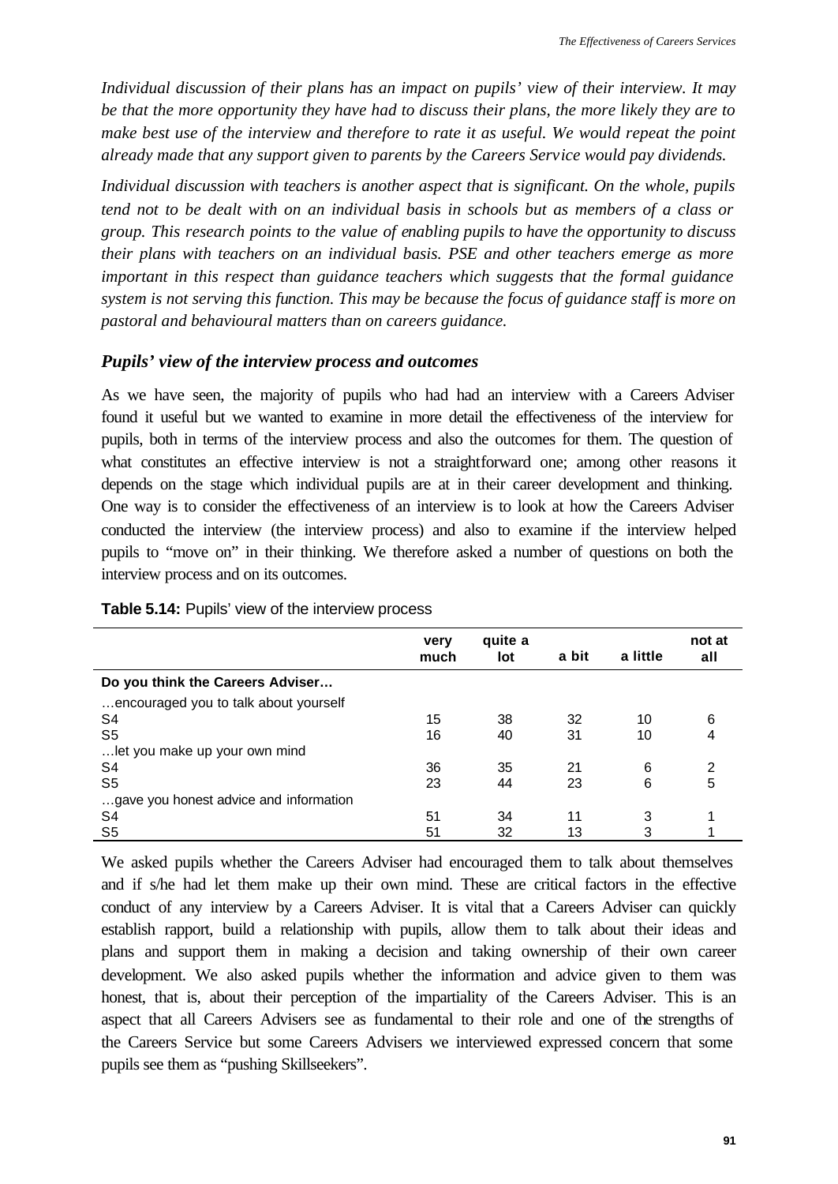*Individual discussion of their plans has an impact on pupils' view of their interview. It may be that the more opportunity they have had to discuss their plans, the more likely they are to make best use of the interview and therefore to rate it as useful. We would repeat the point already made that any support given to parents by the Careers Service would pay dividends.*

*Individual discussion with teachers is another aspect that is significant. On the whole, pupils tend not to be dealt with on an individual basis in schools but as members of a class or group. This research points to the value of enabling pupils to have the opportunity to discuss their plans with teachers on an individual basis. PSE and other teachers emerge as more important in this respect than guidance teachers which suggests that the formal guidance system is not serving this function. This may be because the focus of guidance staff is more on pastoral and behavioural matters than on careers guidance.*

### *Pupils' view of the interview process and outcomes*

As we have seen, the majority of pupils who had had an interview with a Careers Adviser found it useful but we wanted to examine in more detail the effectiveness of the interview for pupils, both in terms of the interview process and also the outcomes for them. The question of what constitutes an effective interview is not a straightforward one; among other reasons it depends on the stage which individual pupils are at in their career development and thinking. One way is to consider the effectiveness of an interview is to look at how the Careers Adviser conducted the interview (the interview process) and also to examine if the interview helped pupils to "move on" in their thinking. We therefore asked a number of questions on both the interview process and on its outcomes.

**Table 5.14:** Pupils' view of the interview process

| | very much | quite a lot | a bit | a little | not at all |
|---|---|---|---|---|---|
| **Do you think the Careers Adviser…** | | | | | |
| …encouraged you to talk about yourself | | | | | |
| S4 | 15 | 38 | 32 | 10 | 6 |
| S5 | 16 | 40 | 31 | 10 | 4 |
| …let you make up your own mind | | | | | |
| S4 | 36 | 35 | 21 | 6 | 2 |
| S5 | 23 | 44 | 23 | 6 | 5 |
| …gave you honest advice and information | | | | | |
| S4 | 51 | 34 | 11 | 3 | 1 |
| S5 | 51 | 32 | 13 | 3 | 1 |

We asked pupils whether the Careers Adviser had encouraged them to talk about themselves and if s/he had let them make up their own mind. These are critical factors in the effective conduct of any interview by a Careers Adviser. It is vital that a Careers Adviser can quickly establish rapport, build a relationship with pupils, allow them to talk about their ideas and plans and support them in making a decision and taking ownership of their own career development. We also asked pupils whether the information and advice given to them was honest, that is, about their perception of the impartiality of the Careers Adviser. This is an aspect that all Careers Advisers see as fundamental to their role and one of the strengths of the Careers Service but some Careers Advisers we interviewed expressed concern that some pupils see them as "pushing Skillseekers".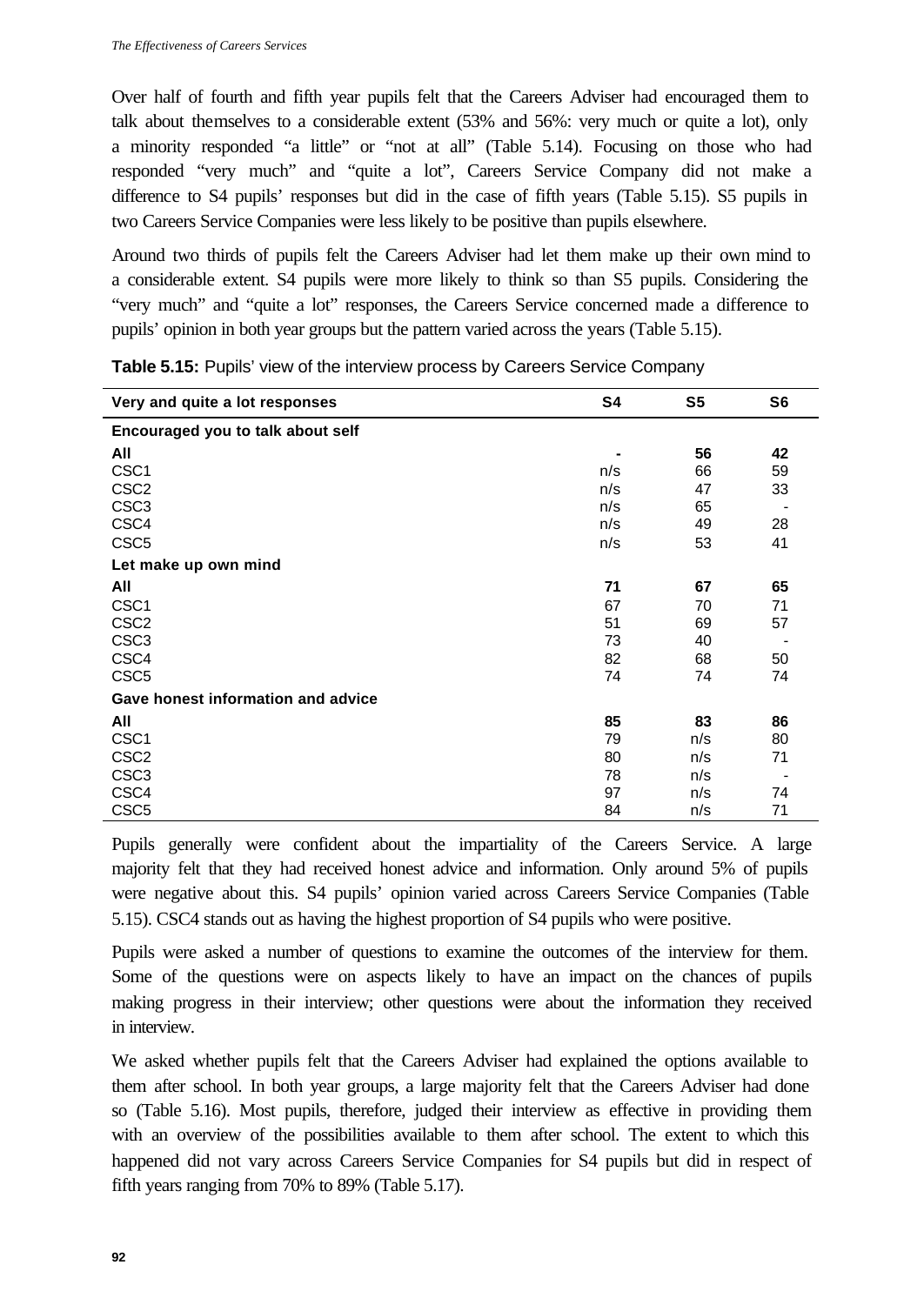Over half of fourth and fifth year pupils felt that the Careers Adviser had encouraged them to talk about themselves to a considerable extent (53% and 56%: very much or quite a lot), only a minority responded "a little" or "not at all" (Table 5.14). Focusing on those who had responded "very much" and "quite a lot", Careers Service Company did not make a difference to S4 pupils' responses but did in the case of fifth years (Table 5.15). S5 pupils in two Careers Service Companies were less likely to be positive than pupils elsewhere.

Around two thirds of pupils felt the Careers Adviser had let them make up their own mind to a considerable extent. S4 pupils were more likely to think so than S5 pupils. Considering the "very much" and "quite a lot" responses, the Careers Service concerned made a difference to pupils' opinion in both year groups but the pattern varied across the years (Table 5.15).

**Table 5.15:** Pupils' view of the interview process by Careers Service Company

| Very and quite a lot responses | S4 | S5 | S6 |
|---|---|---|---|
| **Encouraged you to talk about self** | | | |
| **All** | **-** | **56** | **42** |
| CSC1 | n/s | 66 | 59 |
| CSC2 | n/s | 47 | 33 |
| CSC3 | n/s | 65 | - |
| CSC4 | n/s | 49 | 28 |
| CSC5 | n/s | 53 | 41 |
| **Let make up own mind** | | | |
| **All** | **71** | **67** | **65** |
| CSC1 | 67 | 70 | 71 |
| CSC2 | 51 | 69 | 57 |
| CSC3 | 73 | 40 | - |
| CSC4 | 82 | 68 | 50 |
| CSC5 | 74 | 74 | 74 |
| **Gave honest information and advice** | | | |
| **All** | **85** | **83** | **86** |
| CSC1 | 79 | n/s | 80 |
| CSC2 | 80 | n/s | 71 |
| CSC3 | 78 | n/s | - |
| CSC4 | 97 | n/s | 74 |
| CSC5 | 84 | n/s | 71 |

Pupils generally were confident about the impartiality of the Careers Service. A large majority felt that they had received honest advice and information. Only around 5% of pupils were negative about this. S4 pupils' opinion varied across Careers Service Companies (Table 5.15). CSC4 stands out as having the highest proportion of S4 pupils who were positive.

Pupils were asked a number of questions to examine the outcomes of the interview for them. Some of the questions were on aspects likely to have an impact on the chances of pupils making progress in their interview; other questions were about the information they received in interview.

We asked whether pupils felt that the Careers Adviser had explained the options available to them after school. In both year groups, a large majority felt that the Careers Adviser had done so (Table 5.16). Most pupils, therefore, judged their interview as effective in providing them with an overview of the possibilities available to them after school. The extent to which this happened did not vary across Careers Service Companies for S4 pupils but did in respect of fifth years ranging from 70% to 89% (Table 5.17).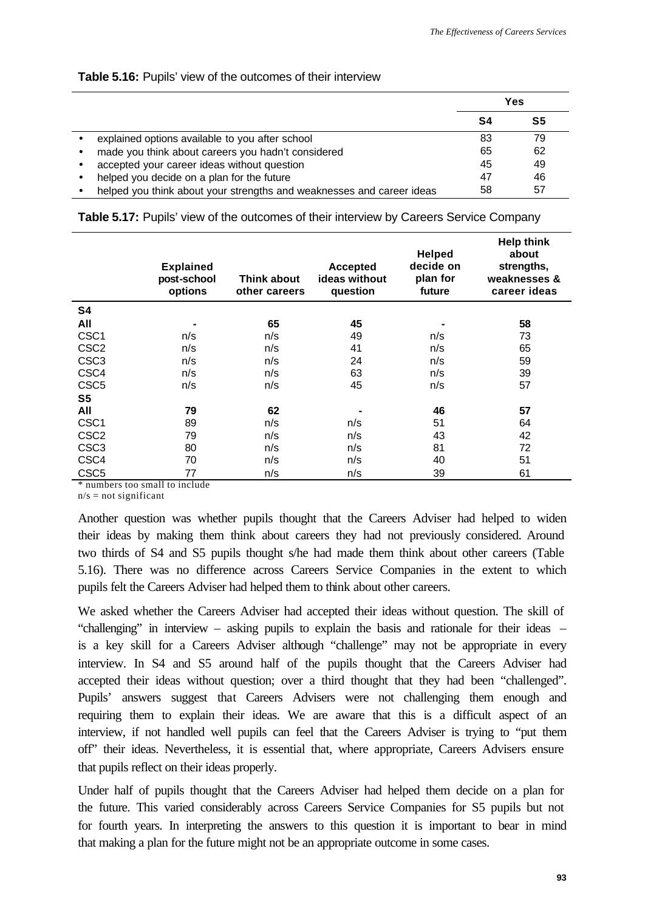**Table 5.16:** Pupils' view of the outcomes of their interview

| | Yes | |
|---|---|---|
| | S4 | S5 |
| • explained options available to you after school | 83 | 79 |
| • made you think about careers you hadn't considered | 65 | 62 |
| • accepted your career ideas without question | 45 | 49 |
| • helped you decide on a plan for the future | 47 | 46 |
| • helped you think about your strengths and weaknesses and career ideas | 58 | 57 |

**Table 5.17:** Pupils' view of the outcomes of their interview by Careers Service Company

| | Explained post-school options | Think about other careers | Accepted ideas without question | Helped decide on plan for future | Help think about strengths, weaknesses & career ideas |
|---|---|---|---|---|---|
| **S4** | | | | | |
| **All** | **-** | **65** | **45** | **-** | **58** |
| CSC1 | n/s | n/s | 49 | n/s | 73 |
| CSC2 | n/s | n/s | 41 | n/s | 65 |
| CSC3 | n/s | n/s | 24 | n/s | 59 |
| CSC4 | n/s | n/s | 63 | n/s | 39 |
| CSC5 | n/s | n/s | 45 | n/s | 57 |
| **S5** | | | | | |
| **All** | **79** | **62** | **-** | **46** | **57** |
| CSC1 | 89 | n/s | n/s | 51 | 64 |
| CSC2 | 79 | n/s | n/s | 43 | 42 |
| CSC3 | 80 | n/s | n/s | 81 | 72 |
| CSC4 | 70 | n/s | n/s | 40 | 51 |
| CSC5 | 77 | n/s | n/s | 39 | 61 |

* numbers too small to include
n/s = not significant

Another question was whether pupils thought that the Careers Adviser had helped to widen their ideas by making them think about careers they had not previously considered. Around two thirds of S4 and S5 pupils thought s/he had made them think about other careers (Table 5.16). There was no difference across Careers Service Companies in the extent to which pupils felt the Careers Adviser had helped them to think about other careers.

We asked whether the Careers Adviser had accepted their ideas without question. The skill of "challenging" in interview – asking pupils to explain the basis and rationale for their ideas – is a key skill for a Careers Adviser although "challenge" may not be appropriate in every interview. In S4 and S5 around half of the pupils thought that the Careers Adviser had accepted their ideas without question; over a third thought that they had been "challenged". Pupils' answers suggest that Careers Advisers were not challenging them enough and requiring them to explain their ideas. We are aware that this is a difficult aspect of an interview, if not handled well pupils can feel that the Careers Adviser is trying to "put them off" their ideas. Nevertheless, it is essential that, where appropriate, Careers Advisers ensure that pupils reflect on their ideas properly.

Under half of pupils thought that the Careers Adviser had helped them decide on a plan for the future. This varied considerably across Careers Service Companies for S5 pupils but not for fourth years. In interpreting the answers to this question it is important to bear in mind that making a plan for the future might not be an appropriate outcome in some cases.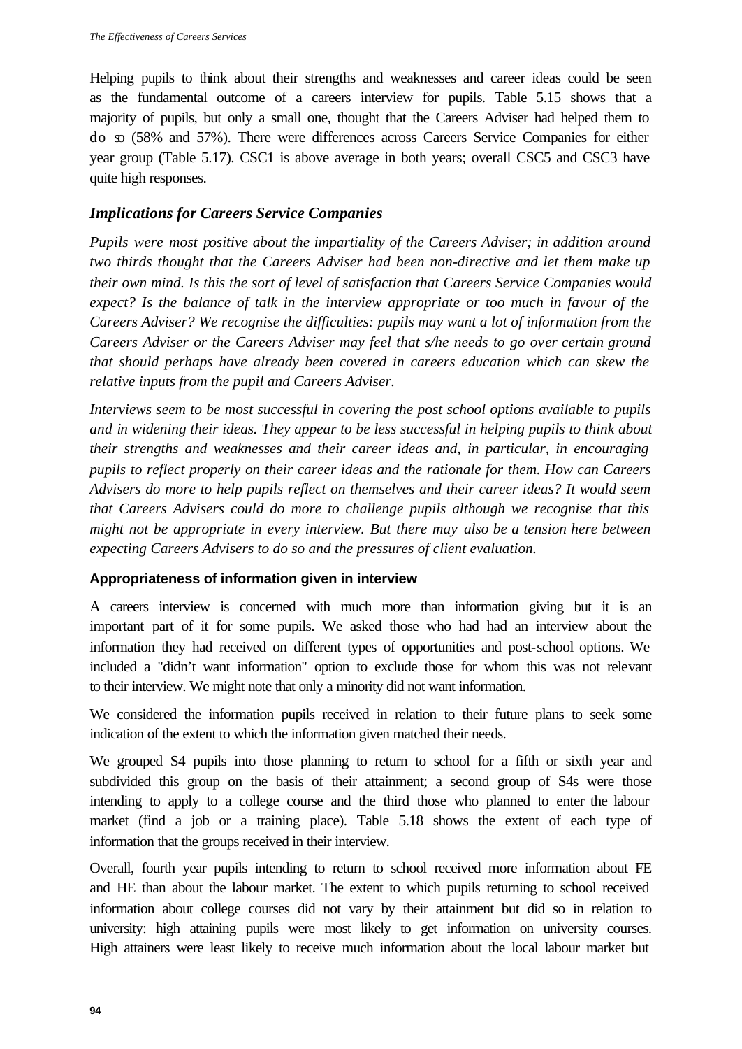Helping pupils to think about their strengths and weaknesses and career ideas could be seen as the fundamental outcome of a careers interview for pupils. Table 5.15 shows that a majority of pupils, but only a small one, thought that the Careers Adviser had helped them to do so (58% and 57%). There were differences across Careers Service Companies for either year group (Table 5.17). CSC1 is above average in both years; overall CSC5 and CSC3 have quite high responses.

## *Implications for Careers Service Companies*

*Pupils were most positive about the impartiality of the Careers Adviser; in addition around two thirds thought that the Careers Adviser had been non-directive and let them make up their own mind. Is this the sort of level of satisfaction that Careers Service Companies would expect? Is the balance of talk in the interview appropriate or too much in favour of the Careers Adviser? We recognise the difficulties: pupils may want a lot of information from the Careers Adviser or the Careers Adviser may feel that s/he needs to go over certain ground that should perhaps have already been covered in careers education which can skew the relative inputs from the pupil and Careers Adviser.*

*Interviews seem to be most successful in covering the post school options available to pupils and in widening their ideas. They appear to be less successful in helping pupils to think about their strengths and weaknesses and their career ideas and, in particular, in encouraging pupils to reflect properly on their career ideas and the rationale for them. How can Careers Advisers do more to help pupils reflect on themselves and their career ideas? It would seem that Careers Advisers could do more to challenge pupils although we recognise that this might not be appropriate in every interview. But there may also be a tension here between expecting Careers Advisers to do so and the pressures of client evaluation.*

### Appropriateness of information given in interview

A careers interview is concerned with much more than information giving but it is an important part of it for some pupils. We asked those who had had an interview about the information they had received on different types of opportunities and post-school options. We included a "didn't want information" option to exclude those for whom this was not relevant to their interview. We might note that only a minority did not want information.

We considered the information pupils received in relation to their future plans to seek some indication of the extent to which the information given matched their needs.

We grouped S4 pupils into those planning to return to school for a fifth or sixth year and subdivided this group on the basis of their attainment; a second group of S4s were those intending to apply to a college course and the third those who planned to enter the labour market (find a job or a training place). Table 5.18 shows the extent of each type of information that the groups received in their interview.

Overall, fourth year pupils intending to return to school received more information about FE and HE than about the labour market. The extent to which pupils returning to school received information about college courses did not vary by their attainment but did so in relation to university: high attaining pupils were most likely to get information on university courses. High attainers were least likely to receive much information about the local labour market but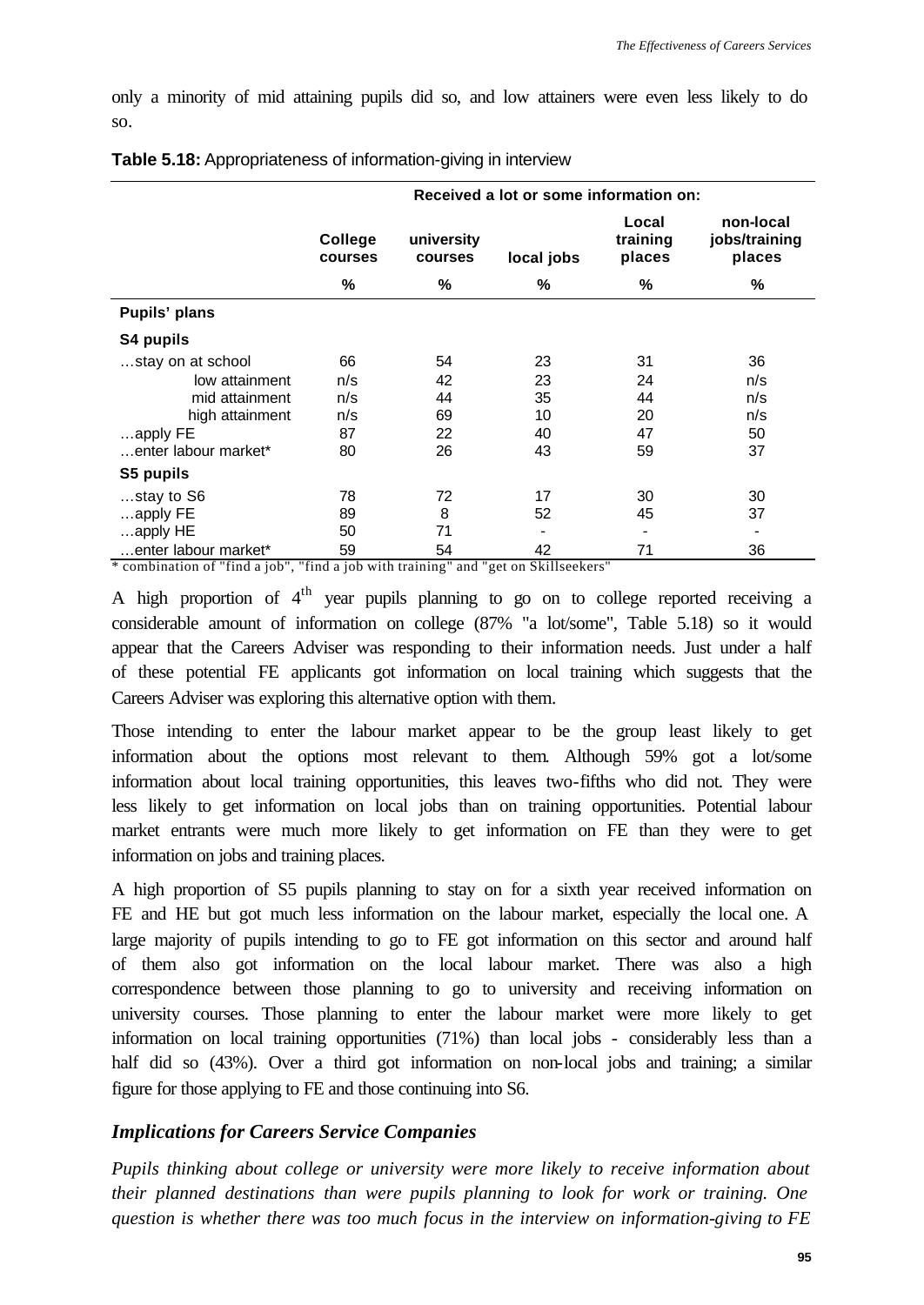only a minority of mid attaining pupils did so, and low attainers were even less likely to do so.

**Table 5.18:** Appropriateness of information-giving in interview

| | Received a lot or some information on: | | | | |
|---|---|---|---|---|---|
| | College courses | university courses | local jobs | Local training places | non-local jobs/training places |
| | % | % | % | % | % |
| **Pupils' plans** | | | | | |
| **S4 pupils** | | | | | |
| …stay on at school | 66 | 54 | 23 | 31 | 36 |
| low attainment | n/s | 42 | 23 | 24 | n/s |
| mid attainment | n/s | 44 | 35 | 44 | n/s |
| high attainment | n/s | 69 | 10 | 20 | n/s |
| …apply FE | 87 | 22 | 40 | 47 | 50 |
| …enter labour market* | 80 | 26 | 43 | 59 | 37 |
| **S5 pupils** | | | | | |
| …stay to S6 | 78 | 72 | 17 | 30 | 30 |
| …apply FE | 89 | 8 | 52 | 45 | 37 |
| …apply HE | 50 | 71 | - | - | - |
| …enter labour market* | 59 | 54 | 42 | 71 | 36 |

* combination of "find a job", "find a job with training" and "get on Skillseekers"

A high proportion of 4th year pupils planning to go on to college reported receiving a considerable amount of information on college (87% "a lot/some", Table 5.18) so it would appear that the Careers Adviser was responding to their information needs. Just under a half of these potential FE applicants got information on local training which suggests that the Careers Adviser was exploring this alternative option with them.

Those intending to enter the labour market appear to be the group least likely to get information about the options most relevant to them. Although 59% got a lot/some information about local training opportunities, this leaves two-fifths who did not. They were less likely to get information on local jobs than on training opportunities. Potential labour market entrants were much more likely to get information on FE than they were to get information on jobs and training places.

A high proportion of S5 pupils planning to stay on for a sixth year received information on FE and HE but got much less information on the labour market, especially the local one. A large majority of pupils intending to go to FE got information on this sector and around half of them also got information on the local labour market. There was also a high correspondence between those planning to go to university and receiving information on university courses. Those planning to enter the labour market were more likely to get information on local training opportunities (71%) than local jobs - considerably less than a half did so (43%). Over a third got information on non-local jobs and training; a similar figure for those applying to FE and those continuing into S6.

## *Implications for Careers Service Companies*

*Pupils thinking about college or university were more likely to receive information about their planned destinations than were pupils planning to look for work or training. One question is whether there was too much focus in the interview on information-giving to FE*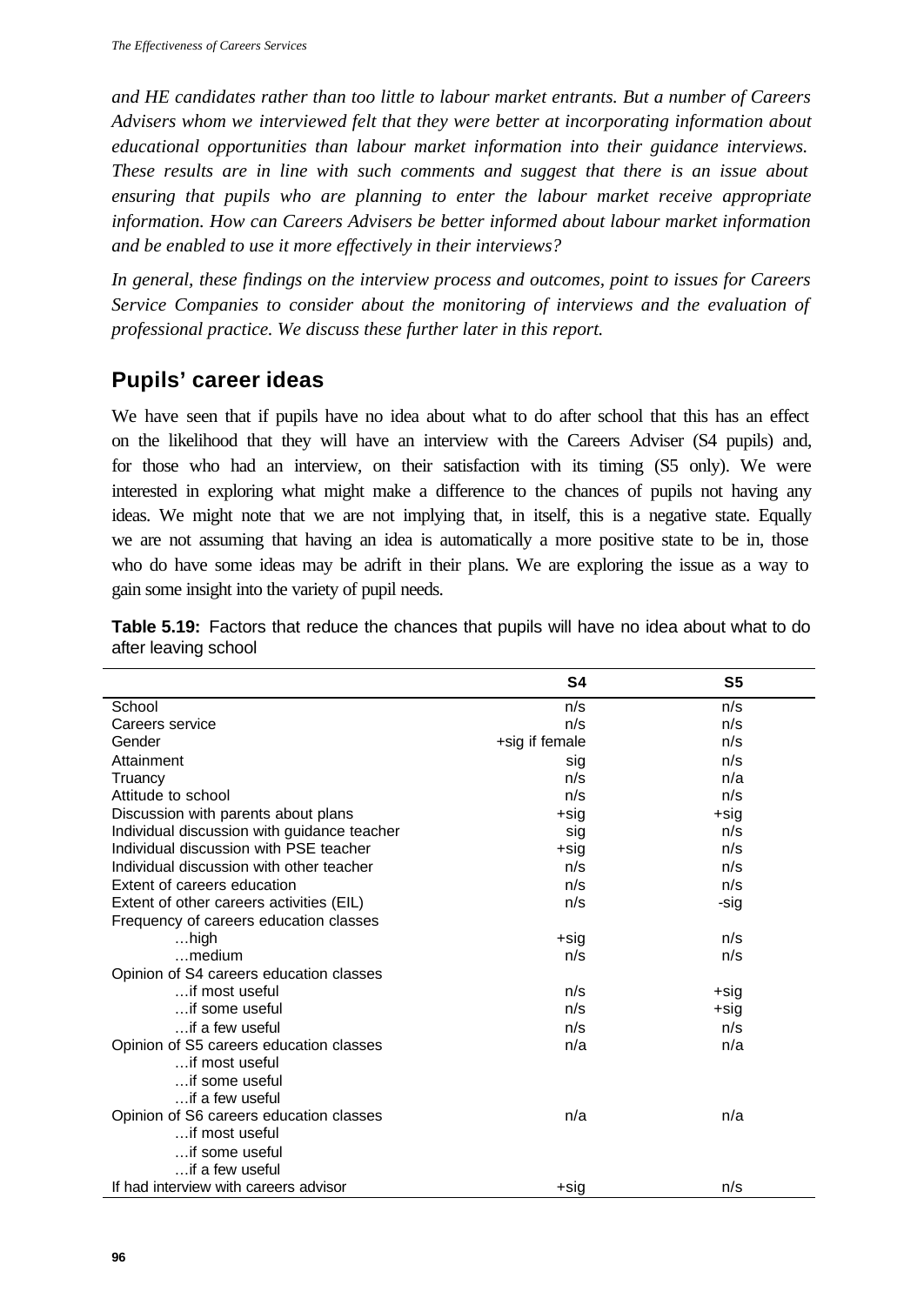*and HE candidates rather than too little to labour market entrants. But a number of Careers Advisers whom we interviewed felt that they were better at incorporating information about educational opportunities than labour market information into their guidance interviews. These results are in line with such comments and suggest that there is an issue about ensuring that pupils who are planning to enter the labour market receive appropriate information. How can Careers Advisers be better informed about labour market information and be enabled to use it more effectively in their interviews?*

*In general, these findings on the interview process and outcomes, point to issues for Careers Service Companies to consider about the monitoring of interviews and the evaluation of professional practice. We discuss these further later in this report.*

## Pupils' career ideas

We have seen that if pupils have no idea about what to do after school that this has an effect on the likelihood that they will have an interview with the Careers Adviser (S4 pupils) and, for those who had an interview, on their satisfaction with its timing (S5 only). We were interested in exploring what might make a difference to the chances of pupils not having any ideas. We might note that we are not implying that, in itself, this is a negative state. Equally we are not assuming that having an idea is automatically a more positive state to be in, those who do have some ideas may be adrift in their plans. We are exploring the issue as a way to gain some insight into the variety of pupil needs.

**Table 5.19:** Factors that reduce the chances that pupils will have no idea about what to do after leaving school

| | S4 | S5 |
|---|---|---|
| School | n/s | n/s |
| Careers service | n/s | n/s |
| Gender | +sig if female | n/s |
| Attainment | sig | n/s |
| Truancy | n/s | n/a |
| Attitude to school | n/s | n/s |
| Discussion with parents about plans | +sig | +sig |
| Individual discussion with guidance teacher | sig | n/s |
| Individual discussion with PSE teacher | +sig | n/s |
| Individual discussion with other teacher | n/s | n/s |
| Extent of careers education | n/s | n/s |
| Extent of other careers activities (EIL) | n/s | -sig |
| Frequency of careers education classes | | |
| …high | +sig | n/s |
| …medium | n/s | n/s |
| Opinion of S4 careers education classes | | |
| …if most useful | n/s | +sig |
| …if some useful | n/s | +sig |
| …if a few useful | n/s | n/s |
| Opinion of S5 careers education classes | n/a | n/a |
| …if most useful | | |
| …if some useful | | |
| …if a few useful | | |
| Opinion of S6 careers education classes | n/a | n/a |
| …if most useful | | |
| …if some useful | | |
| …if a few useful | | |
| If had interview with careers advisor | +sig | n/s |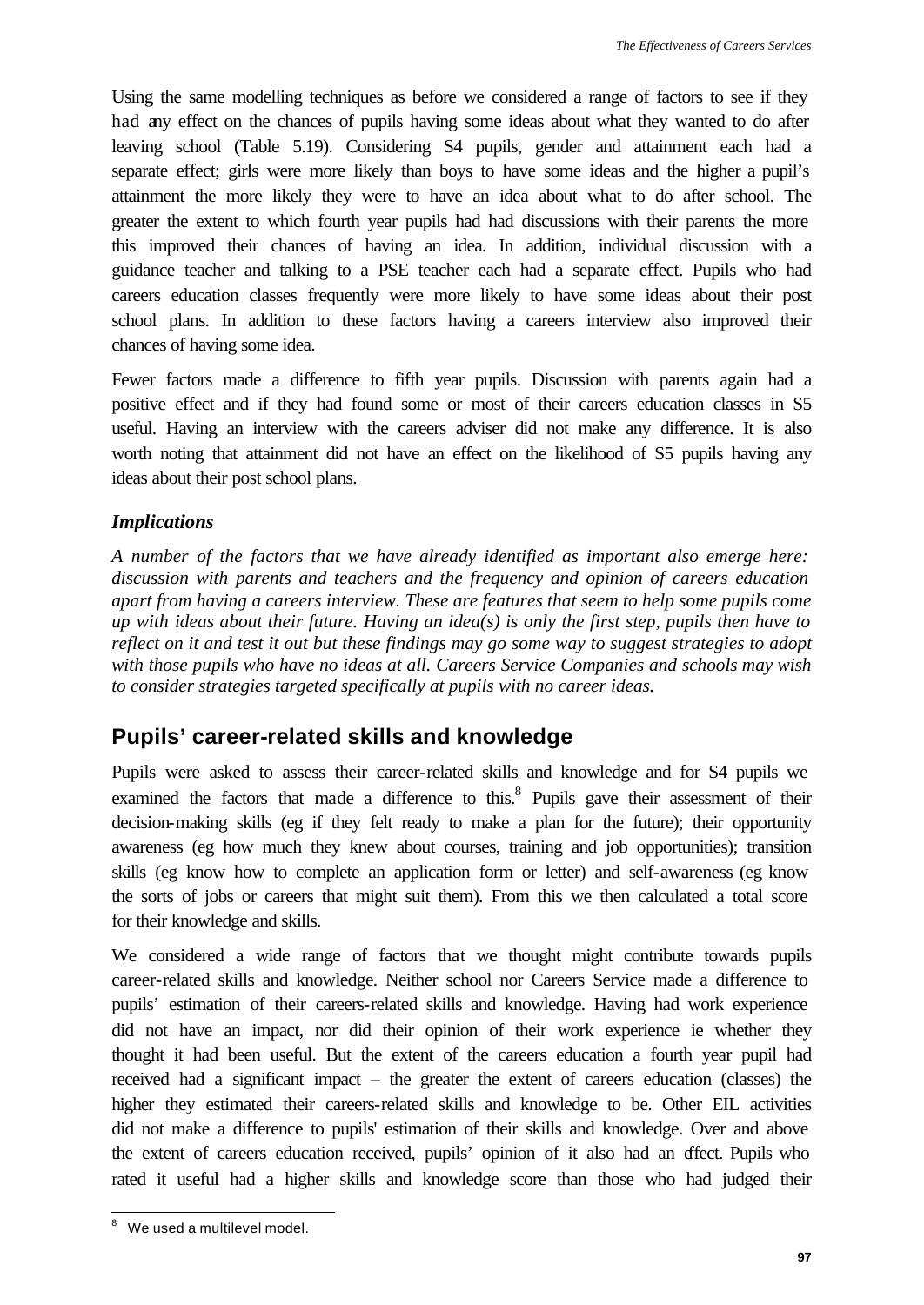Using the same modelling techniques as before we considered a range of factors to see if they had any effect on the chances of pupils having some ideas about what they wanted to do after leaving school (Table 5.19). Considering S4 pupils, gender and attainment each had a separate effect; girls were more likely than boys to have some ideas and the higher a pupil's attainment the more likely they were to have an idea about what to do after school. The greater the extent to which fourth year pupils had had discussions with their parents the more this improved their chances of having an idea. In addition, individual discussion with a guidance teacher and talking to a PSE teacher each had a separate effect. Pupils who had careers education classes frequently were more likely to have some ideas about their post school plans. In addition to these factors having a careers interview also improved their chances of having some idea.

Fewer factors made a difference to fifth year pupils. Discussion with parents again had a positive effect and if they had found some or most of their careers education classes in S5 useful. Having an interview with the careers adviser did not make any difference. It is also worth noting that attainment did not have an effect on the likelihood of S5 pupils having any ideas about their post school plans.

### *Implications*

*A number of the factors that we have already identified as important also emerge here: discussion with parents and teachers and the frequency and opinion of careers education apart from having a careers interview. These are features that seem to help some pupils come up with ideas about their future. Having an idea(s) is only the first step, pupils then have to reflect on it and test it out but these findings may go some way to suggest strategies to adopt with those pupils who have no ideas at all. Careers Service Companies and schools may wish to consider strategies targeted specifically at pupils with no career ideas.*

## Pupils' career-related skills and knowledge

Pupils were asked to assess their career-related skills and knowledge and for S4 pupils we examined the factors that made a difference to this.[8] Pupils gave their assessment of their decision-making skills (eg if they felt ready to make a plan for the future); their opportunity awareness (eg how much they knew about courses, training and job opportunities); transition skills (eg know how to complete an application form or letter) and self-awareness (eg know the sorts of jobs or careers that might suit them). From this we then calculated a total score for their knowledge and skills.

We considered a wide range of factors that we thought might contribute towards pupils career-related skills and knowledge. Neither school nor Careers Service made a difference to pupils' estimation of their careers-related skills and knowledge. Having had work experience did not have an impact, nor did their opinion of their work experience ie whether they thought it had been useful. But the extent of the careers education a fourth year pupil had received had a significant impact – the greater the extent of careers education (classes) the higher they estimated their careers-related skills and knowledge to be. Other EIL activities did not make a difference to pupils' estimation of their skills and knowledge. Over and above the extent of careers education received, pupils' opinion of it also had an effect. Pupils who rated it useful had a higher skills and knowledge score than those who had judged their

[8] We used a multilevel model.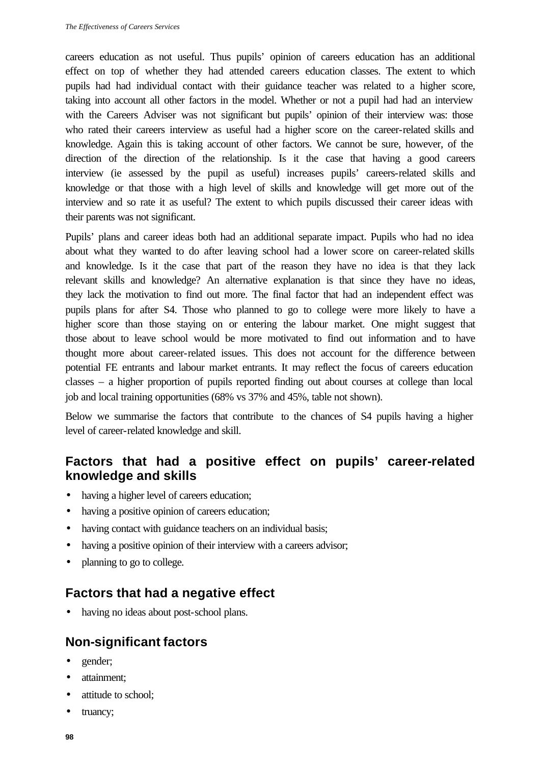careers education as not useful. Thus pupils' opinion of careers education has an additional effect on top of whether they had attended careers education classes. The extent to which pupils had had individual contact with their guidance teacher was related to a higher score, taking into account all other factors in the model. Whether or not a pupil had had an interview with the Careers Adviser was not significant but pupils' opinion of their interview was: those who rated their careers interview as useful had a higher score on the career-related skills and knowledge. Again this is taking account of other factors. We cannot be sure, however, of the direction of the direction of the relationship. Is it the case that having a good careers interview (ie assessed by the pupil as useful) increases pupils' careers-related skills and knowledge or that those with a high level of skills and knowledge will get more out of the interview and so rate it as useful? The extent to which pupils discussed their career ideas with their parents was not significant.

Pupils' plans and career ideas both had an additional separate impact. Pupils who had no idea about what they wanted to do after leaving school had a lower score on career-related skills and knowledge. Is it the case that part of the reason they have no idea is that they lack relevant skills and knowledge? An alternative explanation is that since they have no ideas, they lack the motivation to find out more. The final factor that had an independent effect was pupils plans for after S4. Those who planned to go to college were more likely to have a higher score than those staying on or entering the labour market. One might suggest that those about to leave school would be more motivated to find out information and to have thought more about career-related issues. This does not account for the difference between potential FE entrants and labour market entrants. It may reflect the focus of careers education classes – a higher proportion of pupils reported finding out about courses at college than local job and local training opportunities (68% vs 37% and 45%, table not shown).

Below we summarise the factors that contribute to the chances of S4 pupils having a higher level of career-related knowledge and skill.

## Factors that had a positive effect on pupils' career-related knowledge and skills

- having a higher level of careers education;
- having a positive opinion of careers education;
- having contact with guidance teachers on an individual basis;
- having a positive opinion of their interview with a careers advisor;
- planning to go to college.

## Factors that had a negative effect

- having no ideas about post-school plans.

## Non-significant factors

- gender;
- attainment;
- attitude to school;
- truancy;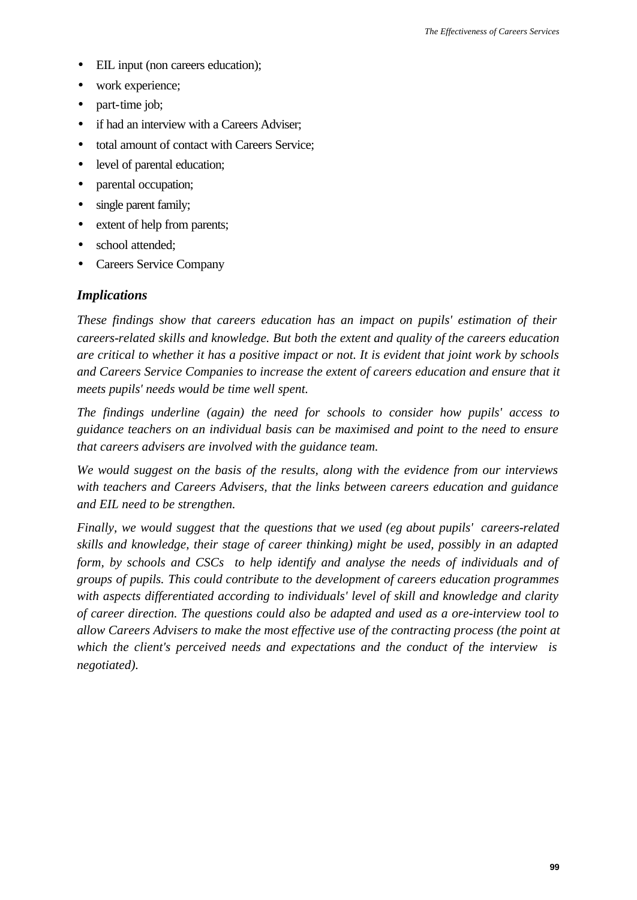- EIL input (non careers education);
- work experience;
- part-time job;
- if had an interview with a Careers Adviser;
- total amount of contact with Careers Service;
- level of parental education;
- parental occupation;
- single parent family;
- extent of help from parents;
- school attended;
- Careers Service Company

### *Implications*

*These findings show that careers education has an impact on pupils' estimation of their careers-related skills and knowledge. But both the extent and quality of the careers education are critical to whether it has a positive impact or not. It is evident that joint work by schools and Careers Service Companies to increase the extent of careers education and ensure that it meets pupils' needs would be time well spent.*

*The findings underline (again) the need for schools to consider how pupils' access to guidance teachers on an individual basis can be maximised and point to the need to ensure that careers advisers are involved with the guidance team.*

*We would suggest on the basis of the results, along with the evidence from our interviews with teachers and Careers Advisers, that the links between careers education and guidance and EIL need to be strengthen.*

*Finally, we would suggest that the questions that we used (eg about pupils' careers-related skills and knowledge, their stage of career thinking) might be used, possibly in an adapted form, by schools and CSCs to help identify and analyse the needs of individuals and of groups of pupils. This could contribute to the development of careers education programmes with aspects differentiated according to individuals' level of skill and knowledge and clarity of career direction. The questions could also be adapted and used as a ore-interview tool to allow Careers Advisers to make the most effective use of the contracting process (the point at which the client's perceived needs and expectations and the conduct of the interview is negotiated).*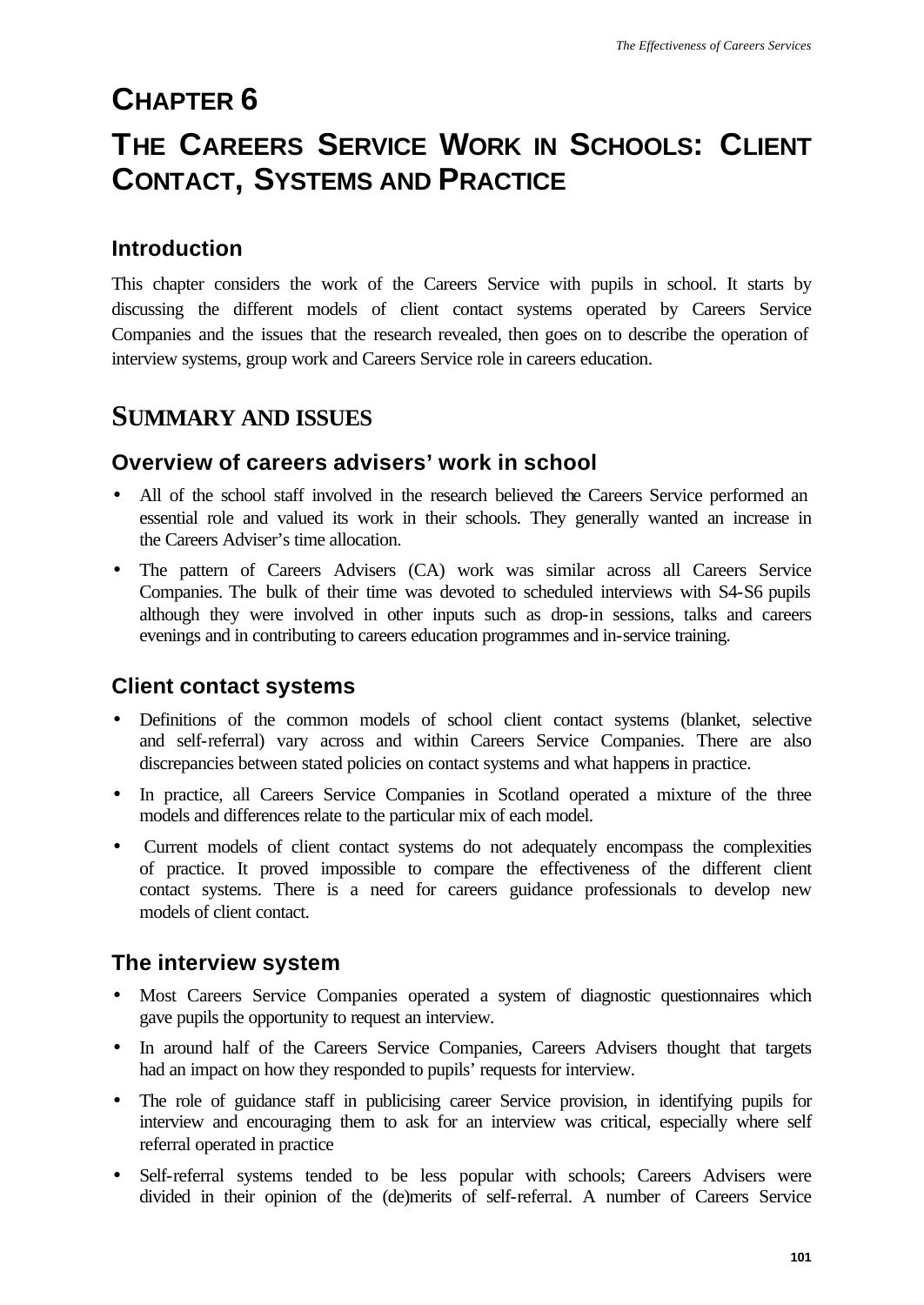# CHAPTER 6

# THE CAREERS SERVICE WORK IN SCHOOLS: CLIENT CONTACT, SYSTEMS AND PRACTICE

### Introduction

This chapter considers the work of the Careers Service with pupils in school. It starts by discussing the different models of client contact systems operated by Careers Service Companies and the issues that the research revealed, then goes on to describe the operation of interview systems, group work and Careers Service role in careers education.

## SUMMARY AND ISSUES

### Overview of careers advisers' work in school

- All of the school staff involved in the research believed the Careers Service performed an essential role and valued its work in their schools. They generally wanted an increase in the Careers Adviser's time allocation.
- The pattern of Careers Advisers (CA) work was similar across all Careers Service Companies. The bulk of their time was devoted to scheduled interviews with S4-S6 pupils although they were involved in other inputs such as drop-in sessions, talks and careers evenings and in contributing to careers education programmes and in-service training.

### Client contact systems

- Definitions of the common models of school client contact systems (blanket, selective and self-referral) vary across and within Careers Service Companies. There are also discrepancies between stated policies on contact systems and what happens in practice.
- In practice, all Careers Service Companies in Scotland operated a mixture of the three models and differences relate to the particular mix of each model.
- Current models of client contact systems do not adequately encompass the complexities of practice. It proved impossible to compare the effectiveness of the different client contact systems. There is a need for careers guidance professionals to develop new models of client contact.

### The interview system

- Most Careers Service Companies operated a system of diagnostic questionnaires which gave pupils the opportunity to request an interview.
- In around half of the Careers Service Companies, Careers Advisers thought that targets had an impact on how they responded to pupils' requests for interview.
- The role of guidance staff in publicising career Service provision, in identifying pupils for interview and encouraging them to ask for an interview was critical, especially where self referral operated in practice
- Self-referral systems tended to be less popular with schools; Careers Advisers were divided in their opinion of the (de)merits of self-referral. A number of Careers Service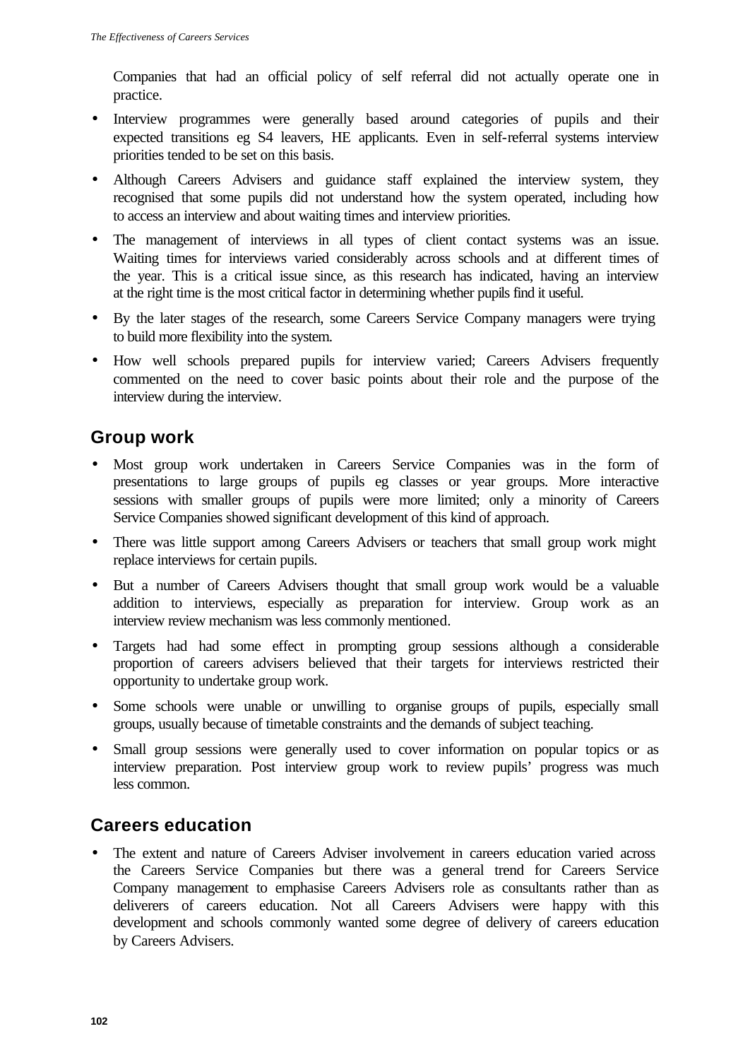Companies that had an official policy of self referral did not actually operate one in practice.

- Interview programmes were generally based around categories of pupils and their expected transitions eg S4 leavers, HE applicants. Even in self-referral systems interview priorities tended to be set on this basis.
- Although Careers Advisers and guidance staff explained the interview system, they recognised that some pupils did not understand how the system operated, including how to access an interview and about waiting times and interview priorities.
- The management of interviews in all types of client contact systems was an issue. Waiting times for interviews varied considerably across schools and at different times of the year. This is a critical issue since, as this research has indicated, having an interview at the right time is the most critical factor in determining whether pupils find it useful.
- By the later stages of the research, some Careers Service Company managers were trying to build more flexibility into the system.
- How well schools prepared pupils for interview varied; Careers Advisers frequently commented on the need to cover basic points about their role and the purpose of the interview during the interview.

## Group work

- Most group work undertaken in Careers Service Companies was in the form of presentations to large groups of pupils eg classes or year groups. More interactive sessions with smaller groups of pupils were more limited; only a minority of Careers Service Companies showed significant development of this kind of approach.
- There was little support among Careers Advisers or teachers that small group work might replace interviews for certain pupils.
- But a number of Careers Advisers thought that small group work would be a valuable addition to interviews, especially as preparation for interview. Group work as an interview review mechanism was less commonly mentioned.
- Targets had had some effect in prompting group sessions although a considerable proportion of careers advisers believed that their targets for interviews restricted their opportunity to undertake group work.
- Some schools were unable or unwilling to organise groups of pupils, especially small groups, usually because of timetable constraints and the demands of subject teaching.
- Small group sessions were generally used to cover information on popular topics or as interview preparation. Post interview group work to review pupils' progress was much less common.

## Careers education

- The extent and nature of Careers Adviser involvement in careers education varied across the Careers Service Companies but there was a general trend for Careers Service Company management to emphasise Careers Advisers role as consultants rather than as deliverers of careers education. Not all Careers Advisers were happy with this development and schools commonly wanted some degree of delivery of careers education by Careers Advisers.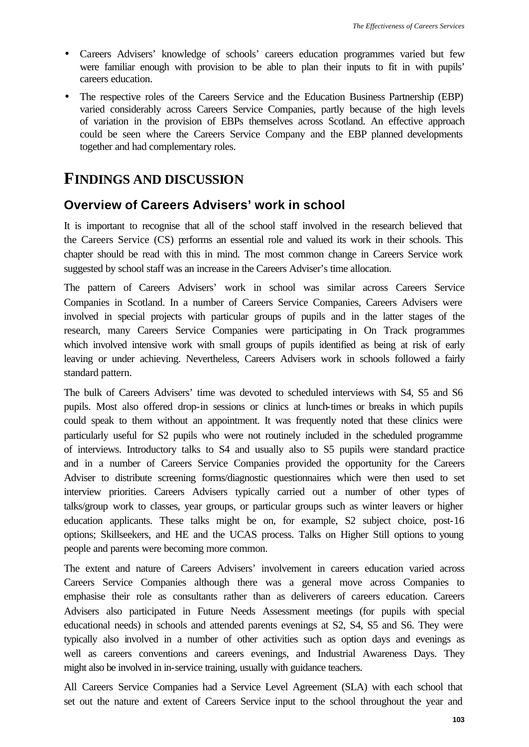- Careers Advisers' knowledge of schools' careers education programmes varied but few were familiar enough with provision to be able to plan their inputs to fit in with pupils' careers education.
- The respective roles of the Careers Service and the Education Business Partnership (EBP) varied considerably across Careers Service Companies, partly because of the high levels of variation in the provision of EBPs themselves across Scotland. An effective approach could be seen where the Careers Service Company and the EBP planned developments together and had complementary roles.

# FINDINGS AND DISCUSSION

## Overview of Careers Advisers' work in school

It is important to recognise that all of the school staff involved in the research believed that the Careers Service (CS) performs an essential role and valued its work in their schools. This chapter should be read with this in mind. The most common change in Careers Service work suggested by school staff was an increase in the Careers Adviser's time allocation.

The pattern of Careers Advisers' work in school was similar across Careers Service Companies in Scotland. In a number of Careers Service Companies, Careers Advisers were involved in special projects with particular groups of pupils and in the latter stages of the research, many Careers Service Companies were participating in On Track programmes which involved intensive work with small groups of pupils identified as being at risk of early leaving or under achieving. Nevertheless, Careers Advisers work in schools followed a fairly standard pattern.

The bulk of Careers Advisers' time was devoted to scheduled interviews with S4, S5 and S6 pupils. Most also offered drop-in sessions or clinics at lunch-times or breaks in which pupils could speak to them without an appointment. It was frequently noted that these clinics were particularly useful for S2 pupils who were not routinely included in the scheduled programme of interviews. Introductory talks to S4 and usually also to S5 pupils were standard practice and in a number of Careers Service Companies provided the opportunity for the Careers Adviser to distribute screening forms/diagnostic questionnaires which were then used to set interview priorities. Careers Advisers typically carried out a number of other types of talks/group work to classes, year groups, or particular groups such as winter leavers or higher education applicants. These talks might be on, for example, S2 subject choice, post-16 options; Skillseekers, and HE and the UCAS process. Talks on Higher Still options to young people and parents were becoming more common.

The extent and nature of Careers Advisers' involvement in careers education varied across Careers Service Companies although there was a general move across Companies to emphasise their role as consultants rather than as deliverers of careers education. Careers Advisers also participated in Future Needs Assessment meetings (for pupils with special educational needs) in schools and attended parents evenings at S2, S4, S5 and S6. They were typically also involved in a number of other activities such as option days and evenings as well as careers conventions and careers evenings, and Industrial Awareness Days. They might also be involved in in-service training, usually with guidance teachers.

All Careers Service Companies had a Service Level Agreement (SLA) with each school that set out the nature and extent of Careers Service input to the school throughout the year and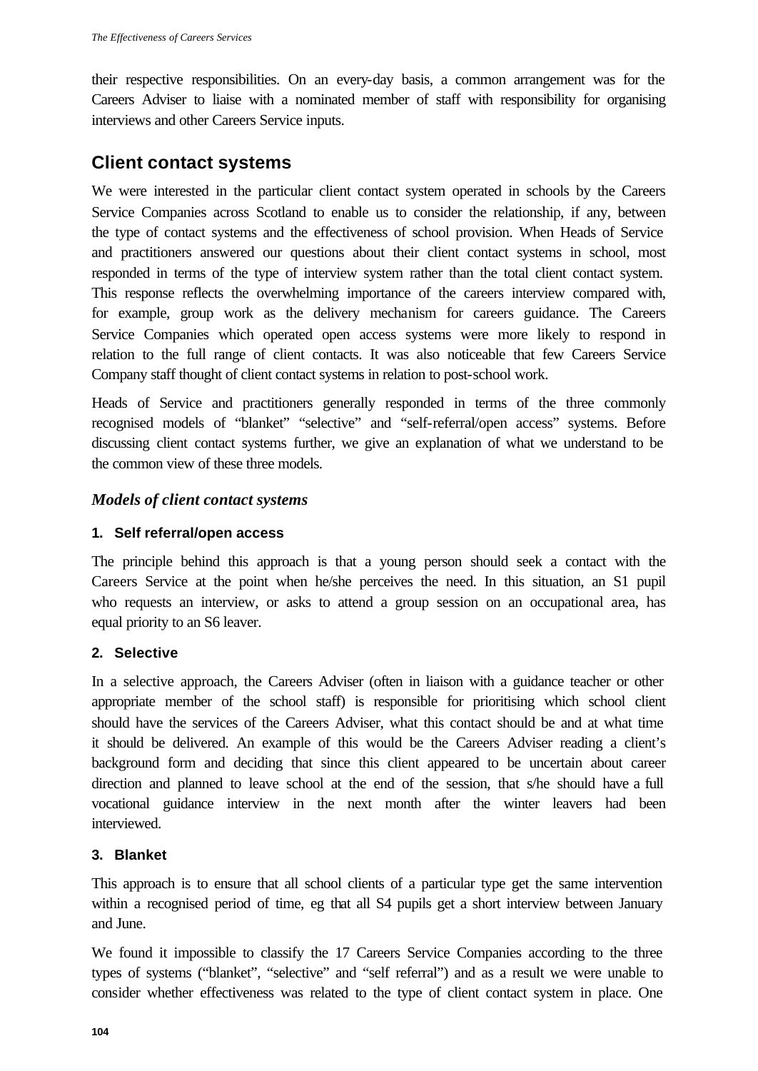their respective responsibilities. On an every-day basis, a common arrangement was for the Careers Adviser to liaise with a nominated member of staff with responsibility for organising interviews and other Careers Service inputs.

## Client contact systems

We were interested in the particular client contact system operated in schools by the Careers Service Companies across Scotland to enable us to consider the relationship, if any, between the type of contact systems and the effectiveness of school provision. When Heads of Service and practitioners answered our questions about their client contact systems in school, most responded in terms of the type of interview system rather than the total client contact system. This response reflects the overwhelming importance of the careers interview compared with, for example, group work as the delivery mechanism for careers guidance. The Careers Service Companies which operated open access systems were more likely to respond in relation to the full range of client contacts. It was also noticeable that few Careers Service Company staff thought of client contact systems in relation to post-school work.

Heads of Service and practitioners generally responded in terms of the three commonly recognised models of "blanket" "selective" and "self-referral/open access" systems. Before discussing client contact systems further, we give an explanation of what we understand to be the common view of these three models.

### *Models of client contact systems*

#### 1. Self referral/open access

The principle behind this approach is that a young person should seek a contact with the Careers Service at the point when he/she perceives the need. In this situation, an S1 pupil who requests an interview, or asks to attend a group session on an occupational area, has equal priority to an S6 leaver.

#### 2. Selective

In a selective approach, the Careers Adviser (often in liaison with a guidance teacher or other appropriate member of the school staff) is responsible for prioritising which school client should have the services of the Careers Adviser, what this contact should be and at what time it should be delivered. An example of this would be the Careers Adviser reading a client's background form and deciding that since this client appeared to be uncertain about career direction and planned to leave school at the end of the session, that s/he should have a full vocational guidance interview in the next month after the winter leavers had been interviewed.

#### 3. Blanket

This approach is to ensure that all school clients of a particular type get the same intervention within a recognised period of time, eg that all S4 pupils get a short interview between January and June.

We found it impossible to classify the 17 Careers Service Companies according to the three types of systems ("blanket", "selective" and "self referral") and as a result we were unable to consider whether effectiveness was related to the type of client contact system in place. One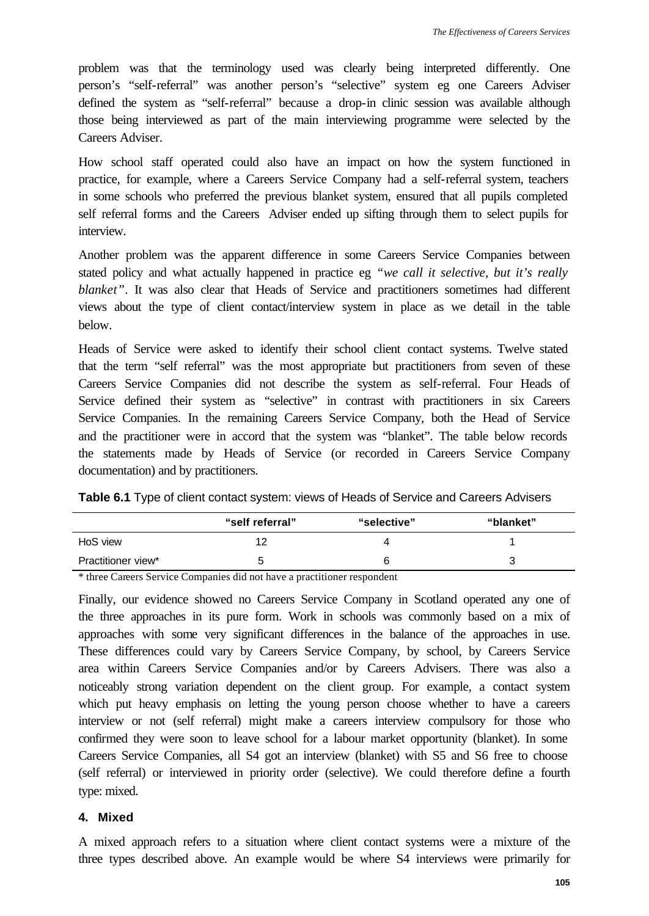problem was that the terminology used was clearly being interpreted differently. One person's "self-referral" was another person's "selective" system eg one Careers Adviser defined the system as "self-referral" because a drop-in clinic session was available although those being interviewed as part of the main interviewing programme were selected by the Careers Adviser.

How school staff operated could also have an impact on how the system functioned in practice, for example, where a Careers Service Company had a self-referral system, teachers in some schools who preferred the previous blanket system, ensured that all pupils completed self referral forms and the Careers Adviser ended up sifting through them to select pupils for interview.

Another problem was the apparent difference in some Careers Service Companies between stated policy and what actually happened in practice eg *"we call it selective, but it's really blanket"*. It was also clear that Heads of Service and practitioners sometimes had different views about the type of client contact/interview system in place as we detail in the table below.

Heads of Service were asked to identify their school client contact systems. Twelve stated that the term "self referral" was the most appropriate but practitioners from seven of these Careers Service Companies did not describe the system as self-referral. Four Heads of Service defined their system as "selective" in contrast with practitioners in six Careers Service Companies. In the remaining Careers Service Company, both the Head of Service and the practitioner were in accord that the system was "blanket". The table below records the statements made by Heads of Service (or recorded in Careers Service Company documentation) and by practitioners.

**Table 6.1** Type of client contact system: views of Heads of Service and Careers Advisers

| | "self referral" | "selective" | "blanket" |
|---|---|---|---|
| HoS view | 12 | 4 | 1 |
| Practitioner view* | 5 | 6 | 3 |

\* three Careers Service Companies did not have a practitioner respondent

Finally, our evidence showed no Careers Service Company in Scotland operated any one of the three approaches in its pure form. Work in schools was commonly based on a mix of approaches with some very significant differences in the balance of the approaches in use. These differences could vary by Careers Service Company, by school, by Careers Service area within Careers Service Companies and/or by Careers Advisers. There was also a noticeably strong variation dependent on the client group. For example, a contact system which put heavy emphasis on letting the young person choose whether to have a careers interview or not (self referral) might make a careers interview compulsory for those who confirmed they were soon to leave school for a labour market opportunity (blanket). In some Careers Service Companies, all S4 got an interview (blanket) with S5 and S6 free to choose (self referral) or interviewed in priority order (selective). We could therefore define a fourth type: mixed.

#### 4. Mixed

A mixed approach refers to a situation where client contact systems were a mixture of the three types described above. An example would be where S4 interviews were primarily for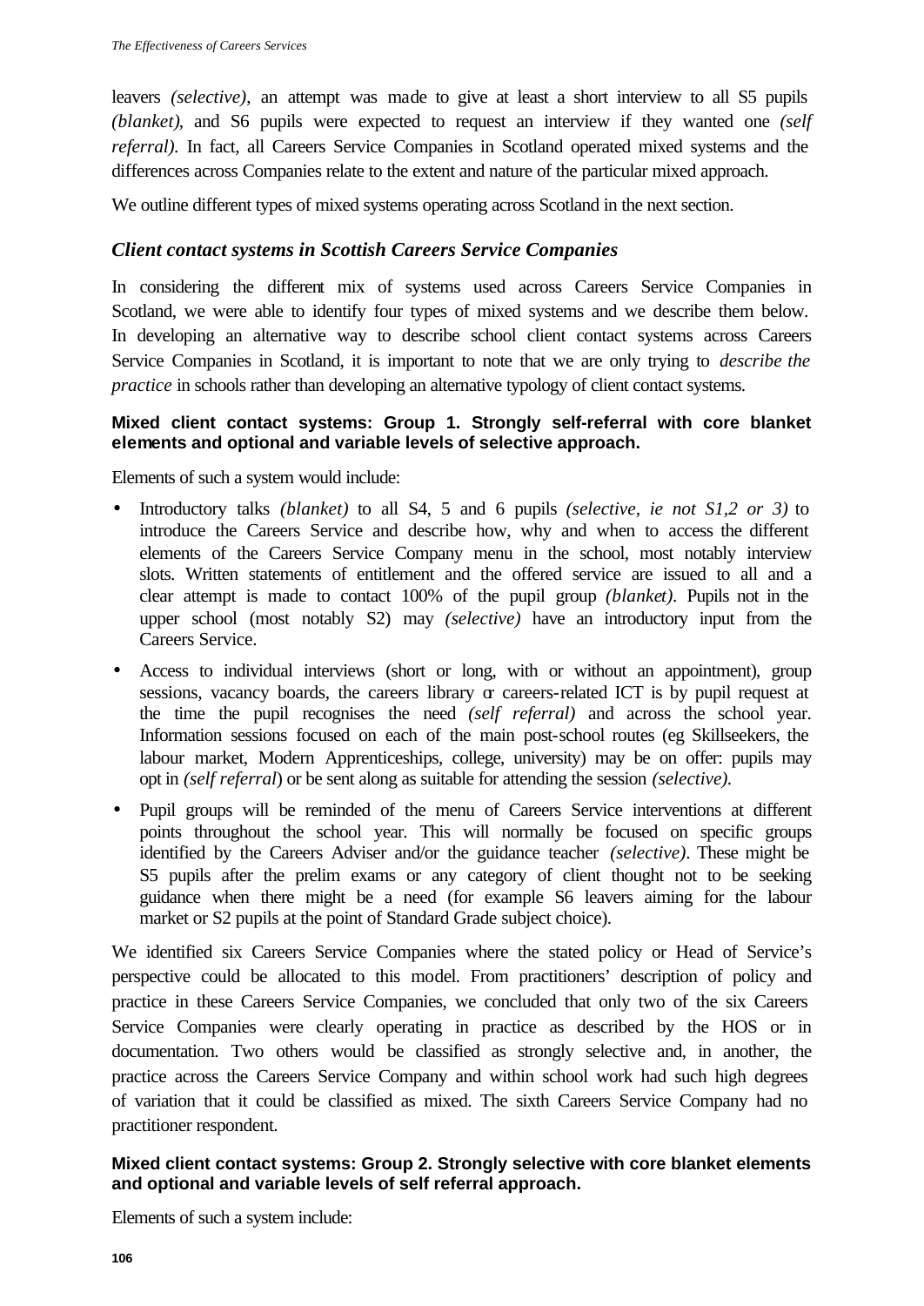leavers *(selective)*, an attempt was made to give at least a short interview to all S5 pupils *(blanket)*, and S6 pupils were expected to request an interview if they wanted one *(self referral)*. In fact, all Careers Service Companies in Scotland operated mixed systems and the differences across Companies relate to the extent and nature of the particular mixed approach.

We outline different types of mixed systems operating across Scotland in the next section.

### *Client contact systems in Scottish Careers Service Companies*

In considering the different mix of systems used across Careers Service Companies in Scotland, we were able to identify four types of mixed systems and we describe them below. In developing an alternative way to describe school client contact systems across Careers Service Companies in Scotland, it is important to note that we are only trying to *describe the practice* in schools rather than developing an alternative typology of client contact systems.

#### Mixed client contact systems: Group 1. Strongly self-referral with core blanket elements and optional and variable levels of selective approach.

Elements of such a system would include:

- Introductory talks *(blanket)* to all S4, 5 and 6 pupils *(selective, ie not S1,2 or 3)* to introduce the Careers Service and describe how, why and when to access the different elements of the Careers Service Company menu in the school, most notably interview slots. Written statements of entitlement and the offered service are issued to all and a clear attempt is made to contact 100% of the pupil group *(blanket)*. Pupils not in the upper school (most notably S2) may *(selective)* have an introductory input from the Careers Service.
- Access to individual interviews (short or long, with or without an appointment), group sessions, vacancy boards, the careers library or careers-related ICT is by pupil request at the time the pupil recognises the need *(self referral)* and across the school year. Information sessions focused on each of the main post-school routes (eg Skillseekers, the labour market, Modern Apprenticeships, college, university) may be on offer: pupils may opt in *(self referral)* or be sent along as suitable for attending the session *(selective)*.
- Pupil groups will be reminded of the menu of Careers Service interventions at different points throughout the school year. This will normally be focused on specific groups identified by the Careers Adviser and/or the guidance teacher *(selective)*. These might be S5 pupils after the prelim exams or any category of client thought not to be seeking guidance when there might be a need (for example S6 leavers aiming for the labour market or S2 pupils at the point of Standard Grade subject choice).

We identified six Careers Service Companies where the stated policy or Head of Service's perspective could be allocated to this model. From practitioners' description of policy and practice in these Careers Service Companies, we concluded that only two of the six Careers Service Companies were clearly operating in practice as described by the HOS or in documentation. Two others would be classified as strongly selective and, in another, the practice across the Careers Service Company and within school work had such high degrees of variation that it could be classified as mixed. The sixth Careers Service Company had no practitioner respondent.

#### Mixed client contact systems: Group 2. Strongly selective with core blanket elements and optional and variable levels of self referral approach.

Elements of such a system include: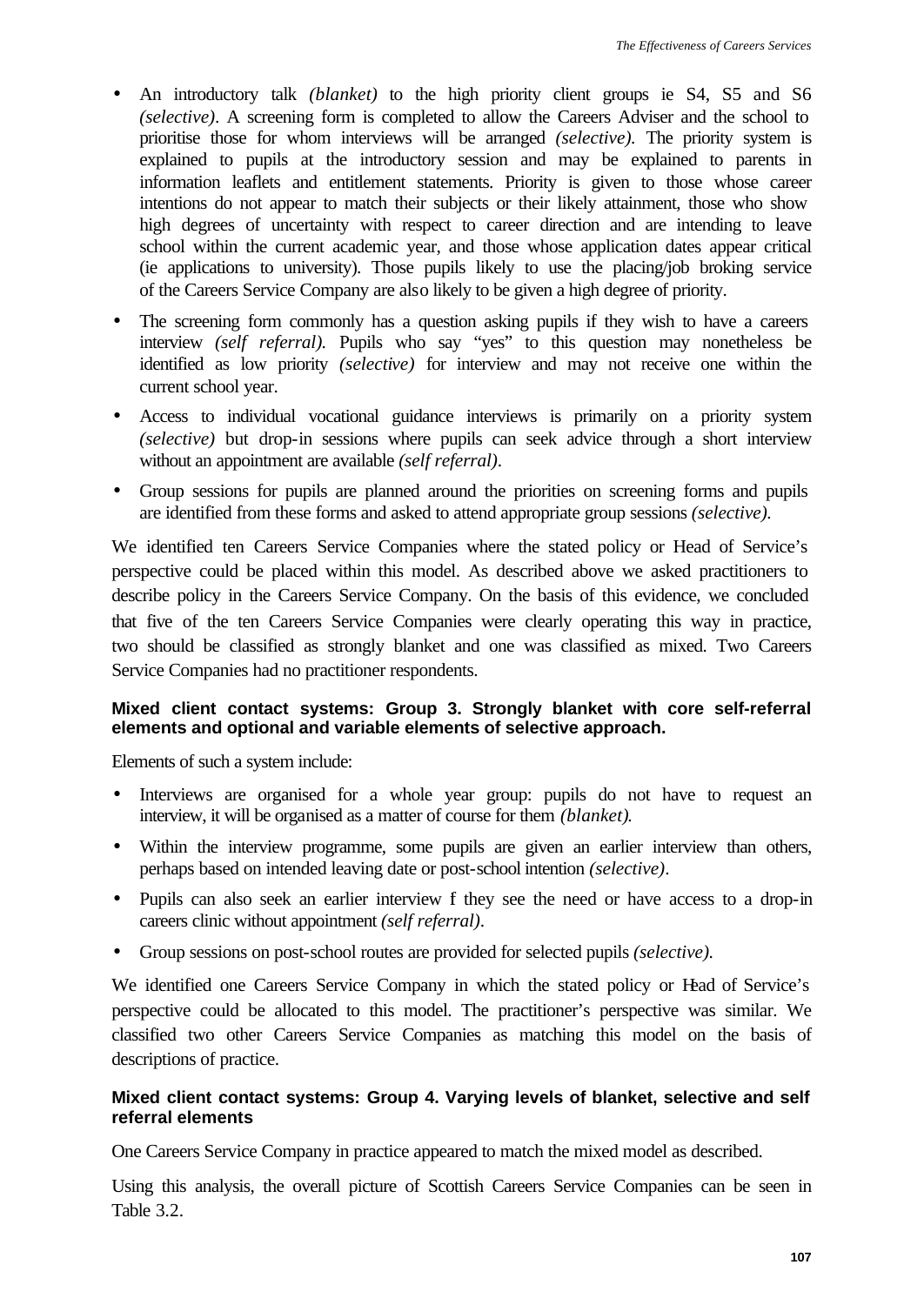- An introductory talk *(blanket)* to the high priority client groups ie S4, S5 and S6 *(selective)*. A screening form is completed to allow the Careers Adviser and the school to prioritise those for whom interviews will be arranged *(selective)*. The priority system is explained to pupils at the introductory session and may be explained to parents in information leaflets and entitlement statements. Priority is given to those whose career intentions do not appear to match their subjects or their likely attainment, those who show high degrees of uncertainty with respect to career direction and are intending to leave school within the current academic year, and those whose application dates appear critical (ie applications to university). Those pupils likely to use the placing/job broking service of the Careers Service Company are also likely to be given a high degree of priority.
- The screening form commonly has a question asking pupils if they wish to have a careers interview *(self referral)*. Pupils who say "yes" to this question may nonetheless be identified as low priority *(selective)* for interview and may not receive one within the current school year.
- Access to individual vocational guidance interviews is primarily on a priority system *(selective)* but drop-in sessions where pupils can seek advice through a short interview without an appointment are available *(self referral)*.
- Group sessions for pupils are planned around the priorities on screening forms and pupils are identified from these forms and asked to attend appropriate group sessions *(selective)*.

We identified ten Careers Service Companies where the stated policy or Head of Service's perspective could be placed within this model. As described above we asked practitioners to describe policy in the Careers Service Company. On the basis of this evidence, we concluded that five of the ten Careers Service Companies were clearly operating this way in practice, two should be classified as strongly blanket and one was classified as mixed. Two Careers Service Companies had no practitioner respondents.

#### Mixed client contact systems: Group 3. Strongly blanket with core self-referral elements and optional and variable elements of selective approach.

Elements of such a system include:

- Interviews are organised for a whole year group: pupils do not have to request an interview, it will be organised as a matter of course for them *(blanket)*.
- Within the interview programme, some pupils are given an earlier interview than others, perhaps based on intended leaving date or post-school intention *(selective)*.
- Pupils can also seek an earlier interview f they see the need or have access to a drop-in careers clinic without appointment *(self referral)*.
- Group sessions on post-school routes are provided for selected pupils *(selective)*.

We identified one Careers Service Company in which the stated policy or Head of Service's perspective could be allocated to this model. The practitioner's perspective was similar. We classified two other Careers Service Companies as matching this model on the basis of descriptions of practice.

#### Mixed client contact systems: Group 4. Varying levels of blanket, selective and self referral elements

One Careers Service Company in practice appeared to match the mixed model as described.

Using this analysis, the overall picture of Scottish Careers Service Companies can be seen in Table 3.2.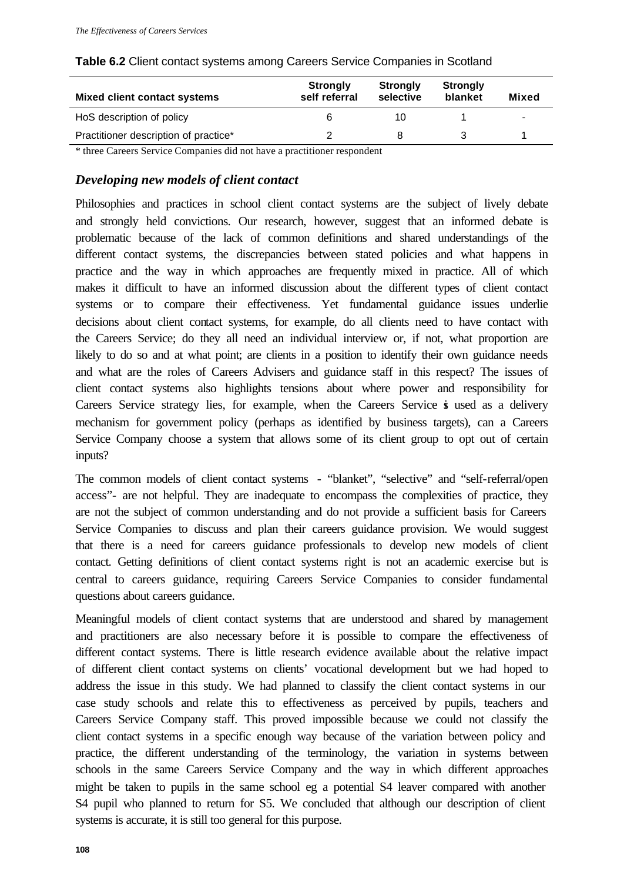**Table 6.2** Client contact systems among Careers Service Companies in Scotland

| Mixed client contact systems | Strongly self referral | Strongly selective | Strongly blanket | Mixed |
|---|---|---|---|---|
| HoS description of policy | 6 | 10 | 1 | - |
| Practitioner description of practice* | 2 | 8 | 3 | 1 |

\* three Careers Service Companies did not have a practitioner respondent

### *Developing new models of client contact*

Philosophies and practices in school client contact systems are the subject of lively debate and strongly held convictions. Our research, however, suggest that an informed debate is problematic because of the lack of common definitions and shared understandings of the different contact systems, the discrepancies between stated policies and what happens in practice and the way in which approaches are frequently mixed in practice. All of which makes it difficult to have an informed discussion about the different types of client contact systems or to compare their effectiveness. Yet fundamental guidance issues underlie decisions about client contact systems, for example, do all clients need to have contact with the Careers Service; do they all need an individual interview or, if not, what proportion are likely to do so and at what point; are clients in a position to identify their own guidance needs and what are the roles of Careers Advisers and guidance staff in this respect? The issues of client contact systems also highlights tensions about where power and responsibility for Careers Service strategy lies, for example, when the Careers Service is used as a delivery mechanism for government policy (perhaps as identified by business targets), can a Careers Service Company choose a system that allows some of its client group to opt out of certain inputs?

The common models of client contact systems - "blanket", "selective" and "self-referral/open access"- are not helpful. They are inadequate to encompass the complexities of practice, they are not the subject of common understanding and do not provide a sufficient basis for Careers Service Companies to discuss and plan their careers guidance provision. We would suggest that there is a need for careers guidance professionals to develop new models of client contact. Getting definitions of client contact systems right is not an academic exercise but is central to careers guidance, requiring Careers Service Companies to consider fundamental questions about careers guidance.

Meaningful models of client contact systems that are understood and shared by management and practitioners are also necessary before it is possible to compare the effectiveness of different contact systems. There is little research evidence available about the relative impact of different client contact systems on clients' vocational development but we had hoped to address the issue in this study. We had planned to classify the client contact systems in our case study schools and relate this to effectiveness as perceived by pupils, teachers and Careers Service Company staff. This proved impossible because we could not classify the client contact systems in a specific enough way because of the variation between policy and practice, the different understanding of the terminology, the variation in systems between schools in the same Careers Service Company and the way in which different approaches might be taken to pupils in the same school eg a potential S4 leaver compared with another S4 pupil who planned to return for S5. We concluded that although our description of client systems is accurate, it is still too general for this purpose.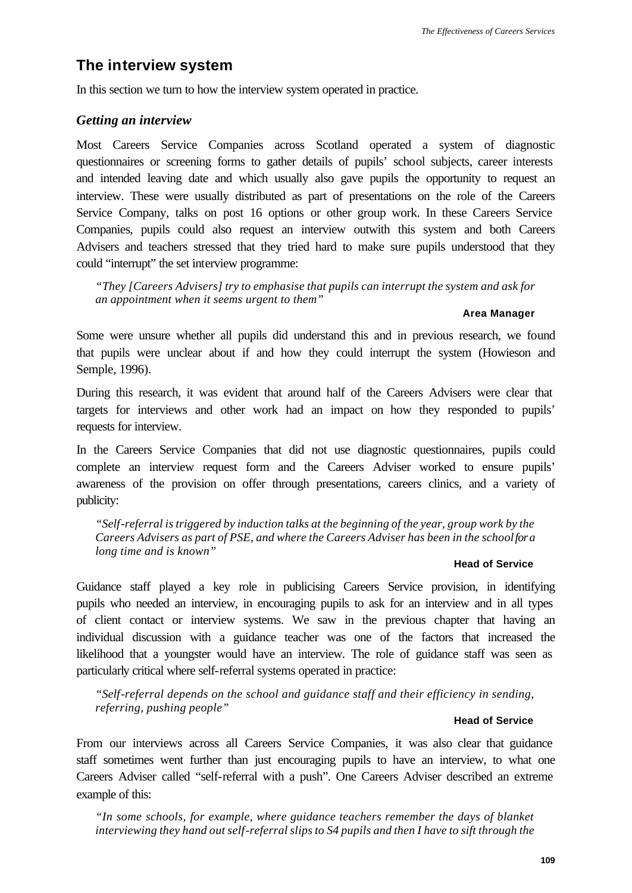## The interview system

In this section we turn to how the interview system operated in practice.

### *Getting an interview*

Most Careers Service Companies across Scotland operated a system of diagnostic questionnaires or screening forms to gather details of pupils' school subjects, career interests and intended leaving date and which usually also gave pupils the opportunity to request an interview. These were usually distributed as part of presentations on the role of the Careers Service Company, talks on post 16 options or other group work. In these Careers Service Companies, pupils could also request an interview outwith this system and both Careers Advisers and teachers stressed that they tried hard to make sure pupils understood that they could "interrupt" the set interview programme:

> *"They [Careers Advisers] try to emphasise that pupils can interrupt the system and ask for an appointment when it seems urgent to them"*
>
> **Area Manager**

Some were unsure whether all pupils did understand this and in previous research, we found that pupils were unclear about if and how they could interrupt the system (Howieson and Semple, 1996).

During this research, it was evident that around half of the Careers Advisers were clear that targets for interviews and other work had an impact on how they responded to pupils' requests for interview.

In the Careers Service Companies that did not use diagnostic questionnaires, pupils could complete an interview request form and the Careers Adviser worked to ensure pupils' awareness of the provision on offer through presentations, careers clinics, and a variety of publicity:

> *"Self-referral is triggered by induction talks at the beginning of the year, group work by the Careers Advisers as part of PSE, and where the Careers Adviser has been in the school for a long time and is known"*
>
> **Head of Service**

Guidance staff played a key role in publicising Careers Service provision, in identifying pupils who needed an interview, in encouraging pupils to ask for an interview and in all types of client contact or interview systems. We saw in the previous chapter that having an individual discussion with a guidance teacher was one of the factors that increased the likelihood that a youngster would have an interview. The role of guidance staff was seen as particularly critical where self-referral systems operated in practice:

> *"Self-referral depends on the school and guidance staff and their efficiency in sending, referring, pushing people"*
>
> **Head of Service**

From our interviews across all Careers Service Companies, it was also clear that guidance staff sometimes went further than just encouraging pupils to have an interview, to what one Careers Adviser called "self-referral with a push". One Careers Adviser described an extreme example of this:

> *"In some schools, for example, where guidance teachers remember the days of blanket interviewing they hand out self-referral slips to S4 pupils and then I have to sift through the*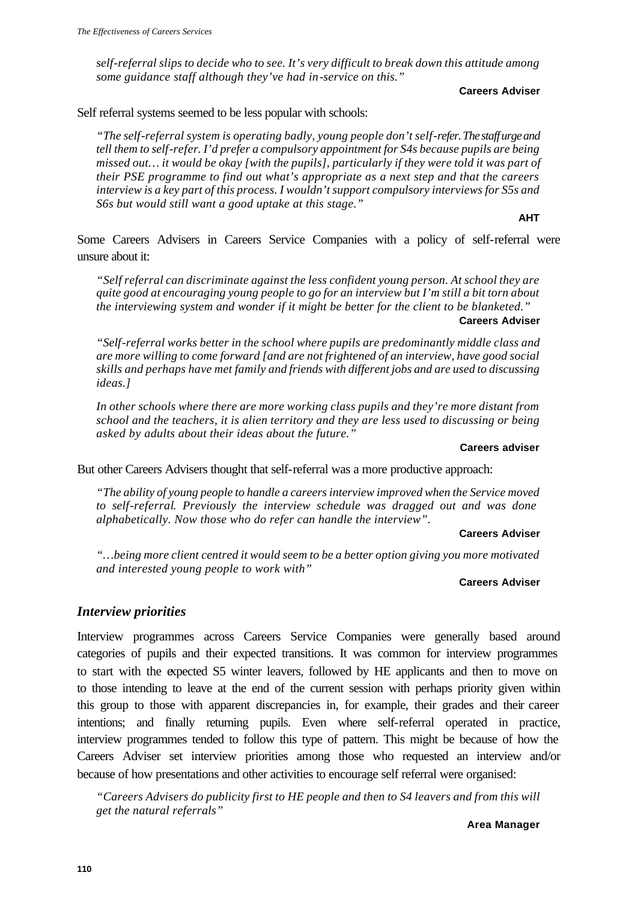*self-referral slips to decide who to see. It's very difficult to break down this attitude among some guidance staff although they've had in-service on this."*

**Careers Adviser**

Self referral systems seemed to be less popular with schools:

*"The self-referral system is operating badly, young people don't self-refer. The staff urge and tell them to self-refer. I'd prefer a compulsory appointment for S4s because pupils are being missed out… it would be okay [with the pupils], particularly if they were told it was part of their PSE programme to find out what's appropriate as a next step and that the careers interview is a key part of this process. I wouldn't support compulsory interviews for S5s and S6s but would still want a good uptake at this stage."*

**AHT**

Some Careers Advisers in Careers Service Companies with a policy of self-referral were unsure about it:

*"Self referral can discriminate against the less confident young person. At school they are quite good at encouraging young people to go for an interview but I'm still a bit torn about the interviewing system and wonder if it might be better for the client to be blanketed."*

**Careers Adviser**

*"Self-referral works better in the school where pupils are predominantly middle class and are more willing to come forward [and are not frightened of an interview, have good social skills and perhaps have met family and friends with different jobs and are used to discussing ideas.]*

*In other schools where there are more working class pupils and they're more distant from school and the teachers, it is alien territory and they are less used to discussing or being asked by adults about their ideas about the future."*

**Careers adviser**

But other Careers Advisers thought that self-referral was a more productive approach:

*"The ability of young people to handle a careers interview improved when the Service moved to self-referral. Previously the interview schedule was dragged out and was done alphabetically. Now those who do refer can handle the interview".*

**Careers Adviser**

*"…being more client centred it would seem to be a better option giving you more motivated and interested young people to work with"*

**Careers Adviser**

## *Interview priorities*

Interview programmes across Careers Service Companies were generally based around categories of pupils and their expected transitions. It was common for interview programmes to start with the expected S5 winter leavers, followed by HE applicants and then to move on to those intending to leave at the end of the current session with perhaps priority given within this group to those with apparent discrepancies in, for example, their grades and their career intentions; and finally returning pupils. Even where self-referral operated in practice, interview programmes tended to follow this type of pattern. This might be because of how the Careers Adviser set interview priorities among those who requested an interview and/or because of how presentations and other activities to encourage self referral were organised:

*"Careers Advisers do publicity first to HE people and then to S4 leavers and from this will get the natural referrals"*

**Area Manager**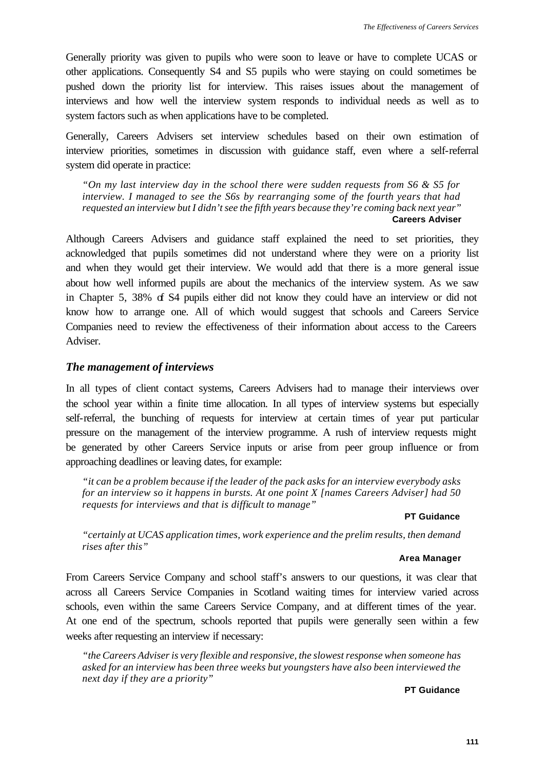Generally priority was given to pupils who were soon to leave or have to complete UCAS or other applications. Consequently S4 and S5 pupils who were staying on could sometimes be pushed down the priority list for interview. This raises issues about the management of interviews and how well the interview system responds to individual needs as well as to system factors such as when applications have to be completed.

Generally, Careers Advisers set interview schedules based on their own estimation of interview priorities, sometimes in discussion with guidance staff, even where a self-referral system did operate in practice:

> *"On my last interview day in the school there were sudden requests from S6 & S5 for interview. I managed to see the S6s by rearranging some of the fourth years that had requested an interview but I didn't see the fifth years because they're coming back next year"*
>
> **Careers Adviser**

Although Careers Advisers and guidance staff explained the need to set priorities, they acknowledged that pupils sometimes did not understand where they were on a priority list and when they would get their interview. We would add that there is a more general issue about how well informed pupils are about the mechanics of the interview system. As we saw in Chapter 5, 38% of S4 pupils either did not know they could have an interview or did not know how to arrange one. All of which would suggest that schools and Careers Service Companies need to review the effectiveness of their information about access to the Careers Adviser.

### *The management of interviews*

In all types of client contact systems, Careers Advisers had to manage their interviews over the school year within a finite time allocation. In all types of interview systems but especially self-referral, the bunching of requests for interview at certain times of year put particular pressure on the management of the interview programme. A rush of interview requests might be generated by other Careers Service inputs or arise from peer group influence or from approaching deadlines or leaving dates, for example:

> *"it can be a problem because if the leader of the pack asks for an interview everybody asks for an interview so it happens in bursts. At one point X [names Careers Adviser] had 50 requests for interviews and that is difficult to manage"*
>
> **PT Guidance**

> *"certainly at UCAS application times, work experience and the prelim results, then demand rises after this"*
>
> **Area Manager**

From Careers Service Company and school staff's answers to our questions, it was clear that across all Careers Service Companies in Scotland waiting times for interview varied across schools, even within the same Careers Service Company, and at different times of the year. At one end of the spectrum, schools reported that pupils were generally seen within a few weeks after requesting an interview if necessary:

> *"the Careers Adviser is very flexible and responsive, the slowest response when someone has asked for an interview has been three weeks but youngsters have also been interviewed the next day if they are a priority"*
>
> **PT Guidance**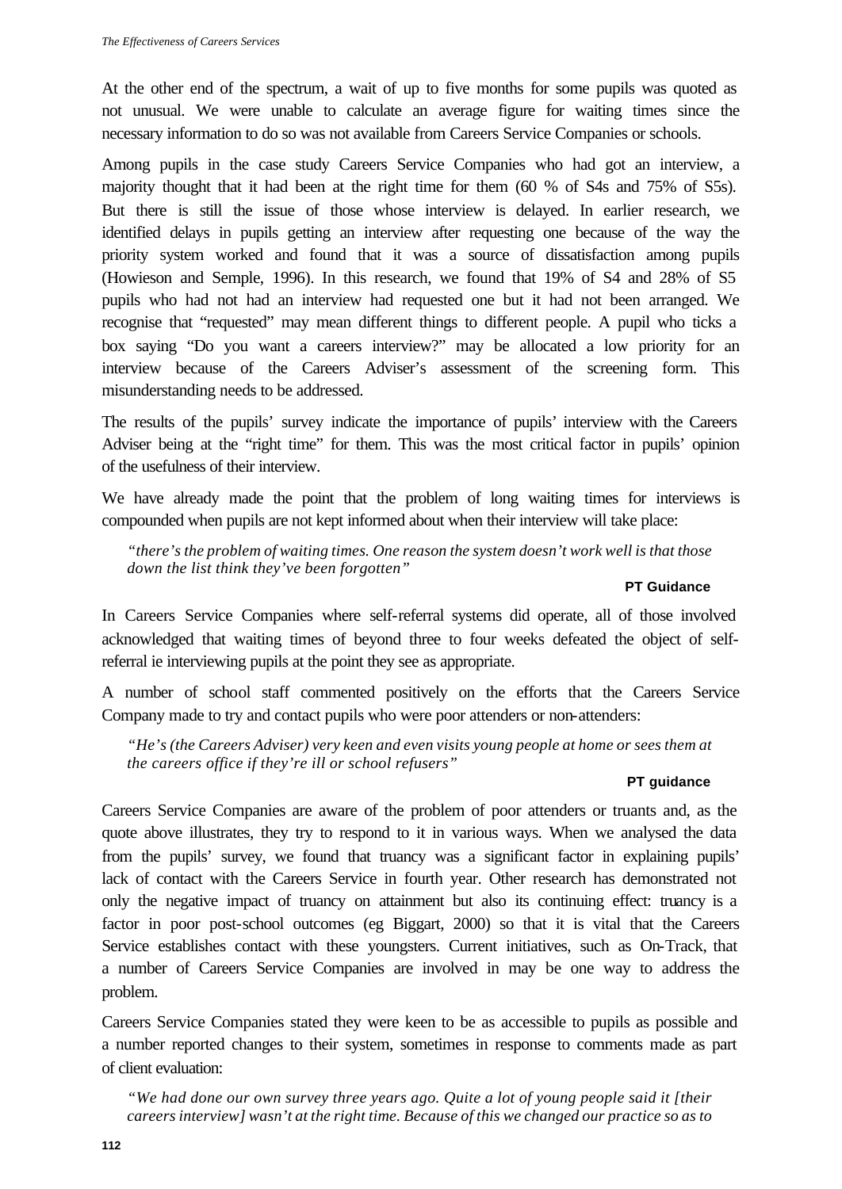At the other end of the spectrum, a wait of up to five months for some pupils was quoted as not unusual. We were unable to calculate an average figure for waiting times since the necessary information to do so was not available from Careers Service Companies or schools.

Among pupils in the case study Careers Service Companies who had got an interview, a majority thought that it had been at the right time for them (60 % of S4s and 75% of S5s). But there is still the issue of those whose interview is delayed. In earlier research, we identified delays in pupils getting an interview after requesting one because of the way the priority system worked and found that it was a source of dissatisfaction among pupils (Howieson and Semple, 1996). In this research, we found that 19% of S4 and 28% of S5 pupils who had not had an interview had requested one but it had not been arranged. We recognise that "requested" may mean different things to different people. A pupil who ticks a box saying "Do you want a careers interview?" may be allocated a low priority for an interview because of the Careers Adviser's assessment of the screening form. This misunderstanding needs to be addressed.

The results of the pupils' survey indicate the importance of pupils' interview with the Careers Adviser being at the "right time" for them. This was the most critical factor in pupils' opinion of the usefulness of their interview.

We have already made the point that the problem of long waiting times for interviews is compounded when pupils are not kept informed about when their interview will take place:

> *"there's the problem of waiting times. One reason the system doesn't work well is that those down the list think they've been forgotten"*
>
> **PT Guidance**

In Careers Service Companies where self-referral systems did operate, all of those involved acknowledged that waiting times of beyond three to four weeks defeated the object of self-referral ie interviewing pupils at the point they see as appropriate.

A number of school staff commented positively on the efforts that the Careers Service Company made to try and contact pupils who were poor attenders or non-attenders:

> *"He's (the Careers Adviser) very keen and even visits young people at home or sees them at the careers office if they're ill or school refusers"*
>
> **PT guidance**

Careers Service Companies are aware of the problem of poor attenders or truants and, as the quote above illustrates, they try to respond to it in various ways. When we analysed the data from the pupils' survey, we found that truancy was a significant factor in explaining pupils' lack of contact with the Careers Service in fourth year. Other research has demonstrated not only the negative impact of truancy on attainment but also its continuing effect: truancy is a factor in poor post-school outcomes (eg Biggart, 2000) so that it is vital that the Careers Service establishes contact with these youngsters. Current initiatives, such as On-Track, that a number of Careers Service Companies are involved in may be one way to address the problem.

Careers Service Companies stated they were keen to be as accessible to pupils as possible and a number reported changes to their system, sometimes in response to comments made as part of client evaluation:

> *"We had done our own survey three years ago. Quite a lot of young people said it [their careers interview] wasn't at the right time. Because of this we changed our practice so as to*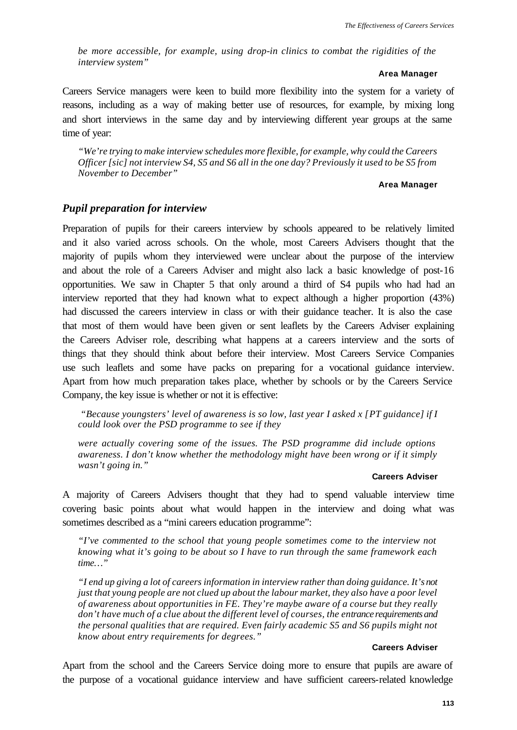*be more accessible, for example, using drop-in clinics to combat the rigidities of the interview system"*

**Area Manager**

Careers Service managers were keen to build more flexibility into the system for a variety of reasons, including as a way of making better use of resources, for example, by mixing long and short interviews in the same day and by interviewing different year groups at the same time of year:

*"We're trying to make interview schedules more flexible, for example, why could the Careers Officer [sic] not interview S4, S5 and S6 all in the one day? Previously it used to be S5 from November to December"*

**Area Manager**

### *Pupil preparation for interview*

Preparation of pupils for their careers interview by schools appeared to be relatively limited and it also varied across schools. On the whole, most Careers Advisers thought that the majority of pupils whom they interviewed were unclear about the purpose of the interview and about the role of a Careers Adviser and might also lack a basic knowledge of post-16 opportunities. We saw in Chapter 5 that only around a third of S4 pupils who had had an interview reported that they had known what to expect although a higher proportion (43%) had discussed the careers interview in class or with their guidance teacher. It is also the case that most of them would have been given or sent leaflets by the Careers Adviser explaining the Careers Adviser role, describing what happens at a careers interview and the sorts of things that they should think about before their interview. Most Careers Service Companies use such leaflets and some have packs on preparing for a vocational guidance interview. Apart from how much preparation takes place, whether by schools or by the Careers Service Company, the key issue is whether or not it is effective:

*"Because youngsters' level of awareness is so low, last year I asked x [PT guidance] if I could look over the PSD programme to see if they*

*were actually covering some of the issues. The PSD programme did include options awareness. I don't know whether the methodology might have been wrong or if it simply wasn't going in."*

**Careers Adviser**

A majority of Careers Advisers thought that they had to spend valuable interview time covering basic points about what would happen in the interview and doing what was sometimes described as a "mini careers education programme":

*"I've commented to the school that young people sometimes come to the interview not knowing what it's going to be about so I have to run through the same framework each time…"*

*"I end up giving a lot of careers information in interview rather than doing guidance. It's not just that young people are not clued up about the labour market, they also have a poor level of awareness about opportunities in FE. They're maybe aware of a course but they really don't have much of a clue about the different level of courses, the entrance requirements and the personal qualities that are required. Even fairly academic S5 and S6 pupils might not know about entry requirements for degrees."*

**Careers Adviser**

Apart from the school and the Careers Service doing more to ensure that pupils are aware of the purpose of a vocational guidance interview and have sufficient careers-related knowledge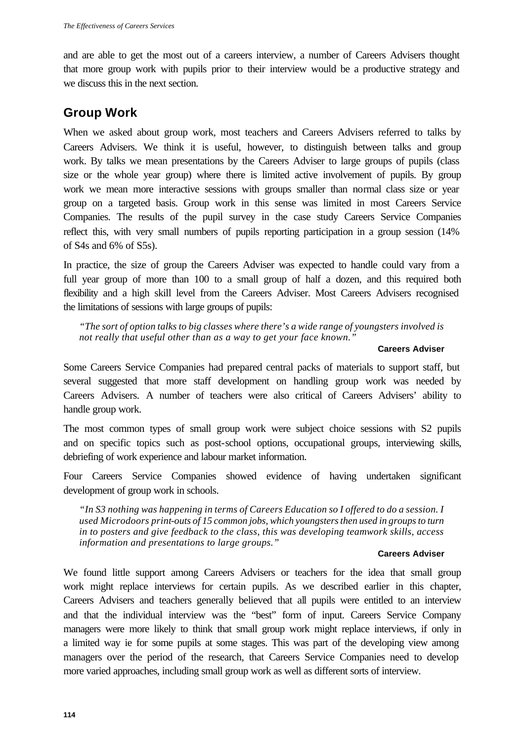and are able to get the most out of a careers interview, a number of Careers Advisers thought that more group work with pupils prior to their interview would be a productive strategy and we discuss this in the next section.

## Group Work

When we asked about group work, most teachers and Careers Advisers referred to talks by Careers Advisers. We think it is useful, however, to distinguish between talks and group work. By talks we mean presentations by the Careers Adviser to large groups of pupils (class size or the whole year group) where there is limited active involvement of pupils. By group work we mean more interactive sessions with groups smaller than normal class size or year group on a targeted basis. Group work in this sense was limited in most Careers Service Companies. The results of the pupil survey in the case study Careers Service Companies reflect this, with very small numbers of pupils reporting participation in a group session (14% of S4s and 6% of S5s).

In practice, the size of group the Careers Adviser was expected to handle could vary from a full year group of more than 100 to a small group of half a dozen, and this required both flexibility and a high skill level from the Careers Adviser. Most Careers Advisers recognised the limitations of sessions with large groups of pupils:

> *"The sort of option talks to big classes where there's a wide range of youngsters involved is not really that useful other than as a way to get your face known."*
>
> **Careers Adviser**

Some Careers Service Companies had prepared central packs of materials to support staff, but several suggested that more staff development on handling group work was needed by Careers Advisers. A number of teachers were also critical of Careers Advisers' ability to handle group work.

The most common types of small group work were subject choice sessions with S2 pupils and on specific topics such as post-school options, occupational groups, interviewing skills, debriefing of work experience and labour market information.

Four Careers Service Companies showed evidence of having undertaken significant development of group work in schools.

> *"In S3 nothing was happening in terms of Careers Education so I offered to do a session. I used Microdoors print-outs of 15 common jobs, which youngsters then used in groups to turn in to posters and give feedback to the class, this was developing teamwork skills, access information and presentations to large groups."*
>
> **Careers Adviser**

We found little support among Careers Advisers or teachers for the idea that small group work might replace interviews for certain pupils. As we described earlier in this chapter, Careers Advisers and teachers generally believed that all pupils were entitled to an interview and that the individual interview was the "best" form of input. Careers Service Company managers were more likely to think that small group work might replace interviews, if only in a limited way ie for some pupils at some stages. This was part of the developing view among managers over the period of the research, that Careers Service Companies need to develop more varied approaches, including small group work as well as different sorts of interview.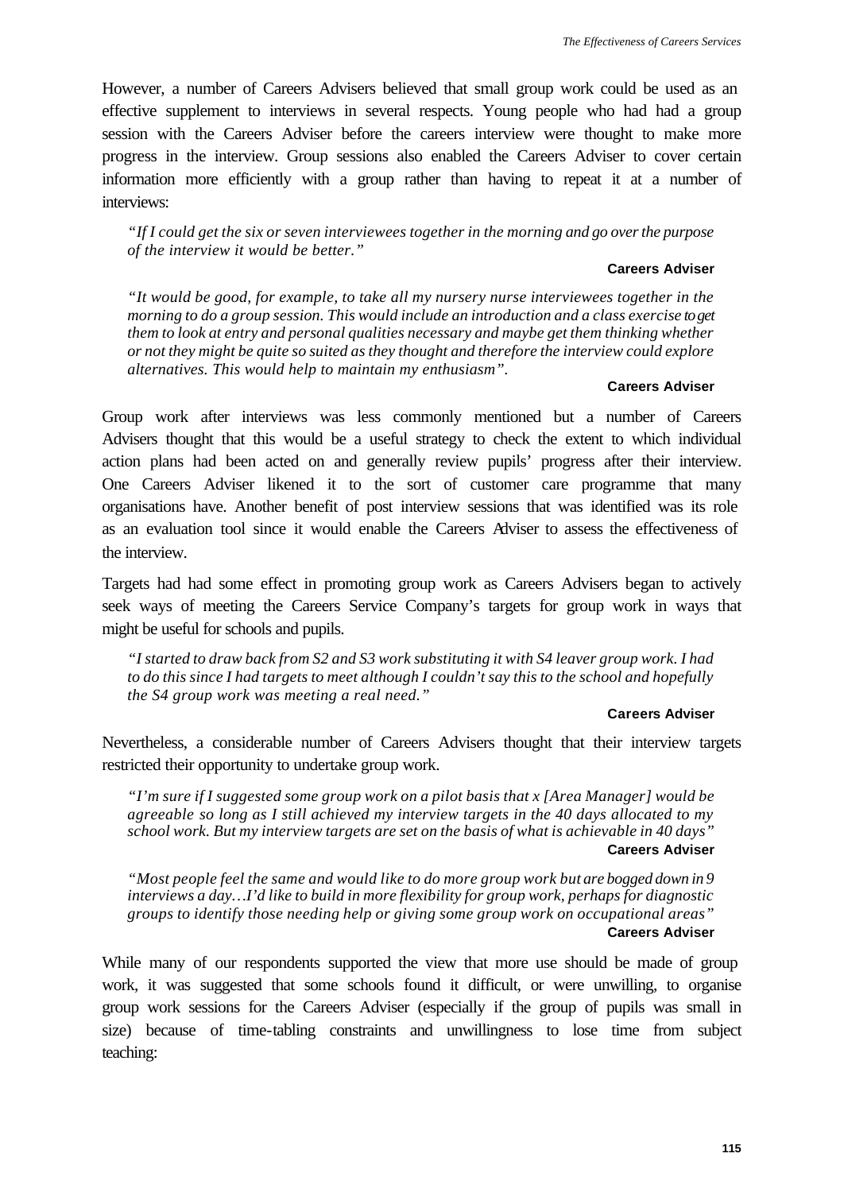However, a number of Careers Advisers believed that small group work could be used as an effective supplement to interviews in several respects. Young people who had had a group session with the Careers Adviser before the careers interview were thought to make more progress in the interview. Group sessions also enabled the Careers Adviser to cover certain information more efficiently with a group rather than having to repeat it at a number of interviews:

> *"If I could get the six or seven interviewees together in the morning and go over the purpose of the interview it would be better."*
>
> **Careers Adviser**

> *"It would be good, for example, to take all my nursery nurse interviewees together in the morning to do a group session. This would include an introduction and a class exercise to get them to look at entry and personal qualities necessary and maybe get them thinking whether or not they might be quite so suited as they thought and therefore the interview could explore alternatives. This would help to maintain my enthusiasm".*
>
> **Careers Adviser**

Group work after interviews was less commonly mentioned but a number of Careers Advisers thought that this would be a useful strategy to check the extent to which individual action plans had been acted on and generally review pupils' progress after their interview. One Careers Adviser likened it to the sort of customer care programme that many organisations have. Another benefit of post interview sessions that was identified was its role as an evaluation tool since it would enable the Careers Adviser to assess the effectiveness of the interview.

Targets had had some effect in promoting group work as Careers Advisers began to actively seek ways of meeting the Careers Service Company's targets for group work in ways that might be useful for schools and pupils.

> *"I started to draw back from S2 and S3 work substituting it with S4 leaver group work. I had to do this since I had targets to meet although I couldn't say this to the school and hopefully the S4 group work was meeting a real need."*
>
> **Careers Adviser**

Nevertheless, a considerable number of Careers Advisers thought that their interview targets restricted their opportunity to undertake group work.

> *"I'm sure if I suggested some group work on a pilot basis that x [Area Manager] would be agreeable so long as I still achieved my interview targets in the 40 days allocated to my school work. But my interview targets are set on the basis of what is achievable in 40 days"*
>
> **Careers Adviser**

> *"Most people feel the same and would like to do more group work but are bogged down in 9 interviews a day…I'd like to build in more flexibility for group work, perhaps for diagnostic groups to identify those needing help or giving some group work on occupational areas"*
>
> **Careers Adviser**

While many of our respondents supported the view that more use should be made of group work, it was suggested that some schools found it difficult, or were unwilling, to organise group work sessions for the Careers Adviser (especially if the group of pupils was small in size) because of time-tabling constraints and unwillingness to lose time from subject teaching: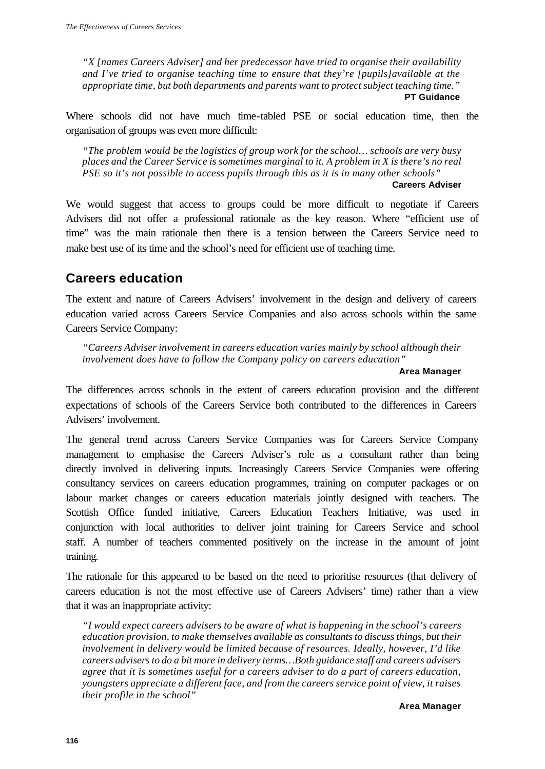*"X [names Careers Adviser] and her predecessor have tried to organise their availability and I've tried to organise teaching time to ensure that they're [pupils]available at the appropriate time, but both departments and parents want to protect subject teaching time."*

**PT Guidance**

Where schools did not have much time-tabled PSE or social education time, then the organisation of groups was even more difficult:

*"The problem would be the logistics of group work for the school… schools are very busy places and the Career Service is sometimes marginal to it. A problem in X is there's no real PSE so it's not possible to access pupils through this as it is in many other schools"*

**Careers Adviser**

We would suggest that access to groups could be more difficult to negotiate if Careers Advisers did not offer a professional rationale as the key reason. Where "efficient use of time" was the main rationale then there is a tension between the Careers Service need to make best use of its time and the school's need for efficient use of teaching time.

## Careers education

The extent and nature of Careers Advisers' involvement in the design and delivery of careers education varied across Careers Service Companies and also across schools within the same Careers Service Company:

*"Careers Adviser involvement in careers education varies mainly by school although their involvement does have to follow the Company policy on careers education"*

**Area Manager**

The differences across schools in the extent of careers education provision and the different expectations of schools of the Careers Service both contributed to the differences in Careers Advisers' involvement.

The general trend across Careers Service Companies was for Careers Service Company management to emphasise the Careers Adviser's role as a consultant rather than being directly involved in delivering inputs. Increasingly Careers Service Companies were offering consultancy services on careers education programmes, training on computer packages or on labour market changes or careers education materials jointly designed with teachers. The Scottish Office funded initiative, Careers Education Teachers Initiative, was used in conjunction with local authorities to deliver joint training for Careers Service and school staff. A number of teachers commented positively on the increase in the amount of joint training.

The rationale for this appeared to be based on the need to prioritise resources (that delivery of careers education is not the most effective use of Careers Advisers' time) rather than a view that it was an inappropriate activity:

*"I would expect careers advisers to be aware of what is happening in the school's careers education provision, to make themselves available as consultants to discuss things, but their involvement in delivery would be limited because of resources. Ideally, however, I'd like careers advisers to do a bit more in delivery terms…Both guidance staff and careers advisers agree that it is sometimes useful for a careers adviser to do a part of careers education, youngsters appreciate a different face, and from the careers service point of view, it raises their profile in the school"*

**Area Manager**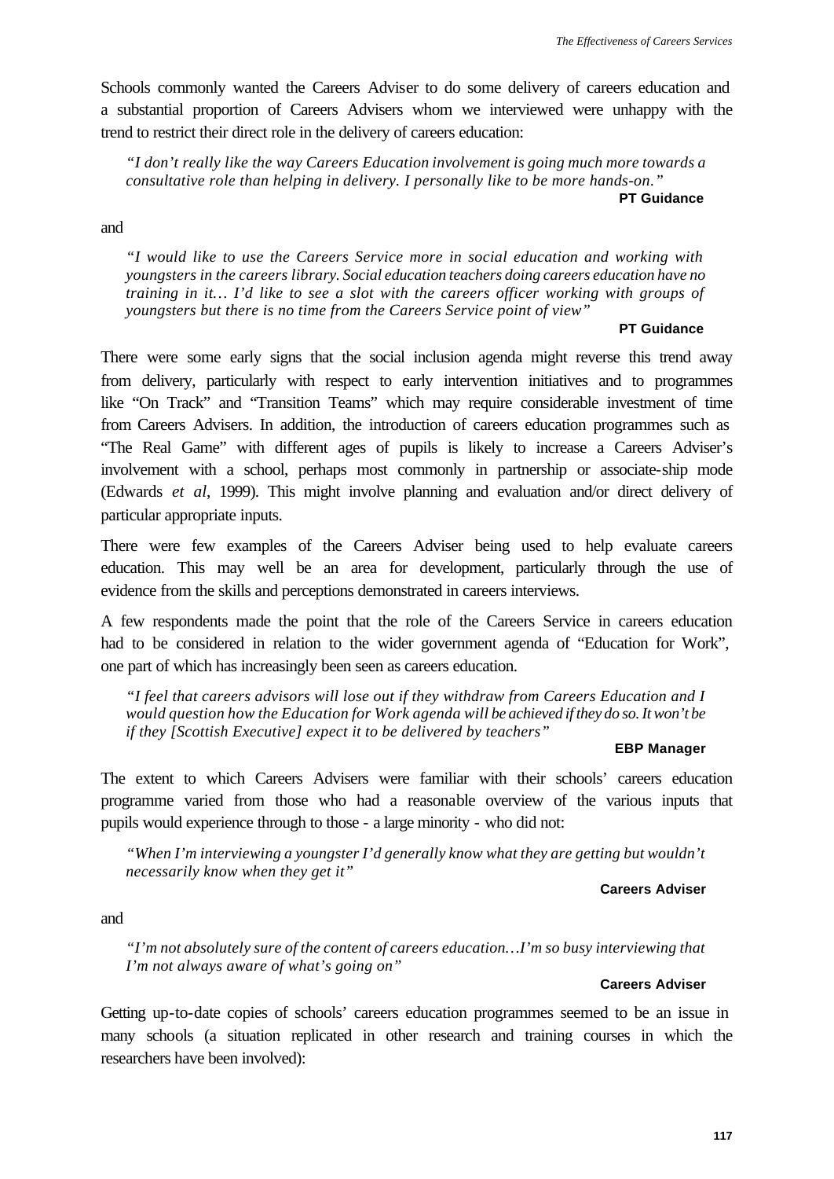Schools commonly wanted the Careers Adviser to do some delivery of careers education and a substantial proportion of Careers Advisers whom we interviewed were unhappy with the trend to restrict their direct role in the delivery of careers education:

> *"I don't really like the way Careers Education involvement is going much more towards a consultative role than helping in delivery. I personally like to be more hands-on."*
>
> **PT Guidance**

and

> *"I would like to use the Careers Service more in social education and working with youngsters in the careers library. Social education teachers doing careers education have no training in it… I'd like to see a slot with the careers officer working with groups of youngsters but there is no time from the Careers Service point of view"*
>
> **PT Guidance**

There were some early signs that the social inclusion agenda might reverse this trend away from delivery, particularly with respect to early intervention initiatives and to programmes like "On Track" and "Transition Teams" which may require considerable investment of time from Careers Advisers. In addition, the introduction of careers education programmes such as "The Real Game" with different ages of pupils is likely to increase a Careers Adviser's involvement with a school, perhaps most commonly in partnership or associate-ship mode (Edwards *et al*, 1999). This might involve planning and evaluation and/or direct delivery of particular appropriate inputs.

There were few examples of the Careers Adviser being used to help evaluate careers education. This may well be an area for development, particularly through the use of evidence from the skills and perceptions demonstrated in careers interviews.

A few respondents made the point that the role of the Careers Service in careers education had to be considered in relation to the wider government agenda of "Education for Work", one part of which has increasingly been seen as careers education.

> *"I feel that careers advisors will lose out if they withdraw from Careers Education and I would question how the Education for Work agenda will be achieved if they do so. It won't be if they [Scottish Executive] expect it to be delivered by teachers"*
>
> **EBP Manager**

The extent to which Careers Advisers were familiar with their schools' careers education programme varied from those who had a reasonable overview of the various inputs that pupils would experience through to those - a large minority - who did not:

> *"When I'm interviewing a youngster I'd generally know what they are getting but wouldn't necessarily know when they get it"*
>
> **Careers Adviser**

and

> *"I'm not absolutely sure of the content of careers education…I'm so busy interviewing that I'm not always aware of what's going on"*
>
> **Careers Adviser**

Getting up-to-date copies of schools' careers education programmes seemed to be an issue in many schools (a situation replicated in other research and training courses in which the researchers have been involved):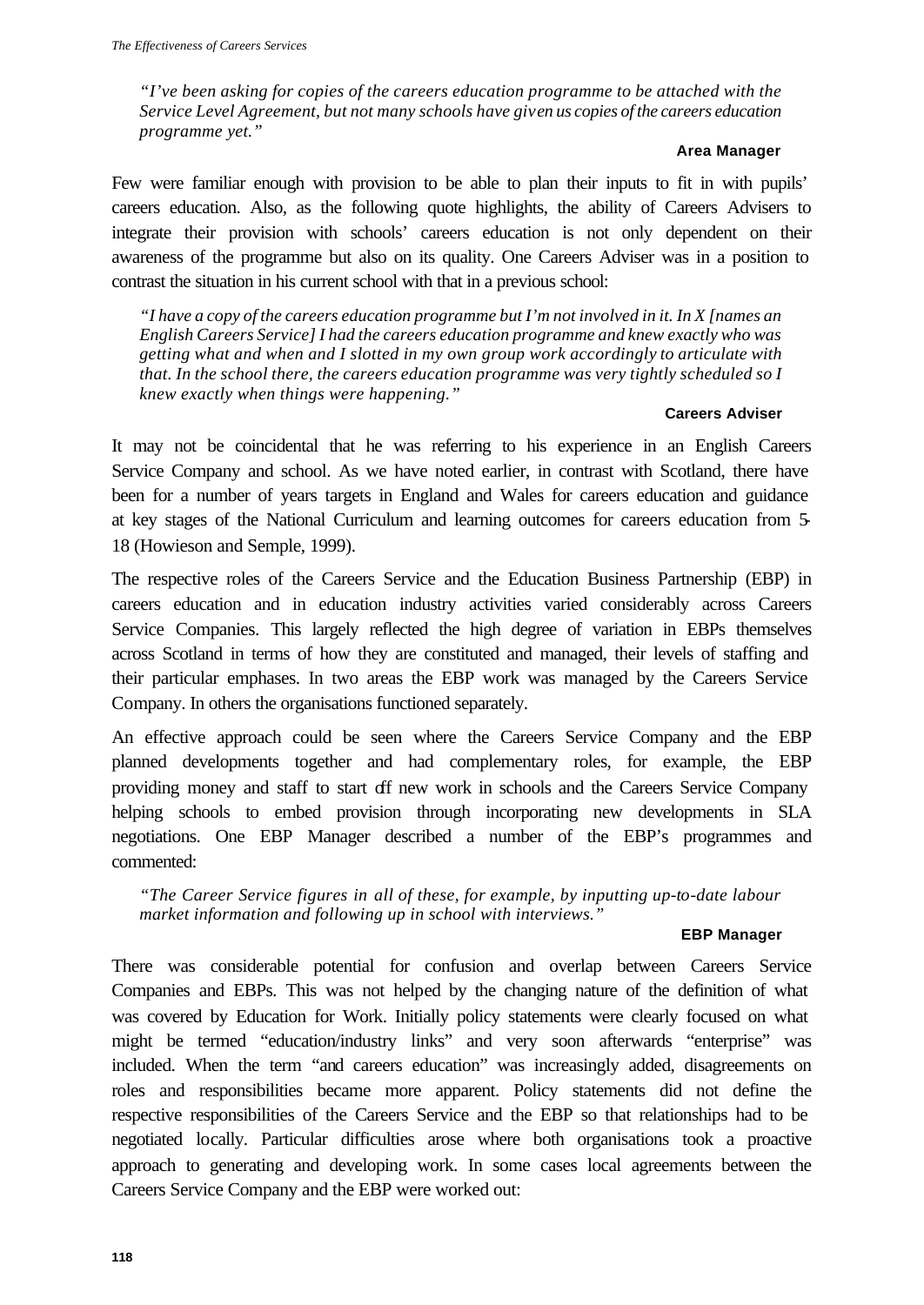*"I've been asking for copies of the careers education programme to be attached with the Service Level Agreement, but not many schools have given us copies of the careers education programme yet."*

**Area Manager**

Few were familiar enough with provision to be able to plan their inputs to fit in with pupils' careers education. Also, as the following quote highlights, the ability of Careers Advisers to integrate their provision with schools' careers education is not only dependent on their awareness of the programme but also on its quality. One Careers Adviser was in a position to contrast the situation in his current school with that in a previous school:

*"I have a copy of the careers education programme but I'm not involved in it. In X [names an English Careers Service] I had the careers education programme and knew exactly who was getting what and when and I slotted in my own group work accordingly to articulate with that. In the school there, the careers education programme was very tightly scheduled so I knew exactly when things were happening."*

**Careers Adviser**

It may not be coincidental that he was referring to his experience in an English Careers Service Company and school. As we have noted earlier, in contrast with Scotland, there have been for a number of years targets in England and Wales for careers education and guidance at key stages of the National Curriculum and learning outcomes for careers education from 5-18 (Howieson and Semple, 1999).

The respective roles of the Careers Service and the Education Business Partnership (EBP) in careers education and in education industry activities varied considerably across Careers Service Companies. This largely reflected the high degree of variation in EBPs themselves across Scotland in terms of how they are constituted and managed, their levels of staffing and their particular emphases. In two areas the EBP work was managed by the Careers Service Company. In others the organisations functioned separately.

An effective approach could be seen where the Careers Service Company and the EBP planned developments together and had complementary roles, for example, the EBP providing money and staff to start off new work in schools and the Careers Service Company helping schools to embed provision through incorporating new developments in SLA negotiations. One EBP Manager described a number of the EBP's programmes and commented:

*"The Career Service figures in all of these, for example, by inputting up-to-date labour market information and following up in school with interviews."*

**EBP Manager**

There was considerable potential for confusion and overlap between Careers Service Companies and EBPs. This was not helped by the changing nature of the definition of what was covered by Education for Work. Initially policy statements were clearly focused on what might be termed "education/industry links" and very soon afterwards "enterprise" was included. When the term "and careers education" was increasingly added, disagreements on roles and responsibilities became more apparent. Policy statements did not define the respective responsibilities of the Careers Service and the EBP so that relationships had to be negotiated locally. Particular difficulties arose where both organisations took a proactive approach to generating and developing work. In some cases local agreements between the Careers Service Company and the EBP were worked out: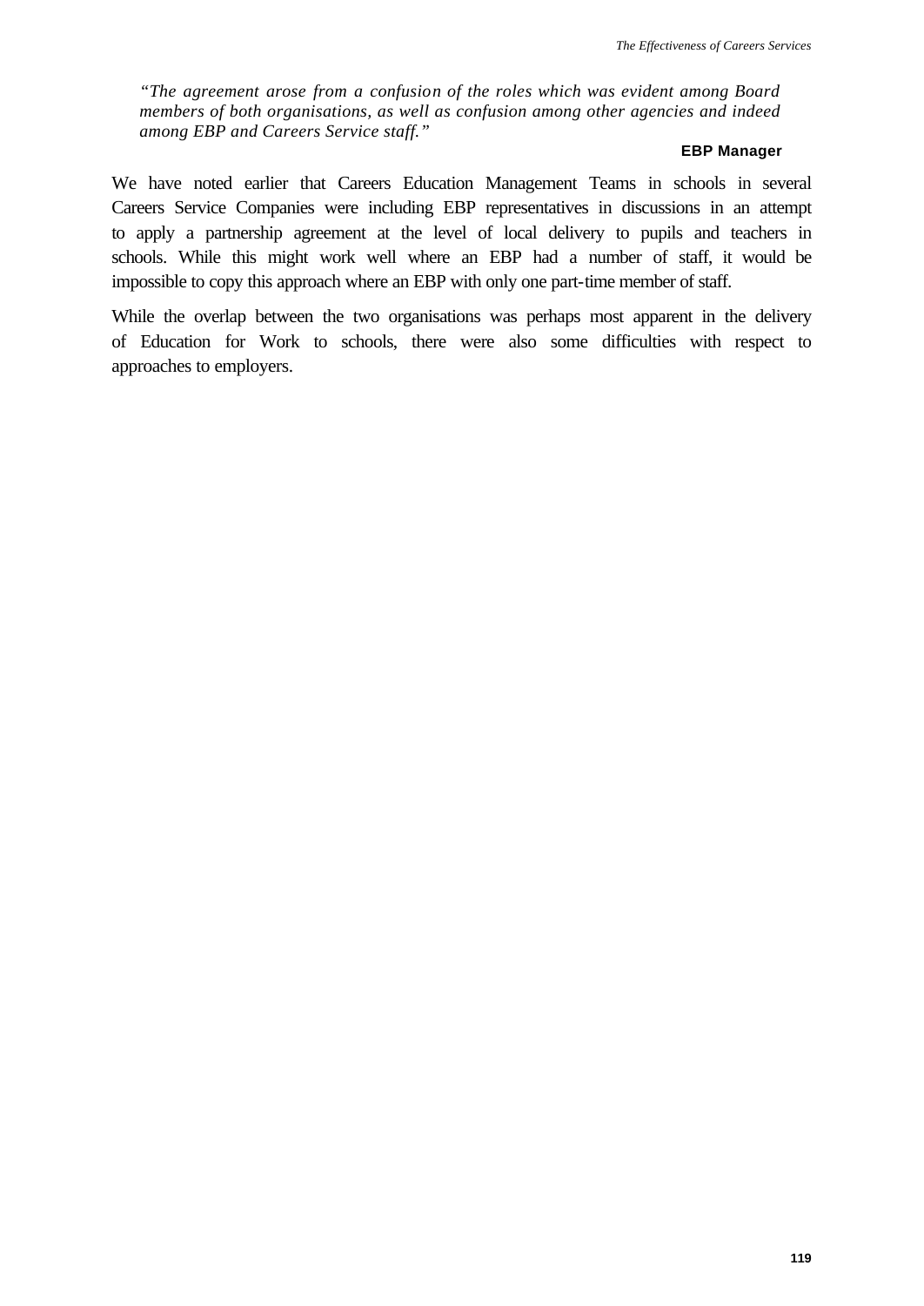*"The agreement arose from a confusion of the roles which was evident among Board members of both organisations, as well as confusion among other agencies and indeed among EBP and Careers Service staff."*

**EBP Manager**

We have noted earlier that Careers Education Management Teams in schools in several Careers Service Companies were including EBP representatives in discussions in an attempt to apply a partnership agreement at the level of local delivery to pupils and teachers in schools. While this might work well where an EBP had a number of staff, it would be impossible to copy this approach where an EBP with only one part-time member of staff.

While the overlap between the two organisations was perhaps most apparent in the delivery of Education for Work to schools, there were also some difficulties with respect to approaches to employers.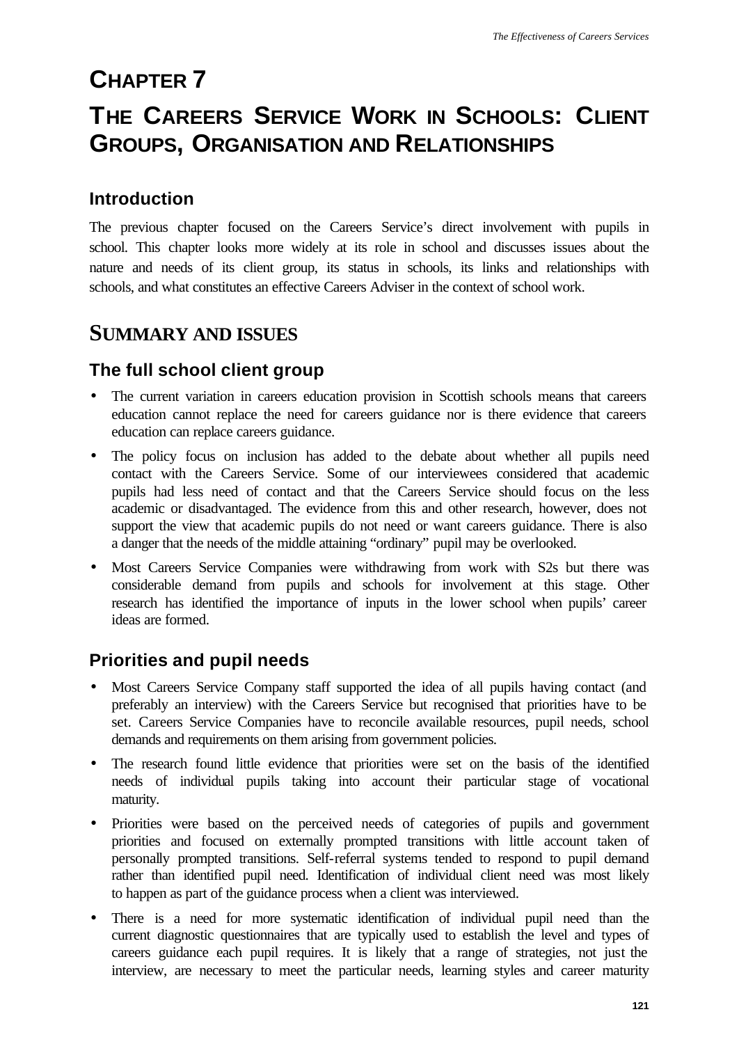# CHAPTER 7

# THE CAREERS SERVICE WORK IN SCHOOLS: CLIENT GROUPS, ORGANISATION AND RELATIONSHIPS

## Introduction

The previous chapter focused on the Careers Service's direct involvement with pupils in school. This chapter looks more widely at its role in school and discusses issues about the nature and needs of its client group, its status in schools, its links and relationships with schools, and what constitutes an effective Careers Adviser in the context of school work.

## SUMMARY AND ISSUES

### The full school client group

- The current variation in careers education provision in Scottish schools means that careers education cannot replace the need for careers guidance nor is there evidence that careers education can replace careers guidance.
- The policy focus on inclusion has added to the debate about whether all pupils need contact with the Careers Service. Some of our interviewees considered that academic pupils had less need of contact and that the Careers Service should focus on the less academic or disadvantaged. The evidence from this and other research, however, does not support the view that academic pupils do not need or want careers guidance. There is also a danger that the needs of the middle attaining "ordinary" pupil may be overlooked.
- Most Careers Service Companies were withdrawing from work with S2s but there was considerable demand from pupils and schools for involvement at this stage. Other research has identified the importance of inputs in the lower school when pupils' career ideas are formed.

### Priorities and pupil needs

- Most Careers Service Company staff supported the idea of all pupils having contact (and preferably an interview) with the Careers Service but recognised that priorities have to be set. Careers Service Companies have to reconcile available resources, pupil needs, school demands and requirements on them arising from government policies.
- The research found little evidence that priorities were set on the basis of the identified needs of individual pupils taking into account their particular stage of vocational maturity.
- Priorities were based on the perceived needs of categories of pupils and government priorities and focused on externally prompted transitions with little account taken of personally prompted transitions. Self-referral systems tended to respond to pupil demand rather than identified pupil need. Identification of individual client need was most likely to happen as part of the guidance process when a client was interviewed.
- There is a need for more systematic identification of individual pupil need than the current diagnostic questionnaires that are typically used to establish the level and types of careers guidance each pupil requires. It is likely that a range of strategies, not just the interview, are necessary to meet the particular needs, learning styles and career maturity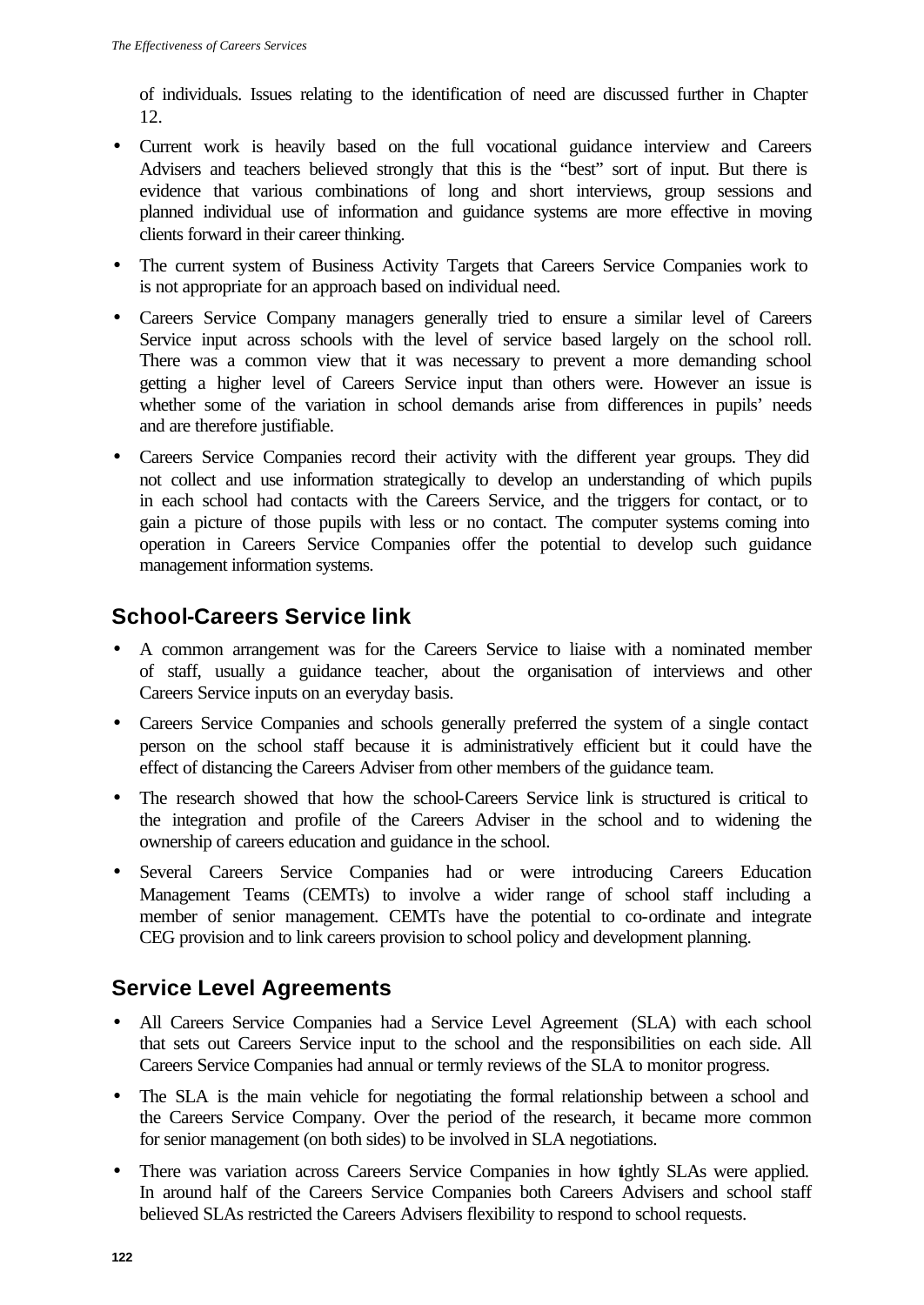of individuals. Issues relating to the identification of need are discussed further in Chapter 12.

- Current work is heavily based on the full vocational guidance interview and Careers Advisers and teachers believed strongly that this is the "best" sort of input. But there is evidence that various combinations of long and short interviews, group sessions and planned individual use of information and guidance systems are more effective in moving clients forward in their career thinking.
- The current system of Business Activity Targets that Careers Service Companies work to is not appropriate for an approach based on individual need.
- Careers Service Company managers generally tried to ensure a similar level of Careers Service input across schools with the level of service based largely on the school roll. There was a common view that it was necessary to prevent a more demanding school getting a higher level of Careers Service input than others were. However an issue is whether some of the variation in school demands arise from differences in pupils' needs and are therefore justifiable.
- Careers Service Companies record their activity with the different year groups. They did not collect and use information strategically to develop an understanding of which pupils in each school had contacts with the Careers Service, and the triggers for contact, or to gain a picture of those pupils with less or no contact. The computer systems coming into operation in Careers Service Companies offer the potential to develop such guidance management information systems.

## School-Careers Service link

- A common arrangement was for the Careers Service to liaise with a nominated member of staff, usually a guidance teacher, about the organisation of interviews and other Careers Service inputs on an everyday basis.
- Careers Service Companies and schools generally preferred the system of a single contact person on the school staff because it is administratively efficient but it could have the effect of distancing the Careers Adviser from other members of the guidance team.
- The research showed that how the school-Careers Service link is structured is critical to the integration and profile of the Careers Adviser in the school and to widening the ownership of careers education and guidance in the school.
- Several Careers Service Companies had or were introducing Careers Education Management Teams (CEMTs) to involve a wider range of school staff including a member of senior management. CEMTs have the potential to co-ordinate and integrate CEG provision and to link careers provision to school policy and development planning.

## Service Level Agreements

- All Careers Service Companies had a Service Level Agreement (SLA) with each school that sets out Careers Service input to the school and the responsibilities on each side. All Careers Service Companies had annual or termly reviews of the SLA to monitor progress.
- The SLA is the main vehicle for negotiating the formal relationship between a school and the Careers Service Company. Over the period of the research, it became more common for senior management (on both sides) to be involved in SLA negotiations.
- There was variation across Careers Service Companies in how tightly SLAs were applied. In around half of the Careers Service Companies both Careers Advisers and school staff believed SLAs restricted the Careers Advisers flexibility to respond to school requests.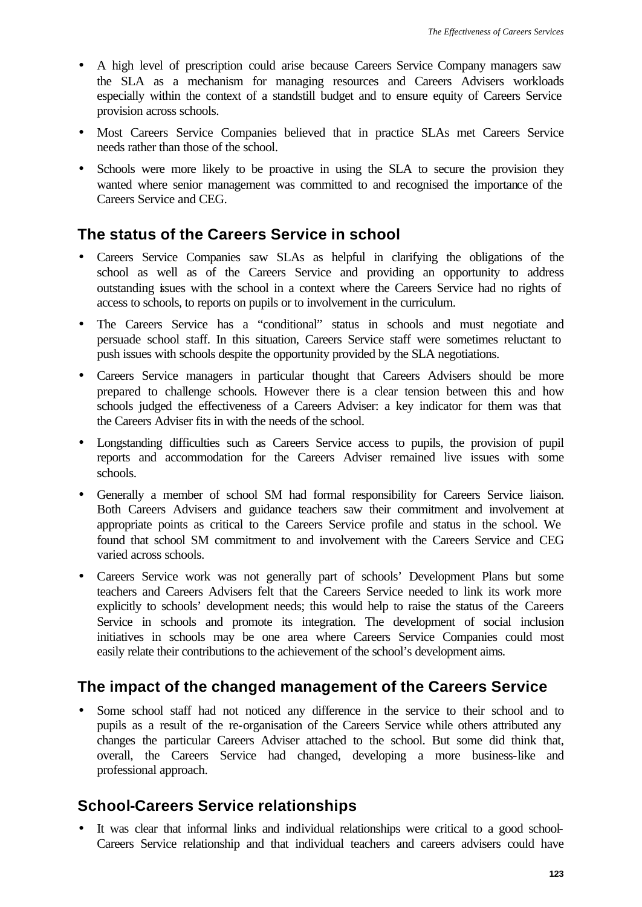- A high level of prescription could arise because Careers Service Company managers saw the SLA as a mechanism for managing resources and Careers Advisers workloads especially within the context of a standstill budget and to ensure equity of Careers Service provision across schools.
- Most Careers Service Companies believed that in practice SLAs met Careers Service needs rather than those of the school.
- Schools were more likely to be proactive in using the SLA to secure the provision they wanted where senior management was committed to and recognised the importance of the Careers Service and CEG.

## The status of the Careers Service in school

- Careers Service Companies saw SLAs as helpful in clarifying the obligations of the school as well as of the Careers Service and providing an opportunity to address outstanding issues with the school in a context where the Careers Service had no rights of access to schools, to reports on pupils or to involvement in the curriculum.
- The Careers Service has a "conditional" status in schools and must negotiate and persuade school staff. In this situation, Careers Service staff were sometimes reluctant to push issues with schools despite the opportunity provided by the SLA negotiations.
- Careers Service managers in particular thought that Careers Advisers should be more prepared to challenge schools. However there is a clear tension between this and how schools judged the effectiveness of a Careers Adviser: a key indicator for them was that the Careers Adviser fits in with the needs of the school.
- Longstanding difficulties such as Careers Service access to pupils, the provision of pupil reports and accommodation for the Careers Adviser remained live issues with some schools.
- Generally a member of school SM had formal responsibility for Careers Service liaison. Both Careers Advisers and guidance teachers saw their commitment and involvement at appropriate points as critical to the Careers Service profile and status in the school. We found that school SM commitment to and involvement with the Careers Service and CEG varied across schools.
- Careers Service work was not generally part of schools' Development Plans but some teachers and Careers Advisers felt that the Careers Service needed to link its work more explicitly to schools' development needs; this would help to raise the status of the Careers Service in schools and promote its integration. The development of social inclusion initiatives in schools may be one area where Careers Service Companies could most easily relate their contributions to the achievement of the school's development aims.

## The impact of the changed management of the Careers Service

- Some school staff had not noticed any difference in the service to their school and to pupils as a result of the re-organisation of the Careers Service while others attributed any changes the particular Careers Adviser attached to the school. But some did think that, overall, the Careers Service had changed, developing a more business-like and professional approach.

## School-Careers Service relationships

- It was clear that informal links and individual relationships were critical to a good school-Careers Service relationship and that individual teachers and careers advisers could have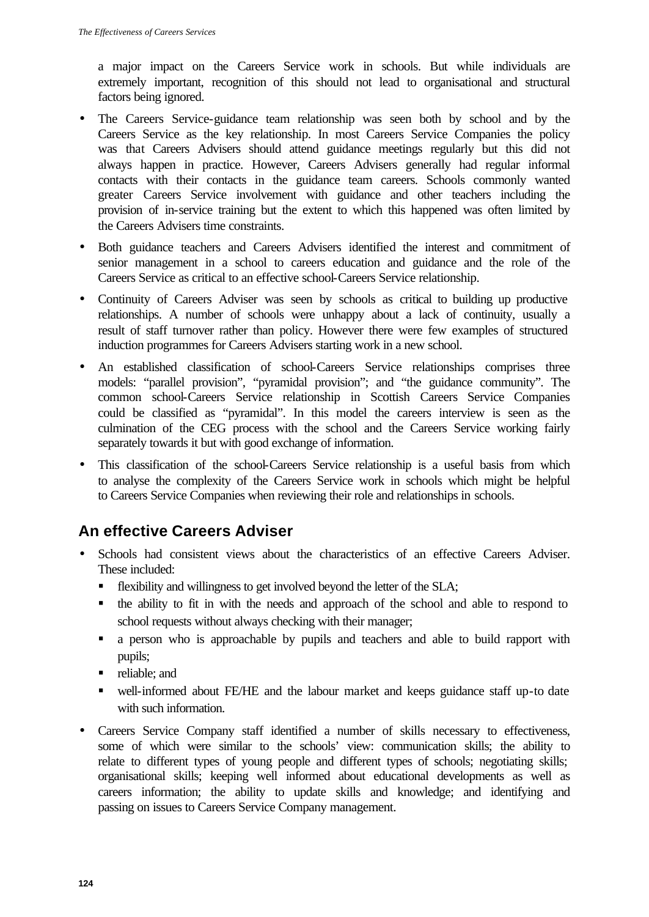a major impact on the Careers Service work in schools. But while individuals are extremely important, recognition of this should not lead to organisational and structural factors being ignored.

- The Careers Service-guidance team relationship was seen both by school and by the Careers Service as the key relationship. In most Careers Service Companies the policy was that Careers Advisers should attend guidance meetings regularly but this did not always happen in practice. However, Careers Advisers generally had regular informal contacts with their contacts in the guidance team careers. Schools commonly wanted greater Careers Service involvement with guidance and other teachers including the provision of in-service training but the extent to which this happened was often limited by the Careers Advisers time constraints.
- Both guidance teachers and Careers Advisers identified the interest and commitment of senior management in a school to careers education and guidance and the role of the Careers Service as critical to an effective school-Careers Service relationship.
- Continuity of Careers Adviser was seen by schools as critical to building up productive relationships. A number of schools were unhappy about a lack of continuity, usually a result of staff turnover rather than policy. However there were few examples of structured induction programmes for Careers Advisers starting work in a new school.
- An established classification of school-Careers Service relationships comprises three models: "parallel provision", "pyramidal provision"; and "the guidance community". The common school-Careers Service relationship in Scottish Careers Service Companies could be classified as "pyramidal". In this model the careers interview is seen as the culmination of the CEG process with the school and the Careers Service working fairly separately towards it but with good exchange of information.
- This classification of the school-Careers Service relationship is a useful basis from which to analyse the complexity of the Careers Service work in schools which might be helpful to Careers Service Companies when reviewing their role and relationships in schools.

## An effective Careers Adviser

- Schools had consistent views about the characteristics of an effective Careers Adviser. These included:
  - flexibility and willingness to get involved beyond the letter of the SLA;
  - the ability to fit in with the needs and approach of the school and able to respond to school requests without always checking with their manager;
  - a person who is approachable by pupils and teachers and able to build rapport with pupils;
  - reliable; and
  - well-informed about FE/HE and the labour market and keeps guidance staff up-to date with such information.
- Careers Service Company staff identified a number of skills necessary to effectiveness, some of which were similar to the schools' view: communication skills; the ability to relate to different types of young people and different types of schools; negotiating skills; organisational skills; keeping well informed about educational developments as well as careers information; the ability to update skills and knowledge; and identifying and passing on issues to Careers Service Company management.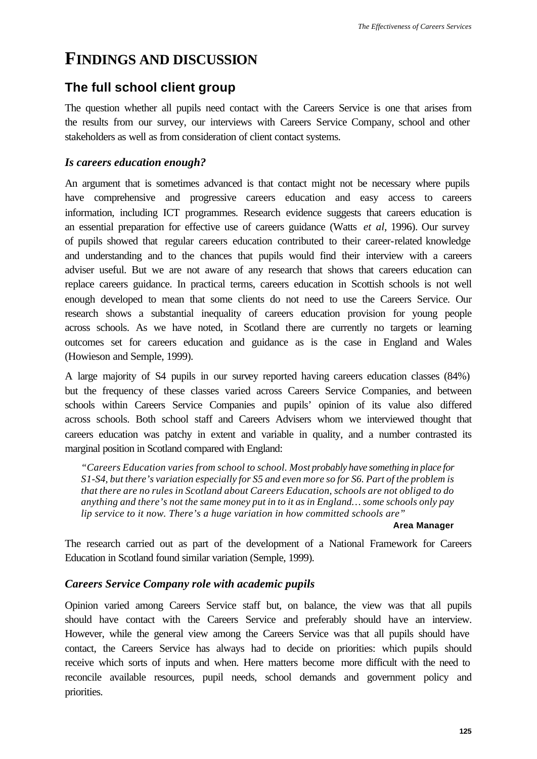# FINDINGS AND DISCUSSION

## The full school client group

The question whether all pupils need contact with the Careers Service is one that arises from the results from our survey, our interviews with Careers Service Company, school and other stakeholders as well as from consideration of client contact systems.

### *Is careers education enough?*

An argument that is sometimes advanced is that contact might not be necessary where pupils have comprehensive and progressive careers education and easy access to careers information, including ICT programmes. Research evidence suggests that careers education is an essential preparation for effective use of careers guidance (Watts *et al*, 1996). Our survey of pupils showed that regular careers education contributed to their career-related knowledge and understanding and to the chances that pupils would find their interview with a careers adviser useful. But we are not aware of any research that shows that careers education can replace careers guidance. In practical terms, careers education in Scottish schools is not well enough developed to mean that some clients do not need to use the Careers Service. Our research shows a substantial inequality of careers education provision for young people across schools. As we have noted, in Scotland there are currently no targets or learning outcomes set for careers education and guidance as is the case in England and Wales (Howieson and Semple, 1999).

A large majority of S4 pupils in our survey reported having careers education classes (84%) but the frequency of these classes varied across Careers Service Companies, and between schools within Careers Service Companies and pupils' opinion of its value also differed across schools. Both school staff and Careers Advisers whom we interviewed thought that careers education was patchy in extent and variable in quality, and a number contrasted its marginal position in Scotland compared with England:

> *"Careers Education varies from school to school. Most probably have something in place for S1-S4, but there's variation especially for S5 and even more so for S6. Part of the problem is that there are no rules in Scotland about Careers Education, schools are not obliged to do anything and there's not the same money put in to it as in England… some schools only pay lip service to it now. There's a huge variation in how committed schools are"*
>
> **Area Manager**

The research carried out as part of the development of a National Framework for Careers Education in Scotland found similar variation (Semple, 1999).

### *Careers Service Company role with academic pupils*

Opinion varied among Careers Service staff but, on balance, the view was that all pupils should have contact with the Careers Service and preferably should have an interview. However, while the general view among the Careers Service was that all pupils should have contact, the Careers Service has always had to decide on priorities: which pupils should receive which sorts of inputs and when. Here matters become more difficult with the need to reconcile available resources, pupil needs, school demands and government policy and priorities.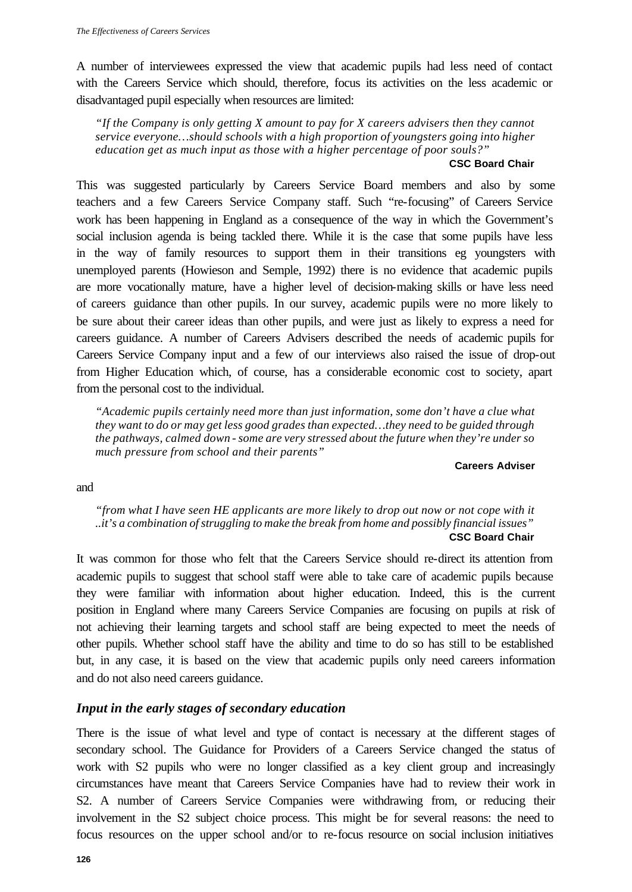A number of interviewees expressed the view that academic pupils had less need of contact with the Careers Service which should, therefore, focus its activities on the less academic or disadvantaged pupil especially when resources are limited:

> *"If the Company is only getting X amount to pay for X careers advisers then they cannot service everyone…should schools with a high proportion of youngsters going into higher education get as much input as those with a higher percentage of poor souls?"*
>
> **CSC Board Chair**

This was suggested particularly by Careers Service Board members and also by some teachers and a few Careers Service Company staff. Such "re-focusing" of Careers Service work has been happening in England as a consequence of the way in which the Government's social inclusion agenda is being tackled there. While it is the case that some pupils have less in the way of family resources to support them in their transitions eg youngsters with unemployed parents (Howieson and Semple, 1992) there is no evidence that academic pupils are more vocationally mature, have a higher level of decision-making skills or have less need of careers guidance than other pupils. In our survey, academic pupils were no more likely to be sure about their career ideas than other pupils, and were just as likely to express a need for careers guidance. A number of Careers Advisers described the needs of academic pupils for Careers Service Company input and a few of our interviews also raised the issue of drop-out from Higher Education which, of course, has a considerable economic cost to society, apart from the personal cost to the individual.

> *"Academic pupils certainly need more than just information, some don't have a clue what they want to do or may get less good grades than expected…they need to be guided through the pathways, calmed down - some are very stressed about the future when they're under so much pressure from school and their parents"*
>
> **Careers Adviser**

and

> *"from what I have seen HE applicants are more likely to drop out now or not cope with it ..it's a combination of struggling to make the break from home and possibly financial issues"*
>
> **CSC Board Chair**

It was common for those who felt that the Careers Service should re-direct its attention from academic pupils to suggest that school staff were able to take care of academic pupils because they were familiar with information about higher education. Indeed, this is the current position in England where many Careers Service Companies are focusing on pupils at risk of not achieving their learning targets and school staff are being expected to meet the needs of other pupils. Whether school staff have the ability and time to do so has still to be established but, in any case, it is based on the view that academic pupils only need careers information and do not also need careers guidance.

### *Input in the early stages of secondary education*

There is the issue of what level and type of contact is necessary at the different stages of secondary school. The Guidance for Providers of a Careers Service changed the status of work with S2 pupils who were no longer classified as a key client group and increasingly circumstances have meant that Careers Service Companies have had to review their work in S2. A number of Careers Service Companies were withdrawing from, or reducing their involvement in the S2 subject choice process. This might be for several reasons: the need to focus resources on the upper school and/or to re-focus resource on social inclusion initiatives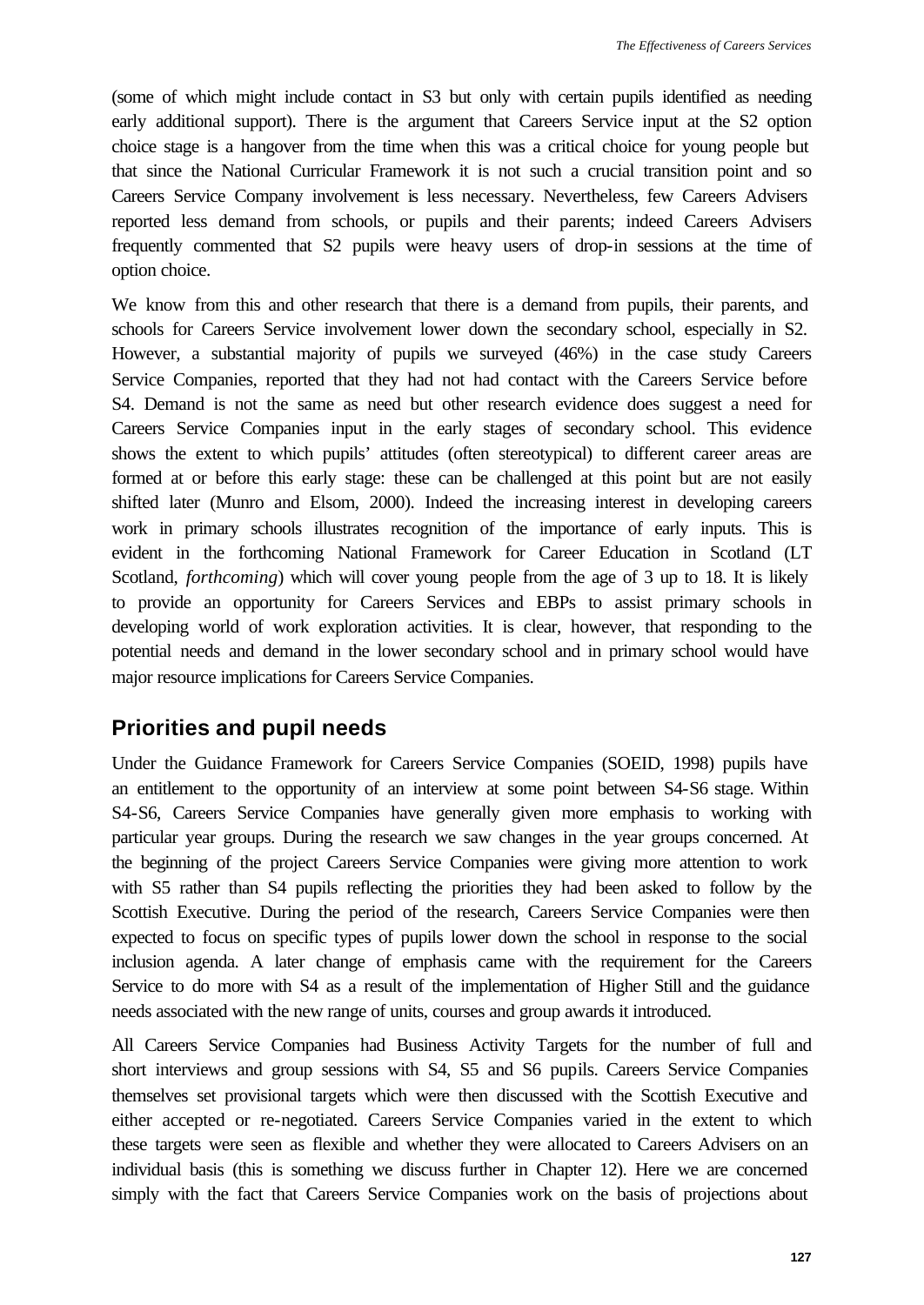(some of which might include contact in S3 but only with certain pupils identified as needing early additional support). There is the argument that Careers Service input at the S2 option choice stage is a hangover from the time when this was a critical choice for young people but that since the National Curricular Framework it is not such a crucial transition point and so Careers Service Company involvement is less necessary. Nevertheless, few Careers Advisers reported less demand from schools, or pupils and their parents; indeed Careers Advisers frequently commented that S2 pupils were heavy users of drop-in sessions at the time of option choice.

We know from this and other research that there is a demand from pupils, their parents, and schools for Careers Service involvement lower down the secondary school, especially in S2. However, a substantial majority of pupils we surveyed (46%) in the case study Careers Service Companies, reported that they had not had contact with the Careers Service before S4. Demand is not the same as need but other research evidence does suggest a need for Careers Service Companies input in the early stages of secondary school. This evidence shows the extent to which pupils' attitudes (often stereotypical) to different career areas are formed at or before this early stage: these can be challenged at this point but are not easily shifted later (Munro and Elsom, 2000). Indeed the increasing interest in developing careers work in primary schools illustrates recognition of the importance of early inputs. This is evident in the forthcoming National Framework for Career Education in Scotland (LT Scotland, *forthcoming*) which will cover young people from the age of 3 up to 18. It is likely to provide an opportunity for Careers Services and EBPs to assist primary schools in developing world of work exploration activities. It is clear, however, that responding to the potential needs and demand in the lower secondary school and in primary school would have major resource implications for Careers Service Companies.

## Priorities and pupil needs

Under the Guidance Framework for Careers Service Companies (SOEID, 1998) pupils have an entitlement to the opportunity of an interview at some point between S4-S6 stage. Within S4-S6, Careers Service Companies have generally given more emphasis to working with particular year groups. During the research we saw changes in the year groups concerned. At the beginning of the project Careers Service Companies were giving more attention to work with S5 rather than S4 pupils reflecting the priorities they had been asked to follow by the Scottish Executive. During the period of the research, Careers Service Companies were then expected to focus on specific types of pupils lower down the school in response to the social inclusion agenda. A later change of emphasis came with the requirement for the Careers Service to do more with S4 as a result of the implementation of Higher Still and the guidance needs associated with the new range of units, courses and group awards it introduced.

All Careers Service Companies had Business Activity Targets for the number of full and short interviews and group sessions with S4, S5 and S6 pupils. Careers Service Companies themselves set provisional targets which were then discussed with the Scottish Executive and either accepted or re-negotiated. Careers Service Companies varied in the extent to which these targets were seen as flexible and whether they were allocated to Careers Advisers on an individual basis (this is something we discuss further in Chapter 12). Here we are concerned simply with the fact that Careers Service Companies work on the basis of projections about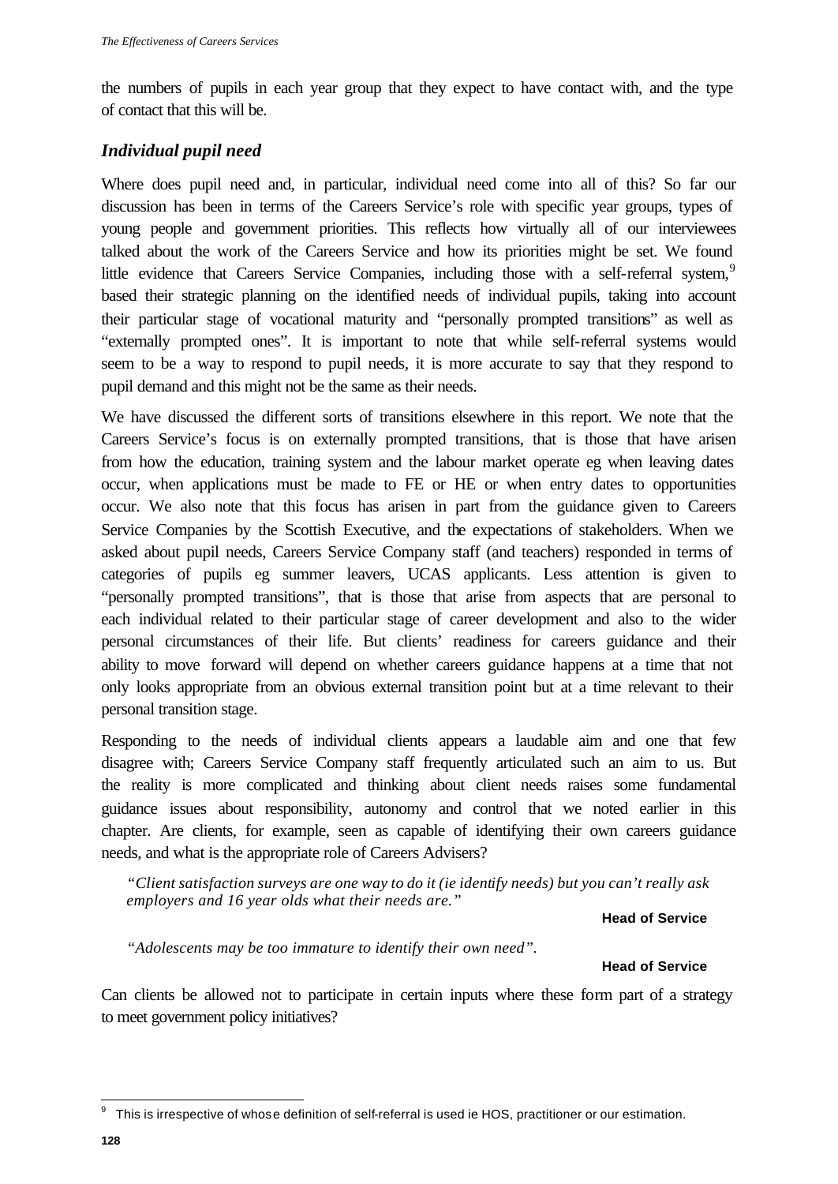the numbers of pupils in each year group that they expect to have contact with, and the type of contact that this will be.

### *Individual pupil need*

Where does pupil need and, in particular, individual need come into all of this? So far our discussion has been in terms of the Careers Service's role with specific year groups, types of young people and government priorities. This reflects how virtually all of our interviewees talked about the work of the Careers Service and how its priorities might be set. We found little evidence that Careers Service Companies, including those with a self-referral system,[9] based their strategic planning on the identified needs of individual pupils, taking into account their particular stage of vocational maturity and "personally prompted transitions" as well as "externally prompted ones". It is important to note that while self-referral systems would seem to be a way to respond to pupil needs, it is more accurate to say that they respond to pupil demand and this might not be the same as their needs.

We have discussed the different sorts of transitions elsewhere in this report. We note that the Careers Service's focus is on externally prompted transitions, that is those that have arisen from how the education, training system and the labour market operate eg when leaving dates occur, when applications must be made to FE or HE or when entry dates to opportunities occur. We also note that this focus has arisen in part from the guidance given to Careers Service Companies by the Scottish Executive, and the expectations of stakeholders. When we asked about pupil needs, Careers Service Company staff (and teachers) responded in terms of categories of pupils eg summer leavers, UCAS applicants. Less attention is given to "personally prompted transitions", that is those that arise from aspects that are personal to each individual related to their particular stage of career development and also to the wider personal circumstances of their life. But clients' readiness for careers guidance and their ability to move forward will depend on whether careers guidance happens at a time that not only looks appropriate from an obvious external transition point but at a time relevant to their personal transition stage.

Responding to the needs of individual clients appears a laudable aim and one that few disagree with; Careers Service Company staff frequently articulated such an aim to us. But the reality is more complicated and thinking about client needs raises some fundamental guidance issues about responsibility, autonomy and control that we noted earlier in this chapter. Are clients, for example, seen as capable of identifying their own careers guidance needs, and what is the appropriate role of Careers Advisers?

> *"Client satisfaction surveys are one way to do it (ie identify needs) but you can't really ask employers and 16 year olds what their needs are."*
>
> **Head of Service**

> *"Adolescents may be too immature to identify their own need".*
>
> **Head of Service**

Can clients be allowed not to participate in certain inputs where these form part of a strategy to meet government policy initiatives?

---

[9] This is irrespective of whose definition of self-referral is used ie HOS, practitioner or our estimation.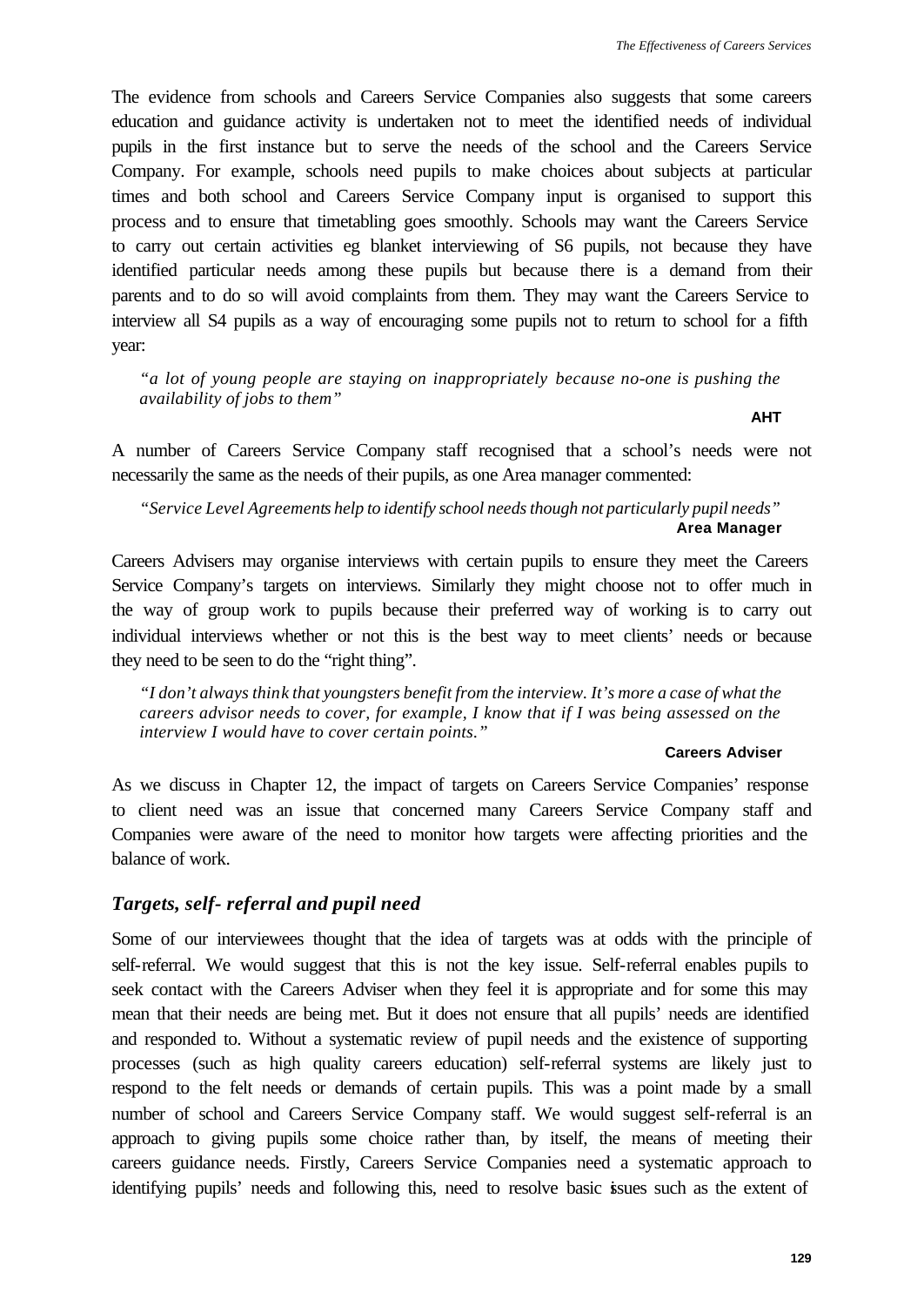The evidence from schools and Careers Service Companies also suggests that some careers education and guidance activity is undertaken not to meet the identified needs of individual pupils in the first instance but to serve the needs of the school and the Careers Service Company. For example, schools need pupils to make choices about subjects at particular times and both school and Careers Service Company input is organised to support this process and to ensure that timetabling goes smoothly. Schools may want the Careers Service to carry out certain activities eg blanket interviewing of S6 pupils, not because they have identified particular needs among these pupils but because there is a demand from their parents and to do so will avoid complaints from them. They may want the Careers Service to interview all S4 pupils as a way of encouraging some pupils not to return to school for a fifth year:

> *"a lot of young people are staying on inappropriately because no-one is pushing the availability of jobs to them"*
>
> **AHT**

A number of Careers Service Company staff recognised that a school's needs were not necessarily the same as the needs of their pupils, as one Area manager commented:

> *"Service Level Agreements help to identify school needs though not particularly pupil needs"*
>
> **Area Manager**

Careers Advisers may organise interviews with certain pupils to ensure they meet the Careers Service Company's targets on interviews. Similarly they might choose not to offer much in the way of group work to pupils because their preferred way of working is to carry out individual interviews whether or not this is the best way to meet clients' needs or because they need to be seen to do the "right thing".

> *"I don't always think that youngsters benefit from the interview. It's more a case of what the careers advisor needs to cover, for example, I know that if I was being assessed on the interview I would have to cover certain points."*
>
> **Careers Adviser**

As we discuss in Chapter 12, the impact of targets on Careers Service Companies' response to client need was an issue that concerned many Careers Service Company staff and Companies were aware of the need to monitor how targets were affecting priorities and the balance of work.

### *Targets, self- referral and pupil need*

Some of our interviewees thought that the idea of targets was at odds with the principle of self-referral. We would suggest that this is not the key issue. Self-referral enables pupils to seek contact with the Careers Adviser when they feel it is appropriate and for some this may mean that their needs are being met. But it does not ensure that all pupils' needs are identified and responded to. Without a systematic review of pupil needs and the existence of supporting processes (such as high quality careers education) self-referral systems are likely just to respond to the felt needs or demands of certain pupils. This was a point made by a small number of school and Careers Service Company staff. We would suggest self-referral is an approach to giving pupils some choice rather than, by itself, the means of meeting their careers guidance needs. Firstly, Careers Service Companies need a systematic approach to identifying pupils' needs and following this, need to resolve basic issues such as the extent of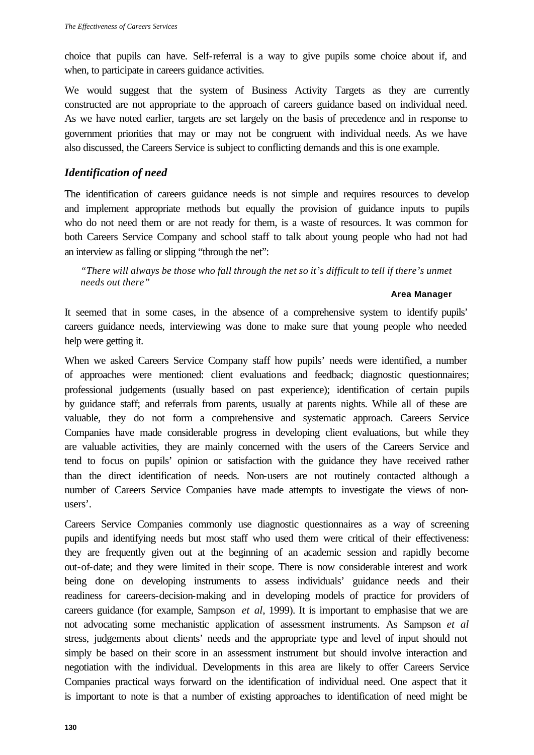choice that pupils can have. Self-referral is a way to give pupils some choice about if, and when, to participate in careers guidance activities.

We would suggest that the system of Business Activity Targets as they are currently constructed are not appropriate to the approach of careers guidance based on individual need. As we have noted earlier, targets are set largely on the basis of precedence and in response to government priorities that may or may not be congruent with individual needs. As we have also discussed, the Careers Service is subject to conflicting demands and this is one example.

### *Identification of need*

The identification of careers guidance needs is not simple and requires resources to develop and implement appropriate methods but equally the provision of guidance inputs to pupils who do not need them or are not ready for them, is a waste of resources. It was common for both Careers Service Company and school staff to talk about young people who had not had an interview as falling or slipping "through the net":

> *"There will always be those who fall through the net so it's difficult to tell if there's unmet needs out there"*
>
> **Area Manager**

It seemed that in some cases, in the absence of a comprehensive system to identify pupils' careers guidance needs, interviewing was done to make sure that young people who needed help were getting it.

When we asked Careers Service Company staff how pupils' needs were identified, a number of approaches were mentioned: client evaluations and feedback; diagnostic questionnaires; professional judgements (usually based on past experience); identification of certain pupils by guidance staff; and referrals from parents, usually at parents nights. While all of these are valuable, they do not form a comprehensive and systematic approach. Careers Service Companies have made considerable progress in developing client evaluations, but while they are valuable activities, they are mainly concerned with the users of the Careers Service and tend to focus on pupils' opinion or satisfaction with the guidance they have received rather than the direct identification of needs. Non-users are not routinely contacted although a number of Careers Service Companies have made attempts to investigate the views of non-users'.

Careers Service Companies commonly use diagnostic questionnaires as a way of screening pupils and identifying needs but most staff who used them were critical of their effectiveness: they are frequently given out at the beginning of an academic session and rapidly become out-of-date; and they were limited in their scope. There is now considerable interest and work being done on developing instruments to assess individuals' guidance needs and their readiness for careers-decision-making and in developing models of practice for providers of careers guidance (for example, Sampson *et al*, 1999). It is important to emphasise that we are not advocating some mechanistic application of assessment instruments. As Sampson *et al* stress, judgements about clients' needs and the appropriate type and level of input should not simply be based on their score in an assessment instrument but should involve interaction and negotiation with the individual. Developments in this area are likely to offer Careers Service Companies practical ways forward on the identification of individual need. One aspect that it is important to note is that a number of existing approaches to identification of need might be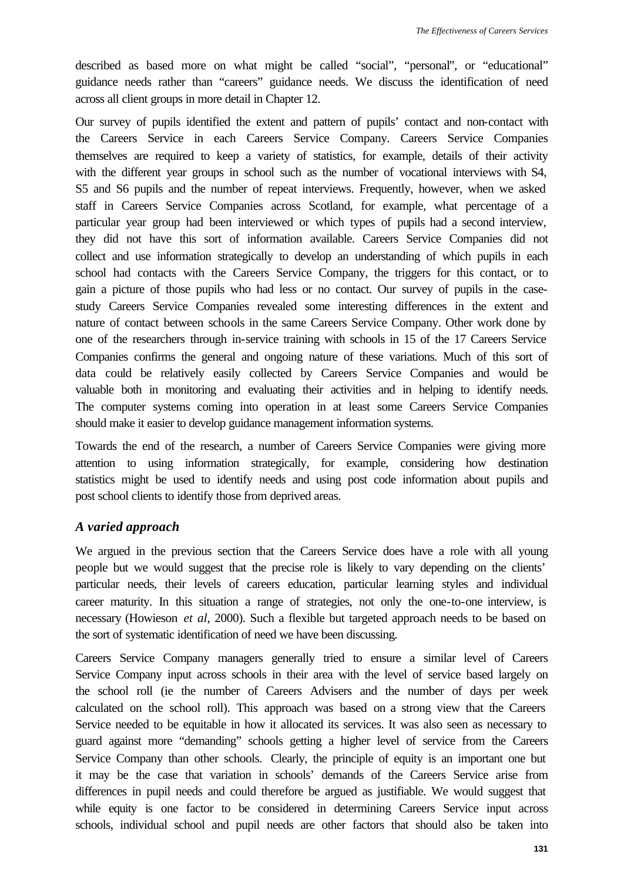described as based more on what might be called "social", "personal", or "educational" guidance needs rather than "careers" guidance needs. We discuss the identification of need across all client groups in more detail in Chapter 12.

Our survey of pupils identified the extent and pattern of pupils' contact and non-contact with the Careers Service in each Careers Service Company. Careers Service Companies themselves are required to keep a variety of statistics, for example, details of their activity with the different year groups in school such as the number of vocational interviews with S4, S5 and S6 pupils and the number of repeat interviews. Frequently, however, when we asked staff in Careers Service Companies across Scotland, for example, what percentage of a particular year group had been interviewed or which types of pupils had a second interview, they did not have this sort of information available. Careers Service Companies did not collect and use information strategically to develop an understanding of which pupils in each school had contacts with the Careers Service Company, the triggers for this contact, or to gain a picture of those pupils who had less or no contact. Our survey of pupils in the case-study Careers Service Companies revealed some interesting differences in the extent and nature of contact between schools in the same Careers Service Company. Other work done by one of the researchers through in-service training with schools in 15 of the 17 Careers Service Companies confirms the general and ongoing nature of these variations. Much of this sort of data could be relatively easily collected by Careers Service Companies and would be valuable both in monitoring and evaluating their activities and in helping to identify needs. The computer systems coming into operation in at least some Careers Service Companies should make it easier to develop guidance management information systems.

Towards the end of the research, a number of Careers Service Companies were giving more attention to using information strategically, for example, considering how destination statistics might be used to identify needs and using post code information about pupils and post school clients to identify those from deprived areas.

### *A varied approach*

We argued in the previous section that the Careers Service does have a role with all young people but we would suggest that the precise role is likely to vary depending on the clients' particular needs, their levels of careers education, particular learning styles and individual career maturity. In this situation a range of strategies, not only the one-to-one interview, is necessary (Howieson *et al*, 2000). Such a flexible but targeted approach needs to be based on the sort of systematic identification of need we have been discussing.

Careers Service Company managers generally tried to ensure a similar level of Careers Service Company input across schools in their area with the level of service based largely on the school roll (ie the number of Careers Advisers and the number of days per week calculated on the school roll). This approach was based on a strong view that the Careers Service needed to be equitable in how it allocated its services. It was also seen as necessary to guard against more "demanding" schools getting a higher level of service from the Careers Service Company than other schools. Clearly, the principle of equity is an important one but it may be the case that variation in schools' demands of the Careers Service arise from differences in pupil needs and could therefore be argued as justifiable. We would suggest that while equity is one factor to be considered in determining Careers Service input across schools, individual school and pupil needs are other factors that should also be taken into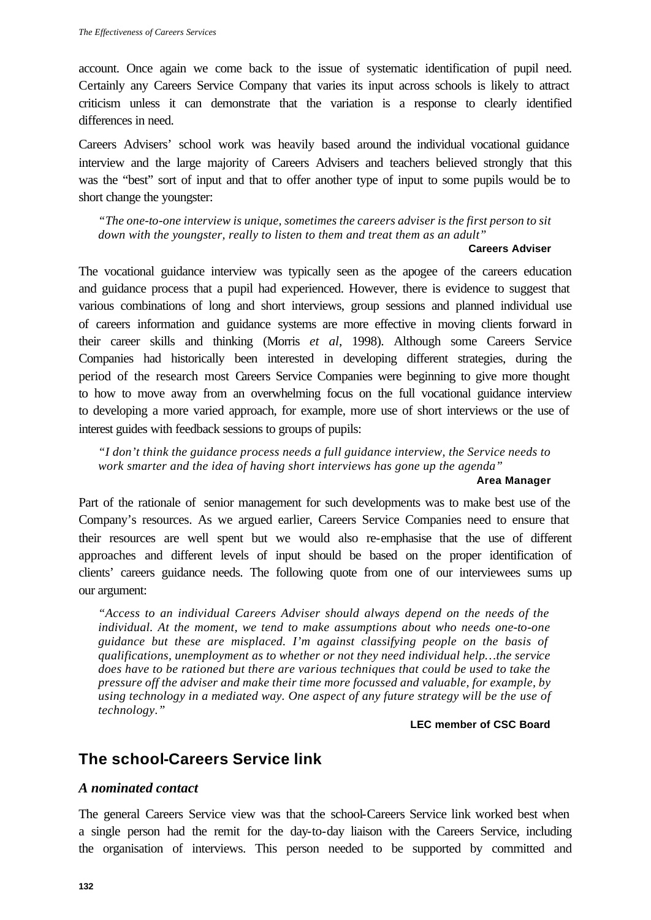account. Once again we come back to the issue of systematic identification of pupil need. Certainly any Careers Service Company that varies its input across schools is likely to attract criticism unless it can demonstrate that the variation is a response to clearly identified differences in need.

Careers Advisers' school work was heavily based around the individual vocational guidance interview and the large majority of Careers Advisers and teachers believed strongly that this was the "best" sort of input and that to offer another type of input to some pupils would be to short change the youngster:

> *"The one-to-one interview is unique, sometimes the careers adviser is the first person to sit down with the youngster, really to listen to them and treat them as an adult"*
>
> **Careers Adviser**

The vocational guidance interview was typically seen as the apogee of the careers education and guidance process that a pupil had experienced. However, there is evidence to suggest that various combinations of long and short interviews, group sessions and planned individual use of careers information and guidance systems are more effective in moving clients forward in their career skills and thinking (Morris *et al*, 1998). Although some Careers Service Companies had historically been interested in developing different strategies, during the period of the research most Careers Service Companies were beginning to give more thought to how to move away from an overwhelming focus on the full vocational guidance interview to developing a more varied approach, for example, more use of short interviews or the use of interest guides with feedback sessions to groups of pupils:

> *"I don't think the guidance process needs a full guidance interview, the Service needs to work smarter and the idea of having short interviews has gone up the agenda"*
>
> **Area Manager**

Part of the rationale of senior management for such developments was to make best use of the Company's resources. As we argued earlier, Careers Service Companies need to ensure that their resources are well spent but we would also re-emphasise that the use of different approaches and different levels of input should be based on the proper identification of clients' careers guidance needs. The following quote from one of our interviewees sums up our argument:

> *"Access to an individual Careers Adviser should always depend on the needs of the individual. At the moment, we tend to make assumptions about who needs one-to-one guidance but these are misplaced. I'm against classifying people on the basis of qualifications, unemployment as to whether or not they need individual help…the service does have to be rationed but there are various techniques that could be used to take the pressure off the adviser and make their time more focussed and valuable, for example, by using technology in a mediated way. One aspect of any future strategy will be the use of technology."*
>
> **LEC member of CSC Board**

## The school-Careers Service link

### *A nominated contact*

The general Careers Service view was that the school-Careers Service link worked best when a single person had the remit for the day-to-day liaison with the Careers Service, including the organisation of interviews. This person needed to be supported by committed and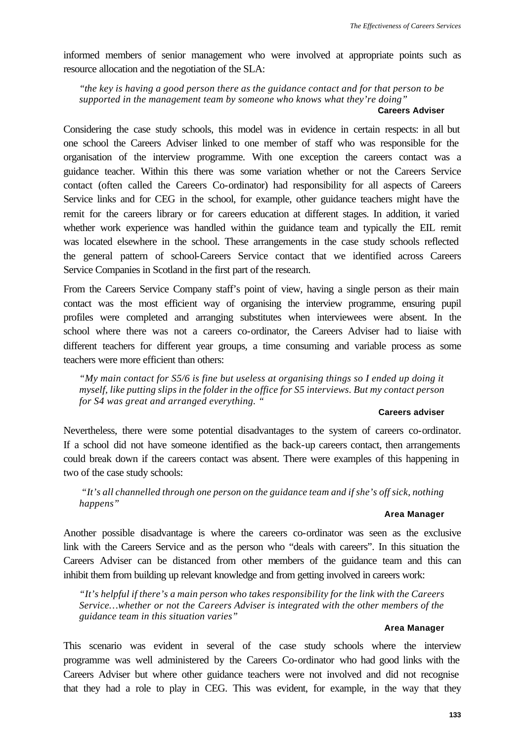informed members of senior management who were involved at appropriate points such as resource allocation and the negotiation of the SLA:

> *"the key is having a good person there as the guidance contact and for that person to be supported in the management team by someone who knows what they're doing"*
>
> **Careers Adviser**

Considering the case study schools, this model was in evidence in certain respects: in all but one school the Careers Adviser linked to one member of staff who was responsible for the organisation of the interview programme. With one exception the careers contact was a guidance teacher. Within this there was some variation whether or not the Careers Service contact (often called the Careers Co-ordinator) had responsibility for all aspects of Careers Service links and for CEG in the school, for example, other guidance teachers might have the remit for the careers library or for careers education at different stages. In addition, it varied whether work experience was handled within the guidance team and typically the EIL remit was located elsewhere in the school. These arrangements in the case study schools reflected the general pattern of school-Careers Service contact that we identified across Careers Service Companies in Scotland in the first part of the research.

From the Careers Service Company staff's point of view, having a single person as their main contact was the most efficient way of organising the interview programme, ensuring pupil profiles were completed and arranging substitutes when interviewees were absent. In the school where there was not a careers co-ordinator, the Careers Adviser had to liaise with different teachers for different year groups, a time consuming and variable process as some teachers were more efficient than others:

> *"My main contact for S5/6 is fine but useless at organising things so I ended up doing it myself, like putting slips in the folder in the office for S5 interviews. But my contact person for S4 was great and arranged everything. "*
>
> **Careers adviser**

Nevertheless, there were some potential disadvantages to the system of careers co-ordinator. If a school did not have someone identified as the back-up careers contact, then arrangements could break down if the careers contact was absent. There were examples of this happening in two of the case study schools:

> *"It's all channelled through one person on the guidance team and if she's off sick, nothing happens"*
>
> **Area Manager**

Another possible disadvantage is where the careers co-ordinator was seen as the exclusive link with the Careers Service and as the person who "deals with careers". In this situation the Careers Adviser can be distanced from other members of the guidance team and this can inhibit them from building up relevant knowledge and from getting involved in careers work:

> *"It's helpful if there's a main person who takes responsibility for the link with the Careers Service…whether or not the Careers Adviser is integrated with the other members of the guidance team in this situation varies"*
>
> **Area Manager**

This scenario was evident in several of the case study schools where the interview programme was well administered by the Careers Co-ordinator who had good links with the Careers Adviser but where other guidance teachers were not involved and did not recognise that they had a role to play in CEG. This was evident, for example, in the way that they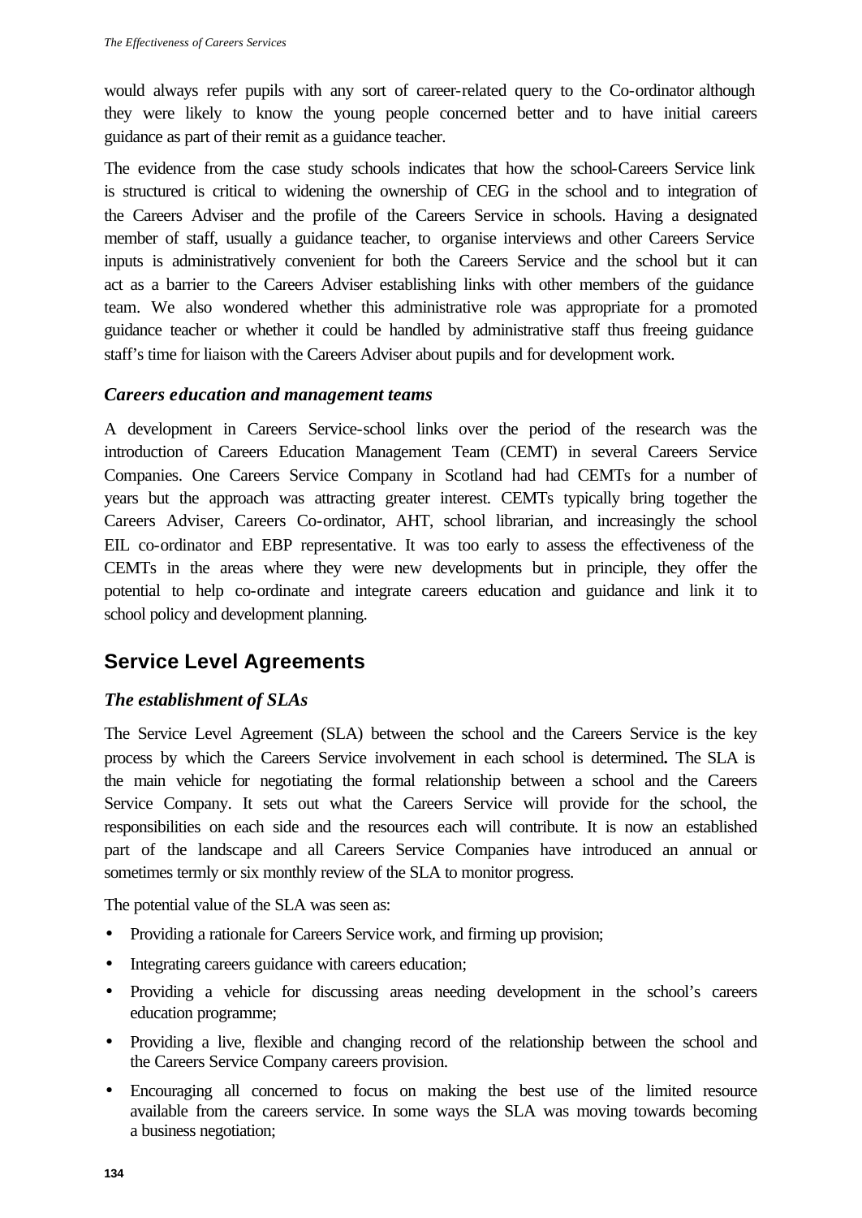would always refer pupils with any sort of career-related query to the Co-ordinator although they were likely to know the young people concerned better and to have initial careers guidance as part of their remit as a guidance teacher.

The evidence from the case study schools indicates that how the school-Careers Service link is structured is critical to widening the ownership of CEG in the school and to integration of the Careers Adviser and the profile of the Careers Service in schools. Having a designated member of staff, usually a guidance teacher, to organise interviews and other Careers Service inputs is administratively convenient for both the Careers Service and the school but it can act as a barrier to the Careers Adviser establishing links with other members of the guidance team. We also wondered whether this administrative role was appropriate for a promoted guidance teacher or whether it could be handled by administrative staff thus freeing guidance staff's time for liaison with the Careers Adviser about pupils and for development work.

### *Careers education and management teams*

A development in Careers Service-school links over the period of the research was the introduction of Careers Education Management Team (CEMT) in several Careers Service Companies. One Careers Service Company in Scotland had had CEMTs for a number of years but the approach was attracting greater interest. CEMTs typically bring together the Careers Adviser, Careers Co-ordinator, AHT, school librarian, and increasingly the school EIL co-ordinator and EBP representative. It was too early to assess the effectiveness of the CEMTs in the areas where they were new developments but in principle, they offer the potential to help co-ordinate and integrate careers education and guidance and link it to school policy and development planning.

## Service Level Agreements

### *The establishment of SLAs*

The Service Level Agreement (SLA) between the school and the Careers Service is the key process by which the Careers Service involvement in each school is determined**.** The SLA is the main vehicle for negotiating the formal relationship between a school and the Careers Service Company. It sets out what the Careers Service will provide for the school, the responsibilities on each side and the resources each will contribute. It is now an established part of the landscape and all Careers Service Companies have introduced an annual or sometimes termly or six monthly review of the SLA to monitor progress.

The potential value of the SLA was seen as:

- Providing a rationale for Careers Service work, and firming up provision;
- Integrating careers guidance with careers education;
- Providing a vehicle for discussing areas needing development in the school's careers education programme;
- Providing a live, flexible and changing record of the relationship between the school and the Careers Service Company careers provision.
- Encouraging all concerned to focus on making the best use of the limited resource available from the careers service. In some ways the SLA was moving towards becoming a business negotiation;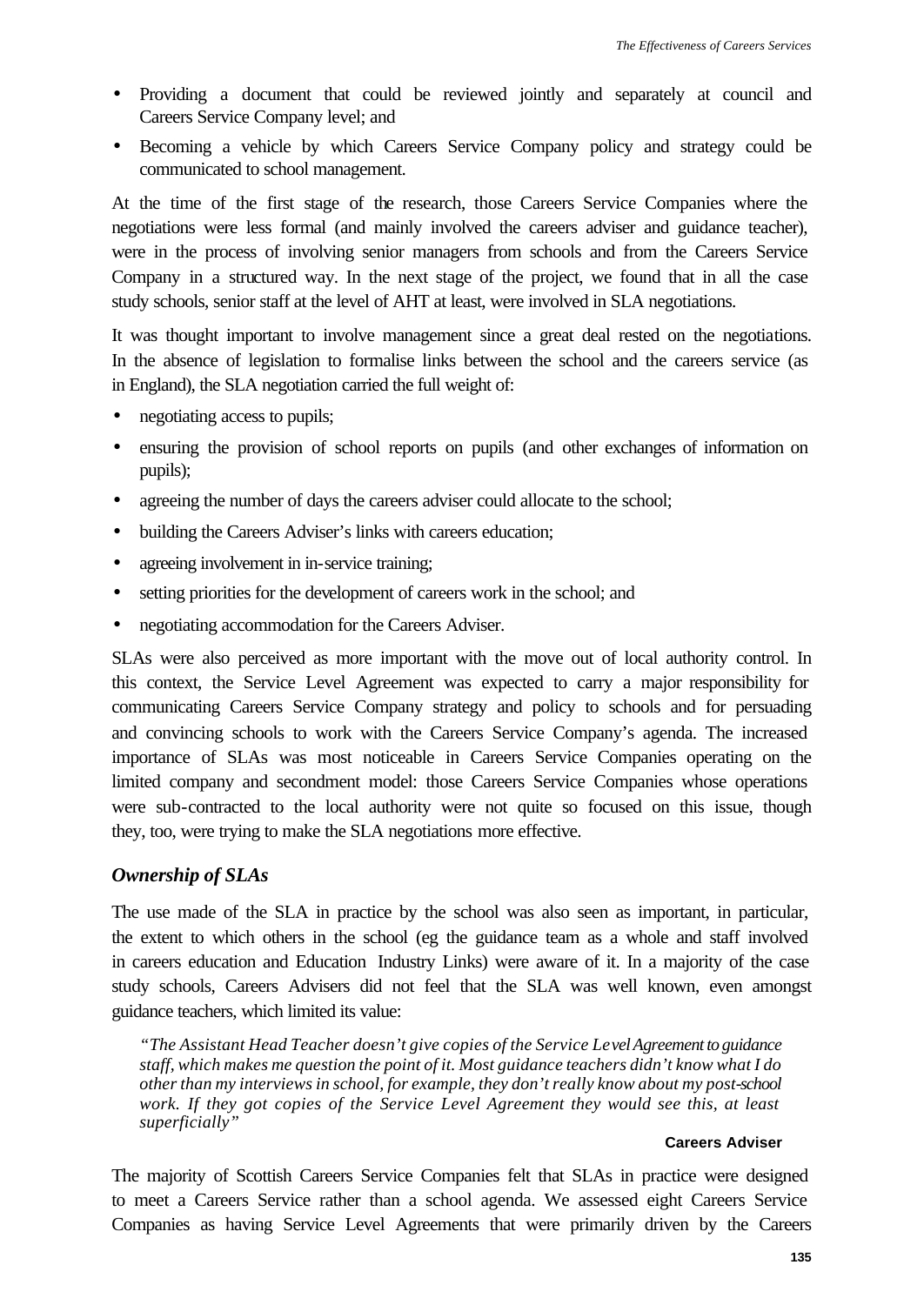- Providing a document that could be reviewed jointly and separately at council and Careers Service Company level; and
- Becoming a vehicle by which Careers Service Company policy and strategy could be communicated to school management.

At the time of the first stage of the research, those Careers Service Companies where the negotiations were less formal (and mainly involved the careers adviser and guidance teacher), were in the process of involving senior managers from schools and from the Careers Service Company in a structured way. In the next stage of the project, we found that in all the case study schools, senior staff at the level of AHT at least, were involved in SLA negotiations.

It was thought important to involve management since a great deal rested on the negotiations. In the absence of legislation to formalise links between the school and the careers service (as in England), the SLA negotiation carried the full weight of:

- negotiating access to pupils;
- ensuring the provision of school reports on pupils (and other exchanges of information on pupils);
- agreeing the number of days the careers adviser could allocate to the school;
- building the Careers Adviser's links with careers education;
- agreeing involvement in in-service training;
- setting priorities for the development of careers work in the school; and
- negotiating accommodation for the Careers Adviser.

SLAs were also perceived as more important with the move out of local authority control. In this context, the Service Level Agreement was expected to carry a major responsibility for communicating Careers Service Company strategy and policy to schools and for persuading and convincing schools to work with the Careers Service Company's agenda. The increased importance of SLAs was most noticeable in Careers Service Companies operating on the limited company and secondment model: those Careers Service Companies whose operations were sub-contracted to the local authority were not quite so focused on this issue, though they, too, were trying to make the SLA negotiations more effective.

### *Ownership of SLAs*

The use made of the SLA in practice by the school was also seen as important, in particular, the extent to which others in the school (eg the guidance team as a whole and staff involved in careers education and Education Industry Links) were aware of it. In a majority of the case study schools, Careers Advisers did not feel that the SLA was well known, even amongst guidance teachers, which limited its value:

> *"The Assistant Head Teacher doesn't give copies of the Service Level Agreement to guidance staff, which makes me question the point of it. Most guidance teachers didn't know what I do other than my interviews in school, for example, they don't really know about my post-school work. If they got copies of the Service Level Agreement they would see this, at least superficially"*
>
> **Careers Adviser**

The majority of Scottish Careers Service Companies felt that SLAs in practice were designed to meet a Careers Service rather than a school agenda. We assessed eight Careers Service Companies as having Service Level Agreements that were primarily driven by the Careers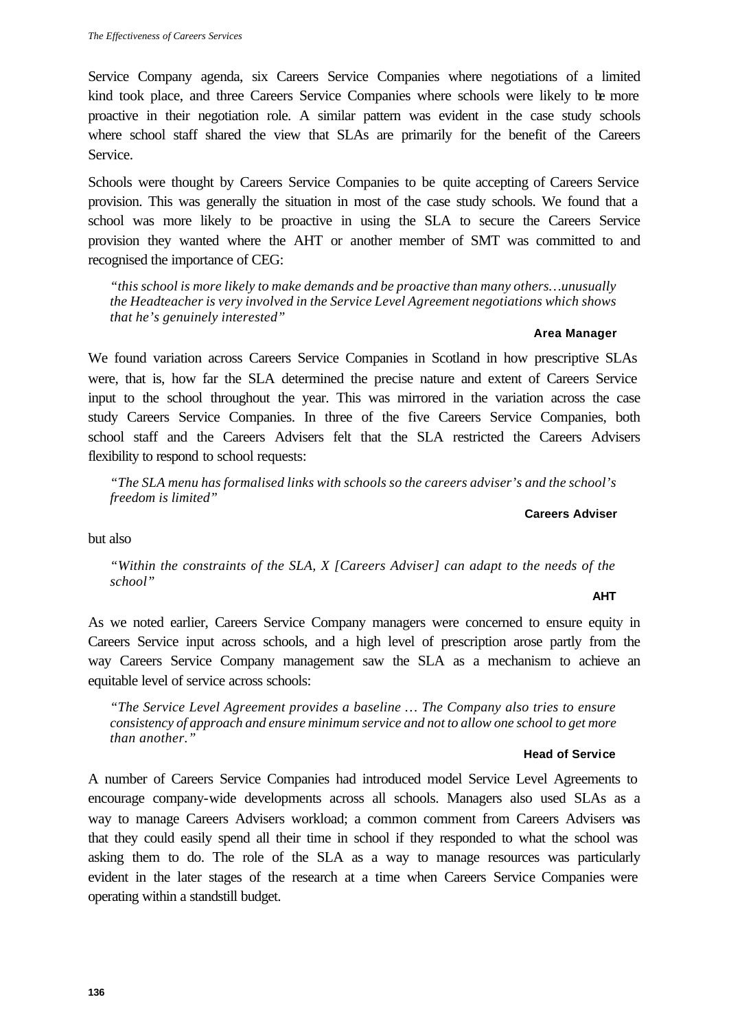Service Company agenda, six Careers Service Companies where negotiations of a limited kind took place, and three Careers Service Companies where schools were likely to be more proactive in their negotiation role. A similar pattern was evident in the case study schools where school staff shared the view that SLAs are primarily for the benefit of the Careers Service.

Schools were thought by Careers Service Companies to be quite accepting of Careers Service provision. This was generally the situation in most of the case study schools. We found that a school was more likely to be proactive in using the SLA to secure the Careers Service provision they wanted where the AHT or another member of SMT was committed to and recognised the importance of CEG:

> *"this school is more likely to make demands and be proactive than many others…unusually the Headteacher is very involved in the Service Level Agreement negotiations which shows that he's genuinely interested"*
>
> **Area Manager**

We found variation across Careers Service Companies in Scotland in how prescriptive SLAs were, that is, how far the SLA determined the precise nature and extent of Careers Service input to the school throughout the year. This was mirrored in the variation across the case study Careers Service Companies. In three of the five Careers Service Companies, both school staff and the Careers Advisers felt that the SLA restricted the Careers Advisers flexibility to respond to school requests:

> *"The SLA menu has formalised links with schools so the careers adviser's and the school's freedom is limited"*
>
> **Careers Adviser**

but also

> *"Within the constraints of the SLA, X [Careers Adviser] can adapt to the needs of the school"*
>
> **AHT**

As we noted earlier, Careers Service Company managers were concerned to ensure equity in Careers Service input across schools, and a high level of prescription arose partly from the way Careers Service Company management saw the SLA as a mechanism to achieve an equitable level of service across schools:

> *"The Service Level Agreement provides a baseline … The Company also tries to ensure consistency of approach and ensure minimum service and not to allow one school to get more than another."*
>
> **Head of Service**

A number of Careers Service Companies had introduced model Service Level Agreements to encourage company-wide developments across all schools. Managers also used SLAs as a way to manage Careers Advisers workload; a common comment from Careers Advisers was that they could easily spend all their time in school if they responded to what the school was asking them to do. The role of the SLA as a way to manage resources was particularly evident in the later stages of the research at a time when Careers Service Companies were operating within a standstill budget.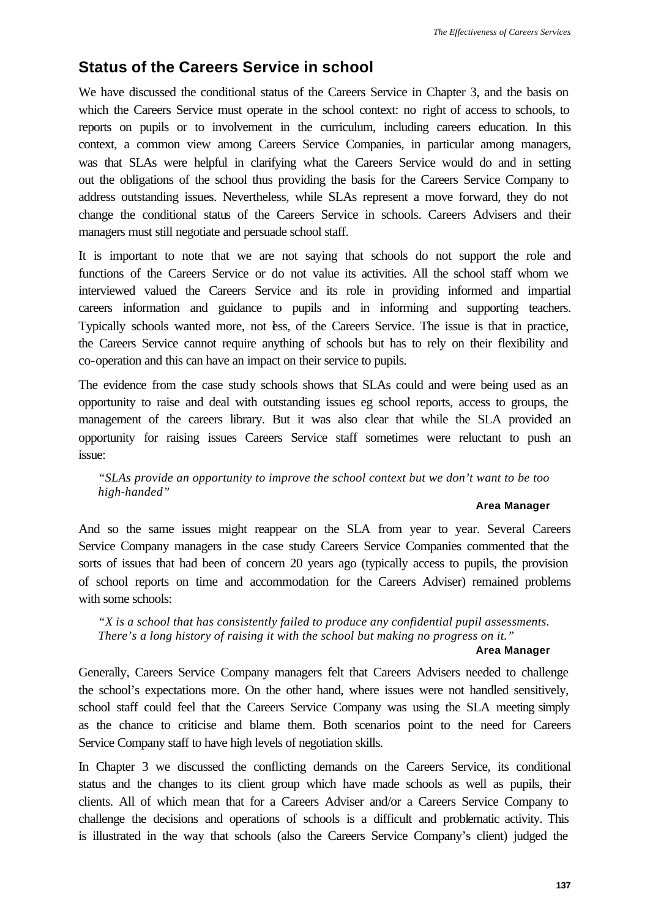## Status of the Careers Service in school

We have discussed the conditional status of the Careers Service in Chapter 3, and the basis on which the Careers Service must operate in the school context: no right of access to schools, to reports on pupils or to involvement in the curriculum, including careers education. In this context, a common view among Careers Service Companies, in particular among managers, was that SLAs were helpful in clarifying what the Careers Service would do and in setting out the obligations of the school thus providing the basis for the Careers Service Company to address outstanding issues. Nevertheless, while SLAs represent a move forward, they do not change the conditional status of the Careers Service in schools. Careers Advisers and their managers must still negotiate and persuade school staff.

It is important to note that we are not saying that schools do not support the role and functions of the Careers Service or do not value its activities. All the school staff whom we interviewed valued the Careers Service and its role in providing informed and impartial careers information and guidance to pupils and in informing and supporting teachers. Typically schools wanted more, not less, of the Careers Service. The issue is that in practice, the Careers Service cannot require anything of schools but has to rely on their flexibility and co-operation and this can have an impact on their service to pupils.

The evidence from the case study schools shows that SLAs could and were being used as an opportunity to raise and deal with outstanding issues eg school reports, access to groups, the management of the careers library. But it was also clear that while the SLA provided an opportunity for raising issues Careers Service staff sometimes were reluctant to push an issue:

> *"SLAs provide an opportunity to improve the school context but we don't want to be too high-handed"*
>
> **Area Manager**

And so the same issues might reappear on the SLA from year to year. Several Careers Service Company managers in the case study Careers Service Companies commented that the sorts of issues that had been of concern 20 years ago (typically access to pupils, the provision of school reports on time and accommodation for the Careers Adviser) remained problems with some schools:

> *"X is a school that has consistently failed to produce any confidential pupil assessments. There's a long history of raising it with the school but making no progress on it."*
>
> **Area Manager**

Generally, Careers Service Company managers felt that Careers Advisers needed to challenge the school's expectations more. On the other hand, where issues were not handled sensitively, school staff could feel that the Careers Service Company was using the SLA meeting simply as the chance to criticise and blame them. Both scenarios point to the need for Careers Service Company staff to have high levels of negotiation skills.

In Chapter 3 we discussed the conflicting demands on the Careers Service, its conditional status and the changes to its client group which have made schools as well as pupils, their clients. All of which mean that for a Careers Adviser and/or a Careers Service Company to challenge the decisions and operations of schools is a difficult and problematic activity. This is illustrated in the way that schools (also the Careers Service Company's client) judged the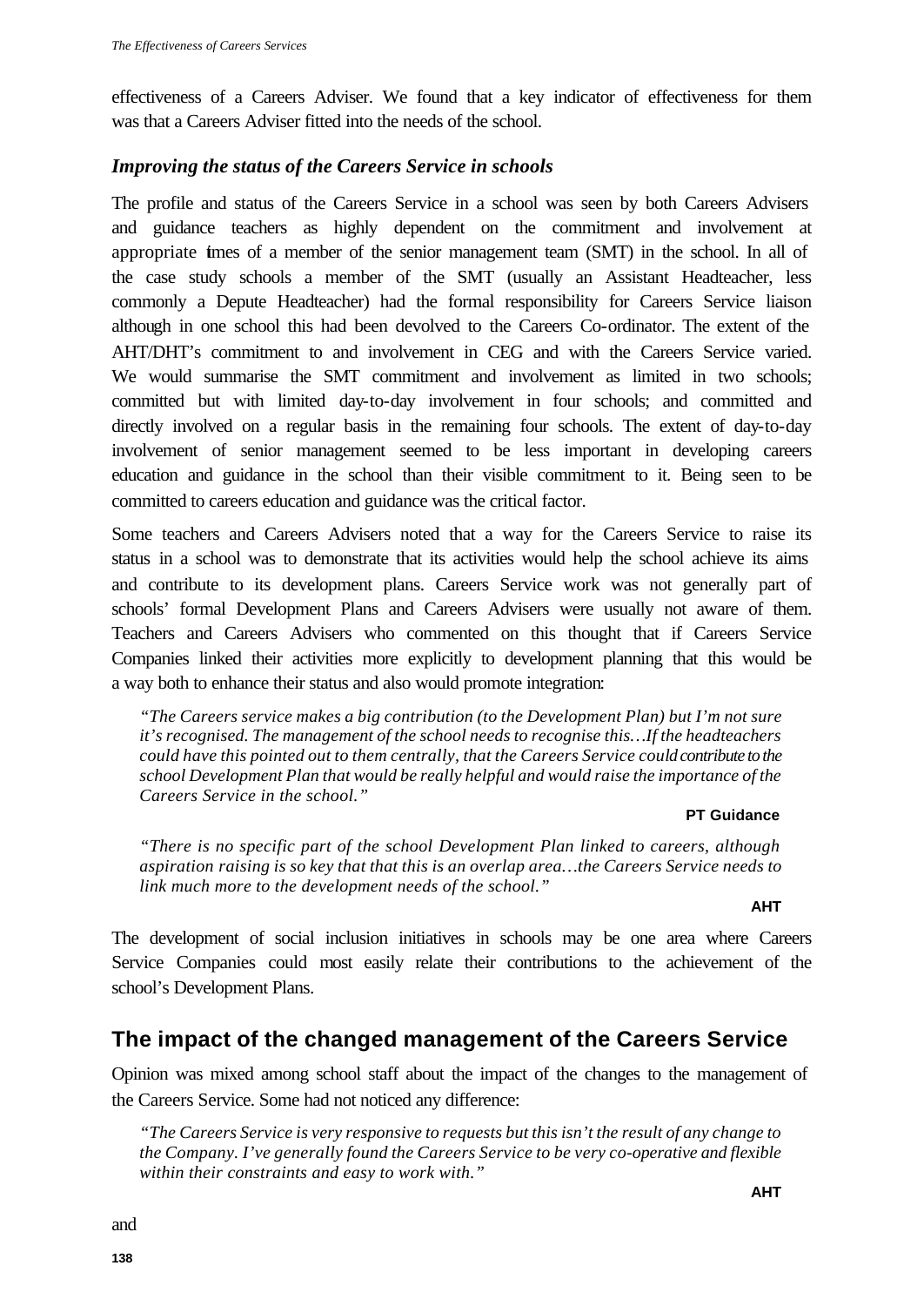effectiveness of a Careers Adviser. We found that a key indicator of effectiveness for them was that a Careers Adviser fitted into the needs of the school.

### *Improving the status of the Careers Service in schools*

The profile and status of the Careers Service in a school was seen by both Careers Advisers and guidance teachers as highly dependent on the commitment and involvement at appropriate times of a member of the senior management team (SMT) in the school. In all of the case study schools a member of the SMT (usually an Assistant Headteacher, less commonly a Depute Headteacher) had the formal responsibility for Careers Service liaison although in one school this had been devolved to the Careers Co-ordinator. The extent of the AHT/DHT's commitment to and involvement in CEG and with the Careers Service varied. We would summarise the SMT commitment and involvement as limited in two schools; committed but with limited day-to-day involvement in four schools; and committed and directly involved on a regular basis in the remaining four schools. The extent of day-to-day involvement of senior management seemed to be less important in developing careers education and guidance in the school than their visible commitment to it. Being seen to be committed to careers education and guidance was the critical factor.

Some teachers and Careers Advisers noted that a way for the Careers Service to raise its status in a school was to demonstrate that its activities would help the school achieve its aims and contribute to its development plans. Careers Service work was not generally part of schools' formal Development Plans and Careers Advisers were usually not aware of them. Teachers and Careers Advisers who commented on this thought that if Careers Service Companies linked their activities more explicitly to development planning that this would be a way both to enhance their status and also would promote integration:

> *"The Careers service makes a big contribution (to the Development Plan) but I'm not sure it's recognised. The management of the school needs to recognise this…If the headteachers could have this pointed out to them centrally, that the Careers Service could contribute to the school Development Plan that would be really helpful and would raise the importance of the Careers Service in the school."*
>
> **PT Guidance**

> *"There is no specific part of the school Development Plan linked to careers, although aspiration raising is so key that that this is an overlap area…the Careers Service needs to link much more to the development needs of the school."*
>
> **AHT**

The development of social inclusion initiatives in schools may be one area where Careers Service Companies could most easily relate their contributions to the achievement of the school's Development Plans.

## The impact of the changed management of the Careers Service

Opinion was mixed among school staff about the impact of the changes to the management of the Careers Service. Some had not noticed any difference:

> *"The Careers Service is very responsive to requests but this isn't the result of any change to the Company. I've generally found the Careers Service to be very co-operative and flexible within their constraints and easy to work with."*
>
> **AHT**

and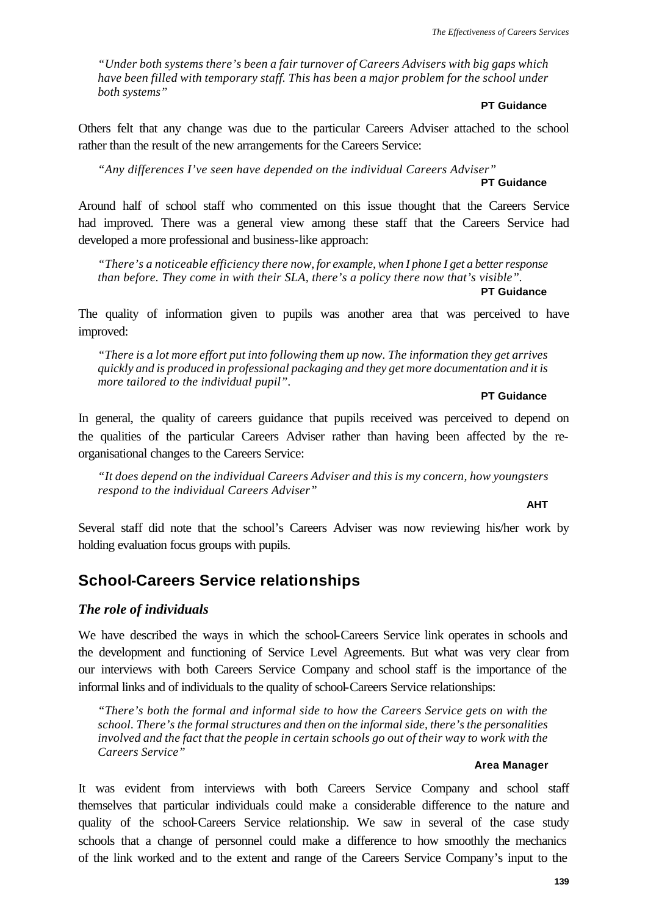*"Under both systems there's been a fair turnover of Careers Advisers with big gaps which have been filled with temporary staff. This has been a major problem for the school under both systems"*

**PT Guidance**

Others felt that any change was due to the particular Careers Adviser attached to the school rather than the result of the new arrangements for the Careers Service:

*"Any differences I've seen have depended on the individual Careers Adviser"*

**PT Guidance**

Around half of school staff who commented on this issue thought that the Careers Service had improved. There was a general view among these staff that the Careers Service had developed a more professional and business-like approach:

*"There's a noticeable efficiency there now, for example, when I phone I get a better response than before. They come in with their SLA, there's a policy there now that's visible".*

**PT Guidance**

The quality of information given to pupils was another area that was perceived to have improved:

*"There is a lot more effort put into following them up now. The information they get arrives quickly and is produced in professional packaging and they get more documentation and it is more tailored to the individual pupil".*

**PT Guidance**

In general, the quality of careers guidance that pupils received was perceived to depend on the qualities of the particular Careers Adviser rather than having been affected by the re-organisational changes to the Careers Service:

*"It does depend on the individual Careers Adviser and this is my concern, how youngsters respond to the individual Careers Adviser"*

**AHT**

Several staff did note that the school's Careers Adviser was now reviewing his/her work by holding evaluation focus groups with pupils.

## School-Careers Service relationships

### *The role of individuals*

We have described the ways in which the school-Careers Service link operates in schools and the development and functioning of Service Level Agreements. But what was very clear from our interviews with both Careers Service Company and school staff is the importance of the informal links and of individuals to the quality of school-Careers Service relationships:

*"There's both the formal and informal side to how the Careers Service gets on with the school. There's the formal structures and then on the informal side, there's the personalities involved and the fact that the people in certain schools go out of their way to work with the Careers Service"*

**Area Manager**

It was evident from interviews with both Careers Service Company and school staff themselves that particular individuals could make a considerable difference to the nature and quality of the school-Careers Service relationship. We saw in several of the case study schools that a change of personnel could make a difference to how smoothly the mechanics of the link worked and to the extent and range of the Careers Service Company's input to the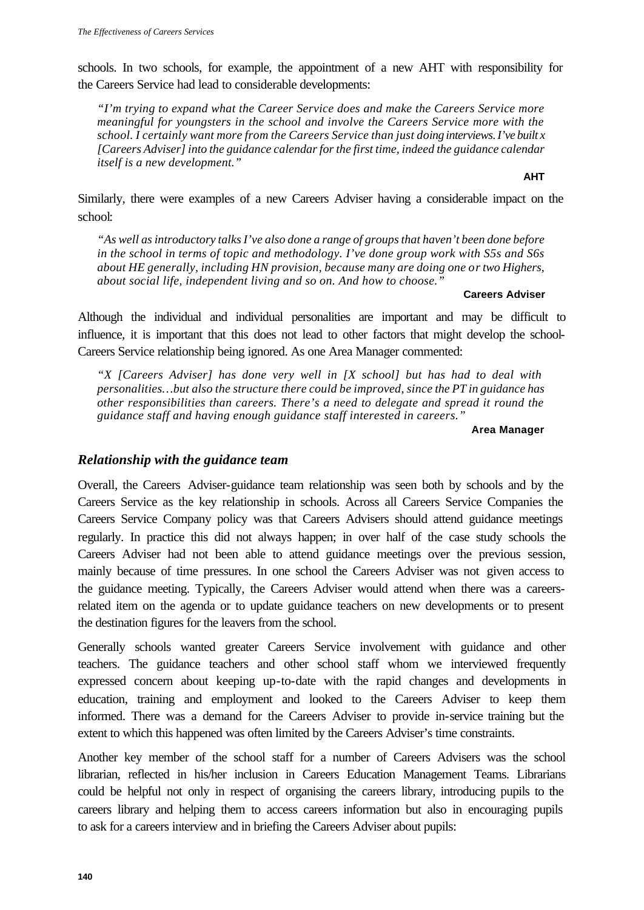schools. In two schools, for example, the appointment of a new AHT with responsibility for the Careers Service had lead to considerable developments:

> *"I'm trying to expand what the Career Service does and make the Careers Service more meaningful for youngsters in the school and involve the Careers Service more with the school. I certainly want more from the Careers Service than just doing interviews. I've built x [Careers Adviser] into the guidance calendar for the first time, indeed the guidance calendar itself is a new development."*
>
> **AHT**

Similarly, there were examples of a new Careers Adviser having a considerable impact on the school:

> *"As well as introductory talks I've also done a range of groups that haven't been done before in the school in terms of topic and methodology. I've done group work with S5s and S6s about HE generally, including HN provision, because many are doing one or two Highers, about social life, independent living and so on. And how to choose."*
>
> **Careers Adviser**

Although the individual and individual personalities are important and may be difficult to influence, it is important that this does not lead to other factors that might develop the school-Careers Service relationship being ignored. As one Area Manager commented:

> *"X [Careers Adviser] has done very well in [X school] but has had to deal with personalities…but also the structure there could be improved, since the PT in guidance has other responsibilities than careers. There's a need to delegate and spread it round the guidance staff and having enough guidance staff interested in careers."*
>
> **Area Manager**

### *Relationship with the guidance team*

Overall, the Careers Adviser-guidance team relationship was seen both by schools and by the Careers Service as the key relationship in schools. Across all Careers Service Companies the Careers Service Company policy was that Careers Advisers should attend guidance meetings regularly. In practice this did not always happen; in over half of the case study schools the Careers Adviser had not been able to attend guidance meetings over the previous session, mainly because of time pressures. In one school the Careers Adviser was not given access to the guidance meeting. Typically, the Careers Adviser would attend when there was a careers-related item on the agenda or to update guidance teachers on new developments or to present the destination figures for the leavers from the school.

Generally schools wanted greater Careers Service involvement with guidance and other teachers. The guidance teachers and other school staff whom we interviewed frequently expressed concern about keeping up-to-date with the rapid changes and developments in education, training and employment and looked to the Careers Adviser to keep them informed. There was a demand for the Careers Adviser to provide in-service training but the extent to which this happened was often limited by the Careers Adviser's time constraints.

Another key member of the school staff for a number of Careers Advisers was the school librarian, reflected in his/her inclusion in Careers Education Management Teams. Librarians could be helpful not only in respect of organising the careers library, introducing pupils to the careers library and helping them to access careers information but also in encouraging pupils to ask for a careers interview and in briefing the Careers Adviser about pupils: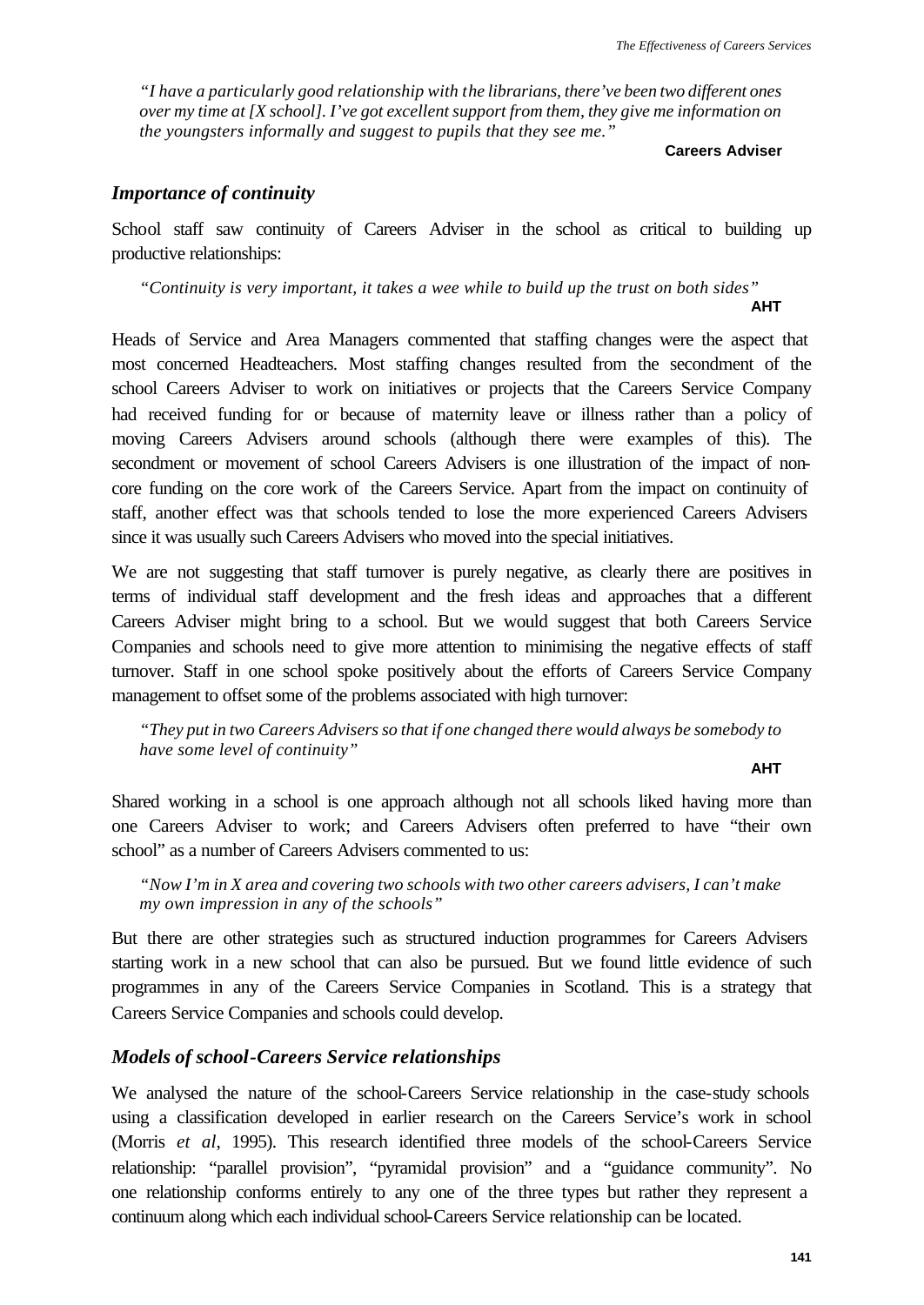*"I have a particularly good relationship with the librarians, there've been two different ones over my time at [X school]. I've got excellent support from them, they give me information on the youngsters informally and suggest to pupils that they see me."*

**Careers Adviser**

### *Importance of continuity*

School staff saw continuity of Careers Adviser in the school as critical to building up productive relationships:

*"Continuity is very important, it takes a wee while to build up the trust on both sides"*

**AHT**

Heads of Service and Area Managers commented that staffing changes were the aspect that most concerned Headteachers. Most staffing changes resulted from the secondment of the school Careers Adviser to work on initiatives or projects that the Careers Service Company had received funding for or because of maternity leave or illness rather than a policy of moving Careers Advisers around schools (although there were examples of this). The secondment or movement of school Careers Advisers is one illustration of the impact of non-core funding on the core work of the Careers Service. Apart from the impact on continuity of staff, another effect was that schools tended to lose the more experienced Careers Advisers since it was usually such Careers Advisers who moved into the special initiatives.

We are not suggesting that staff turnover is purely negative, as clearly there are positives in terms of individual staff development and the fresh ideas and approaches that a different Careers Adviser might bring to a school. But we would suggest that both Careers Service Companies and schools need to give more attention to minimising the negative effects of staff turnover. Staff in one school spoke positively about the efforts of Careers Service Company management to offset some of the problems associated with high turnover:

*"They put in two Careers Advisers so that if one changed there would always be somebody to have some level of continuity"*

**AHT**

Shared working in a school is one approach although not all schools liked having more than one Careers Adviser to work; and Careers Advisers often preferred to have "their own school" as a number of Careers Advisers commented to us:

*"Now I'm in X area and covering two schools with two other careers advisers, I can't make my own impression in any of the schools"*

But there are other strategies such as structured induction programmes for Careers Advisers starting work in a new school that can also be pursued. But we found little evidence of such programmes in any of the Careers Service Companies in Scotland. This is a strategy that Careers Service Companies and schools could develop.

### *Models of school-Careers Service relationships*

We analysed the nature of the school-Careers Service relationship in the case-study schools using a classification developed in earlier research on the Careers Service's work in school (Morris *et al*, 1995). This research identified three models of the school-Careers Service relationship: "parallel provision", "pyramidal provision" and a "guidance community". No one relationship conforms entirely to any one of the three types but rather they represent a continuum along which each individual school-Careers Service relationship can be located.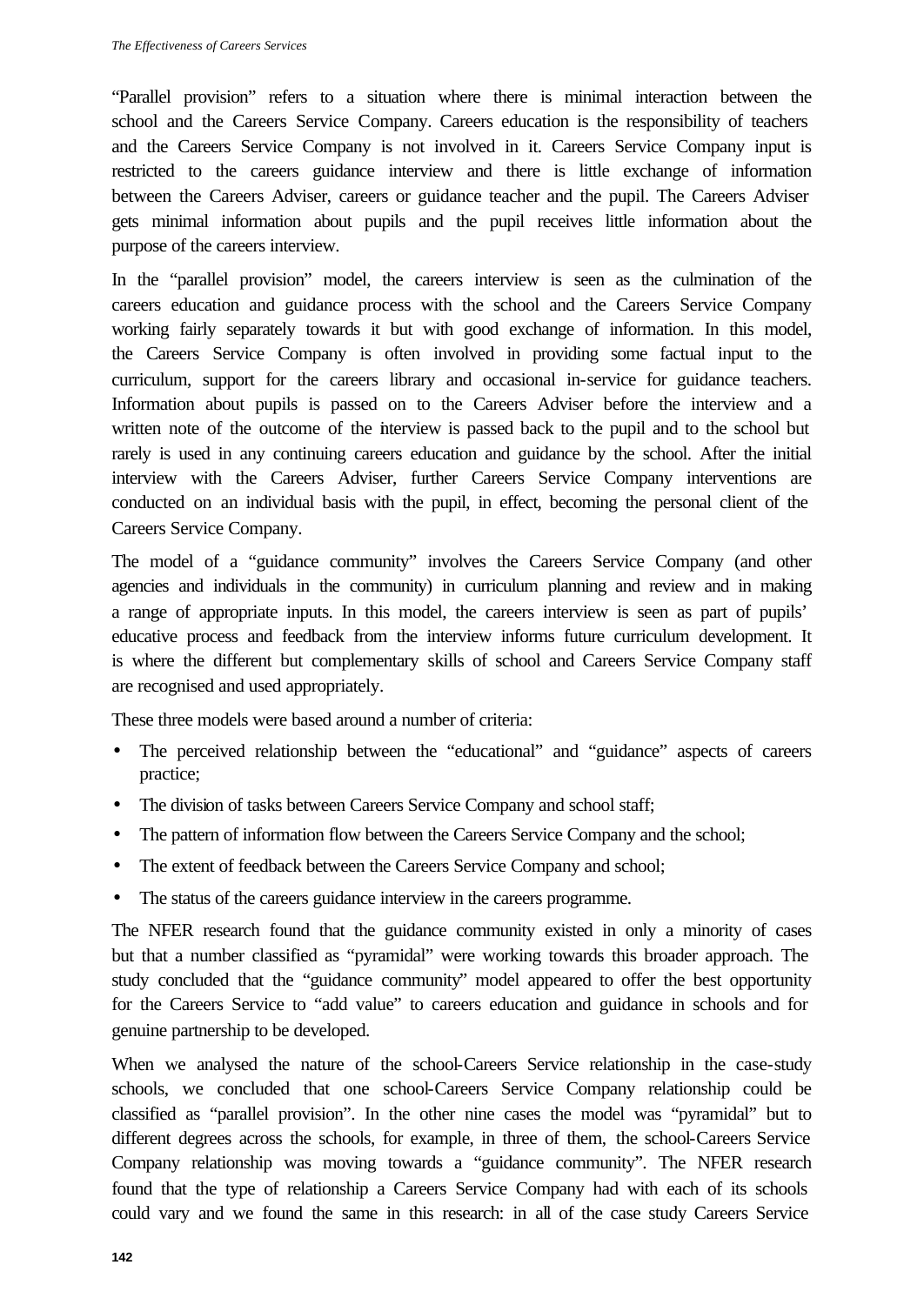"Parallel provision" refers to a situation where there is minimal interaction between the school and the Careers Service Company. Careers education is the responsibility of teachers and the Careers Service Company is not involved in it. Careers Service Company input is restricted to the careers guidance interview and there is little exchange of information between the Careers Adviser, careers or guidance teacher and the pupil. The Careers Adviser gets minimal information about pupils and the pupil receives little information about the purpose of the careers interview.

In the "parallel provision" model, the careers interview is seen as the culmination of the careers education and guidance process with the school and the Careers Service Company working fairly separately towards it but with good exchange of information. In this model, the Careers Service Company is often involved in providing some factual input to the curriculum, support for the careers library and occasional in-service for guidance teachers. Information about pupils is passed on to the Careers Adviser before the interview and a written note of the outcome of the interview is passed back to the pupil and to the school but rarely is used in any continuing careers education and guidance by the school. After the initial interview with the Careers Adviser, further Careers Service Company interventions are conducted on an individual basis with the pupil, in effect, becoming the personal client of the Careers Service Company.

The model of a "guidance community" involves the Careers Service Company (and other agencies and individuals in the community) in curriculum planning and review and in making a range of appropriate inputs. In this model, the careers interview is seen as part of pupils' educative process and feedback from the interview informs future curriculum development. It is where the different but complementary skills of school and Careers Service Company staff are recognised and used appropriately.

These three models were based around a number of criteria:

- The perceived relationship between the "educational" and "guidance" aspects of careers practice;
- The division of tasks between Careers Service Company and school staff;
- The pattern of information flow between the Careers Service Company and the school;
- The extent of feedback between the Careers Service Company and school;
- The status of the careers guidance interview in the careers programme.

The NFER research found that the guidance community existed in only a minority of cases but that a number classified as "pyramidal" were working towards this broader approach. The study concluded that the "guidance community" model appeared to offer the best opportunity for the Careers Service to "add value" to careers education and guidance in schools and for genuine partnership to be developed.

When we analysed the nature of the school-Careers Service relationship in the case-study schools, we concluded that one school-Careers Service Company relationship could be classified as "parallel provision". In the other nine cases the model was "pyramidal" but to different degrees across the schools, for example, in three of them, the school-Careers Service Company relationship was moving towards a "guidance community". The NFER research found that the type of relationship a Careers Service Company had with each of its schools could vary and we found the same in this research: in all of the case study Careers Service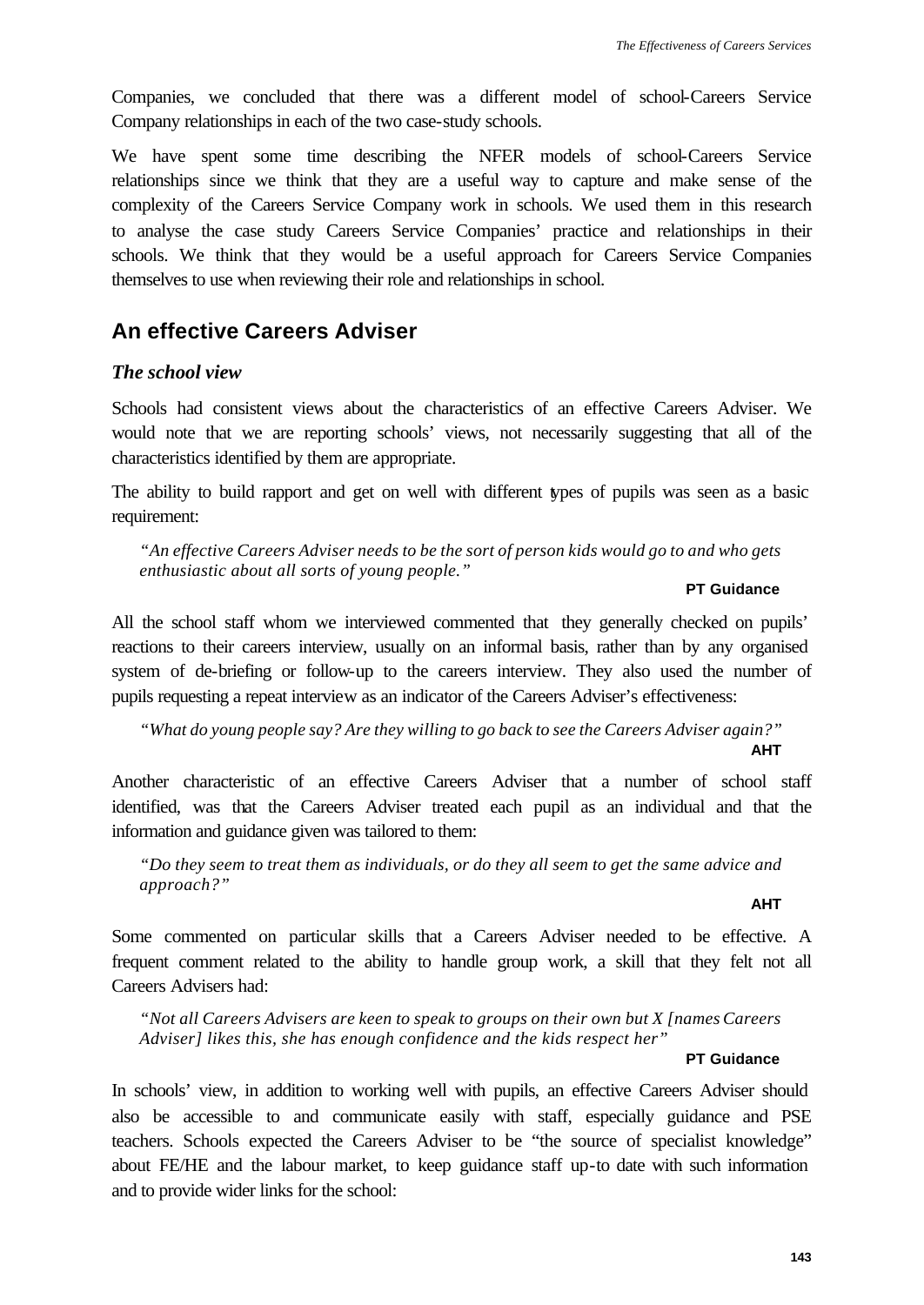Companies, we concluded that there was a different model of school-Careers Service Company relationships in each of the two case-study schools.

We have spent some time describing the NFER models of school-Careers Service relationships since we think that they are a useful way to capture and make sense of the complexity of the Careers Service Company work in schools. We used them in this research to analyse the case study Careers Service Companies' practice and relationships in their schools. We think that they would be a useful approach for Careers Service Companies themselves to use when reviewing their role and relationships in school.

## An effective Careers Adviser

### *The school view*

Schools had consistent views about the characteristics of an effective Careers Adviser. We would note that we are reporting schools' views, not necessarily suggesting that all of the characteristics identified by them are appropriate.

The ability to build rapport and get on well with different types of pupils was seen as a basic requirement:

> *"An effective Careers Adviser needs to be the sort of person kids would go to and who gets enthusiastic about all sorts of young people."*
>
> **PT Guidance**

All the school staff whom we interviewed commented that they generally checked on pupils' reactions to their careers interview, usually on an informal basis, rather than by any organised system of de-briefing or follow-up to the careers interview. They also used the number of pupils requesting a repeat interview as an indicator of the Careers Adviser's effectiveness:

> *"What do young people say? Are they willing to go back to see the Careers Adviser again?"*
>
> **AHT**

Another characteristic of an effective Careers Adviser that a number of school staff identified, was that the Careers Adviser treated each pupil as an individual and that the information and guidance given was tailored to them:

> *"Do they seem to treat them as individuals, or do they all seem to get the same advice and approach?"*
>
> **AHT**

Some commented on particular skills that a Careers Adviser needed to be effective. A frequent comment related to the ability to handle group work, a skill that they felt not all Careers Advisers had:

> *"Not all Careers Advisers are keen to speak to groups on their own but X [names Careers Adviser] likes this, she has enough confidence and the kids respect her"*
>
> **PT Guidance**

In schools' view, in addition to working well with pupils, an effective Careers Adviser should also be accessible to and communicate easily with staff, especially guidance and PSE teachers. Schools expected the Careers Adviser to be "the source of specialist knowledge" about FE/HE and the labour market, to keep guidance staff up-to date with such information and to provide wider links for the school: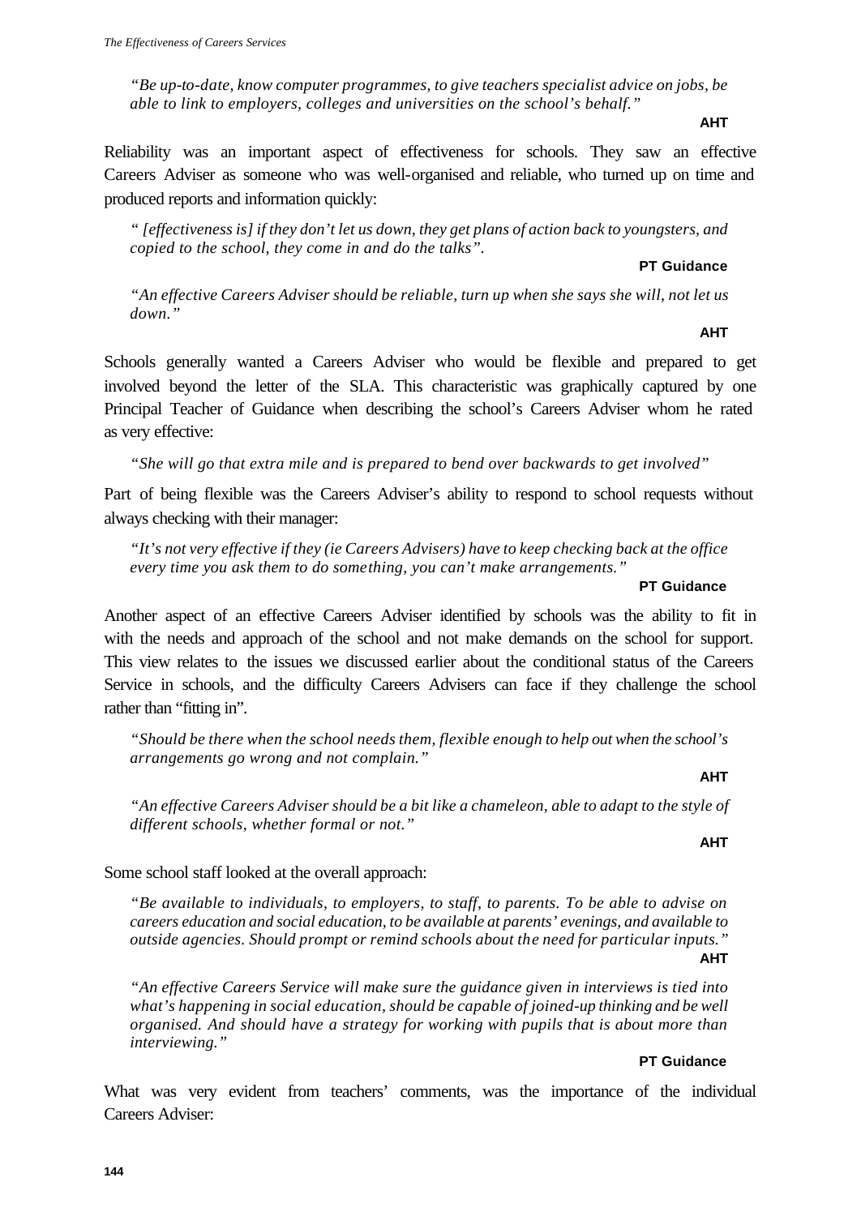*"Be up-to-date, know computer programmes, to give teachers specialist advice on jobs, be able to link to employers, colleges and universities on the school's behalf."*

**AHT**

Reliability was an important aspect of effectiveness for schools. They saw an effective Careers Adviser as someone who was well-organised and reliable, who turned up on time and produced reports and information quickly:

*" [effectiveness is] if they don't let us down, they get plans of action back to youngsters, and copied to the school, they come in and do the talks".*

**PT Guidance**

*"An effective Careers Adviser should be reliable, turn up when she says she will, not let us down."*

**AHT**

Schools generally wanted a Careers Adviser who would be flexible and prepared to get involved beyond the letter of the SLA. This characteristic was graphically captured by one Principal Teacher of Guidance when describing the school's Careers Adviser whom he rated as very effective:

*"She will go that extra mile and is prepared to bend over backwards to get involved"*

Part of being flexible was the Careers Adviser's ability to respond to school requests without always checking with their manager:

*"It's not very effective if they (ie Careers Advisers) have to keep checking back at the office every time you ask them to do something, you can't make arrangements."*

**PT Guidance**

Another aspect of an effective Careers Adviser identified by schools was the ability to fit in with the needs and approach of the school and not make demands on the school for support. This view relates to the issues we discussed earlier about the conditional status of the Careers Service in schools, and the difficulty Careers Advisers can face if they challenge the school rather than "fitting in".

*"Should be there when the school needs them, flexible enough to help out when the school's arrangements go wrong and not complain."*

**AHT**

*"An effective Careers Adviser should be a bit like a chameleon, able to adapt to the style of different schools, whether formal or not."*

**AHT**

Some school staff looked at the overall approach:

*"Be available to individuals, to employers, to staff, to parents. To be able to advise on careers education and social education, to be available at parents' evenings, and available to outside agencies. Should prompt or remind schools about the need for particular inputs."*

**AHT**

*"An effective Careers Service will make sure the guidance given in interviews is tied into what's happening in social education, should be capable of joined-up thinking and be well organised. And should have a strategy for working with pupils that is about more than interviewing."*

**PT Guidance**

What was very evident from teachers' comments, was the importance of the individual Careers Adviser: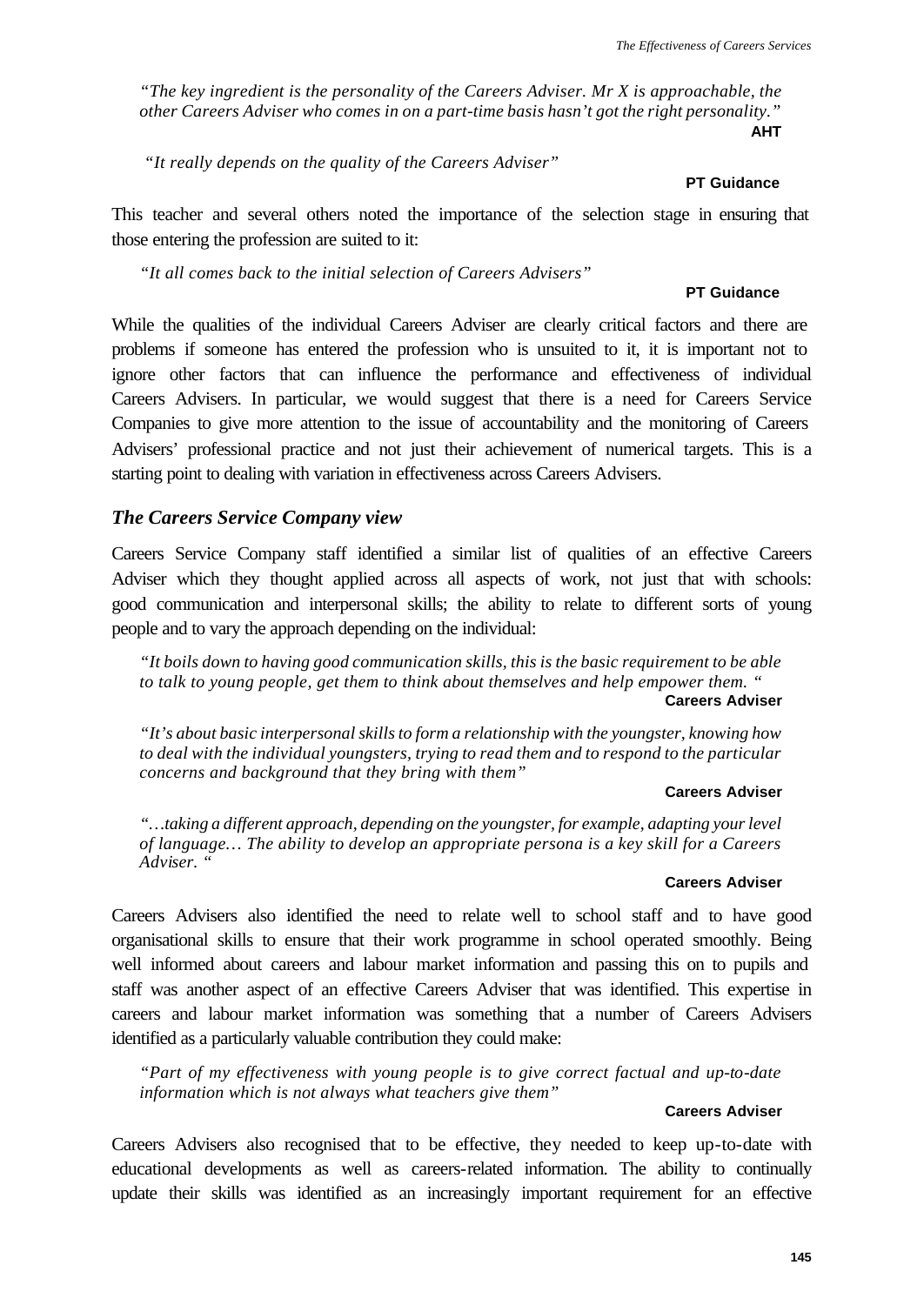*"The key ingredient is the personality of the Careers Adviser. Mr X is approachable, the other Careers Adviser who comes in on a part-time basis hasn't got the right personality."*
**AHT**

*"It really depends on the quality of the Careers Adviser"*
**PT Guidance**

This teacher and several others noted the importance of the selection stage in ensuring that those entering the profession are suited to it:

*"It all comes back to the initial selection of Careers Advisers"*
**PT Guidance**

While the qualities of the individual Careers Adviser are clearly critical factors and there are problems if someone has entered the profession who is unsuited to it, it is important not to ignore other factors that can influence the performance and effectiveness of individual Careers Advisers. In particular, we would suggest that there is a need for Careers Service Companies to give more attention to the issue of accountability and the monitoring of Careers Advisers' professional practice and not just their achievement of numerical targets. This is a starting point to dealing with variation in effectiveness across Careers Advisers.

### *The Careers Service Company view*

Careers Service Company staff identified a similar list of qualities of an effective Careers Adviser which they thought applied across all aspects of work, not just that with schools: good communication and interpersonal skills; the ability to relate to different sorts of young people and to vary the approach depending on the individual:

*"It boils down to having good communication skills, this is the basic requirement to be able to talk to young people, get them to think about themselves and help empower them. "*
**Careers Adviser**

*"It's about basic interpersonal skills to form a relationship with the youngster, knowing how to deal with the individual youngsters, trying to read them and to respond to the particular concerns and background that they bring with them"*
**Careers Adviser**

*"…taking a different approach, depending on the youngster, for example, adapting your level of language… The ability to develop an appropriate persona is a key skill for a Careers Adviser. "*
**Careers Adviser**

Careers Advisers also identified the need to relate well to school staff and to have good organisational skills to ensure that their work programme in school operated smoothly. Being well informed about careers and labour market information and passing this on to pupils and staff was another aspect of an effective Careers Adviser that was identified. This expertise in careers and labour market information was something that a number of Careers Advisers identified as a particularly valuable contribution they could make:

*"Part of my effectiveness with young people is to give correct factual and up-to-date information which is not always what teachers give them"*
**Careers Adviser**

Careers Advisers also recognised that to be effective, they needed to keep up-to-date with educational developments as well as careers-related information. The ability to continually update their skills was identified as an increasingly important requirement for an effective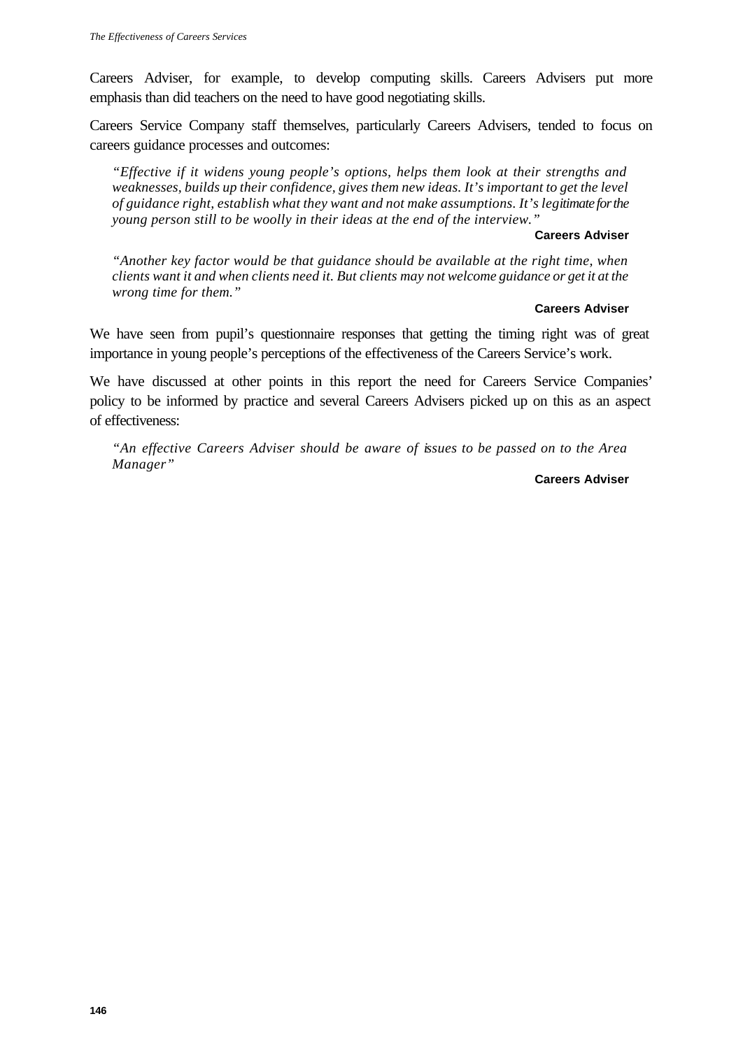Careers Adviser, for example, to develop computing skills. Careers Advisers put more emphasis than did teachers on the need to have good negotiating skills.

Careers Service Company staff themselves, particularly Careers Advisers, tended to focus on careers guidance processes and outcomes:

> *"Effective if it widens young people's options, helps them look at their strengths and weaknesses, builds up their confidence, gives them new ideas. It's important to get the level of guidance right, establish what they want and not make assumptions. It's legitimate for the young person still to be woolly in their ideas at the end of the interview."*
>
> **Careers Adviser**

> *"Another key factor would be that guidance should be available at the right time, when clients want it and when clients need it. But clients may not welcome guidance or get it at the wrong time for them."*
>
> **Careers Adviser**

We have seen from pupil's questionnaire responses that getting the timing right was of great importance in young people's perceptions of the effectiveness of the Careers Service's work.

We have discussed at other points in this report the need for Careers Service Companies' policy to be informed by practice and several Careers Advisers picked up on this as an aspect of effectiveness:

> *"An effective Careers Adviser should be aware of issues to be passed on to the Area Manager"*
>
> **Careers Adviser**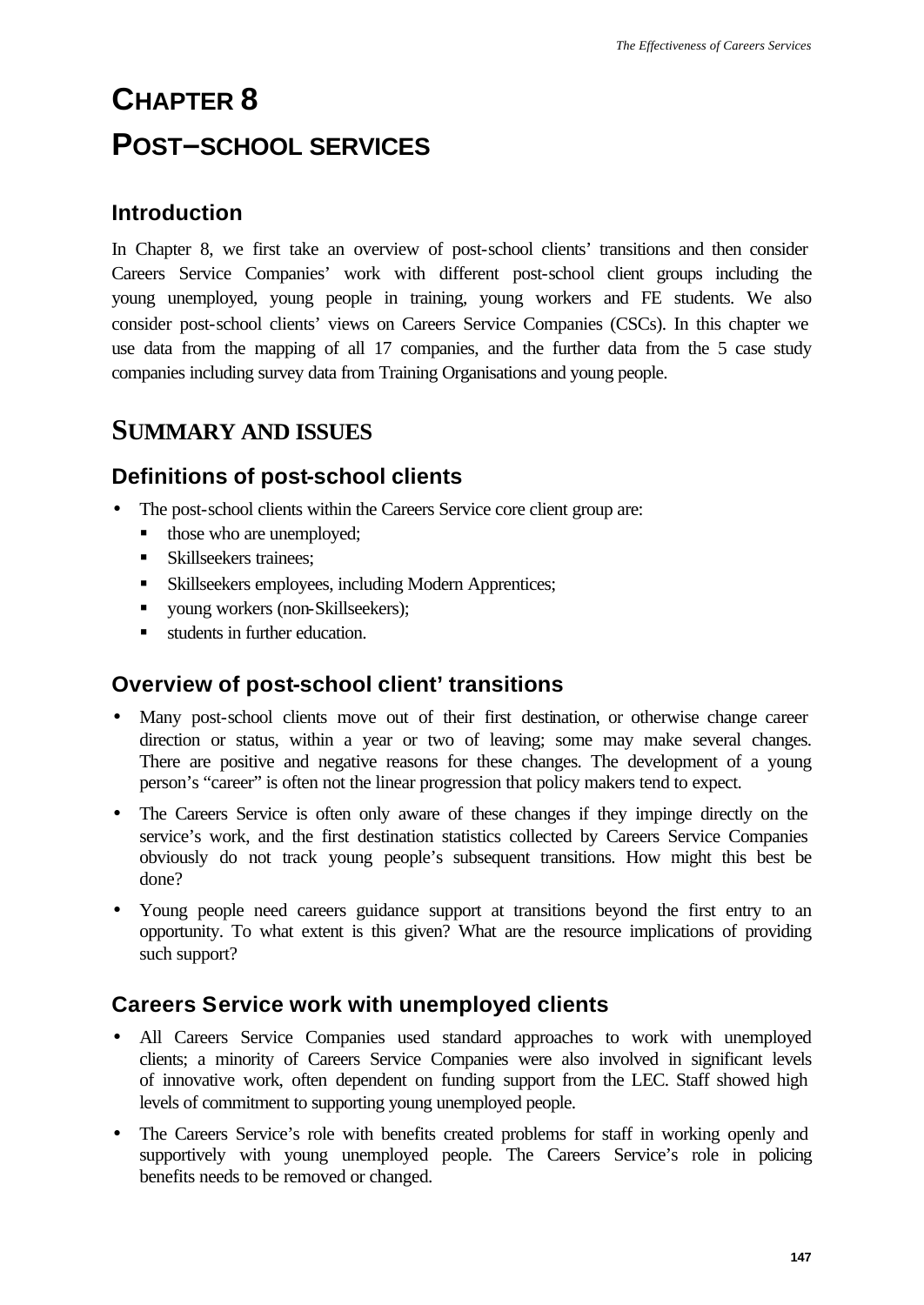# CHAPTER 8

# POST–SCHOOL SERVICES

### Introduction

In Chapter 8, we first take an overview of post-school clients' transitions and then consider Careers Service Companies' work with different post-school client groups including the young unemployed, young people in training, young workers and FE students. We also consider post-school clients' views on Careers Service Companies (CSCs). In this chapter we use data from the mapping of all 17 companies, and the further data from the 5 case study companies including survey data from Training Organisations and young people.

## SUMMARY AND ISSUES

### Definitions of post-school clients

- The post-school clients within the Careers Service core client group are:
  - those who are unemployed;
  - Skillseekers trainees;
  - Skillseekers employees, including Modern Apprentices;
  - young workers (non-Skillseekers);
  - students in further education.

### Overview of post-school client' transitions

- Many post-school clients move out of their first destination, or otherwise change career direction or status, within a year or two of leaving; some may make several changes. There are positive and negative reasons for these changes. The development of a young person's "career" is often not the linear progression that policy makers tend to expect.
- The Careers Service is often only aware of these changes if they impinge directly on the service's work, and the first destination statistics collected by Careers Service Companies obviously do not track young people's subsequent transitions. How might this best be done?
- Young people need careers guidance support at transitions beyond the first entry to an opportunity. To what extent is this given? What are the resource implications of providing such support?

### Careers Service work with unemployed clients

- All Careers Service Companies used standard approaches to work with unemployed clients; a minority of Careers Service Companies were also involved in significant levels of innovative work, often dependent on funding support from the LEC. Staff showed high levels of commitment to supporting young unemployed people.
- The Careers Service's role with benefits created problems for staff in working openly and supportively with young unemployed people. The Careers Service's role in policing benefits needs to be removed or changed.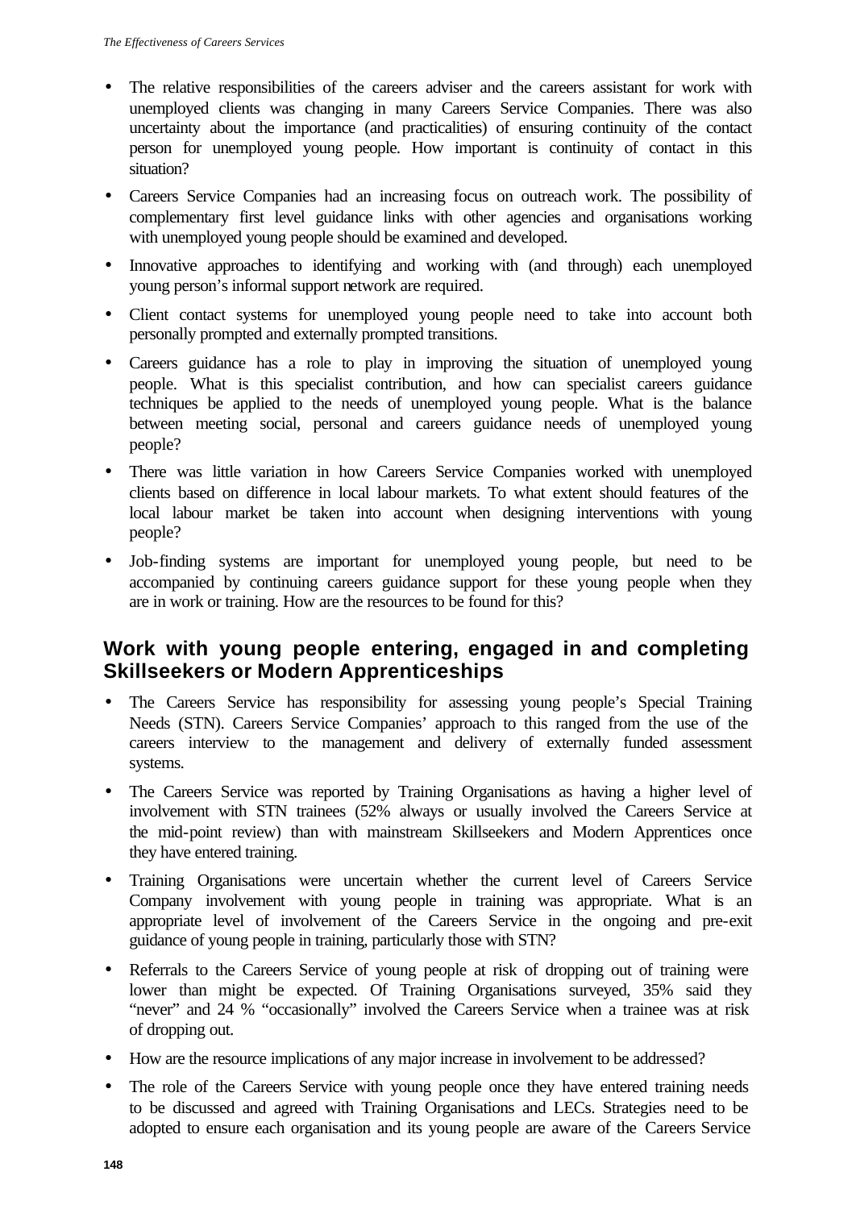- The relative responsibilities of the careers adviser and the careers assistant for work with unemployed clients was changing in many Careers Service Companies. There was also uncertainty about the importance (and practicalities) of ensuring continuity of the contact person for unemployed young people. How important is continuity of contact in this situation?
- Careers Service Companies had an increasing focus on outreach work. The possibility of complementary first level guidance links with other agencies and organisations working with unemployed young people should be examined and developed.
- Innovative approaches to identifying and working with (and through) each unemployed young person's informal support network are required.
- Client contact systems for unemployed young people need to take into account both personally prompted and externally prompted transitions.
- Careers guidance has a role to play in improving the situation of unemployed young people. What is this specialist contribution, and how can specialist careers guidance techniques be applied to the needs of unemployed young people. What is the balance between meeting social, personal and careers guidance needs of unemployed young people?
- There was little variation in how Careers Service Companies worked with unemployed clients based on difference in local labour markets. To what extent should features of the local labour market be taken into account when designing interventions with young people?
- Job-finding systems are important for unemployed young people, but need to be accompanied by continuing careers guidance support for these young people when they are in work or training. How are the resources to be found for this?

## Work with young people entering, engaged in and completing Skillseekers or Modern Apprenticeships

- The Careers Service has responsibility for assessing young people's Special Training Needs (STN). Careers Service Companies' approach to this ranged from the use of the careers interview to the management and delivery of externally funded assessment systems.
- The Careers Service was reported by Training Organisations as having a higher level of involvement with STN trainees (52% always or usually involved the Careers Service at the mid-point review) than with mainstream Skillseekers and Modern Apprentices once they have entered training.
- Training Organisations were uncertain whether the current level of Careers Service Company involvement with young people in training was appropriate. What is an appropriate level of involvement of the Careers Service in the ongoing and pre-exit guidance of young people in training, particularly those with STN?
- Referrals to the Careers Service of young people at risk of dropping out of training were lower than might be expected. Of Training Organisations surveyed, 35% said they "never" and 24 % "occasionally" involved the Careers Service when a trainee was at risk of dropping out.
- How are the resource implications of any major increase in involvement to be addressed?
- The role of the Careers Service with young people once they have entered training needs to be discussed and agreed with Training Organisations and LECs. Strategies need to be adopted to ensure each organisation and its young people are aware of the Careers Service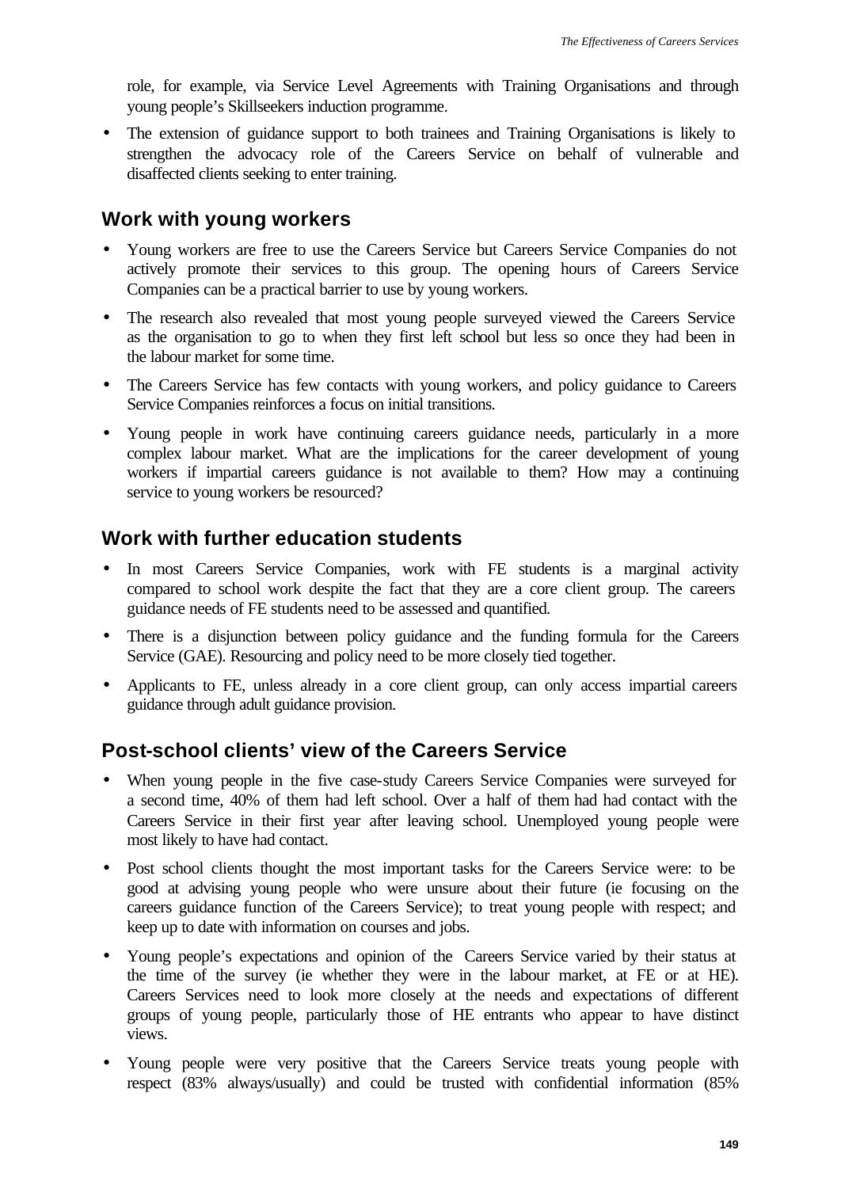role, for example, via Service Level Agreements with Training Organisations and through young people's Skillseekers induction programme.

- The extension of guidance support to both trainees and Training Organisations is likely to strengthen the advocacy role of the Careers Service on behalf of vulnerable and disaffected clients seeking to enter training.

## Work with young workers

- Young workers are free to use the Careers Service but Careers Service Companies do not actively promote their services to this group. The opening hours of Careers Service Companies can be a practical barrier to use by young workers.
- The research also revealed that most young people surveyed viewed the Careers Service as the organisation to go to when they first left school but less so once they had been in the labour market for some time.
- The Careers Service has few contacts with young workers, and policy guidance to Careers Service Companies reinforces a focus on initial transitions.
- Young people in work have continuing careers guidance needs, particularly in a more complex labour market. What are the implications for the career development of young workers if impartial careers guidance is not available to them? How may a continuing service to young workers be resourced?

## Work with further education students

- In most Careers Service Companies, work with FE students is a marginal activity compared to school work despite the fact that they are a core client group. The careers guidance needs of FE students need to be assessed and quantified.
- There is a disjunction between policy guidance and the funding formula for the Careers Service (GAE). Resourcing and policy need to be more closely tied together.
- Applicants to FE, unless already in a core client group, can only access impartial careers guidance through adult guidance provision.

## Post-school clients' view of the Careers Service

- When young people in the five case-study Careers Service Companies were surveyed for a second time, 40% of them had left school. Over a half of them had had contact with the Careers Service in their first year after leaving school. Unemployed young people were most likely to have had contact.
- Post school clients thought the most important tasks for the Careers Service were: to be good at advising young people who were unsure about their future (ie focusing on the careers guidance function of the Careers Service); to treat young people with respect; and keep up to date with information on courses and jobs.
- Young people's expectations and opinion of the Careers Service varied by their status at the time of the survey (ie whether they were in the labour market, at FE or at HE). Careers Services need to look more closely at the needs and expectations of different groups of young people, particularly those of HE entrants who appear to have distinct views.
- Young people were very positive that the Careers Service treats young people with respect (83% always/usually) and could be trusted with confidential information (85%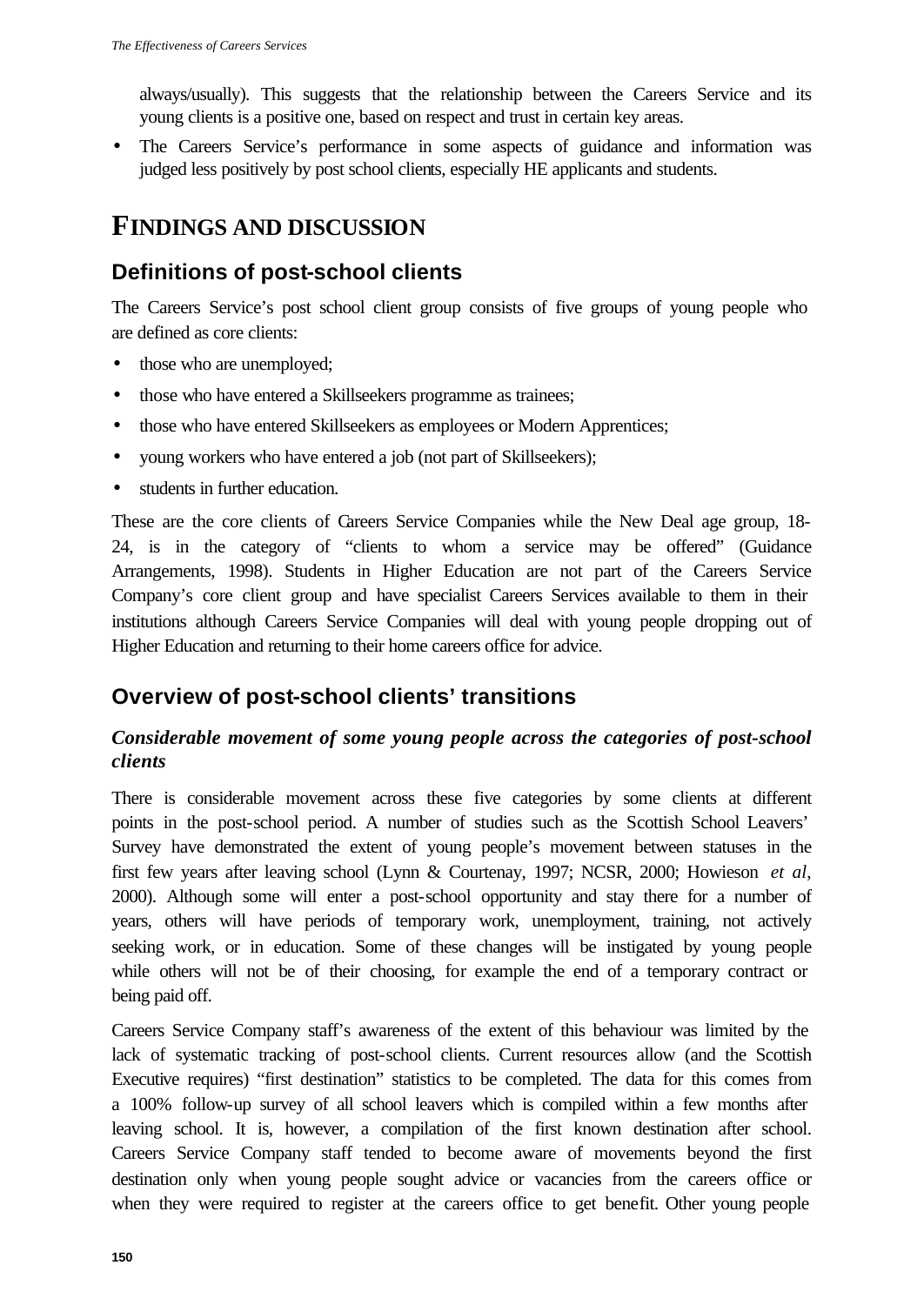always/usually). This suggests that the relationship between the Careers Service and its young clients is a positive one, based on respect and trust in certain key areas.

- The Careers Service's performance in some aspects of guidance and information was judged less positively by post school clients, especially HE applicants and students.

# FINDINGS AND DISCUSSION

## Definitions of post-school clients

The Careers Service's post school client group consists of five groups of young people who are defined as core clients:

- those who are unemployed;
- those who have entered a Skillseekers programme as trainees;
- those who have entered Skillseekers as employees or Modern Apprentices;
- young workers who have entered a job (not part of Skillseekers);
- students in further education.

These are the core clients of Careers Service Companies while the New Deal age group, 18-24, is in the category of "clients to whom a service may be offered" (Guidance Arrangements, 1998). Students in Higher Education are not part of the Careers Service Company's core client group and have specialist Careers Services available to them in their institutions although Careers Service Companies will deal with young people dropping out of Higher Education and returning to their home careers office for advice.

## Overview of post-school clients' transitions

### *Considerable movement of some young people across the categories of post-school clients*

There is considerable movement across these five categories by some clients at different points in the post-school period. A number of studies such as the Scottish School Leavers' Survey have demonstrated the extent of young people's movement between statuses in the first few years after leaving school (Lynn & Courtenay, 1997; NCSR, 2000; Howieson *et al*, 2000). Although some will enter a post-school opportunity and stay there for a number of years, others will have periods of temporary work, unemployment, training, not actively seeking work, or in education. Some of these changes will be instigated by young people while others will not be of their choosing, for example the end of a temporary contract or being paid off.

Careers Service Company staff's awareness of the extent of this behaviour was limited by the lack of systematic tracking of post-school clients. Current resources allow (and the Scottish Executive requires) "first destination" statistics to be completed. The data for this comes from a 100% follow-up survey of all school leavers which is compiled within a few months after leaving school. It is, however, a compilation of the first known destination after school. Careers Service Company staff tended to become aware of movements beyond the first destination only when young people sought advice or vacancies from the careers office or when they were required to register at the careers office to get benefit. Other young people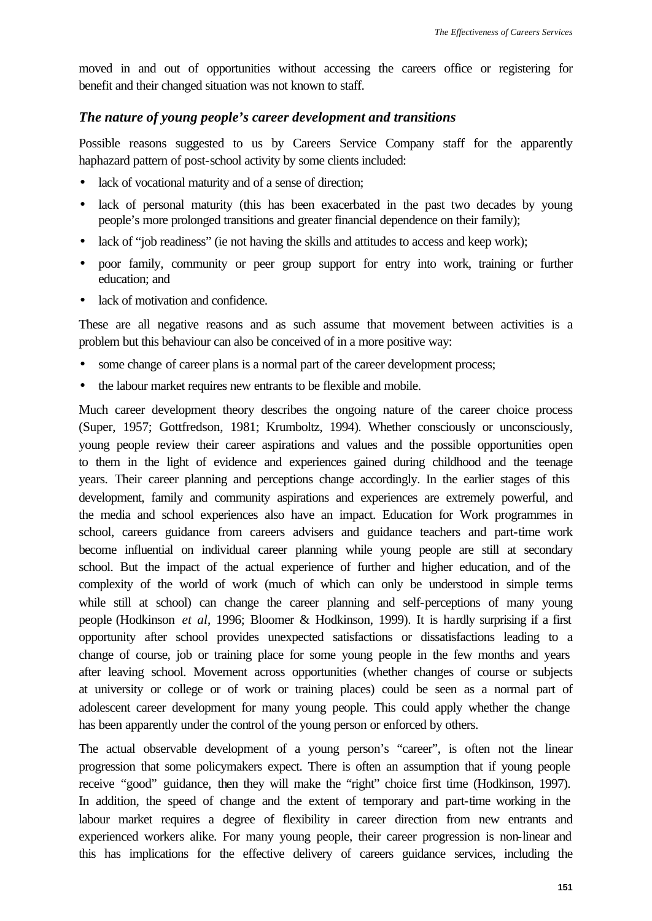moved in and out of opportunities without accessing the careers office or registering for benefit and their changed situation was not known to staff.

### *The nature of young people's career development and transitions*

Possible reasons suggested to us by Careers Service Company staff for the apparently haphazard pattern of post-school activity by some clients included:

- lack of vocational maturity and of a sense of direction;
- lack of personal maturity (this has been exacerbated in the past two decades by young people's more prolonged transitions and greater financial dependence on their family);
- lack of "job readiness" (ie not having the skills and attitudes to access and keep work);
- poor family, community or peer group support for entry into work, training or further education; and
- lack of motivation and confidence.

These are all negative reasons and as such assume that movement between activities is a problem but this behaviour can also be conceived of in a more positive way:

- some change of career plans is a normal part of the career development process;
- the labour market requires new entrants to be flexible and mobile.

Much career development theory describes the ongoing nature of the career choice process (Super, 1957; Gottfredson, 1981; Krumboltz, 1994). Whether consciously or unconsciously, young people review their career aspirations and values and the possible opportunities open to them in the light of evidence and experiences gained during childhood and the teenage years. Their career planning and perceptions change accordingly. In the earlier stages of this development, family and community aspirations and experiences are extremely powerful, and the media and school experiences also have an impact. Education for Work programmes in school, careers guidance from careers advisers and guidance teachers and part-time work become influential on individual career planning while young people are still at secondary school. But the impact of the actual experience of further and higher education, and of the complexity of the world of work (much of which can only be understood in simple terms while still at school) can change the career planning and self-perceptions of many young people (Hodkinson *et al*, 1996; Bloomer & Hodkinson, 1999). It is hardly surprising if a first opportunity after school provides unexpected satisfactions or dissatisfactions leading to a change of course, job or training place for some young people in the few months and years after leaving school. Movement across opportunities (whether changes of course or subjects at university or college or of work or training places) could be seen as a normal part of adolescent career development for many young people. This could apply whether the change has been apparently under the control of the young person or enforced by others.

The actual observable development of a young person's "career", is often not the linear progression that some policymakers expect. There is often an assumption that if young people receive "good" guidance, then they will make the "right" choice first time (Hodkinson, 1997). In addition, the speed of change and the extent of temporary and part-time working in the labour market requires a degree of flexibility in career direction from new entrants and experienced workers alike. For many young people, their career progression is non-linear and this has implications for the effective delivery of careers guidance services, including the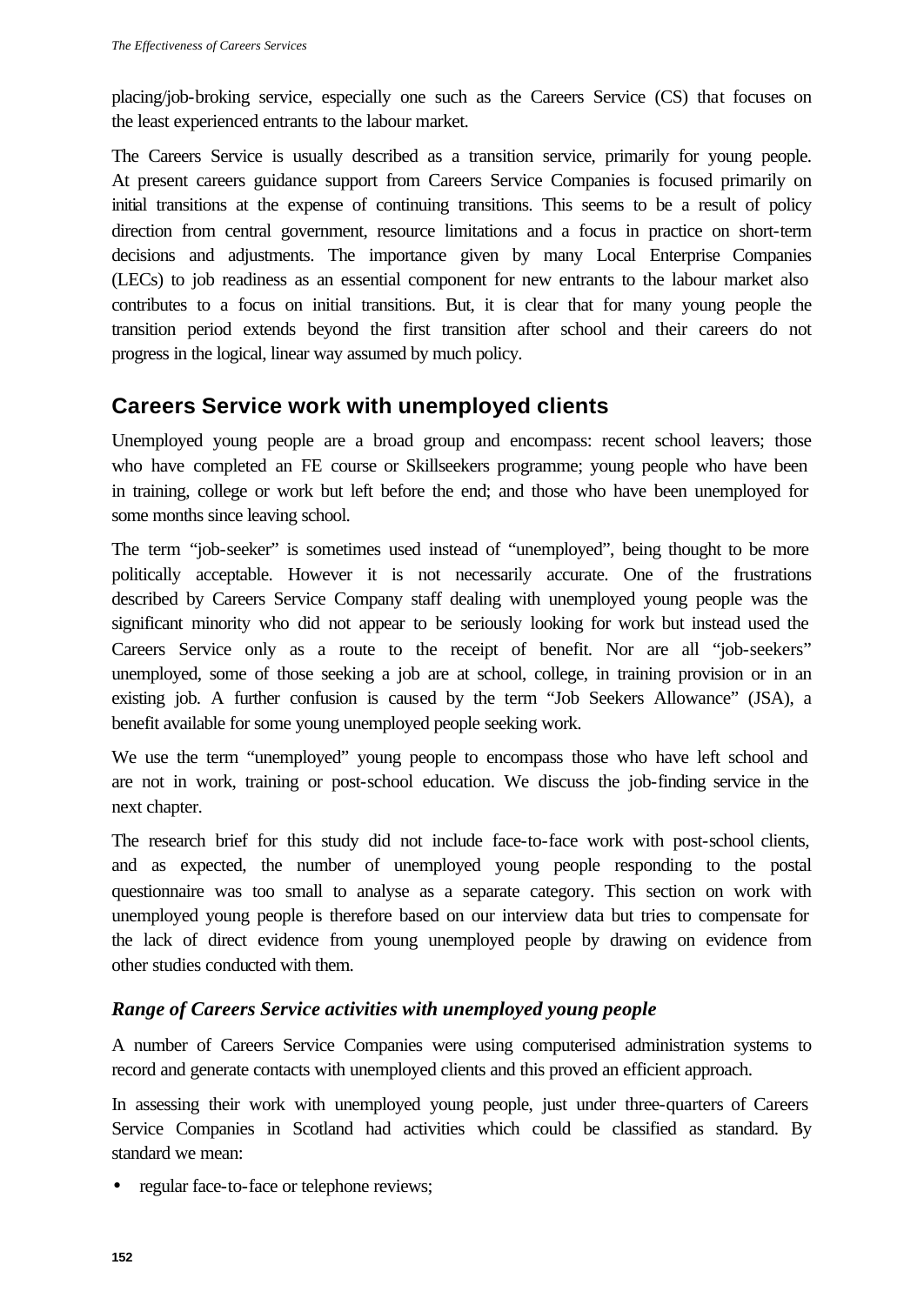placing/job-broking service, especially one such as the Careers Service (CS) that focuses on the least experienced entrants to the labour market.

The Careers Service is usually described as a transition service, primarily for young people. At present careers guidance support from Careers Service Companies is focused primarily on initial transitions at the expense of continuing transitions. This seems to be a result of policy direction from central government, resource limitations and a focus in practice on short-term decisions and adjustments. The importance given by many Local Enterprise Companies (LECs) to job readiness as an essential component for new entrants to the labour market also contributes to a focus on initial transitions. But, it is clear that for many young people the transition period extends beyond the first transition after school and their careers do not progress in the logical, linear way assumed by much policy.

## Careers Service work with unemployed clients

Unemployed young people are a broad group and encompass: recent school leavers; those who have completed an FE course or Skillseekers programme; young people who have been in training, college or work but left before the end; and those who have been unemployed for some months since leaving school.

The term "job-seeker" is sometimes used instead of "unemployed", being thought to be more politically acceptable. However it is not necessarily accurate. One of the frustrations described by Careers Service Company staff dealing with unemployed young people was the significant minority who did not appear to be seriously looking for work but instead used the Careers Service only as a route to the receipt of benefit. Nor are all "job-seekers" unemployed, some of those seeking a job are at school, college, in training provision or in an existing job. A further confusion is caused by the term "Job Seekers Allowance" (JSA), a benefit available for some young unemployed people seeking work.

We use the term "unemployed" young people to encompass those who have left school and are not in work, training or post-school education. We discuss the job-finding service in the next chapter.

The research brief for this study did not include face-to-face work with post-school clients, and as expected, the number of unemployed young people responding to the postal questionnaire was too small to analyse as a separate category. This section on work with unemployed young people is therefore based on our interview data but tries to compensate for the lack of direct evidence from young unemployed people by drawing on evidence from other studies conducted with them.

### *Range of Careers Service activities with unemployed young people*

A number of Careers Service Companies were using computerised administration systems to record and generate contacts with unemployed clients and this proved an efficient approach.

In assessing their work with unemployed young people, just under three-quarters of Careers Service Companies in Scotland had activities which could be classified as standard. By standard we mean:

- regular face-to-face or telephone reviews;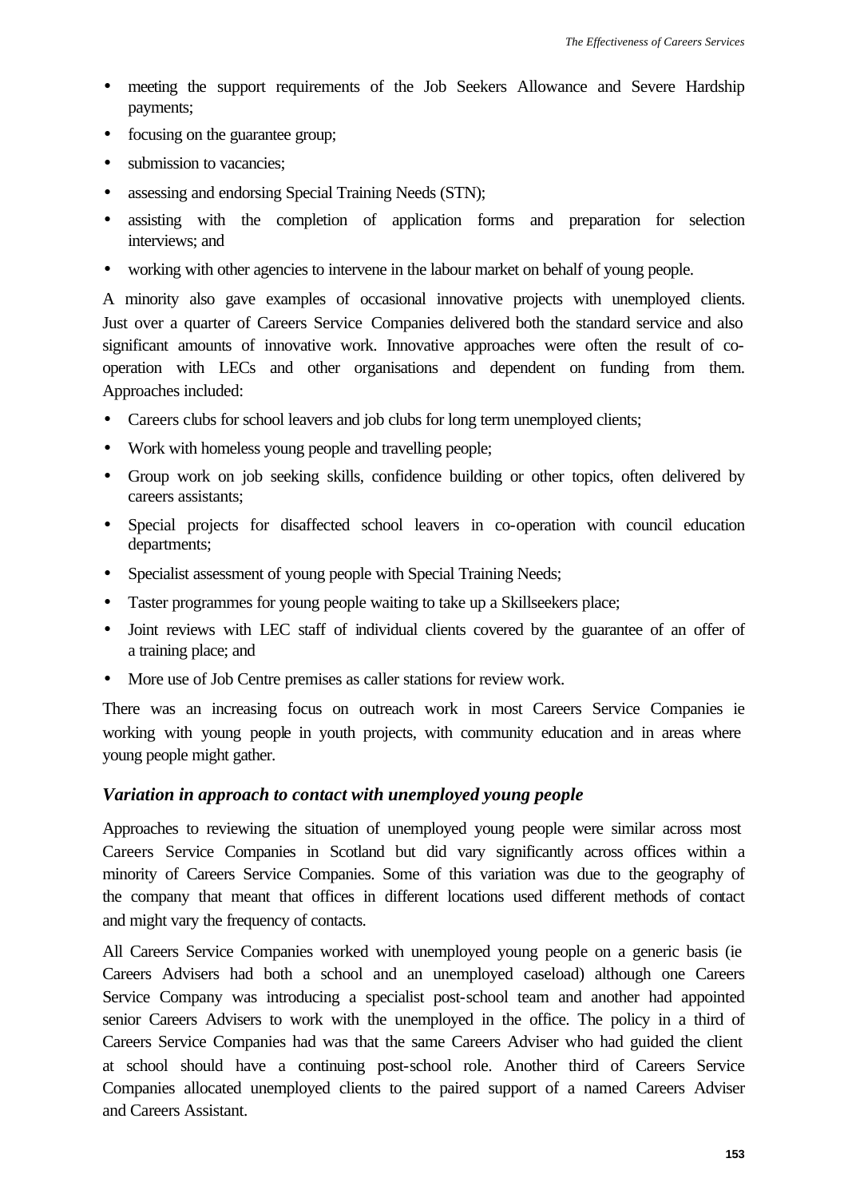- meeting the support requirements of the Job Seekers Allowance and Severe Hardship payments;
- focusing on the guarantee group;
- submission to vacancies;
- assessing and endorsing Special Training Needs (STN);
- assisting with the completion of application forms and preparation for selection interviews; and
- working with other agencies to intervene in the labour market on behalf of young people.

A minority also gave examples of occasional innovative projects with unemployed clients. Just over a quarter of Careers Service Companies delivered both the standard service and also significant amounts of innovative work. Innovative approaches were often the result of co-operation with LECs and other organisations and dependent on funding from them. Approaches included:

- Careers clubs for school leavers and job clubs for long term unemployed clients;
- Work with homeless young people and travelling people;
- Group work on job seeking skills, confidence building or other topics, often delivered by careers assistants;
- Special projects for disaffected school leavers in co-operation with council education departments;
- Specialist assessment of young people with Special Training Needs;
- Taster programmes for young people waiting to take up a Skillseekers place;
- Joint reviews with LEC staff of individual clients covered by the guarantee of an offer of a training place; and
- More use of Job Centre premises as caller stations for review work.

There was an increasing focus on outreach work in most Careers Service Companies ie working with young people in youth projects, with community education and in areas where young people might gather.

### *Variation in approach to contact with unemployed young people*

Approaches to reviewing the situation of unemployed young people were similar across most Careers Service Companies in Scotland but did vary significantly across offices within a minority of Careers Service Companies. Some of this variation was due to the geography of the company that meant that offices in different locations used different methods of contact and might vary the frequency of contacts.

All Careers Service Companies worked with unemployed young people on a generic basis (ie Careers Advisers had both a school and an unemployed caseload) although one Careers Service Company was introducing a specialist post-school team and another had appointed senior Careers Advisers to work with the unemployed in the office. The policy in a third of Careers Service Companies had was that the same Careers Adviser who had guided the client at school should have a continuing post-school role. Another third of Careers Service Companies allocated unemployed clients to the paired support of a named Careers Adviser and Careers Assistant.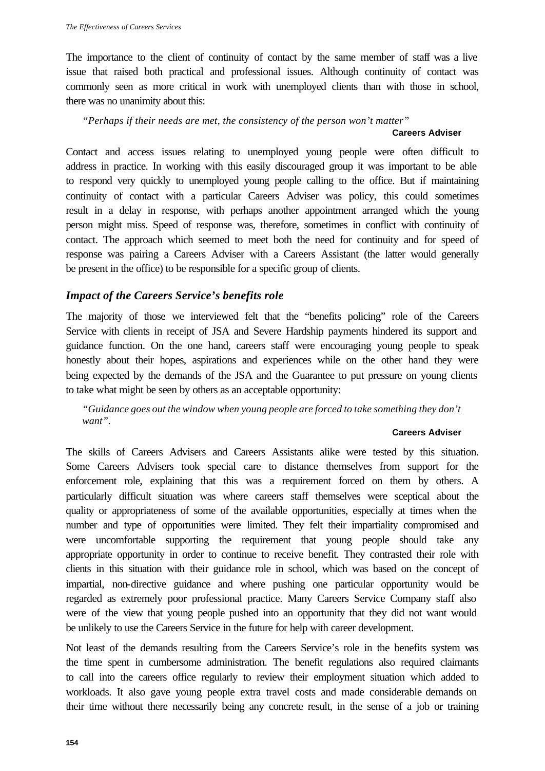The importance to the client of continuity of contact by the same member of staff was a live issue that raised both practical and professional issues. Although continuity of contact was commonly seen as more critical in work with unemployed clients than with those in school, there was no unanimity about this:

> *"Perhaps if their needs are met, the consistency of the person won't matter"*
>
> **Careers Adviser**

Contact and access issues relating to unemployed young people were often difficult to address in practice. In working with this easily discouraged group it was important to be able to respond very quickly to unemployed young people calling to the office. But if maintaining continuity of contact with a particular Careers Adviser was policy, this could sometimes result in a delay in response, with perhaps another appointment arranged which the young person might miss. Speed of response was, therefore, sometimes in conflict with continuity of contact. The approach which seemed to meet both the need for continuity and for speed of response was pairing a Careers Adviser with a Careers Assistant (the latter would generally be present in the office) to be responsible for a specific group of clients.

### *Impact of the Careers Service's benefits role*

The majority of those we interviewed felt that the "benefits policing" role of the Careers Service with clients in receipt of JSA and Severe Hardship payments hindered its support and guidance function. On the one hand, careers staff were encouraging young people to speak honestly about their hopes, aspirations and experiences while on the other hand they were being expected by the demands of the JSA and the Guarantee to put pressure on young clients to take what might be seen by others as an acceptable opportunity:

> *"Guidance goes out the window when young people are forced to take something they don't want".*
>
> **Careers Adviser**

The skills of Careers Advisers and Careers Assistants alike were tested by this situation. Some Careers Advisers took special care to distance themselves from support for the enforcement role, explaining that this was a requirement forced on them by others. A particularly difficult situation was where careers staff themselves were sceptical about the quality or appropriateness of some of the available opportunities, especially at times when the number and type of opportunities were limited. They felt their impartiality compromised and were uncomfortable supporting the requirement that young people should take any appropriate opportunity in order to continue to receive benefit. They contrasted their role with clients in this situation with their guidance role in school, which was based on the concept of impartial, non-directive guidance and where pushing one particular opportunity would be regarded as extremely poor professional practice. Many Careers Service Company staff also were of the view that young people pushed into an opportunity that they did not want would be unlikely to use the Careers Service in the future for help with career development.

Not least of the demands resulting from the Careers Service's role in the benefits system was the time spent in cumbersome administration. The benefit regulations also required claimants to call into the careers office regularly to review their employment situation which added to workloads. It also gave young people extra travel costs and made considerable demands on their time without there necessarily being any concrete result, in the sense of a job or training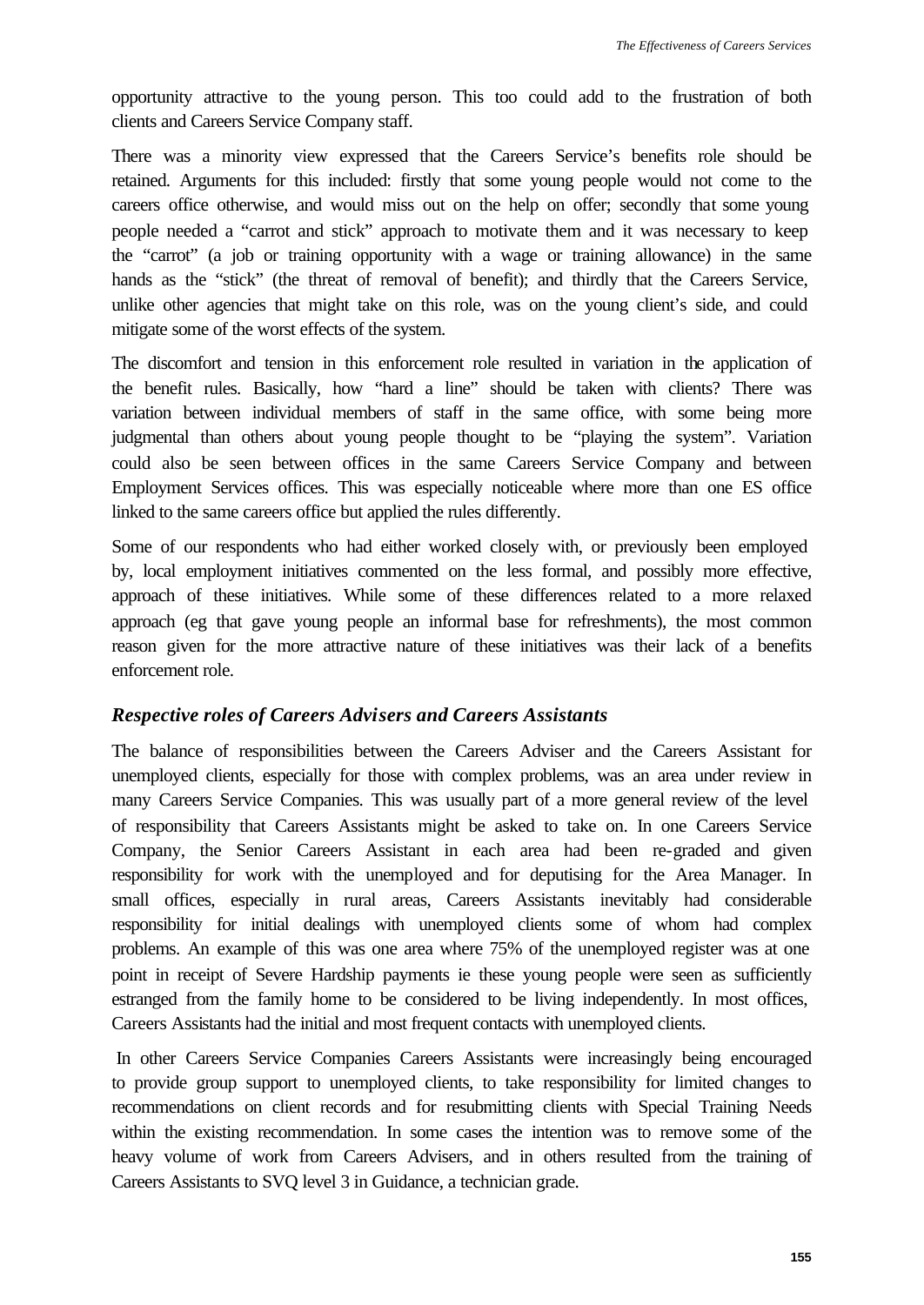opportunity attractive to the young person. This too could add to the frustration of both clients and Careers Service Company staff.

There was a minority view expressed that the Careers Service's benefits role should be retained. Arguments for this included: firstly that some young people would not come to the careers office otherwise, and would miss out on the help on offer; secondly that some young people needed a "carrot and stick" approach to motivate them and it was necessary to keep the "carrot" (a job or training opportunity with a wage or training allowance) in the same hands as the "stick" (the threat of removal of benefit); and thirdly that the Careers Service, unlike other agencies that might take on this role, was on the young client's side, and could mitigate some of the worst effects of the system.

The discomfort and tension in this enforcement role resulted in variation in the application of the benefit rules. Basically, how "hard a line" should be taken with clients? There was variation between individual members of staff in the same office, with some being more judgmental than others about young people thought to be "playing the system". Variation could also be seen between offices in the same Careers Service Company and between Employment Services offices. This was especially noticeable where more than one ES office linked to the same careers office but applied the rules differently.

Some of our respondents who had either worked closely with, or previously been employed by, local employment initiatives commented on the less formal, and possibly more effective, approach of these initiatives. While some of these differences related to a more relaxed approach (eg that gave young people an informal base for refreshments), the most common reason given for the more attractive nature of these initiatives was their lack of a benefits enforcement role.

### *Respective roles of Careers Advisers and Careers Assistants*

The balance of responsibilities between the Careers Adviser and the Careers Assistant for unemployed clients, especially for those with complex problems, was an area under review in many Careers Service Companies. This was usually part of a more general review of the level of responsibility that Careers Assistants might be asked to take on. In one Careers Service Company, the Senior Careers Assistant in each area had been re-graded and given responsibility for work with the unemployed and for deputising for the Area Manager. In small offices, especially in rural areas, Careers Assistants inevitably had considerable responsibility for initial dealings with unemployed clients some of whom had complex problems. An example of this was one area where 75% of the unemployed register was at one point in receipt of Severe Hardship payments ie these young people were seen as sufficiently estranged from the family home to be considered to be living independently. In most offices, Careers Assistants had the initial and most frequent contacts with unemployed clients.

In other Careers Service Companies Careers Assistants were increasingly being encouraged to provide group support to unemployed clients, to take responsibility for limited changes to recommendations on client records and for resubmitting clients with Special Training Needs within the existing recommendation. In some cases the intention was to remove some of the heavy volume of work from Careers Advisers, and in others resulted from the training of Careers Assistants to SVQ level 3 in Guidance, a technician grade.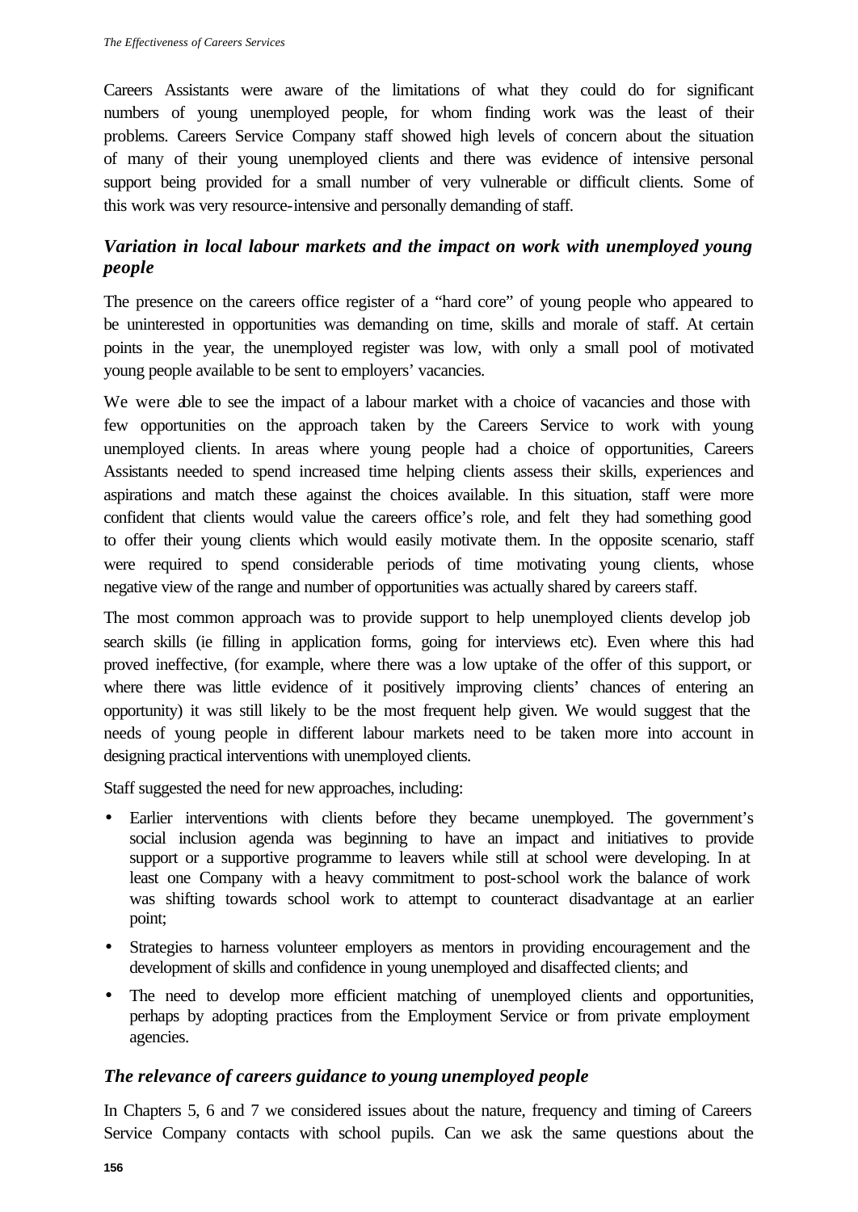Careers Assistants were aware of the limitations of what they could do for significant numbers of young unemployed people, for whom finding work was the least of their problems. Careers Service Company staff showed high levels of concern about the situation of many of their young unemployed clients and there was evidence of intensive personal support being provided for a small number of very vulnerable or difficult clients. Some of this work was very resource-intensive and personally demanding of staff.

### *Variation in local labour markets and the impact on work with unemployed young people*

The presence on the careers office register of a "hard core" of young people who appeared to be uninterested in opportunities was demanding on time, skills and morale of staff. At certain points in the year, the unemployed register was low, with only a small pool of motivated young people available to be sent to employers' vacancies.

We were able to see the impact of a labour market with a choice of vacancies and those with few opportunities on the approach taken by the Careers Service to work with young unemployed clients. In areas where young people had a choice of opportunities, Careers Assistants needed to spend increased time helping clients assess their skills, experiences and aspirations and match these against the choices available. In this situation, staff were more confident that clients would value the careers office's role, and felt they had something good to offer their young clients which would easily motivate them. In the opposite scenario, staff were required to spend considerable periods of time motivating young clients, whose negative view of the range and number of opportunities was actually shared by careers staff.

The most common approach was to provide support to help unemployed clients develop job search skills (ie filling in application forms, going for interviews etc). Even where this had proved ineffective, (for example, where there was a low uptake of the offer of this support, or where there was little evidence of it positively improving clients' chances of entering an opportunity) it was still likely to be the most frequent help given. We would suggest that the needs of young people in different labour markets need to be taken more into account in designing practical interventions with unemployed clients.

Staff suggested the need for new approaches, including:

- Earlier interventions with clients before they became unemployed. The government's social inclusion agenda was beginning to have an impact and initiatives to provide support or a supportive programme to leavers while still at school were developing. In at least one Company with a heavy commitment to post-school work the balance of work was shifting towards school work to attempt to counteract disadvantage at an earlier point;
- Strategies to harness volunteer employers as mentors in providing encouragement and the development of skills and confidence in young unemployed and disaffected clients; and
- The need to develop more efficient matching of unemployed clients and opportunities, perhaps by adopting practices from the Employment Service or from private employment agencies.

### *The relevance of careers guidance to young unemployed people*

In Chapters 5, 6 and 7 we considered issues about the nature, frequency and timing of Careers Service Company contacts with school pupils. Can we ask the same questions about the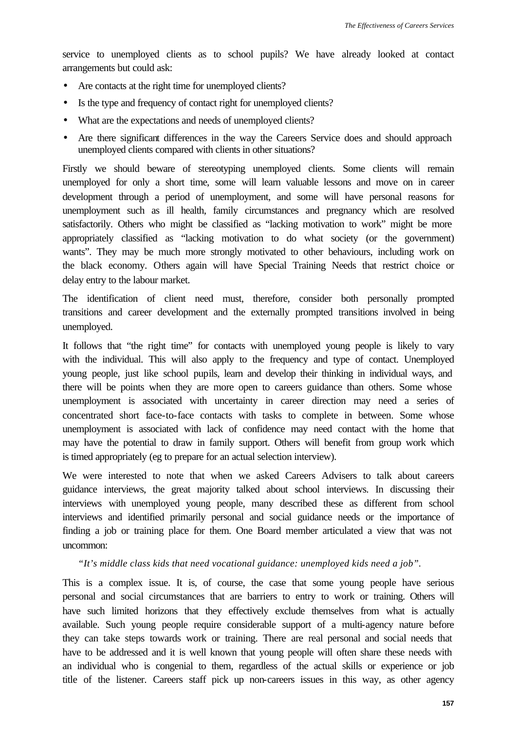service to unemployed clients as to school pupils? We have already looked at contact arrangements but could ask:

- Are contacts at the right time for unemployed clients?
- Is the type and frequency of contact right for unemployed clients?
- What are the expectations and needs of unemployed clients?
- Are there significant differences in the way the Careers Service does and should approach unemployed clients compared with clients in other situations?

Firstly we should beware of stereotyping unemployed clients. Some clients will remain unemployed for only a short time, some will learn valuable lessons and move on in career development through a period of unemployment, and some will have personal reasons for unemployment such as ill health, family circumstances and pregnancy which are resolved satisfactorily. Others who might be classified as "lacking motivation to work" might be more appropriately classified as "lacking motivation to do what society (or the government) wants". They may be much more strongly motivated to other behaviours, including work on the black economy. Others again will have Special Training Needs that restrict choice or delay entry to the labour market.

The identification of client need must, therefore, consider both personally prompted transitions and career development and the externally prompted transitions involved in being unemployed.

It follows that "the right time" for contacts with unemployed young people is likely to vary with the individual. This will also apply to the frequency and type of contact. Unemployed young people, just like school pupils, learn and develop their thinking in individual ways, and there will be points when they are more open to careers guidance than others. Some whose unemployment is associated with uncertainty in career direction may need a series of concentrated short face-to-face contacts with tasks to complete in between. Some whose unemployment is associated with lack of confidence may need contact with the home that may have the potential to draw in family support. Others will benefit from group work which is timed appropriately (eg to prepare for an actual selection interview).

We were interested to note that when we asked Careers Advisers to talk about careers guidance interviews, the great majority talked about school interviews. In discussing their interviews with unemployed young people, many described these as different from school interviews and identified primarily personal and social guidance needs or the importance of finding a job or training place for them. One Board member articulated a view that was not uncommon:

> *"It's middle class kids that need vocational guidance: unemployed kids need a job".*

This is a complex issue. It is, of course, the case that some young people have serious personal and social circumstances that are barriers to entry to work or training. Others will have such limited horizons that they effectively exclude themselves from what is actually available. Such young people require considerable support of a multi-agency nature before they can take steps towards work or training. There are real personal and social needs that have to be addressed and it is well known that young people will often share these needs with an individual who is congenial to them, regardless of the actual skills or experience or job title of the listener. Careers staff pick up non-careers issues in this way, as other agency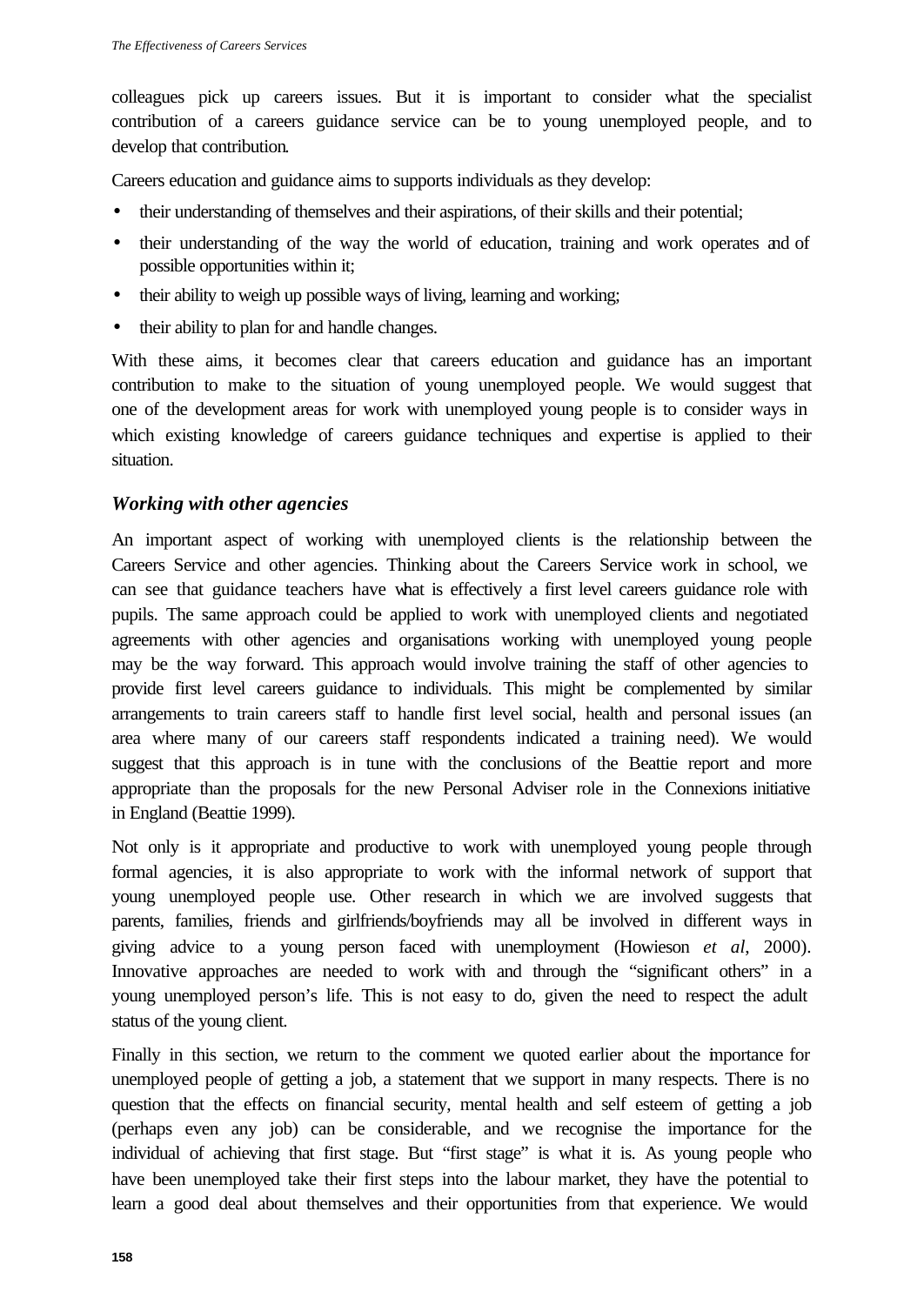colleagues pick up careers issues. But it is important to consider what the specialist contribution of a careers guidance service can be to young unemployed people, and to develop that contribution.

Careers education and guidance aims to supports individuals as they develop:

- their understanding of themselves and their aspirations, of their skills and their potential;
- their understanding of the way the world of education, training and work operates and of possible opportunities within it;
- their ability to weigh up possible ways of living, learning and working;
- their ability to plan for and handle changes.

With these aims, it becomes clear that careers education and guidance has an important contribution to make to the situation of young unemployed people. We would suggest that one of the development areas for work with unemployed young people is to consider ways in which existing knowledge of careers guidance techniques and expertise is applied to their situation.

### *Working with other agencies*

An important aspect of working with unemployed clients is the relationship between the Careers Service and other agencies. Thinking about the Careers Service work in school, we can see that guidance teachers have what is effectively a first level careers guidance role with pupils. The same approach could be applied to work with unemployed clients and negotiated agreements with other agencies and organisations working with unemployed young people may be the way forward. This approach would involve training the staff of other agencies to provide first level careers guidance to individuals. This might be complemented by similar arrangements to train careers staff to handle first level social, health and personal issues (an area where many of our careers staff respondents indicated a training need). We would suggest that this approach is in tune with the conclusions of the Beattie report and more appropriate than the proposals for the new Personal Adviser role in the Connexions initiative in England (Beattie 1999).

Not only is it appropriate and productive to work with unemployed young people through formal agencies, it is also appropriate to work with the informal network of support that young unemployed people use. Other research in which we are involved suggests that parents, families, friends and girlfriends/boyfriends may all be involved in different ways in giving advice to a young person faced with unemployment (Howieson *et al*, 2000). Innovative approaches are needed to work with and through the "significant others" in a young unemployed person's life. This is not easy to do, given the need to respect the adult status of the young client.

Finally in this section, we return to the comment we quoted earlier about the importance for unemployed people of getting a job, a statement that we support in many respects. There is no question that the effects on financial security, mental health and self esteem of getting a job (perhaps even any job) can be considerable, and we recognise the importance for the individual of achieving that first stage. But "first stage" is what it is. As young people who have been unemployed take their first steps into the labour market, they have the potential to learn a good deal about themselves and their opportunities from that experience. We would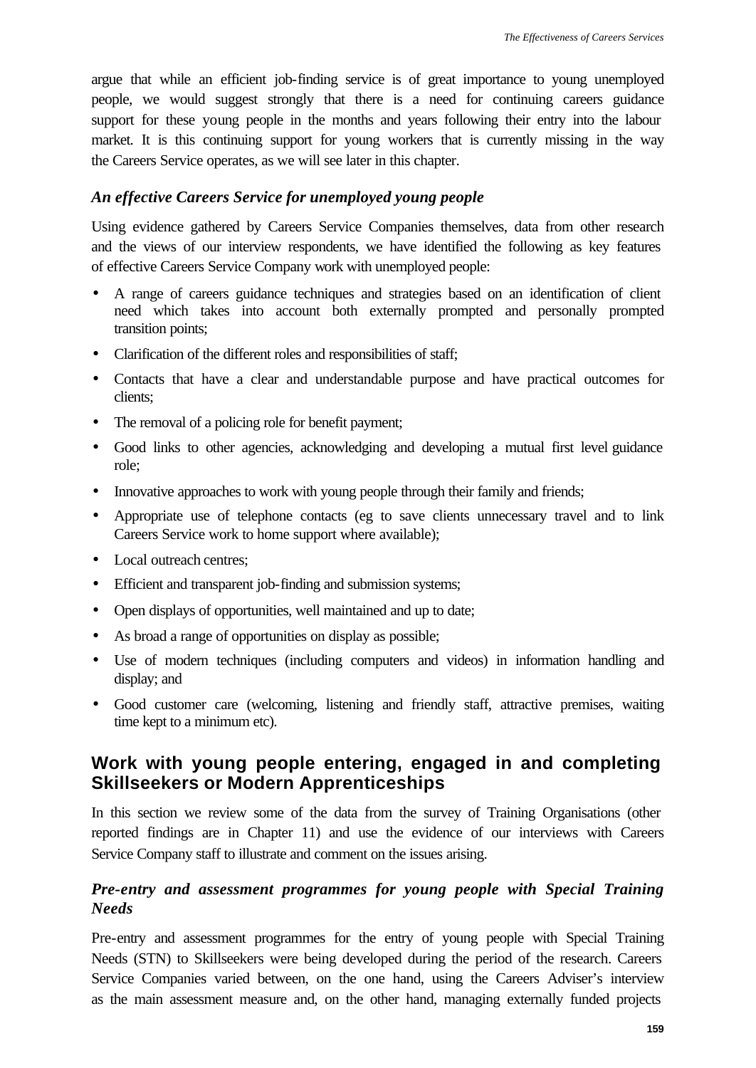argue that while an efficient job-finding service is of great importance to young unemployed people, we would suggest strongly that there is a need for continuing careers guidance support for these young people in the months and years following their entry into the labour market. It is this continuing support for young workers that is currently missing in the way the Careers Service operates, as we will see later in this chapter.

### *An effective Careers Service for unemployed young people*

Using evidence gathered by Careers Service Companies themselves, data from other research and the views of our interview respondents, we have identified the following as key features of effective Careers Service Company work with unemployed people:

- A range of careers guidance techniques and strategies based on an identification of client need which takes into account both externally prompted and personally prompted transition points;
- Clarification of the different roles and responsibilities of staff;
- Contacts that have a clear and understandable purpose and have practical outcomes for clients;
- The removal of a policing role for benefit payment;
- Good links to other agencies, acknowledging and developing a mutual first level guidance role;
- Innovative approaches to work with young people through their family and friends;
- Appropriate use of telephone contacts (eg to save clients unnecessary travel and to link Careers Service work to home support where available);
- Local outreach centres;
- Efficient and transparent job-finding and submission systems;
- Open displays of opportunities, well maintained and up to date;
- As broad a range of opportunities on display as possible;
- Use of modern techniques (including computers and videos) in information handling and display; and
- Good customer care (welcoming, listening and friendly staff, attractive premises, waiting time kept to a minimum etc).

## Work with young people entering, engaged in and completing Skillseekers or Modern Apprenticeships

In this section we review some of the data from the survey of Training Organisations (other reported findings are in Chapter 11) and use the evidence of our interviews with Careers Service Company staff to illustrate and comment on the issues arising.

### *Pre-entry and assessment programmes for young people with Special Training Needs*

Pre-entry and assessment programmes for the entry of young people with Special Training Needs (STN) to Skillseekers were being developed during the period of the research. Careers Service Companies varied between, on the one hand, using the Careers Adviser's interview as the main assessment measure and, on the other hand, managing externally funded projects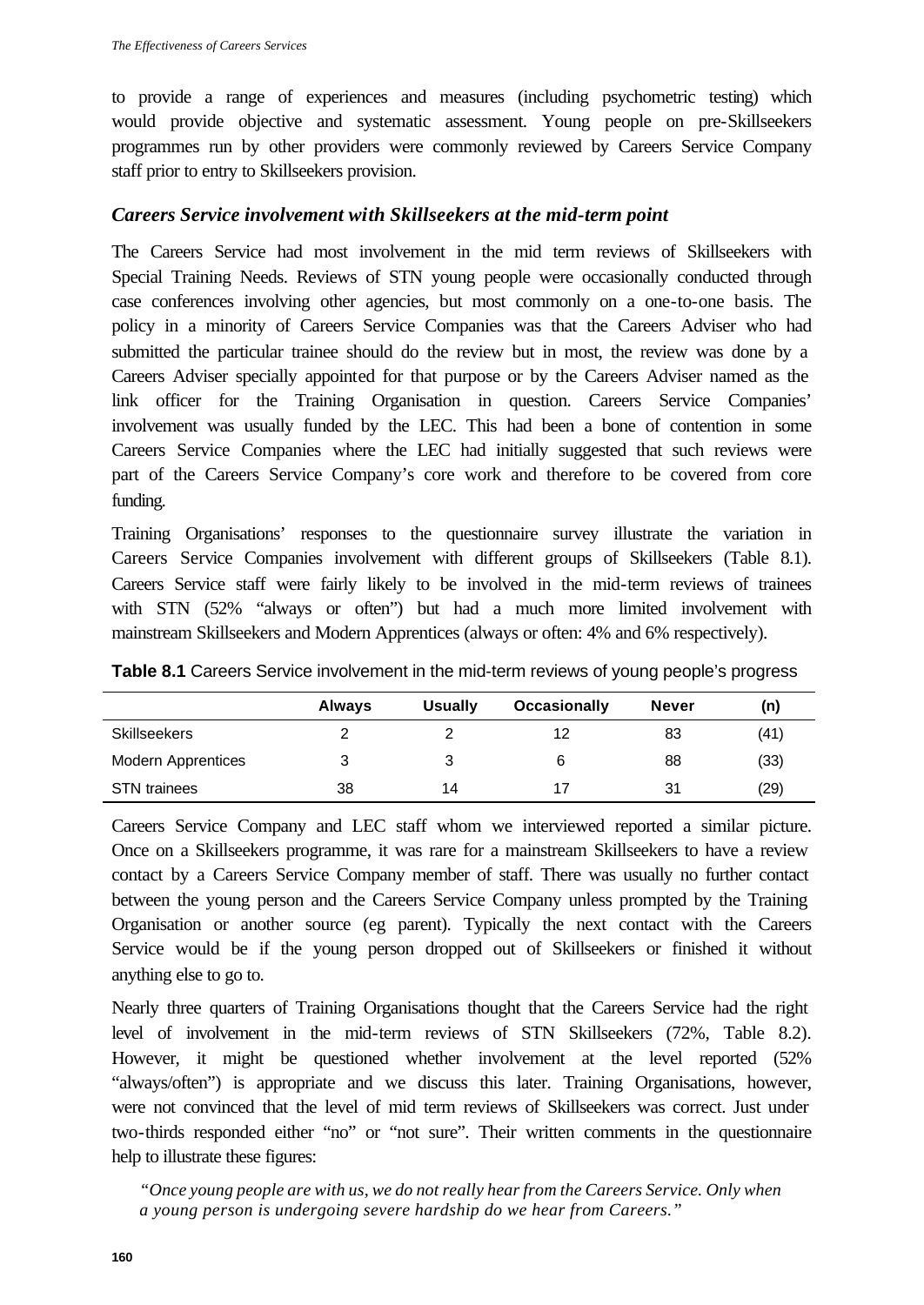to provide a range of experiences and measures (including psychometric testing) which would provide objective and systematic assessment. Young people on pre-Skillseekers programmes run by other providers were commonly reviewed by Careers Service Company staff prior to entry to Skillseekers provision.

### *Careers Service involvement with Skillseekers at the mid-term point*

The Careers Service had most involvement in the mid term reviews of Skillseekers with Special Training Needs. Reviews of STN young people were occasionally conducted through case conferences involving other agencies, but most commonly on a one-to-one basis. The policy in a minority of Careers Service Companies was that the Careers Adviser who had submitted the particular trainee should do the review but in most, the review was done by a Careers Adviser specially appointed for that purpose or by the Careers Adviser named as the link officer for the Training Organisation in question. Careers Service Companies' involvement was usually funded by the LEC. This had been a bone of contention in some Careers Service Companies where the LEC had initially suggested that such reviews were part of the Careers Service Company's core work and therefore to be covered from core funding.

Training Organisations' responses to the questionnaire survey illustrate the variation in Careers Service Companies involvement with different groups of Skillseekers (Table 8.1). Careers Service staff were fairly likely to be involved in the mid-term reviews of trainees with STN (52% "always or often") but had a much more limited involvement with mainstream Skillseekers and Modern Apprentices (always or often: 4% and 6% respectively).

**Table 8.1** Careers Service involvement in the mid-term reviews of young people's progress

| | Always | Usually | Occasionally | Never | (n) |
|---|---|---|---|---|---|
| Skillseekers | 2 | 2 | 12 | 83 | (41) |
| Modern Apprentices | 3 | 3 | 6 | 88 | (33) |
| STN trainees | 38 | 14 | 17 | 31 | (29) |

Careers Service Company and LEC staff whom we interviewed reported a similar picture. Once on a Skillseekers programme, it was rare for a mainstream Skillseekers to have a review contact by a Careers Service Company member of staff. There was usually no further contact between the young person and the Careers Service Company unless prompted by the Training Organisation or another source (eg parent). Typically the next contact with the Careers Service would be if the young person dropped out of Skillseekers or finished it without anything else to go to.

Nearly three quarters of Training Organisations thought that the Careers Service had the right level of involvement in the mid-term reviews of STN Skillseekers (72%, Table 8.2). However, it might be questioned whether involvement at the level reported (52% "always/often") is appropriate and we discuss this later. Training Organisations, however, were not convinced that the level of mid term reviews of Skillseekers was correct. Just under two-thirds responded either "no" or "not sure". Their written comments in the questionnaire help to illustrate these figures:

> *"Once young people are with us, we do not really hear from the Careers Service. Only when a young person is undergoing severe hardship do we hear from Careers."*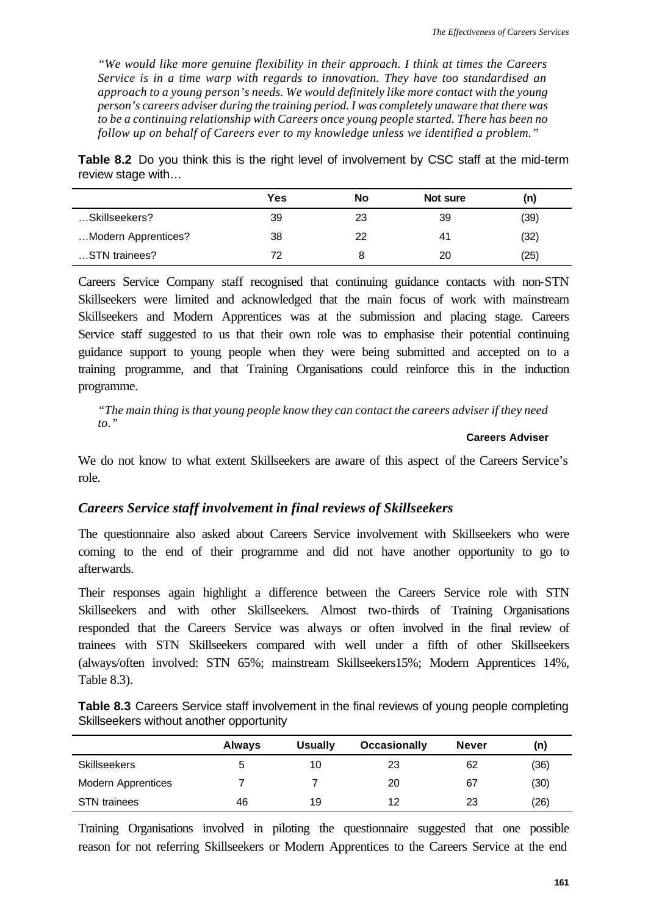*"We would like more genuine flexibility in their approach. I think at times the Careers Service is in a time warp with regards to innovation. They have too standardised an approach to a young person's needs. We would definitely like more contact with the young person's careers adviser during the training period. I was completely unaware that there was to be a continuing relationship with Careers once young people started. There has been no follow up on behalf of Careers ever to my knowledge unless we identified a problem."*

**Table 8.2** Do you think this is the right level of involvement by CSC staff at the mid-term review stage with…

| | Yes | No | Not sure | (n) |
|---|---|---|---|---|
| …Skillseekers? | 39 | 23 | 39 | (39) |
| …Modern Apprentices? | 38 | 22 | 41 | (32) |
| …STN trainees? | 72 | 8 | 20 | (25) |

Careers Service Company staff recognised that continuing guidance contacts with non-STN Skillseekers were limited and acknowledged that the main focus of work with mainstream Skillseekers and Modern Apprentices was at the submission and placing stage. Careers Service staff suggested to us that their own role was to emphasise their potential continuing guidance support to young people when they were being submitted and accepted on to a training programme, and that Training Organisations could reinforce this in the induction programme.

*"The main thing is that young people know they can contact the careers adviser if they need to."*

**Careers Adviser**

We do not know to what extent Skillseekers are aware of this aspect of the Careers Service's role.

### *Careers Service staff involvement in final reviews of Skillseekers*

The questionnaire also asked about Careers Service involvement with Skillseekers who were coming to the end of their programme and did not have another opportunity to go to afterwards.

Their responses again highlight a difference between the Careers Service role with STN Skillseekers and with other Skillseekers. Almost two-thirds of Training Organisations responded that the Careers Service was always or often involved in the final review of trainees with STN Skillseekers compared with well under a fifth of other Skillseekers (always/often involved: STN 65%; mainstream Skillseekers15%; Modern Apprentices 14%, Table 8.3).

**Table 8.3** Careers Service staff involvement in the final reviews of young people completing Skillseekers without another opportunity

| | Always | Usually | Occasionally | Never | (n) |
|---|---|---|---|---|---|
| Skillseekers | 5 | 10 | 23 | 62 | (36) |
| Modern Apprentices | 7 | 7 | 20 | 67 | (30) |
| STN trainees | 46 | 19 | 12 | 23 | (26) |

Training Organisations involved in piloting the questionnaire suggested that one possible reason for not referring Skillseekers or Modern Apprentices to the Careers Service at the end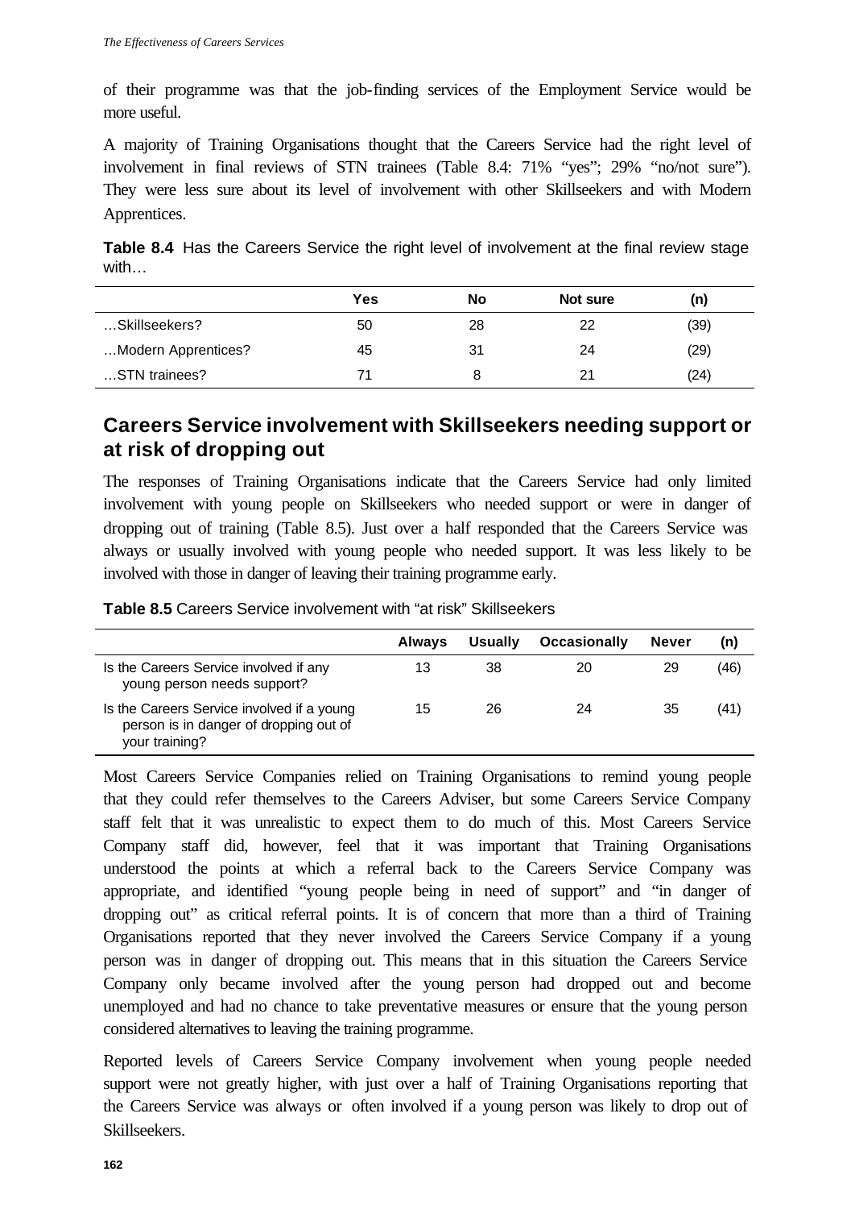of their programme was that the job-finding services of the Employment Service would be more useful.

A majority of Training Organisations thought that the Careers Service had the right level of involvement in final reviews of STN trainees (Table 8.4: 71% "yes"; 29% "no/not sure"). They were less sure about its level of involvement with other Skillseekers and with Modern Apprentices.

**Table 8.4** Has the Careers Service the right level of involvement at the final review stage with…

| | Yes | No | Not sure | (n) |
|---|---|---|---|---|
| …Skillseekers? | 50 | 28 | 22 | (39) |
| …Modern Apprentices? | 45 | 31 | 24 | (29) |
| …STN trainees? | 71 | 8 | 21 | (24) |

## Careers Service involvement with Skillseekers needing support or at risk of dropping out

The responses of Training Organisations indicate that the Careers Service had only limited involvement with young people on Skillseekers who needed support or were in danger of dropping out of training (Table 8.5). Just over a half responded that the Careers Service was always or usually involved with young people who needed support. It was less likely to be involved with those in danger of leaving their training programme early.

**Table 8.5** Careers Service involvement with "at risk" Skillseekers

| | Always | Usually | Occasionally | Never | (n) |
|---|---|---|---|---|---|
| Is the Careers Service involved if any young person needs support? | 13 | 38 | 20 | 29 | (46) |
| Is the Careers Service involved if a young person is in danger of dropping out of your training? | 15 | 26 | 24 | 35 | (41) |

Most Careers Service Companies relied on Training Organisations to remind young people that they could refer themselves to the Careers Adviser, but some Careers Service Company staff felt that it was unrealistic to expect them to do much of this. Most Careers Service Company staff did, however, feel that it was important that Training Organisations understood the points at which a referral back to the Careers Service Company was appropriate, and identified "young people being in need of support" and "in danger of dropping out" as critical referral points. It is of concern that more than a third of Training Organisations reported that they never involved the Careers Service Company if a young person was in danger of dropping out. This means that in this situation the Careers Service Company only became involved after the young person had dropped out and become unemployed and had no chance to take preventative measures or ensure that the young person considered alternatives to leaving the training programme.

Reported levels of Careers Service Company involvement when young people needed support were not greatly higher, with just over a half of Training Organisations reporting that the Careers Service was always or often involved if a young person was likely to drop out of Skillseekers.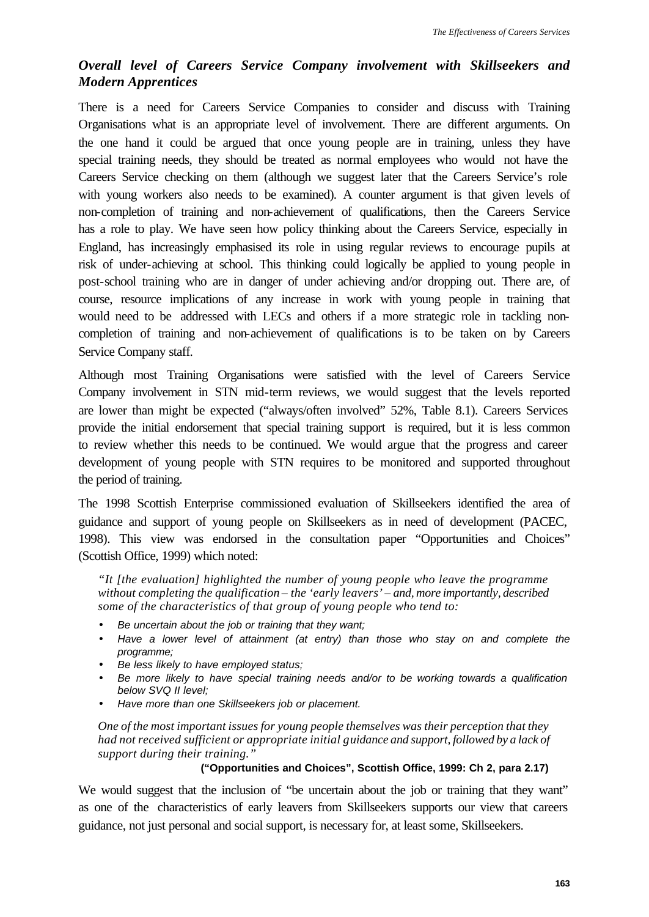### *Overall level of Careers Service Company involvement with Skillseekers and Modern Apprentices*

There is a need for Careers Service Companies to consider and discuss with Training Organisations what is an appropriate level of involvement. There are different arguments. On the one hand it could be argued that once young people are in training, unless they have special training needs, they should be treated as normal employees who would not have the Careers Service checking on them (although we suggest later that the Careers Service's role with young workers also needs to be examined). A counter argument is that given levels of non-completion of training and non-achievement of qualifications, then the Careers Service has a role to play. We have seen how policy thinking about the Careers Service, especially in England, has increasingly emphasised its role in using regular reviews to encourage pupils at risk of under-achieving at school. This thinking could logically be applied to young people in post-school training who are in danger of under achieving and/or dropping out. There are, of course, resource implications of any increase in work with young people in training that would need to be addressed with LECs and others if a more strategic role in tackling non-completion of training and non-achievement of qualifications is to be taken on by Careers Service Company staff.

Although most Training Organisations were satisfied with the level of Careers Service Company involvement in STN mid-term reviews, we would suggest that the levels reported are lower than might be expected ("always/often involved" 52%, Table 8.1). Careers Services provide the initial endorsement that special training support is required, but it is less common to review whether this needs to be continued. We would argue that the progress and career development of young people with STN requires to be monitored and supported throughout the period of training.

The 1998 Scottish Enterprise commissioned evaluation of Skillseekers identified the area of guidance and support of young people on Skillseekers as in need of development (PACEC, 1998). This view was endorsed in the consultation paper "Opportunities and Choices" (Scottish Office, 1999) which noted:

> *"It [the evaluation] highlighted the number of young people who leave the programme without completing the qualification – the 'early leavers' – and, more importantly, described some of the characteristics of that group of young people who tend to:*
>
> - *Be uncertain about the job or training that they want;*
> - *Have a lower level of attainment (at entry) than those who stay on and complete the programme;*
> - *Be less likely to have employed status;*
> - *Be more likely to have special training needs and/or to be working towards a qualification below SVQ II level;*
> - *Have more than one Skillseekers job or placement.*
>
> *One of the most important issues for young people themselves was their perception that they had not received sufficient or appropriate initial guidance and support, followed by a lack of support during their training."*
>
> **("Opportunities and Choices", Scottish Office, 1999: Ch 2, para 2.17)**

We would suggest that the inclusion of "be uncertain about the job or training that they want" as one of the characteristics of early leavers from Skillseekers supports our view that careers guidance, not just personal and social support, is necessary for, at least some, Skillseekers.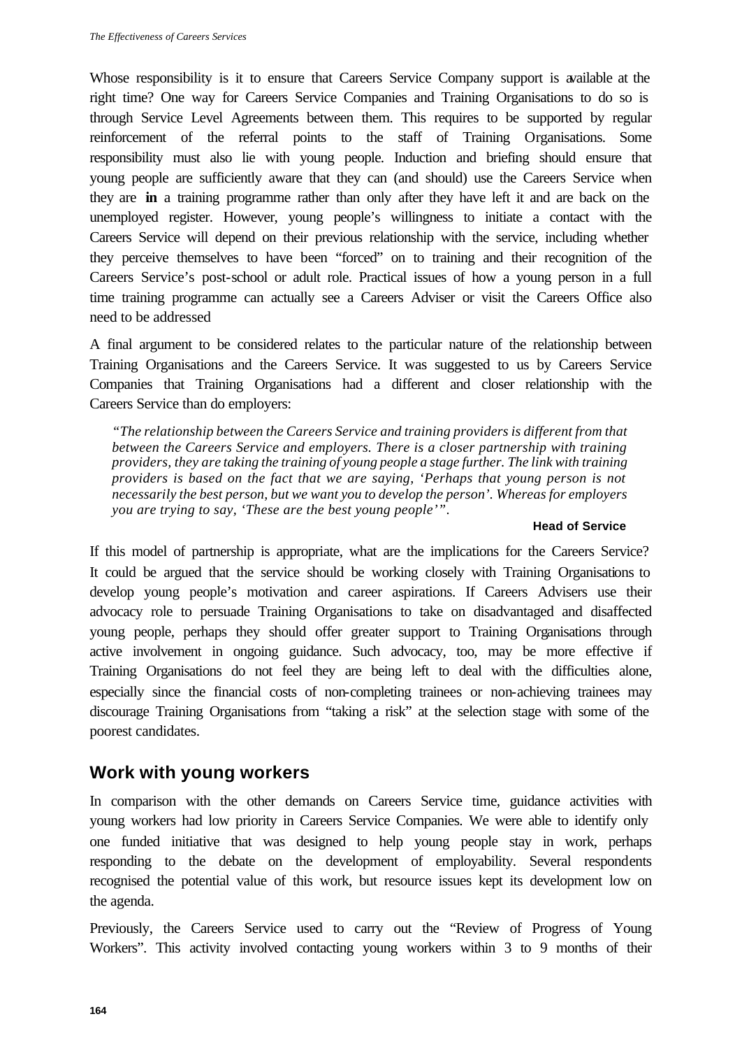Whose responsibility is it to ensure that Careers Service Company support is available at the right time? One way for Careers Service Companies and Training Organisations to do so is through Service Level Agreements between them. This requires to be supported by regular reinforcement of the referral points to the staff of Training Organisations. Some responsibility must also lie with young people. Induction and briefing should ensure that young people are sufficiently aware that they can (and should) use the Careers Service when they are **in** a training programme rather than only after they have left it and are back on the unemployed register. However, young people's willingness to initiate a contact with the Careers Service will depend on their previous relationship with the service, including whether they perceive themselves to have been "forced" on to training and their recognition of the Careers Service's post-school or adult role. Practical issues of how a young person in a full time training programme can actually see a Careers Adviser or visit the Careers Office also need to be addressed

A final argument to be considered relates to the particular nature of the relationship between Training Organisations and the Careers Service. It was suggested to us by Careers Service Companies that Training Organisations had a different and closer relationship with the Careers Service than do employers:

> *"The relationship between the Careers Service and training providers is different from that between the Careers Service and employers. There is a closer partnership with training providers, they are taking the training of young people a stage further. The link with training providers is based on the fact that we are saying, 'Perhaps that young person is not necessarily the best person, but we want you to develop the person'. Whereas for employers you are trying to say, 'These are the best young people'".*
>
> **Head of Service**

If this model of partnership is appropriate, what are the implications for the Careers Service? It could be argued that the service should be working closely with Training Organisations to develop young people's motivation and career aspirations. If Careers Advisers use their advocacy role to persuade Training Organisations to take on disadvantaged and disaffected young people, perhaps they should offer greater support to Training Organisations through active involvement in ongoing guidance. Such advocacy, too, may be more effective if Training Organisations do not feel they are being left to deal with the difficulties alone, especially since the financial costs of non-completing trainees or non-achieving trainees may discourage Training Organisations from "taking a risk" at the selection stage with some of the poorest candidates.

## Work with young workers

In comparison with the other demands on Careers Service time, guidance activities with young workers had low priority in Careers Service Companies. We were able to identify only one funded initiative that was designed to help young people stay in work, perhaps responding to the debate on the development of employability. Several respondents recognised the potential value of this work, but resource issues kept its development low on the agenda.

Previously, the Careers Service used to carry out the "Review of Progress of Young Workers". This activity involved contacting young workers within 3 to 9 months of their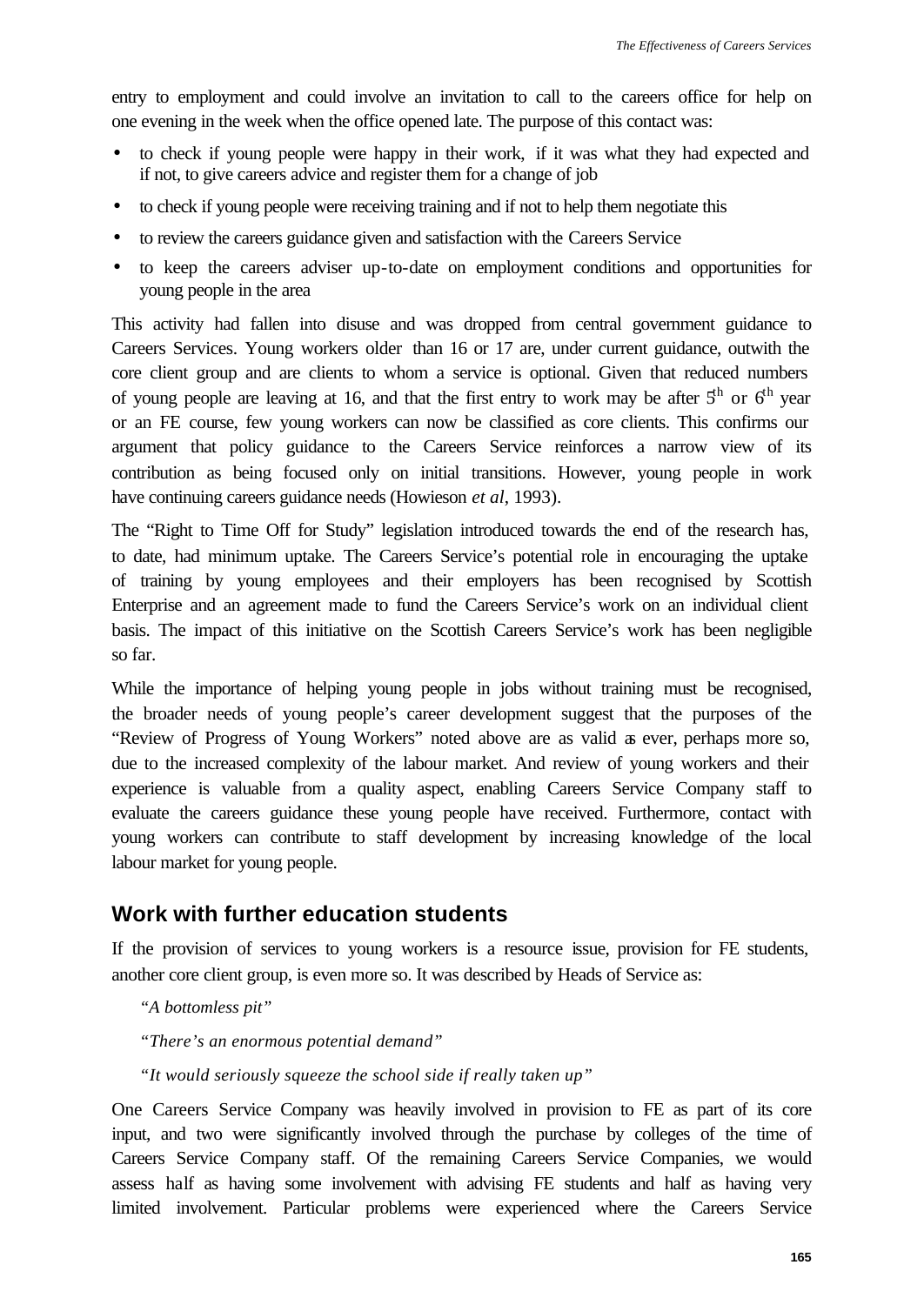entry to employment and could involve an invitation to call to the careers office for help on one evening in the week when the office opened late. The purpose of this contact was:

- to check if young people were happy in their work, if it was what they had expected and if not, to give careers advice and register them for a change of job
- to check if young people were receiving training and if not to help them negotiate this
- to review the careers guidance given and satisfaction with the Careers Service
- to keep the careers adviser up-to-date on employment conditions and opportunities for young people in the area

This activity had fallen into disuse and was dropped from central government guidance to Careers Services. Young workers older than 16 or 17 are, under current guidance, outwith the core client group and are clients to whom a service is optional. Given that reduced numbers of young people are leaving at 16, and that the first entry to work may be after 5th or 6th year or an FE course, few young workers can now be classified as core clients. This confirms our argument that policy guidance to the Careers Service reinforces a narrow view of its contribution as being focused only on initial transitions. However, young people in work have continuing careers guidance needs (Howieson *et al*, 1993).

The "Right to Time Off for Study" legislation introduced towards the end of the research has, to date, had minimum uptake. The Careers Service's potential role in encouraging the uptake of training by young employees and their employers has been recognised by Scottish Enterprise and an agreement made to fund the Careers Service's work on an individual client basis. The impact of this initiative on the Scottish Careers Service's work has been negligible so far.

While the importance of helping young people in jobs without training must be recognised, the broader needs of young people's career development suggest that the purposes of the "Review of Progress of Young Workers" noted above are as valid as ever, perhaps more so, due to the increased complexity of the labour market. And review of young workers and their experience is valuable from a quality aspect, enabling Careers Service Company staff to evaluate the careers guidance these young people have received. Furthermore, contact with young workers can contribute to staff development by increasing knowledge of the local labour market for young people.

## Work with further education students

If the provision of services to young workers is a resource issue, provision for FE students, another core client group, is even more so. It was described by Heads of Service as:

*"A bottomless pit"*

*"There's an enormous potential demand"*

*"It would seriously squeeze the school side if really taken up"*

One Careers Service Company was heavily involved in provision to FE as part of its core input, and two were significantly involved through the purchase by colleges of the time of Careers Service Company staff. Of the remaining Careers Service Companies, we would assess half as having some involvement with advising FE students and half as having very limited involvement. Particular problems were experienced where the Careers Service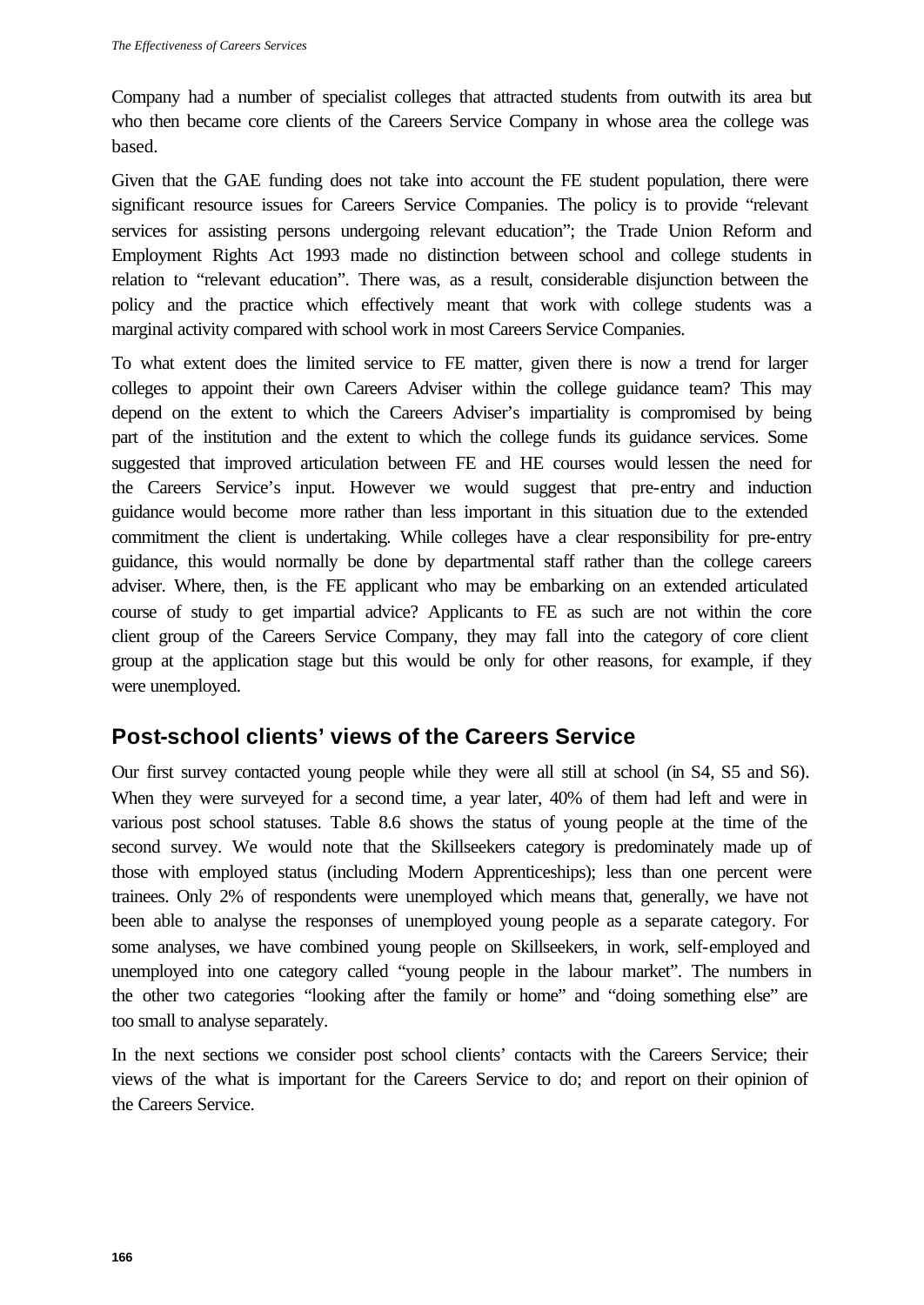Company had a number of specialist colleges that attracted students from outwith its area but who then became core clients of the Careers Service Company in whose area the college was based.

Given that the GAE funding does not take into account the FE student population, there were significant resource issues for Careers Service Companies. The policy is to provide "relevant services for assisting persons undergoing relevant education"; the Trade Union Reform and Employment Rights Act 1993 made no distinction between school and college students in relation to "relevant education". There was, as a result, considerable disjunction between the policy and the practice which effectively meant that work with college students was a marginal activity compared with school work in most Careers Service Companies.

To what extent does the limited service to FE matter, given there is now a trend for larger colleges to appoint their own Careers Adviser within the college guidance team? This may depend on the extent to which the Careers Adviser's impartiality is compromised by being part of the institution and the extent to which the college funds its guidance services. Some suggested that improved articulation between FE and HE courses would lessen the need for the Careers Service's input. However we would suggest that pre-entry and induction guidance would become more rather than less important in this situation due to the extended commitment the client is undertaking. While colleges have a clear responsibility for pre-entry guidance, this would normally be done by departmental staff rather than the college careers adviser. Where, then, is the FE applicant who may be embarking on an extended articulated course of study to get impartial advice? Applicants to FE as such are not within the core client group of the Careers Service Company, they may fall into the category of core client group at the application stage but this would be only for other reasons, for example, if they were unemployed.

## Post-school clients' views of the Careers Service

Our first survey contacted young people while they were all still at school (in S4, S5 and S6). When they were surveyed for a second time, a year later, 40% of them had left and were in various post school statuses. Table 8.6 shows the status of young people at the time of the second survey. We would note that the Skillseekers category is predominately made up of those with employed status (including Modern Apprenticeships); less than one percent were trainees. Only 2% of respondents were unemployed which means that, generally, we have not been able to analyse the responses of unemployed young people as a separate category. For some analyses, we have combined young people on Skillseekers, in work, self-employed and unemployed into one category called "young people in the labour market". The numbers in the other two categories "looking after the family or home" and "doing something else" are too small to analyse separately.

In the next sections we consider post school clients' contacts with the Careers Service; their views of the what is important for the Careers Service to do; and report on their opinion of the Careers Service.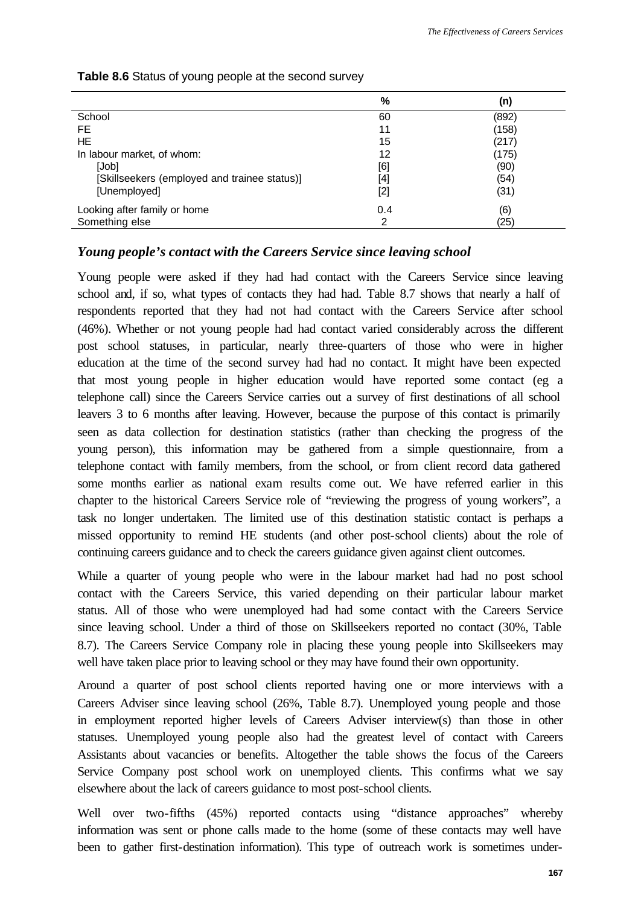**Table 8.6** Status of young people at the second survey

| | % | (n) |
|---|---|---|
| School | 60 | (892) |
| FE | 11 | (158) |
| HE | 15 | (217) |
| In labour market, of whom: | 12 | (175) |
| [Job] | [6] | (90) |
| [Skillseekers (employed and trainee status)] | [4] | (54) |
| [Unemployed] | [2] | (31) |
| Looking after family or home | 0.4 | (6) |
| Something else | 2 | (25) |

### *Young people's contact with the Careers Service since leaving school*

Young people were asked if they had had contact with the Careers Service since leaving school and, if so, what types of contacts they had had. Table 8.7 shows that nearly a half of respondents reported that they had not had contact with the Careers Service after school (46%). Whether or not young people had had contact varied considerably across the different post school statuses, in particular, nearly three-quarters of those who were in higher education at the time of the second survey had had no contact. It might have been expected that most young people in higher education would have reported some contact (eg a telephone call) since the Careers Service carries out a survey of first destinations of all school leavers 3 to 6 months after leaving. However, because the purpose of this contact is primarily seen as data collection for destination statistics (rather than checking the progress of the young person), this information may be gathered from a simple questionnaire, from a telephone contact with family members, from the school, or from client record data gathered some months earlier as national exam results come out. We have referred earlier in this chapter to the historical Careers Service role of "reviewing the progress of young workers", a task no longer undertaken. The limited use of this destination statistic contact is perhaps a missed opportunity to remind HE students (and other post-school clients) about the role of continuing careers guidance and to check the careers guidance given against client outcomes.

While a quarter of young people who were in the labour market had had no post school contact with the Careers Service, this varied depending on their particular labour market status. All of those who were unemployed had had some contact with the Careers Service since leaving school. Under a third of those on Skillseekers reported no contact (30%, Table 8.7). The Careers Service Company role in placing these young people into Skillseekers may well have taken place prior to leaving school or they may have found their own opportunity.

Around a quarter of post school clients reported having one or more interviews with a Careers Adviser since leaving school (26%, Table 8.7). Unemployed young people and those in employment reported higher levels of Careers Adviser interview(s) than those in other statuses. Unemployed young people also had the greatest level of contact with Careers Assistants about vacancies or benefits. Altogether the table shows the focus of the Careers Service Company post school work on unemployed clients. This confirms what we say elsewhere about the lack of careers guidance to most post-school clients.

Well over two-fifths (45%) reported contacts using "distance approaches" whereby information was sent or phone calls made to the home (some of these contacts may well have been to gather first-destination information). This type of outreach work is sometimes under-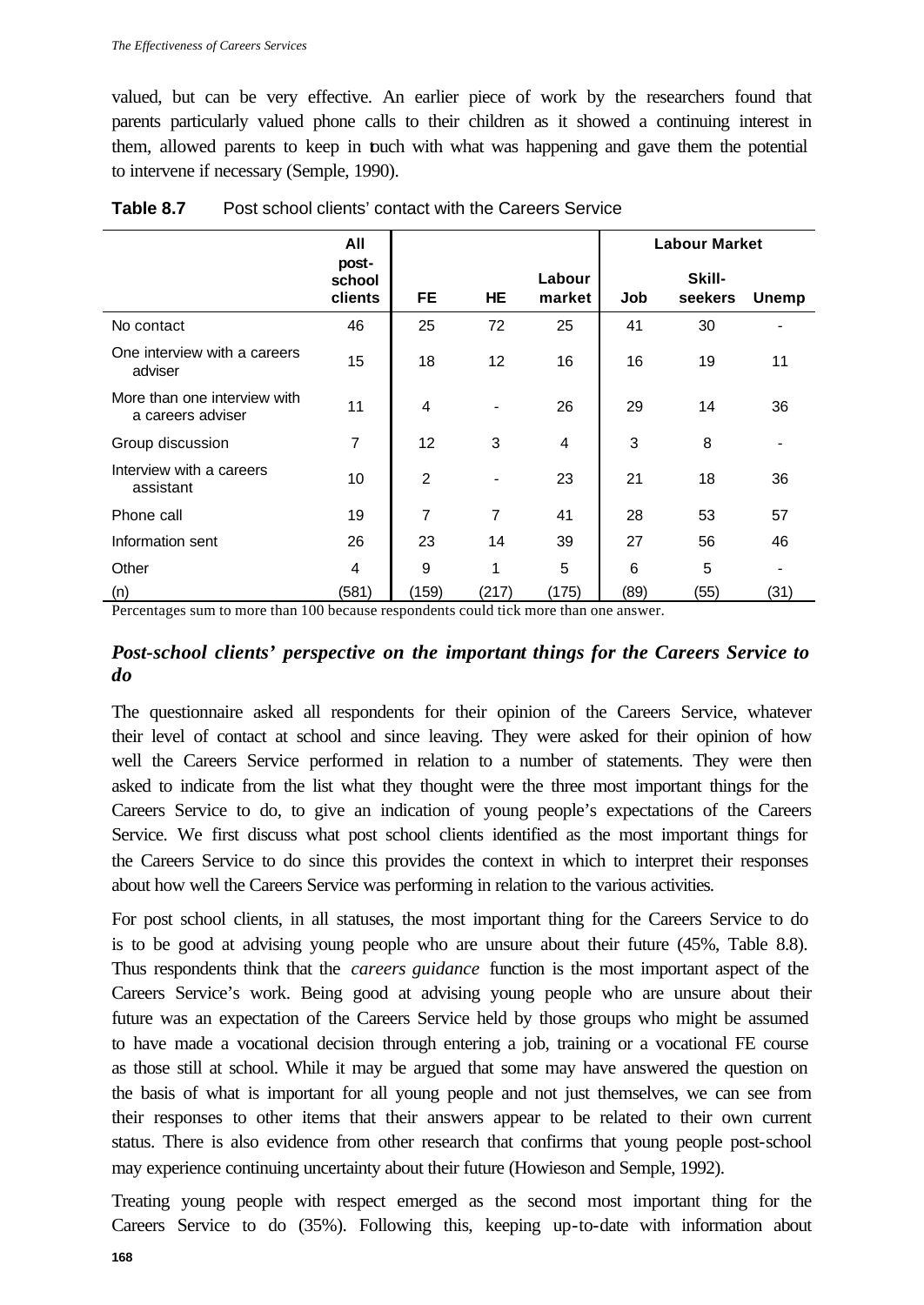valued, but can be very effective. An earlier piece of work by the researchers found that parents particularly valued phone calls to their children as it showed a continuing interest in them, allowed parents to keep in touch with what was happening and gave them the potential to intervene if necessary (Semple, 1990).

**Table 8.7** Post school clients' contact with the Careers Service

| | All post-school clients | FE | HE | Labour market | Labour Market | | |
|---|---|---|---|---|---|---|---|
| | | | | | Job | Skill-seekers | Unemp |
| No contact | 46 | 25 | 72 | 25 | 41 | 30 | - |
| One interview with a careers adviser | 15 | 18 | 12 | 16 | 16 | 19 | 11 |
| More than one interview with a careers adviser | 11 | 4 | - | 26 | 29 | 14 | 36 |
| Group discussion | 7 | 12 | 3 | 4 | 3 | 8 | - |
| Interview with a careers assistant | 10 | 2 | - | 23 | 21 | 18 | 36 |
| Phone call | 19 | 7 | 7 | 41 | 28 | 53 | 57 |
| Information sent | 26 | 23 | 14 | 39 | 27 | 56 | 46 |
| Other | 4 | 9 | 1 | 5 | 6 | 5 | - |
| (n) | (581) | (159) | (217) | (175) | (89) | (55) | (31) |

Percentages sum to more than 100 because respondents could tick more than one answer.

### *Post-school clients' perspective on the important things for the Careers Service to do*

The questionnaire asked all respondents for their opinion of the Careers Service, whatever their level of contact at school and since leaving. They were asked for their opinion of how well the Careers Service performed in relation to a number of statements. They were then asked to indicate from the list what they thought were the three most important things for the Careers Service to do, to give an indication of young people's expectations of the Careers Service. We first discuss what post school clients identified as the most important things for the Careers Service to do since this provides the context in which to interpret their responses about how well the Careers Service was performing in relation to the various activities.

For post school clients, in all statuses, the most important thing for the Careers Service to do is to be good at advising young people who are unsure about their future (45%, Table 8.8). Thus respondents think that the *careers guidance* function is the most important aspect of the Careers Service's work. Being good at advising young people who are unsure about their future was an expectation of the Careers Service held by those groups who might be assumed to have made a vocational decision through entering a job, training or a vocational FE course as those still at school. While it may be argued that some may have answered the question on the basis of what is important for all young people and not just themselves, we can see from their responses to other items that their answers appear to be related to their own current status. There is also evidence from other research that confirms that young people post-school may experience continuing uncertainty about their future (Howieson and Semple, 1992).

Treating young people with respect emerged as the second most important thing for the Careers Service to do (35%). Following this, keeping up-to-date with information about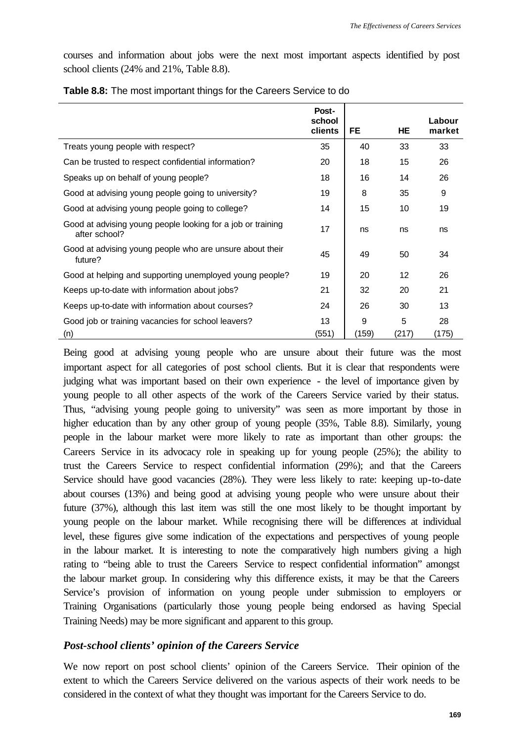courses and information about jobs were the next most important aspects identified by post school clients (24% and 21%, Table 8.8).

**Table 8.8:** The most important things for the Careers Service to do

| | Post-school clients | FE | HE | Labour market |
|---|---|---|---|---|
| Treats young people with respect? | 35 | 40 | 33 | 33 |
| Can be trusted to respect confidential information? | 20 | 18 | 15 | 26 |
| Speaks up on behalf of young people? | 18 | 16 | 14 | 26 |
| Good at advising young people going to university? | 19 | 8 | 35 | 9 |
| Good at advising young people going to college? | 14 | 15 | 10 | 19 |
| Good at advising young people looking for a job or training after school? | 17 | ns | ns | ns |
| Good at advising young people who are unsure about their future? | 45 | 49 | 50 | 34 |
| Good at helping and supporting unemployed young people? | 19 | 20 | 12 | 26 |
| Keeps up-to-date with information about jobs? | 21 | 32 | 20 | 21 |
| Keeps up-to-date with information about courses? | 24 | 26 | 30 | 13 |
| Good job or training vacancies for school leavers? | 13 | 9 | 5 | 28 |
| (n) | (551) | (159) | (217) | (175) |

Being good at advising young people who are unsure about their future was the most important aspect for all categories of post school clients. But it is clear that respondents were judging what was important based on their own experience - the level of importance given by young people to all other aspects of the work of the Careers Service varied by their status. Thus, "advising young people going to university" was seen as more important by those in higher education than by any other group of young people (35%, Table 8.8). Similarly, young people in the labour market were more likely to rate as important than other groups: the Careers Service in its advocacy role in speaking up for young people (25%); the ability to trust the Careers Service to respect confidential information (29%); and that the Careers Service should have good vacancies (28%). They were less likely to rate: keeping up-to-date about courses (13%) and being good at advising young people who were unsure about their future (37%), although this last item was still the one most likely to be thought important by young people on the labour market. While recognising there will be differences at individual level, these figures give some indication of the expectations and perspectives of young people in the labour market. It is interesting to note the comparatively high numbers giving a high rating to "being able to trust the Careers Service to respect confidential information" amongst the labour market group. In considering why this difference exists, it may be that the Careers Service's provision of information on young people under submission to employers or Training Organisations (particularly those young people being endorsed as having Special Training Needs) may be more significant and apparent to this group.

### *Post-school clients' opinion of the Careers Service*

We now report on post school clients' opinion of the Careers Service. Their opinion of the extent to which the Careers Service delivered on the various aspects of their work needs to be considered in the context of what they thought was important for the Careers Service to do.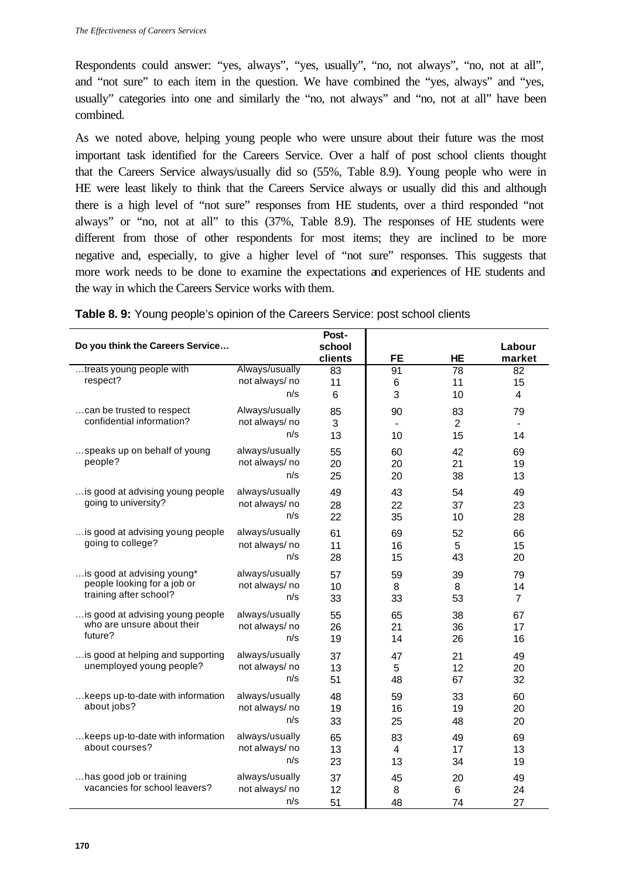Respondents could answer: "yes, always", "yes, usually", "no, not always", "no, not at all", and "not sure" to each item in the question. We have combined the "yes, always" and "yes, usually" categories into one and similarly the "no, not always" and "no, not at all" have been combined.

As we noted above, helping young people who were unsure about their future was the most important task identified for the Careers Service. Over a half of post school clients thought that the Careers Service always/usually did so (55%, Table 8.9). Young people who were in HE were least likely to think that the Careers Service always or usually did this and although there is a high level of "not sure" responses from HE students, over a third responded "not always" or "no, not at all" to this (37%, Table 8.9). The responses of HE students were different from those of other respondents for most items; they are inclined to be more negative and, especially, to give a higher level of "not sure" responses. This suggests that more work needs to be done to examine the expectations and experiences of HE students and the way in which the Careers Service works with them.

**Table 8. 9:** Young people's opinion of the Careers Service: post school clients

| Do you think the Careers Service… | | Post-school clients | FE | HE | Labour market |
|---|---|---|---|---|---|
| …treats young people with respect? | Always/usually | 83 | 91 | 78 | 82 |
| | not always/ no | 11 | 6 | 11 | 15 |
| | n/s | 6 | 3 | 10 | 4 |
| …can be trusted to respect confidential information? | Always/usually | 85 | 90 | 83 | 79 |
| | not always/ no | 3 | - | 2 | - |
| | n/s | 13 | 10 | 15 | 14 |
| …speaks up on behalf of young people? | always/usually | 55 | 60 | 42 | 69 |
| | not always/ no | 20 | 20 | 21 | 19 |
| | n/s | 25 | 20 | 38 | 13 |
| …is good at advising young people going to university? | always/usually | 49 | 43 | 54 | 49 |
| | not always/ no | 28 | 22 | 37 | 23 |
| | n/s | 22 | 35 | 10 | 28 |
| …is good at advising young people going to college? | always/usually | 61 | 69 | 52 | 66 |
| | not always/ no | 11 | 16 | 5 | 15 |
| | n/s | 28 | 15 | 43 | 20 |
| …is good at advising young* people looking for a job or training after school? | always/usually | 57 | 59 | 39 | 79 |
| | not always/ no | 10 | 8 | 8 | 14 |
| | n/s | 33 | 33 | 53 | 7 |
| …is good at advising young people who are unsure about their future? | always/usually | 55 | 65 | 38 | 67 |
| | not always/ no | 26 | 21 | 36 | 17 |
| | n/s | 19 | 14 | 26 | 16 |
| …is good at helping and supporting unemployed young people? | always/usually | 37 | 47 | 21 | 49 |
| | not always/ no | 13 | 5 | 12 | 20 |
| | n/s | 51 | 48 | 67 | 32 |
| …keeps up-to-date with information about jobs? | always/usually | 48 | 59 | 33 | 60 |
| | not always/ no | 19 | 16 | 19 | 20 |
| | n/s | 33 | 25 | 48 | 20 |
| …keeps up-to-date with information about courses? | always/usually | 65 | 83 | 49 | 69 |
| | not always/ no | 13 | 4 | 17 | 13 |
| | n/s | 23 | 13 | 34 | 19 |
| …has good job or training vacancies for school leavers? | always/usually | 37 | 45 | 20 | 49 |
| | not always/ no | 12 | 8 | 6 | 24 |
| | n/s | 51 | 48 | 74 | 27 |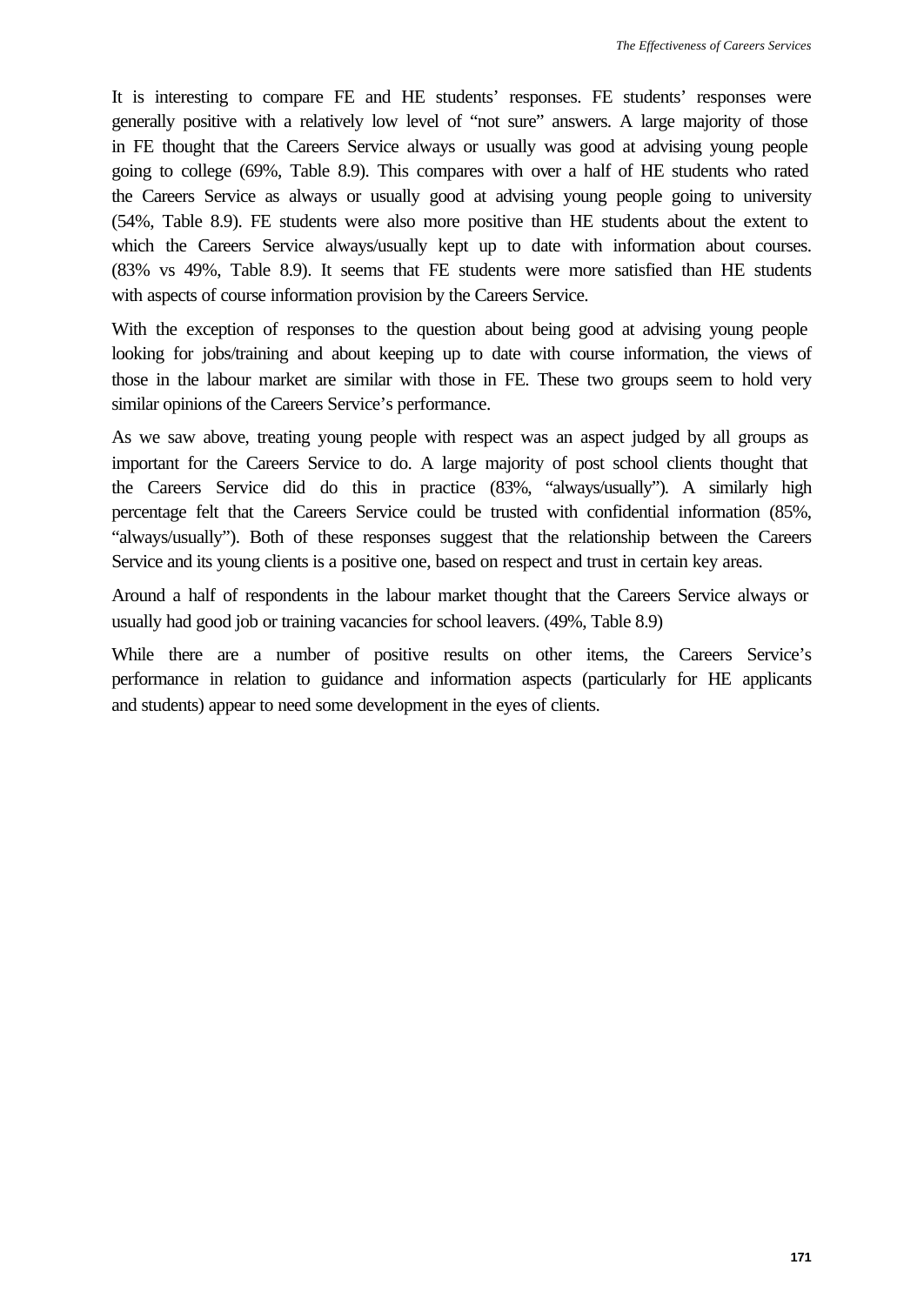It is interesting to compare FE and HE students' responses. FE students' responses were generally positive with a relatively low level of "not sure" answers. A large majority of those in FE thought that the Careers Service always or usually was good at advising young people going to college (69%, Table 8.9). This compares with over a half of HE students who rated the Careers Service as always or usually good at advising young people going to university (54%, Table 8.9). FE students were also more positive than HE students about the extent to which the Careers Service always/usually kept up to date with information about courses. (83% vs 49%, Table 8.9). It seems that FE students were more satisfied than HE students with aspects of course information provision by the Careers Service.

With the exception of responses to the question about being good at advising young people looking for jobs/training and about keeping up to date with course information, the views of those in the labour market are similar with those in FE. These two groups seem to hold very similar opinions of the Careers Service's performance.

As we saw above, treating young people with respect was an aspect judged by all groups as important for the Careers Service to do. A large majority of post school clients thought that the Careers Service did do this in practice (83%, "always/usually"). A similarly high percentage felt that the Careers Service could be trusted with confidential information (85%, "always/usually"). Both of these responses suggest that the relationship between the Careers Service and its young clients is a positive one, based on respect and trust in certain key areas.

Around a half of respondents in the labour market thought that the Careers Service always or usually had good job or training vacancies for school leavers. (49%, Table 8.9)

While there are a number of positive results on other items, the Careers Service's performance in relation to guidance and information aspects (particularly for HE applicants and students) appear to need some development in the eyes of clients.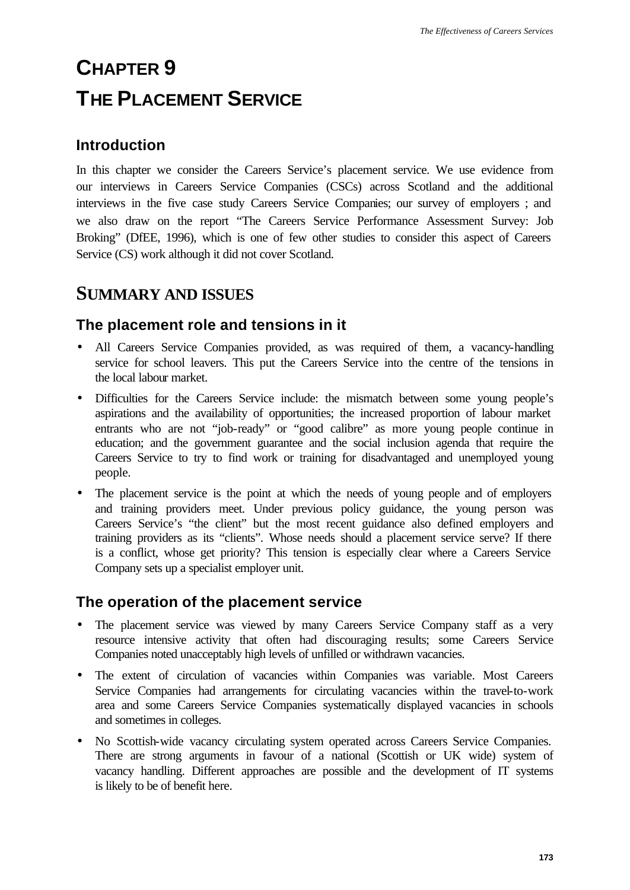# CHAPTER 9

# THE PLACEMENT SERVICE

## Introduction

In this chapter we consider the Careers Service's placement service. We use evidence from our interviews in Careers Service Companies (CSCs) across Scotland and the additional interviews in the five case study Careers Service Companies; our survey of employers ; and we also draw on the report "The Careers Service Performance Assessment Survey: Job Broking" (DfEE, 1996), which is one of few other studies to consider this aspect of Careers Service (CS) work although it did not cover Scotland.

## SUMMARY AND ISSUES

### The placement role and tensions in it

- All Careers Service Companies provided, as was required of them, a vacancy-handling service for school leavers. This put the Careers Service into the centre of the tensions in the local labour market.
- Difficulties for the Careers Service include: the mismatch between some young people's aspirations and the availability of opportunities; the increased proportion of labour market entrants who are not "job-ready" or "good calibre" as more young people continue in education; and the government guarantee and the social inclusion agenda that require the Careers Service to try to find work or training for disadvantaged and unemployed young people.
- The placement service is the point at which the needs of young people and of employers and training providers meet. Under previous policy guidance, the young person was Careers Service's "the client" but the most recent guidance also defined employers and training providers as its "clients". Whose needs should a placement service serve? If there is a conflict, whose get priority? This tension is especially clear where a Careers Service Company sets up a specialist employer unit.

### The operation of the placement service

- The placement service was viewed by many Careers Service Company staff as a very resource intensive activity that often had discouraging results; some Careers Service Companies noted unacceptably high levels of unfilled or withdrawn vacancies.
- The extent of circulation of vacancies within Companies was variable. Most Careers Service Companies had arrangements for circulating vacancies within the travel-to-work area and some Careers Service Companies systematically displayed vacancies in schools and sometimes in colleges.
- No Scottish-wide vacancy circulating system operated across Careers Service Companies. There are strong arguments in favour of a national (Scottish or UK wide) system of vacancy handling. Different approaches are possible and the development of IT systems is likely to be of benefit here.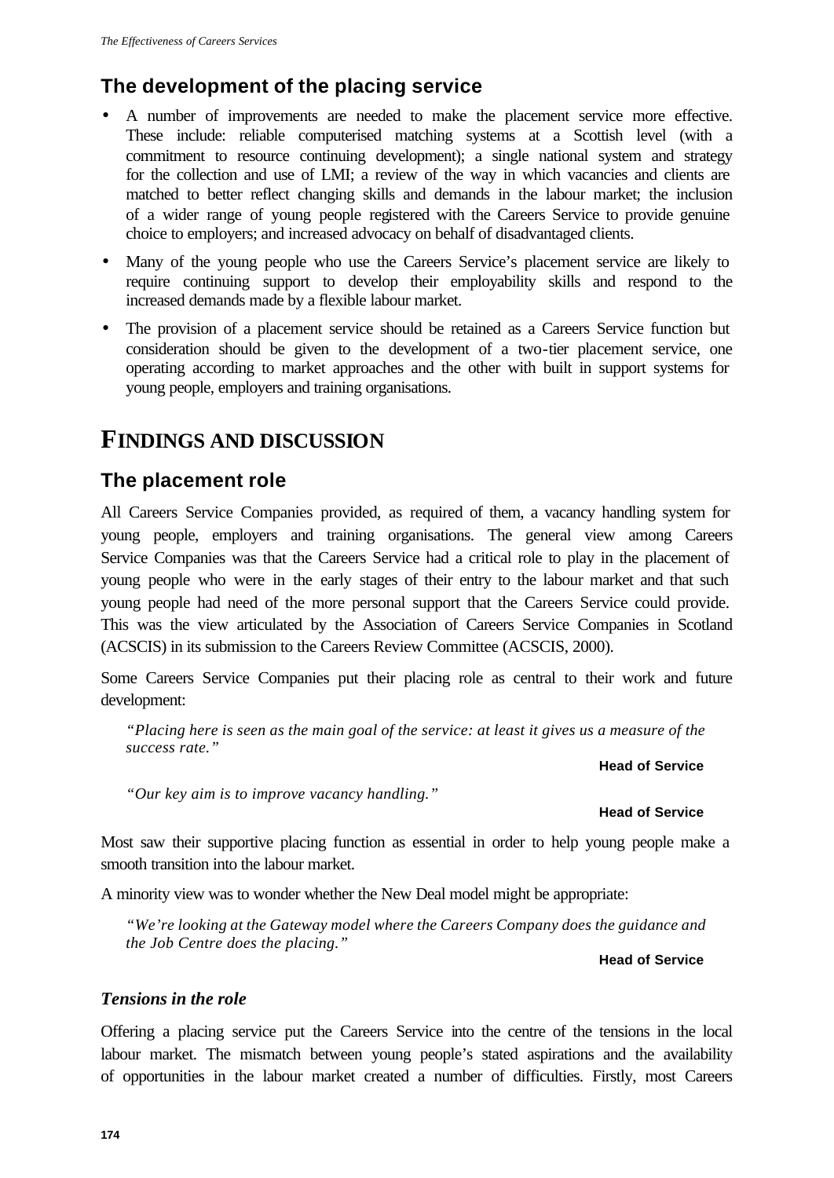## The development of the placing service

- A number of improvements are needed to make the placement service more effective. These include: reliable computerised matching systems at a Scottish level (with a commitment to resource continuing development); a single national system and strategy for the collection and use of LMI; a review of the way in which vacancies and clients are matched to better reflect changing skills and demands in the labour market; the inclusion of a wider range of young people registered with the Careers Service to provide genuine choice to employers; and increased advocacy on behalf of disadvantaged clients.
- Many of the young people who use the Careers Service's placement service are likely to require continuing support to develop their employability skills and respond to the increased demands made by a flexible labour market.
- The provision of a placement service should be retained as a Careers Service function but consideration should be given to the development of a two-tier placement service, one operating according to market approaches and the other with built in support systems for young people, employers and training organisations.

# FINDINGS AND DISCUSSION

## The placement role

All Careers Service Companies provided, as required of them, a vacancy handling system for young people, employers and training organisations. The general view among Careers Service Companies was that the Careers Service had a critical role to play in the placement of young people who were in the early stages of their entry to the labour market and that such young people had need of the more personal support that the Careers Service could provide. This was the view articulated by the Association of Careers Service Companies in Scotland (ACSCIS) in its submission to the Careers Review Committee (ACSCIS, 2000).

Some Careers Service Companies put their placing role as central to their work and future development:

> *"Placing here is seen as the main goal of the service: at least it gives us a measure of the success rate."*
>
> **Head of Service**

> *"Our key aim is to improve vacancy handling."*
>
> **Head of Service**

Most saw their supportive placing function as essential in order to help young people make a smooth transition into the labour market.

A minority view was to wonder whether the New Deal model might be appropriate:

> *"We're looking at the Gateway model where the Careers Company does the guidance and the Job Centre does the placing."*
>
> **Head of Service**

### *Tensions in the role*

Offering a placing service put the Careers Service into the centre of the tensions in the local labour market. The mismatch between young people's stated aspirations and the availability of opportunities in the labour market created a number of difficulties. Firstly, most Careers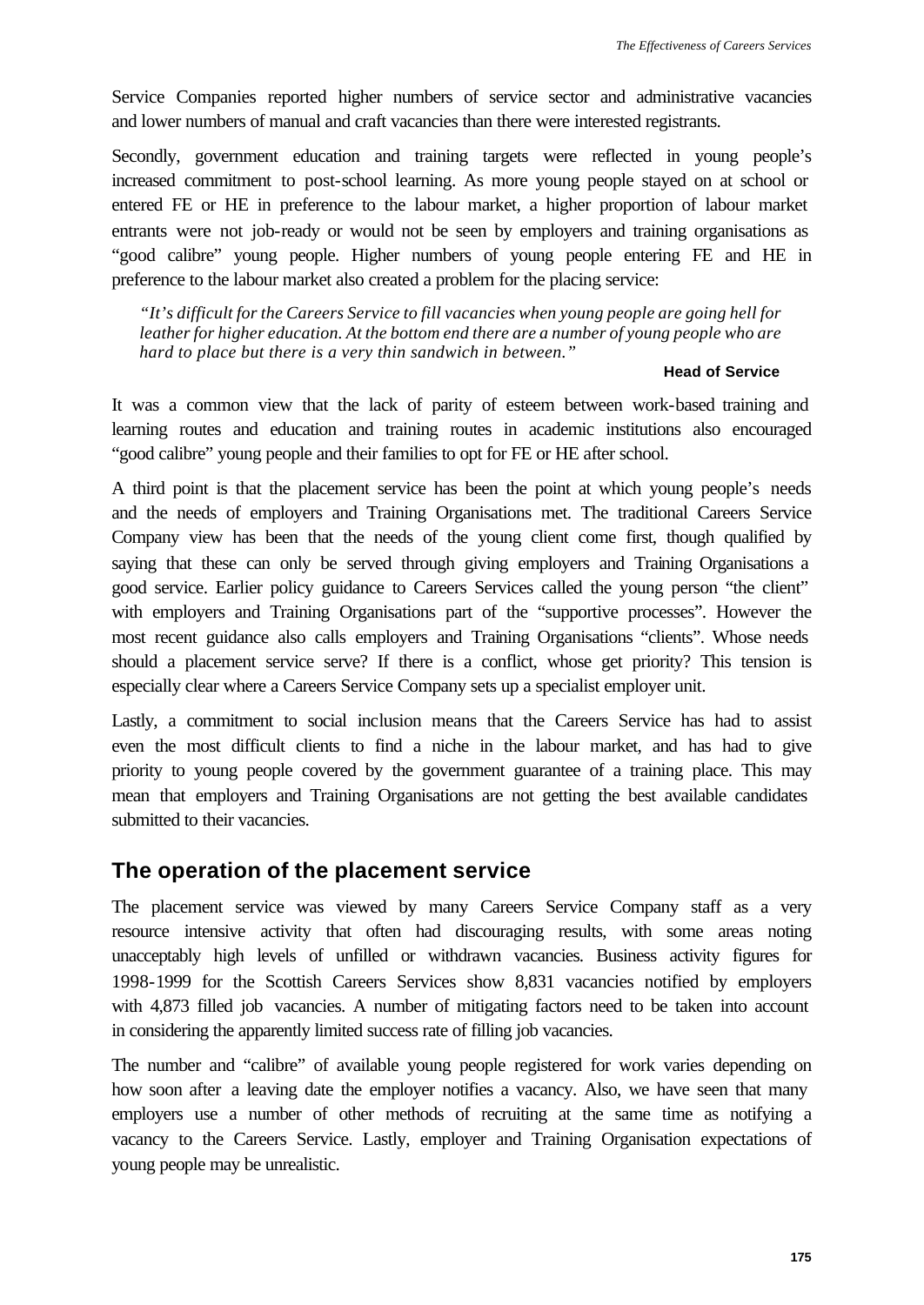Service Companies reported higher numbers of service sector and administrative vacancies and lower numbers of manual and craft vacancies than there were interested registrants.

Secondly, government education and training targets were reflected in young people's increased commitment to post-school learning. As more young people stayed on at school or entered FE or HE in preference to the labour market, a higher proportion of labour market entrants were not job-ready or would not be seen by employers and training organisations as "good calibre" young people. Higher numbers of young people entering FE and HE in preference to the labour market also created a problem for the placing service:

> *"It's difficult for the Careers Service to fill vacancies when young people are going hell for leather for higher education. At the bottom end there are a number of young people who are hard to place but there is a very thin sandwich in between."*
>
> **Head of Service**

It was a common view that the lack of parity of esteem between work-based training and learning routes and education and training routes in academic institutions also encouraged "good calibre" young people and their families to opt for FE or HE after school.

A third point is that the placement service has been the point at which young people's needs and the needs of employers and Training Organisations met. The traditional Careers Service Company view has been that the needs of the young client come first, though qualified by saying that these can only be served through giving employers and Training Organisations a good service. Earlier policy guidance to Careers Services called the young person "the client" with employers and Training Organisations part of the "supportive processes". However the most recent guidance also calls employers and Training Organisations "clients". Whose needs should a placement service serve? If there is a conflict, whose get priority? This tension is especially clear where a Careers Service Company sets up a specialist employer unit.

Lastly, a commitment to social inclusion means that the Careers Service has had to assist even the most difficult clients to find a niche in the labour market, and has had to give priority to young people covered by the government guarantee of a training place. This may mean that employers and Training Organisations are not getting the best available candidates submitted to their vacancies.

## The operation of the placement service

The placement service was viewed by many Careers Service Company staff as a very resource intensive activity that often had discouraging results, with some areas noting unacceptably high levels of unfilled or withdrawn vacancies. Business activity figures for 1998-1999 for the Scottish Careers Services show 8,831 vacancies notified by employers with 4,873 filled job vacancies. A number of mitigating factors need to be taken into account in considering the apparently limited success rate of filling job vacancies.

The number and "calibre" of available young people registered for work varies depending on how soon after a leaving date the employer notifies a vacancy. Also, we have seen that many employers use a number of other methods of recruiting at the same time as notifying a vacancy to the Careers Service. Lastly, employer and Training Organisation expectations of young people may be unrealistic.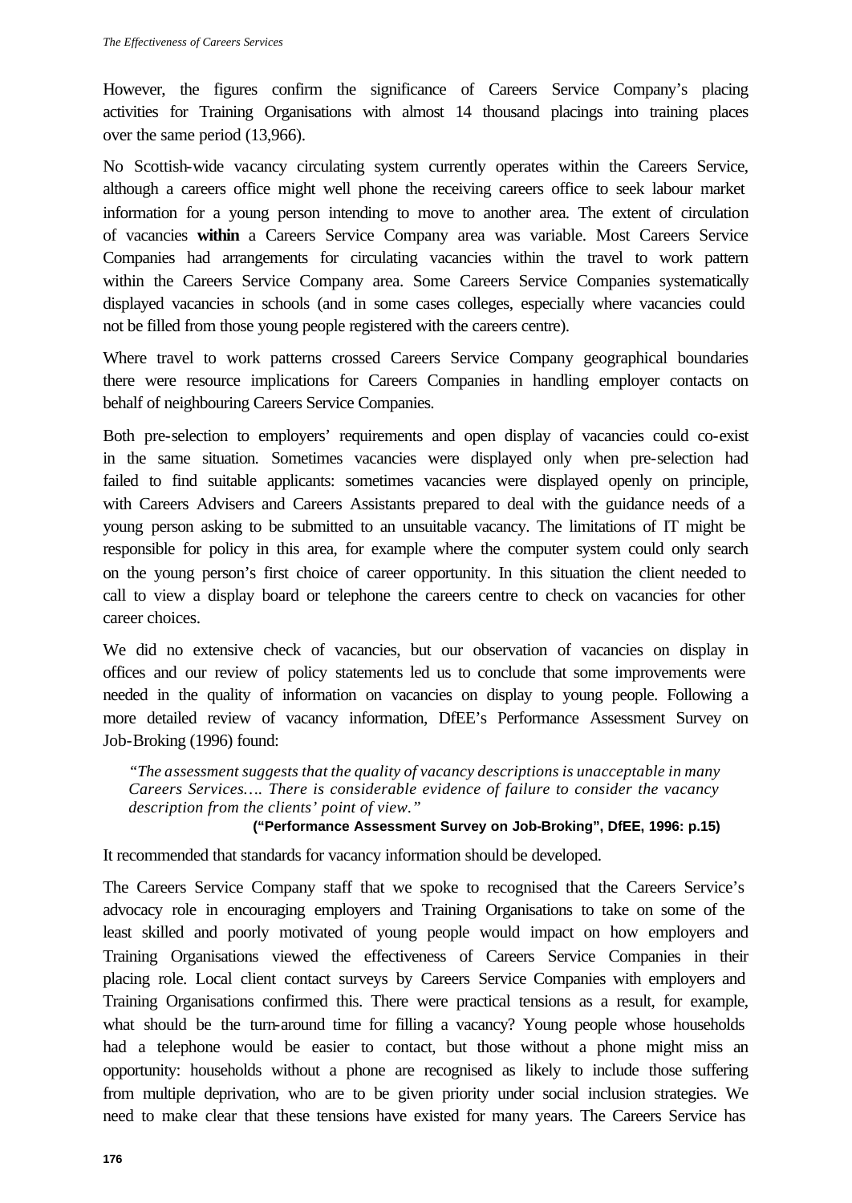However, the figures confirm the significance of Careers Service Company's placing activities for Training Organisations with almost 14 thousand placings into training places over the same period (13,966).

No Scottish-wide vacancy circulating system currently operates within the Careers Service, although a careers office might well phone the receiving careers office to seek labour market information for a young person intending to move to another area. The extent of circulation of vacancies **within** a Careers Service Company area was variable. Most Careers Service Companies had arrangements for circulating vacancies within the travel to work pattern within the Careers Service Company area. Some Careers Service Companies systematically displayed vacancies in schools (and in some cases colleges, especially where vacancies could not be filled from those young people registered with the careers centre).

Where travel to work patterns crossed Careers Service Company geographical boundaries there were resource implications for Careers Companies in handling employer contacts on behalf of neighbouring Careers Service Companies.

Both pre-selection to employers' requirements and open display of vacancies could co-exist in the same situation. Sometimes vacancies were displayed only when pre-selection had failed to find suitable applicants: sometimes vacancies were displayed openly on principle, with Careers Advisers and Careers Assistants prepared to deal with the guidance needs of a young person asking to be submitted to an unsuitable vacancy. The limitations of IT might be responsible for policy in this area, for example where the computer system could only search on the young person's first choice of career opportunity. In this situation the client needed to call to view a display board or telephone the careers centre to check on vacancies for other career choices.

We did no extensive check of vacancies, but our observation of vacancies on display in offices and our review of policy statements led us to conclude that some improvements were needed in the quality of information on vacancies on display to young people. Following a more detailed review of vacancy information, DfEE's Performance Assessment Survey on Job-Broking (1996) found:

> *"The assessment suggests that the quality of vacancy descriptions is unacceptable in many Careers Services…. There is considerable evidence of failure to consider the vacancy description from the clients' point of view."*
>
> **("Performance Assessment Survey on Job-Broking", DfEE, 1996: p.15)**

It recommended that standards for vacancy information should be developed.

The Careers Service Company staff that we spoke to recognised that the Careers Service's advocacy role in encouraging employers and Training Organisations to take on some of the least skilled and poorly motivated of young people would impact on how employers and Training Organisations viewed the effectiveness of Careers Service Companies in their placing role. Local client contact surveys by Careers Service Companies with employers and Training Organisations confirmed this. There were practical tensions as a result, for example, what should be the turn-around time for filling a vacancy? Young people whose households had a telephone would be easier to contact, but those without a phone might miss an opportunity: households without a phone are recognised as likely to include those suffering from multiple deprivation, who are to be given priority under social inclusion strategies. We need to make clear that these tensions have existed for many years. The Careers Service has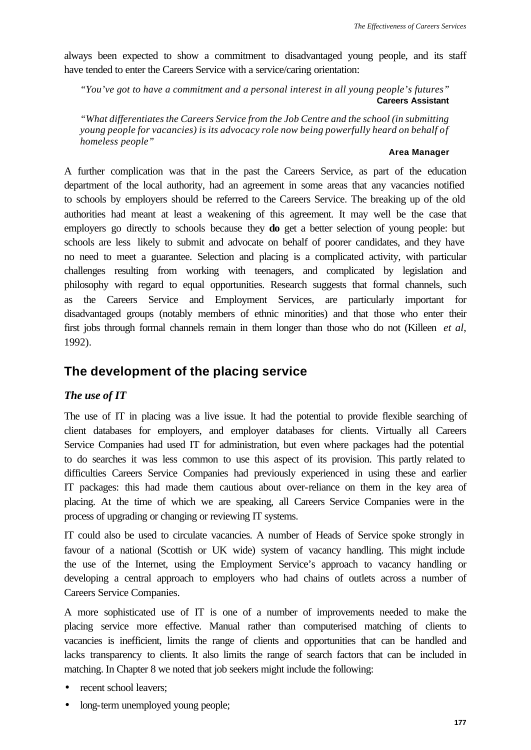always been expected to show a commitment to disadvantaged young people, and its staff have tended to enter the Careers Service with a service/caring orientation:

> *"You've got to have a commitment and a personal interest in all young people's futures"*
> **Careers Assistant**

> *"What differentiates the Careers Service from the Job Centre and the school (in submitting young people for vacancies) is its advocacy role now being powerfully heard on behalf of homeless people"*
> **Area Manager**

A further complication was that in the past the Careers Service, as part of the education department of the local authority, had an agreement in some areas that any vacancies notified to schools by employers should be referred to the Careers Service. The breaking up of the old authorities had meant at least a weakening of this agreement. It may well be the case that employers go directly to schools because they **do** get a better selection of young people: but schools are less likely to submit and advocate on behalf of poorer candidates, and they have no need to meet a guarantee. Selection and placing is a complicated activity, with particular challenges resulting from working with teenagers, and complicated by legislation and philosophy with regard to equal opportunities. Research suggests that formal channels, such as the Careers Service and Employment Services, are particularly important for disadvantaged groups (notably members of ethnic minorities) and that those who enter their first jobs through formal channels remain in them longer than those who do not (Killeen *et al*, 1992).

## The development of the placing service

### *The use of IT*

The use of IT in placing was a live issue. It had the potential to provide flexible searching of client databases for employers, and employer databases for clients. Virtually all Careers Service Companies had used IT for administration, but even where packages had the potential to do searches it was less common to use this aspect of its provision. This partly related to difficulties Careers Service Companies had previously experienced in using these and earlier IT packages: this had made them cautious about over-reliance on them in the key area of placing. At the time of which we are speaking, all Careers Service Companies were in the process of upgrading or changing or reviewing IT systems.

IT could also be used to circulate vacancies. A number of Heads of Service spoke strongly in favour of a national (Scottish or UK wide) system of vacancy handling. This might include the use of the Internet, using the Employment Service's approach to vacancy handling or developing a central approach to employers who had chains of outlets across a number of Careers Service Companies.

A more sophisticated use of IT is one of a number of improvements needed to make the placing service more effective. Manual rather than computerised matching of clients to vacancies is inefficient, limits the range of clients and opportunities that can be handled and lacks transparency to clients. It also limits the range of search factors that can be included in matching. In Chapter 8 we noted that job seekers might include the following:

- recent school leavers;
- long-term unemployed young people;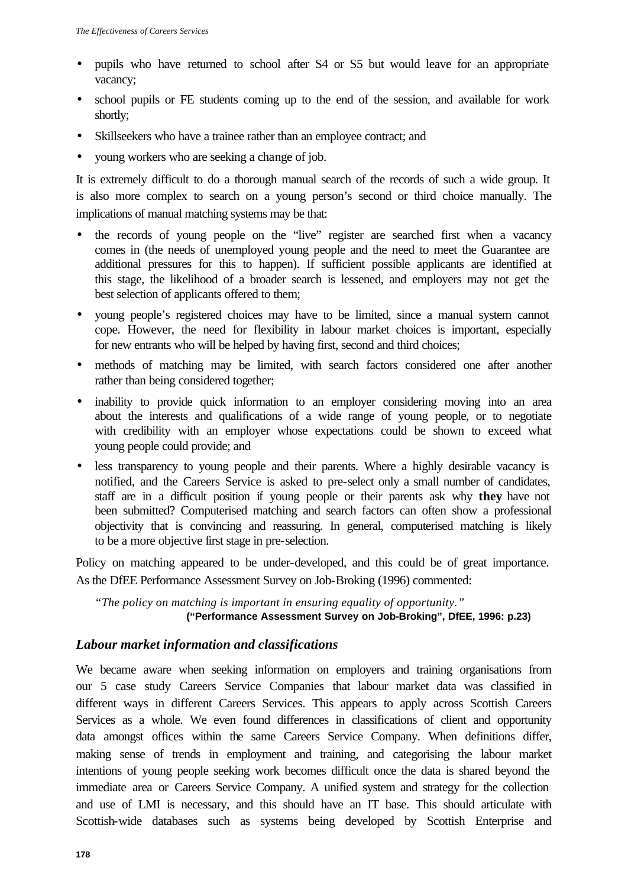- pupils who have returned to school after S4 or S5 but would leave for an appropriate vacancy;
- school pupils or FE students coming up to the end of the session, and available for work shortly;
- Skillseekers who have a trainee rather than an employee contract; and
- young workers who are seeking a change of job.

It is extremely difficult to do a thorough manual search of the records of such a wide group. It is also more complex to search on a young person's second or third choice manually. The implications of manual matching systems may be that:

- the records of young people on the "live" register are searched first when a vacancy comes in (the needs of unemployed young people and the need to meet the Guarantee are additional pressures for this to happen). If sufficient possible applicants are identified at this stage, the likelihood of a broader search is lessened, and employers may not get the best selection of applicants offered to them;
- young people's registered choices may have to be limited, since a manual system cannot cope. However, the need for flexibility in labour market choices is important, especially for new entrants who will be helped by having first, second and third choices;
- methods of matching may be limited, with search factors considered one after another rather than being considered together;
- inability to provide quick information to an employer considering moving into an area about the interests and qualifications of a wide range of young people, or to negotiate with credibility with an employer whose expectations could be shown to exceed what young people could provide; and
- less transparency to young people and their parents. Where a highly desirable vacancy is notified, and the Careers Service is asked to pre-select only a small number of candidates, staff are in a difficult position if young people or their parents ask why **they** have not been submitted? Computerised matching and search factors can often show a professional objectivity that is convincing and reassuring. In general, computerised matching is likely to be a more objective first stage in pre-selection.

Policy on matching appeared to be under-developed, and this could be of great importance. As the DfEE Performance Assessment Survey on Job-Broking (1996) commented:

> *"The policy on matching is important in ensuring equality of opportunity."*
> **("Performance Assessment Survey on Job-Broking", DfEE, 1996: p.23)**

### *Labour market information and classifications*

We became aware when seeking information on employers and training organisations from our 5 case study Careers Service Companies that labour market data was classified in different ways in different Careers Services. This appears to apply across Scottish Careers Services as a whole. We even found differences in classifications of client and opportunity data amongst offices within the same Careers Service Company. When definitions differ, making sense of trends in employment and training, and categorising the labour market intentions of young people seeking work becomes difficult once the data is shared beyond the immediate area or Careers Service Company. A unified system and strategy for the collection and use of LMI is necessary, and this should have an IT base. This should articulate with Scottish-wide databases such as systems being developed by Scottish Enterprise and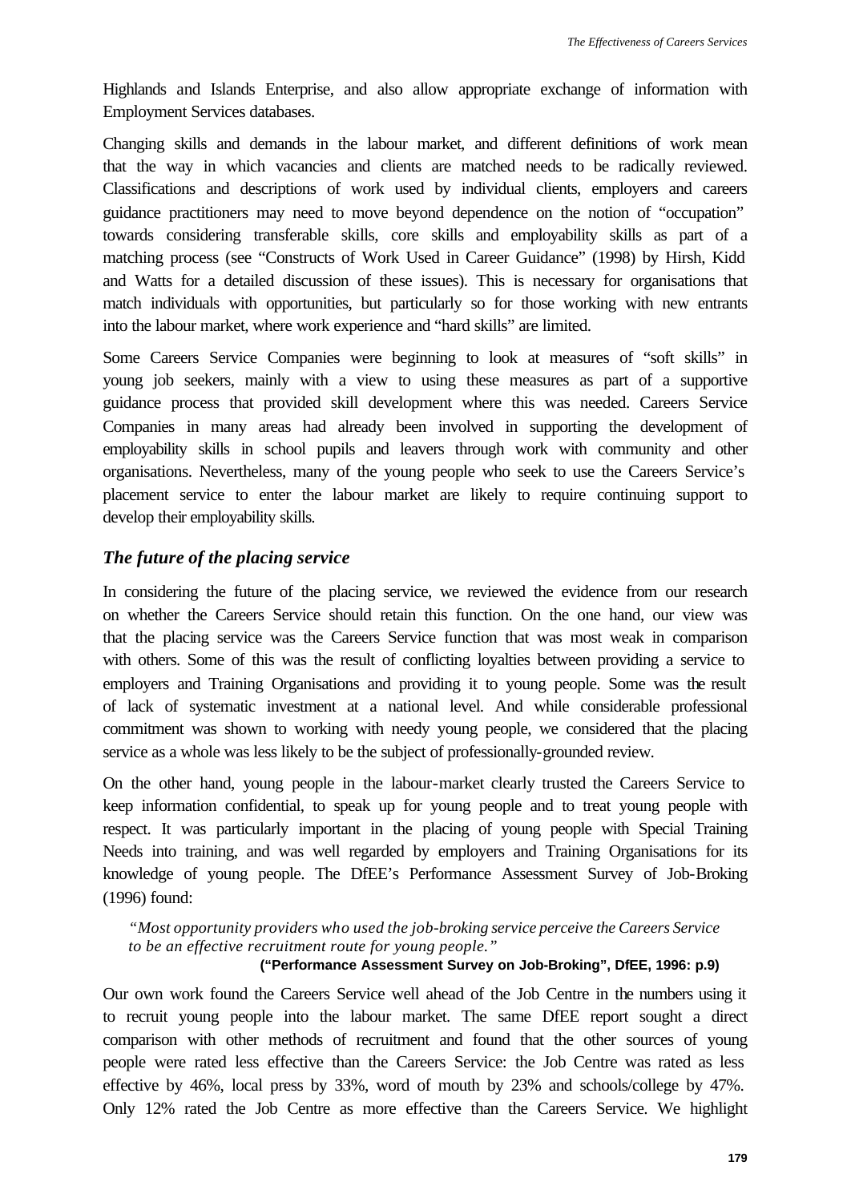Highlands and Islands Enterprise, and also allow appropriate exchange of information with Employment Services databases.

Changing skills and demands in the labour market, and different definitions of work mean that the way in which vacancies and clients are matched needs to be radically reviewed. Classifications and descriptions of work used by individual clients, employers and careers guidance practitioners may need to move beyond dependence on the notion of "occupation" towards considering transferable skills, core skills and employability skills as part of a matching process (see "Constructs of Work Used in Career Guidance" (1998) by Hirsh, Kidd and Watts for a detailed discussion of these issues). This is necessary for organisations that match individuals with opportunities, but particularly so for those working with new entrants into the labour market, where work experience and "hard skills" are limited.

Some Careers Service Companies were beginning to look at measures of "soft skills" in young job seekers, mainly with a view to using these measures as part of a supportive guidance process that provided skill development where this was needed. Careers Service Companies in many areas had already been involved in supporting the development of employability skills in school pupils and leavers through work with community and other organisations. Nevertheless, many of the young people who seek to use the Careers Service's placement service to enter the labour market are likely to require continuing support to develop their employability skills.

### *The future of the placing service*

In considering the future of the placing service, we reviewed the evidence from our research on whether the Careers Service should retain this function. On the one hand, our view was that the placing service was the Careers Service function that was most weak in comparison with others. Some of this was the result of conflicting loyalties between providing a service to employers and Training Organisations and providing it to young people. Some was the result of lack of systematic investment at a national level. And while considerable professional commitment was shown to working with needy young people, we considered that the placing service as a whole was less likely to be the subject of professionally-grounded review.

On the other hand, young people in the labour-market clearly trusted the Careers Service to keep information confidential, to speak up for young people and to treat young people with respect. It was particularly important in the placing of young people with Special Training Needs into training, and was well regarded by employers and Training Organisations for its knowledge of young people. The DfEE's Performance Assessment Survey of Job-Broking (1996) found:

> *"Most opportunity providers who used the job-broking service perceive the Careers Service to be an effective recruitment route for young people."*
>
> **("Performance Assessment Survey on Job-Broking", DfEE, 1996: p.9)**

Our own work found the Careers Service well ahead of the Job Centre in the numbers using it to recruit young people into the labour market. The same DfEE report sought a direct comparison with other methods of recruitment and found that the other sources of young people were rated less effective than the Careers Service: the Job Centre was rated as less effective by 46%, local press by 33%, word of mouth by 23% and schools/college by 47%. Only 12% rated the Job Centre as more effective than the Careers Service. We highlight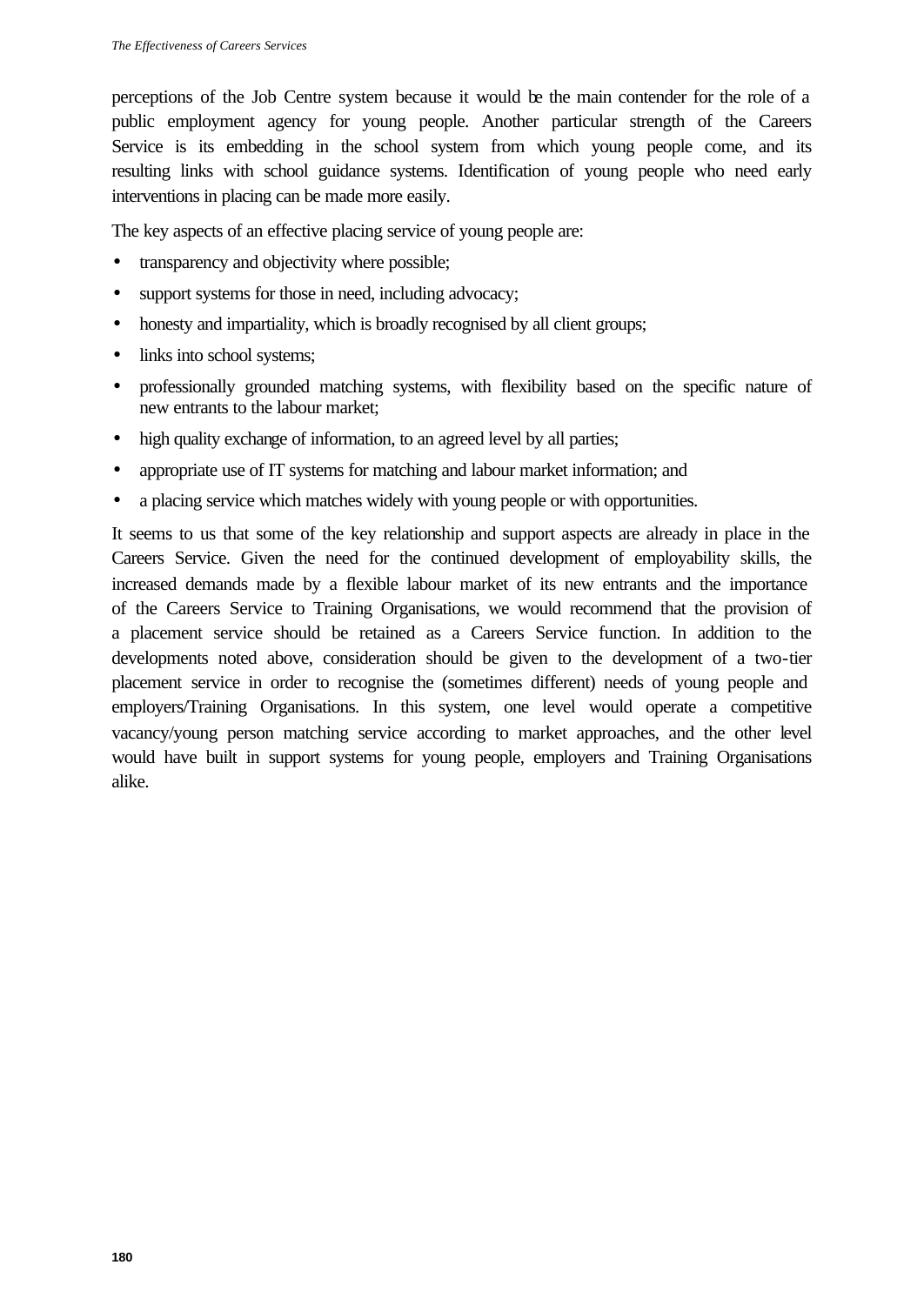perceptions of the Job Centre system because it would be the main contender for the role of a public employment agency for young people. Another particular strength of the Careers Service is its embedding in the school system from which young people come, and its resulting links with school guidance systems. Identification of young people who need early interventions in placing can be made more easily.

The key aspects of an effective placing service of young people are:

- transparency and objectivity where possible;
- support systems for those in need, including advocacy;
- honesty and impartiality, which is broadly recognised by all client groups;
- links into school systems;
- professionally grounded matching systems, with flexibility based on the specific nature of new entrants to the labour market;
- high quality exchange of information, to an agreed level by all parties;
- appropriate use of IT systems for matching and labour market information; and
- a placing service which matches widely with young people or with opportunities.

It seems to us that some of the key relationship and support aspects are already in place in the Careers Service. Given the need for the continued development of employability skills, the increased demands made by a flexible labour market of its new entrants and the importance of the Careers Service to Training Organisations, we would recommend that the provision of a placement service should be retained as a Careers Service function. In addition to the developments noted above, consideration should be given to the development of a two-tier placement service in order to recognise the (sometimes different) needs of young people and employers/Training Organisations. In this system, one level would operate a competitive vacancy/young person matching service according to market approaches, and the other level would have built in support systems for young people, employers and Training Organisations alike.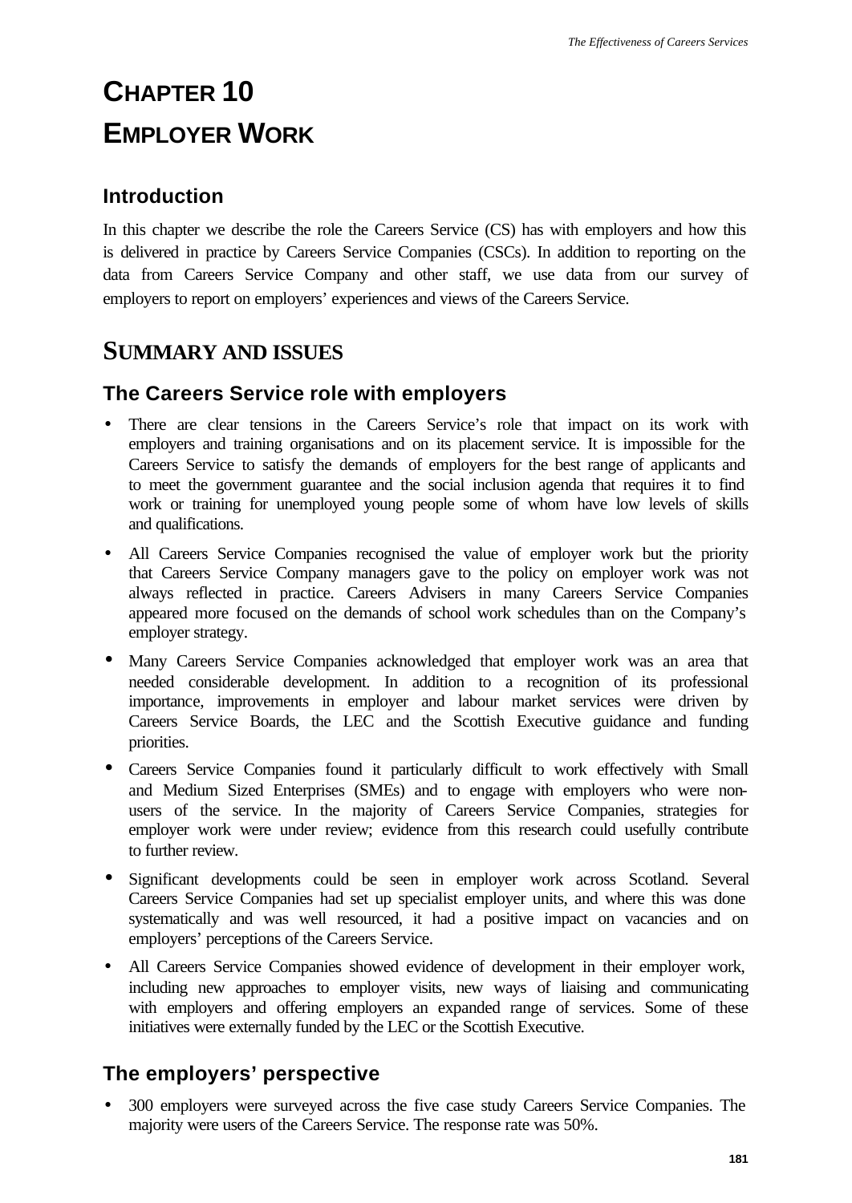# CHAPTER 10

# EMPLOYER WORK

### Introduction

In this chapter we describe the role the Careers Service (CS) has with employers and how this is delivered in practice by Careers Service Companies (CSCs). In addition to reporting on the data from Careers Service Company and other staff, we use data from our survey of employers to report on employers' experiences and views of the Careers Service.

## SUMMARY AND ISSUES

### The Careers Service role with employers

- There are clear tensions in the Careers Service's role that impact on its work with employers and training organisations and on its placement service. It is impossible for the Careers Service to satisfy the demands of employers for the best range of applicants and to meet the government guarantee and the social inclusion agenda that requires it to find work or training for unemployed young people some of whom have low levels of skills and qualifications.
- All Careers Service Companies recognised the value of employer work but the priority that Careers Service Company managers gave to the policy on employer work was not always reflected in practice. Careers Advisers in many Careers Service Companies appeared more focused on the demands of school work schedules than on the Company's employer strategy.
- Many Careers Service Companies acknowledged that employer work was an area that needed considerable development. In addition to a recognition of its professional importance, improvements in employer and labour market services were driven by Careers Service Boards, the LEC and the Scottish Executive guidance and funding priorities.
- Careers Service Companies found it particularly difficult to work effectively with Small and Medium Sized Enterprises (SMEs) and to engage with employers who were non-users of the service. In the majority of Careers Service Companies, strategies for employer work were under review; evidence from this research could usefully contribute to further review.
- Significant developments could be seen in employer work across Scotland. Several Careers Service Companies had set up specialist employer units, and where this was done systematically and was well resourced, it had a positive impact on vacancies and on employers' perceptions of the Careers Service.
- All Careers Service Companies showed evidence of development in their employer work, including new approaches to employer visits, new ways of liaising and communicating with employers and offering employers an expanded range of services. Some of these initiatives were externally funded by the LEC or the Scottish Executive.

### The employers' perspective

- 300 employers were surveyed across the five case study Careers Service Companies. The majority were users of the Careers Service. The response rate was 50%.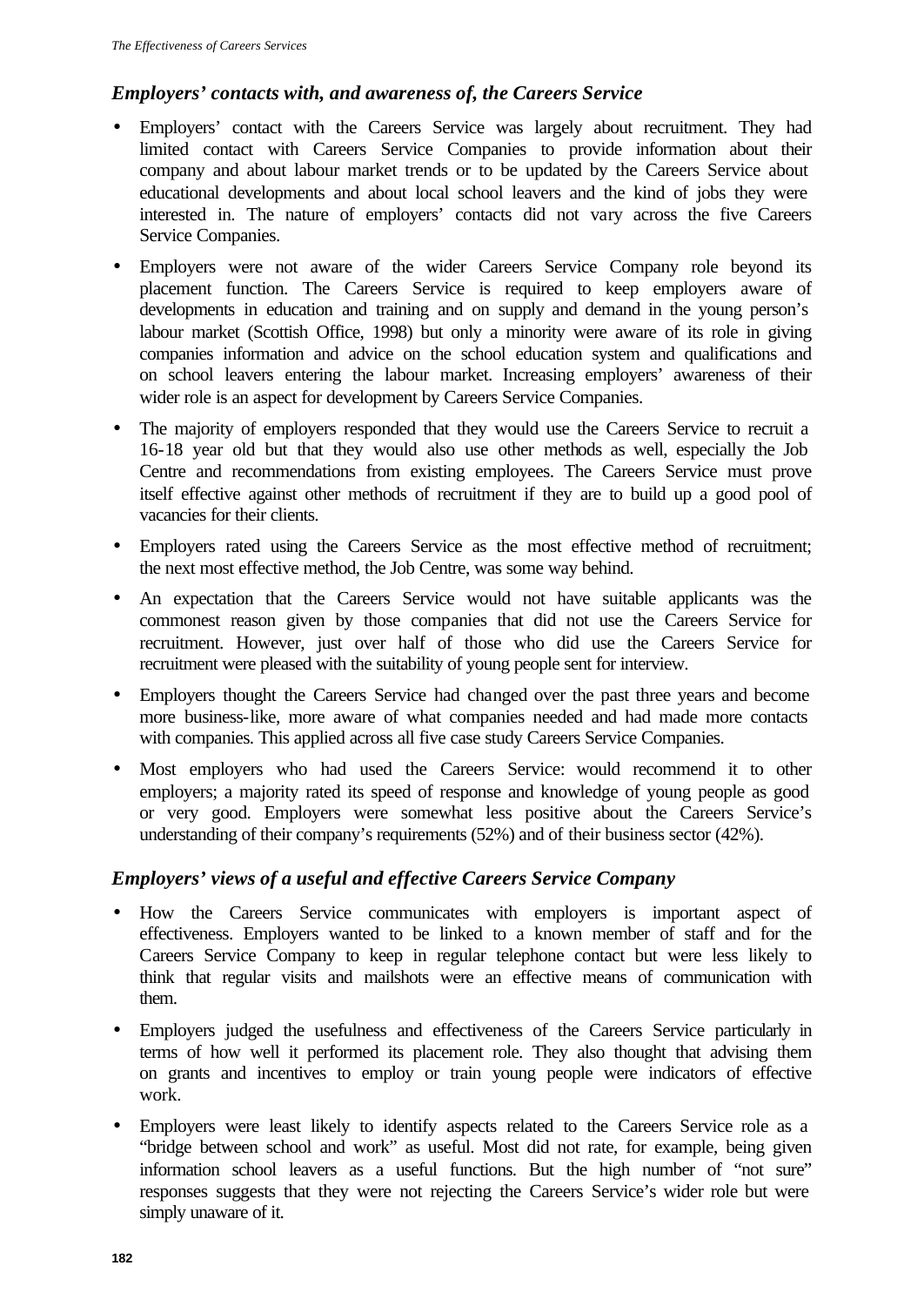### *Employers' contacts with, and awareness of, the Careers Service*

- Employers' contact with the Careers Service was largely about recruitment. They had limited contact with Careers Service Companies to provide information about their company and about labour market trends or to be updated by the Careers Service about educational developments and about local school leavers and the kind of jobs they were interested in. The nature of employers' contacts did not vary across the five Careers Service Companies.
- Employers were not aware of the wider Careers Service Company role beyond its placement function. The Careers Service is required to keep employers aware of developments in education and training and on supply and demand in the young person's labour market (Scottish Office, 1998) but only a minority were aware of its role in giving companies information and advice on the school education system and qualifications and on school leavers entering the labour market. Increasing employers' awareness of their wider role is an aspect for development by Careers Service Companies.
- The majority of employers responded that they would use the Careers Service to recruit a 16-18 year old but that they would also use other methods as well, especially the Job Centre and recommendations from existing employees. The Careers Service must prove itself effective against other methods of recruitment if they are to build up a good pool of vacancies for their clients.
- Employers rated using the Careers Service as the most effective method of recruitment; the next most effective method, the Job Centre, was some way behind.
- An expectation that the Careers Service would not have suitable applicants was the commonest reason given by those companies that did not use the Careers Service for recruitment. However, just over half of those who did use the Careers Service for recruitment were pleased with the suitability of young people sent for interview.
- Employers thought the Careers Service had changed over the past three years and become more business-like, more aware of what companies needed and had made more contacts with companies. This applied across all five case study Careers Service Companies.
- Most employers who had used the Careers Service: would recommend it to other employers; a majority rated its speed of response and knowledge of young people as good or very good. Employers were somewhat less positive about the Careers Service's understanding of their company's requirements (52%) and of their business sector (42%).

### *Employers' views of a useful and effective Careers Service Company*

- How the Careers Service communicates with employers is important aspect of effectiveness. Employers wanted to be linked to a known member of staff and for the Careers Service Company to keep in regular telephone contact but were less likely to think that regular visits and mailshots were an effective means of communication with them.
- Employers judged the usefulness and effectiveness of the Careers Service particularly in terms of how well it performed its placement role. They also thought that advising them on grants and incentives to employ or train young people were indicators of effective work.
- Employers were least likely to identify aspects related to the Careers Service role as a "bridge between school and work" as useful. Most did not rate, for example, being given information school leavers as a useful functions. But the high number of "not sure" responses suggests that they were not rejecting the Careers Service's wider role but were simply unaware of it.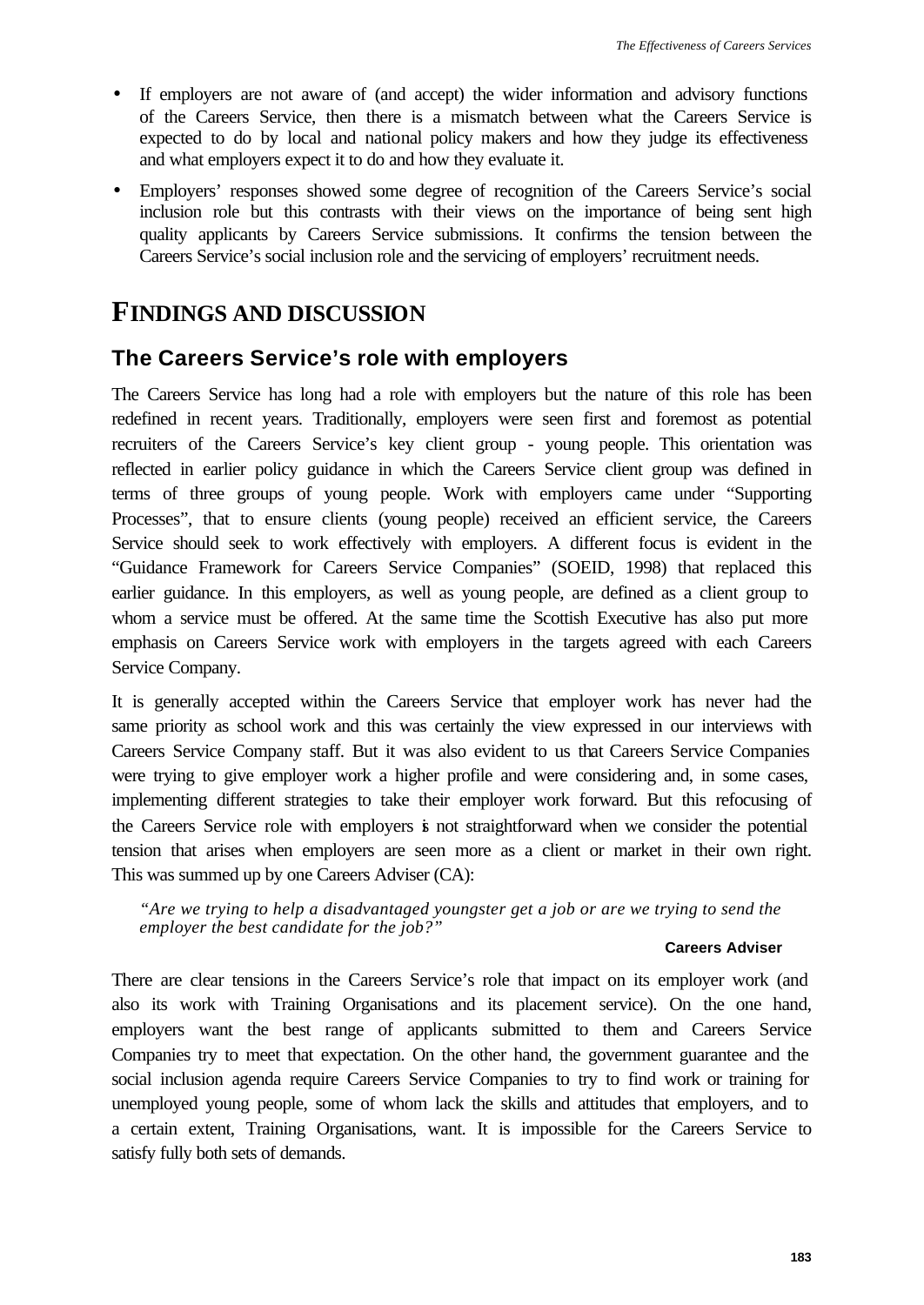- If employers are not aware of (and accept) the wider information and advisory functions of the Careers Service, then there is a mismatch between what the Careers Service is expected to do by local and national policy makers and how they judge its effectiveness and what employers expect it to do and how they evaluate it.
- Employers' responses showed some degree of recognition of the Careers Service's social inclusion role but this contrasts with their views on the importance of being sent high quality applicants by Careers Service submissions. It confirms the tension between the Careers Service's social inclusion role and the servicing of employers' recruitment needs.

# FINDINGS AND DISCUSSION

## The Careers Service's role with employers

The Careers Service has long had a role with employers but the nature of this role has been redefined in recent years. Traditionally, employers were seen first and foremost as potential recruiters of the Careers Service's key client group - young people. This orientation was reflected in earlier policy guidance in which the Careers Service client group was defined in terms of three groups of young people. Work with employers came under "Supporting Processes", that to ensure clients (young people) received an efficient service, the Careers Service should seek to work effectively with employers. A different focus is evident in the "Guidance Framework for Careers Service Companies" (SOEID, 1998) that replaced this earlier guidance. In this employers, as well as young people, are defined as a client group to whom a service must be offered. At the same time the Scottish Executive has also put more emphasis on Careers Service work with employers in the targets agreed with each Careers Service Company.

It is generally accepted within the Careers Service that employer work has never had the same priority as school work and this was certainly the view expressed in our interviews with Careers Service Company staff. But it was also evident to us that Careers Service Companies were trying to give employer work a higher profile and were considering and, in some cases, implementing different strategies to take their employer work forward. But this refocusing of the Careers Service role with employers is not straightforward when we consider the potential tension that arises when employers are seen more as a client or market in their own right. This was summed up by one Careers Adviser (CA):

> *"Are we trying to help a disadvantaged youngster get a job or are we trying to send the employer the best candidate for the job?"*
>
> **Careers Adviser**

There are clear tensions in the Careers Service's role that impact on its employer work (and also its work with Training Organisations and its placement service). On the one hand, employers want the best range of applicants submitted to them and Careers Service Companies try to meet that expectation. On the other hand, the government guarantee and the social inclusion agenda require Careers Service Companies to try to find work or training for unemployed young people, some of whom lack the skills and attitudes that employers, and to a certain extent, Training Organisations, want. It is impossible for the Careers Service to satisfy fully both sets of demands.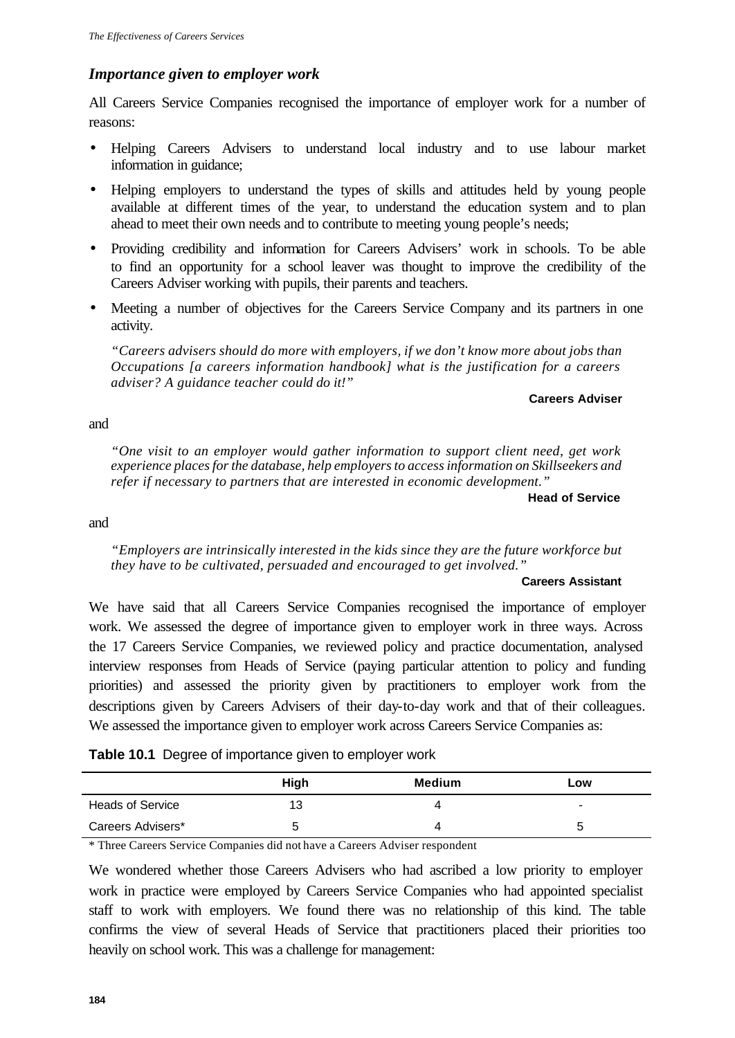### *Importance given to employer work*

All Careers Service Companies recognised the importance of employer work for a number of reasons:

- Helping Careers Advisers to understand local industry and to use labour market information in guidance;
- Helping employers to understand the types of skills and attitudes held by young people available at different times of the year, to understand the education system and to plan ahead to meet their own needs and to contribute to meeting young people's needs;
- Providing credibility and information for Careers Advisers' work in schools. To be able to find an opportunity for a school leaver was thought to improve the credibility of the Careers Adviser working with pupils, their parents and teachers.
- Meeting a number of objectives for the Careers Service Company and its partners in one activity.

> *"Careers advisers should do more with employers, if we don't know more about jobs than Occupations [a careers information handbook] what is the justification for a careers adviser? A guidance teacher could do it!"*
>
> **Careers Adviser**

and

> *"One visit to an employer would gather information to support client need, get work experience places for the database, help employers to access information on Skillseekers and refer if necessary to partners that are interested in economic development."*
>
> **Head of Service**

and

> *"Employers are intrinsically interested in the kids since they are the future workforce but they have to be cultivated, persuaded and encouraged to get involved."*
>
> **Careers Assistant**

We have said that all Careers Service Companies recognised the importance of employer work. We assessed the degree of importance given to employer work in three ways. Across the 17 Careers Service Companies, we reviewed policy and practice documentation, analysed interview responses from Heads of Service (paying particular attention to policy and funding priorities) and assessed the priority given by practitioners to employer work from the descriptions given by Careers Advisers of their day-to-day work and that of their colleagues. We assessed the importance given to employer work across Careers Service Companies as:

**Table 10.1** Degree of importance given to employer work

| | High | Medium | Low |
|---|---|---|---|
| Heads of Service | 13 | 4 | - |
| Careers Advisers* | 5 | 4 | 5 |

\* Three Careers Service Companies did not have a Careers Adviser respondent

We wondered whether those Careers Advisers who had ascribed a low priority to employer work in practice were employed by Careers Service Companies who had appointed specialist staff to work with employers. We found there was no relationship of this kind. The table confirms the view of several Heads of Service that practitioners placed their priorities too heavily on school work. This was a challenge for management: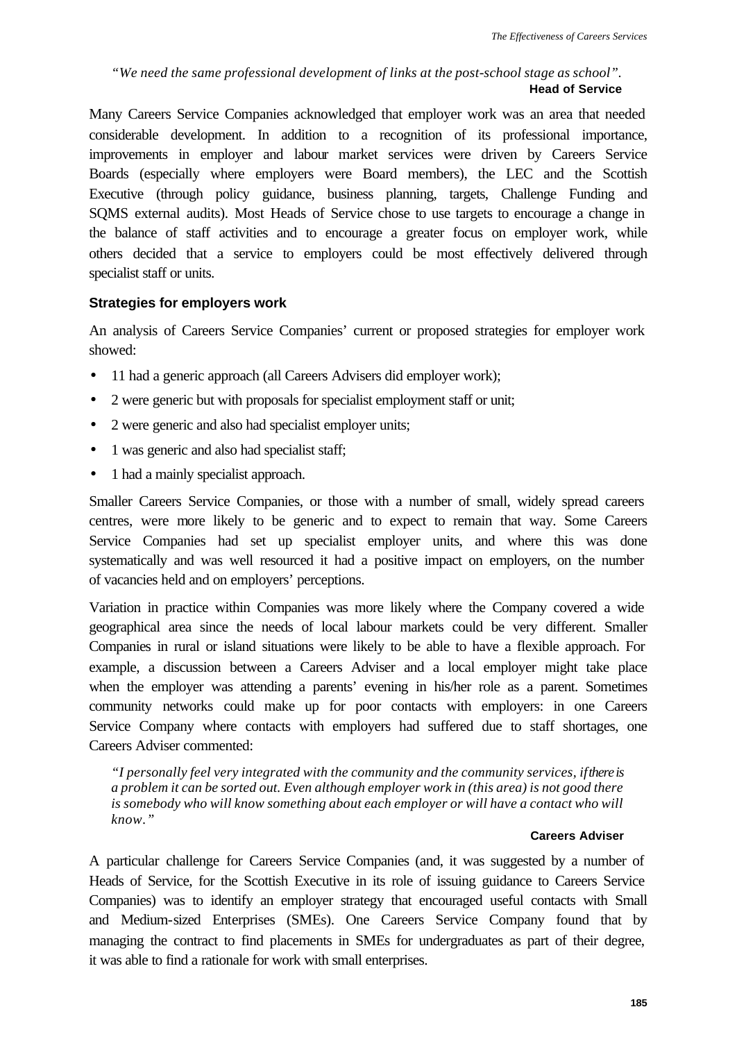*"We need the same professional development of links at the post-school stage as school".*

**Head of Service**

Many Careers Service Companies acknowledged that employer work was an area that needed considerable development. In addition to a recognition of its professional importance, improvements in employer and labour market services were driven by Careers Service Boards (especially where employers were Board members), the LEC and the Scottish Executive (through policy guidance, business planning, targets, Challenge Funding and SQMS external audits). Most Heads of Service chose to use targets to encourage a change in the balance of staff activities and to encourage a greater focus on employer work, while others decided that a service to employers could be most effectively delivered through specialist staff or units.

### Strategies for employers work

An analysis of Careers Service Companies' current or proposed strategies for employer work showed:

- 11 had a generic approach (all Careers Advisers did employer work);
- 2 were generic but with proposals for specialist employment staff or unit;
- 2 were generic and also had specialist employer units;
- 1 was generic and also had specialist staff;
- 1 had a mainly specialist approach.

Smaller Careers Service Companies, or those with a number of small, widely spread careers centres, were more likely to be generic and to expect to remain that way. Some Careers Service Companies had set up specialist employer units, and where this was done systematically and was well resourced it had a positive impact on employers, on the number of vacancies held and on employers' perceptions.

Variation in practice within Companies was more likely where the Company covered a wide geographical area since the needs of local labour markets could be very different. Smaller Companies in rural or island situations were likely to be able to have a flexible approach. For example, a discussion between a Careers Adviser and a local employer might take place when the employer was attending a parents' evening in his/her role as a parent. Sometimes community networks could make up for poor contacts with employers: in one Careers Service Company where contacts with employers had suffered due to staff shortages, one Careers Adviser commented:

*"I personally feel very integrated with the community and the community services, if there is a problem it can be sorted out. Even although employer work in (this area) is not good there is somebody who will know something about each employer or will have a contact who will know."*

**Careers Adviser**

A particular challenge for Careers Service Companies (and, it was suggested by a number of Heads of Service, for the Scottish Executive in its role of issuing guidance to Careers Service Companies) was to identify an employer strategy that encouraged useful contacts with Small and Medium-sized Enterprises (SMEs). One Careers Service Company found that by managing the contract to find placements in SMEs for undergraduates as part of their degree, it was able to find a rationale for work with small enterprises.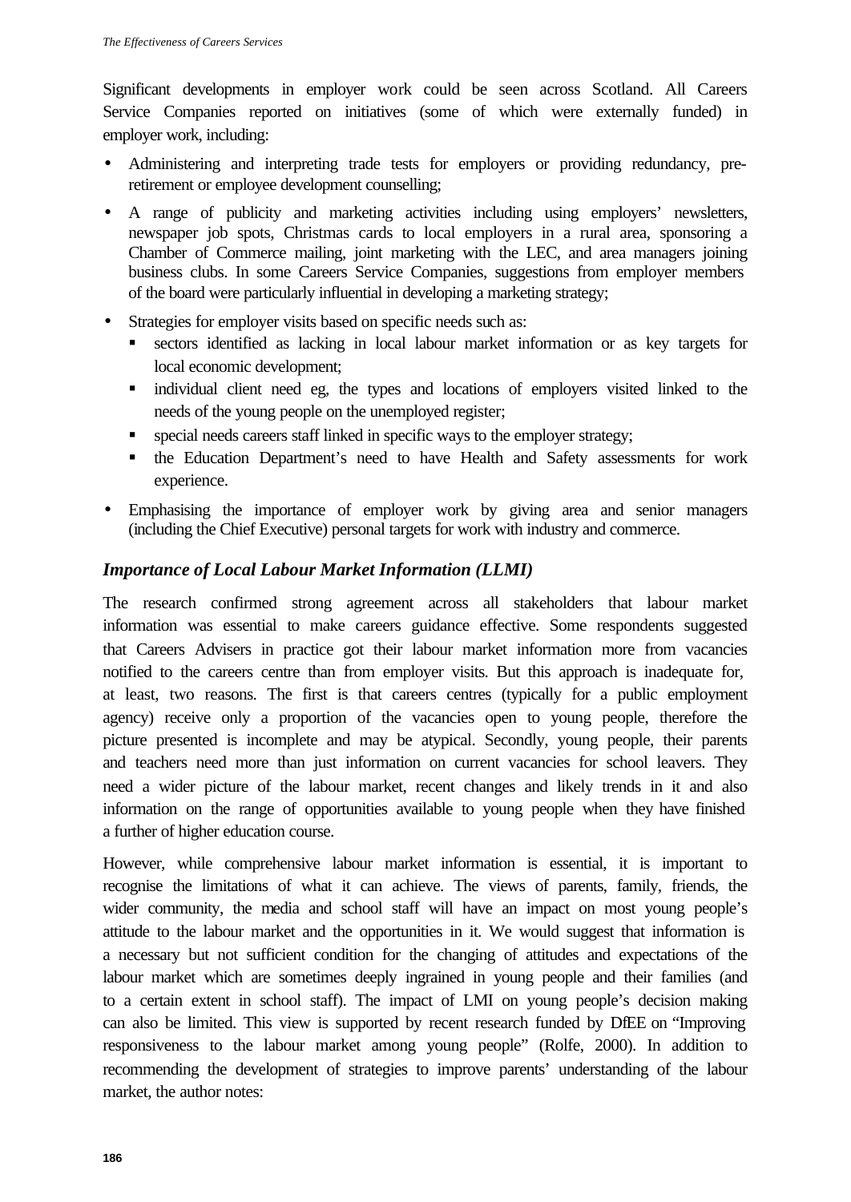Significant developments in employer work could be seen across Scotland. All Careers Service Companies reported on initiatives (some of which were externally funded) in employer work, including:

- Administering and interpreting trade tests for employers or providing redundancy, pre-retirement or employee development counselling;
- A range of publicity and marketing activities including using employers' newsletters, newspaper job spots, Christmas cards to local employers in a rural area, sponsoring a Chamber of Commerce mailing, joint marketing with the LEC, and area managers joining business clubs. In some Careers Service Companies, suggestions from employer members of the board were particularly influential in developing a marketing strategy;
- Strategies for employer visits based on specific needs such as:
  - sectors identified as lacking in local labour market information or as key targets for local economic development;
  - individual client need eg, the types and locations of employers visited linked to the needs of the young people on the unemployed register;
  - special needs careers staff linked in specific ways to the employer strategy;
  - the Education Department's need to have Health and Safety assessments for work experience.
- Emphasising the importance of employer work by giving area and senior managers (including the Chief Executive) personal targets for work with industry and commerce.

### *Importance of Local Labour Market Information (LLMI)*

The research confirmed strong agreement across all stakeholders that labour market information was essential to make careers guidance effective. Some respondents suggested that Careers Advisers in practice got their labour market information more from vacancies notified to the careers centre than from employer visits. But this approach is inadequate for, at least, two reasons. The first is that careers centres (typically for a public employment agency) receive only a proportion of the vacancies open to young people, therefore the picture presented is incomplete and may be atypical. Secondly, young people, their parents and teachers need more than just information on current vacancies for school leavers. They need a wider picture of the labour market, recent changes and likely trends in it and also information on the range of opportunities available to young people when they have finished a further of higher education course.

However, while comprehensive labour market information is essential, it is important to recognise the limitations of what it can achieve. The views of parents, family, friends, the wider community, the media and school staff will have an impact on most young people's attitude to the labour market and the opportunities in it. We would suggest that information is a necessary but not sufficient condition for the changing of attitudes and expectations of the labour market which are sometimes deeply ingrained in young people and their families (and to a certain extent in school staff). The impact of LMI on young people's decision making can also be limited. This view is supported by recent research funded by DfEE on "Improving responsiveness to the labour market among young people" (Rolfe, 2000). In addition to recommending the development of strategies to improve parents' understanding of the labour market, the author notes: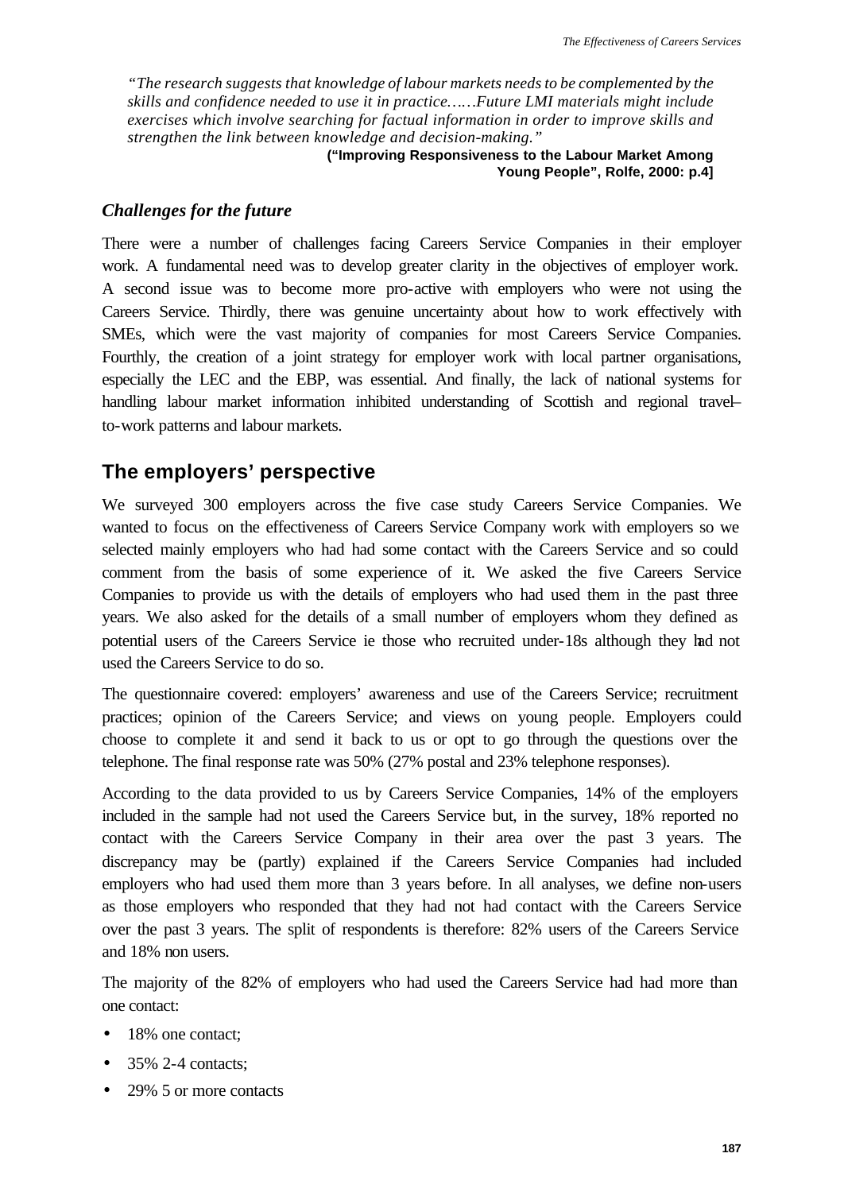*"The research suggests that knowledge of labour markets needs to be complemented by the skills and confidence needed to use it in practice……Future LMI materials might include exercises which involve searching for factual information in order to improve skills and strengthen the link between knowledge and decision-making."*

**("Improving Responsiveness to the Labour Market Among Young People", Rolfe, 2000: p.4]**

### *Challenges for the future*

There were a number of challenges facing Careers Service Companies in their employer work. A fundamental need was to develop greater clarity in the objectives of employer work. A second issue was to become more pro-active with employers who were not using the Careers Service. Thirdly, there was genuine uncertainty about how to work effectively with SMEs, which were the vast majority of companies for most Careers Service Companies. Fourthly, the creation of a joint strategy for employer work with local partner organisations, especially the LEC and the EBP, was essential. And finally, the lack of national systems for handling labour market information inhibited understanding of Scottish and regional travel-to-work patterns and labour markets.

## The employers' perspective

We surveyed 300 employers across the five case study Careers Service Companies. We wanted to focus on the effectiveness of Careers Service Company work with employers so we selected mainly employers who had had some contact with the Careers Service and so could comment from the basis of some experience of it. We asked the five Careers Service Companies to provide us with the details of employers who had used them in the past three years. We also asked for the details of a small number of employers whom they defined as potential users of the Careers Service ie those who recruited under-18s although they had not used the Careers Service to do so.

The questionnaire covered: employers' awareness and use of the Careers Service; recruitment practices; opinion of the Careers Service; and views on young people. Employers could choose to complete it and send it back to us or opt to go through the questions over the telephone. The final response rate was 50% (27% postal and 23% telephone responses).

According to the data provided to us by Careers Service Companies, 14% of the employers included in the sample had not used the Careers Service but, in the survey, 18% reported no contact with the Careers Service Company in their area over the past 3 years. The discrepancy may be (partly) explained if the Careers Service Companies had included employers who had used them more than 3 years before. In all analyses, we define non-users as those employers who responded that they had not had contact with the Careers Service over the past 3 years. The split of respondents is therefore: 82% users of the Careers Service and 18% non users.

The majority of the 82% of employers who had used the Careers Service had had more than one contact:

- 18% one contact;
- 35% 2-4 contacts;
- 29% 5 or more contacts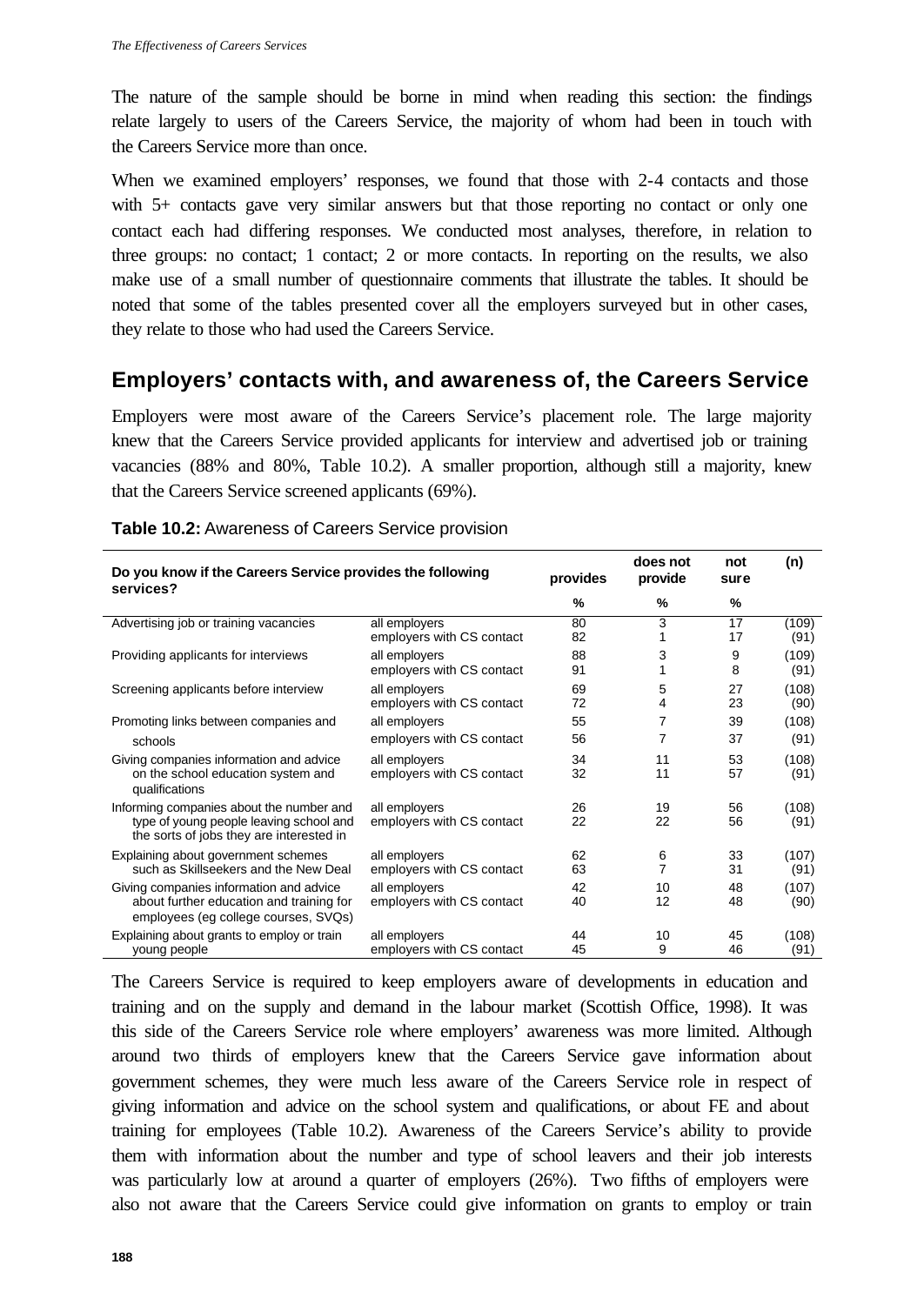The nature of the sample should be borne in mind when reading this section: the findings relate largely to users of the Careers Service, the majority of whom had been in touch with the Careers Service more than once.

When we examined employers' responses, we found that those with 2-4 contacts and those with 5+ contacts gave very similar answers but that those reporting no contact or only one contact each had differing responses. We conducted most analyses, therefore, in relation to three groups: no contact; 1 contact; 2 or more contacts. In reporting on the results, we also make use of a small number of questionnaire comments that illustrate the tables. It should be noted that some of the tables presented cover all the employers surveyed but in other cases, they relate to those who had used the Careers Service.

## Employers' contacts with, and awareness of, the Careers Service

Employers were most aware of the Careers Service's placement role. The large majority knew that the Careers Service provided applicants for interview and advertised job or training vacancies (88% and 80%, Table 10.2). A smaller proportion, although still a majority, knew that the Careers Service screened applicants (69%).

**Table 10.2:** Awareness of Careers Service provision

| Do you know if the Careers Service provides the following services? | | provides | does not provide | not sure | (n) |
|---|---|---|---|---|---|
| | | % | % | % | |
| Advertising job or training vacancies | all employers | 80 | 3 | 17 | (109) |
| | employers with CS contact | 82 | 1 | 17 | (91) |
| Providing applicants for interviews | all employers | 88 | 3 | 9 | (109) |
| | employers with CS contact | 91 | 1 | 8 | (91) |
| Screening applicants before interview | all employers | 69 | 5 | 27 | (108) |
| | employers with CS contact | 72 | 4 | 23 | (90) |
| Promoting links between companies and schools | all employers | 55 | 7 | 39 | (108) |
| | employers with CS contact | 56 | 7 | 37 | (91) |
| Giving companies information and advice on the school education system and qualifications | all employers | 34 | 11 | 53 | (108) |
| | employers with CS contact | 32 | 11 | 57 | (91) |
| Informing companies about the number and type of young people leaving school and the sorts of jobs they are interested in | all employers | 26 | 19 | 56 | (108) |
| | employers with CS contact | 22 | 22 | 56 | (91) |
| Explaining about government schemes such as Skillseekers and the New Deal | all employers | 62 | 6 | 33 | (107) |
| | employers with CS contact | 63 | 7 | 31 | (91) |
| Giving companies information and advice about further education and training for employees (eg college courses, SVQs) | all employers | 42 | 10 | 48 | (107) |
| | employers with CS contact | 40 | 12 | 48 | (90) |
| Explaining about grants to employ or train young people | all employers | 44 | 10 | 45 | (108) |
| | employers with CS contact | 45 | 9 | 46 | (91) |

The Careers Service is required to keep employers aware of developments in education and training and on the supply and demand in the labour market (Scottish Office, 1998). It was this side of the Careers Service role where employers' awareness was more limited. Although around two thirds of employers knew that the Careers Service gave information about government schemes, they were much less aware of the Careers Service role in respect of giving information and advice on the school system and qualifications, or about FE and about training for employees (Table 10.2). Awareness of the Careers Service's ability to provide them with information about the number and type of school leavers and their job interests was particularly low at around a quarter of employers (26%). Two fifths of employers were also not aware that the Careers Service could give information on grants to employ or train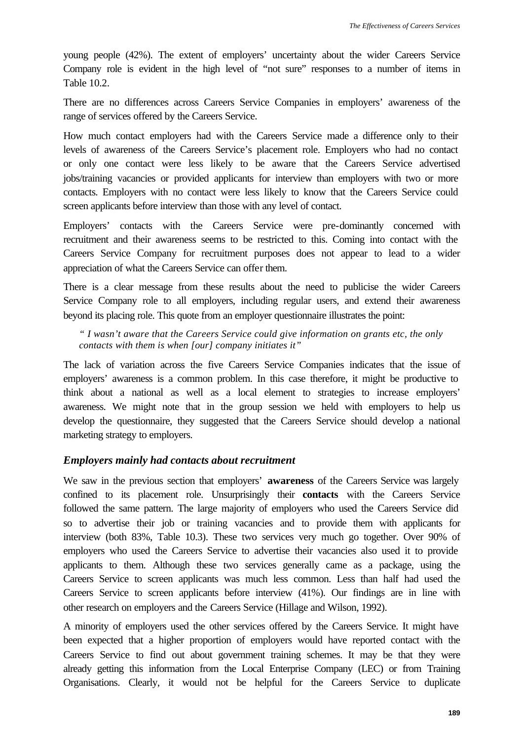young people (42%). The extent of employers' uncertainty about the wider Careers Service Company role is evident in the high level of "not sure" responses to a number of items in Table 10.2.

There are no differences across Careers Service Companies in employers' awareness of the range of services offered by the Careers Service.

How much contact employers had with the Careers Service made a difference only to their levels of awareness of the Careers Service's placement role. Employers who had no contact or only one contact were less likely to be aware that the Careers Service advertised jobs/training vacancies or provided applicants for interview than employers with two or more contacts. Employers with no contact were less likely to know that the Careers Service could screen applicants before interview than those with any level of contact.

Employers' contacts with the Careers Service were pre-dominantly concerned with recruitment and their awareness seems to be restricted to this. Coming into contact with the Careers Service Company for recruitment purposes does not appear to lead to a wider appreciation of what the Careers Service can offer them.

There is a clear message from these results about the need to publicise the wider Careers Service Company role to all employers, including regular users, and extend their awareness beyond its placing role. This quote from an employer questionnaire illustrates the point:

> *" I wasn't aware that the Careers Service could give information on grants etc, the only contacts with them is when [our] company initiates it"*

The lack of variation across the five Careers Service Companies indicates that the issue of employers' awareness is a common problem. In this case therefore, it might be productive to think about a national as well as a local element to strategies to increase employers' awareness. We might note that in the group session we held with employers to help us develop the questionnaire, they suggested that the Careers Service should develop a national marketing strategy to employers.

### *Employers mainly had contacts about recruitment*

We saw in the previous section that employers' **awareness** of the Careers Service was largely confined to its placement role. Unsurprisingly their **contacts** with the Careers Service followed the same pattern. The large majority of employers who used the Careers Service did so to advertise their job or training vacancies and to provide them with applicants for interview (both 83%, Table 10.3). These two services very much go together. Over 90% of employers who used the Careers Service to advertise their vacancies also used it to provide applicants to them. Although these two services generally came as a package, using the Careers Service to screen applicants was much less common. Less than half had used the Careers Service to screen applicants before interview (41%). Our findings are in line with other research on employers and the Careers Service (Hillage and Wilson, 1992).

A minority of employers used the other services offered by the Careers Service. It might have been expected that a higher proportion of employers would have reported contact with the Careers Service to find out about government training schemes. It may be that they were already getting this information from the Local Enterprise Company (LEC) or from Training Organisations. Clearly, it would not be helpful for the Careers Service to duplicate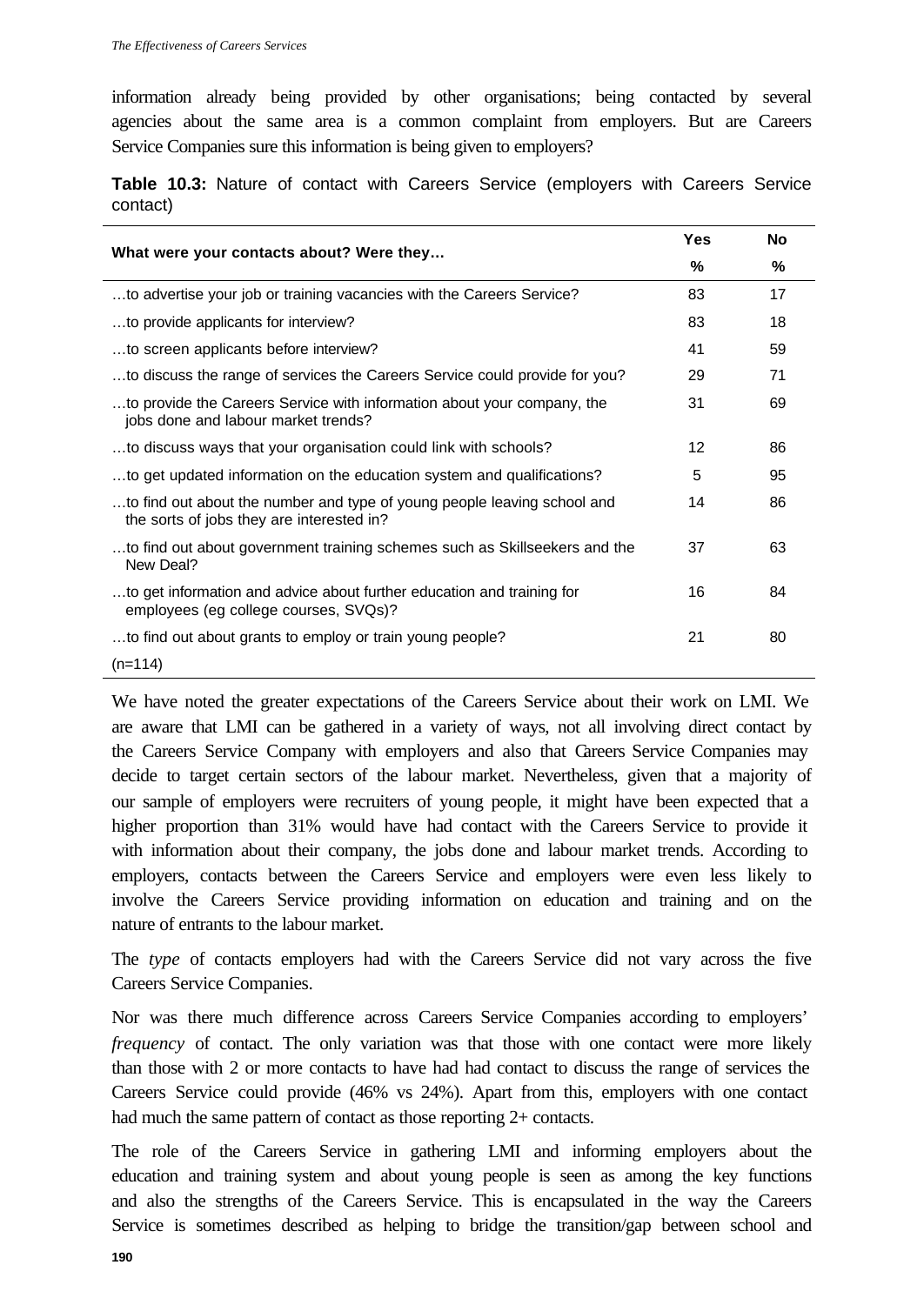information already being provided by other organisations; being contacted by several agencies about the same area is a common complaint from employers. But are Careers Service Companies sure this information is being given to employers?

**Table 10.3:** Nature of contact with Careers Service (employers with Careers Service contact)

| What were your contacts about? Were they… | Yes | No |
|---|---|---|
| | % | % |
| …to advertise your job or training vacancies with the Careers Service? | 83 | 17 |
| …to provide applicants for interview? | 83 | 18 |
| …to screen applicants before interview? | 41 | 59 |
| …to discuss the range of services the Careers Service could provide for you? | 29 | 71 |
| …to provide the Careers Service with information about your company, the jobs done and labour market trends? | 31 | 69 |
| …to discuss ways that your organisation could link with schools? | 12 | 86 |
| …to get updated information on the education system and qualifications? | 5 | 95 |
| …to find out about the number and type of young people leaving school and the sorts of jobs they are interested in? | 14 | 86 |
| …to find out about government training schemes such as Skillseekers and the New Deal? | 37 | 63 |
| …to get information and advice about further education and training for employees (eg college courses, SVQs)? | 16 | 84 |
| …to find out about grants to employ or train young people? | 21 | 80 |
| (n=114) | | |

We have noted the greater expectations of the Careers Service about their work on LMI. We are aware that LMI can be gathered in a variety of ways, not all involving direct contact by the Careers Service Company with employers and also that Careers Service Companies may decide to target certain sectors of the labour market. Nevertheless, given that a majority of our sample of employers were recruiters of young people, it might have been expected that a higher proportion than 31% would have had contact with the Careers Service to provide it with information about their company, the jobs done and labour market trends. According to employers, contacts between the Careers Service and employers were even less likely to involve the Careers Service providing information on education and training and on the nature of entrants to the labour market.

The *type* of contacts employers had with the Careers Service did not vary across the five Careers Service Companies.

Nor was there much difference across Careers Service Companies according to employers' *frequency* of contact. The only variation was that those with one contact were more likely than those with 2 or more contacts to have had had contact to discuss the range of services the Careers Service could provide (46% vs 24%). Apart from this, employers with one contact had much the same pattern of contact as those reporting 2+ contacts.

The role of the Careers Service in gathering LMI and informing employers about the education and training system and about young people is seen as among the key functions and also the strengths of the Careers Service. This is encapsulated in the way the Careers Service is sometimes described as helping to bridge the transition/gap between school and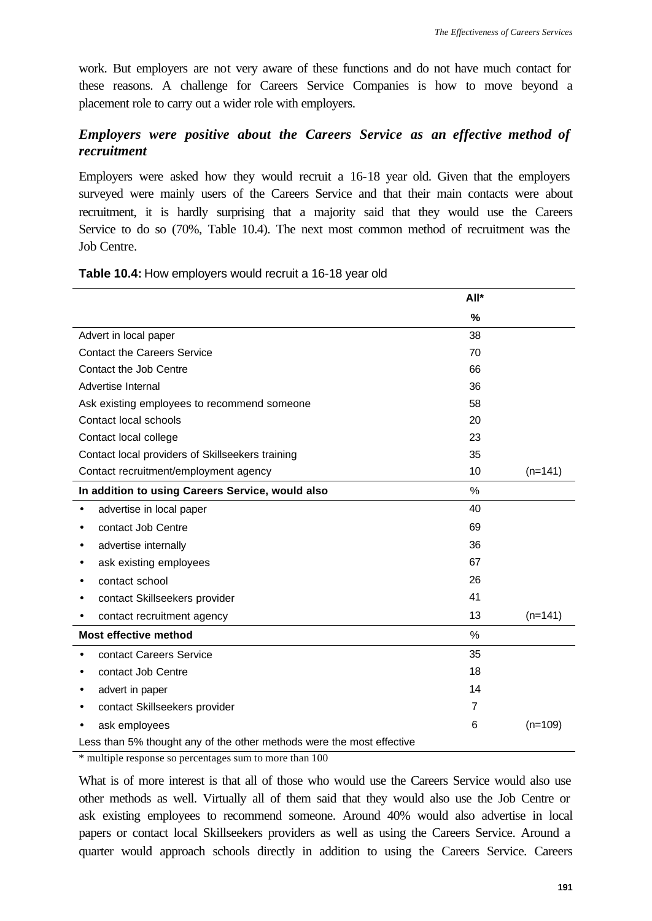work. But employers are not very aware of these functions and do not have much contact for these reasons. A challenge for Careers Service Companies is how to move beyond a placement role to carry out a wider role with employers.

### *Employers were positive about the Careers Service as an effective method of recruitment*

Employers were asked how they would recruit a 16-18 year old. Given that the employers surveyed were mainly users of the Careers Service and that their main contacts were about recruitment, it is hardly surprising that a majority said that they would use the Careers Service to do so (70%, Table 10.4). The next most common method of recruitment was the Job Centre.

**Table 10.4:** How employers would recruit a 16-18 year old

| | All* | |
|---|---|---|
| | % | |
| Advert in local paper | 38 | |
| Contact the Careers Service | 70 | |
| Contact the Job Centre | 66 | |
| Advertise Internal | 36 | |
| Ask existing employees to recommend someone | 58 | |
| Contact local schools | 20 | |
| Contact local college | 23 | |
| Contact local providers of Skillseekers training | 35 | |
| Contact recruitment/employment agency | 10 | (n=141) |
| **In addition to using Careers Service, would also** | % | |
| • advertise in local paper | 40 | |
| • contact Job Centre | 69 | |
| • advertise internally | 36 | |
| • ask existing employees | 67 | |
| • contact school | 26 | |
| • contact Skillseekers provider | 41 | |
| • contact recruitment agency | 13 | (n=141) |
| **Most effective method** | % | |
| • contact Careers Service | 35 | |
| • contact Job Centre | 18 | |
| • advert in paper | 14 | |
| • contact Skillseekers provider | 7 | |
| • ask employees | 6 | (n=109) |
| Less than 5% thought any of the other methods were the most effective | | |

\* multiple response so percentages sum to more than 100

What is of more interest is that all of those who would use the Careers Service would also use other methods as well. Virtually all of them said that they would also use the Job Centre or ask existing employees to recommend someone. Around 40% would also advertise in local papers or contact local Skillseekers providers as well as using the Careers Service. Around a quarter would approach schools directly in addition to using the Careers Service. Careers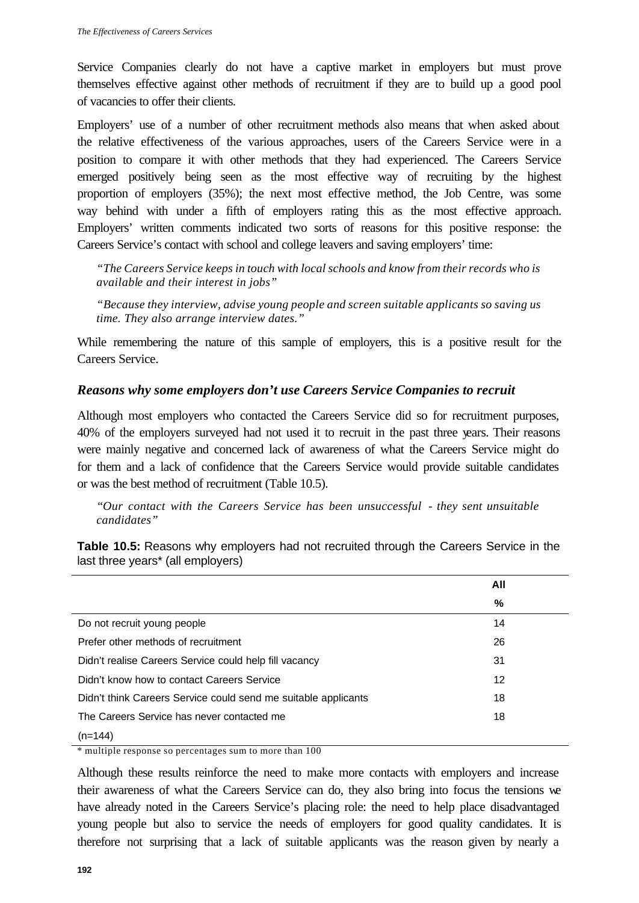Service Companies clearly do not have a captive market in employers but must prove themselves effective against other methods of recruitment if they are to build up a good pool of vacancies to offer their clients.

Employers' use of a number of other recruitment methods also means that when asked about the relative effectiveness of the various approaches, users of the Careers Service were in a position to compare it with other methods that they had experienced. The Careers Service emerged positively being seen as the most effective way of recruiting by the highest proportion of employers (35%); the next most effective method, the Job Centre, was some way behind with under a fifth of employers rating this as the most effective approach. Employers' written comments indicated two sorts of reasons for this positive response: the Careers Service's contact with school and college leavers and saving employers' time:

*"The Careers Service keeps in touch with local schools and know from their records who is available and their interest in jobs"*

*"Because they interview, advise young people and screen suitable applicants so saving us time. They also arrange interview dates."*

While remembering the nature of this sample of employers, this is a positive result for the Careers Service.

### *Reasons why some employers don't use Careers Service Companies to recruit*

Although most employers who contacted the Careers Service did so for recruitment purposes, 40% of the employers surveyed had not used it to recruit in the past three years. Their reasons were mainly negative and concerned lack of awareness of what the Careers Service might do for them and a lack of confidence that the Careers Service would provide suitable candidates or was the best method of recruitment (Table 10.5).

*"Our contact with the Careers Service has been unsuccessful - they sent unsuitable candidates"*

**Table 10.5:** Reasons why employers had not recruited through the Careers Service in the last three years* (all employers)

| | All<br>% |
|---|---|
| Do not recruit young people | 14 |
| Prefer other methods of recruitment | 26 |
| Didn't realise Careers Service could help fill vacancy | 31 |
| Didn't know how to contact Careers Service | 12 |
| Didn't think Careers Service could send me suitable applicants | 18 |
| The Careers Service has never contacted me | 18 |
| (n=144) | |

\* multiple response so percentages sum to more than 100

Although these results reinforce the need to make more contacts with employers and increase their awareness of what the Careers Service can do, they also bring into focus the tensions we have already noted in the Careers Service's placing role: the need to help place disadvantaged young people but also to service the needs of employers for good quality candidates. It is therefore not surprising that a lack of suitable applicants was the reason given by nearly a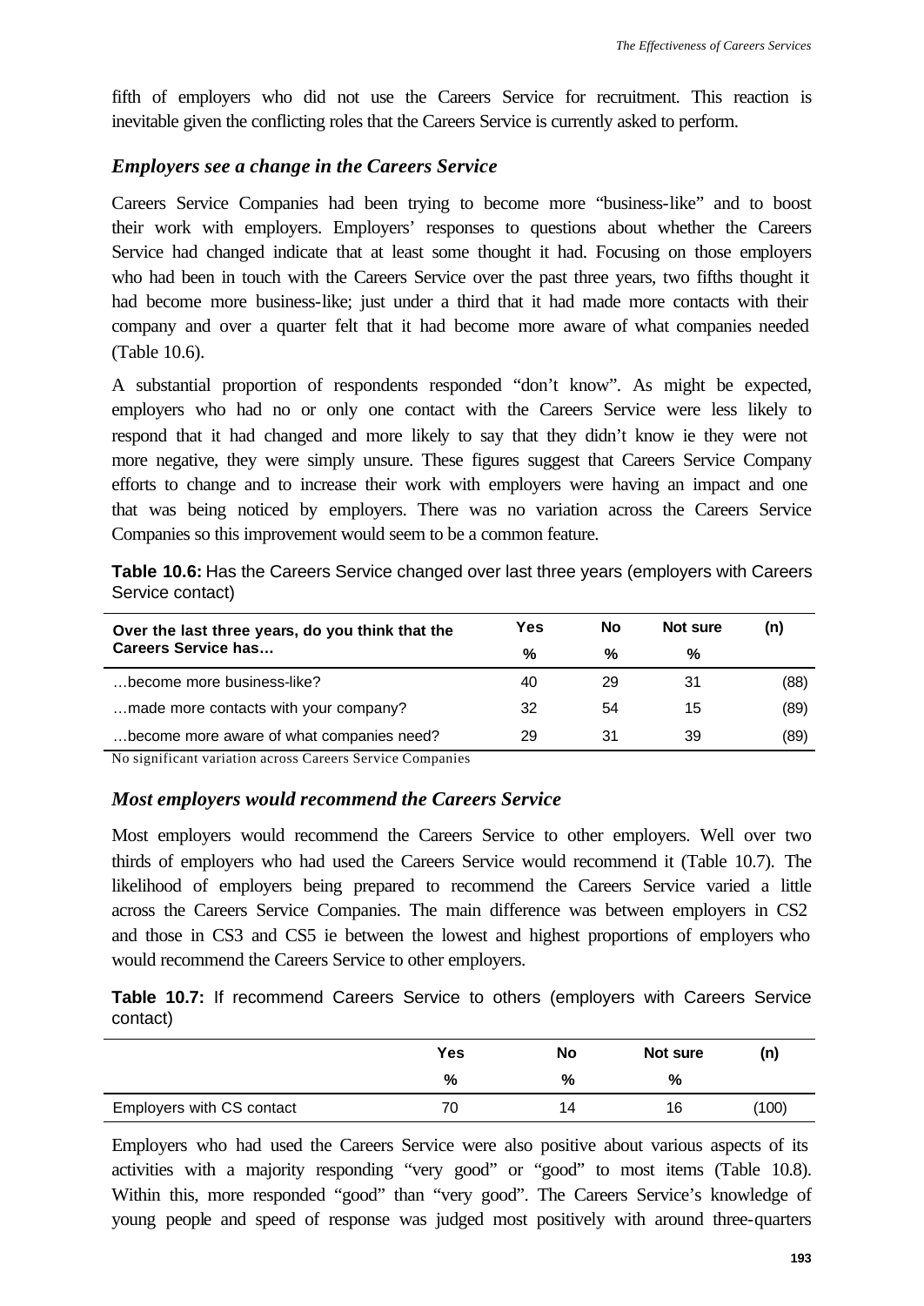fifth of employers who did not use the Careers Service for recruitment. This reaction is inevitable given the conflicting roles that the Careers Service is currently asked to perform.

### *Employers see a change in the Careers Service*

Careers Service Companies had been trying to become more "business-like" and to boost their work with employers. Employers' responses to questions about whether the Careers Service had changed indicate that at least some thought it had. Focusing on those employers who had been in touch with the Careers Service over the past three years, two fifths thought it had become more business-like; just under a third that it had made more contacts with their company and over a quarter felt that it had become more aware of what companies needed (Table 10.6).

A substantial proportion of respondents responded "don't know". As might be expected, employers who had no or only one contact with the Careers Service were less likely to respond that it had changed and more likely to say that they didn't know ie they were not more negative, they were simply unsure. These figures suggest that Careers Service Company efforts to change and to increase their work with employers were having an impact and one that was being noticed by employers. There was no variation across the Careers Service Companies so this improvement would seem to be a common feature.

**Table 10.6:** Has the Careers Service changed over last three years (employers with Careers Service contact)

| Over the last three years, do you think that the Careers Service has… | Yes | No | Not sure | (n) |
|---|---|---|---|---|
| | % | % | % | |
| …become more business-like? | 40 | 29 | 31 | (88) |
| …made more contacts with your company? | 32 | 54 | 15 | (89) |
| …become more aware of what companies need? | 29 | 31 | 39 | (89) |

No significant variation across Careers Service Companies

### *Most employers would recommend the Careers Service*

Most employers would recommend the Careers Service to other employers. Well over two thirds of employers who had used the Careers Service would recommend it (Table 10.7). The likelihood of employers being prepared to recommend the Careers Service varied a little across the Careers Service Companies. The main difference was between employers in CS2 and those in CS3 and CS5 ie between the lowest and highest proportions of employers who would recommend the Careers Service to other employers.

**Table 10.7:** If recommend Careers Service to others (employers with Careers Service contact)

| | Yes | No | Not sure | (n) |
|---|---|---|---|---|
| | % | % | % | |
| Employers with CS contact | 70 | 14 | 16 | (100) |

Employers who had used the Careers Service were also positive about various aspects of its activities with a majority responding "very good" or "good" to most items (Table 10.8). Within this, more responded "good" than "very good". The Careers Service's knowledge of young people and speed of response was judged most positively with around three-quarters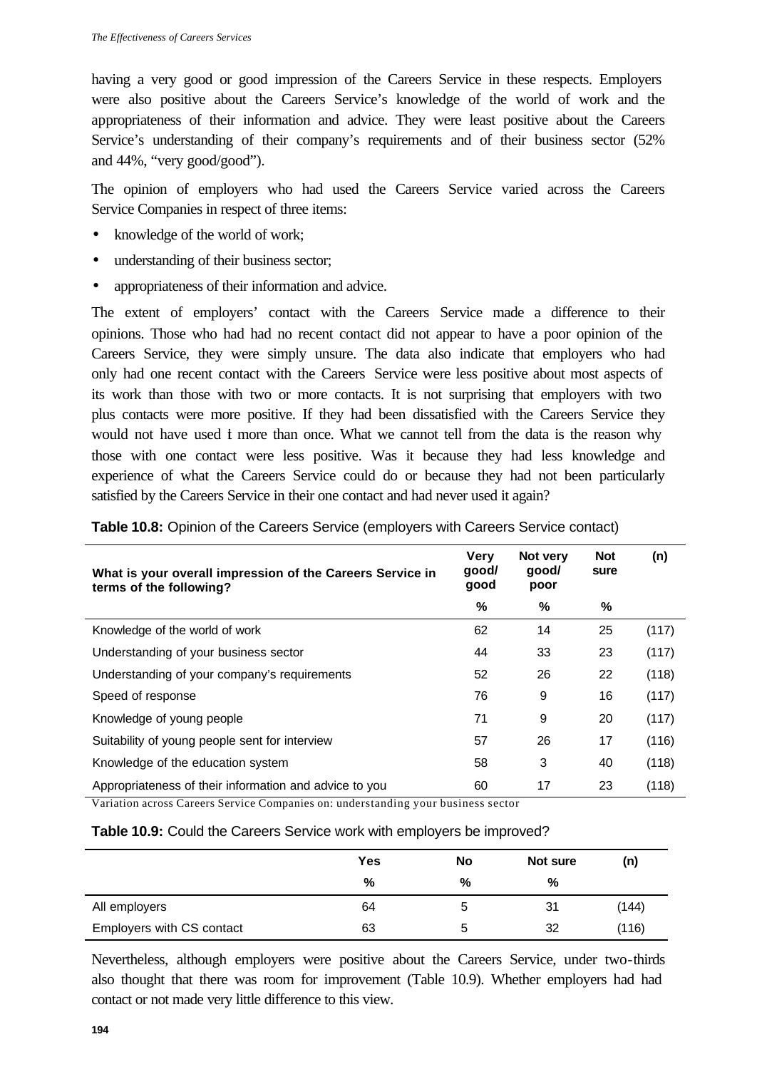having a very good or good impression of the Careers Service in these respects. Employers were also positive about the Careers Service's knowledge of the world of work and the appropriateness of their information and advice. They were least positive about the Careers Service's understanding of their company's requirements and of their business sector (52% and 44%, "very good/good").

The opinion of employers who had used the Careers Service varied across the Careers Service Companies in respect of three items:

- knowledge of the world of work;
- understanding of their business sector;
- appropriateness of their information and advice.

The extent of employers' contact with the Careers Service made a difference to their opinions. Those who had had no recent contact did not appear to have a poor opinion of the Careers Service, they were simply unsure. The data also indicate that employers who had only had one recent contact with the Careers Service were less positive about most aspects of its work than those with two or more contacts. It is not surprising that employers with two plus contacts were more positive. If they had been dissatisfied with the Careers Service they would not have used it more than once. What we cannot tell from the data is the reason why those with one contact were less positive. Was it because they had less knowledge and experience of what the Careers Service could do or because they had not been particularly satisfied by the Careers Service in their one contact and had never used it again?

**Table 10.8:** Opinion of the Careers Service (employers with Careers Service contact)

| What is your overall impression of the Careers Service in terms of the following? | Very good/ good | Not very good/ poor | Not sure | (n) |
|---|---|---|---|---|
| | % | % | % | |
| Knowledge of the world of work | 62 | 14 | 25 | (117) |
| Understanding of your business sector | 44 | 33 | 23 | (117) |
| Understanding of your company's requirements | 52 | 26 | 22 | (118) |
| Speed of response | 76 | 9 | 16 | (117) |
| Knowledge of young people | 71 | 9 | 20 | (117) |
| Suitability of young people sent for interview | 57 | 26 | 17 | (116) |
| Knowledge of the education system | 58 | 3 | 40 | (118) |
| Appropriateness of their information and advice to you | 60 | 17 | 23 | (118) |

Variation across Careers Service Companies on: understanding your business sector

**Table 10.9:** Could the Careers Service work with employers be improved?

| | Yes | No | Not sure | (n) |
|---|---|---|---|---|
| | % | % | % | |
| All employers | 64 | 5 | 31 | (144) |
| Employers with CS contact | 63 | 5 | 32 | (116) |

Nevertheless, although employers were positive about the Careers Service, under two-thirds also thought that there was room for improvement (Table 10.9). Whether employers had had contact or not made very little difference to this view.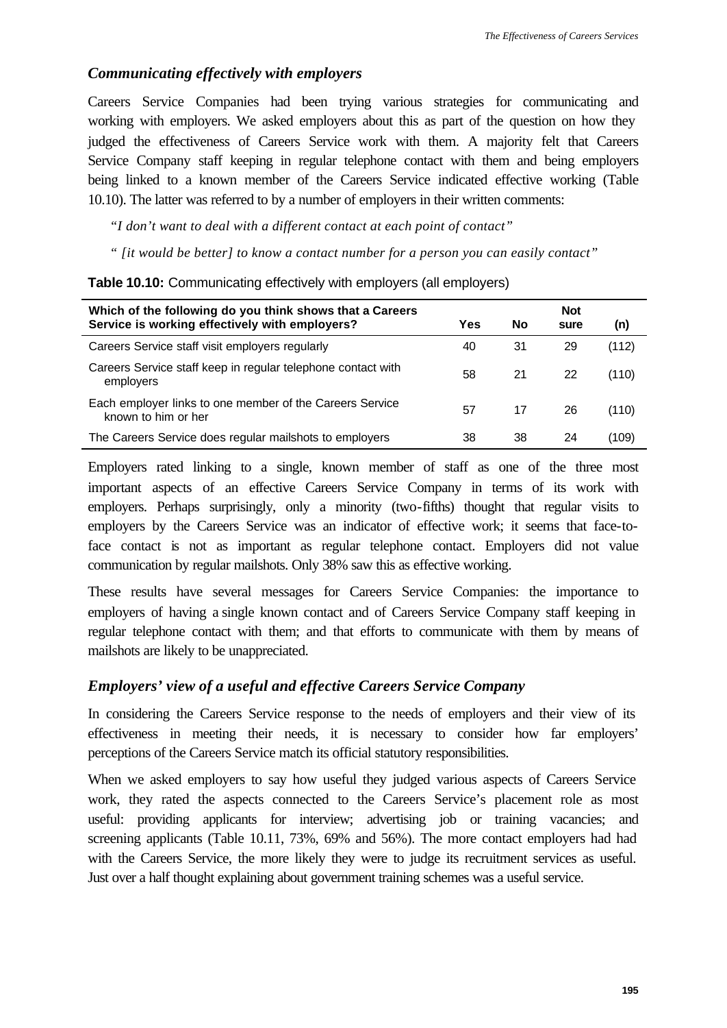### *Communicating effectively with employers*

Careers Service Companies had been trying various strategies for communicating and working with employers. We asked employers about this as part of the question on how they judged the effectiveness of Careers Service work with them. A majority felt that Careers Service Company staff keeping in regular telephone contact with them and being employers being linked to a known member of the Careers Service indicated effective working (Table 10.10). The latter was referred to by a number of employers in their written comments:

*"I don't want to deal with a different contact at each point of contact"*

*" [it would be better] to know a contact number for a person you can easily contact"*

**Table 10.10:** Communicating effectively with employers (all employers)

| Which of the following do you think shows that a Careers Service is working effectively with employers? | Yes | No | Not sure | (n) |
|---|---|---|---|---|
| Careers Service staff visit employers regularly | 40 | 31 | 29 | (112) |
| Careers Service staff keep in regular telephone contact with employers | 58 | 21 | 22 | (110) |
| Each employer links to one member of the Careers Service known to him or her | 57 | 17 | 26 | (110) |
| The Careers Service does regular mailshots to employers | 38 | 38 | 24 | (109) |

Employers rated linking to a single, known member of staff as one of the three most important aspects of an effective Careers Service Company in terms of its work with employers. Perhaps surprisingly, only a minority (two-fifths) thought that regular visits to employers by the Careers Service was an indicator of effective work; it seems that face-to-face contact is not as important as regular telephone contact. Employers did not value communication by regular mailshots. Only 38% saw this as effective working.

These results have several messages for Careers Service Companies: the importance to employers of having a single known contact and of Careers Service Company staff keeping in regular telephone contact with them; and that efforts to communicate with them by means of mailshots are likely to be unappreciated.

### *Employers' view of a useful and effective Careers Service Company*

In considering the Careers Service response to the needs of employers and their view of its effectiveness in meeting their needs, it is necessary to consider how far employers' perceptions of the Careers Service match its official statutory responsibilities.

When we asked employers to say how useful they judged various aspects of Careers Service work, they rated the aspects connected to the Careers Service's placement role as most useful: providing applicants for interview; advertising job or training vacancies; and screening applicants (Table 10.11, 73%, 69% and 56%). The more contact employers had had with the Careers Service, the more likely they were to judge its recruitment services as useful. Just over a half thought explaining about government training schemes was a useful service.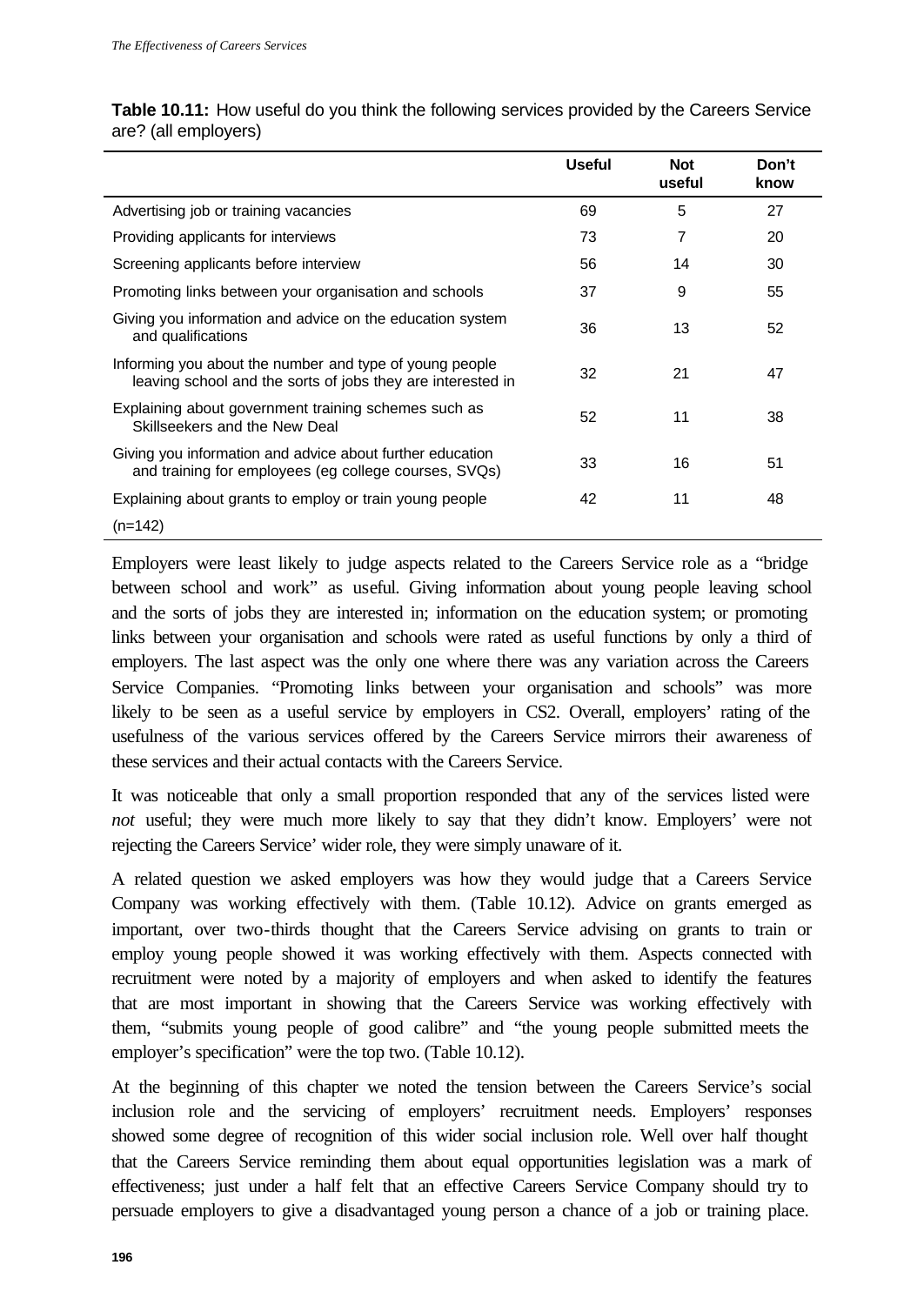**Table 10.11:** How useful do you think the following services provided by the Careers Service are? (all employers)

| | Useful | Not useful | Don't know |
|---|---|---|---|
| Advertising job or training vacancies | 69 | 5 | 27 |
| Providing applicants for interviews | 73 | 7 | 20 |
| Screening applicants before interview | 56 | 14 | 30 |
| Promoting links between your organisation and schools | 37 | 9 | 55 |
| Giving you information and advice on the education system and qualifications | 36 | 13 | 52 |
| Informing you about the number and type of young people leaving school and the sorts of jobs they are interested in | 32 | 21 | 47 |
| Explaining about government training schemes such as Skillseekers and the New Deal | 52 | 11 | 38 |
| Giving you information and advice about further education and training for employees (eg college courses, SVQs) | 33 | 16 | 51 |
| Explaining about grants to employ or train young people | 42 | 11 | 48 |
| (n=142) | | | |

Employers were least likely to judge aspects related to the Careers Service role as a "bridge between school and work" as useful. Giving information about young people leaving school and the sorts of jobs they are interested in; information on the education system; or promoting links between your organisation and schools were rated as useful functions by only a third of employers. The last aspect was the only one where there was any variation across the Careers Service Companies. "Promoting links between your organisation and schools" was more likely to be seen as a useful service by employers in CS2. Overall, employers' rating of the usefulness of the various services offered by the Careers Service mirrors their awareness of these services and their actual contacts with the Careers Service.

It was noticeable that only a small proportion responded that any of the services listed were *not* useful; they were much more likely to say that they didn't know. Employers' were not rejecting the Careers Service' wider role, they were simply unaware of it.

A related question we asked employers was how they would judge that a Careers Service Company was working effectively with them. (Table 10.12). Advice on grants emerged as important, over two-thirds thought that the Careers Service advising on grants to train or employ young people showed it was working effectively with them. Aspects connected with recruitment were noted by a majority of employers and when asked to identify the features that are most important in showing that the Careers Service was working effectively with them, "submits young people of good calibre" and "the young people submitted meets the employer's specification" were the top two. (Table 10.12).

At the beginning of this chapter we noted the tension between the Careers Service's social inclusion role and the servicing of employers' recruitment needs. Employers' responses showed some degree of recognition of this wider social inclusion role. Well over half thought that the Careers Service reminding them about equal opportunities legislation was a mark of effectiveness; just under a half felt that an effective Careers Service Company should try to persuade employers to give a disadvantaged young person a chance of a job or training place.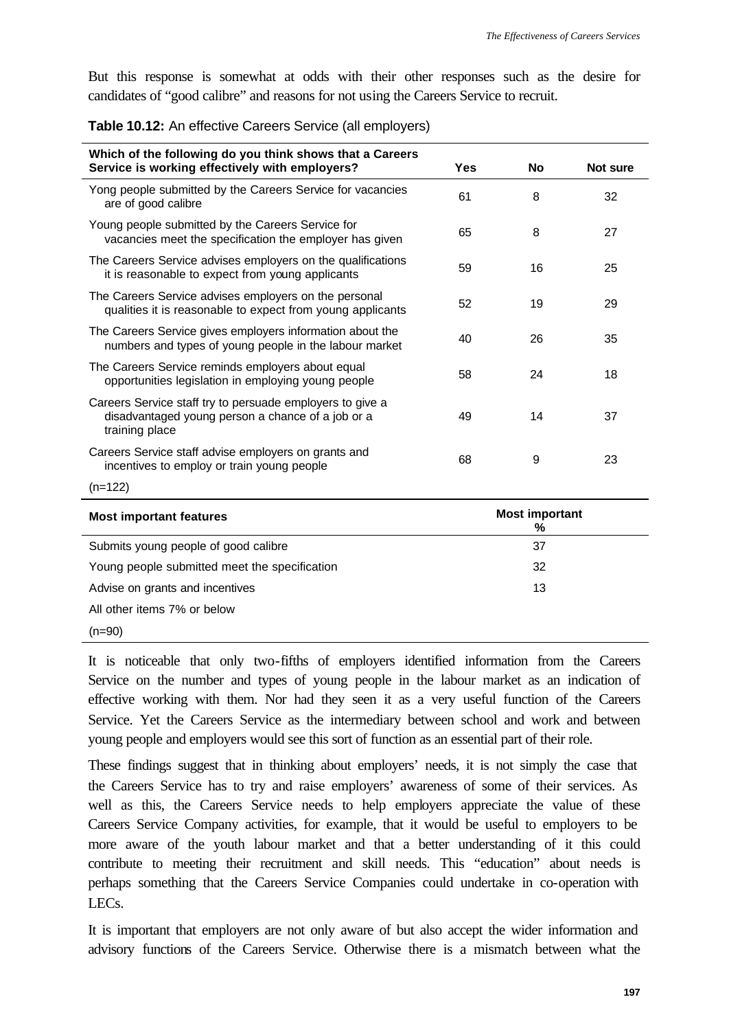But this response is somewhat at odds with their other responses such as the desire for candidates of "good calibre" and reasons for not using the Careers Service to recruit.

**Table 10.12:** An effective Careers Service (all employers)

| Which of the following do you think shows that a Careers Service is working effectively with employers? | Yes | No | Not sure |
|---|---|---|---|
| Yong people submitted by the Careers Service for vacancies are of good calibre | 61 | 8 | 32 |
| Young people submitted by the Careers Service for vacancies meet the specification the employer has given | 65 | 8 | 27 |
| The Careers Service advises employers on the qualifications it is reasonable to expect from young applicants | 59 | 16 | 25 |
| The Careers Service advises employers on the personal qualities it is reasonable to expect from young applicants | 52 | 19 | 29 |
| The Careers Service gives employers information about the numbers and types of young people in the labour market | 40 | 26 | 35 |
| The Careers Service reminds employers about equal opportunities legislation in employing young people | 58 | 24 | 18 |
| Careers Service staff try to persuade employers to give a disadvantaged young person a chance of a job or a training place | 49 | 14 | 37 |
| Careers Service staff advise employers on grants and incentives to employ or train young people | 68 | 9 | 23 |
| (n=122) | | | |

| Most important features | Most important % |
|---|---|
| Submits young people of good calibre | 37 |
| Young people submitted meet the specification | 32 |
| Advise on grants and incentives | 13 |
| All other items 7% or below | |
| (n=90) | |

It is noticeable that only two-fifths of employers identified information from the Careers Service on the number and types of young people in the labour market as an indication of effective working with them. Nor had they seen it as a very useful function of the Careers Service. Yet the Careers Service as the intermediary between school and work and between young people and employers would see this sort of function as an essential part of their role.

These findings suggest that in thinking about employers' needs, it is not simply the case that the Careers Service has to try and raise employers' awareness of some of their services. As well as this, the Careers Service needs to help employers appreciate the value of these Careers Service Company activities, for example, that it would be useful to employers to be more aware of the youth labour market and that a better understanding of it this could contribute to meeting their recruitment and skill needs. This "education" about needs is perhaps something that the Careers Service Companies could undertake in co-operation with LECs.

It is important that employers are not only aware of but also accept the wider information and advisory functions of the Careers Service. Otherwise there is a mismatch between what the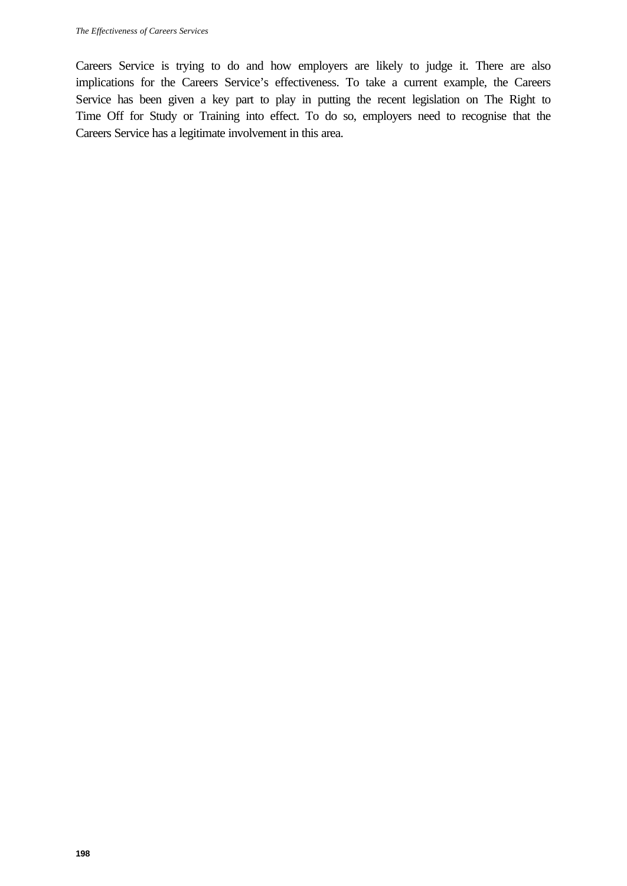Careers Service is trying to do and how employers are likely to judge it. There are also implications for the Careers Service's effectiveness. To take a current example, the Careers Service has been given a key part to play in putting the recent legislation on The Right to Time Off for Study or Training into effect. To do so, employers need to recognise that the Careers Service has a legitimate involvement in this area.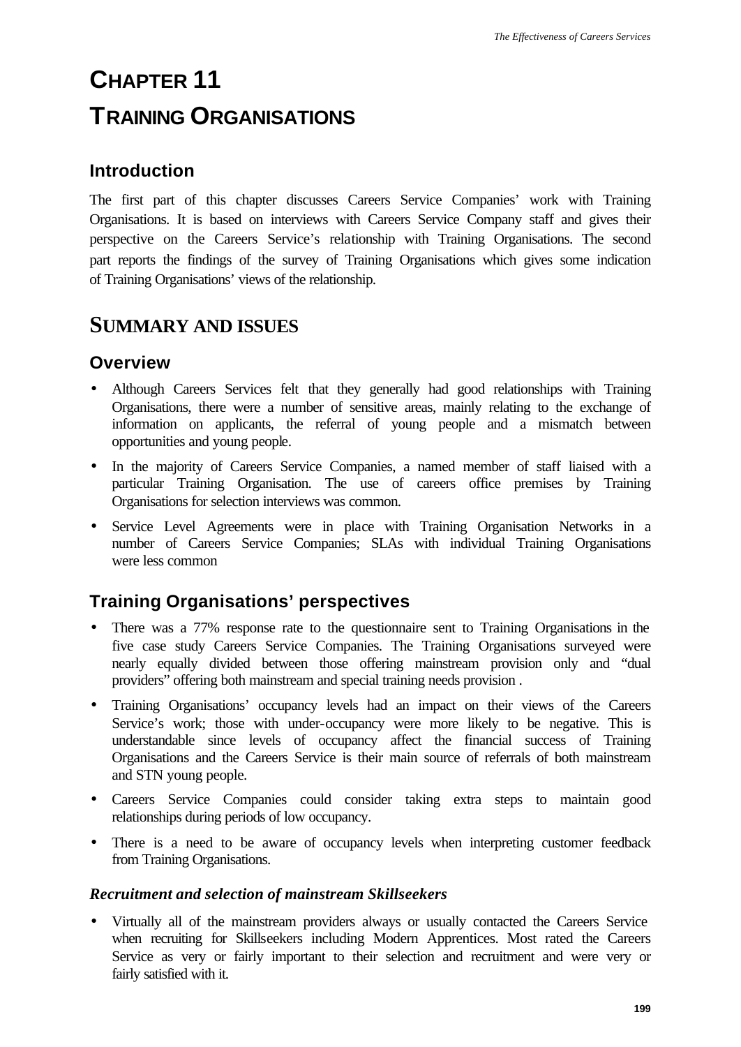# CHAPTER 11

# TRAINING ORGANISATIONS

## Introduction

The first part of this chapter discusses Careers Service Companies' work with Training Organisations. It is based on interviews with Careers Service Company staff and gives their perspective on the Careers Service's relationship with Training Organisations. The second part reports the findings of the survey of Training Organisations which gives some indication of Training Organisations' views of the relationship.

## SUMMARY AND ISSUES

### Overview

- Although Careers Services felt that they generally had good relationships with Training Organisations, there were a number of sensitive areas, mainly relating to the exchange of information on applicants, the referral of young people and a mismatch between opportunities and young people.
- In the majority of Careers Service Companies, a named member of staff liaised with a particular Training Organisation. The use of careers office premises by Training Organisations for selection interviews was common.
- Service Level Agreements were in place with Training Organisation Networks in a number of Careers Service Companies; SLAs with individual Training Organisations were less common

### Training Organisations' perspectives

- There was a 77% response rate to the questionnaire sent to Training Organisations in the five case study Careers Service Companies. The Training Organisations surveyed were nearly equally divided between those offering mainstream provision only and "dual providers" offering both mainstream and special training needs provision .
- Training Organisations' occupancy levels had an impact on their views of the Careers Service's work; those with under-occupancy were more likely to be negative. This is understandable since levels of occupancy affect the financial success of Training Organisations and the Careers Service is their main source of referrals of both mainstream and STN young people.
- Careers Service Companies could consider taking extra steps to maintain good relationships during periods of low occupancy.
- There is a need to be aware of occupancy levels when interpreting customer feedback from Training Organisations.

#### *Recruitment and selection of mainstream Skillseekers*

- Virtually all of the mainstream providers always or usually contacted the Careers Service when recruiting for Skillseekers including Modern Apprentices. Most rated the Careers Service as very or fairly important to their selection and recruitment and were very or fairly satisfied with it.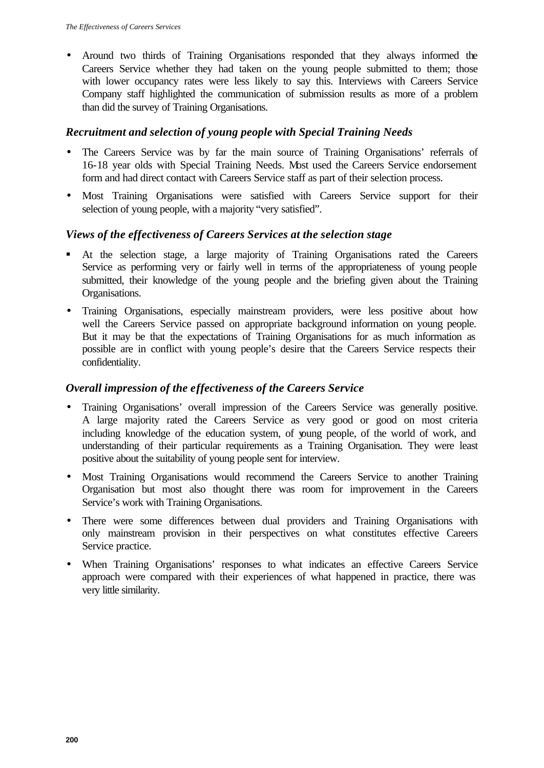- Around two thirds of Training Organisations responded that they always informed the Careers Service whether they had taken on the young people submitted to them; those with lower occupancy rates were less likely to say this. Interviews with Careers Service Company staff highlighted the communication of submission results as more of a problem than did the survey of Training Organisations.

### *Recruitment and selection of young people with Special Training Needs*

- The Careers Service was by far the main source of Training Organisations' referrals of 16-18 year olds with Special Training Needs. Most used the Careers Service endorsement form and had direct contact with Careers Service staff as part of their selection process.
- Most Training Organisations were satisfied with Careers Service support for their selection of young people, with a majority "very satisfied".

### *Views of the effectiveness of Careers Services at the selection stage*

- At the selection stage, a large majority of Training Organisations rated the Careers Service as performing very or fairly well in terms of the appropriateness of young people submitted, their knowledge of the young people and the briefing given about the Training Organisations.
- Training Organisations, especially mainstream providers, were less positive about how well the Careers Service passed on appropriate background information on young people. But it may be that the expectations of Training Organisations for as much information as possible are in conflict with young people's desire that the Careers Service respects their confidentiality.

### *Overall impression of the effectiveness of the Careers Service*

- Training Organisations' overall impression of the Careers Service was generally positive. A large majority rated the Careers Service as very good or good on most criteria including knowledge of the education system, of young people, of the world of work, and understanding of their particular requirements as a Training Organisation. They were least positive about the suitability of young people sent for interview.
- Most Training Organisations would recommend the Careers Service to another Training Organisation but most also thought there was room for improvement in the Careers Service's work with Training Organisations.
- There were some differences between dual providers and Training Organisations with only mainstream provision in their perspectives on what constitutes effective Careers Service practice.
- When Training Organisations' responses to what indicates an effective Careers Service approach were compared with their experiences of what happened in practice, there was very little similarity.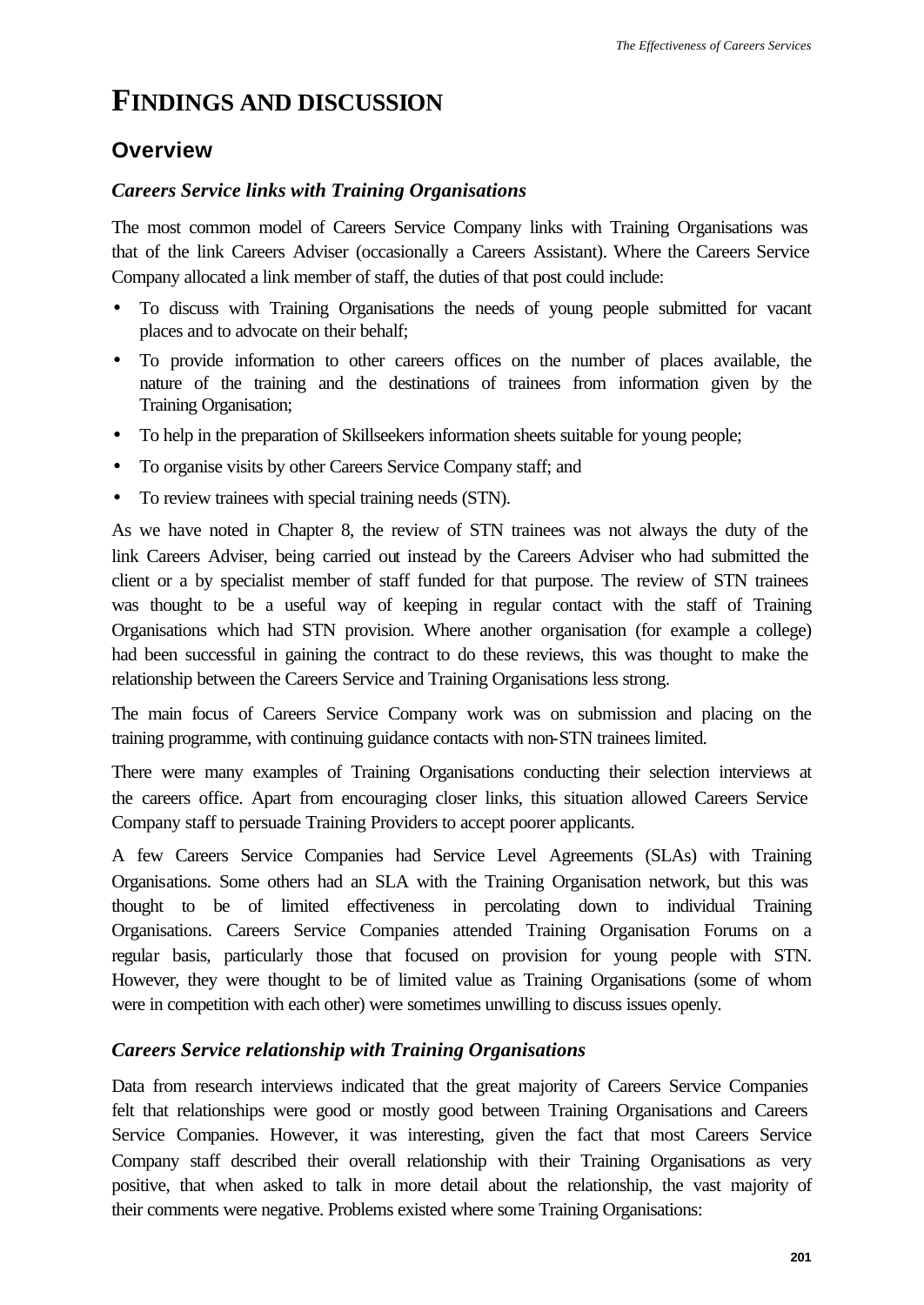# FINDINGS AND DISCUSSION

## Overview

### *Careers Service links with Training Organisations*

The most common model of Careers Service Company links with Training Organisations was that of the link Careers Adviser (occasionally a Careers Assistant). Where the Careers Service Company allocated a link member of staff, the duties of that post could include:

- To discuss with Training Organisations the needs of young people submitted for vacant places and to advocate on their behalf;
- To provide information to other careers offices on the number of places available, the nature of the training and the destinations of trainees from information given by the Training Organisation;
- To help in the preparation of Skillseekers information sheets suitable for young people;
- To organise visits by other Careers Service Company staff; and
- To review trainees with special training needs (STN).

As we have noted in Chapter 8, the review of STN trainees was not always the duty of the link Careers Adviser, being carried out instead by the Careers Adviser who had submitted the client or a by specialist member of staff funded for that purpose. The review of STN trainees was thought to be a useful way of keeping in regular contact with the staff of Training Organisations which had STN provision. Where another organisation (for example a college) had been successful in gaining the contract to do these reviews, this was thought to make the relationship between the Careers Service and Training Organisations less strong.

The main focus of Careers Service Company work was on submission and placing on the training programme, with continuing guidance contacts with non-STN trainees limited.

There were many examples of Training Organisations conducting their selection interviews at the careers office. Apart from encouraging closer links, this situation allowed Careers Service Company staff to persuade Training Providers to accept poorer applicants.

A few Careers Service Companies had Service Level Agreements (SLAs) with Training Organisations. Some others had an SLA with the Training Organisation network, but this was thought to be of limited effectiveness in percolating down to individual Training Organisations. Careers Service Companies attended Training Organisation Forums on a regular basis, particularly those that focused on provision for young people with STN. However, they were thought to be of limited value as Training Organisations (some of whom were in competition with each other) were sometimes unwilling to discuss issues openly.

### *Careers Service relationship with Training Organisations*

Data from research interviews indicated that the great majority of Careers Service Companies felt that relationships were good or mostly good between Training Organisations and Careers Service Companies. However, it was interesting, given the fact that most Careers Service Company staff described their overall relationship with their Training Organisations as very positive, that when asked to talk in more detail about the relationship, the vast majority of their comments were negative. Problems existed where some Training Organisations: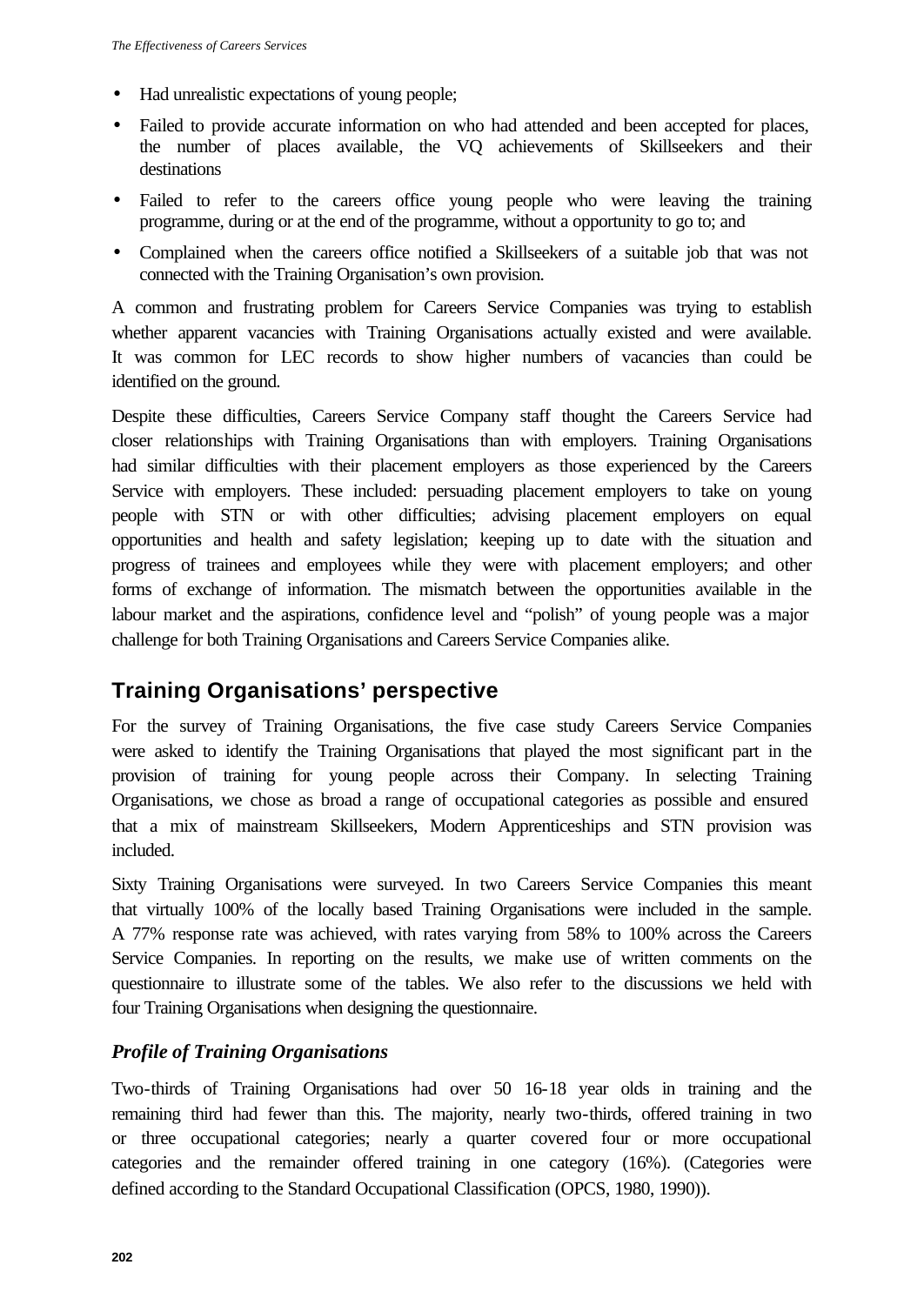- Had unrealistic expectations of young people;
- Failed to provide accurate information on who had attended and been accepted for places, the number of places available, the VQ achievements of Skillseekers and their destinations
- Failed to refer to the careers office young people who were leaving the training programme, during or at the end of the programme, without a opportunity to go to; and
- Complained when the careers office notified a Skillseekers of a suitable job that was not connected with the Training Organisation's own provision.

A common and frustrating problem for Careers Service Companies was trying to establish whether apparent vacancies with Training Organisations actually existed and were available. It was common for LEC records to show higher numbers of vacancies than could be identified on the ground.

Despite these difficulties, Careers Service Company staff thought the Careers Service had closer relationships with Training Organisations than with employers. Training Organisations had similar difficulties with their placement employers as those experienced by the Careers Service with employers. These included: persuading placement employers to take on young people with STN or with other difficulties; advising placement employers on equal opportunities and health and safety legislation; keeping up to date with the situation and progress of trainees and employees while they were with placement employers; and other forms of exchange of information. The mismatch between the opportunities available in the labour market and the aspirations, confidence level and "polish" of young people was a major challenge for both Training Organisations and Careers Service Companies alike.

## Training Organisations' perspective

For the survey of Training Organisations, the five case study Careers Service Companies were asked to identify the Training Organisations that played the most significant part in the provision of training for young people across their Company. In selecting Training Organisations, we chose as broad a range of occupational categories as possible and ensured that a mix of mainstream Skillseekers, Modern Apprenticeships and STN provision was included.

Sixty Training Organisations were surveyed. In two Careers Service Companies this meant that virtually 100% of the locally based Training Organisations were included in the sample. A 77% response rate was achieved, with rates varying from 58% to 100% across the Careers Service Companies. In reporting on the results, we make use of written comments on the questionnaire to illustrate some of the tables. We also refer to the discussions we held with four Training Organisations when designing the questionnaire.

### *Profile of Training Organisations*

Two-thirds of Training Organisations had over 50 16-18 year olds in training and the remaining third had fewer than this. The majority, nearly two-thirds, offered training in two or three occupational categories; nearly a quarter covered four or more occupational categories and the remainder offered training in one category (16%). (Categories were defined according to the Standard Occupational Classification (OPCS, 1980, 1990)).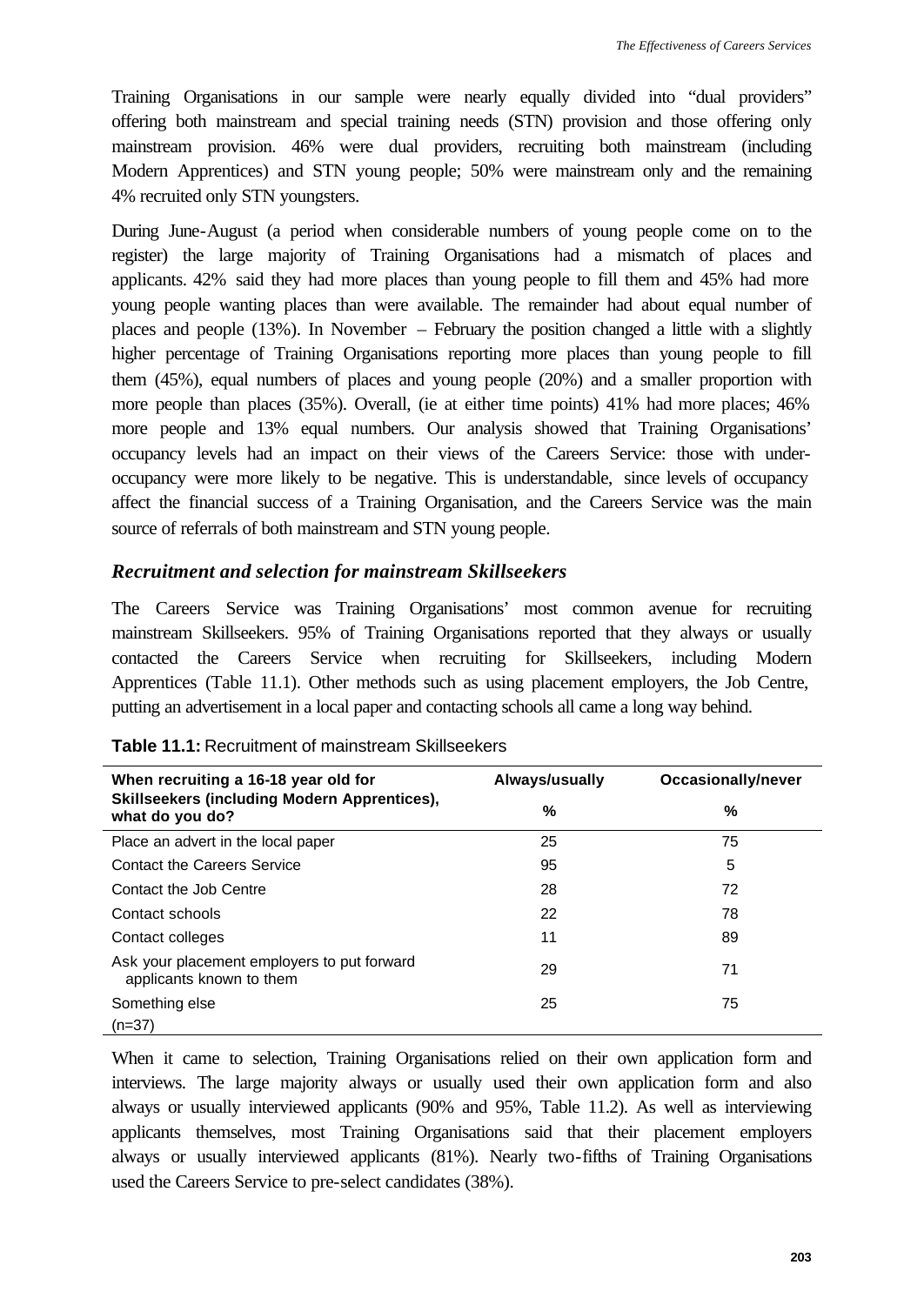Training Organisations in our sample were nearly equally divided into "dual providers" offering both mainstream and special training needs (STN) provision and those offering only mainstream provision. 46% were dual providers, recruiting both mainstream (including Modern Apprentices) and STN young people; 50% were mainstream only and the remaining 4% recruited only STN youngsters.

During June-August (a period when considerable numbers of young people come on to the register) the large majority of Training Organisations had a mismatch of places and applicants. 42% said they had more places than young people to fill them and 45% had more young people wanting places than were available. The remainder had about equal number of places and people (13%). In November – February the position changed a little with a slightly higher percentage of Training Organisations reporting more places than young people to fill them (45%), equal numbers of places and young people (20%) and a smaller proportion with more people than places (35%). Overall, (ie at either time points) 41% had more places; 46% more people and 13% equal numbers. Our analysis showed that Training Organisations' occupancy levels had an impact on their views of the Careers Service: those with under-occupancy were more likely to be negative. This is understandable, since levels of occupancy affect the financial success of a Training Organisation, and the Careers Service was the main source of referrals of both mainstream and STN young people.

### *Recruitment and selection for mainstream Skillseekers*

The Careers Service was Training Organisations' most common avenue for recruiting mainstream Skillseekers. 95% of Training Organisations reported that they always or usually contacted the Careers Service when recruiting for Skillseekers, including Modern Apprentices (Table 11.1). Other methods such as using placement employers, the Job Centre, putting an advertisement in a local paper and contacting schools all came a long way behind.

**Table 11.1:** Recruitment of mainstream Skillseekers

| When recruiting a 16-18 year old for Skillseekers (including Modern Apprentices), what do you do? | Always/usually % | Occasionally/never % |
|---|---|---|
| Place an advert in the local paper | 25 | 75 |
| Contact the Careers Service | 95 | 5 |
| Contact the Job Centre | 28 | 72 |
| Contact schools | 22 | 78 |
| Contact colleges | 11 | 89 |
| Ask your placement employers to put forward applicants known to them | 29 | 71 |
| Something else | 25 | 75 |
| (n=37) | | |

When it came to selection, Training Organisations relied on their own application form and interviews. The large majority always or usually used their own application form and also always or usually interviewed applicants (90% and 95%, Table 11.2). As well as interviewing applicants themselves, most Training Organisations said that their placement employers always or usually interviewed applicants (81%). Nearly two-fifths of Training Organisations used the Careers Service to pre-select candidates (38%).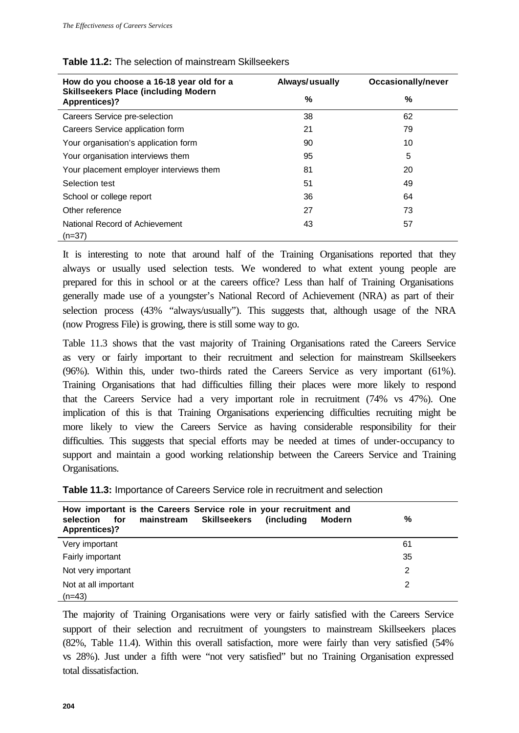**Table 11.2:** The selection of mainstream Skillseekers

| How do you choose a 16-18 year old for a Skillseekers Place (including Modern Apprentices)? | Always/usually % | Occasionally/never % |
|---|---|---|
| Careers Service pre-selection | 38 | 62 |
| Careers Service application form | 21 | 79 |
| Your organisation's application form | 90 | 10 |
| Your organisation interviews them | 95 | 5 |
| Your placement employer interviews them | 81 | 20 |
| Selection test | 51 | 49 |
| School or college report | 36 | 64 |
| Other reference | 27 | 73 |
| National Record of Achievement | 43 | 57 |
| (n=37) | | |

It is interesting to note that around half of the Training Organisations reported that they always or usually used selection tests. We wondered to what extent young people are prepared for this in school or at the careers office? Less than half of Training Organisations generally made use of a youngster's National Record of Achievement (NRA) as part of their selection process (43% "always/usually"). This suggests that, although usage of the NRA (now Progress File) is growing, there is still some way to go.

Table 11.3 shows that the vast majority of Training Organisations rated the Careers Service as very or fairly important to their recruitment and selection for mainstream Skillseekers (96%). Within this, under two-thirds rated the Careers Service as very important (61%). Training Organisations that had difficulties filling their places were more likely to respond that the Careers Service had a very important role in recruitment (74% vs 47%). One implication of this is that Training Organisations experiencing difficulties recruiting might be more likely to view the Careers Service as having considerable responsibility for their difficulties. This suggests that special efforts may be needed at times of under-occupancy to support and maintain a good working relationship between the Careers Service and Training Organisations.

**Table 11.3:** Importance of Careers Service role in recruitment and selection

| How important is the Careers Service role in your recruitment and selection for mainstream Skillseekers (including Modern Apprentices)? | % |
|---|---|
| Very important | 61 |
| Fairly important | 35 |
| Not very important | 2 |
| Not at all important | 2 |
| (n=43) | |

The majority of Training Organisations were very or fairly satisfied with the Careers Service support of their selection and recruitment of youngsters to mainstream Skillseekers places (82%, Table 11.4). Within this overall satisfaction, more were fairly than very satisfied (54% vs 28%). Just under a fifth were "not very satisfied" but no Training Organisation expressed total dissatisfaction.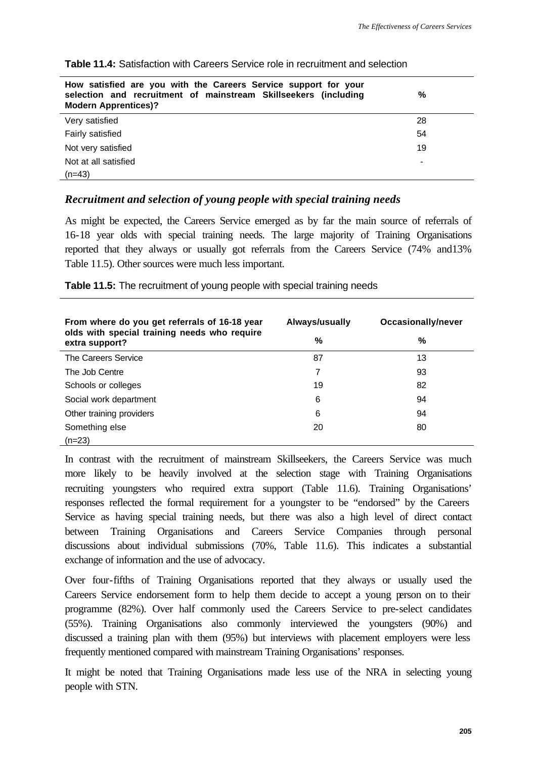**Table 11.4:** Satisfaction with Careers Service role in recruitment and selection

| How satisfied are you with the Careers Service support for your selection and recruitment of mainstream Skillseekers (including Modern Apprentices)? | % |
|---|---|
| Very satisfied | 28 |
| Fairly satisfied | 54 |
| Not very satisfied | 19 |
| Not at all satisfied | - |
| (n=43) | |

### *Recruitment and selection of young people with special training needs*

As might be expected, the Careers Service emerged as by far the main source of referrals of 16-18 year olds with special training needs. The large majority of Training Organisations reported that they always or usually got referrals from the Careers Service (74% and13% Table 11.5). Other sources were much less important.

**Table 11.5:** The recruitment of young people with special training needs

| From where do you get referrals of 16-18 year olds with special training needs who require extra support? | Always/usually % | Occasionally/never % |
|---|---|---|
| The Careers Service | 87 | 13 |
| The Job Centre | 7 | 93 |
| Schools or colleges | 19 | 82 |
| Social work department | 6 | 94 |
| Other training providers | 6 | 94 |
| Something else | 20 | 80 |
| (n=23) | | |

In contrast with the recruitment of mainstream Skillseekers, the Careers Service was much more likely to be heavily involved at the selection stage with Training Organisations recruiting youngsters who required extra support (Table 11.6). Training Organisations' responses reflected the formal requirement for a youngster to be "endorsed" by the Careers Service as having special training needs, but there was also a high level of direct contact between Training Organisations and Careers Service Companies through personal discussions about individual submissions (70%, Table 11.6). This indicates a substantial exchange of information and the use of advocacy.

Over four-fifths of Training Organisations reported that they always or usually used the Careers Service endorsement form to help them decide to accept a young person on to their programme (82%). Over half commonly used the Careers Service to pre-select candidates (55%). Training Organisations also commonly interviewed the youngsters (90%) and discussed a training plan with them (95%) but interviews with placement employers were less frequently mentioned compared with mainstream Training Organisations' responses.

It might be noted that Training Organisations made less use of the NRA in selecting young people with STN.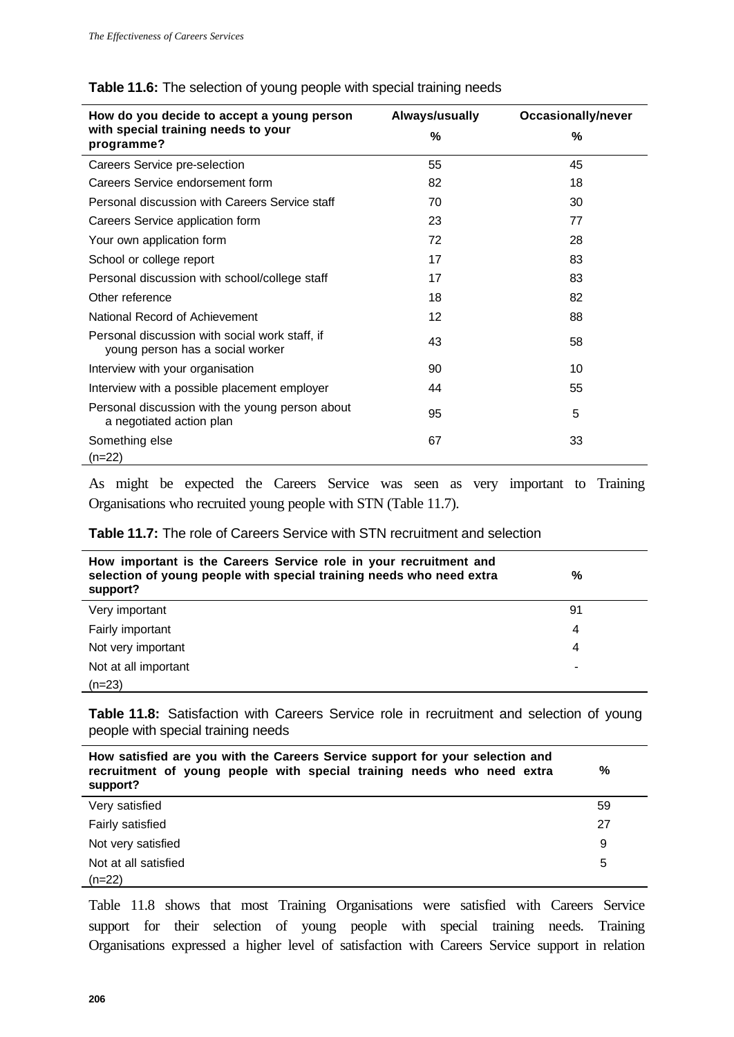**Table 11.6:** The selection of young people with special training needs

| How do you decide to accept a young person with special training needs to your programme? | Always/usually % | Occasionally/never % |
|---|---|---|
| Careers Service pre-selection | 55 | 45 |
| Careers Service endorsement form | 82 | 18 |
| Personal discussion with Careers Service staff | 70 | 30 |
| Careers Service application form | 23 | 77 |
| Your own application form | 72 | 28 |
| School or college report | 17 | 83 |
| Personal discussion with school/college staff | 17 | 83 |
| Other reference | 18 | 82 |
| National Record of Achievement | 12 | 88 |
| Personal discussion with social work staff, if young person has a social worker | 43 | 58 |
| Interview with your organisation | 90 | 10 |
| Interview with a possible placement employer | 44 | 55 |
| Personal discussion with the young person about a negotiated action plan | 95 | 5 |
| Something else | 67 | 33 |
| (n=22) | | |

As might be expected the Careers Service was seen as very important to Training Organisations who recruited young people with STN (Table 11.7).

**Table 11.7:** The role of Careers Service with STN recruitment and selection

| How important is the Careers Service role in your recruitment and selection of young people with special training needs who need extra support? | % |
|---|---|
| Very important | 91 |
| Fairly important | 4 |
| Not very important | 4 |
| Not at all important | - |
| (n=23) | |

**Table 11.8:** Satisfaction with Careers Service role in recruitment and selection of young people with special training needs

| How satisfied are you with the Careers Service support for your selection and recruitment of young people with special training needs who need extra support? | % |
|---|---|
| Very satisfied | 59 |
| Fairly satisfied | 27 |
| Not very satisfied | 9 |
| Not at all satisfied | 5 |
| (n=22) | |

Table 11.8 shows that most Training Organisations were satisfied with Careers Service support for their selection of young people with special training needs. Training Organisations expressed a higher level of satisfaction with Careers Service support in relation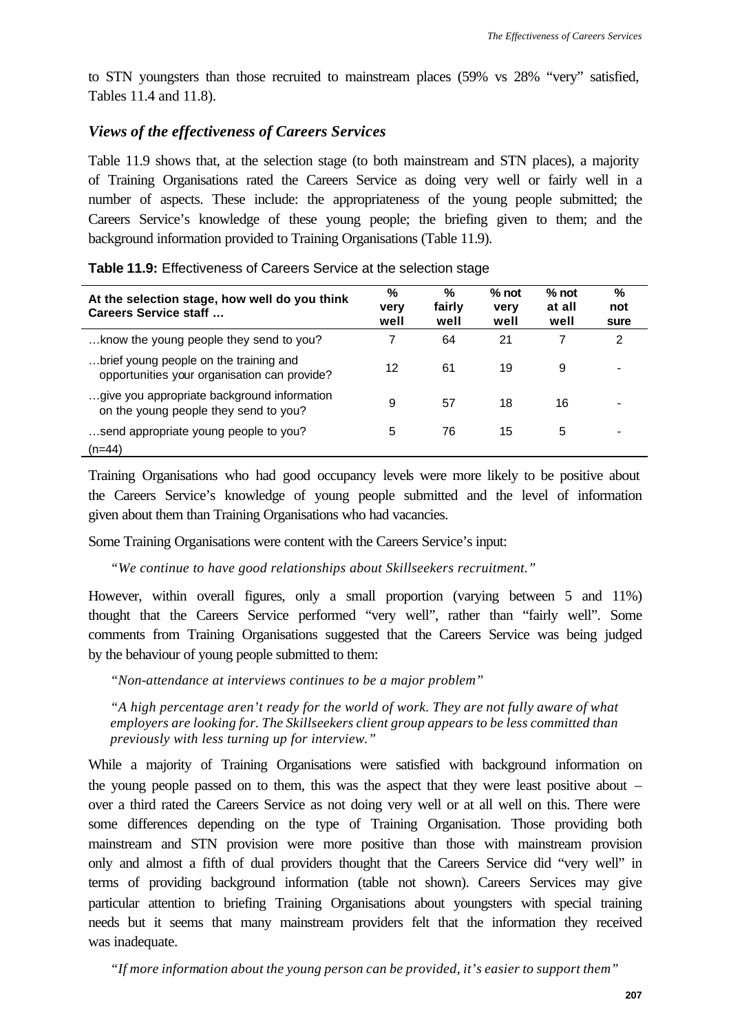to STN youngsters than those recruited to mainstream places (59% vs 28% "very" satisfied, Tables 11.4 and 11.8).

### *Views of the effectiveness of Careers Services*

Table 11.9 shows that, at the selection stage (to both mainstream and STN places), a majority of Training Organisations rated the Careers Service as doing very well or fairly well in a number of aspects. These include: the appropriateness of the young people submitted; the Careers Service's knowledge of these young people; the briefing given to them; and the background information provided to Training Organisations (Table 11.9).

**Table 11.9:** Effectiveness of Careers Service at the selection stage

| At the selection stage, how well do you think Careers Service staff … | % very well | % fairly well | % not very well | % not at all well | % not sure |
|---|---|---|---|---|---|
| …know the young people they send to you? | 7 | 64 | 21 | 7 | 2 |
| …brief young people on the training and opportunities your organisation can provide? | 12 | 61 | 19 | 9 | - |
| …give you appropriate background information on the young people they send to you? | 9 | 57 | 18 | 16 | - |
| …send appropriate young people to you? | 5 | 76 | 15 | 5 | - |
| (n=44) | | | | | |

Training Organisations who had good occupancy levels were more likely to be positive about the Careers Service's knowledge of young people submitted and the level of information given about them than Training Organisations who had vacancies.

Some Training Organisations were content with the Careers Service's input:

> *"We continue to have good relationships about Skillseekers recruitment."*

However, within overall figures, only a small proportion (varying between 5 and 11%) thought that the Careers Service performed "very well", rather than "fairly well". Some comments from Training Organisations suggested that the Careers Service was being judged by the behaviour of young people submitted to them:

> *"Non-attendance at interviews continues to be a major problem"*

> *"A high percentage aren't ready for the world of work. They are not fully aware of what employers are looking for. The Skillseekers client group appears to be less committed than previously with less turning up for interview."*

While a majority of Training Organisations were satisfied with background information on the young people passed on to them, this was the aspect that they were least positive about – over a third rated the Careers Service as not doing very well or at all well on this. There were some differences depending on the type of Training Organisation. Those providing both mainstream and STN provision were more positive than those with mainstream provision only and almost a fifth of dual providers thought that the Careers Service did "very well" in terms of providing background information (table not shown). Careers Services may give particular attention to briefing Training Organisations about youngsters with special training needs but it seems that many mainstream providers felt that the information they received was inadequate.

> *"If more information about the young person can be provided, it's easier to support them"*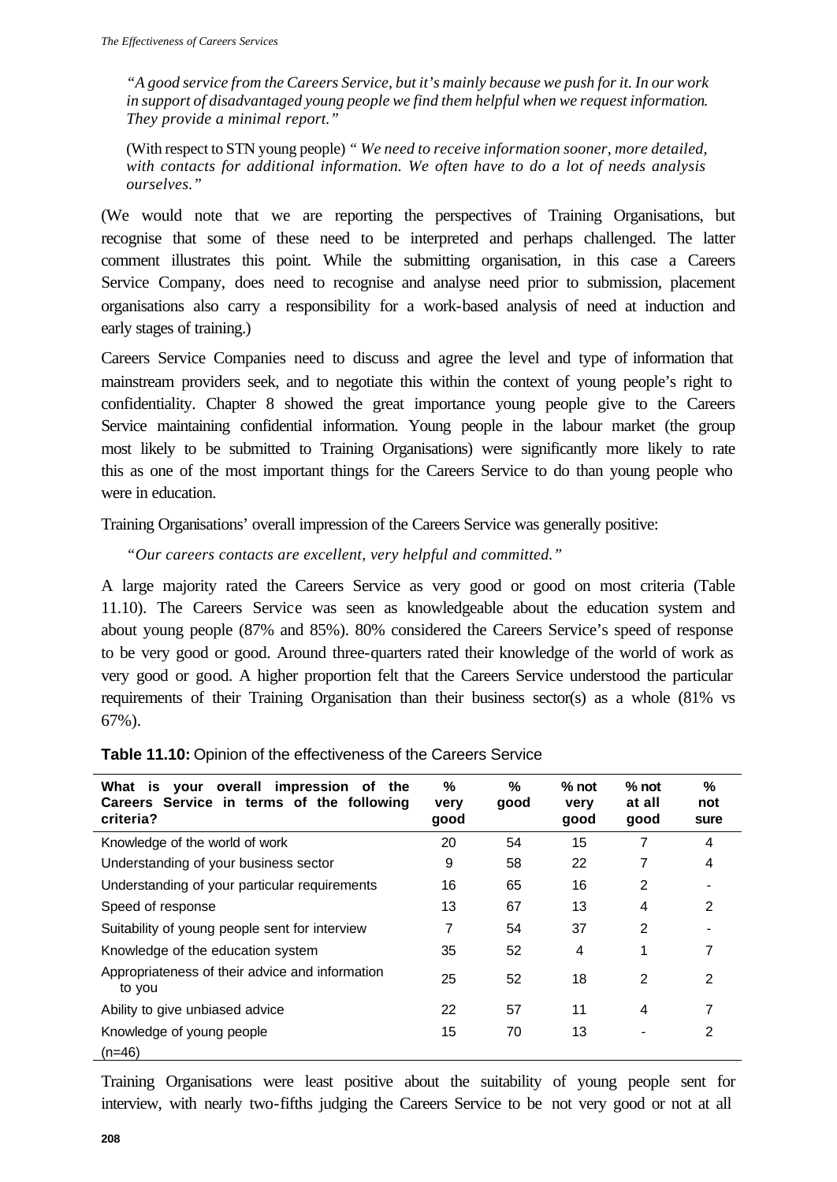*"A good service from the Careers Service, but it's mainly because we push for it. In our work in support of disadvantaged young people we find them helpful when we request information. They provide a minimal report."*

(With respect to STN young people) *" We need to receive information sooner, more detailed, with contacts for additional information. We often have to do a lot of needs analysis ourselves."*

(We would note that we are reporting the perspectives of Training Organisations, but recognise that some of these need to be interpreted and perhaps challenged. The latter comment illustrates this point. While the submitting organisation, in this case a Careers Service Company, does need to recognise and analyse need prior to submission, placement organisations also carry a responsibility for a work-based analysis of need at induction and early stages of training.)

Careers Service Companies need to discuss and agree the level and type of information that mainstream providers seek, and to negotiate this within the context of young people's right to confidentiality. Chapter 8 showed the great importance young people give to the Careers Service maintaining confidential information. Young people in the labour market (the group most likely to be submitted to Training Organisations) were significantly more likely to rate this as one of the most important things for the Careers Service to do than young people who were in education.

Training Organisations' overall impression of the Careers Service was generally positive:

*"Our careers contacts are excellent, very helpful and committed."*

A large majority rated the Careers Service as very good or good on most criteria (Table 11.10). The Careers Service was seen as knowledgeable about the education system and about young people (87% and 85%). 80% considered the Careers Service's speed of response to be very good or good. Around three-quarters rated their knowledge of the world of work as very good or good. A higher proportion felt that the Careers Service understood the particular requirements of their Training Organisation than their business sector(s) as a whole (81% vs 67%).

**Table 11.10:** Opinion of the effectiveness of the Careers Service

| What is your overall impression of the Careers Service in terms of the following criteria? | % very good | % good | % not very good | % not at all good | % not sure |
|---|---|---|---|---|---|
| Knowledge of the world of work | 20 | 54 | 15 | 7 | 4 |
| Understanding of your business sector | 9 | 58 | 22 | 7 | 4 |
| Understanding of your particular requirements | 16 | 65 | 16 | 2 | - |
| Speed of response | 13 | 67 | 13 | 4 | 2 |
| Suitability of young people sent for interview | 7 | 54 | 37 | 2 | - |
| Knowledge of the education system | 35 | 52 | 4 | 1 | 7 |
| Appropriateness of their advice and information to you | 25 | 52 | 18 | 2 | 2 |
| Ability to give unbiased advice | 22 | 57 | 11 | 4 | 7 |
| Knowledge of young people | 15 | 70 | 13 | - | 2 |
| (n=46) | | | | | |

Training Organisations were least positive about the suitability of young people sent for interview, with nearly two-fifths judging the Careers Service to be not very good or not at all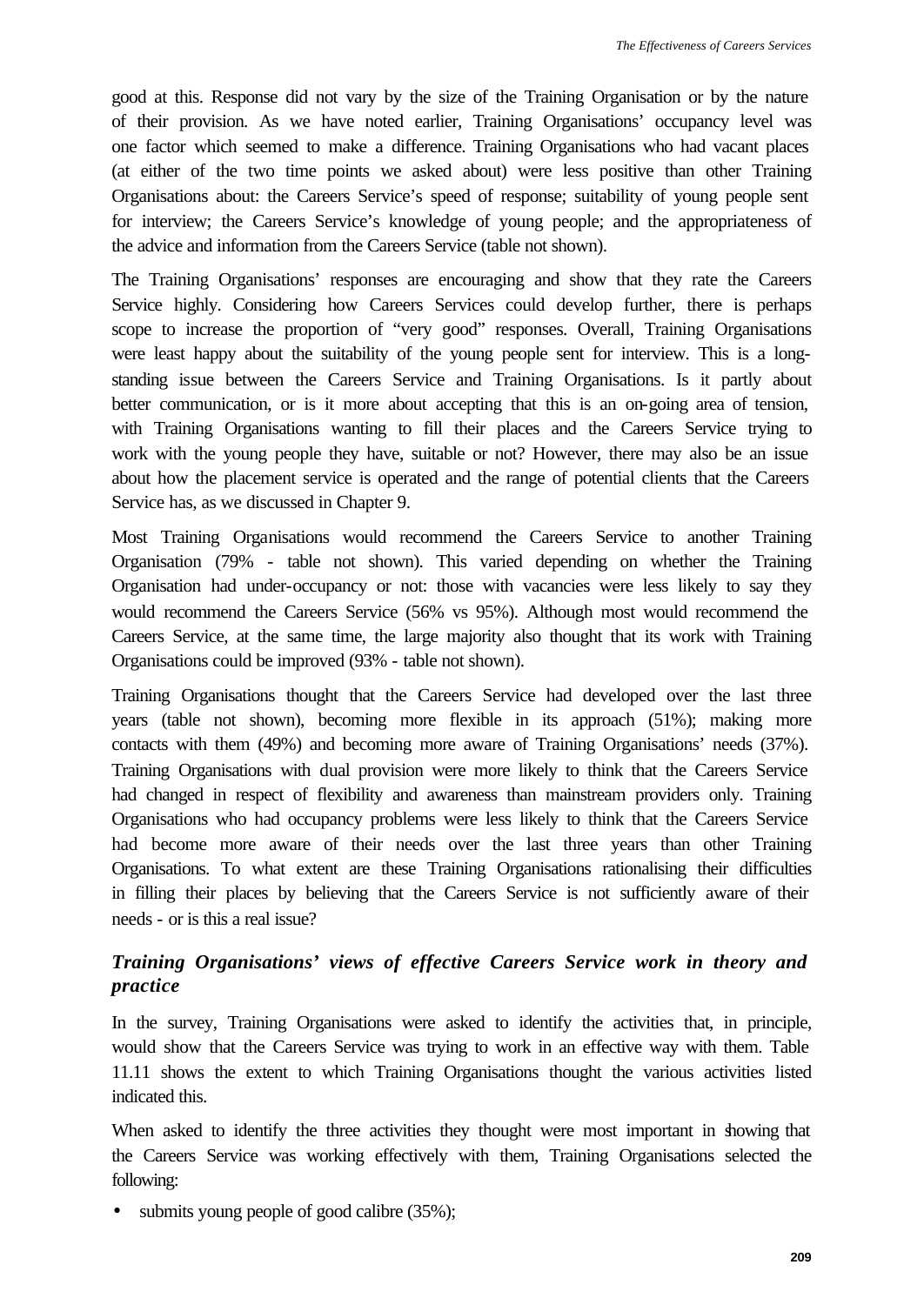good at this. Response did not vary by the size of the Training Organisation or by the nature of their provision. As we have noted earlier, Training Organisations' occupancy level was one factor which seemed to make a difference. Training Organisations who had vacant places (at either of the two time points we asked about) were less positive than other Training Organisations about: the Careers Service's speed of response; suitability of young people sent for interview; the Careers Service's knowledge of young people; and the appropriateness of the advice and information from the Careers Service (table not shown).

The Training Organisations' responses are encouraging and show that they rate the Careers Service highly. Considering how Careers Services could develop further, there is perhaps scope to increase the proportion of "very good" responses. Overall, Training Organisations were least happy about the suitability of the young people sent for interview. This is a long-standing issue between the Careers Service and Training Organisations. Is it partly about better communication, or is it more about accepting that this is an on-going area of tension, with Training Organisations wanting to fill their places and the Careers Service trying to work with the young people they have, suitable or not? However, there may also be an issue about how the placement service is operated and the range of potential clients that the Careers Service has, as we discussed in Chapter 9.

Most Training Organisations would recommend the Careers Service to another Training Organisation (79% - table not shown). This varied depending on whether the Training Organisation had under-occupancy or not: those with vacancies were less likely to say they would recommend the Careers Service (56% vs 95%). Although most would recommend the Careers Service, at the same time, the large majority also thought that its work with Training Organisations could be improved (93% - table not shown).

Training Organisations thought that the Careers Service had developed over the last three years (table not shown), becoming more flexible in its approach (51%); making more contacts with them (49%) and becoming more aware of Training Organisations' needs (37%). Training Organisations with dual provision were more likely to think that the Careers Service had changed in respect of flexibility and awareness than mainstream providers only. Training Organisations who had occupancy problems were less likely to think that the Careers Service had become more aware of their needs over the last three years than other Training Organisations. To what extent are these Training Organisations rationalising their difficulties in filling their places by believing that the Careers Service is not sufficiently aware of their needs - or is this a real issue?

### *Training Organisations' views of effective Careers Service work in theory and practice*

In the survey, Training Organisations were asked to identify the activities that, in principle, would show that the Careers Service was trying to work in an effective way with them. Table 11.11 shows the extent to which Training Organisations thought the various activities listed indicated this.

When asked to identify the three activities they thought were most important in showing that the Careers Service was working effectively with them, Training Organisations selected the following:

- submits young people of good calibre (35%);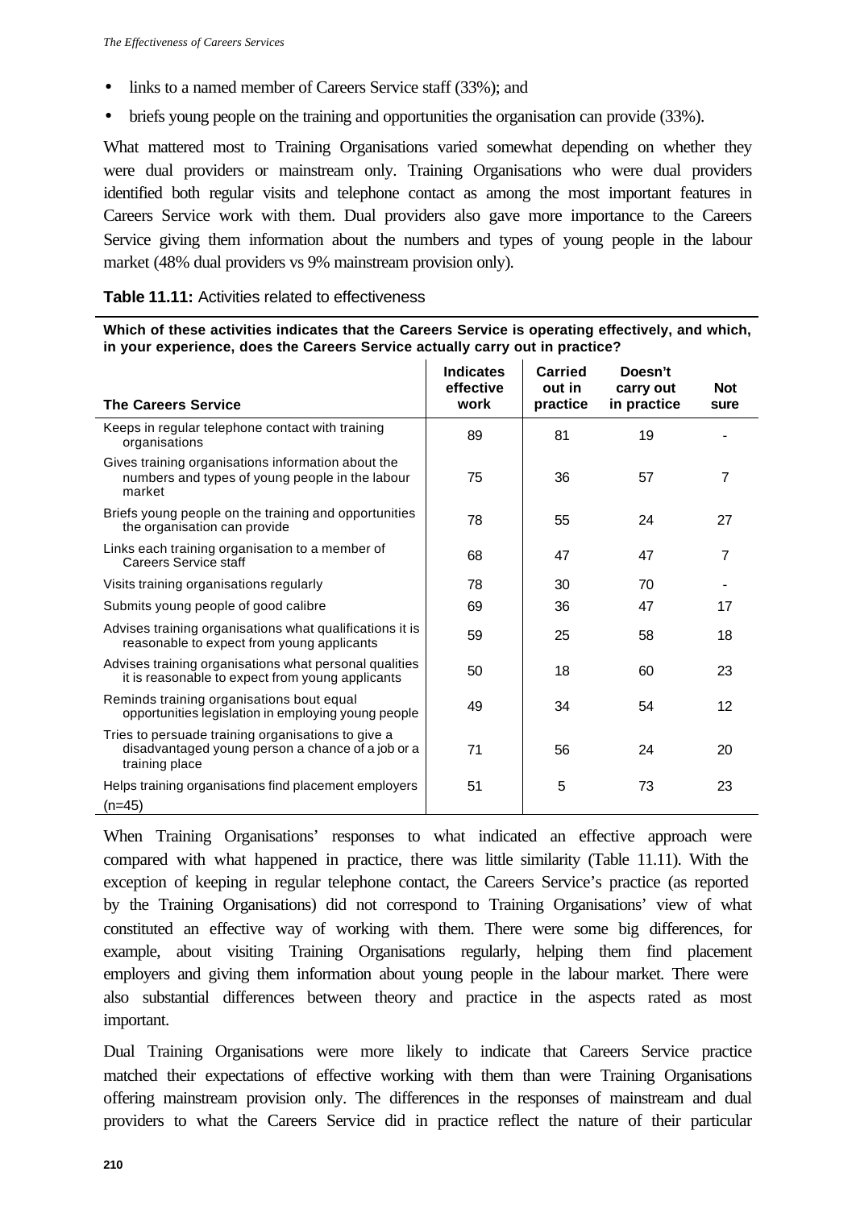- links to a named member of Careers Service staff (33%); and
- briefs young people on the training and opportunities the organisation can provide (33%).

What mattered most to Training Organisations varied somewhat depending on whether they were dual providers or mainstream only. Training Organisations who were dual providers identified both regular visits and telephone contact as among the most important features in Careers Service work with them. Dual providers also gave more importance to the Careers Service giving them information about the numbers and types of young people in the labour market (48% dual providers vs 9% mainstream provision only).

**Table 11.11:** Activities related to effectiveness

**Which of these activities indicates that the Careers Service is operating effectively, and which, in your experience, does the Careers Service actually carry out in practice?**

| The Careers Service | Indicates effective work | Carried out in practice | Doesn't carry out in practice | Not sure |
|---|---|---|---|---|
| Keeps in regular telephone contact with training organisations | 89 | 81 | 19 | - |
| Gives training organisations information about the numbers and types of young people in the labour market | 75 | 36 | 57 | 7 |
| Briefs young people on the training and opportunities the organisation can provide | 78 | 55 | 24 | 27 |
| Links each training organisation to a member of Careers Service staff | 68 | 47 | 47 | 7 |
| Visits training organisations regularly | 78 | 30 | 70 | - |
| Submits young people of good calibre | 69 | 36 | 47 | 17 |
| Advises training organisations what qualifications it is reasonable to expect from young applicants | 59 | 25 | 58 | 18 |
| Advises training organisations what personal qualities it is reasonable to expect from young applicants | 50 | 18 | 60 | 23 |
| Reminds training organisations bout equal opportunities legislation in employing young people | 49 | 34 | 54 | 12 |
| Tries to persuade training organisations to give a disadvantaged young person a chance of a job or a training place | 71 | 56 | 24 | 20 |
| Helps training organisations find placement employers | 51 | 5 | 73 | 23 |
| (n=45) | | | | |

When Training Organisations' responses to what indicated an effective approach were compared with what happened in practice, there was little similarity (Table 11.11). With the exception of keeping in regular telephone contact, the Careers Service's practice (as reported by the Training Organisations) did not correspond to Training Organisations' view of what constituted an effective way of working with them. There were some big differences, for example, about visiting Training Organisations regularly, helping them find placement employers and giving them information about young people in the labour market. There were also substantial differences between theory and practice in the aspects rated as most important.

Dual Training Organisations were more likely to indicate that Careers Service practice matched their expectations of effective working with them than were Training Organisations offering mainstream provision only. The differences in the responses of mainstream and dual providers to what the Careers Service did in practice reflect the nature of their particular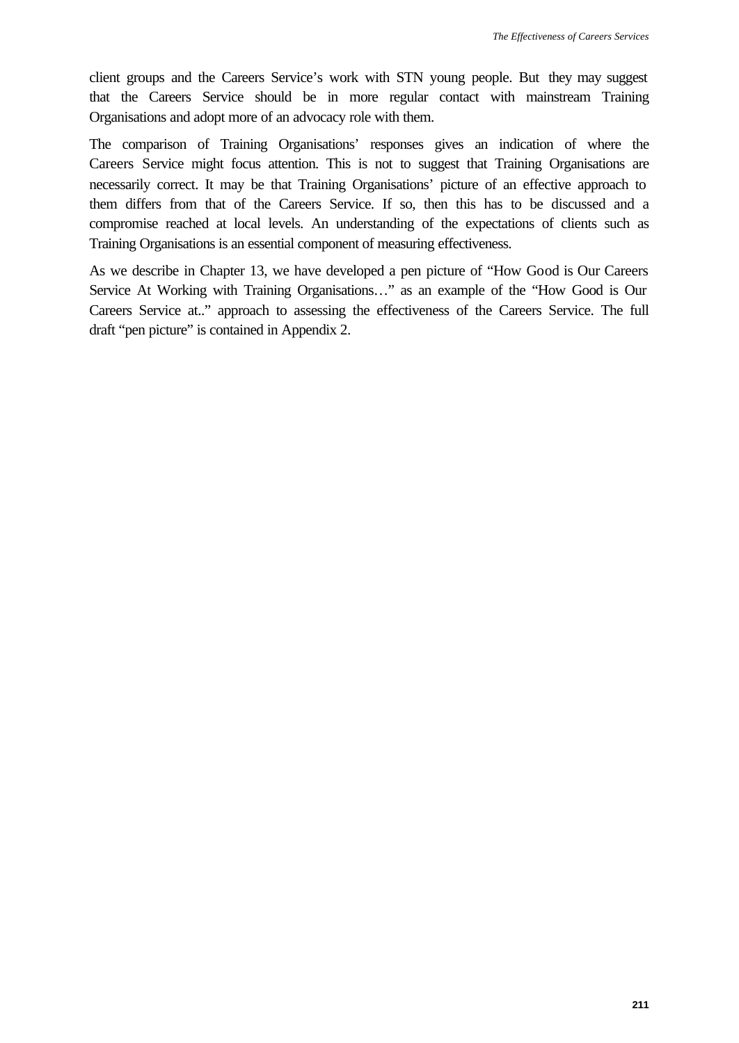client groups and the Careers Service's work with STN young people. But they may suggest that the Careers Service should be in more regular contact with mainstream Training Organisations and adopt more of an advocacy role with them.

The comparison of Training Organisations' responses gives an indication of where the Careers Service might focus attention. This is not to suggest that Training Organisations are necessarily correct. It may be that Training Organisations' picture of an effective approach to them differs from that of the Careers Service. If so, then this has to be discussed and a compromise reached at local levels. An understanding of the expectations of clients such as Training Organisations is an essential component of measuring effectiveness.

As we describe in Chapter 13, we have developed a pen picture of "How Good is Our Careers Service At Working with Training Organisations…" as an example of the "How Good is Our Careers Service at.." approach to assessing the effectiveness of the Careers Service. The full draft "pen picture" is contained in Appendix 2.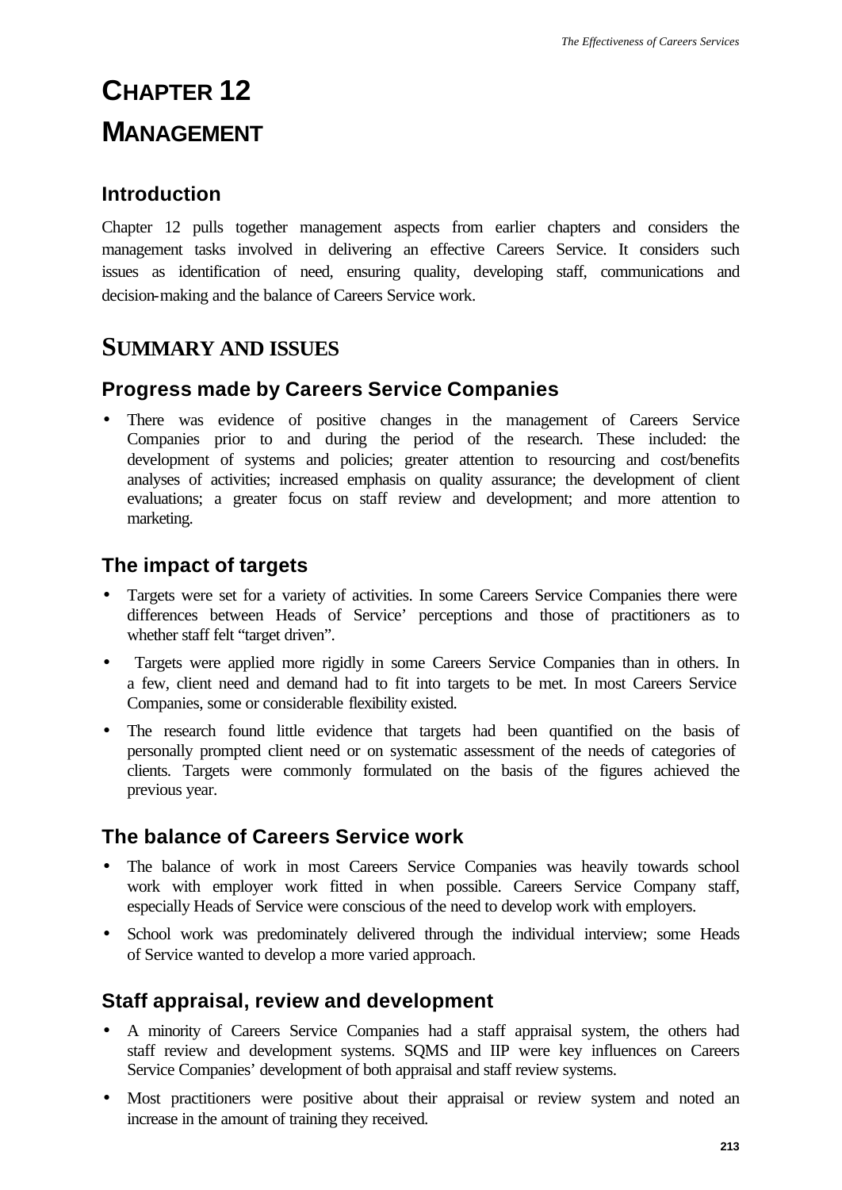# CHAPTER 12

# MANAGEMENT

### Introduction

Chapter 12 pulls together management aspects from earlier chapters and considers the management tasks involved in delivering an effective Careers Service. It considers such issues as identification of need, ensuring quality, developing staff, communications and decision-making and the balance of Careers Service work.

## SUMMARY AND ISSUES

### Progress made by Careers Service Companies

- There was evidence of positive changes in the management of Careers Service Companies prior to and during the period of the research. These included: the development of systems and policies; greater attention to resourcing and cost/benefits analyses of activities; increased emphasis on quality assurance; the development of client evaluations; a greater focus on staff review and development; and more attention to marketing.

### The impact of targets

- Targets were set for a variety of activities. In some Careers Service Companies there were differences between Heads of Service' perceptions and those of practitioners as to whether staff felt "target driven".
- Targets were applied more rigidly in some Careers Service Companies than in others. In a few, client need and demand had to fit into targets to be met. In most Careers Service Companies, some or considerable flexibility existed.
- The research found little evidence that targets had been quantified on the basis of personally prompted client need or on systematic assessment of the needs of categories of clients. Targets were commonly formulated on the basis of the figures achieved the previous year.

### The balance of Careers Service work

- The balance of work in most Careers Service Companies was heavily towards school work with employer work fitted in when possible. Careers Service Company staff, especially Heads of Service were conscious of the need to develop work with employers.
- School work was predominately delivered through the individual interview; some Heads of Service wanted to develop a more varied approach.

### Staff appraisal, review and development

- A minority of Careers Service Companies had a staff appraisal system, the others had staff review and development systems. SQMS and IIP were key influences on Careers Service Companies' development of both appraisal and staff review systems.
- Most practitioners were positive about their appraisal or review system and noted an increase in the amount of training they received.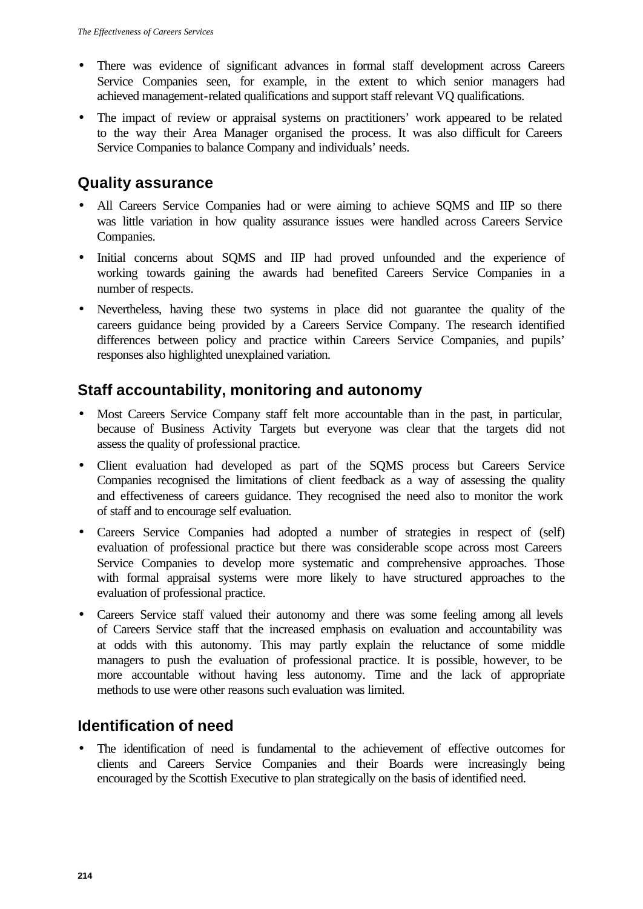- There was evidence of significant advances in formal staff development across Careers Service Companies seen, for example, in the extent to which senior managers had achieved management-related qualifications and support staff relevant VQ qualifications.
- The impact of review or appraisal systems on practitioners' work appeared to be related to the way their Area Manager organised the process. It was also difficult for Careers Service Companies to balance Company and individuals' needs.

## Quality assurance

- All Careers Service Companies had or were aiming to achieve SQMS and IIP so there was little variation in how quality assurance issues were handled across Careers Service Companies.
- Initial concerns about SQMS and IIP had proved unfounded and the experience of working towards gaining the awards had benefited Careers Service Companies in a number of respects.
- Nevertheless, having these two systems in place did not guarantee the quality of the careers guidance being provided by a Careers Service Company. The research identified differences between policy and practice within Careers Service Companies, and pupils' responses also highlighted unexplained variation.

## Staff accountability, monitoring and autonomy

- Most Careers Service Company staff felt more accountable than in the past, in particular, because of Business Activity Targets but everyone was clear that the targets did not assess the quality of professional practice.
- Client evaluation had developed as part of the SQMS process but Careers Service Companies recognised the limitations of client feedback as a way of assessing the quality and effectiveness of careers guidance. They recognised the need also to monitor the work of staff and to encourage self evaluation.
- Careers Service Companies had adopted a number of strategies in respect of (self) evaluation of professional practice but there was considerable scope across most Careers Service Companies to develop more systematic and comprehensive approaches. Those with formal appraisal systems were more likely to have structured approaches to the evaluation of professional practice.
- Careers Service staff valued their autonomy and there was some feeling among all levels of Careers Service staff that the increased emphasis on evaluation and accountability was at odds with this autonomy. This may partly explain the reluctance of some middle managers to push the evaluation of professional practice. It is possible, however, to be more accountable without having less autonomy. Time and the lack of appropriate methods to use were other reasons such evaluation was limited.

## Identification of need

- The identification of need is fundamental to the achievement of effective outcomes for clients and Careers Service Companies and their Boards were increasingly being encouraged by the Scottish Executive to plan strategically on the basis of identified need.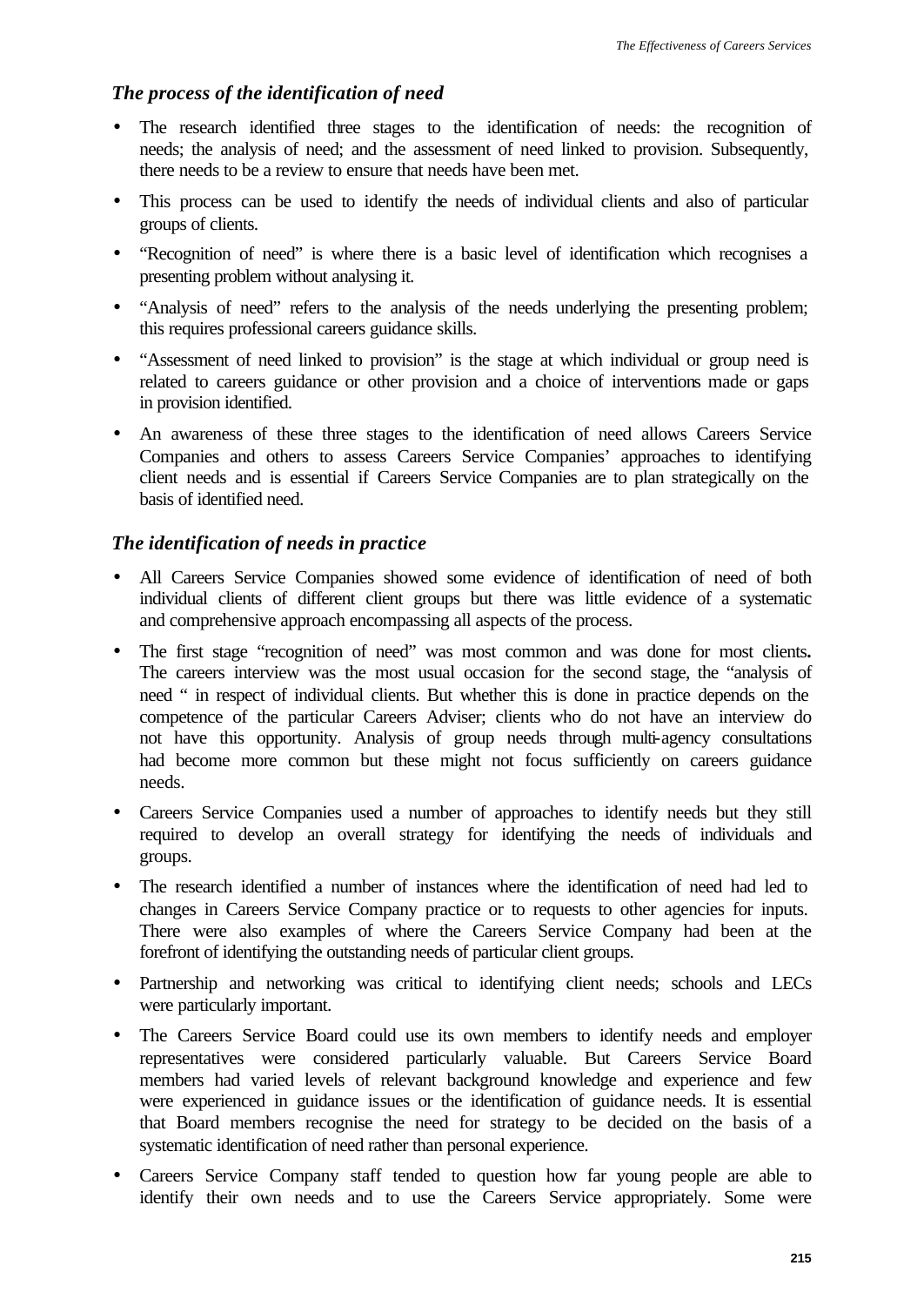### *The process of the identification of need*

- The research identified three stages to the identification of needs: the recognition of needs; the analysis of need; and the assessment of need linked to provision. Subsequently, there needs to be a review to ensure that needs have been met.
- This process can be used to identify the needs of individual clients and also of particular groups of clients.
- "Recognition of need" is where there is a basic level of identification which recognises a presenting problem without analysing it.
- "Analysis of need" refers to the analysis of the needs underlying the presenting problem; this requires professional careers guidance skills.
- "Assessment of need linked to provision" is the stage at which individual or group need is related to careers guidance or other provision and a choice of interventions made or gaps in provision identified.
- An awareness of these three stages to the identification of need allows Careers Service Companies and others to assess Careers Service Companies' approaches to identifying client needs and is essential if Careers Service Companies are to plan strategically on the basis of identified need.

### *The identification of needs in practice*

- All Careers Service Companies showed some evidence of identification of need of both individual clients of different client groups but there was little evidence of a systematic and comprehensive approach encompassing all aspects of the process.
- The first stage "recognition of need" was most common and was done for most clients**.** The careers interview was the most usual occasion for the second stage, the "analysis of need " in respect of individual clients. But whether this is done in practice depends on the competence of the particular Careers Adviser; clients who do not have an interview do not have this opportunity. Analysis of group needs through multi-agency consultations had become more common but these might not focus sufficiently on careers guidance needs.
- Careers Service Companies used a number of approaches to identify needs but they still required to develop an overall strategy for identifying the needs of individuals and groups.
- The research identified a number of instances where the identification of need had led to changes in Careers Service Company practice or to requests to other agencies for inputs. There were also examples of where the Careers Service Company had been at the forefront of identifying the outstanding needs of particular client groups.
- Partnership and networking was critical to identifying client needs; schools and LECs were particularly important.
- The Careers Service Board could use its own members to identify needs and employer representatives were considered particularly valuable. But Careers Service Board members had varied levels of relevant background knowledge and experience and few were experienced in guidance issues or the identification of guidance needs. It is essential that Board members recognise the need for strategy to be decided on the basis of a systematic identification of need rather than personal experience.
- Careers Service Company staff tended to question how far young people are able to identify their own needs and to use the Careers Service appropriately. Some were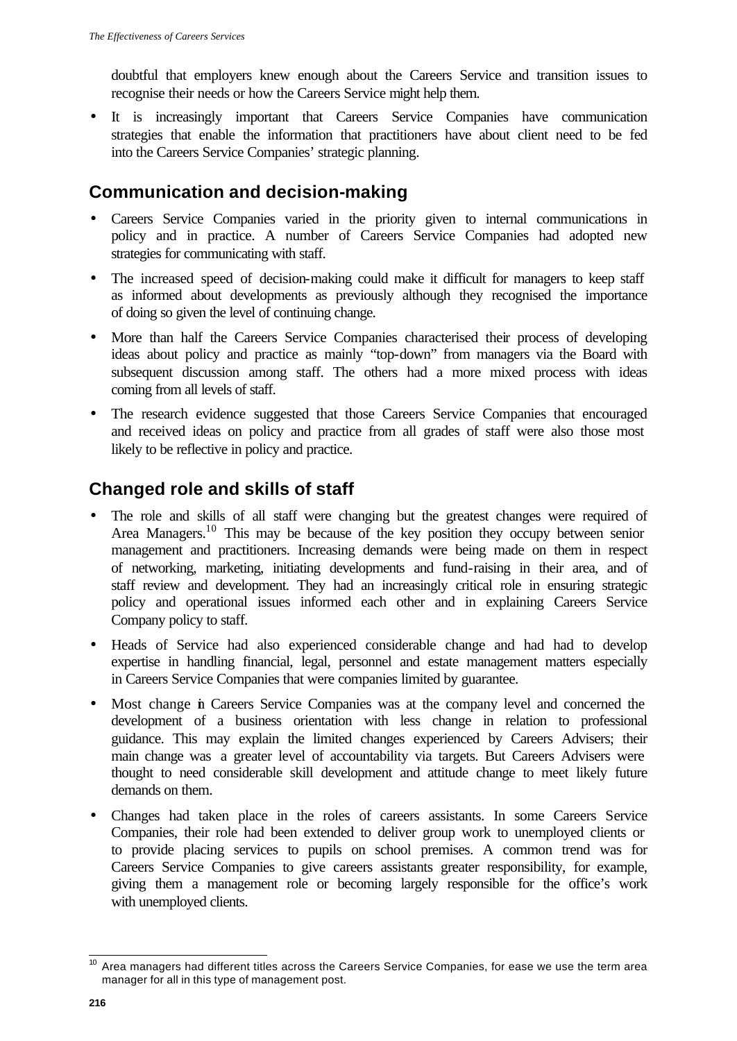doubtful that employers knew enough about the Careers Service and transition issues to recognise their needs or how the Careers Service might help them.

- It is increasingly important that Careers Service Companies have communication strategies that enable the information that practitioners have about client need to be fed into the Careers Service Companies' strategic planning.

## Communication and decision-making

- Careers Service Companies varied in the priority given to internal communications in policy and in practice. A number of Careers Service Companies had adopted new strategies for communicating with staff.
- The increased speed of decision-making could make it difficult for managers to keep staff as informed about developments as previously although they recognised the importance of doing so given the level of continuing change.
- More than half the Careers Service Companies characterised their process of developing ideas about policy and practice as mainly "top-down" from managers via the Board with subsequent discussion among staff. The others had a more mixed process with ideas coming from all levels of staff.
- The research evidence suggested that those Careers Service Companies that encouraged and received ideas on policy and practice from all grades of staff were also those most likely to be reflective in policy and practice.

## Changed role and skills of staff

- The role and skills of all staff were changing but the greatest changes were required of Area Managers.[10] This may be because of the key position they occupy between senior management and practitioners. Increasing demands were being made on them in respect of networking, marketing, initiating developments and fund-raising in their area, and of staff review and development. They had an increasingly critical role in ensuring strategic policy and operational issues informed each other and in explaining Careers Service Company policy to staff.
- Heads of Service had also experienced considerable change and had had to develop expertise in handling financial, legal, personnel and estate management matters especially in Careers Service Companies that were companies limited by guarantee.
- Most change in Careers Service Companies was at the company level and concerned the development of a business orientation with less change in relation to professional guidance. This may explain the limited changes experienced by Careers Advisers; their main change was a greater level of accountability via targets. But Careers Advisers were thought to need considerable skill development and attitude change to meet likely future demands on them.
- Changes had taken place in the roles of careers assistants. In some Careers Service Companies, their role had been extended to deliver group work to unemployed clients or to provide placing services to pupils on school premises. A common trend was for Careers Service Companies to give careers assistants greater responsibility, for example, giving them a management role or becoming largely responsible for the office's work with unemployed clients.

---

[10] Area managers had different titles across the Careers Service Companies, for ease we use the term area manager for all in this type of management post.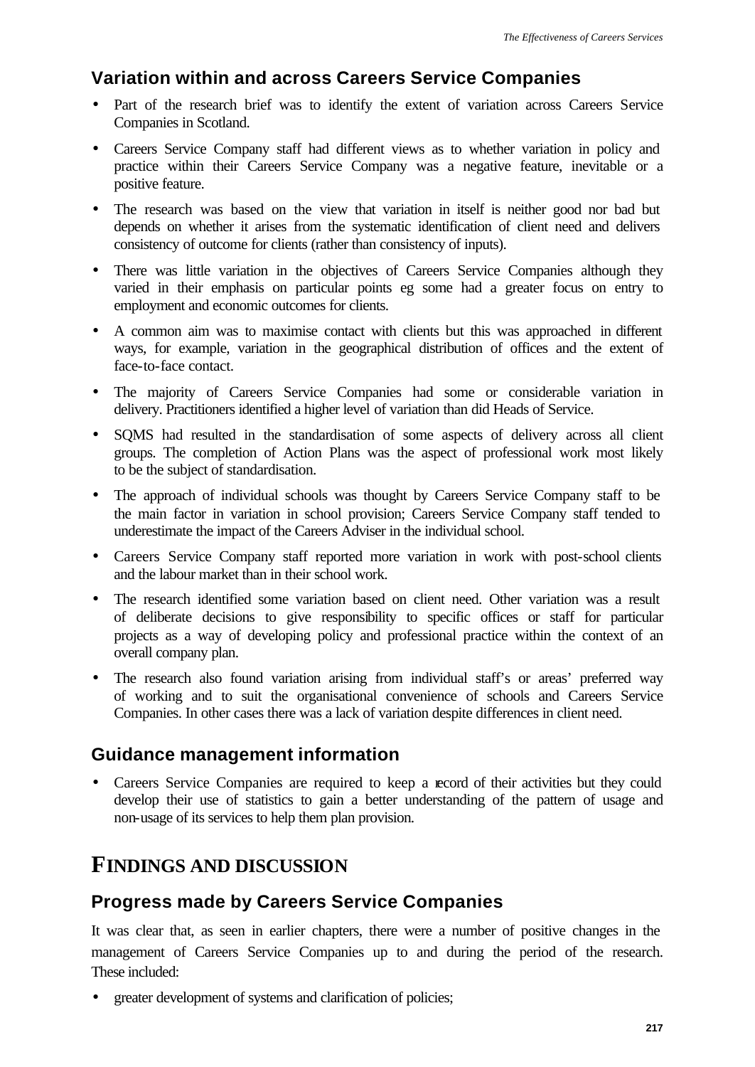## Variation within and across Careers Service Companies

- Part of the research brief was to identify the extent of variation across Careers Service Companies in Scotland.
- Careers Service Company staff had different views as to whether variation in policy and practice within their Careers Service Company was a negative feature, inevitable or a positive feature.
- The research was based on the view that variation in itself is neither good nor bad but depends on whether it arises from the systematic identification of client need and delivers consistency of outcome for clients (rather than consistency of inputs).
- There was little variation in the objectives of Careers Service Companies although they varied in their emphasis on particular points eg some had a greater focus on entry to employment and economic outcomes for clients.
- A common aim was to maximise contact with clients but this was approached in different ways, for example, variation in the geographical distribution of offices and the extent of face-to-face contact.
- The majority of Careers Service Companies had some or considerable variation in delivery. Practitioners identified a higher level of variation than did Heads of Service.
- SQMS had resulted in the standardisation of some aspects of delivery across all client groups. The completion of Action Plans was the aspect of professional work most likely to be the subject of standardisation.
- The approach of individual schools was thought by Careers Service Company staff to be the main factor in variation in school provision; Careers Service Company staff tended to underestimate the impact of the Careers Adviser in the individual school.
- Careers Service Company staff reported more variation in work with post-school clients and the labour market than in their school work.
- The research identified some variation based on client need. Other variation was a result of deliberate decisions to give responsibility to specific offices or staff for particular projects as a way of developing policy and professional practice within the context of an overall company plan.
- The research also found variation arising from individual staff's or areas' preferred way of working and to suit the organisational convenience of schools and Careers Service Companies. In other cases there was a lack of variation despite differences in client need.

## Guidance management information

- Careers Service Companies are required to keep a record of their activities but they could develop their use of statistics to gain a better understanding of the pattern of usage and non-usage of its services to help them plan provision.

# FINDINGS AND DISCUSSION

## Progress made by Careers Service Companies

It was clear that, as seen in earlier chapters, there were a number of positive changes in the management of Careers Service Companies up to and during the period of the research. These included:

- greater development of systems and clarification of policies;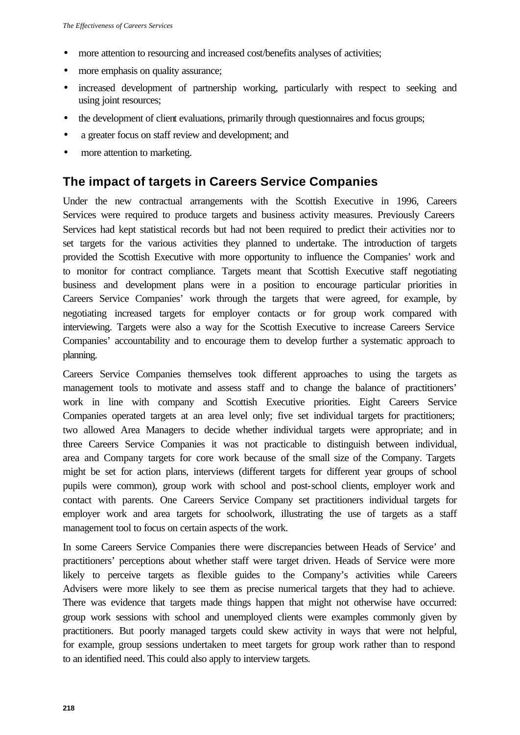- more attention to resourcing and increased cost/benefits analyses of activities;
- more emphasis on quality assurance;
- increased development of partnership working, particularly with respect to seeking and using joint resources;
- the development of client evaluations, primarily through questionnaires and focus groups;
- a greater focus on staff review and development; and
- more attention to marketing.

## The impact of targets in Careers Service Companies

Under the new contractual arrangements with the Scottish Executive in 1996, Careers Services were required to produce targets and business activity measures. Previously Careers Services had kept statistical records but had not been required to predict their activities nor to set targets for the various activities they planned to undertake. The introduction of targets provided the Scottish Executive with more opportunity to influence the Companies' work and to monitor for contract compliance. Targets meant that Scottish Executive staff negotiating business and development plans were in a position to encourage particular priorities in Careers Service Companies' work through the targets that were agreed, for example, by negotiating increased targets for employer contacts or for group work compared with interviewing. Targets were also a way for the Scottish Executive to increase Careers Service Companies' accountability and to encourage them to develop further a systematic approach to planning.

Careers Service Companies themselves took different approaches to using the targets as management tools to motivate and assess staff and to change the balance of practitioners' work in line with company and Scottish Executive priorities. Eight Careers Service Companies operated targets at an area level only; five set individual targets for practitioners; two allowed Area Managers to decide whether individual targets were appropriate; and in three Careers Service Companies it was not practicable to distinguish between individual, area and Company targets for core work because of the small size of the Company. Targets might be set for action plans, interviews (different targets for different year groups of school pupils were common), group work with school and post-school clients, employer work and contact with parents. One Careers Service Company set practitioners individual targets for employer work and area targets for schoolwork, illustrating the use of targets as a staff management tool to focus on certain aspects of the work.

In some Careers Service Companies there were discrepancies between Heads of Service' and practitioners' perceptions about whether staff were target driven. Heads of Service were more likely to perceive targets as flexible guides to the Company's activities while Careers Advisers were more likely to see them as precise numerical targets that they had to achieve. There was evidence that targets made things happen that might not otherwise have occurred: group work sessions with school and unemployed clients were examples commonly given by practitioners. But poorly managed targets could skew activity in ways that were not helpful, for example, group sessions undertaken to meet targets for group work rather than to respond to an identified need. This could also apply to interview targets.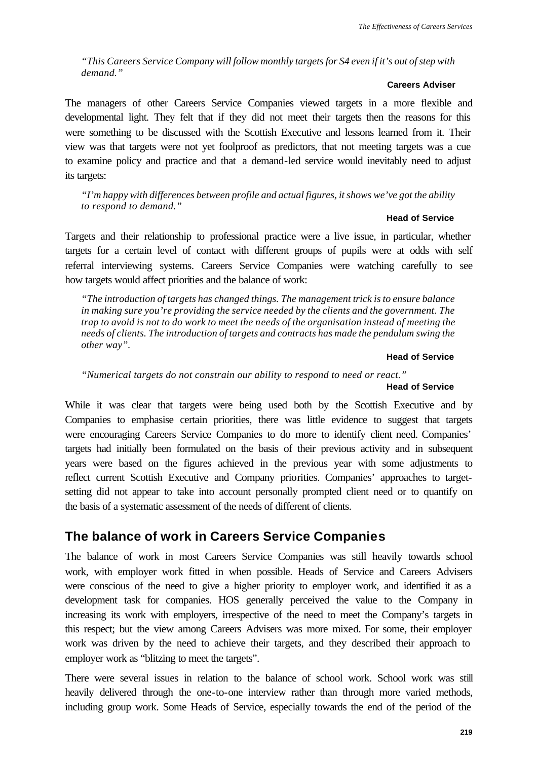*"This Careers Service Company will follow monthly targets for S4 even if it's out of step with demand."*

**Careers Adviser**

The managers of other Careers Service Companies viewed targets in a more flexible and developmental light. They felt that if they did not meet their targets then the reasons for this were something to be discussed with the Scottish Executive and lessons learned from it. Their view was that targets were not yet foolproof as predictors, that not meeting targets was a cue to examine policy and practice and that a demand-led service would inevitably need to adjust its targets:

*"I'm happy with differences between profile and actual figures, it shows we've got the ability to respond to demand."*

**Head of Service**

Targets and their relationship to professional practice were a live issue, in particular, whether targets for a certain level of contact with different groups of pupils were at odds with self referral interviewing systems. Careers Service Companies were watching carefully to see how targets would affect priorities and the balance of work:

*"The introduction of targets has changed things. The management trick is to ensure balance in making sure you're providing the service needed by the clients and the government. The trap to avoid is not to do work to meet the needs of the organisation instead of meeting the needs of clients. The introduction of targets and contracts has made the pendulum swing the other way".*

**Head of Service**

*"Numerical targets do not constrain our ability to respond to need or react."*

**Head of Service**

While it was clear that targets were being used both by the Scottish Executive and by Companies to emphasise certain priorities, there was little evidence to suggest that targets were encouraging Careers Service Companies to do more to identify client need. Companies' targets had initially been formulated on the basis of their previous activity and in subsequent years were based on the figures achieved in the previous year with some adjustments to reflect current Scottish Executive and Company priorities. Companies' approaches to target-setting did not appear to take into account personally prompted client need or to quantify on the basis of a systematic assessment of the needs of different of clients.

## The balance of work in Careers Service Companies

The balance of work in most Careers Service Companies was still heavily towards school work, with employer work fitted in when possible. Heads of Service and Careers Advisers were conscious of the need to give a higher priority to employer work, and identified it as a development task for companies. HOS generally perceived the value to the Company in increasing its work with employers, irrespective of the need to meet the Company's targets in this respect; but the view among Careers Advisers was more mixed. For some, their employer work was driven by the need to achieve their targets, and they described their approach to employer work as "blitzing to meet the targets".

There were several issues in relation to the balance of school work. School work was still heavily delivered through the one-to-one interview rather than through more varied methods, including group work. Some Heads of Service, especially towards the end of the period of the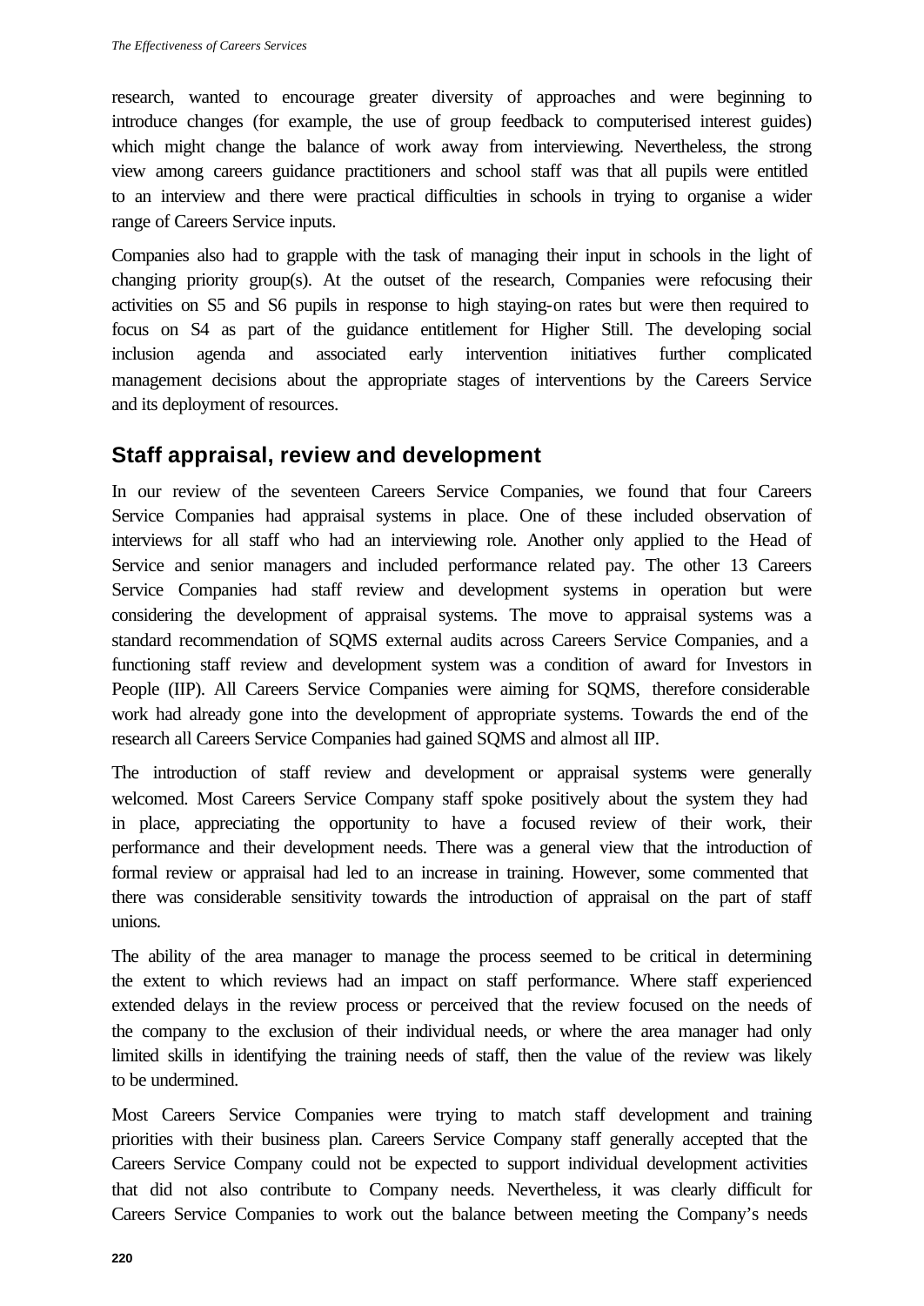research, wanted to encourage greater diversity of approaches and were beginning to introduce changes (for example, the use of group feedback to computerised interest guides) which might change the balance of work away from interviewing. Nevertheless, the strong view among careers guidance practitioners and school staff was that all pupils were entitled to an interview and there were practical difficulties in schools in trying to organise a wider range of Careers Service inputs.

Companies also had to grapple with the task of managing their input in schools in the light of changing priority group(s). At the outset of the research, Companies were refocusing their activities on S5 and S6 pupils in response to high staying-on rates but were then required to focus on S4 as part of the guidance entitlement for Higher Still. The developing social inclusion agenda and associated early intervention initiatives further complicated management decisions about the appropriate stages of interventions by the Careers Service and its deployment of resources.

## Staff appraisal, review and development

In our review of the seventeen Careers Service Companies, we found that four Careers Service Companies had appraisal systems in place. One of these included observation of interviews for all staff who had an interviewing role. Another only applied to the Head of Service and senior managers and included performance related pay. The other 13 Careers Service Companies had staff review and development systems in operation but were considering the development of appraisal systems. The move to appraisal systems was a standard recommendation of SQMS external audits across Careers Service Companies, and a functioning staff review and development system was a condition of award for Investors in People (IIP). All Careers Service Companies were aiming for SQMS, therefore considerable work had already gone into the development of appropriate systems. Towards the end of the research all Careers Service Companies had gained SQMS and almost all IIP.

The introduction of staff review and development or appraisal systems were generally welcomed. Most Careers Service Company staff spoke positively about the system they had in place, appreciating the opportunity to have a focused review of their work, their performance and their development needs. There was a general view that the introduction of formal review or appraisal had led to an increase in training. However, some commented that there was considerable sensitivity towards the introduction of appraisal on the part of staff unions.

The ability of the area manager to manage the process seemed to be critical in determining the extent to which reviews had an impact on staff performance. Where staff experienced extended delays in the review process or perceived that the review focused on the needs of the company to the exclusion of their individual needs, or where the area manager had only limited skills in identifying the training needs of staff, then the value of the review was likely to be undermined.

Most Careers Service Companies were trying to match staff development and training priorities with their business plan. Careers Service Company staff generally accepted that the Careers Service Company could not be expected to support individual development activities that did not also contribute to Company needs. Nevertheless, it was clearly difficult for Careers Service Companies to work out the balance between meeting the Company's needs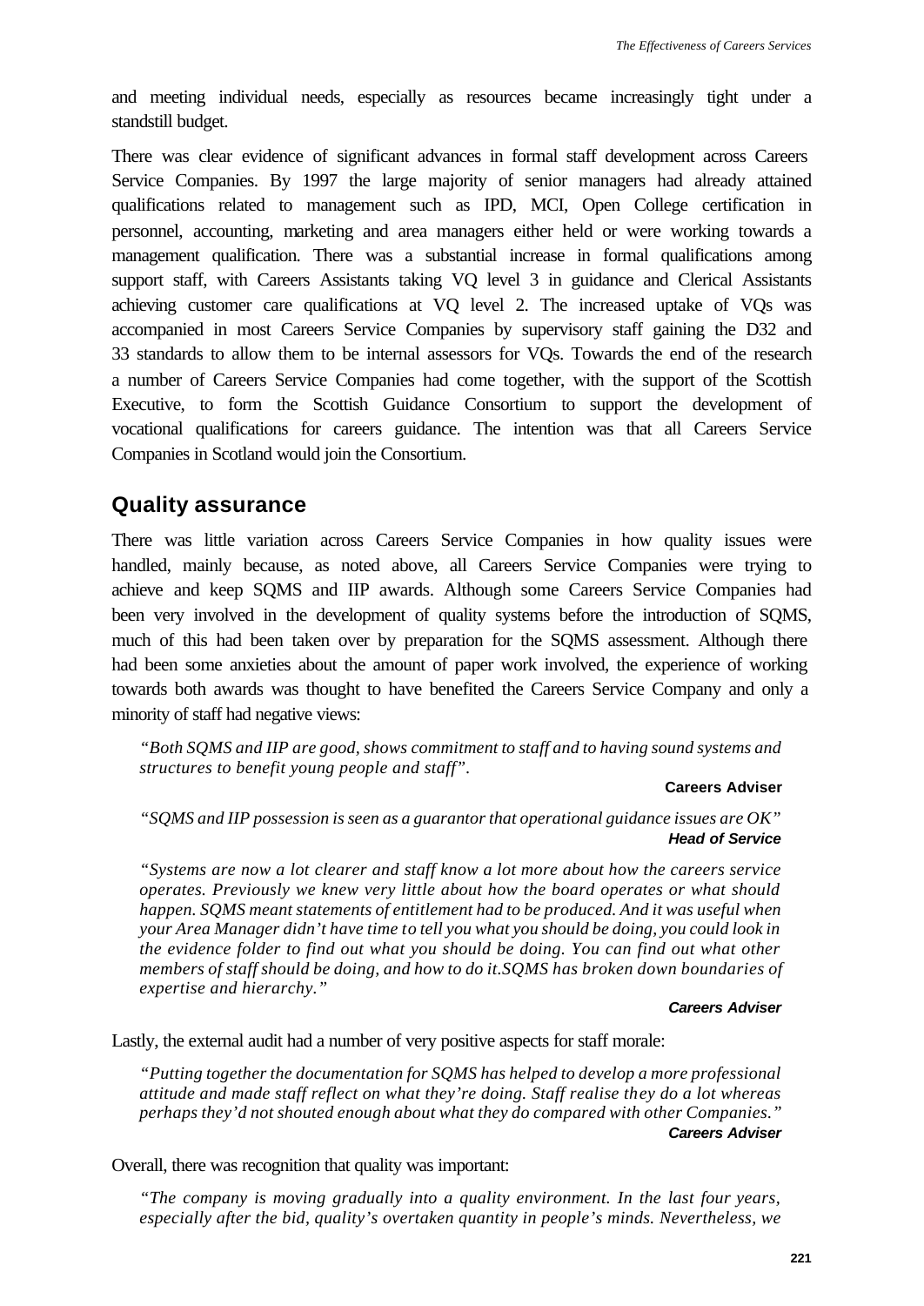and meeting individual needs, especially as resources became increasingly tight under a standstill budget.

There was clear evidence of significant advances in formal staff development across Careers Service Companies. By 1997 the large majority of senior managers had already attained qualifications related to management such as IPD, MCI, Open College certification in personnel, accounting, marketing and area managers either held or were working towards a management qualification. There was a substantial increase in formal qualifications among support staff, with Careers Assistants taking VQ level 3 in guidance and Clerical Assistants achieving customer care qualifications at VQ level 2. The increased uptake of VQs was accompanied in most Careers Service Companies by supervisory staff gaining the D32 and 33 standards to allow them to be internal assessors for VQs. Towards the end of the research a number of Careers Service Companies had come together, with the support of the Scottish Executive, to form the Scottish Guidance Consortium to support the development of vocational qualifications for careers guidance. The intention was that all Careers Service Companies in Scotland would join the Consortium.

## Quality assurance

There was little variation across Careers Service Companies in how quality issues were handled, mainly because, as noted above, all Careers Service Companies were trying to achieve and keep SQMS and IIP awards. Although some Careers Service Companies had been very involved in the development of quality systems before the introduction of SQMS, much of this had been taken over by preparation for the SQMS assessment. Although there had been some anxieties about the amount of paper work involved, the experience of working towards both awards was thought to have benefited the Careers Service Company and only a minority of staff had negative views:

> *"Both SQMS and IIP are good, shows commitment to staff and to having sound systems and structures to benefit young people and staff".*
>
> **Careers Adviser**

> *"SQMS and IIP possession is seen as a guarantor that operational guidance issues are OK"*
>
> ***Head of Service***

> *"Systems are now a lot clearer and staff know a lot more about how the careers service operates. Previously we knew very little about how the board operates or what should happen. SQMS meant statements of entitlement had to be produced. And it was useful when your Area Manager didn't have time to tell you what you should be doing, you could look in the evidence folder to find out what you should be doing. You can find out what other members of staff should be doing, and how to do it.SQMS has broken down boundaries of expertise and hierarchy."*
>
> ***Careers Adviser***

Lastly, the external audit had a number of very positive aspects for staff morale:

> *"Putting together the documentation for SQMS has helped to develop a more professional attitude and made staff reflect on what they're doing. Staff realise they do a lot whereas perhaps they'd not shouted enough about what they do compared with other Companies."*
>
> ***Careers Adviser***

Overall, there was recognition that quality was important:

> *"The company is moving gradually into a quality environment. In the last four years, especially after the bid, quality's overtaken quantity in people's minds. Nevertheless, we*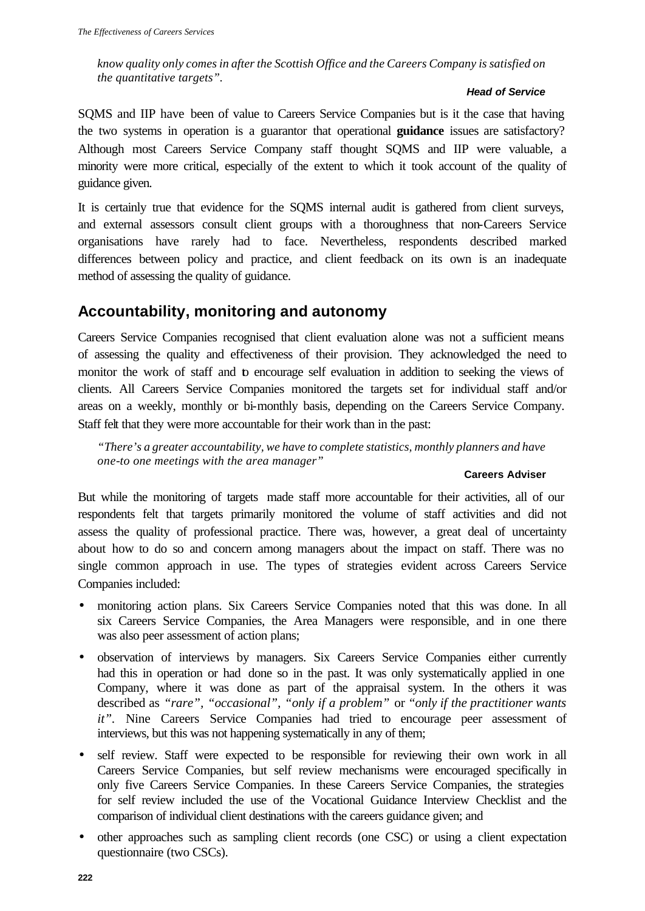*know quality only comes in after the Scottish Office and the Careers Company is satisfied on the quantitative targets".*

**Head of Service**

SQMS and IIP have been of value to Careers Service Companies but is it the case that having the two systems in operation is a guarantor that operational **guidance** issues are satisfactory? Although most Careers Service Company staff thought SQMS and IIP were valuable, a minority were more critical, especially of the extent to which it took account of the quality of guidance given.

It is certainly true that evidence for the SQMS internal audit is gathered from client surveys, and external assessors consult client groups with a thoroughness that non-Careers Service organisations have rarely had to face. Nevertheless, respondents described marked differences between policy and practice, and client feedback on its own is an inadequate method of assessing the quality of guidance.

## Accountability, monitoring and autonomy

Careers Service Companies recognised that client evaluation alone was not a sufficient means of assessing the quality and effectiveness of their provision. They acknowledged the need to monitor the work of staff and to encourage self evaluation in addition to seeking the views of clients. All Careers Service Companies monitored the targets set for individual staff and/or areas on a weekly, monthly or bi-monthly basis, depending on the Careers Service Company. Staff felt that they were more accountable for their work than in the past:

*"There's a greater accountability, we have to complete statistics, monthly planners and have one-to one meetings with the area manager"*

**Careers Adviser**

But while the monitoring of targets made staff more accountable for their activities, all of our respondents felt that targets primarily monitored the volume of staff activities and did not assess the quality of professional practice. There was, however, a great deal of uncertainty about how to do so and concern among managers about the impact on staff. There was no single common approach in use. The types of strategies evident across Careers Service Companies included:

- monitoring action plans. Six Careers Service Companies noted that this was done. In all six Careers Service Companies, the Area Managers were responsible, and in one there was also peer assessment of action plans;
- observation of interviews by managers. Six Careers Service Companies either currently had this in operation or had done so in the past. It was only systematically applied in one Company, where it was done as part of the appraisal system. In the others it was described as *"rare"*, *"occasional"*, *"only if a problem"* or *"only if the practitioner wants it"*. Nine Careers Service Companies had tried to encourage peer assessment of interviews, but this was not happening systematically in any of them;
- self review. Staff were expected to be responsible for reviewing their own work in all Careers Service Companies, but self review mechanisms were encouraged specifically in only five Careers Service Companies. In these Careers Service Companies, the strategies for self review included the use of the Vocational Guidance Interview Checklist and the comparison of individual client destinations with the careers guidance given; and
- other approaches such as sampling client records (one CSC) or using a client expectation questionnaire (two CSCs).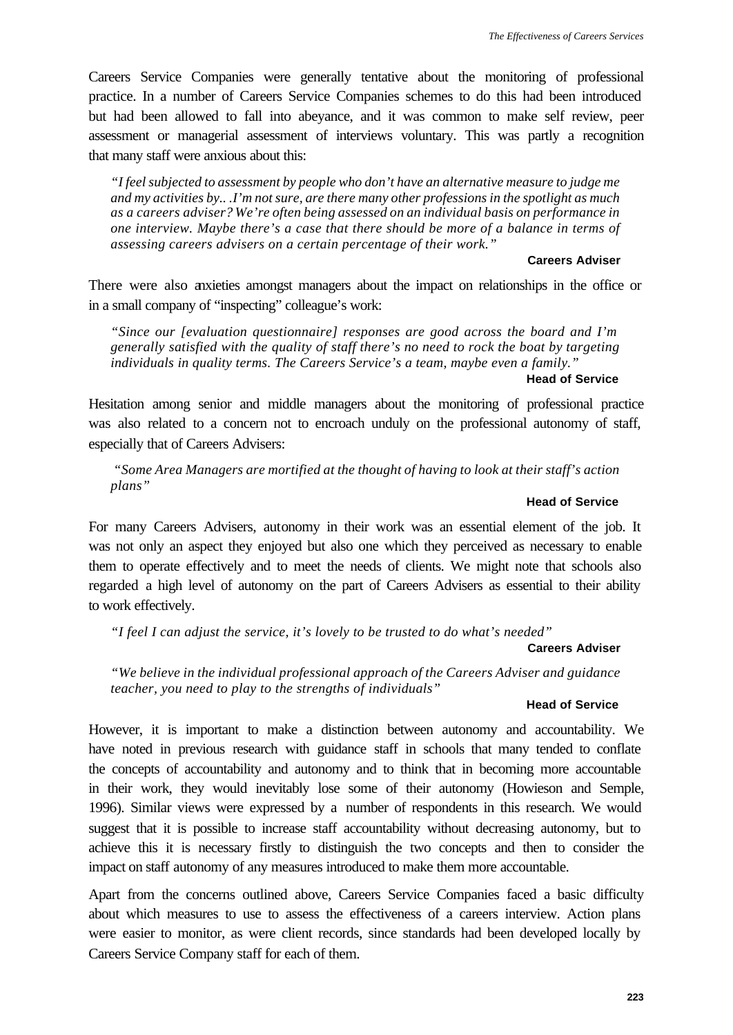Careers Service Companies were generally tentative about the monitoring of professional practice. In a number of Careers Service Companies schemes to do this had been introduced but had been allowed to fall into abeyance, and it was common to make self review, peer assessment or managerial assessment of interviews voluntary. This was partly a recognition that many staff were anxious about this:

> *"I feel subjected to assessment by people who don't have an alternative measure to judge me and my activities by.. .I'm not sure, are there many other professions in the spotlight as much as a careers adviser? We're often being assessed on an individual basis on performance in one interview. Maybe there's a case that there should be more of a balance in terms of assessing careers advisers on a certain percentage of their work."*
>
> **Careers Adviser**

There were also anxieties amongst managers about the impact on relationships in the office or in a small company of "inspecting" colleague's work:

> *"Since our [evaluation questionnaire] responses are good across the board and I'm generally satisfied with the quality of staff there's no need to rock the boat by targeting individuals in quality terms. The Careers Service's a team, maybe even a family."*
>
> **Head of Service**

Hesitation among senior and middle managers about the monitoring of professional practice was also related to a concern not to encroach unduly on the professional autonomy of staff, especially that of Careers Advisers:

> *"Some Area Managers are mortified at the thought of having to look at their staff's action plans"*
>
> **Head of Service**

For many Careers Advisers, autonomy in their work was an essential element of the job. It was not only an aspect they enjoyed but also one which they perceived as necessary to enable them to operate effectively and to meet the needs of clients. We might note that schools also regarded a high level of autonomy on the part of Careers Advisers as essential to their ability to work effectively.

> *"I feel I can adjust the service, it's lovely to be trusted to do what's needed"*
>
> **Careers Adviser**

> *"We believe in the individual professional approach of the Careers Adviser and guidance teacher, you need to play to the strengths of individuals"*
>
> **Head of Service**

However, it is important to make a distinction between autonomy and accountability. We have noted in previous research with guidance staff in schools that many tended to conflate the concepts of accountability and autonomy and to think that in becoming more accountable in their work, they would inevitably lose some of their autonomy (Howieson and Semple, 1996). Similar views were expressed by a number of respondents in this research. We would suggest that it is possible to increase staff accountability without decreasing autonomy, but to achieve this it is necessary firstly to distinguish the two concepts and then to consider the impact on staff autonomy of any measures introduced to make them more accountable.

Apart from the concerns outlined above, Careers Service Companies faced a basic difficulty about which measures to use to assess the effectiveness of a careers interview. Action plans were easier to monitor, as were client records, since standards had been developed locally by Careers Service Company staff for each of them.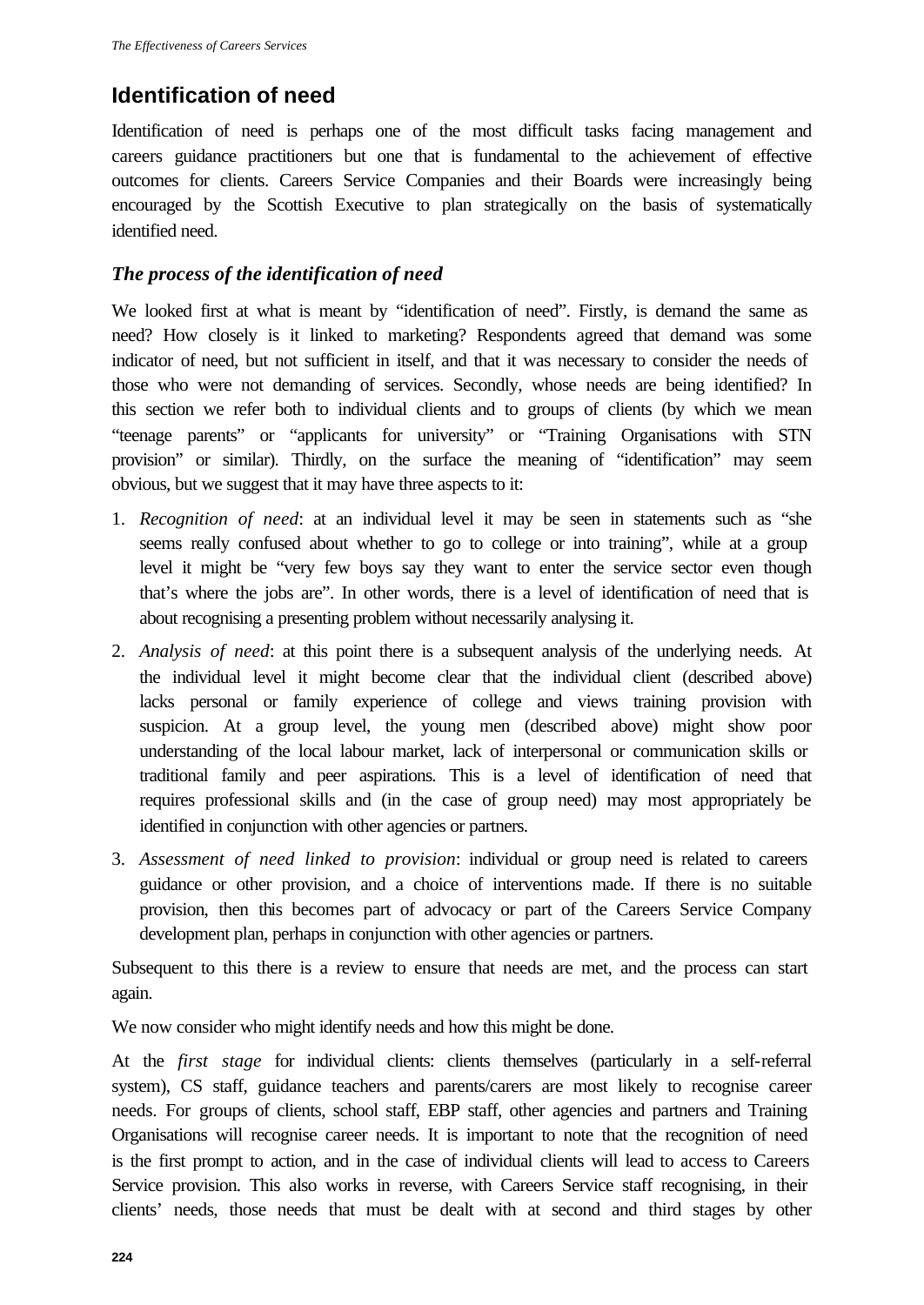## Identification of need

Identification of need is perhaps one of the most difficult tasks facing management and careers guidance practitioners but one that is fundamental to the achievement of effective outcomes for clients. Careers Service Companies and their Boards were increasingly being encouraged by the Scottish Executive to plan strategically on the basis of systematically identified need.

### *The process of the identification of need*

We looked first at what is meant by "identification of need". Firstly, is demand the same as need? How closely is it linked to marketing? Respondents agreed that demand was some indicator of need, but not sufficient in itself, and that it was necessary to consider the needs of those who were not demanding of services. Secondly, whose needs are being identified? In this section we refer both to individual clients and to groups of clients (by which we mean "teenage parents" or "applicants for university" or "Training Organisations with STN provision" or similar). Thirdly, on the surface the meaning of "identification" may seem obvious, but we suggest that it may have three aspects to it:

1. *Recognition of need*: at an individual level it may be seen in statements such as "she seems really confused about whether to go to college or into training", while at a group level it might be "very few boys say they want to enter the service sector even though that's where the jobs are". In other words, there is a level of identification of need that is about recognising a presenting problem without necessarily analysing it.
2. *Analysis of need*: at this point there is a subsequent analysis of the underlying needs. At the individual level it might become clear that the individual client (described above) lacks personal or family experience of college and views training provision with suspicion. At a group level, the young men (described above) might show poor understanding of the local labour market, lack of interpersonal or communication skills or traditional family and peer aspirations. This is a level of identification of need that requires professional skills and (in the case of group need) may most appropriately be identified in conjunction with other agencies or partners.
3. *Assessment of need linked to provision*: individual or group need is related to careers guidance or other provision, and a choice of interventions made. If there is no suitable provision, then this becomes part of advocacy or part of the Careers Service Company development plan, perhaps in conjunction with other agencies or partners.

Subsequent to this there is a review to ensure that needs are met, and the process can start again.

We now consider who might identify needs and how this might be done.

At the *first stage* for individual clients: clients themselves (particularly in a self-referral system), CS staff, guidance teachers and parents/carers are most likely to recognise career needs. For groups of clients, school staff, EBP staff, other agencies and partners and Training Organisations will recognise career needs. It is important to note that the recognition of need is the first prompt to action, and in the case of individual clients will lead to access to Careers Service provision. This also works in reverse, with Careers Service staff recognising, in their clients' needs, those needs that must be dealt with at second and third stages by other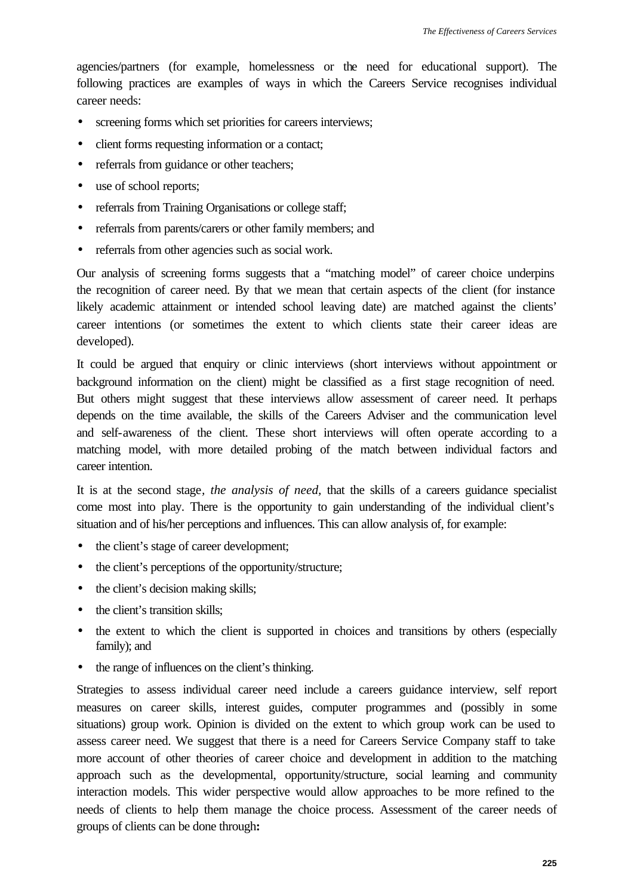agencies/partners (for example, homelessness or the need for educational support). The following practices are examples of ways in which the Careers Service recognises individual career needs:

- screening forms which set priorities for careers interviews;
- client forms requesting information or a contact;
- referrals from guidance or other teachers;
- use of school reports;
- referrals from Training Organisations or college staff;
- referrals from parents/carers or other family members; and
- referrals from other agencies such as social work.

Our analysis of screening forms suggests that a "matching model" of career choice underpins the recognition of career need. By that we mean that certain aspects of the client (for instance likely academic attainment or intended school leaving date) are matched against the clients' career intentions (or sometimes the extent to which clients state their career ideas are developed).

It could be argued that enquiry or clinic interviews (short interviews without appointment or background information on the client) might be classified as a first stage recognition of need. But others might suggest that these interviews allow assessment of career need. It perhaps depends on the time available, the skills of the Careers Adviser and the communication level and self-awareness of the client. These short interviews will often operate according to a matching model, with more detailed probing of the match between individual factors and career intention.

It is at the second stage, *the analysis of need,* that the skills of a careers guidance specialist come most into play. There is the opportunity to gain understanding of the individual client's situation and of his/her perceptions and influences. This can allow analysis of, for example:

- the client's stage of career development;
- the client's perceptions of the opportunity/structure;
- the client's decision making skills;
- the client's transition skills;
- the extent to which the client is supported in choices and transitions by others (especially family); and
- the range of influences on the client's thinking.

Strategies to assess individual career need include a careers guidance interview, self report measures on career skills, interest guides, computer programmes and (possibly in some situations) group work. Opinion is divided on the extent to which group work can be used to assess career need. We suggest that there is a need for Careers Service Company staff to take more account of other theories of career choice and development in addition to the matching approach such as the developmental, opportunity/structure, social learning and community interaction models. This wider perspective would allow approaches to be more refined to the needs of clients to help them manage the choice process. Assessment of the career needs of groups of clients can be done through**:**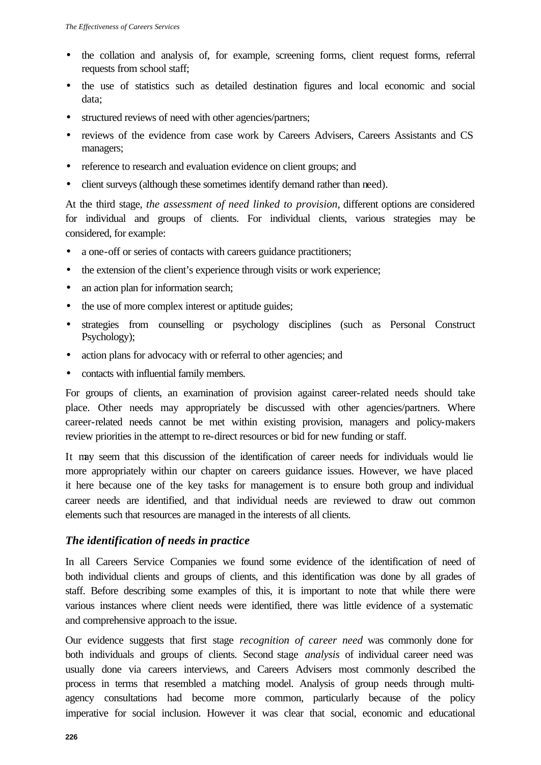- the collation and analysis of, for example, screening forms, client request forms, referral requests from school staff;
- the use of statistics such as detailed destination figures and local economic and social data;
- structured reviews of need with other agencies/partners;
- reviews of the evidence from case work by Careers Advisers, Careers Assistants and CS managers;
- reference to research and evaluation evidence on client groups; and
- client surveys (although these sometimes identify demand rather than need).

At the third stage, *the assessment of need linked to provision*, different options are considered for individual and groups of clients. For individual clients, various strategies may be considered, for example:

- a one-off or series of contacts with careers guidance practitioners;
- the extension of the client's experience through visits or work experience;
- an action plan for information search;
- the use of more complex interest or aptitude guides;
- strategies from counselling or psychology disciplines (such as Personal Construct Psychology);
- action plans for advocacy with or referral to other agencies; and
- contacts with influential family members.

For groups of clients, an examination of provision against career-related needs should take place. Other needs may appropriately be discussed with other agencies/partners. Where career-related needs cannot be met within existing provision, managers and policy-makers review priorities in the attempt to re-direct resources or bid for new funding or staff.

It may seem that this discussion of the identification of career needs for individuals would lie more appropriately within our chapter on careers guidance issues. However, we have placed it here because one of the key tasks for management is to ensure both group and individual career needs are identified, and that individual needs are reviewed to draw out common elements such that resources are managed in the interests of all clients.

### *The identification of needs in practice*

In all Careers Service Companies we found some evidence of the identification of need of both individual clients and groups of clients, and this identification was done by all grades of staff. Before describing some examples of this, it is important to note that while there were various instances where client needs were identified, there was little evidence of a systematic and comprehensive approach to the issue.

Our evidence suggests that first stage *recognition of career need* was commonly done for both individuals and groups of clients. Second stage *analysis* of individual career need was usually done via careers interviews, and Careers Advisers most commonly described the process in terms that resembled a matching model. Analysis of group needs through multi-agency consultations had become more common, particularly because of the policy imperative for social inclusion. However it was clear that social, economic and educational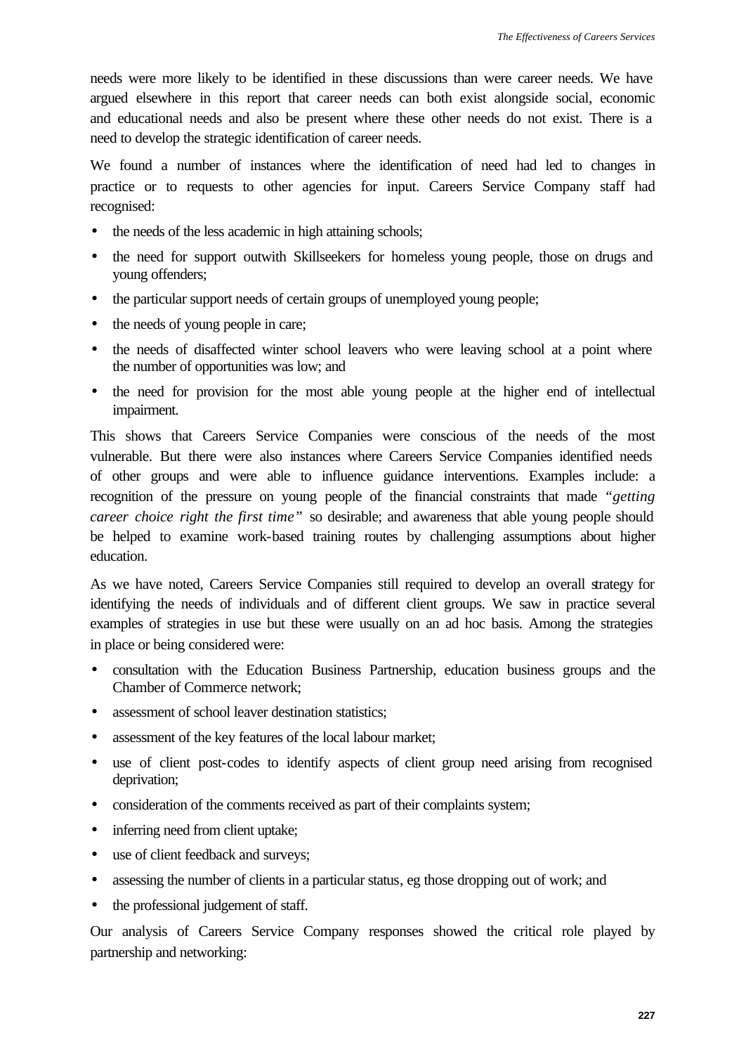needs were more likely to be identified in these discussions than were career needs. We have argued elsewhere in this report that career needs can both exist alongside social, economic and educational needs and also be present where these other needs do not exist. There is a need to develop the strategic identification of career needs.

We found a number of instances where the identification of need had led to changes in practice or to requests to other agencies for input. Careers Service Company staff had recognised:

- the needs of the less academic in high attaining schools;
- the need for support outwith Skillseekers for homeless young people, those on drugs and young offenders;
- the particular support needs of certain groups of unemployed young people;
- the needs of young people in care;
- the needs of disaffected winter school leavers who were leaving school at a point where the number of opportunities was low; and
- the need for provision for the most able young people at the higher end of intellectual impairment.

This shows that Careers Service Companies were conscious of the needs of the most vulnerable. But there were also instances where Careers Service Companies identified needs of other groups and were able to influence guidance interventions. Examples include: a recognition of the pressure on young people of the financial constraints that made *"getting career choice right the first time"* so desirable; and awareness that able young people should be helped to examine work-based training routes by challenging assumptions about higher education.

As we have noted, Careers Service Companies still required to develop an overall strategy for identifying the needs of individuals and of different client groups. We saw in practice several examples of strategies in use but these were usually on an ad hoc basis. Among the strategies in place or being considered were:

- consultation with the Education Business Partnership, education business groups and the Chamber of Commerce network;
- assessment of school leaver destination statistics;
- assessment of the key features of the local labour market;
- use of client post-codes to identify aspects of client group need arising from recognised deprivation;
- consideration of the comments received as part of their complaints system;
- inferring need from client uptake;
- use of client feedback and surveys;
- assessing the number of clients in a particular status, eg those dropping out of work; and
- the professional judgement of staff.

Our analysis of Careers Service Company responses showed the critical role played by partnership and networking: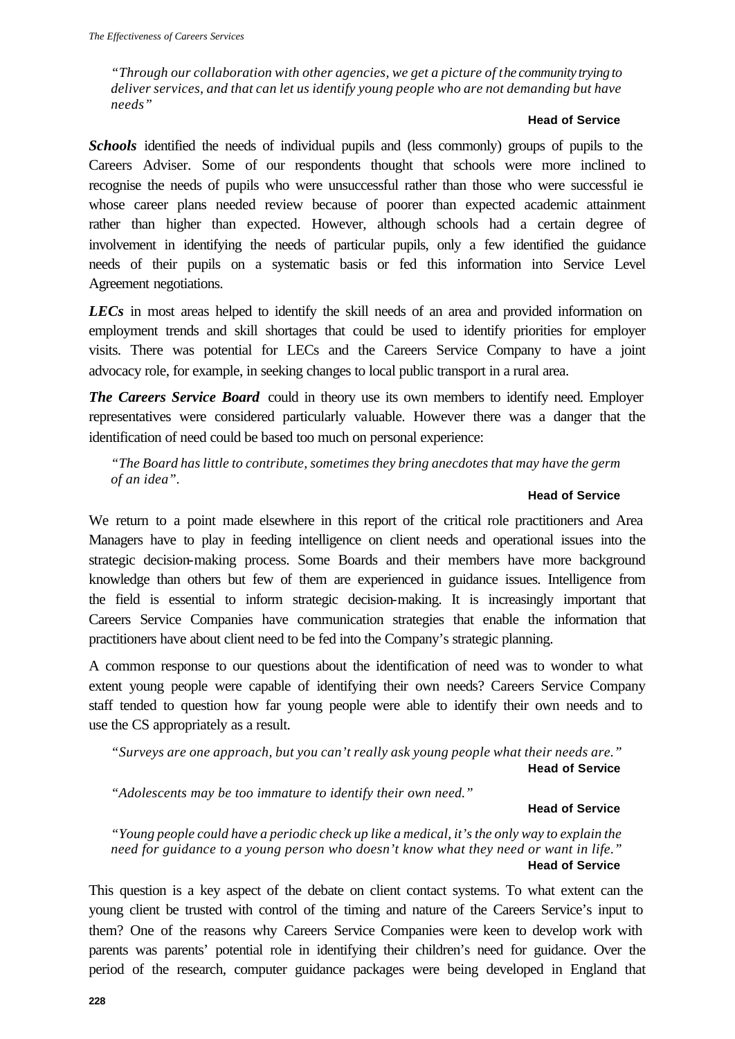*"Through our collaboration with other agencies, we get a picture of the community trying to deliver services, and that can let us identify young people who are not demanding but have needs"*

**Head of Service**

***Schools*** identified the needs of individual pupils and (less commonly) groups of pupils to the Careers Adviser. Some of our respondents thought that schools were more inclined to recognise the needs of pupils who were unsuccessful rather than those who were successful ie whose career plans needed review because of poorer than expected academic attainment rather than higher than expected. However, although schools had a certain degree of involvement in identifying the needs of particular pupils, only a few identified the guidance needs of their pupils on a systematic basis or fed this information into Service Level Agreement negotiations.

***LECs*** in most areas helped to identify the skill needs of an area and provided information on employment trends and skill shortages that could be used to identify priorities for employer visits. There was potential for LECs and the Careers Service Company to have a joint advocacy role, for example, in seeking changes to local public transport in a rural area.

***The Careers Service Board*** could in theory use its own members to identify need. Employer representatives were considered particularly valuable. However there was a danger that the identification of need could be based too much on personal experience:

*"The Board has little to contribute, sometimes they bring anecdotes that may have the germ of an idea".*

**Head of Service**

We return to a point made elsewhere in this report of the critical role practitioners and Area Managers have to play in feeding intelligence on client needs and operational issues into the strategic decision-making process. Some Boards and their members have more background knowledge than others but few of them are experienced in guidance issues. Intelligence from the field is essential to inform strategic decision-making. It is increasingly important that Careers Service Companies have communication strategies that enable the information that practitioners have about client need to be fed into the Company's strategic planning.

A common response to our questions about the identification of need was to wonder to what extent young people were capable of identifying their own needs? Careers Service Company staff tended to question how far young people were able to identify their own needs and to use the CS appropriately as a result.

*"Surveys are one approach, but you can't really ask young people what their needs are."*
**Head of Service**

*"Adolescents may be too immature to identify their own need."*

**Head of Service**

*"Young people could have a periodic check up like a medical, it's the only way to explain the need for guidance to a young person who doesn't know what they need or want in life."*
**Head of Service**

This question is a key aspect of the debate on client contact systems. To what extent can the young client be trusted with control of the timing and nature of the Careers Service's input to them? One of the reasons why Careers Service Companies were keen to develop work with parents was parents' potential role in identifying their children's need for guidance. Over the period of the research, computer guidance packages were being developed in England that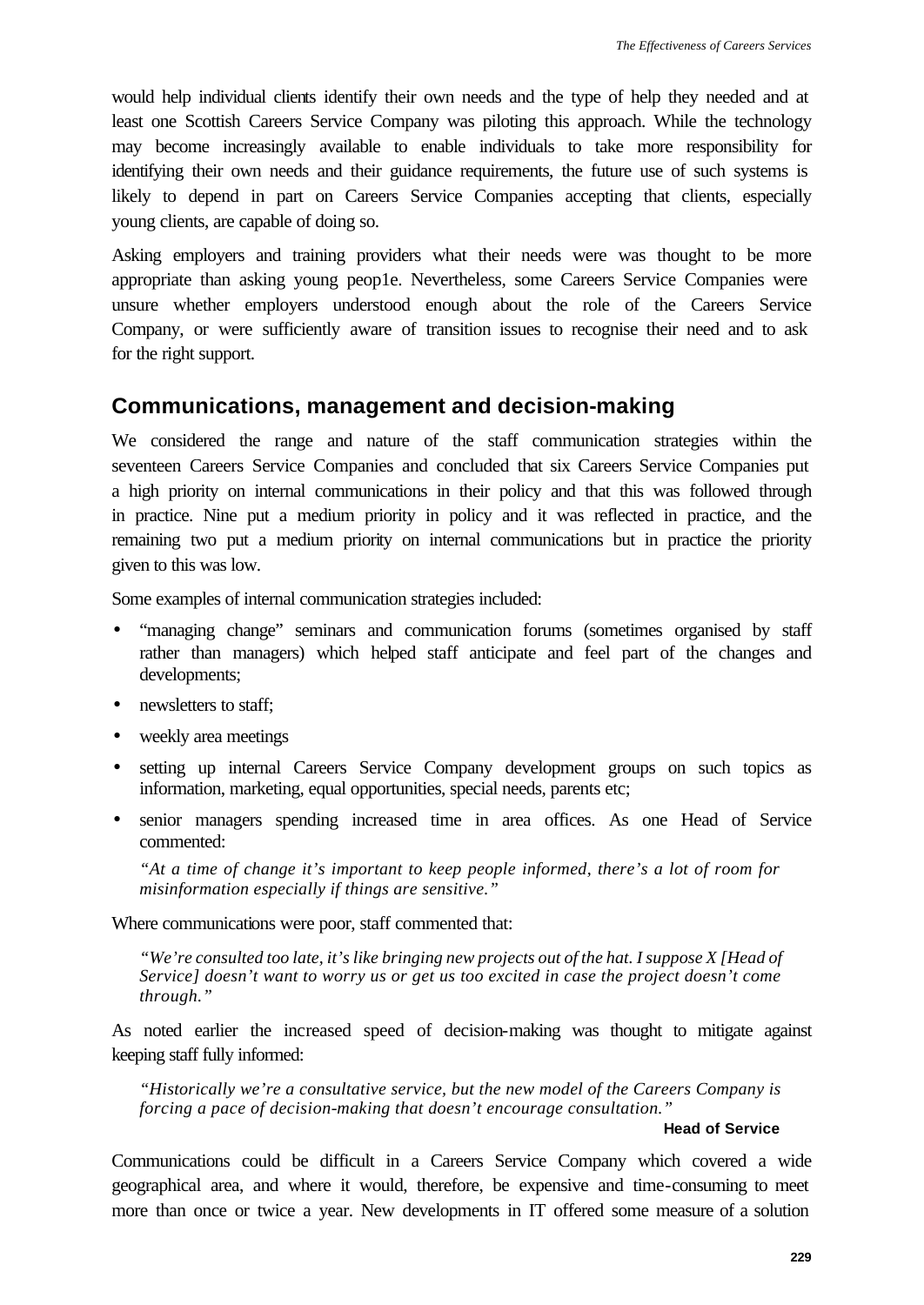would help individual clients identify their own needs and the type of help they needed and at least one Scottish Careers Service Company was piloting this approach. While the technology may become increasingly available to enable individuals to take more responsibility for identifying their own needs and their guidance requirements, the future use of such systems is likely to depend in part on Careers Service Companies accepting that clients, especially young clients, are capable of doing so.

Asking employers and training providers what their needs were was thought to be more appropriate than asking young peop1e. Nevertheless, some Careers Service Companies were unsure whether employers understood enough about the role of the Careers Service Company, or were sufficiently aware of transition issues to recognise their need and to ask for the right support.

## Communications, management and decision-making

We considered the range and nature of the staff communication strategies within the seventeen Careers Service Companies and concluded that six Careers Service Companies put a high priority on internal communications in their policy and that this was followed through in practice. Nine put a medium priority in policy and it was reflected in practice, and the remaining two put a medium priority on internal communications but in practice the priority given to this was low.

Some examples of internal communication strategies included:

- "managing change" seminars and communication forums (sometimes organised by staff rather than managers) which helped staff anticipate and feel part of the changes and developments;
- newsletters to staff;
- weekly area meetings
- setting up internal Careers Service Company development groups on such topics as information, marketing, equal opportunities, special needs, parents etc;
- senior managers spending increased time in area offices. As one Head of Service commented:

  *"At a time of change it's important to keep people informed, there's a lot of room for misinformation especially if things are sensitive."*

Where communications were poor, staff commented that:

> *"We're consulted too late, it's like bringing new projects out of the hat. I suppose X [Head of Service] doesn't want to worry us or get us too excited in case the project doesn't come through."*

As noted earlier the increased speed of decision-making was thought to mitigate against keeping staff fully informed:

> *"Historically we're a consultative service, but the new model of the Careers Company is forcing a pace of decision-making that doesn't encourage consultation."*
>
> **Head of Service**

Communications could be difficult in a Careers Service Company which covered a wide geographical area, and where it would, therefore, be expensive and time-consuming to meet more than once or twice a year. New developments in IT offered some measure of a solution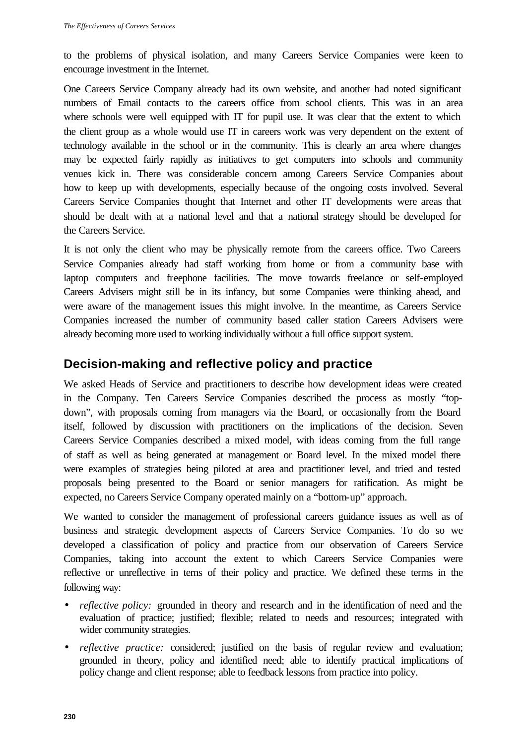to the problems of physical isolation, and many Careers Service Companies were keen to encourage investment in the Internet.

One Careers Service Company already had its own website, and another had noted significant numbers of Email contacts to the careers office from school clients. This was in an area where schools were well equipped with IT for pupil use. It was clear that the extent to which the client group as a whole would use IT in careers work was very dependent on the extent of technology available in the school or in the community. This is clearly an area where changes may be expected fairly rapidly as initiatives to get computers into schools and community venues kick in. There was considerable concern among Careers Service Companies about how to keep up with developments, especially because of the ongoing costs involved. Several Careers Service Companies thought that Internet and other IT developments were areas that should be dealt with at a national level and that a national strategy should be developed for the Careers Service.

It is not only the client who may be physically remote from the careers office. Two Careers Service Companies already had staff working from home or from a community base with laptop computers and freephone facilities. The move towards freelance or self-employed Careers Advisers might still be in its infancy, but some Companies were thinking ahead, and were aware of the management issues this might involve. In the meantime, as Careers Service Companies increased the number of community based caller station Careers Advisers were already becoming more used to working individually without a full office support system.

## Decision-making and reflective policy and practice

We asked Heads of Service and practitioners to describe how development ideas were created in the Company. Ten Careers Service Companies described the process as mostly "top-down", with proposals coming from managers via the Board, or occasionally from the Board itself, followed by discussion with practitioners on the implications of the decision. Seven Careers Service Companies described a mixed model, with ideas coming from the full range of staff as well as being generated at management or Board level. In the mixed model there were examples of strategies being piloted at area and practitioner level, and tried and tested proposals being presented to the Board or senior managers for ratification. As might be expected, no Careers Service Company operated mainly on a "bottom-up" approach.

We wanted to consider the management of professional careers guidance issues as well as of business and strategic development aspects of Careers Service Companies. To do so we developed a classification of policy and practice from our observation of Careers Service Companies, taking into account the extent to which Careers Service Companies were reflective or unreflective in terms of their policy and practice. We defined these terms in the following way:

- *reflective policy:* grounded in theory and research and in the identification of need and the evaluation of practice; justified; flexible; related to needs and resources; integrated with wider community strategies.
- *reflective practice:* considered; justified on the basis of regular review and evaluation; grounded in theory, policy and identified need; able to identify practical implications of policy change and client response; able to feedback lessons from practice into policy.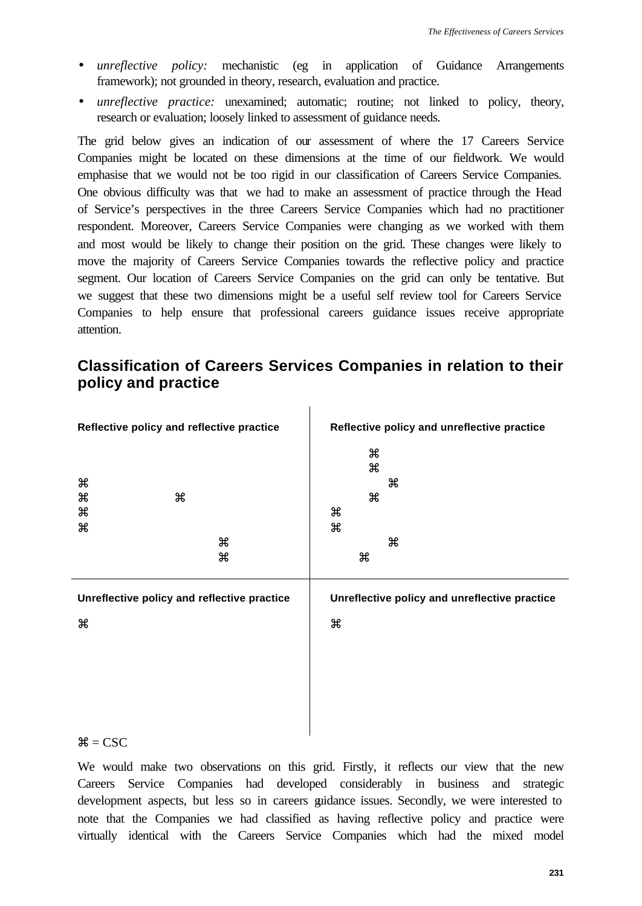- *unreflective policy:* mechanistic (eg in application of Guidance Arrangements framework); not grounded in theory, research, evaluation and practice.
- *unreflective practice:* unexamined; automatic; routine; not linked to policy, theory, research or evaluation; loosely linked to assessment of guidance needs.

The grid below gives an indication of our assessment of where the 17 Careers Service Companies might be located on these dimensions at the time of our fieldwork. We would emphasise that we would not be too rigid in our classification of Careers Service Companies. One obvious difficulty was that we had to make an assessment of practice through the Head of Service's perspectives in the three Careers Service Companies which had no practitioner respondent. Moreover, Careers Service Companies were changing as we worked with them and most would be likely to change their position on the grid. These changes were likely to move the majority of Careers Service Companies towards the reflective policy and practice segment. Our location of Careers Service Companies on the grid can only be tentative. But we suggest that these two dimensions might be a useful self review tool for Careers Service Companies to help ensure that professional careers guidance issues receive appropriate attention.

## Classification of Careers Services Companies in relation to their policy and practice

| Reflective policy and reflective practice | Reflective policy and unreflective practice |
|---|---|
| ⌘ ⌘ ⌘ ⌘ ⌘ ⌘ ⌘ | ⌘ ⌘ ⌘ ⌘ ⌘ ⌘ ⌘ ⌘ |
| **Unreflective policy and reflective practice** | **Unreflective policy and unreflective practice** |
| ⌘ | ⌘ |

⌘ = CSC

We would make two observations on this grid. Firstly, it reflects our view that the new Careers Service Companies had developed considerably in business and strategic development aspects, but less so in careers guidance issues. Secondly, we were interested to note that the Companies we had classified as having reflective policy and practice were virtually identical with the Careers Service Companies which had the mixed model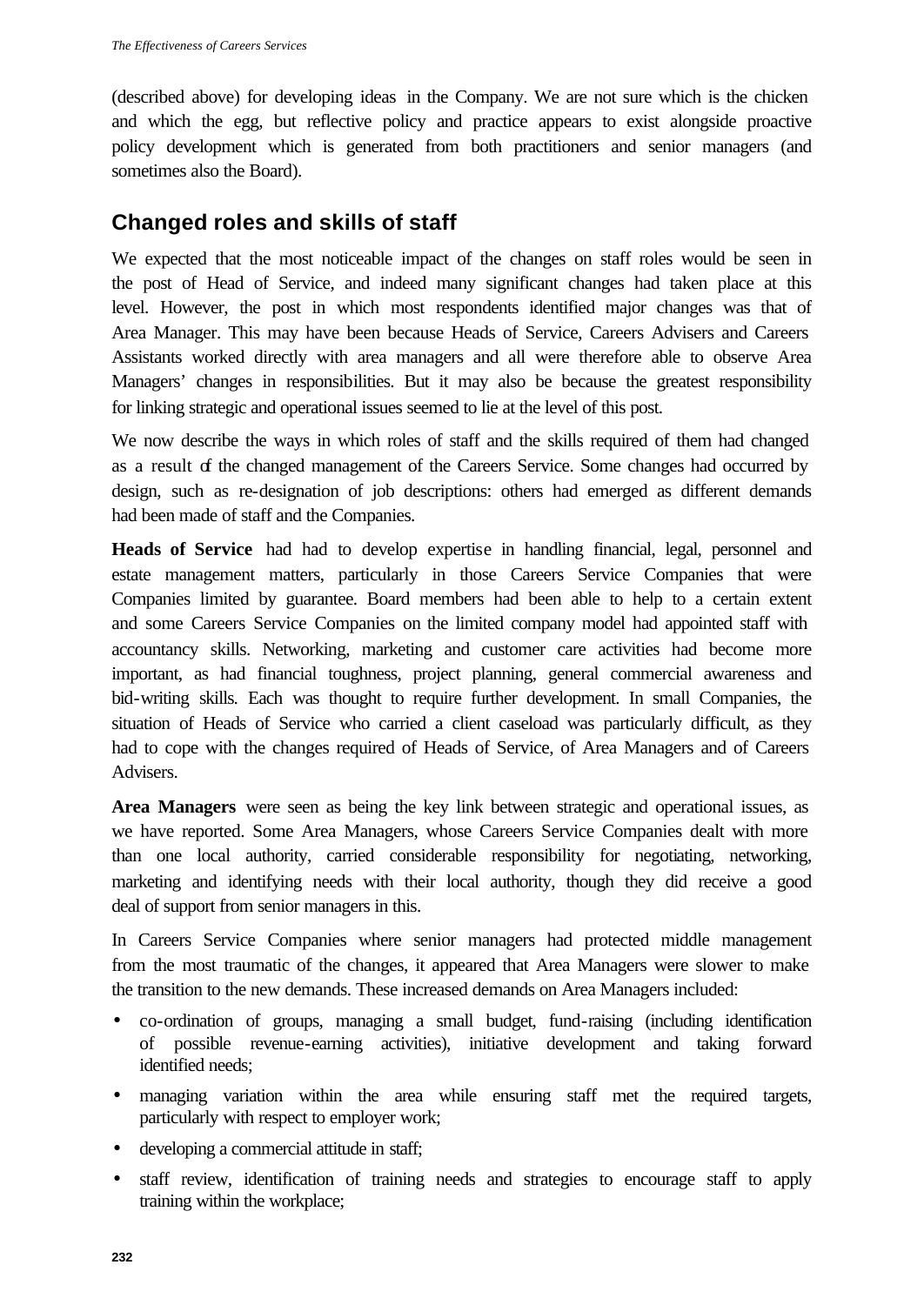(described above) for developing ideas in the Company. We are not sure which is the chicken and which the egg, but reflective policy and practice appears to exist alongside proactive policy development which is generated from both practitioners and senior managers (and sometimes also the Board).

## Changed roles and skills of staff

We expected that the most noticeable impact of the changes on staff roles would be seen in the post of Head of Service, and indeed many significant changes had taken place at this level. However, the post in which most respondents identified major changes was that of Area Manager. This may have been because Heads of Service, Careers Advisers and Careers Assistants worked directly with area managers and all were therefore able to observe Area Managers' changes in responsibilities. But it may also be because the greatest responsibility for linking strategic and operational issues seemed to lie at the level of this post.

We now describe the ways in which roles of staff and the skills required of them had changed as a result of the changed management of the Careers Service. Some changes had occurred by design, such as re-designation of job descriptions: others had emerged as different demands had been made of staff and the Companies.

**Heads of Service** had had to develop expertise in handling financial, legal, personnel and estate management matters, particularly in those Careers Service Companies that were Companies limited by guarantee. Board members had been able to help to a certain extent and some Careers Service Companies on the limited company model had appointed staff with accountancy skills. Networking, marketing and customer care activities had become more important, as had financial toughness, project planning, general commercial awareness and bid-writing skills. Each was thought to require further development. In small Companies, the situation of Heads of Service who carried a client caseload was particularly difficult, as they had to cope with the changes required of Heads of Service, of Area Managers and of Careers Advisers.

**Area Managers** were seen as being the key link between strategic and operational issues, as we have reported. Some Area Managers, whose Careers Service Companies dealt with more than one local authority, carried considerable responsibility for negotiating, networking, marketing and identifying needs with their local authority, though they did receive a good deal of support from senior managers in this.

In Careers Service Companies where senior managers had protected middle management from the most traumatic of the changes, it appeared that Area Managers were slower to make the transition to the new demands. These increased demands on Area Managers included:

- co-ordination of groups, managing a small budget, fund-raising (including identification of possible revenue-earning activities), initiative development and taking forward identified needs;
- managing variation within the area while ensuring staff met the required targets, particularly with respect to employer work;
- developing a commercial attitude in staff;
- staff review, identification of training needs and strategies to encourage staff to apply training within the workplace;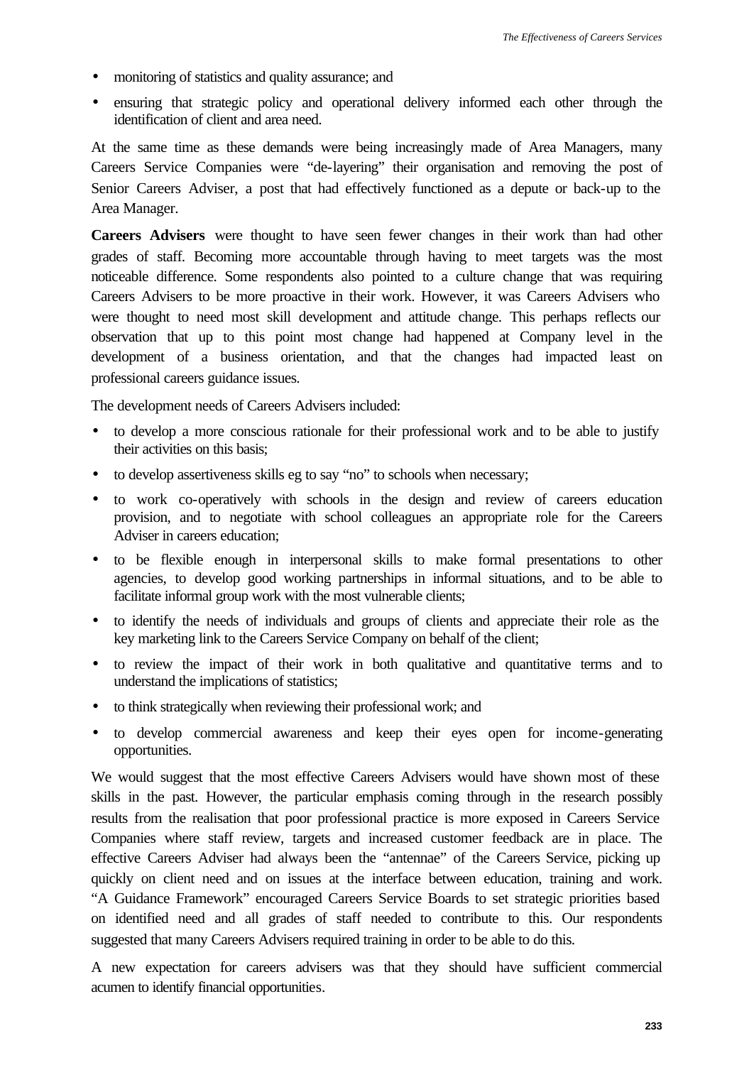- monitoring of statistics and quality assurance; and
- ensuring that strategic policy and operational delivery informed each other through the identification of client and area need.

At the same time as these demands were being increasingly made of Area Managers, many Careers Service Companies were "de-layering" their organisation and removing the post of Senior Careers Adviser, a post that had effectively functioned as a depute or back-up to the Area Manager.

**Careers Advisers** were thought to have seen fewer changes in their work than had other grades of staff. Becoming more accountable through having to meet targets was the most noticeable difference. Some respondents also pointed to a culture change that was requiring Careers Advisers to be more proactive in their work. However, it was Careers Advisers who were thought to need most skill development and attitude change. This perhaps reflects our observation that up to this point most change had happened at Company level in the development of a business orientation, and that the changes had impacted least on professional careers guidance issues.

The development needs of Careers Advisers included:

- to develop a more conscious rationale for their professional work and to be able to justify their activities on this basis;
- to develop assertiveness skills eg to say "no" to schools when necessary;
- to work co-operatively with schools in the design and review of careers education provision, and to negotiate with school colleagues an appropriate role for the Careers Adviser in careers education;
- to be flexible enough in interpersonal skills to make formal presentations to other agencies, to develop good working partnerships in informal situations, and to be able to facilitate informal group work with the most vulnerable clients;
- to identify the needs of individuals and groups of clients and appreciate their role as the key marketing link to the Careers Service Company on behalf of the client;
- to review the impact of their work in both qualitative and quantitative terms and to understand the implications of statistics;
- to think strategically when reviewing their professional work; and
- to develop commercial awareness and keep their eyes open for income-generating opportunities.

We would suggest that the most effective Careers Advisers would have shown most of these skills in the past. However, the particular emphasis coming through in the research possibly results from the realisation that poor professional practice is more exposed in Careers Service Companies where staff review, targets and increased customer feedback are in place. The effective Careers Adviser had always been the "antennae" of the Careers Service, picking up quickly on client need and on issues at the interface between education, training and work. "A Guidance Framework" encouraged Careers Service Boards to set strategic priorities based on identified need and all grades of staff needed to contribute to this. Our respondents suggested that many Careers Advisers required training in order to be able to do this.

A new expectation for careers advisers was that they should have sufficient commercial acumen to identify financial opportunities.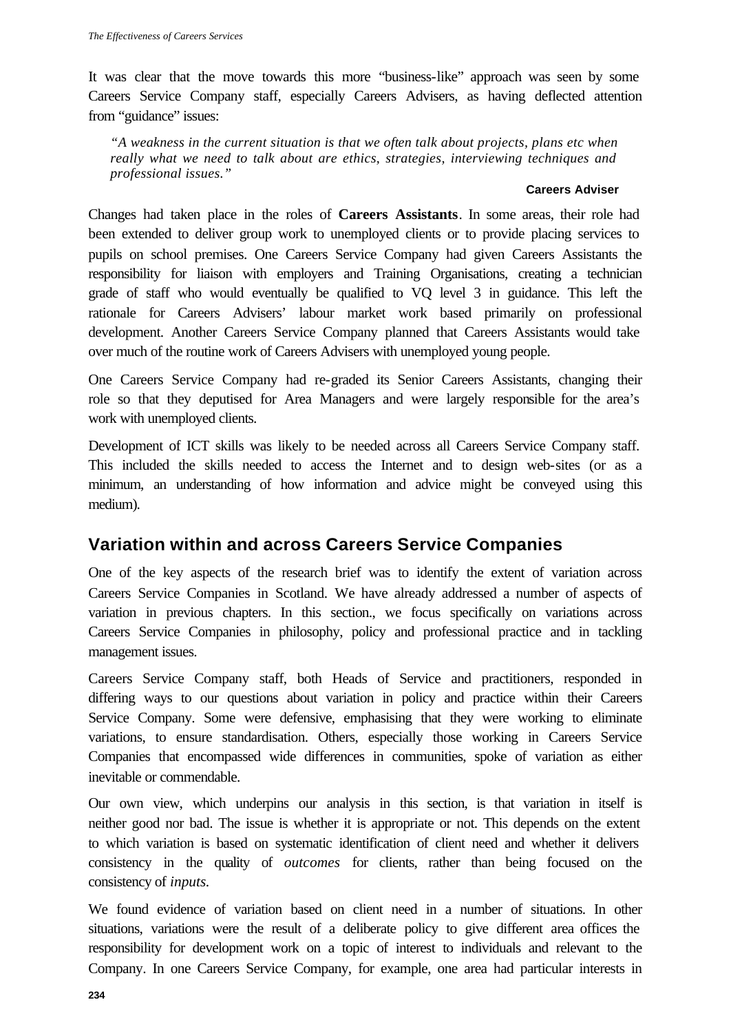It was clear that the move towards this more "business-like" approach was seen by some Careers Service Company staff, especially Careers Advisers, as having deflected attention from "guidance" issues:

> *"A weakness in the current situation is that we often talk about projects, plans etc when really what we need to talk about are ethics, strategies, interviewing techniques and professional issues."*
>
> **Careers Adviser**

Changes had taken place in the roles of **Careers Assistants**. In some areas, their role had been extended to deliver group work to unemployed clients or to provide placing services to pupils on school premises. One Careers Service Company had given Careers Assistants the responsibility for liaison with employers and Training Organisations, creating a technician grade of staff who would eventually be qualified to VQ level 3 in guidance. This left the rationale for Careers Advisers' labour market work based primarily on professional development. Another Careers Service Company planned that Careers Assistants would take over much of the routine work of Careers Advisers with unemployed young people.

One Careers Service Company had re-graded its Senior Careers Assistants, changing their role so that they deputised for Area Managers and were largely responsible for the area's work with unemployed clients.

Development of ICT skills was likely to be needed across all Careers Service Company staff. This included the skills needed to access the Internet and to design web-sites (or as a minimum, an understanding of how information and advice might be conveyed using this medium).

## Variation within and across Careers Service Companies

One of the key aspects of the research brief was to identify the extent of variation across Careers Service Companies in Scotland. We have already addressed a number of aspects of variation in previous chapters. In this section., we focus specifically on variations across Careers Service Companies in philosophy, policy and professional practice and in tackling management issues.

Careers Service Company staff, both Heads of Service and practitioners, responded in differing ways to our questions about variation in policy and practice within their Careers Service Company. Some were defensive, emphasising that they were working to eliminate variations, to ensure standardisation. Others, especially those working in Careers Service Companies that encompassed wide differences in communities, spoke of variation as either inevitable or commendable.

Our own view, which underpins our analysis in this section, is that variation in itself is neither good nor bad. The issue is whether it is appropriate or not. This depends on the extent to which variation is based on systematic identification of client need and whether it delivers consistency in the quality of *outcomes* for clients, rather than being focused on the consistency of *inputs*.

We found evidence of variation based on client need in a number of situations. In other situations, variations were the result of a deliberate policy to give different area offices the responsibility for development work on a topic of interest to individuals and relevant to the Company. In one Careers Service Company, for example, one area had particular interests in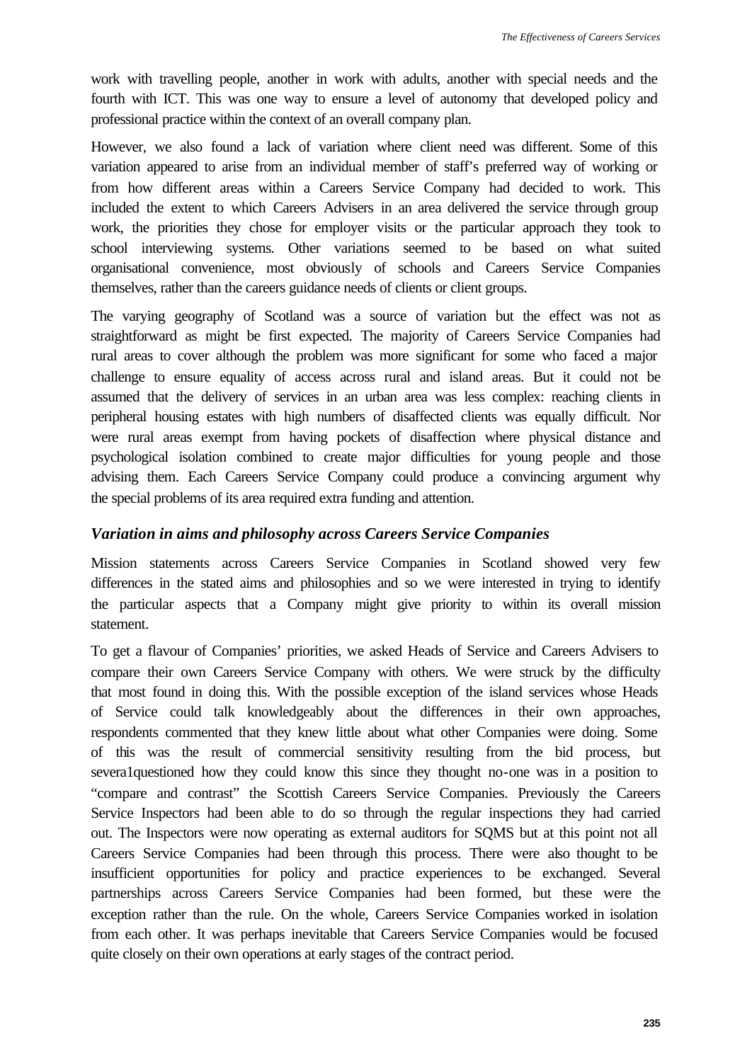work with travelling people, another in work with adults, another with special needs and the fourth with ICT. This was one way to ensure a level of autonomy that developed policy and professional practice within the context of an overall company plan.

However, we also found a lack of variation where client need was different. Some of this variation appeared to arise from an individual member of staff's preferred way of working or from how different areas within a Careers Service Company had decided to work. This included the extent to which Careers Advisers in an area delivered the service through group work, the priorities they chose for employer visits or the particular approach they took to school interviewing systems. Other variations seemed to be based on what suited organisational convenience, most obviously of schools and Careers Service Companies themselves, rather than the careers guidance needs of clients or client groups.

The varying geography of Scotland was a source of variation but the effect was not as straightforward as might be first expected. The majority of Careers Service Companies had rural areas to cover although the problem was more significant for some who faced a major challenge to ensure equality of access across rural and island areas. But it could not be assumed that the delivery of services in an urban area was less complex: reaching clients in peripheral housing estates with high numbers of disaffected clients was equally difficult. Nor were rural areas exempt from having pockets of disaffection where physical distance and psychological isolation combined to create major difficulties for young people and those advising them. Each Careers Service Company could produce a convincing argument why the special problems of its area required extra funding and attention.

### *Variation in aims and philosophy across Careers Service Companies*

Mission statements across Careers Service Companies in Scotland showed very few differences in the stated aims and philosophies and so we were interested in trying to identify the particular aspects that a Company might give priority to within its overall mission statement.

To get a flavour of Companies' priorities, we asked Heads of Service and Careers Advisers to compare their own Careers Service Company with others. We were struck by the difficulty that most found in doing this. With the possible exception of the island services whose Heads of Service could talk knowledgeably about the differences in their own approaches, respondents commented that they knew little about what other Companies were doing. Some of this was the result of commercial sensitivity resulting from the bid process, but severa1questioned how they could know this since they thought no-one was in a position to "compare and contrast" the Scottish Careers Service Companies. Previously the Careers Service Inspectors had been able to do so through the regular inspections they had carried out. The Inspectors were now operating as external auditors for SQMS but at this point not all Careers Service Companies had been through this process. There were also thought to be insufficient opportunities for policy and practice experiences to be exchanged. Several partnerships across Careers Service Companies had been formed, but these were the exception rather than the rule. On the whole, Careers Service Companies worked in isolation from each other. It was perhaps inevitable that Careers Service Companies would be focused quite closely on their own operations at early stages of the contract period.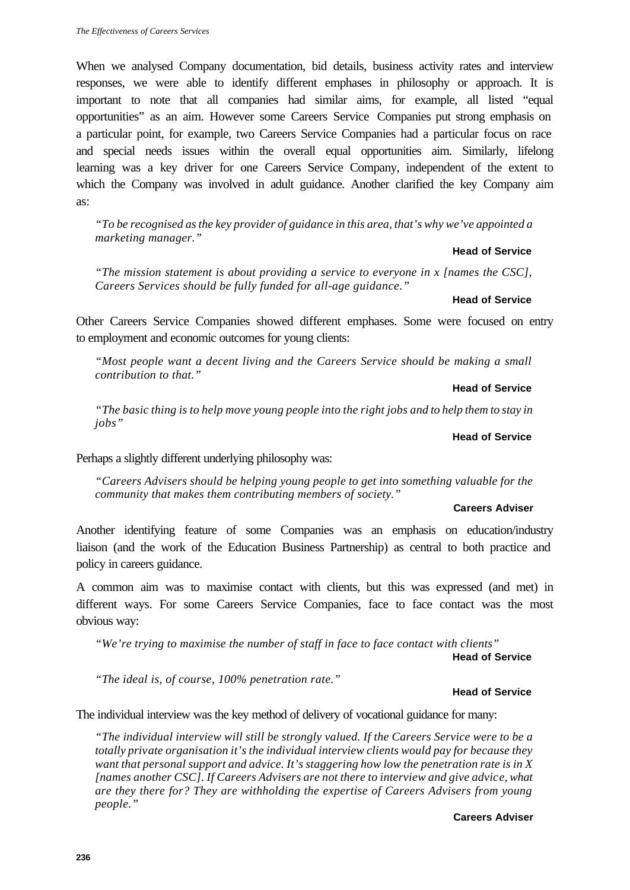When we analysed Company documentation, bid details, business activity rates and interview responses, we were able to identify different emphases in philosophy or approach. It is important to note that all companies had similar aims, for example, all listed "equal opportunities" as an aim. However some Careers Service Companies put strong emphasis on a particular point, for example, two Careers Service Companies had a particular focus on race and special needs issues within the overall equal opportunities aim. Similarly, lifelong learning was a key driver for one Careers Service Company, independent of the extent to which the Company was involved in adult guidance. Another clarified the key Company aim as:

> *"To be recognised as the key provider of guidance in this area, that's why we've appointed a marketing manager."*
>
> **Head of Service**

> *"The mission statement is about providing a service to everyone in x [names the CSC], Careers Services should be fully funded for all-age guidance."*
>
> **Head of Service**

Other Careers Service Companies showed different emphases. Some were focused on entry to employment and economic outcomes for young clients:

> *"Most people want a decent living and the Careers Service should be making a small contribution to that."*
>
> **Head of Service**

> *"The basic thing is to help move young people into the right jobs and to help them to stay in jobs"*
>
> **Head of Service**

Perhaps a slightly different underlying philosophy was:

> *"Careers Advisers should be helping young people to get into something valuable for the community that makes them contributing members of society."*
>
> **Careers Adviser**

Another identifying feature of some Companies was an emphasis on education/industry liaison (and the work of the Education Business Partnership) as central to both practice and policy in careers guidance.

A common aim was to maximise contact with clients, but this was expressed (and met) in different ways. For some Careers Service Companies, face to face contact was the most obvious way:

> *"We're trying to maximise the number of staff in face to face contact with clients"*
>
> **Head of Service**

> *"The ideal is, of course, 100% penetration rate."*
>
> **Head of Service**

The individual interview was the key method of delivery of vocational guidance for many:

> *"The individual interview will still be strongly valued. If the Careers Service were to be a totally private organisation it's the individual interview clients would pay for because they want that personal support and advice. It's staggering how low the penetration rate is in X [names another CSC]. If Careers Advisers are not there to interview and give advice, what are they there for? They are withholding the expertise of Careers Advisers from young people."*
>
> **Careers Adviser**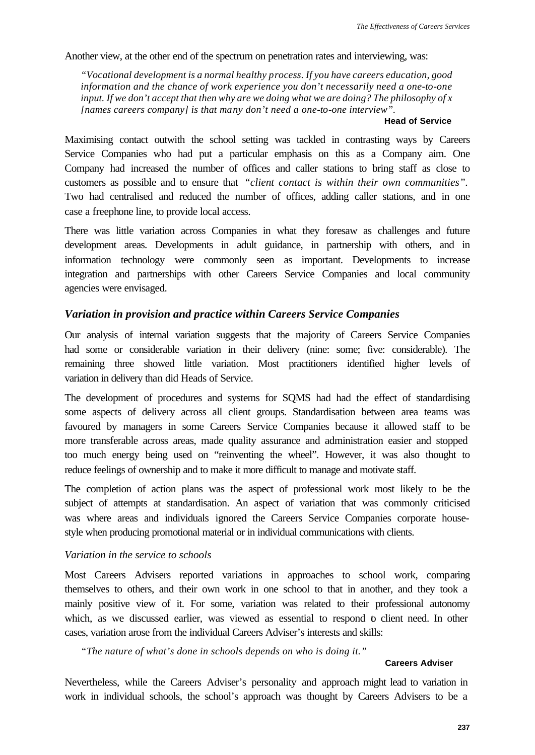Another view, at the other end of the spectrum on penetration rates and interviewing, was:

> *"Vocational development is a normal healthy process. If you have careers education, good information and the chance of work experience you don't necessarily need a one-to-one input. If we don't accept that then why are we doing what we are doing? The philosophy of x [names careers company] is that many don't need a one-to-one interview".*
>
> **Head of Service**

Maximising contact outwith the school setting was tackled in contrasting ways by Careers Service Companies who had put a particular emphasis on this as a Company aim. One Company had increased the number of offices and caller stations to bring staff as close to customers as possible and to ensure that *"client contact is within their own communities"*. Two had centralised and reduced the number of offices, adding caller stations, and in one case a freephone line, to provide local access.

There was little variation across Companies in what they foresaw as challenges and future development areas. Developments in adult guidance, in partnership with others, and in information technology were commonly seen as important. Developments to increase integration and partnerships with other Careers Service Companies and local community agencies were envisaged.

### *Variation in provision and practice within Careers Service Companies*

Our analysis of internal variation suggests that the majority of Careers Service Companies had some or considerable variation in their delivery (nine: some; five: considerable). The remaining three showed little variation. Most practitioners identified higher levels of variation in delivery than did Heads of Service.

The development of procedures and systems for SQMS had had the effect of standardising some aspects of delivery across all client groups. Standardisation between area teams was favoured by managers in some Careers Service Companies because it allowed staff to be more transferable across areas, made quality assurance and administration easier and stopped too much energy being used on "reinventing the wheel". However, it was also thought to reduce feelings of ownership and to make it more difficult to manage and motivate staff.

The completion of action plans was the aspect of professional work most likely to be the subject of attempts at standardisation. An aspect of variation that was commonly criticised was where areas and individuals ignored the Careers Service Companies corporate house-style when producing promotional material or in individual communications with clients.

#### *Variation in the service to schools*

Most Careers Advisers reported variations in approaches to school work, comparing themselves to others, and their own work in one school to that in another, and they took a mainly positive view of it. For some, variation was related to their professional autonomy which, as we discussed earlier, was viewed as essential to respond to client need. In other cases, variation arose from the individual Careers Adviser's interests and skills:

> *"The nature of what's done in schools depends on who is doing it."*
>
> **Careers Adviser**

Nevertheless, while the Careers Adviser's personality and approach might lead to variation in work in individual schools, the school's approach was thought by Careers Advisers to be a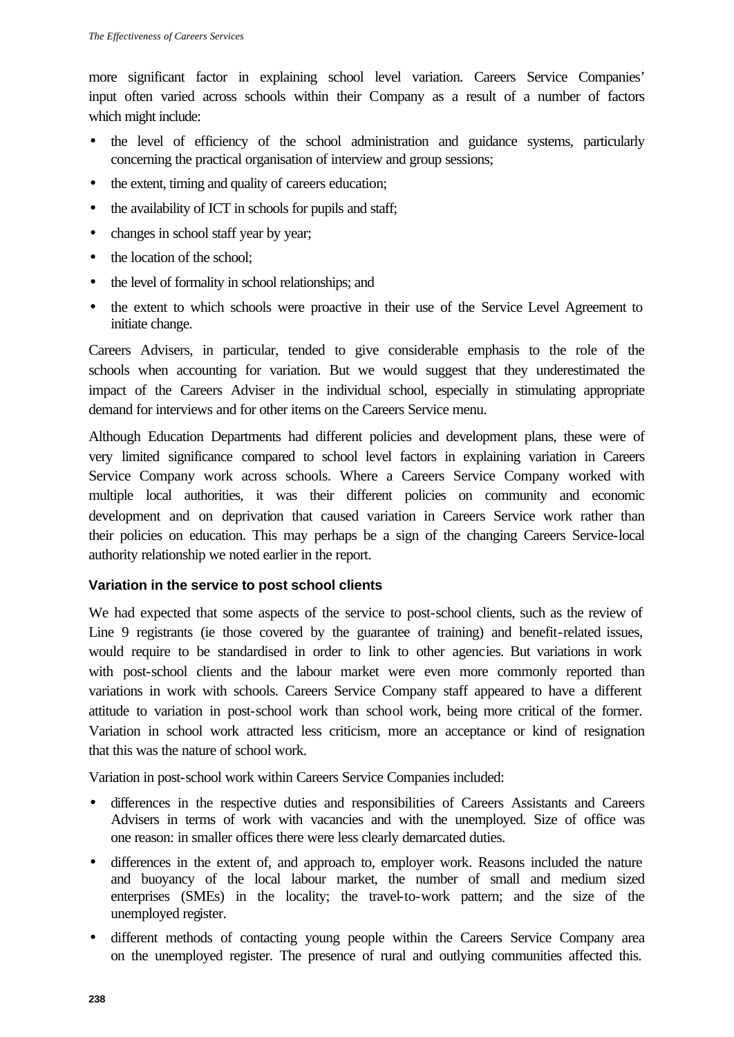more significant factor in explaining school level variation. Careers Service Companies' input often varied across schools within their Company as a result of a number of factors which might include:

- the level of efficiency of the school administration and guidance systems, particularly concerning the practical organisation of interview and group sessions;
- the extent, timing and quality of careers education;
- the availability of ICT in schools for pupils and staff;
- changes in school staff year by year;
- the location of the school;
- the level of formality in school relationships; and
- the extent to which schools were proactive in their use of the Service Level Agreement to initiate change.

Careers Advisers, in particular, tended to give considerable emphasis to the role of the schools when accounting for variation. But we would suggest that they underestimated the impact of the Careers Adviser in the individual school, especially in stimulating appropriate demand for interviews and for other items on the Careers Service menu.

Although Education Departments had different policies and development plans, these were of very limited significance compared to school level factors in explaining variation in Careers Service Company work across schools. Where a Careers Service Company worked with multiple local authorities, it was their different policies on community and economic development and on deprivation that caused variation in Careers Service work rather than their policies on education. This may perhaps be a sign of the changing Careers Service-local authority relationship we noted earlier in the report.

### Variation in the service to post school clients

We had expected that some aspects of the service to post-school clients, such as the review of Line 9 registrants (ie those covered by the guarantee of training) and benefit-related issues, would require to be standardised in order to link to other agencies. But variations in work with post-school clients and the labour market were even more commonly reported than variations in work with schools. Careers Service Company staff appeared to have a different attitude to variation in post-school work than school work, being more critical of the former. Variation in school work attracted less criticism, more an acceptance or kind of resignation that this was the nature of school work.

Variation in post-school work within Careers Service Companies included:

- differences in the respective duties and responsibilities of Careers Assistants and Careers Advisers in terms of work with vacancies and with the unemployed. Size of office was one reason: in smaller offices there were less clearly demarcated duties.
- differences in the extent of, and approach to, employer work. Reasons included the nature and buoyancy of the local labour market, the number of small and medium sized enterprises (SMEs) in the locality; the travel-to-work pattern; and the size of the unemployed register.
- different methods of contacting young people within the Careers Service Company area on the unemployed register. The presence of rural and outlying communities affected this.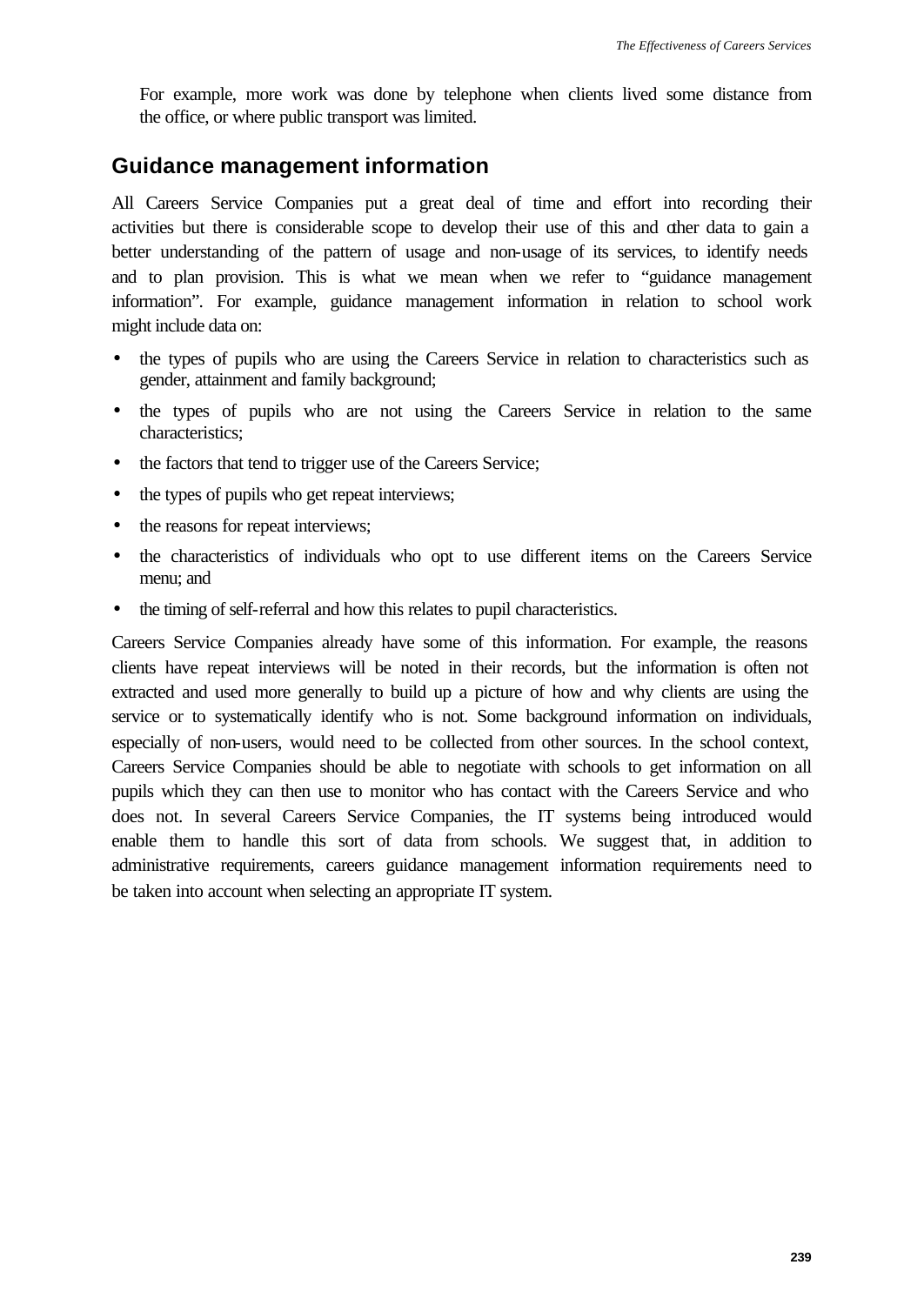For example, more work was done by telephone when clients lived some distance from the office, or where public transport was limited.

## Guidance management information

All Careers Service Companies put a great deal of time and effort into recording their activities but there is considerable scope to develop their use of this and other data to gain a better understanding of the pattern of usage and non-usage of its services, to identify needs and to plan provision. This is what we mean when we refer to "guidance management information". For example, guidance management information in relation to school work might include data on:

- the types of pupils who are using the Careers Service in relation to characteristics such as gender, attainment and family background;
- the types of pupils who are not using the Careers Service in relation to the same characteristics;
- the factors that tend to trigger use of the Careers Service;
- the types of pupils who get repeat interviews;
- the reasons for repeat interviews;
- the characteristics of individuals who opt to use different items on the Careers Service menu; and
- the timing of self-referral and how this relates to pupil characteristics.

Careers Service Companies already have some of this information. For example, the reasons clients have repeat interviews will be noted in their records, but the information is often not extracted and used more generally to build up a picture of how and why clients are using the service or to systematically identify who is not. Some background information on individuals, especially of non-users, would need to be collected from other sources. In the school context, Careers Service Companies should be able to negotiate with schools to get information on all pupils which they can then use to monitor who has contact with the Careers Service and who does not. In several Careers Service Companies, the IT systems being introduced would enable them to handle this sort of data from schools. We suggest that, in addition to administrative requirements, careers guidance management information requirements need to be taken into account when selecting an appropriate IT system.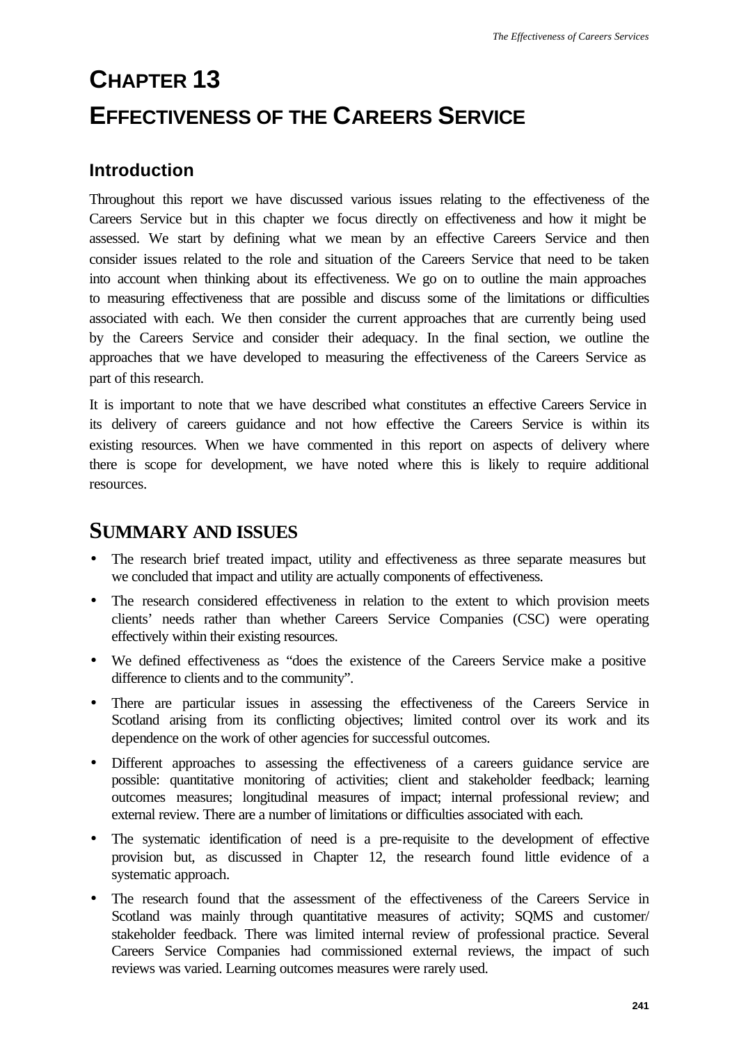# CHAPTER 13

# EFFECTIVENESS OF THE CAREERS SERVICE

## Introduction

Throughout this report we have discussed various issues relating to the effectiveness of the Careers Service but in this chapter we focus directly on effectiveness and how it might be assessed. We start by defining what we mean by an effective Careers Service and then consider issues related to the role and situation of the Careers Service that need to be taken into account when thinking about its effectiveness. We go on to outline the main approaches to measuring effectiveness that are possible and discuss some of the limitations or difficulties associated with each. We then consider the current approaches that are currently being used by the Careers Service and consider their adequacy. In the final section, we outline the approaches that we have developed to measuring the effectiveness of the Careers Service as part of this research.

It is important to note that we have described what constitutes an effective Careers Service in its delivery of careers guidance and not how effective the Careers Service is within its existing resources. When we have commented in this report on aspects of delivery where there is scope for development, we have noted where this is likely to require additional resources.

## SUMMARY AND ISSUES

- The research brief treated impact, utility and effectiveness as three separate measures but we concluded that impact and utility are actually components of effectiveness.
- The research considered effectiveness in relation to the extent to which provision meets clients' needs rather than whether Careers Service Companies (CSC) were operating effectively within their existing resources.
- We defined effectiveness as "does the existence of the Careers Service make a positive difference to clients and to the community".
- There are particular issues in assessing the effectiveness of the Careers Service in Scotland arising from its conflicting objectives; limited control over its work and its dependence on the work of other agencies for successful outcomes.
- Different approaches to assessing the effectiveness of a careers guidance service are possible: quantitative monitoring of activities; client and stakeholder feedback; learning outcomes measures; longitudinal measures of impact; internal professional review; and external review. There are a number of limitations or difficulties associated with each.
- The systematic identification of need is a pre-requisite to the development of effective provision but, as discussed in Chapter 12, the research found little evidence of a systematic approach.
- The research found that the assessment of the effectiveness of the Careers Service in Scotland was mainly through quantitative measures of activity; SQMS and customer/ stakeholder feedback. There was limited internal review of professional practice. Several Careers Service Companies had commissioned external reviews, the impact of such reviews was varied. Learning outcomes measures were rarely used.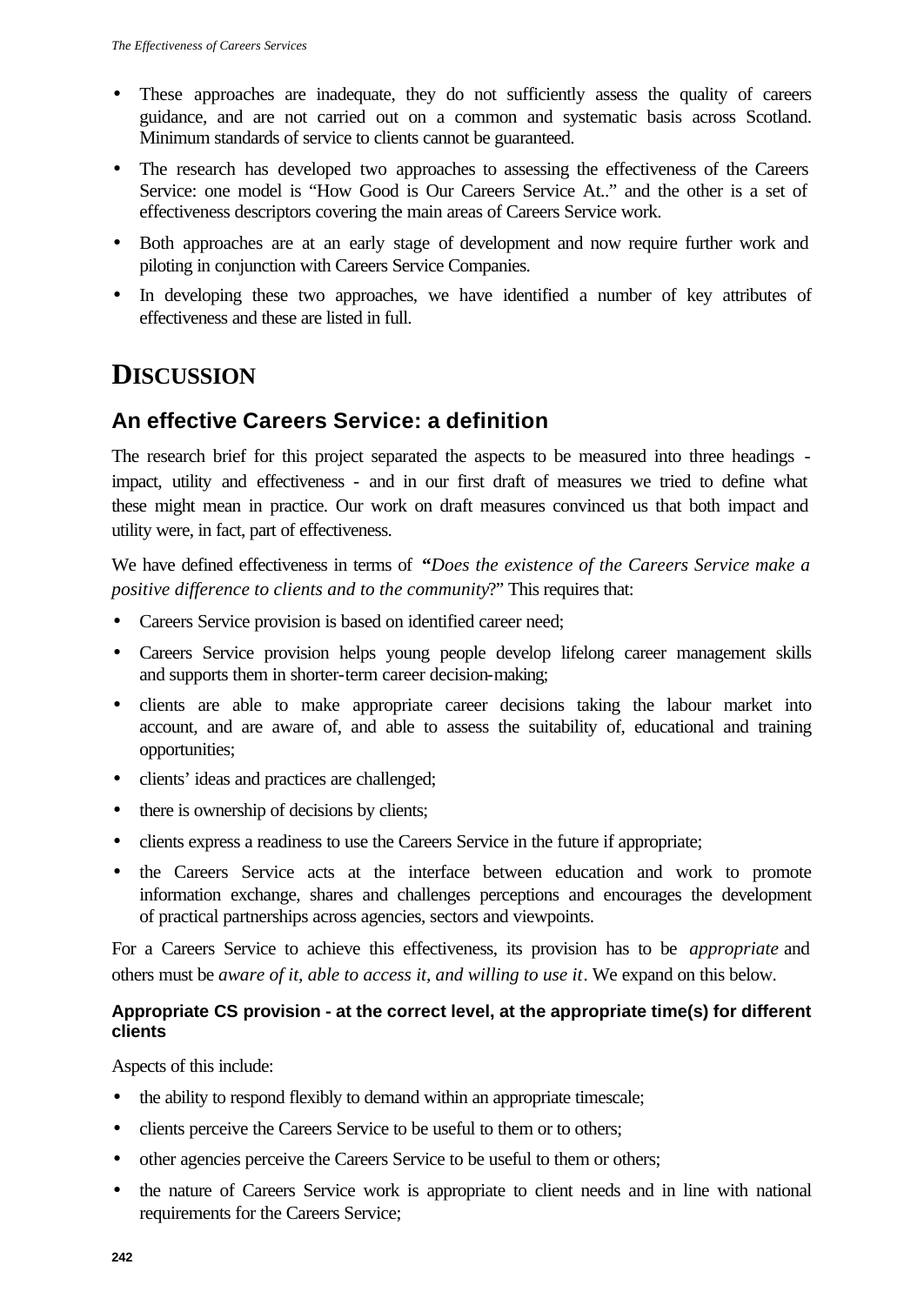- These approaches are inadequate, they do not sufficiently assess the quality of careers guidance, and are not carried out on a common and systematic basis across Scotland. Minimum standards of service to clients cannot be guaranteed.
- The research has developed two approaches to assessing the effectiveness of the Careers Service: one model is "How Good is Our Careers Service At.." and the other is a set of effectiveness descriptors covering the main areas of Careers Service work.
- Both approaches are at an early stage of development and now require further work and piloting in conjunction with Careers Service Companies.
- In developing these two approaches, we have identified a number of key attributes of effectiveness and these are listed in full.

# DISCUSSION

## An effective Careers Service: a definition

The research brief for this project separated the aspects to be measured into three headings - impact, utility and effectiveness - and in our first draft of measures we tried to define what these might mean in practice. Our work on draft measures convinced us that both impact and utility were, in fact, part of effectiveness.

We have defined effectiveness in terms of "*Does the existence of the Careers Service make a positive difference to clients and to the community*?" This requires that:

- Careers Service provision is based on identified career need;
- Careers Service provision helps young people develop lifelong career management skills and supports them in shorter-term career decision-making;
- clients are able to make appropriate career decisions taking the labour market into account, and are aware of, and able to assess the suitability of, educational and training opportunities;
- clients' ideas and practices are challenged;
- there is ownership of decisions by clients;
- clients express a readiness to use the Careers Service in the future if appropriate;
- the Careers Service acts at the interface between education and work to promote information exchange, shares and challenges perceptions and encourages the development of practical partnerships across agencies, sectors and viewpoints.

For a Careers Service to achieve this effectiveness, its provision has to be *appropriate* and others must be *aware of it, able to access it, and willing to use it*. We expand on this below.

#### Appropriate CS provision - at the correct level, at the appropriate time(s) for different clients

Aspects of this include:

- the ability to respond flexibly to demand within an appropriate timescale;
- clients perceive the Careers Service to be useful to them or to others;
- other agencies perceive the Careers Service to be useful to them or others;
- the nature of Careers Service work is appropriate to client needs and in line with national requirements for the Careers Service;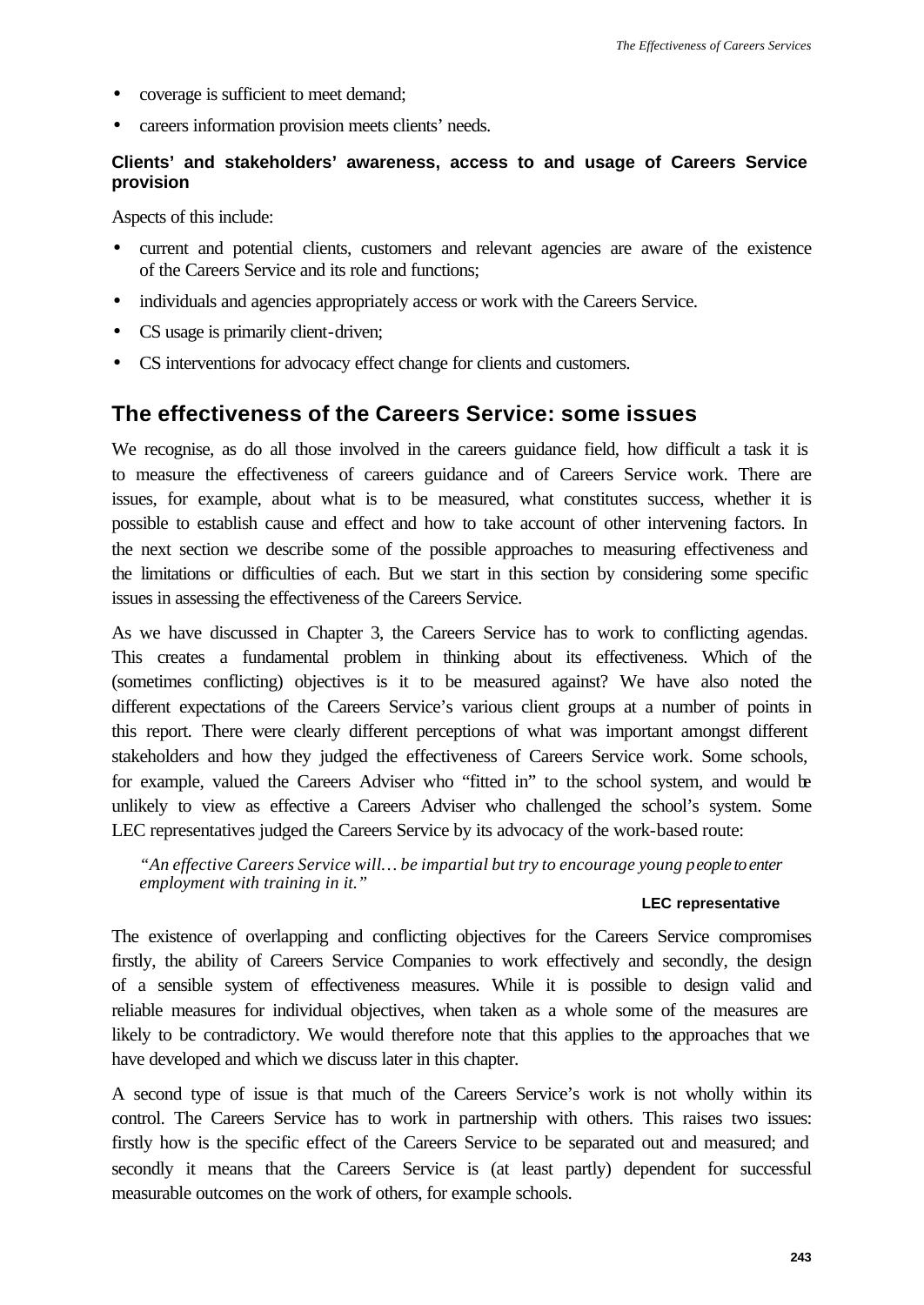- coverage is sufficient to meet demand;
- careers information provision meets clients' needs.

**Clients' and stakeholders' awareness, access to and usage of Careers Service provision**

Aspects of this include:

- current and potential clients, customers and relevant agencies are aware of the existence of the Careers Service and its role and functions;
- individuals and agencies appropriately access or work with the Careers Service.
- CS usage is primarily client-driven;
- CS interventions for advocacy effect change for clients and customers.

## The effectiveness of the Careers Service: some issues

We recognise, as do all those involved in the careers guidance field, how difficult a task it is to measure the effectiveness of careers guidance and of Careers Service work. There are issues, for example, about what is to be measured, what constitutes success, whether it is possible to establish cause and effect and how to take account of other intervening factors. In the next section we describe some of the possible approaches to measuring effectiveness and the limitations or difficulties of each. But we start in this section by considering some specific issues in assessing the effectiveness of the Careers Service.

As we have discussed in Chapter 3, the Careers Service has to work to conflicting agendas. This creates a fundamental problem in thinking about its effectiveness. Which of the (sometimes conflicting) objectives is it to be measured against? We have also noted the different expectations of the Careers Service's various client groups at a number of points in this report. There were clearly different perceptions of what was important amongst different stakeholders and how they judged the effectiveness of Careers Service work. Some schools, for example, valued the Careers Adviser who "fitted in" to the school system, and would be unlikely to view as effective a Careers Adviser who challenged the school's system. Some LEC representatives judged the Careers Service by its advocacy of the work-based route:

> *"An effective Careers Service will… be impartial but try to encourage young people to enter employment with training in it."*
>
> **LEC representative**

The existence of overlapping and conflicting objectives for the Careers Service compromises firstly, the ability of Careers Service Companies to work effectively and secondly, the design of a sensible system of effectiveness measures. While it is possible to design valid and reliable measures for individual objectives, when taken as a whole some of the measures are likely to be contradictory. We would therefore note that this applies to the approaches that we have developed and which we discuss later in this chapter.

A second type of issue is that much of the Careers Service's work is not wholly within its control. The Careers Service has to work in partnership with others. This raises two issues: firstly how is the specific effect of the Careers Service to be separated out and measured; and secondly it means that the Careers Service is (at least partly) dependent for successful measurable outcomes on the work of others, for example schools.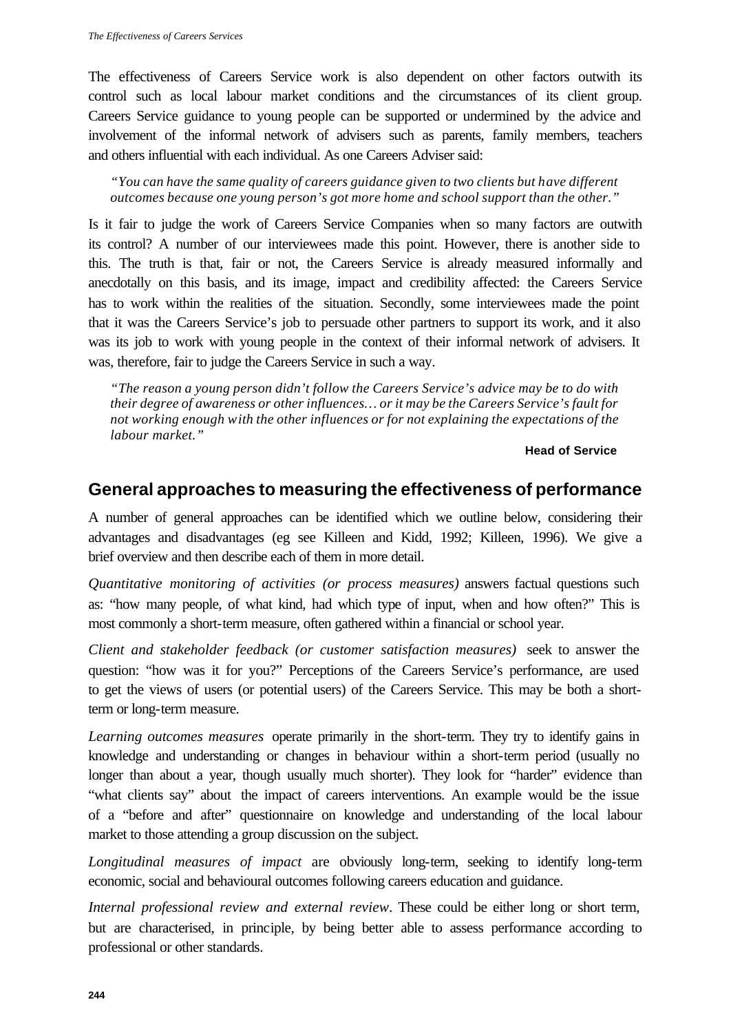The effectiveness of Careers Service work is also dependent on other factors outwith its control such as local labour market conditions and the circumstances of its client group. Careers Service guidance to young people can be supported or undermined by the advice and involvement of the informal network of advisers such as parents, family members, teachers and others influential with each individual. As one Careers Adviser said:

> *"You can have the same quality of careers guidance given to two clients but have different outcomes because one young person's got more home and school support than the other."*

Is it fair to judge the work of Careers Service Companies when so many factors are outwith its control? A number of our interviewees made this point. However, there is another side to this. The truth is that, fair or not, the Careers Service is already measured informally and anecdotally on this basis, and its image, impact and credibility affected: the Careers Service has to work within the realities of the situation. Secondly, some interviewees made the point that it was the Careers Service's job to persuade other partners to support its work, and it also was its job to work with young people in the context of their informal network of advisers. It was, therefore, fair to judge the Careers Service in such a way.

> *"The reason a young person didn't follow the Careers Service's advice may be to do with their degree of awareness or other influences… or it may be the Careers Service's fault for not working enough with the other influences or for not explaining the expectations of the labour market."*
>
> **Head of Service**

## General approaches to measuring the effectiveness of performance

A number of general approaches can be identified which we outline below, considering their advantages and disadvantages (eg see Killeen and Kidd, 1992; Killeen, 1996). We give a brief overview and then describe each of them in more detail.

*Quantitative monitoring of activities (or process measures)* answers factual questions such as: "how many people, of what kind, had which type of input, when and how often?" This is most commonly a short-term measure, often gathered within a financial or school year.

*Client and stakeholder feedback (or customer satisfaction measures)* seek to answer the question: "how was it for you?" Perceptions of the Careers Service's performance, are used to get the views of users (or potential users) of the Careers Service. This may be both a short-term or long-term measure.

*Learning outcomes measures* operate primarily in the short-term. They try to identify gains in knowledge and understanding or changes in behaviour within a short-term period (usually no longer than about a year, though usually much shorter). They look for "harder" evidence than "what clients say" about the impact of careers interventions. An example would be the issue of a "before and after" questionnaire on knowledge and understanding of the local labour market to those attending a group discussion on the subject.

*Longitudinal measures of impact* are obviously long-term, seeking to identify long-term economic, social and behavioural outcomes following careers education and guidance.

*Internal professional review and external review*. These could be either long or short term, but are characterised, in principle, by being better able to assess performance according to professional or other standards.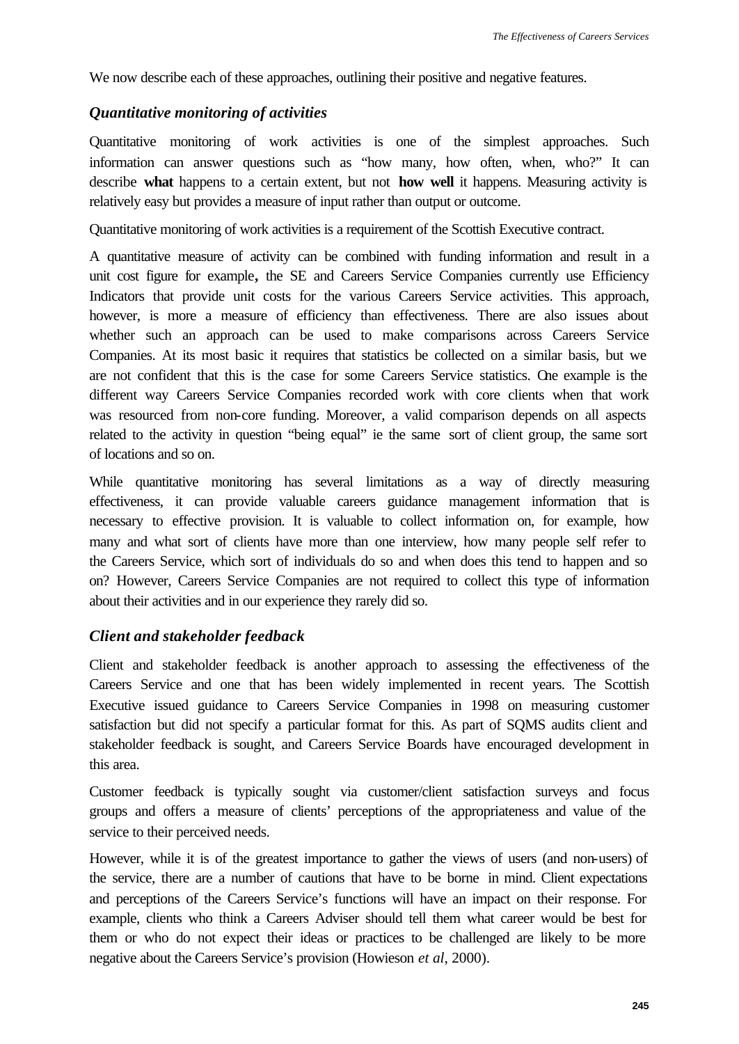We now describe each of these approaches, outlining their positive and negative features.

### *Quantitative monitoring of activities*

Quantitative monitoring of work activities is one of the simplest approaches. Such information can answer questions such as "how many, how often, when, who?" It can describe **what** happens to a certain extent, but not **how well** it happens. Measuring activity is relatively easy but provides a measure of input rather than output or outcome.

Quantitative monitoring of work activities is a requirement of the Scottish Executive contract.

A quantitative measure of activity can be combined with funding information and result in a unit cost figure for example**,** the SE and Careers Service Companies currently use Efficiency Indicators that provide unit costs for the various Careers Service activities. This approach, however, is more a measure of efficiency than effectiveness. There are also issues about whether such an approach can be used to make comparisons across Careers Service Companies. At its most basic it requires that statistics be collected on a similar basis, but we are not confident that this is the case for some Careers Service statistics. One example is the different way Careers Service Companies recorded work with core clients when that work was resourced from non-core funding. Moreover, a valid comparison depends on all aspects related to the activity in question "being equal" ie the same sort of client group, the same sort of locations and so on.

While quantitative monitoring has several limitations as a way of directly measuring effectiveness, it can provide valuable careers guidance management information that is necessary to effective provision. It is valuable to collect information on, for example, how many and what sort of clients have more than one interview, how many people self refer to the Careers Service, which sort of individuals do so and when does this tend to happen and so on? However, Careers Service Companies are not required to collect this type of information about their activities and in our experience they rarely did so.

### *Client and stakeholder feedback*

Client and stakeholder feedback is another approach to assessing the effectiveness of the Careers Service and one that has been widely implemented in recent years. The Scottish Executive issued guidance to Careers Service Companies in 1998 on measuring customer satisfaction but did not specify a particular format for this. As part of SQMS audits client and stakeholder feedback is sought, and Careers Service Boards have encouraged development in this area.

Customer feedback is typically sought via customer/client satisfaction surveys and focus groups and offers a measure of clients' perceptions of the appropriateness and value of the service to their perceived needs.

However, while it is of the greatest importance to gather the views of users (and non-users) of the service, there are a number of cautions that have to be borne in mind. Client expectations and perceptions of the Careers Service's functions will have an impact on their response. For example, clients who think a Careers Adviser should tell them what career would be best for them or who do not expect their ideas or practices to be challenged are likely to be more negative about the Careers Service's provision (Howieson *et al*, 2000).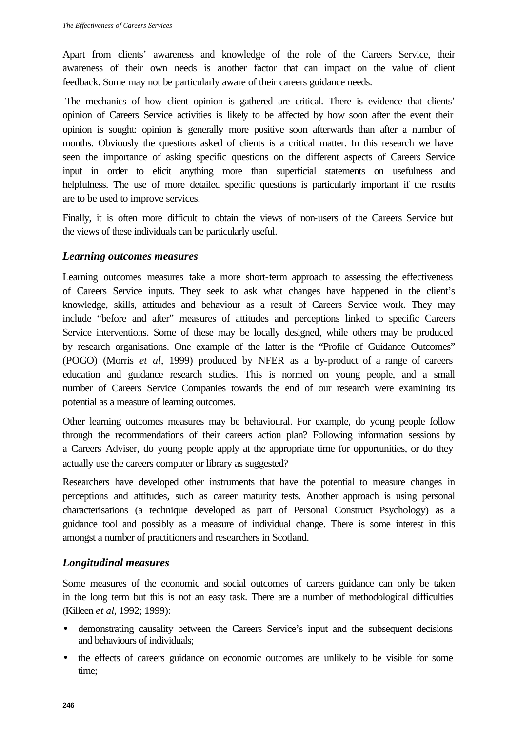Apart from clients' awareness and knowledge of the role of the Careers Service, their awareness of their own needs is another factor that can impact on the value of client feedback. Some may not be particularly aware of their careers guidance needs.

The mechanics of how client opinion is gathered are critical. There is evidence that clients' opinion of Careers Service activities is likely to be affected by how soon after the event their opinion is sought: opinion is generally more positive soon afterwards than after a number of months. Obviously the questions asked of clients is a critical matter. In this research we have seen the importance of asking specific questions on the different aspects of Careers Service input in order to elicit anything more than superficial statements on usefulness and helpfulness. The use of more detailed specific questions is particularly important if the results are to be used to improve services.

Finally, it is often more difficult to obtain the views of non-users of the Careers Service but the views of these individuals can be particularly useful.

### *Learning outcomes measures*

Learning outcomes measures take a more short-term approach to assessing the effectiveness of Careers Service inputs. They seek to ask what changes have happened in the client's knowledge, skills, attitudes and behaviour as a result of Careers Service work. They may include "before and after" measures of attitudes and perceptions linked to specific Careers Service interventions. Some of these may be locally designed, while others may be produced by research organisations. One example of the latter is the "Profile of Guidance Outcomes" (POGO) (Morris *et al*, 1999) produced by NFER as a by-product of a range of careers education and guidance research studies. This is normed on young people, and a small number of Careers Service Companies towards the end of our research were examining its potential as a measure of learning outcomes.

Other learning outcomes measures may be behavioural. For example, do young people follow through the recommendations of their careers action plan? Following information sessions by a Careers Adviser, do young people apply at the appropriate time for opportunities, or do they actually use the careers computer or library as suggested?

Researchers have developed other instruments that have the potential to measure changes in perceptions and attitudes, such as career maturity tests. Another approach is using personal characterisations (a technique developed as part of Personal Construct Psychology) as a guidance tool and possibly as a measure of individual change. There is some interest in this amongst a number of practitioners and researchers in Scotland.

### *Longitudinal measures*

Some measures of the economic and social outcomes of careers guidance can only be taken in the long term but this is not an easy task. There are a number of methodological difficulties (Killeen *et al*, 1992; 1999):

- demonstrating causality between the Careers Service's input and the subsequent decisions and behaviours of individuals;
- the effects of careers guidance on economic outcomes are unlikely to be visible for some time;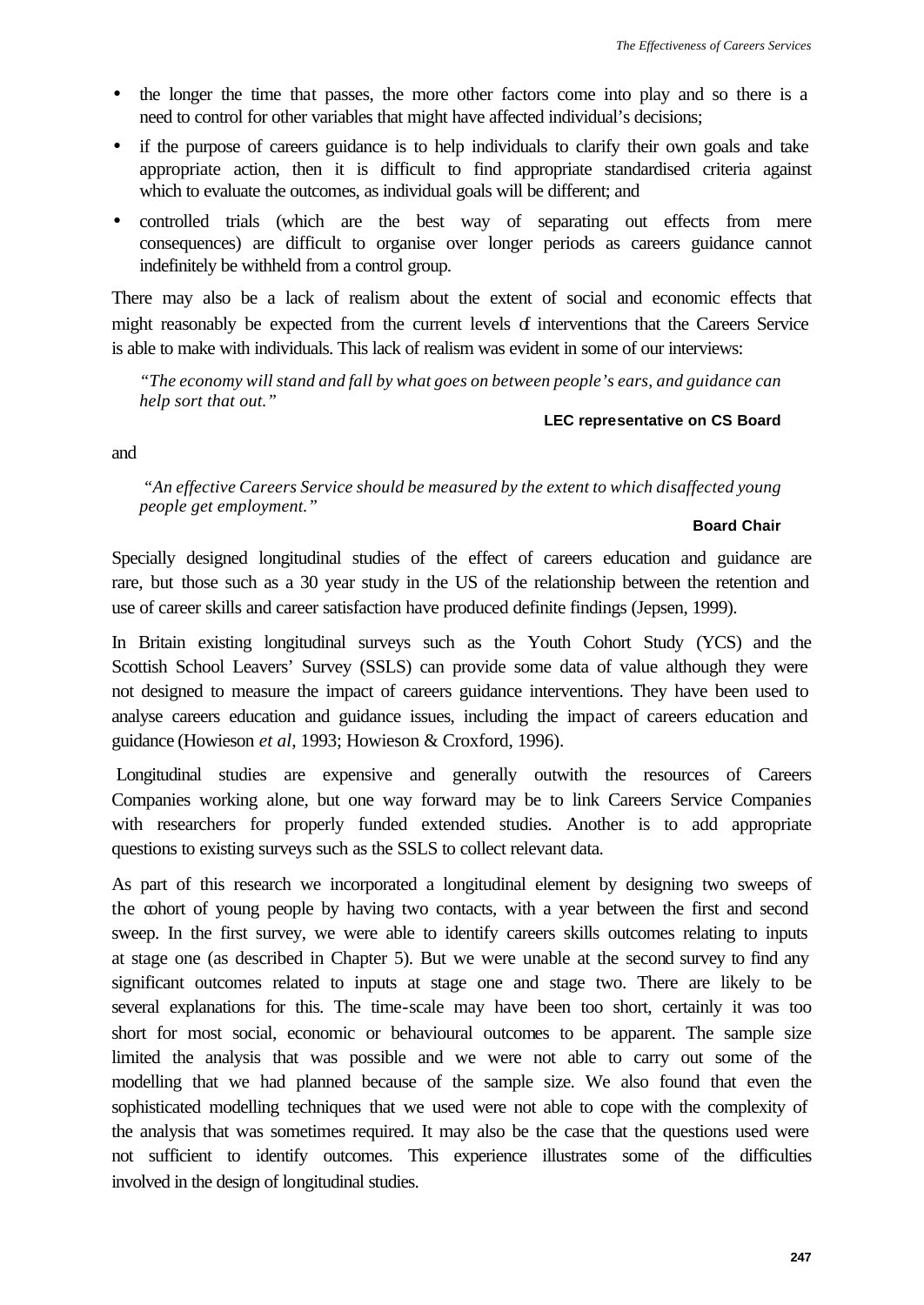- the longer the time that passes, the more other factors come into play and so there is a need to control for other variables that might have affected individual's decisions;
- if the purpose of careers guidance is to help individuals to clarify their own goals and take appropriate action, then it is difficult to find appropriate standardised criteria against which to evaluate the outcomes, as individual goals will be different; and
- controlled trials (which are the best way of separating out effects from mere consequences) are difficult to organise over longer periods as careers guidance cannot indefinitely be withheld from a control group.

There may also be a lack of realism about the extent of social and economic effects that might reasonably be expected from the current levels of interventions that the Careers Service is able to make with individuals. This lack of realism was evident in some of our interviews:

> *"The economy will stand and fall by what goes on between people's ears, and guidance can help sort that out."*
>
> **LEC representative on CS Board**

and

> *"An effective Careers Service should be measured by the extent to which disaffected young people get employment."*
>
> **Board Chair**

Specially designed longitudinal studies of the effect of careers education and guidance are rare, but those such as a 30 year study in the US of the relationship between the retention and use of career skills and career satisfaction have produced definite findings (Jepsen, 1999).

In Britain existing longitudinal surveys such as the Youth Cohort Study (YCS) and the Scottish School Leavers' Survey (SSLS) can provide some data of value although they were not designed to measure the impact of careers guidance interventions. They have been used to analyse careers education and guidance issues, including the impact of careers education and guidance (Howieson *et al*, 1993; Howieson & Croxford, 1996).

Longitudinal studies are expensive and generally outwith the resources of Careers Companies working alone, but one way forward may be to link Careers Service Companies with researchers for properly funded extended studies. Another is to add appropriate questions to existing surveys such as the SSLS to collect relevant data.

As part of this research we incorporated a longitudinal element by designing two sweeps of the cohort of young people by having two contacts, with a year between the first and second sweep. In the first survey, we were able to identify careers skills outcomes relating to inputs at stage one (as described in Chapter 5). But we were unable at the second survey to find any significant outcomes related to inputs at stage one and stage two. There are likely to be several explanations for this. The time-scale may have been too short, certainly it was too short for most social, economic or behavioural outcomes to be apparent. The sample size limited the analysis that was possible and we were not able to carry out some of the modelling that we had planned because of the sample size. We also found that even the sophisticated modelling techniques that we used were not able to cope with the complexity of the analysis that was sometimes required. It may also be the case that the questions used were not sufficient to identify outcomes. This experience illustrates some of the difficulties involved in the design of longitudinal studies.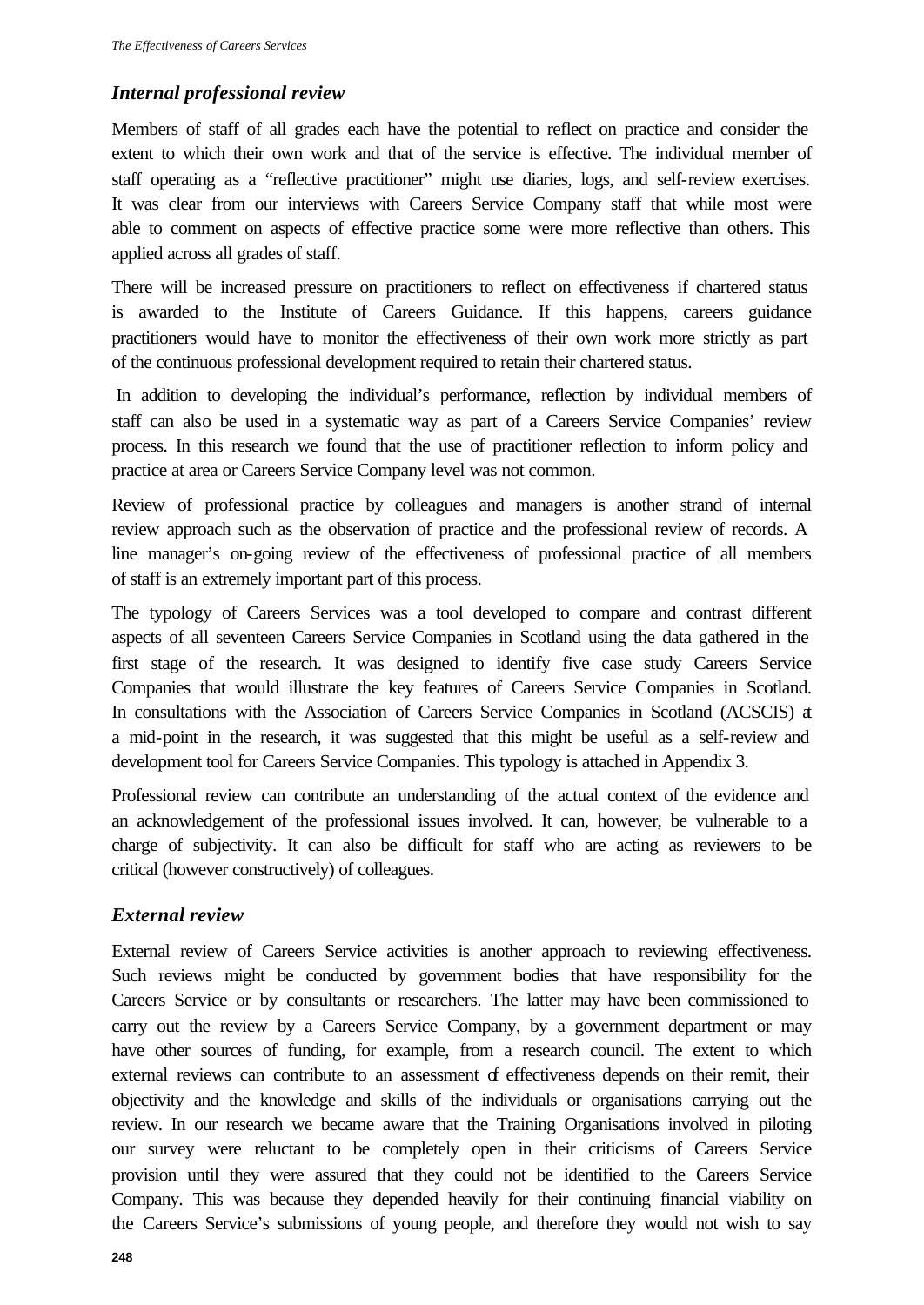### *Internal professional review*

Members of staff of all grades each have the potential to reflect on practice and consider the extent to which their own work and that of the service is effective. The individual member of staff operating as a "reflective practitioner" might use diaries, logs, and self-review exercises. It was clear from our interviews with Careers Service Company staff that while most were able to comment on aspects of effective practice some were more reflective than others. This applied across all grades of staff.

There will be increased pressure on practitioners to reflect on effectiveness if chartered status is awarded to the Institute of Careers Guidance. If this happens, careers guidance practitioners would have to monitor the effectiveness of their own work more strictly as part of the continuous professional development required to retain their chartered status.

In addition to developing the individual's performance, reflection by individual members of staff can also be used in a systematic way as part of a Careers Service Companies' review process. In this research we found that the use of practitioner reflection to inform policy and practice at area or Careers Service Company level was not common.

Review of professional practice by colleagues and managers is another strand of internal review approach such as the observation of practice and the professional review of records. A line manager's on-going review of the effectiveness of professional practice of all members of staff is an extremely important part of this process.

The typology of Careers Services was a tool developed to compare and contrast different aspects of all seventeen Careers Service Companies in Scotland using the data gathered in the first stage of the research. It was designed to identify five case study Careers Service Companies that would illustrate the key features of Careers Service Companies in Scotland. In consultations with the Association of Careers Service Companies in Scotland (ACSCIS) at a mid-point in the research, it was suggested that this might be useful as a self-review and development tool for Careers Service Companies. This typology is attached in Appendix 3.

Professional review can contribute an understanding of the actual context of the evidence and an acknowledgement of the professional issues involved. It can, however, be vulnerable to a charge of subjectivity. It can also be difficult for staff who are acting as reviewers to be critical (however constructively) of colleagues.

### *External review*

External review of Careers Service activities is another approach to reviewing effectiveness. Such reviews might be conducted by government bodies that have responsibility for the Careers Service or by consultants or researchers. The latter may have been commissioned to carry out the review by a Careers Service Company, by a government department or may have other sources of funding, for example, from a research council. The extent to which external reviews can contribute to an assessment of effectiveness depends on their remit, their objectivity and the knowledge and skills of the individuals or organisations carrying out the review. In our research we became aware that the Training Organisations involved in piloting our survey were reluctant to be completely open in their criticisms of Careers Service provision until they were assured that they could not be identified to the Careers Service Company. This was because they depended heavily for their continuing financial viability on the Careers Service's submissions of young people, and therefore they would not wish to say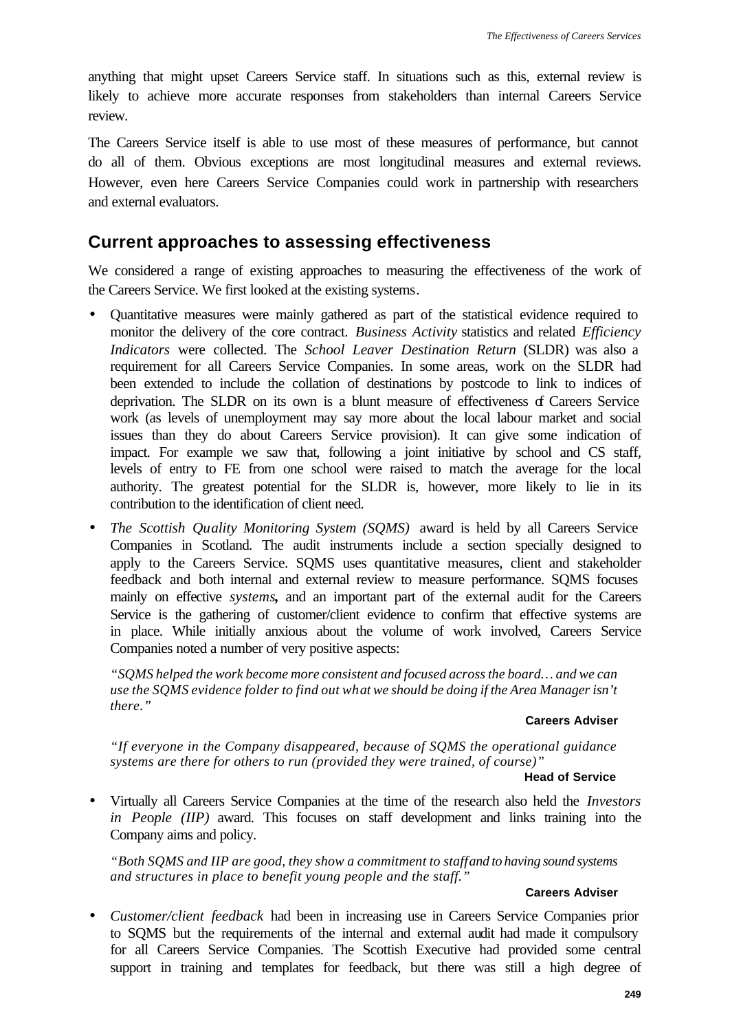anything that might upset Careers Service staff. In situations such as this, external review is likely to achieve more accurate responses from stakeholders than internal Careers Service review.

The Careers Service itself is able to use most of these measures of performance, but cannot do all of them. Obvious exceptions are most longitudinal measures and external reviews. However, even here Careers Service Companies could work in partnership with researchers and external evaluators.

## Current approaches to assessing effectiveness

We considered a range of existing approaches to measuring the effectiveness of the work of the Careers Service. We first looked at the existing systems.

- Quantitative measures were mainly gathered as part of the statistical evidence required to monitor the delivery of the core contract. *Business Activity* statistics and related *Efficiency Indicators* were collected. The *School Leaver Destination Return* (SLDR) was also a requirement for all Careers Service Companies. In some areas, work on the SLDR had been extended to include the collation of destinations by postcode to link to indices of deprivation. The SLDR on its own is a blunt measure of effectiveness of Careers Service work (as levels of unemployment may say more about the local labour market and social issues than they do about Careers Service provision). It can give some indication of impact. For example we saw that, following a joint initiative by school and CS staff, levels of entry to FE from one school were raised to match the average for the local authority. The greatest potential for the SLDR is, however, more likely to lie in its contribution to the identification of client need.
- *The Scottish Quality Monitoring System (SQMS)* award is held by all Careers Service Companies in Scotland. The audit instruments include a section specially designed to apply to the Careers Service. SQMS uses quantitative measures, client and stakeholder feedback and both internal and external review to measure performance. SQMS focuses mainly on effective *systems***,** and an important part of the external audit for the Careers Service is the gathering of customer/client evidence to confirm that effective systems are in place. While initially anxious about the volume of work involved, Careers Service Companies noted a number of very positive aspects:

  *"SQMS helped the work become more consistent and focused across the board… and we can use the SQMS evidence folder to find out what we should be doing if the Area Manager isn't there."*

  **Careers Adviser**

  *"If everyone in the Company disappeared, because of SQMS the operational guidance systems are there for others to run (provided they were trained, of course)"*

  **Head of Service**

- Virtually all Careers Service Companies at the time of the research also held the *Investors in People (IIP)* award. This focuses on staff development and links training into the Company aims and policy.

  *"Both SQMS and IIP are good, they show a commitment to staff and to having sound systems and structures in place to benefit young people and the staff."*

  **Careers Adviser**

- *Customer/client feedback* had been in increasing use in Careers Service Companies prior to SQMS but the requirements of the internal and external audit had made it compulsory for all Careers Service Companies. The Scottish Executive had provided some central support in training and templates for feedback, but there was still a high degree of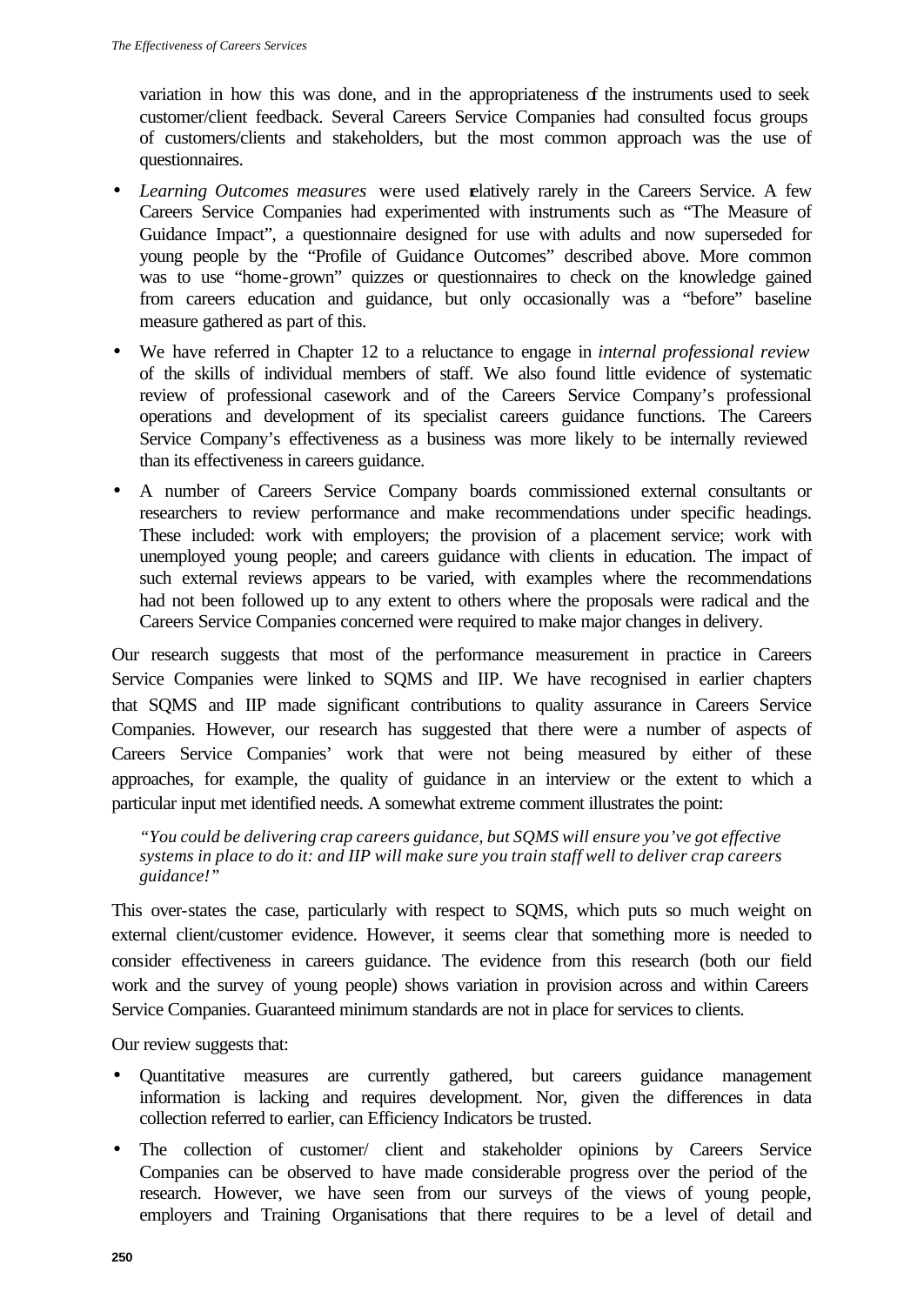variation in how this was done, and in the appropriateness of the instruments used to seek customer/client feedback. Several Careers Service Companies had consulted focus groups of customers/clients and stakeholders, but the most common approach was the use of questionnaires.

- *Learning Outcomes measures* were used relatively rarely in the Careers Service. A few Careers Service Companies had experimented with instruments such as "The Measure of Guidance Impact", a questionnaire designed for use with adults and now superseded for young people by the "Profile of Guidance Outcomes" described above. More common was to use "home-grown" quizzes or questionnaires to check on the knowledge gained from careers education and guidance, but only occasionally was a "before" baseline measure gathered as part of this.
- We have referred in Chapter 12 to a reluctance to engage in *internal professional review* of the skills of individual members of staff. We also found little evidence of systematic review of professional casework and of the Careers Service Company's professional operations and development of its specialist careers guidance functions. The Careers Service Company's effectiveness as a business was more likely to be internally reviewed than its effectiveness in careers guidance.
- A number of Careers Service Company boards commissioned external consultants or researchers to review performance and make recommendations under specific headings. These included: work with employers; the provision of a placement service; work with unemployed young people; and careers guidance with clients in education. The impact of such external reviews appears to be varied, with examples where the recommendations had not been followed up to any extent to others where the proposals were radical and the Careers Service Companies concerned were required to make major changes in delivery.

Our research suggests that most of the performance measurement in practice in Careers Service Companies were linked to SQMS and IIP. We have recognised in earlier chapters that SQMS and IIP made significant contributions to quality assurance in Careers Service Companies. However, our research has suggested that there were a number of aspects of Careers Service Companies' work that were not being measured by either of these approaches, for example, the quality of guidance in an interview or the extent to which a particular input met identified needs. A somewhat extreme comment illustrates the point:

> *"You could be delivering crap careers guidance, but SQMS will ensure you've got effective systems in place to do it: and IIP will make sure you train staff well to deliver crap careers guidance!"*

This over-states the case, particularly with respect to SQMS, which puts so much weight on external client/customer evidence. However, it seems clear that something more is needed to consider effectiveness in careers guidance. The evidence from this research (both our field work and the survey of young people) shows variation in provision across and within Careers Service Companies. Guaranteed minimum standards are not in place for services to clients.

Our review suggests that:

- Quantitative measures are currently gathered, but careers guidance management information is lacking and requires development. Nor, given the differences in data collection referred to earlier, can Efficiency Indicators be trusted.
- The collection of customer/ client and stakeholder opinions by Careers Service Companies can be observed to have made considerable progress over the period of the research. However, we have seen from our surveys of the views of young people, employers and Training Organisations that there requires to be a level of detail and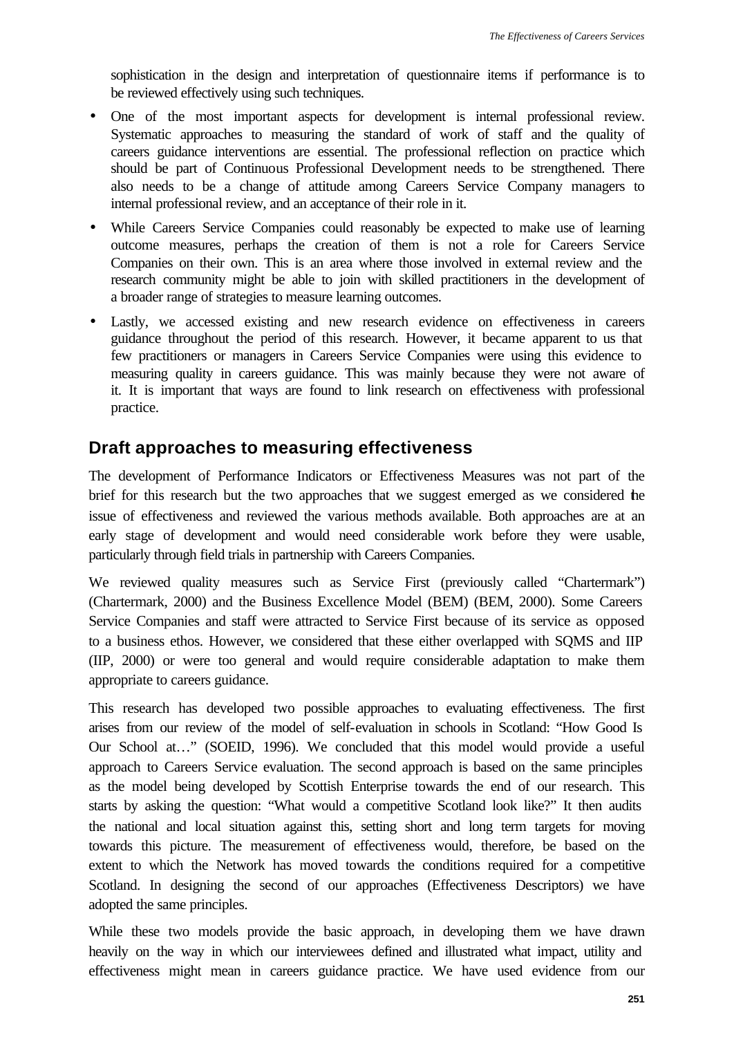sophistication in the design and interpretation of questionnaire items if performance is to be reviewed effectively using such techniques.

- One of the most important aspects for development is internal professional review. Systematic approaches to measuring the standard of work of staff and the quality of careers guidance interventions are essential. The professional reflection on practice which should be part of Continuous Professional Development needs to be strengthened. There also needs to be a change of attitude among Careers Service Company managers to internal professional review, and an acceptance of their role in it.
- While Careers Service Companies could reasonably be expected to make use of learning outcome measures, perhaps the creation of them is not a role for Careers Service Companies on their own. This is an area where those involved in external review and the research community might be able to join with skilled practitioners in the development of a broader range of strategies to measure learning outcomes.
- Lastly, we accessed existing and new research evidence on effectiveness in careers guidance throughout the period of this research. However, it became apparent to us that few practitioners or managers in Careers Service Companies were using this evidence to measuring quality in careers guidance. This was mainly because they were not aware of it. It is important that ways are found to link research on effectiveness with professional practice.

## Draft approaches to measuring effectiveness

The development of Performance Indicators or Effectiveness Measures was not part of the brief for this research but the two approaches that we suggest emerged as we considered the issue of effectiveness and reviewed the various methods available. Both approaches are at an early stage of development and would need considerable work before they were usable, particularly through field trials in partnership with Careers Companies.

We reviewed quality measures such as Service First (previously called "Chartermark") (Chartermark, 2000) and the Business Excellence Model (BEM) (BEM, 2000). Some Careers Service Companies and staff were attracted to Service First because of its service as opposed to a business ethos. However, we considered that these either overlapped with SQMS and IIP (IIP, 2000) or were too general and would require considerable adaptation to make them appropriate to careers guidance.

This research has developed two possible approaches to evaluating effectiveness. The first arises from our review of the model of self-evaluation in schools in Scotland: "How Good Is Our School at…" (SOEID, 1996). We concluded that this model would provide a useful approach to Careers Service evaluation. The second approach is based on the same principles as the model being developed by Scottish Enterprise towards the end of our research. This starts by asking the question: "What would a competitive Scotland look like?" It then audits the national and local situation against this, setting short and long term targets for moving towards this picture. The measurement of effectiveness would, therefore, be based on the extent to which the Network has moved towards the conditions required for a competitive Scotland. In designing the second of our approaches (Effectiveness Descriptors) we have adopted the same principles.

While these two models provide the basic approach, in developing them we have drawn heavily on the way in which our interviewees defined and illustrated what impact, utility and effectiveness might mean in careers guidance practice. We have used evidence from our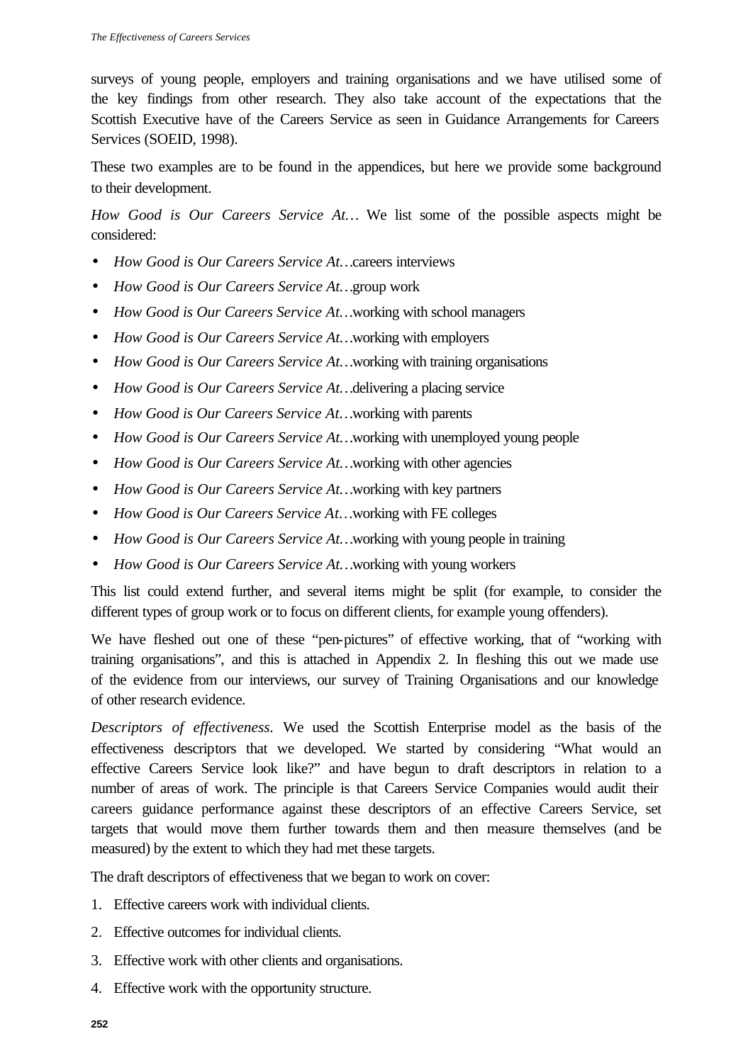surveys of young people, employers and training organisations and we have utilised some of the key findings from other research. They also take account of the expectations that the Scottish Executive have of the Careers Service as seen in Guidance Arrangements for Careers Services (SOEID, 1998).

These two examples are to be found in the appendices, but here we provide some background to their development.

*How Good is Our Careers Service At…* We list some of the possible aspects might be considered:

- *How Good is Our Careers Service At…*careers interviews
- *How Good is Our Careers Service At…*group work
- *How Good is Our Careers Service At…*working with school managers
- *How Good is Our Careers Service At…*working with employers
- *How Good is Our Careers Service At…*working with training organisations
- *How Good is Our Careers Service At…*delivering a placing service
- *How Good is Our Careers Service At…*working with parents
- *How Good is Our Careers Service At…*working with unemployed young people
- *How Good is Our Careers Service At…*working with other agencies
- *How Good is Our Careers Service At…*working with key partners
- *How Good is Our Careers Service At…*working with FE colleges
- *How Good is Our Careers Service At…*working with young people in training
- *How Good is Our Careers Service At…*working with young workers

This list could extend further, and several items might be split (for example, to consider the different types of group work or to focus on different clients, for example young offenders).

We have fleshed out one of these "pen-pictures" of effective working, that of "working with training organisations", and this is attached in Appendix 2. In fleshing this out we made use of the evidence from our interviews, our survey of Training Organisations and our knowledge of other research evidence.

*Descriptors of effectiveness*. We used the Scottish Enterprise model as the basis of the effectiveness descriptors that we developed. We started by considering "What would an effective Careers Service look like?" and have begun to draft descriptors in relation to a number of areas of work. The principle is that Careers Service Companies would audit their careers guidance performance against these descriptors of an effective Careers Service, set targets that would move them further towards them and then measure themselves (and be measured) by the extent to which they had met these targets.

The draft descriptors of effectiveness that we began to work on cover:

1. Effective careers work with individual clients.
2. Effective outcomes for individual clients.
3. Effective work with other clients and organisations.
4. Effective work with the opportunity structure.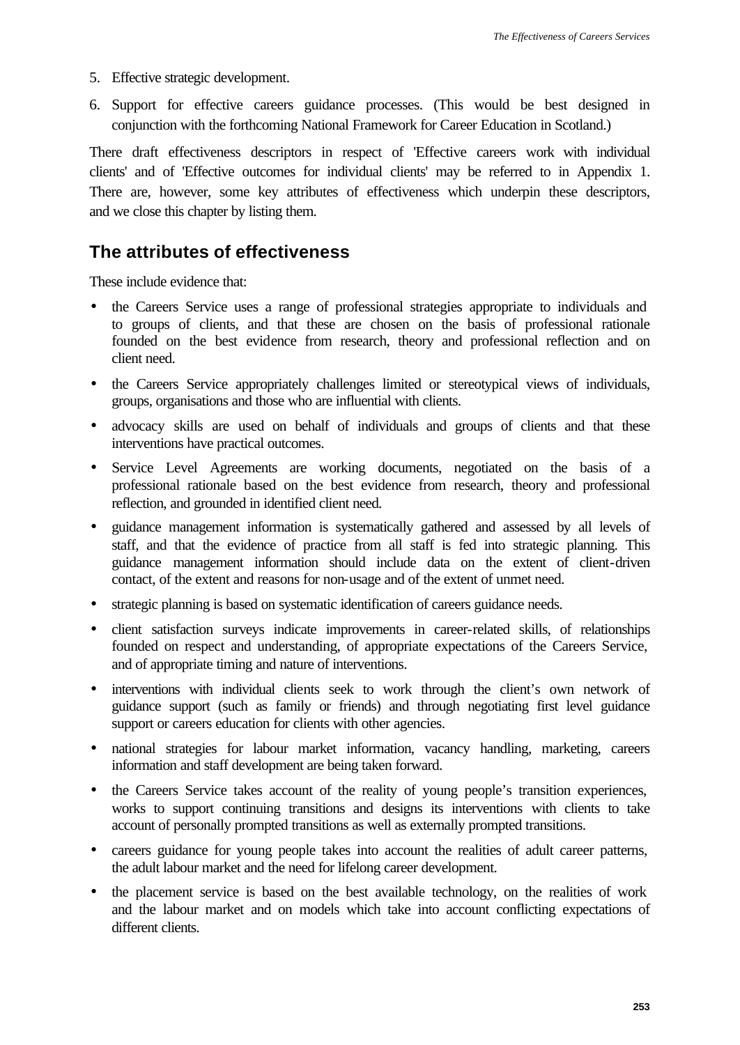5. Effective strategic development.
6. Support for effective careers guidance processes. (This would be best designed in conjunction with the forthcoming National Framework for Career Education in Scotland.)

There draft effectiveness descriptors in respect of 'Effective careers work with individual clients' and of 'Effective outcomes for individual clients' may be referred to in Appendix 1. There are, however, some key attributes of effectiveness which underpin these descriptors, and we close this chapter by listing them.

## The attributes of effectiveness

These include evidence that:

- the Careers Service uses a range of professional strategies appropriate to individuals and to groups of clients, and that these are chosen on the basis of professional rationale founded on the best evidence from research, theory and professional reflection and on client need.
- the Careers Service appropriately challenges limited or stereotypical views of individuals, groups, organisations and those who are influential with clients.
- advocacy skills are used on behalf of individuals and groups of clients and that these interventions have practical outcomes.
- Service Level Agreements are working documents, negotiated on the basis of a professional rationale based on the best evidence from research, theory and professional reflection, and grounded in identified client need.
- guidance management information is systematically gathered and assessed by all levels of staff, and that the evidence of practice from all staff is fed into strategic planning. This guidance management information should include data on the extent of client-driven contact, of the extent and reasons for non-usage and of the extent of unmet need.
- strategic planning is based on systematic identification of careers guidance needs.
- client satisfaction surveys indicate improvements in career-related skills, of relationships founded on respect and understanding, of appropriate expectations of the Careers Service, and of appropriate timing and nature of interventions.
- interventions with individual clients seek to work through the client's own network of guidance support (such as family or friends) and through negotiating first level guidance support or careers education for clients with other agencies.
- national strategies for labour market information, vacancy handling, marketing, careers information and staff development are being taken forward.
- the Careers Service takes account of the reality of young people's transition experiences, works to support continuing transitions and designs its interventions with clients to take account of personally prompted transitions as well as externally prompted transitions.
- careers guidance for young people takes into account the realities of adult career patterns, the adult labour market and the need for lifelong career development.
- the placement service is based on the best available technology, on the realities of work and the labour market and on models which take into account conflicting expectations of different clients.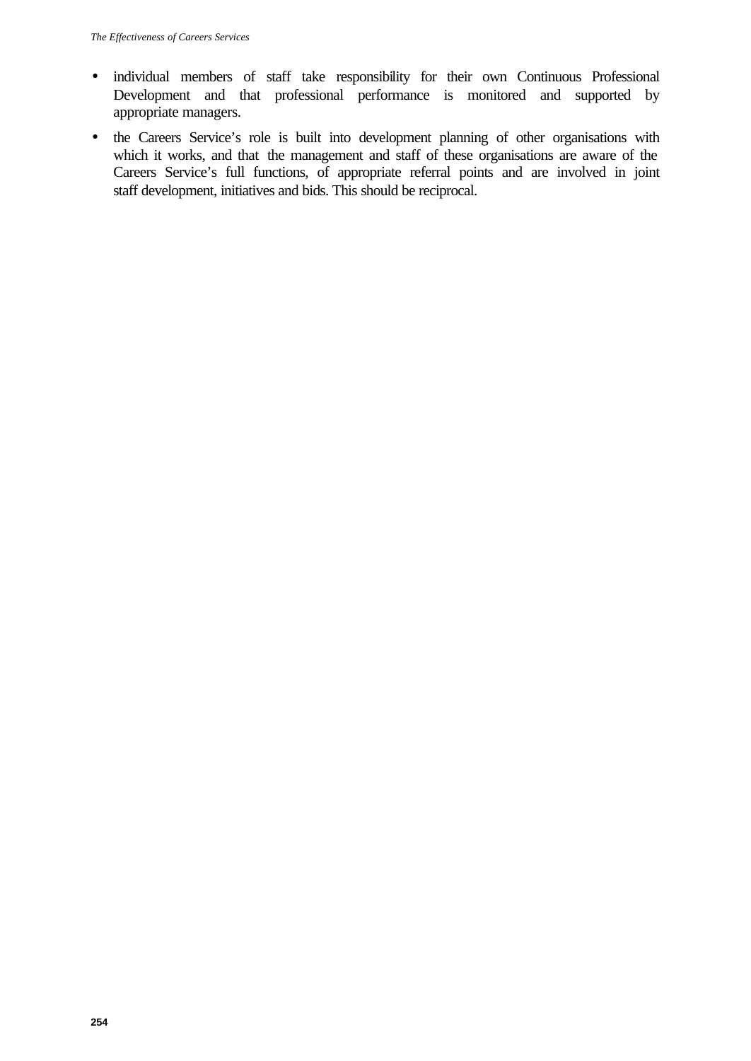- individual members of staff take responsibility for their own Continuous Professional Development and that professional performance is monitored and supported by appropriate managers.
- the Careers Service's role is built into development planning of other organisations with which it works, and that the management and staff of these organisations are aware of the Careers Service's full functions, of appropriate referral points and are involved in joint staff development, initiatives and bids. This should be reciprocal.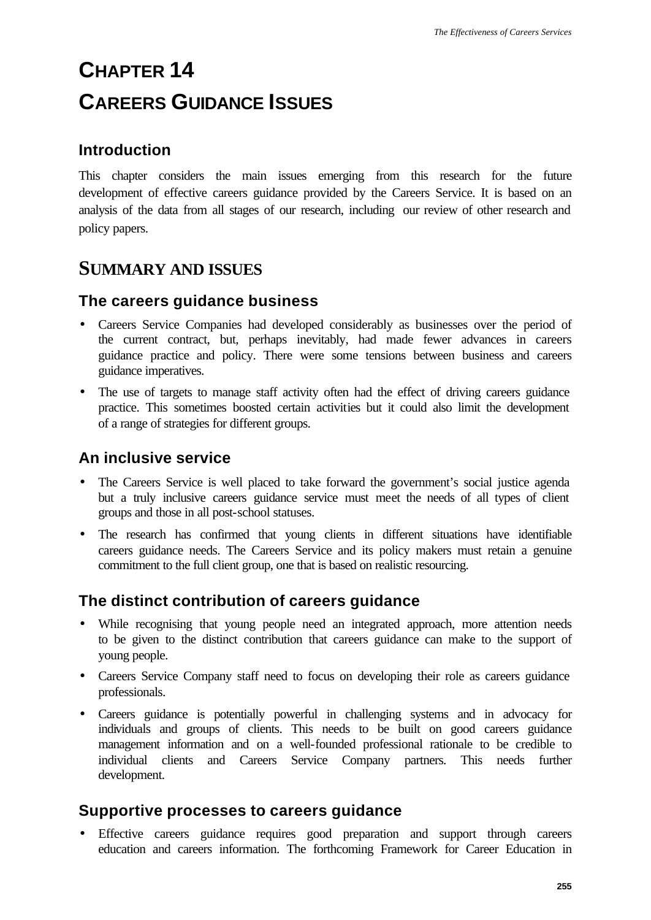# CHAPTER 14

# CAREERS GUIDANCE ISSUES

### Introduction

This chapter considers the main issues emerging from this research for the future development of effective careers guidance provided by the Careers Service. It is based on an analysis of the data from all stages of our research, including our review of other research and policy papers.

## SUMMARY AND ISSUES

### The careers guidance business

- Careers Service Companies had developed considerably as businesses over the period of the current contract, but, perhaps inevitably, had made fewer advances in careers guidance practice and policy. There were some tensions between business and careers guidance imperatives.
- The use of targets to manage staff activity often had the effect of driving careers guidance practice. This sometimes boosted certain activities but it could also limit the development of a range of strategies for different groups.

### An inclusive service

- The Careers Service is well placed to take forward the government's social justice agenda but a truly inclusive careers guidance service must meet the needs of all types of client groups and those in all post-school statuses.
- The research has confirmed that young clients in different situations have identifiable careers guidance needs. The Careers Service and its policy makers must retain a genuine commitment to the full client group, one that is based on realistic resourcing.

### The distinct contribution of careers guidance

- While recognising that young people need an integrated approach, more attention needs to be given to the distinct contribution that careers guidance can make to the support of young people.
- Careers Service Company staff need to focus on developing their role as careers guidance professionals.
- Careers guidance is potentially powerful in challenging systems and in advocacy for individuals and groups of clients. This needs to be built on good careers guidance management information and on a well-founded professional rationale to be credible to individual clients and Careers Service Company partners. This needs further development.

### Supportive processes to careers guidance

- Effective careers guidance requires good preparation and support through careers education and careers information. The forthcoming Framework for Career Education in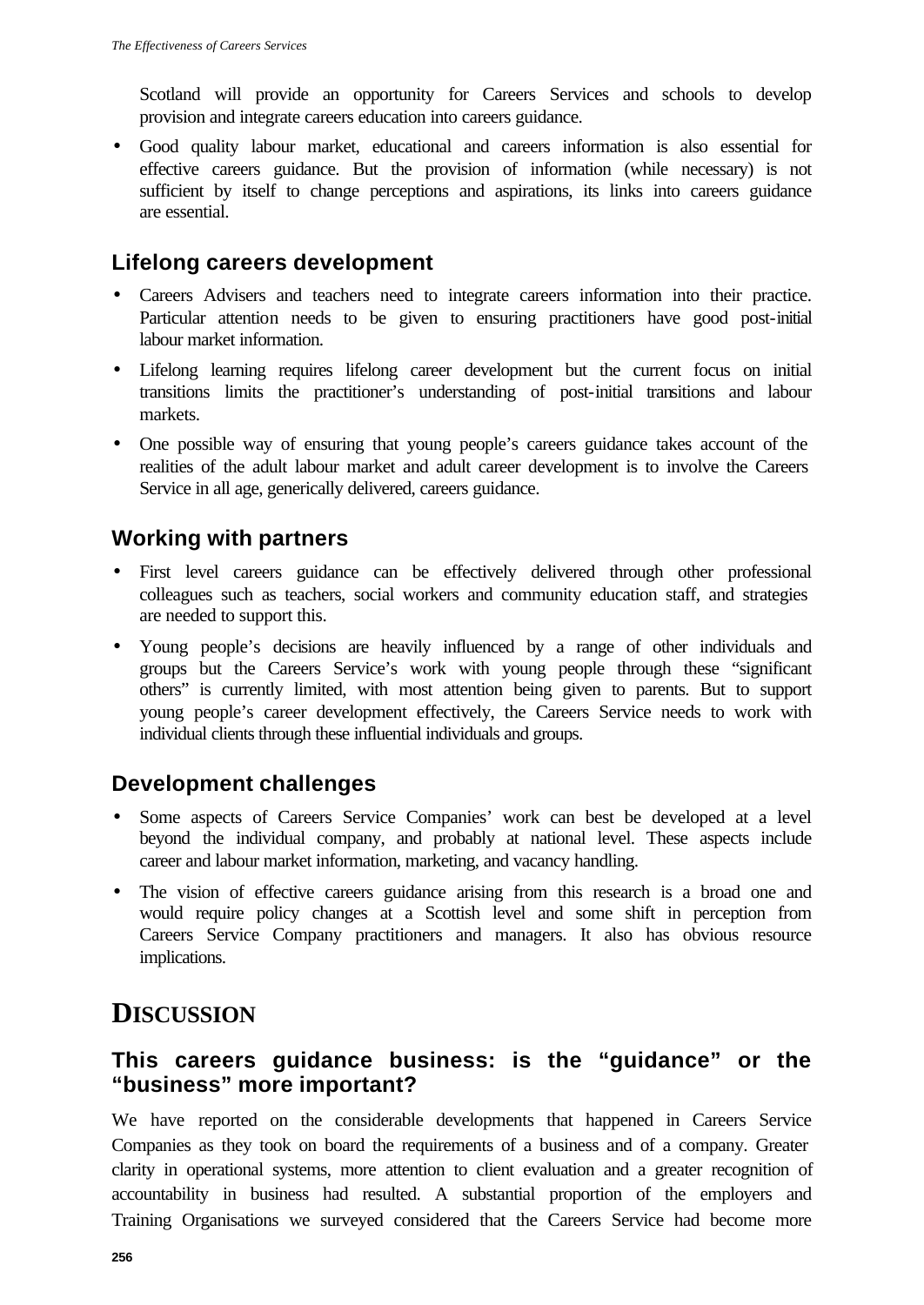Scotland will provide an opportunity for Careers Services and schools to develop provision and integrate careers education into careers guidance.

- Good quality labour market, educational and careers information is also essential for effective careers guidance. But the provision of information (while necessary) is not sufficient by itself to change perceptions and aspirations, its links into careers guidance are essential.

### Lifelong careers development

- Careers Advisers and teachers need to integrate careers information into their practice. Particular attention needs to be given to ensuring practitioners have good post-initial labour market information.
- Lifelong learning requires lifelong career development but the current focus on initial transitions limits the practitioner's understanding of post-initial transitions and labour markets.
- One possible way of ensuring that young people's careers guidance takes account of the realities of the adult labour market and adult career development is to involve the Careers Service in all age, generically delivered, careers guidance.

### Working with partners

- First level careers guidance can be effectively delivered through other professional colleagues such as teachers, social workers and community education staff, and strategies are needed to support this.
- Young people's decisions are heavily influenced by a range of other individuals and groups but the Careers Service's work with young people through these "significant others" is currently limited, with most attention being given to parents. But to support young people's career development effectively, the Careers Service needs to work with individual clients through these influential individuals and groups.

### Development challenges

- Some aspects of Careers Service Companies' work can best be developed at a level beyond the individual company, and probably at national level. These aspects include career and labour market information, marketing, and vacancy handling.
- The vision of effective careers guidance arising from this research is a broad one and would require policy changes at a Scottish level and some shift in perception from Careers Service Company practitioners and managers. It also has obvious resource implications.

## DISCUSSION

### This careers guidance business: is the "guidance" or the "business" more important?

We have reported on the considerable developments that happened in Careers Service Companies as they took on board the requirements of a business and of a company. Greater clarity in operational systems, more attention to client evaluation and a greater recognition of accountability in business had resulted. A substantial proportion of the employers and Training Organisations we surveyed considered that the Careers Service had become more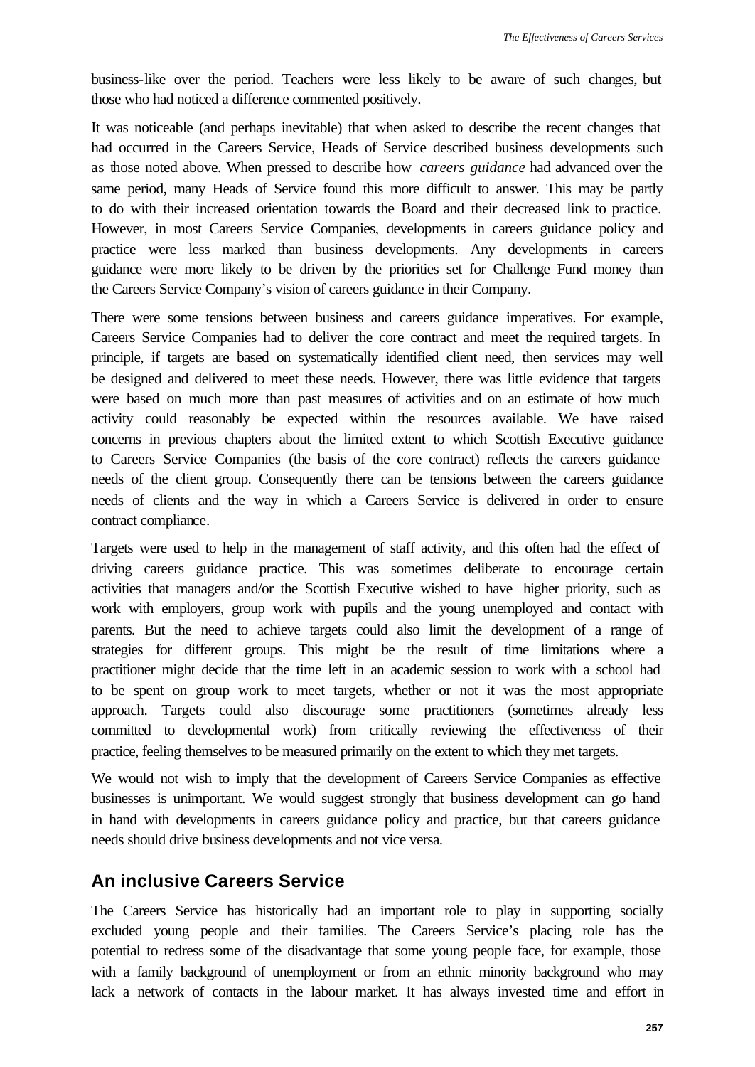business-like over the period. Teachers were less likely to be aware of such changes, but those who had noticed a difference commented positively.

It was noticeable (and perhaps inevitable) that when asked to describe the recent changes that had occurred in the Careers Service, Heads of Service described business developments such as those noted above. When pressed to describe how *careers guidance* had advanced over the same period, many Heads of Service found this more difficult to answer. This may be partly to do with their increased orientation towards the Board and their decreased link to practice. However, in most Careers Service Companies, developments in careers guidance policy and practice were less marked than business developments. Any developments in careers guidance were more likely to be driven by the priorities set for Challenge Fund money than the Careers Service Company's vision of careers guidance in their Company.

There were some tensions between business and careers guidance imperatives. For example, Careers Service Companies had to deliver the core contract and meet the required targets. In principle, if targets are based on systematically identified client need, then services may well be designed and delivered to meet these needs. However, there was little evidence that targets were based on much more than past measures of activities and on an estimate of how much activity could reasonably be expected within the resources available. We have raised concerns in previous chapters about the limited extent to which Scottish Executive guidance to Careers Service Companies (the basis of the core contract) reflects the careers guidance needs of the client group. Consequently there can be tensions between the careers guidance needs of clients and the way in which a Careers Service is delivered in order to ensure contract compliance.

Targets were used to help in the management of staff activity, and this often had the effect of driving careers guidance practice. This was sometimes deliberate to encourage certain activities that managers and/or the Scottish Executive wished to have higher priority, such as work with employers, group work with pupils and the young unemployed and contact with parents. But the need to achieve targets could also limit the development of a range of strategies for different groups. This might be the result of time limitations where a practitioner might decide that the time left in an academic session to work with a school had to be spent on group work to meet targets, whether or not it was the most appropriate approach. Targets could also discourage some practitioners (sometimes already less committed to developmental work) from critically reviewing the effectiveness of their practice, feeling themselves to be measured primarily on the extent to which they met targets.

We would not wish to imply that the development of Careers Service Companies as effective businesses is unimportant. We would suggest strongly that business development can go hand in hand with developments in careers guidance policy and practice, but that careers guidance needs should drive business developments and not vice versa.

## An inclusive Careers Service

The Careers Service has historically had an important role to play in supporting socially excluded young people and their families. The Careers Service's placing role has the potential to redress some of the disadvantage that some young people face, for example, those with a family background of unemployment or from an ethnic minority background who may lack a network of contacts in the labour market. It has always invested time and effort in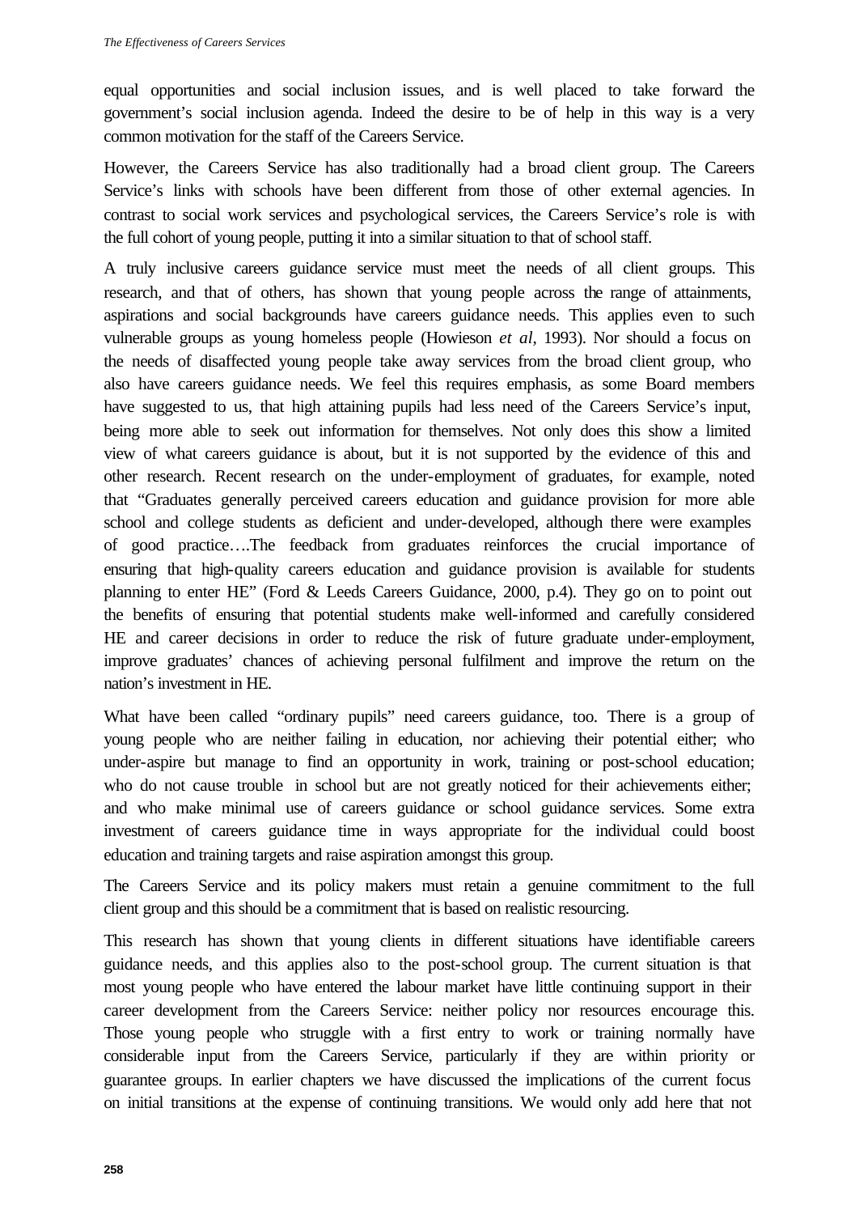equal opportunities and social inclusion issues, and is well placed to take forward the government's social inclusion agenda. Indeed the desire to be of help in this way is a very common motivation for the staff of the Careers Service.

However, the Careers Service has also traditionally had a broad client group. The Careers Service's links with schools have been different from those of other external agencies. In contrast to social work services and psychological services, the Careers Service's role is with the full cohort of young people, putting it into a similar situation to that of school staff.

A truly inclusive careers guidance service must meet the needs of all client groups. This research, and that of others, has shown that young people across the range of attainments, aspirations and social backgrounds have careers guidance needs. This applies even to such vulnerable groups as young homeless people (Howieson *et al*, 1993). Nor should a focus on the needs of disaffected young people take away services from the broad client group, who also have careers guidance needs. We feel this requires emphasis, as some Board members have suggested to us, that high attaining pupils had less need of the Careers Service's input, being more able to seek out information for themselves. Not only does this show a limited view of what careers guidance is about, but it is not supported by the evidence of this and other research. Recent research on the under-employment of graduates, for example, noted that "Graduates generally perceived careers education and guidance provision for more able school and college students as deficient and under-developed, although there were examples of good practice….The feedback from graduates reinforces the crucial importance of ensuring that high-quality careers education and guidance provision is available for students planning to enter HE" (Ford & Leeds Careers Guidance, 2000, p.4). They go on to point out the benefits of ensuring that potential students make well-informed and carefully considered HE and career decisions in order to reduce the risk of future graduate under-employment, improve graduates' chances of achieving personal fulfilment and improve the return on the nation's investment in HE.

What have been called "ordinary pupils" need careers guidance, too. There is a group of young people who are neither failing in education, nor achieving their potential either; who under-aspire but manage to find an opportunity in work, training or post-school education; who do not cause trouble in school but are not greatly noticed for their achievements either; and who make minimal use of careers guidance or school guidance services. Some extra investment of careers guidance time in ways appropriate for the individual could boost education and training targets and raise aspiration amongst this group.

The Careers Service and its policy makers must retain a genuine commitment to the full client group and this should be a commitment that is based on realistic resourcing.

This research has shown that young clients in different situations have identifiable careers guidance needs, and this applies also to the post-school group. The current situation is that most young people who have entered the labour market have little continuing support in their career development from the Careers Service: neither policy nor resources encourage this. Those young people who struggle with a first entry to work or training normally have considerable input from the Careers Service, particularly if they are within priority or guarantee groups. In earlier chapters we have discussed the implications of the current focus on initial transitions at the expense of continuing transitions. We would only add here that not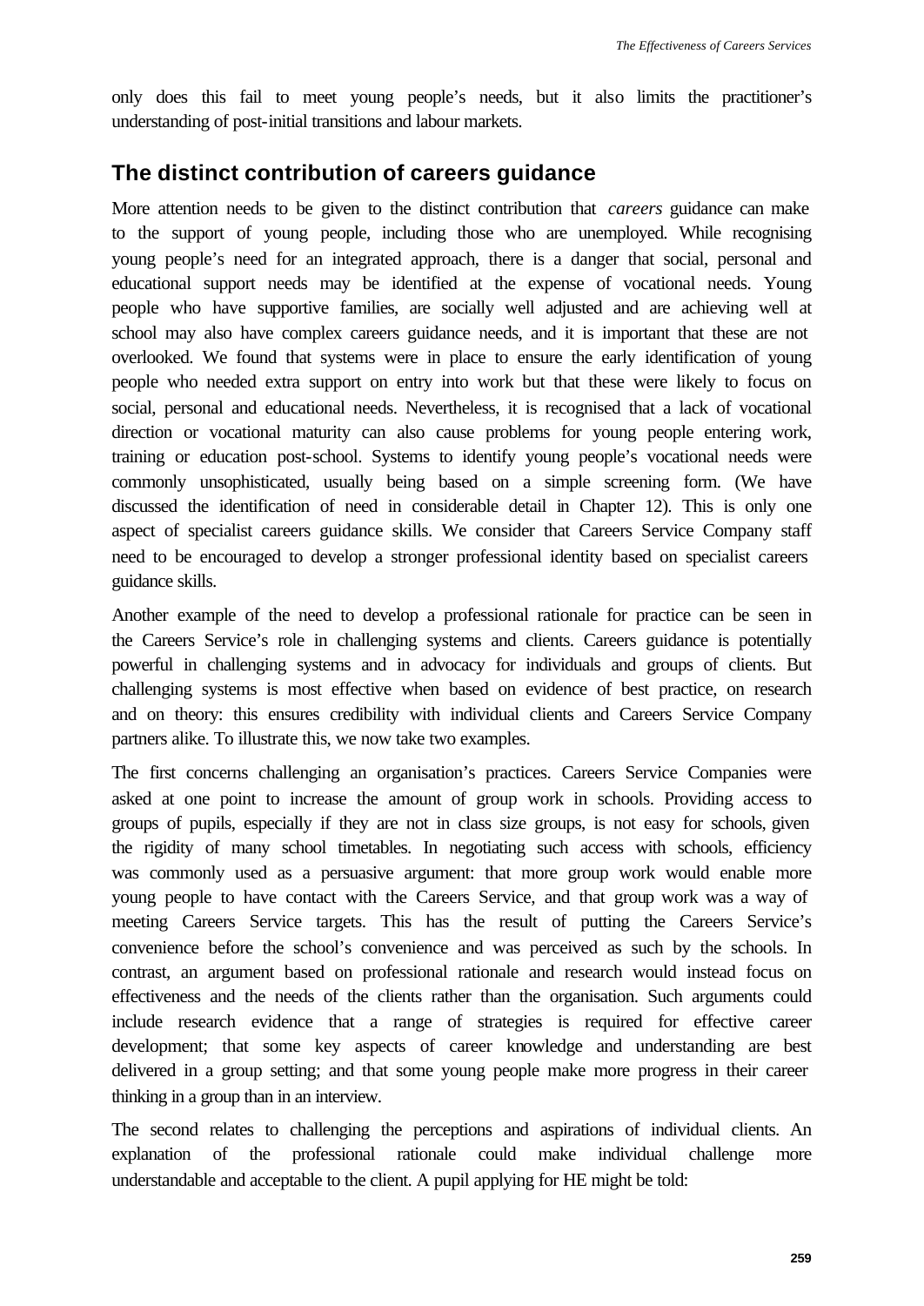only does this fail to meet young people's needs, but it also limits the practitioner's understanding of post-initial transitions and labour markets.

## The distinct contribution of careers guidance

More attention needs to be given to the distinct contribution that *careers* guidance can make to the support of young people, including those who are unemployed. While recognising young people's need for an integrated approach, there is a danger that social, personal and educational support needs may be identified at the expense of vocational needs. Young people who have supportive families, are socially well adjusted and are achieving well at school may also have complex careers guidance needs, and it is important that these are not overlooked. We found that systems were in place to ensure the early identification of young people who needed extra support on entry into work but that these were likely to focus on social, personal and educational needs. Nevertheless, it is recognised that a lack of vocational direction or vocational maturity can also cause problems for young people entering work, training or education post-school. Systems to identify young people's vocational needs were commonly unsophisticated, usually being based on a simple screening form. (We have discussed the identification of need in considerable detail in Chapter 12). This is only one aspect of specialist careers guidance skills. We consider that Careers Service Company staff need to be encouraged to develop a stronger professional identity based on specialist careers guidance skills.

Another example of the need to develop a professional rationale for practice can be seen in the Careers Service's role in challenging systems and clients. Careers guidance is potentially powerful in challenging systems and in advocacy for individuals and groups of clients. But challenging systems is most effective when based on evidence of best practice, on research and on theory: this ensures credibility with individual clients and Careers Service Company partners alike. To illustrate this, we now take two examples.

The first concerns challenging an organisation's practices. Careers Service Companies were asked at one point to increase the amount of group work in schools. Providing access to groups of pupils, especially if they are not in class size groups, is not easy for schools, given the rigidity of many school timetables. In negotiating such access with schools, efficiency was commonly used as a persuasive argument: that more group work would enable more young people to have contact with the Careers Service, and that group work was a way of meeting Careers Service targets. This has the result of putting the Careers Service's convenience before the school's convenience and was perceived as such by the schools. In contrast, an argument based on professional rationale and research would instead focus on effectiveness and the needs of the clients rather than the organisation. Such arguments could include research evidence that a range of strategies is required for effective career development; that some key aspects of career knowledge and understanding are best delivered in a group setting; and that some young people make more progress in their career thinking in a group than in an interview.

The second relates to challenging the perceptions and aspirations of individual clients. An explanation of the professional rationale could make individual challenge more understandable and acceptable to the client. A pupil applying for HE might be told: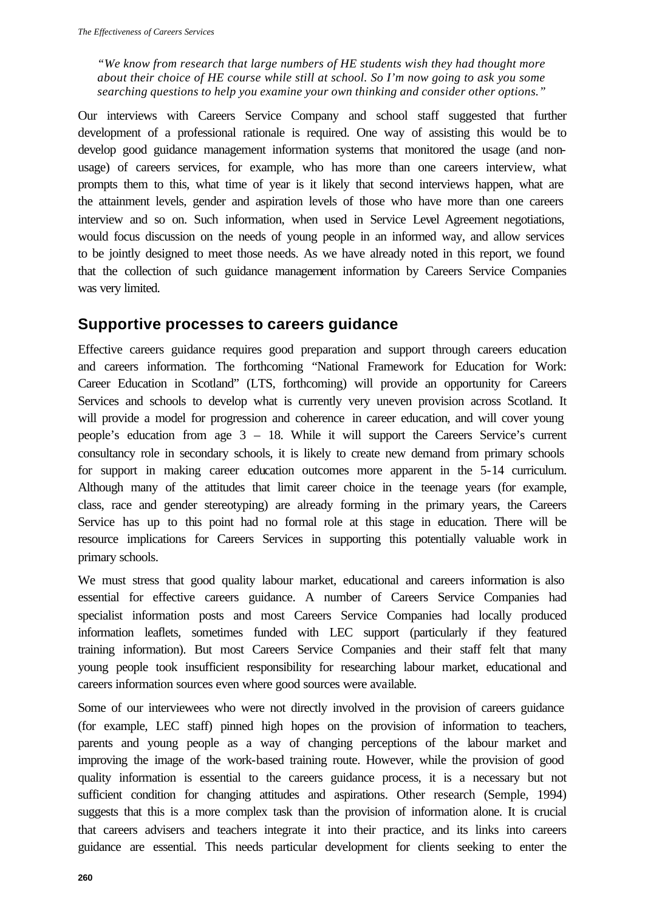*"We know from research that large numbers of HE students wish they had thought more about their choice of HE course while still at school. So I'm now going to ask you some searching questions to help you examine your own thinking and consider other options."*

Our interviews with Careers Service Company and school staff suggested that further development of a professional rationale is required. One way of assisting this would be to develop good guidance management information systems that monitored the usage (and non-usage) of careers services, for example, who has more than one careers interview, what prompts them to this, what time of year is it likely that second interviews happen, what are the attainment levels, gender and aspiration levels of those who have more than one careers interview and so on. Such information, when used in Service Level Agreement negotiations, would focus discussion on the needs of young people in an informed way, and allow services to be jointly designed to meet those needs. As we have already noted in this report, we found that the collection of such guidance management information by Careers Service Companies was very limited.

## Supportive processes to careers guidance

Effective careers guidance requires good preparation and support through careers education and careers information. The forthcoming "National Framework for Education for Work: Career Education in Scotland" (LTS, forthcoming) will provide an opportunity for Careers Services and schools to develop what is currently very uneven provision across Scotland. It will provide a model for progression and coherence in career education, and will cover young people's education from age 3 – 18. While it will support the Careers Service's current consultancy role in secondary schools, it is likely to create new demand from primary schools for support in making career education outcomes more apparent in the 5-14 curriculum. Although many of the attitudes that limit career choice in the teenage years (for example, class, race and gender stereotyping) are already forming in the primary years, the Careers Service has up to this point had no formal role at this stage in education. There will be resource implications for Careers Services in supporting this potentially valuable work in primary schools.

We must stress that good quality labour market, educational and careers information is also essential for effective careers guidance. A number of Careers Service Companies had specialist information posts and most Careers Service Companies had locally produced information leaflets, sometimes funded with LEC support (particularly if they featured training information). But most Careers Service Companies and their staff felt that many young people took insufficient responsibility for researching labour market, educational and careers information sources even where good sources were available.

Some of our interviewees who were not directly involved in the provision of careers guidance (for example, LEC staff) pinned high hopes on the provision of information to teachers, parents and young people as a way of changing perceptions of the labour market and improving the image of the work-based training route. However, while the provision of good quality information is essential to the careers guidance process, it is a necessary but not sufficient condition for changing attitudes and aspirations. Other research (Semple, 1994) suggests that this is a more complex task than the provision of information alone. It is crucial that careers advisers and teachers integrate it into their practice, and its links into careers guidance are essential. This needs particular development for clients seeking to enter the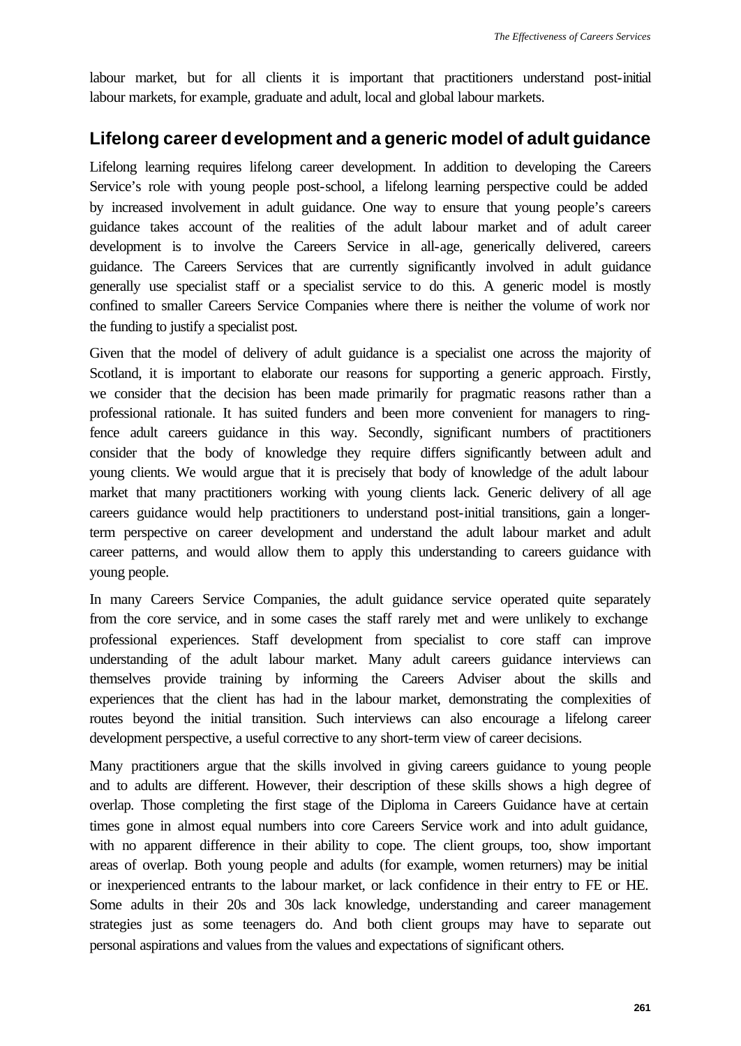labour market, but for all clients it is important that practitioners understand post-initial labour markets, for example, graduate and adult, local and global labour markets.

## Lifelong career development and a generic model of adult guidance

Lifelong learning requires lifelong career development. In addition to developing the Careers Service's role with young people post-school, a lifelong learning perspective could be added by increased involvement in adult guidance. One way to ensure that young people's careers guidance takes account of the realities of the adult labour market and of adult career development is to involve the Careers Service in all-age, generically delivered, careers guidance. The Careers Services that are currently significantly involved in adult guidance generally use specialist staff or a specialist service to do this. A generic model is mostly confined to smaller Careers Service Companies where there is neither the volume of work nor the funding to justify a specialist post.

Given that the model of delivery of adult guidance is a specialist one across the majority of Scotland, it is important to elaborate our reasons for supporting a generic approach. Firstly, we consider that the decision has been made primarily for pragmatic reasons rather than a professional rationale. It has suited funders and been more convenient for managers to ring-fence adult careers guidance in this way. Secondly, significant numbers of practitioners consider that the body of knowledge they require differs significantly between adult and young clients. We would argue that it is precisely that body of knowledge of the adult labour market that many practitioners working with young clients lack. Generic delivery of all age careers guidance would help practitioners to understand post-initial transitions, gain a longer-term perspective on career development and understand the adult labour market and adult career patterns, and would allow them to apply this understanding to careers guidance with young people.

In many Careers Service Companies, the adult guidance service operated quite separately from the core service, and in some cases the staff rarely met and were unlikely to exchange professional experiences. Staff development from specialist to core staff can improve understanding of the adult labour market. Many adult careers guidance interviews can themselves provide training by informing the Careers Adviser about the skills and experiences that the client has had in the labour market, demonstrating the complexities of routes beyond the initial transition. Such interviews can also encourage a lifelong career development perspective, a useful corrective to any short-term view of career decisions.

Many practitioners argue that the skills involved in giving careers guidance to young people and to adults are different. However, their description of these skills shows a high degree of overlap. Those completing the first stage of the Diploma in Careers Guidance have at certain times gone in almost equal numbers into core Careers Service work and into adult guidance, with no apparent difference in their ability to cope. The client groups, too, show important areas of overlap. Both young people and adults (for example, women returners) may be initial or inexperienced entrants to the labour market, or lack confidence in their entry to FE or HE. Some adults in their 20s and 30s lack knowledge, understanding and career management strategies just as some teenagers do. And both client groups may have to separate out personal aspirations and values from the values and expectations of significant others.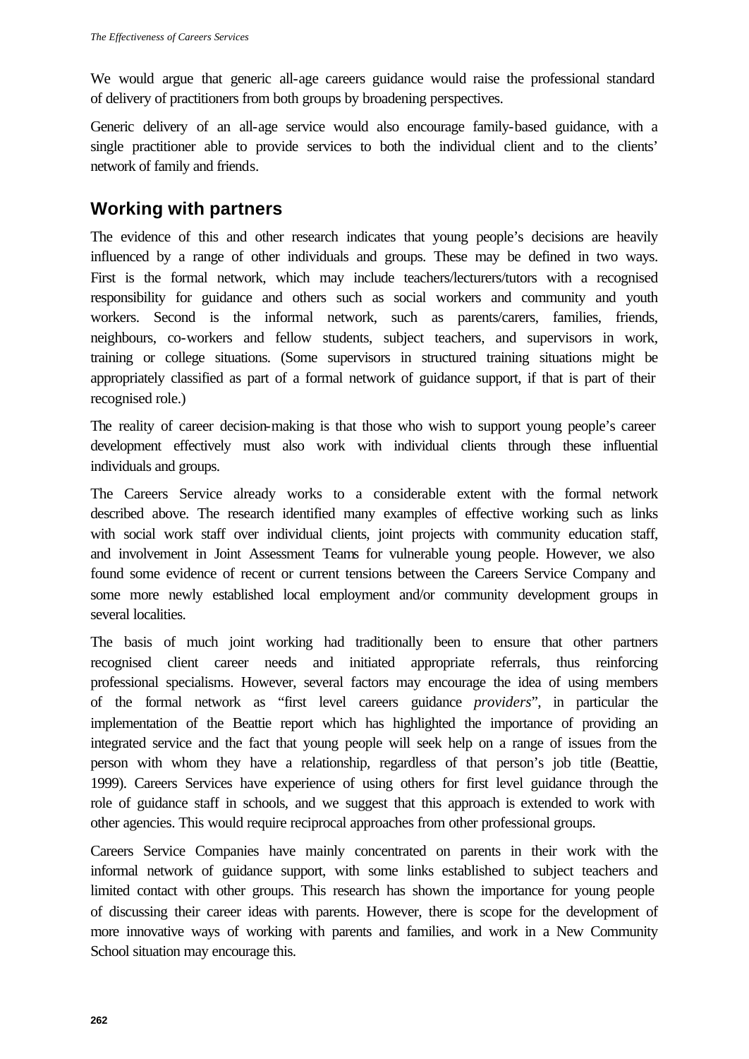We would argue that generic all-age careers guidance would raise the professional standard of delivery of practitioners from both groups by broadening perspectives.

Generic delivery of an all-age service would also encourage family-based guidance, with a single practitioner able to provide services to both the individual client and to the clients' network of family and friends.

## Working with partners

The evidence of this and other research indicates that young people's decisions are heavily influenced by a range of other individuals and groups. These may be defined in two ways. First is the formal network, which may include teachers/lecturers/tutors with a recognised responsibility for guidance and others such as social workers and community and youth workers. Second is the informal network, such as parents/carers, families, friends, neighbours, co-workers and fellow students, subject teachers, and supervisors in work, training or college situations. (Some supervisors in structured training situations might be appropriately classified as part of a formal network of guidance support, if that is part of their recognised role.)

The reality of career decision-making is that those who wish to support young people's career development effectively must also work with individual clients through these influential individuals and groups.

The Careers Service already works to a considerable extent with the formal network described above. The research identified many examples of effective working such as links with social work staff over individual clients, joint projects with community education staff, and involvement in Joint Assessment Teams for vulnerable young people. However, we also found some evidence of recent or current tensions between the Careers Service Company and some more newly established local employment and/or community development groups in several localities.

The basis of much joint working had traditionally been to ensure that other partners recognised client career needs and initiated appropriate referrals, thus reinforcing professional specialisms. However, several factors may encourage the idea of using members of the formal network as "first level careers guidance *providers*", in particular the implementation of the Beattie report which has highlighted the importance of providing an integrated service and the fact that young people will seek help on a range of issues from the person with whom they have a relationship, regardless of that person's job title (Beattie, 1999). Careers Services have experience of using others for first level guidance through the role of guidance staff in schools, and we suggest that this approach is extended to work with other agencies. This would require reciprocal approaches from other professional groups.

Careers Service Companies have mainly concentrated on parents in their work with the informal network of guidance support, with some links established to subject teachers and limited contact with other groups. This research has shown the importance for young people of discussing their career ideas with parents. However, there is scope for the development of more innovative ways of working with parents and families, and work in a New Community School situation may encourage this.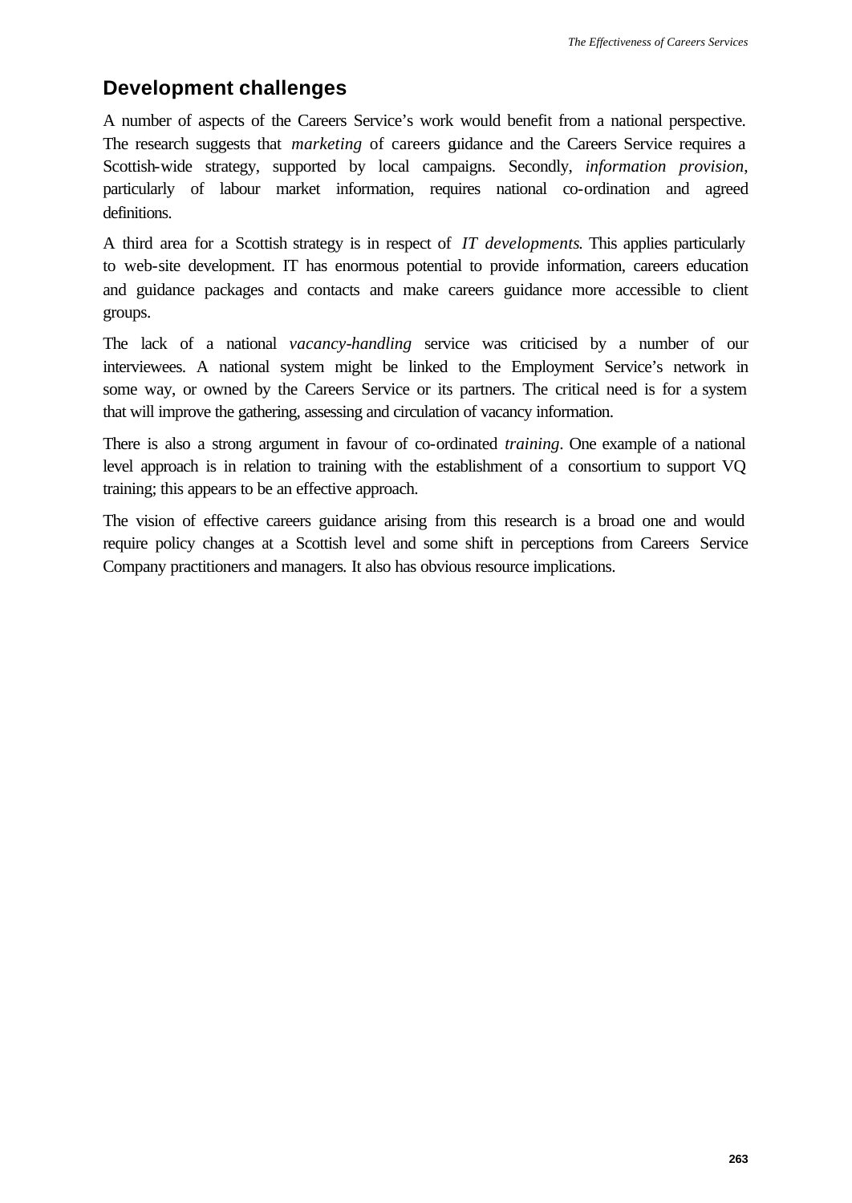## Development challenges

A number of aspects of the Careers Service's work would benefit from a national perspective. The research suggests that *marketing* of careers guidance and the Careers Service requires a Scottish-wide strategy, supported by local campaigns. Secondly, *information provision*, particularly of labour market information, requires national co-ordination and agreed definitions.

A third area for a Scottish strategy is in respect of *IT developments*. This applies particularly to web-site development. IT has enormous potential to provide information, careers education and guidance packages and contacts and make careers guidance more accessible to client groups.

The lack of a national *vacancy-handling* service was criticised by a number of our interviewees. A national system might be linked to the Employment Service's network in some way, or owned by the Careers Service or its partners. The critical need is for a system that will improve the gathering, assessing and circulation of vacancy information.

There is also a strong argument in favour of co-ordinated *training*. One example of a national level approach is in relation to training with the establishment of a consortium to support VQ training; this appears to be an effective approach.

The vision of effective careers guidance arising from this research is a broad one and would require policy changes at a Scottish level and some shift in perceptions from Careers Service Company practitioners and managers. It also has obvious resource implications.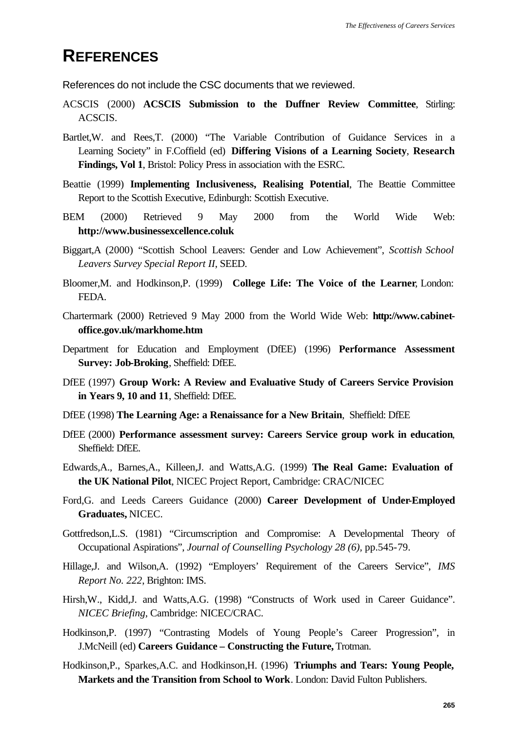# REFERENCES

References do not include the CSC documents that we reviewed.

ACSCIS (2000) **ACSCIS Submission to the Duffner Review Committee**, Stirling: ACSCIS.

Bartlet,W. and Rees,T. (2000) "The Variable Contribution of Guidance Services in a Learning Society" in F.Coffield (ed) **Differing Visions of a Learning Society**, **Research Findings, Vol 1**, Bristol: Policy Press in association with the ESRC.

Beattie (1999) **Implementing Inclusiveness, Realising Potential**, The Beattie Committee Report to the Scottish Executive, Edinburgh: Scottish Executive.

BEM (2000) Retrieved 9 May 2000 from the World Wide Web: **http://www.businessexcellence.coluk**

Biggart,A (2000) "Scottish School Leavers: Gender and Low Achievement", *Scottish School Leavers Survey Special Report II*, SEED.

Bloomer,M. and Hodkinson,P. (1999) **College Life: The Voice of the Learner**, London: FEDA.

Chartermark (2000) Retrieved 9 May 2000 from the World Wide Web: **http://www.cabinet-office.gov.uk/markhome.htm**

Department for Education and Employment (DfEE) (1996) **Performance Assessment Survey: Job-Broking**, Sheffield: DfEE.

DfEE (1997) **Group Work: A Review and Evaluative Study of Careers Service Provision in Years 9, 10 and 11**, Sheffield: DfEE.

DfEE (1998) **The Learning Age: a Renaissance for a New Britain**, Sheffield: DfEE

DfEE (2000) **Performance assessment survey: Careers Service group work in education**, Sheffield: DfEE.

Edwards,A., Barnes,A., Killeen,J. and Watts,A.G. (1999) **The Real Game: Evaluation of the UK National Pilot**, NICEC Project Report, Cambridge: CRAC/NICEC

Ford,G. and Leeds Careers Guidance (2000) **Career Development of Under-Employed Graduates,** NICEC.

Gottfredson,L.S. (1981) "Circumscription and Compromise: A Developmental Theory of Occupational Aspirations", *Journal of Counselling Psychology 28 (6)*, pp.545-79.

Hillage,J. and Wilson,A. (1992) "Employers' Requirement of the Careers Service", *IMS Report No. 222*, Brighton: IMS.

Hirsh,W., Kidd,J. and Watts,A.G. (1998) "Constructs of Work used in Career Guidance". *NICEC Briefing*, Cambridge: NICEC/CRAC.

Hodkinson,P. (1997) "Contrasting Models of Young People's Career Progression", in J.McNeill (ed) **Careers Guidance – Constructing the Future,** Trotman.

Hodkinson,P., Sparkes,A.C. and Hodkinson,H. (1996) **Triumphs and Tears: Young People, Markets and the Transition from School to Work**. London: David Fulton Publishers.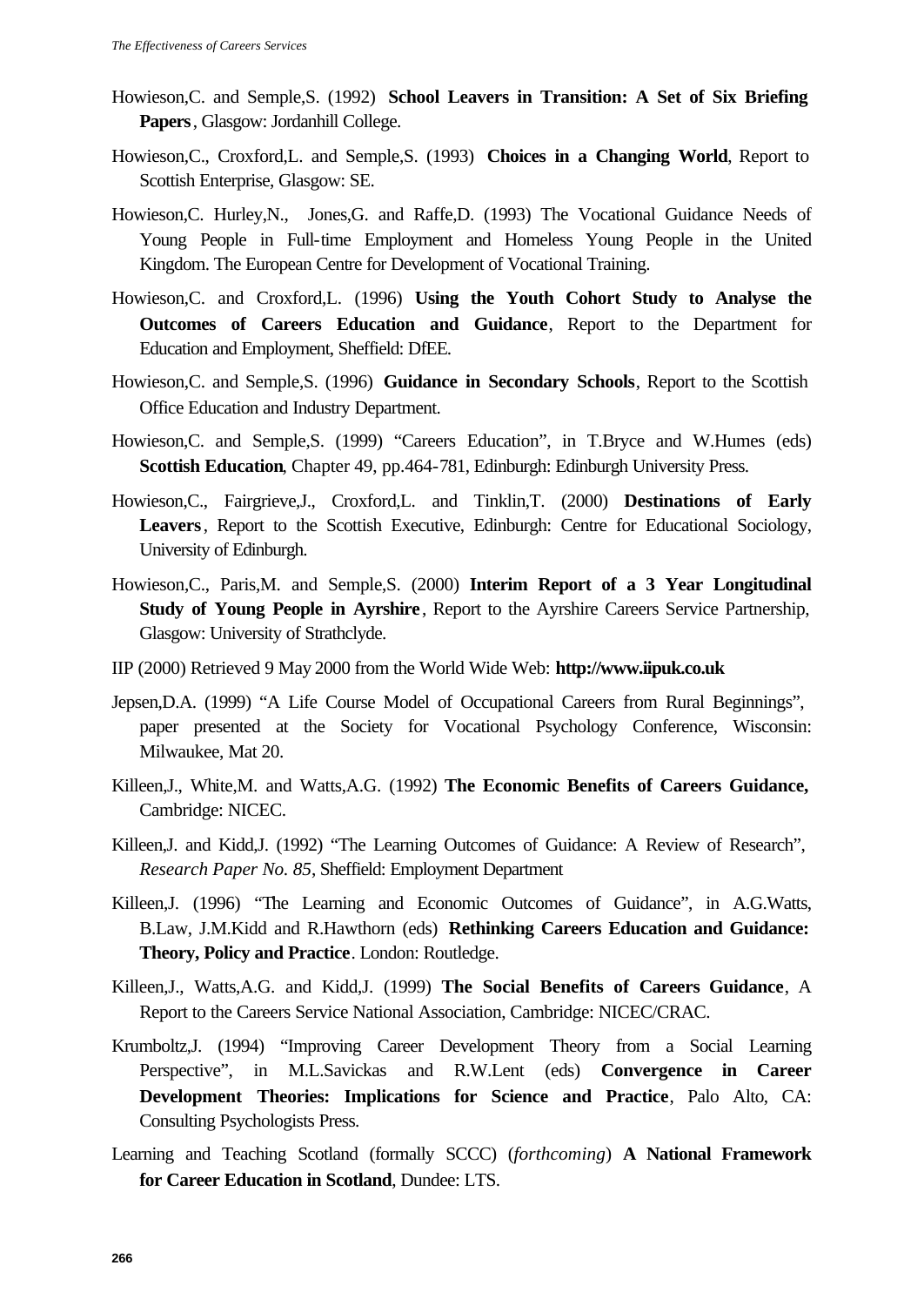Howieson,C. and Semple,S. (1992) **School Leavers in Transition: A Set of Six Briefing Papers**, Glasgow: Jordanhill College.

Howieson,C., Croxford,L. and Semple,S. (1993) **Choices in a Changing World**, Report to Scottish Enterprise, Glasgow: SE.

Howieson,C. Hurley,N., Jones,G. and Raffe,D. (1993) The Vocational Guidance Needs of Young People in Full-time Employment and Homeless Young People in the United Kingdom. The European Centre for Development of Vocational Training.

Howieson,C. and Croxford,L. (1996) **Using the Youth Cohort Study to Analyse the Outcomes of Careers Education and Guidance**, Report to the Department for Education and Employment, Sheffield: DfEE.

Howieson,C. and Semple,S. (1996) **Guidance in Secondary Schools**, Report to the Scottish Office Education and Industry Department.

Howieson,C. and Semple,S. (1999) "Careers Education", in T.Bryce and W.Humes (eds) **Scottish Education**, Chapter 49, pp.464-781, Edinburgh: Edinburgh University Press.

Howieson,C., Fairgrieve,J., Croxford,L. and Tinklin,T. (2000) **Destinations of Early Leavers**, Report to the Scottish Executive, Edinburgh: Centre for Educational Sociology, University of Edinburgh.

Howieson,C., Paris,M. and Semple,S. (2000) **Interim Report of a 3 Year Longitudinal Study of Young People in Ayrshire**, Report to the Ayrshire Careers Service Partnership, Glasgow: University of Strathclyde.

IIP (2000) Retrieved 9 May 2000 from the World Wide Web: **http://www.iipuk.co.uk**

Jepsen,D.A. (1999) "A Life Course Model of Occupational Careers from Rural Beginnings", paper presented at the Society for Vocational Psychology Conference, Wisconsin: Milwaukee, Mat 20.

Killeen,J., White,M. and Watts,A.G. (1992) **The Economic Benefits of Careers Guidance,** Cambridge: NICEC.

Killeen,J. and Kidd,J. (1992) "The Learning Outcomes of Guidance: A Review of Research", *Research Paper No. 85*, Sheffield: Employment Department

Killeen,J. (1996) "The Learning and Economic Outcomes of Guidance", in A.G.Watts, B.Law, J.M.Kidd and R.Hawthorn (eds) **Rethinking Careers Education and Guidance: Theory, Policy and Practice**. London: Routledge.

Killeen,J., Watts,A.G. and Kidd,J. (1999) **The Social Benefits of Careers Guidance**, A Report to the Careers Service National Association, Cambridge: NICEC/CRAC.

Krumboltz,J. (1994) "Improving Career Development Theory from a Social Learning Perspective", in M.L.Savickas and R.W.Lent (eds) **Convergence in Career Development Theories: Implications for Science and Practice**, Palo Alto, CA: Consulting Psychologists Press.

Learning and Teaching Scotland (formally SCCC) (*forthcoming*) **A National Framework for Career Education in Scotland**, Dundee: LTS.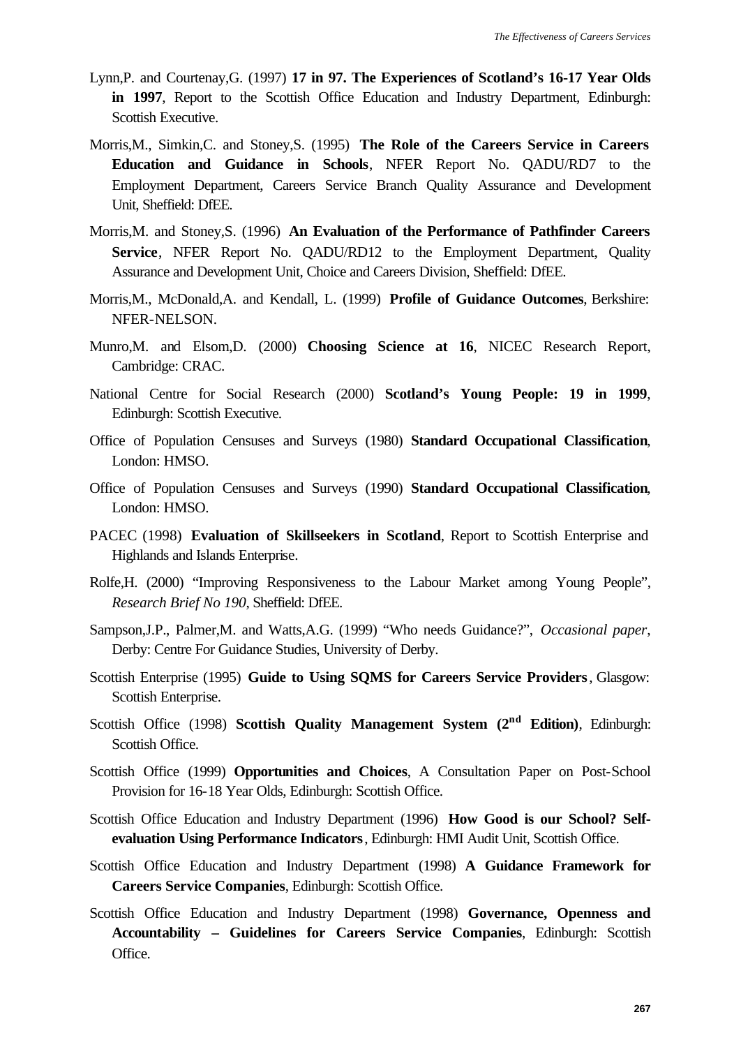Lynn,P. and Courtenay,G. (1997) **17 in 97. The Experiences of Scotland's 16-17 Year Olds in 1997**, Report to the Scottish Office Education and Industry Department, Edinburgh: Scottish Executive.

Morris,M., Simkin,C. and Stoney,S. (1995) **The Role of the Careers Service in Careers Education and Guidance in Schools**, NFER Report No. QADU/RD7 to the Employment Department, Careers Service Branch Quality Assurance and Development Unit, Sheffield: DfEE.

Morris,M. and Stoney,S. (1996) **An Evaluation of the Performance of Pathfinder Careers Service**, NFER Report No. QADU/RD12 to the Employment Department, Quality Assurance and Development Unit, Choice and Careers Division, Sheffield: DfEE.

Morris,M., McDonald,A. and Kendall, L. (1999) **Profile of Guidance Outcomes**, Berkshire: NFER-NELSON.

Munro,M. and Elsom,D. (2000) **Choosing Science at 16**, NICEC Research Report, Cambridge: CRAC.

National Centre for Social Research (2000) **Scotland's Young People: 19 in 1999**, Edinburgh: Scottish Executive.

Office of Population Censuses and Surveys (1980) **Standard Occupational Classification**, London: HMSO.

Office of Population Censuses and Surveys (1990) **Standard Occupational Classification**, London: HMSO.

PACEC (1998) **Evaluation of Skillseekers in Scotland**, Report to Scottish Enterprise and Highlands and Islands Enterprise.

Rolfe,H. (2000) "Improving Responsiveness to the Labour Market among Young People", *Research Brief No 190*, Sheffield: DfEE.

Sampson,J.P., Palmer,M. and Watts,A.G. (1999) "Who needs Guidance?", *Occasional paper*, Derby: Centre For Guidance Studies, University of Derby.

Scottish Enterprise (1995) **Guide to Using SQMS for Careers Service Providers**, Glasgow: Scottish Enterprise.

Scottish Office (1998) **Scottish Quality Management System (2nd Edition)**, Edinburgh: Scottish Office.

Scottish Office (1999) **Opportunities and Choices**, A Consultation Paper on Post-School Provision for 16-18 Year Olds, Edinburgh: Scottish Office.

Scottish Office Education and Industry Department (1996) **How Good is our School? Self-evaluation Using Performance Indicators**, Edinburgh: HMI Audit Unit, Scottish Office.

Scottish Office Education and Industry Department (1998) **A Guidance Framework for Careers Service Companies**, Edinburgh: Scottish Office.

Scottish Office Education and Industry Department (1998) **Governance, Openness and Accountability – Guidelines for Careers Service Companies**, Edinburgh: Scottish Office.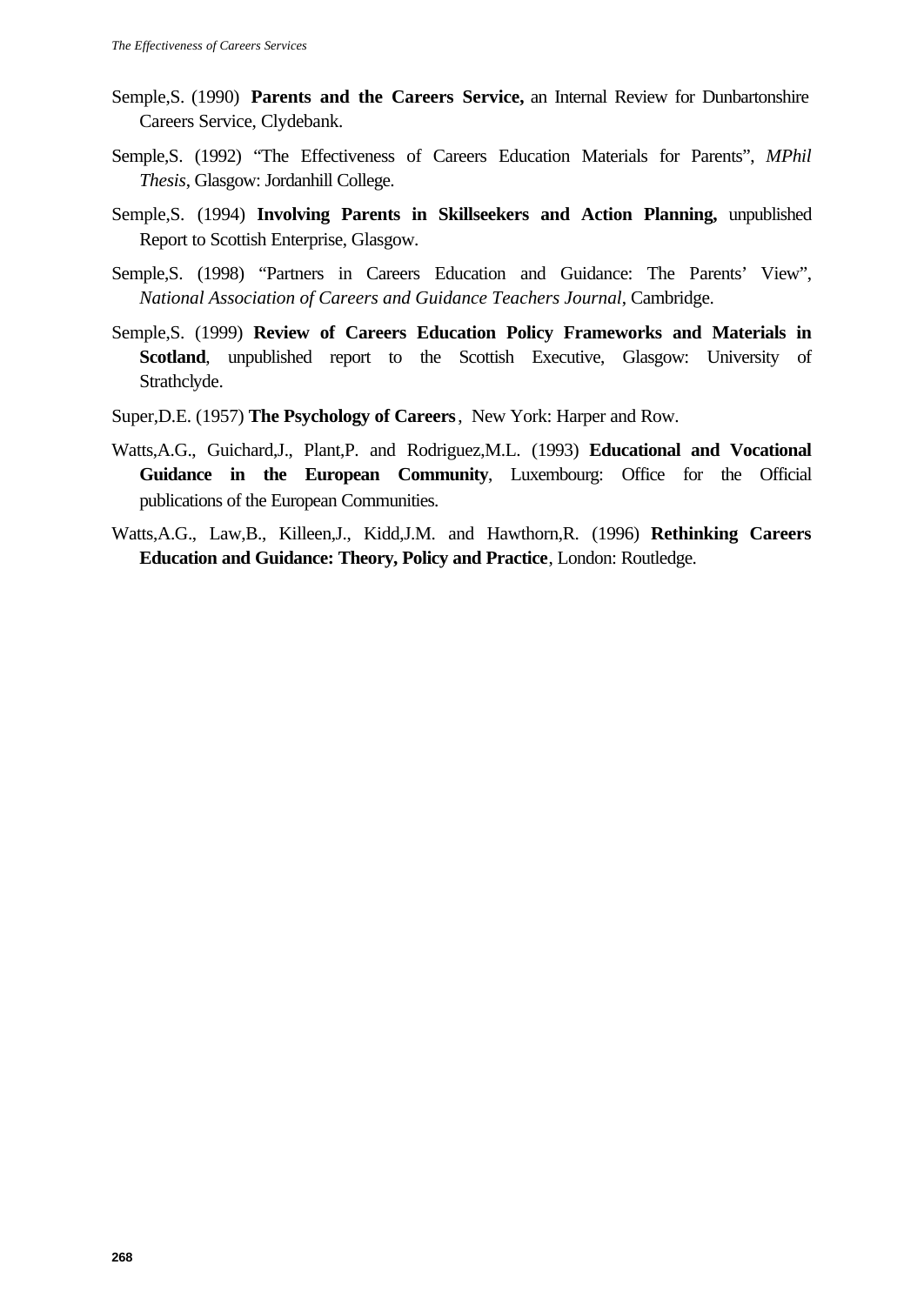Semple,S. (1990) **Parents and the Careers Service,** an Internal Review for Dunbartonshire Careers Service, Clydebank.

Semple,S. (1992) "The Effectiveness of Careers Education Materials for Parents", *MPhil Thesis*, Glasgow: Jordanhill College.

Semple,S. (1994) **Involving Parents in Skillseekers and Action Planning,** unpublished Report to Scottish Enterprise, Glasgow.

Semple,S. (1998) "Partners in Careers Education and Guidance: The Parents' View", *National Association of Careers and Guidance Teachers Journal*, Cambridge.

Semple,S. (1999) **Review of Careers Education Policy Frameworks and Materials in Scotland**, unpublished report to the Scottish Executive, Glasgow: University of Strathclyde.

Super,D.E. (1957) **The Psychology of Careers**, New York: Harper and Row.

Watts,A.G., Guichard,J., Plant,P. and Rodriguez,M.L. (1993) **Educational and Vocational Guidance in the European Community**, Luxembourg: Office for the Official publications of the European Communities.

Watts,A.G., Law,B., Killeen,J., Kidd,J.M. and Hawthorn,R. (1996) **Rethinking Careers Education and Guidance: Theory, Policy and Practice**, London: Routledge.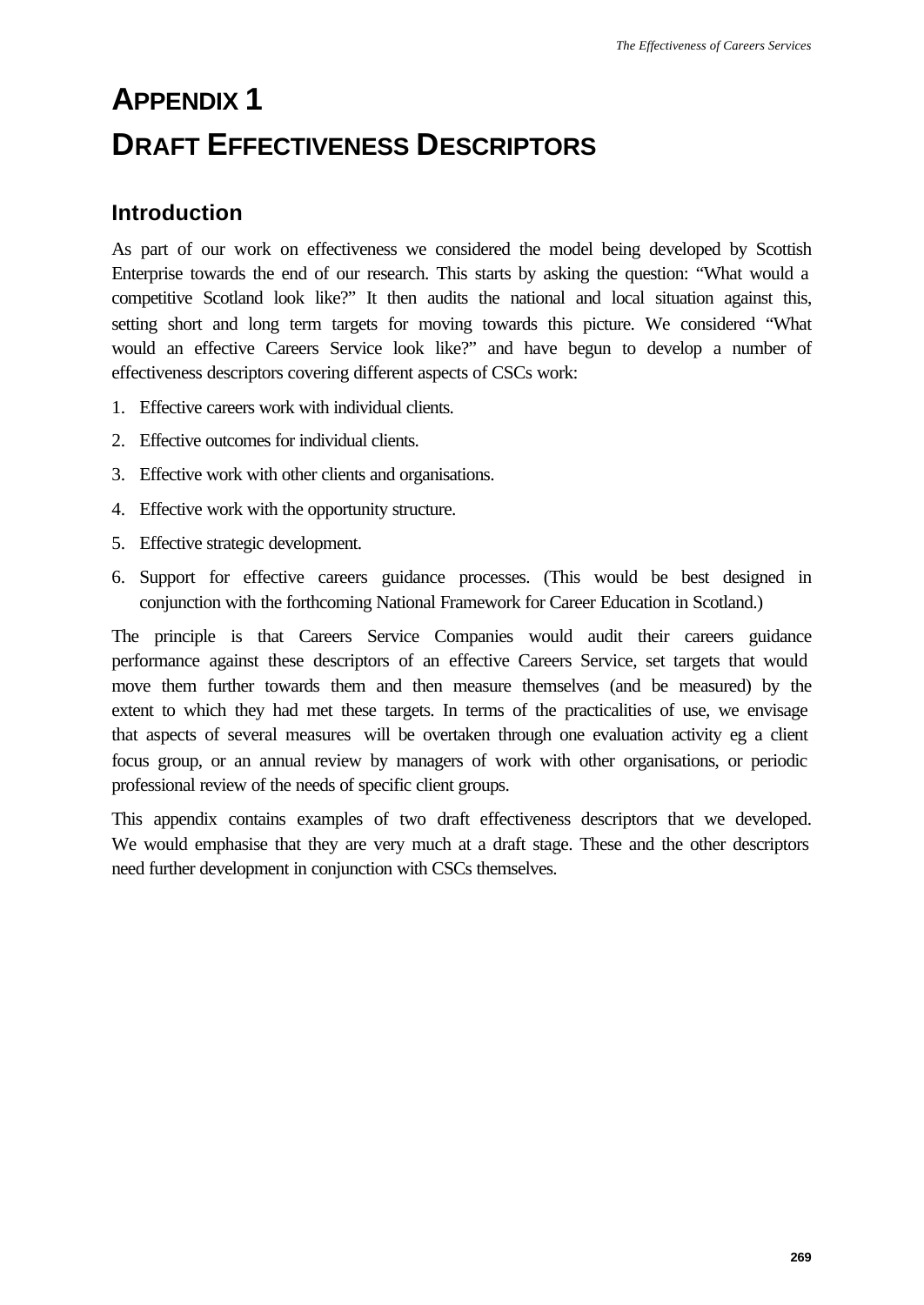# APPENDIX 1

# DRAFT EFFECTIVENESS DESCRIPTORS

## Introduction

As part of our work on effectiveness we considered the model being developed by Scottish Enterprise towards the end of our research. This starts by asking the question: "What would a competitive Scotland look like?" It then audits the national and local situation against this, setting short and long term targets for moving towards this picture. We considered "What would an effective Careers Service look like?" and have begun to develop a number of effectiveness descriptors covering different aspects of CSCs work:

1. Effective careers work with individual clients.
2. Effective outcomes for individual clients.
3. Effective work with other clients and organisations.
4. Effective work with the opportunity structure.
5. Effective strategic development.
6. Support for effective careers guidance processes. (This would be best designed in conjunction with the forthcoming National Framework for Career Education in Scotland.)

The principle is that Careers Service Companies would audit their careers guidance performance against these descriptors of an effective Careers Service, set targets that would move them further towards them and then measure themselves (and be measured) by the extent to which they had met these targets. In terms of the practicalities of use, we envisage that aspects of several measures will be overtaken through one evaluation activity eg a client focus group, or an annual review by managers of work with other organisations, or periodic professional review of the needs of specific client groups.

This appendix contains examples of two draft effectiveness descriptors that we developed. We would emphasise that they are very much at a draft stage. These and the other descriptors need further development in conjunction with CSCs themselves.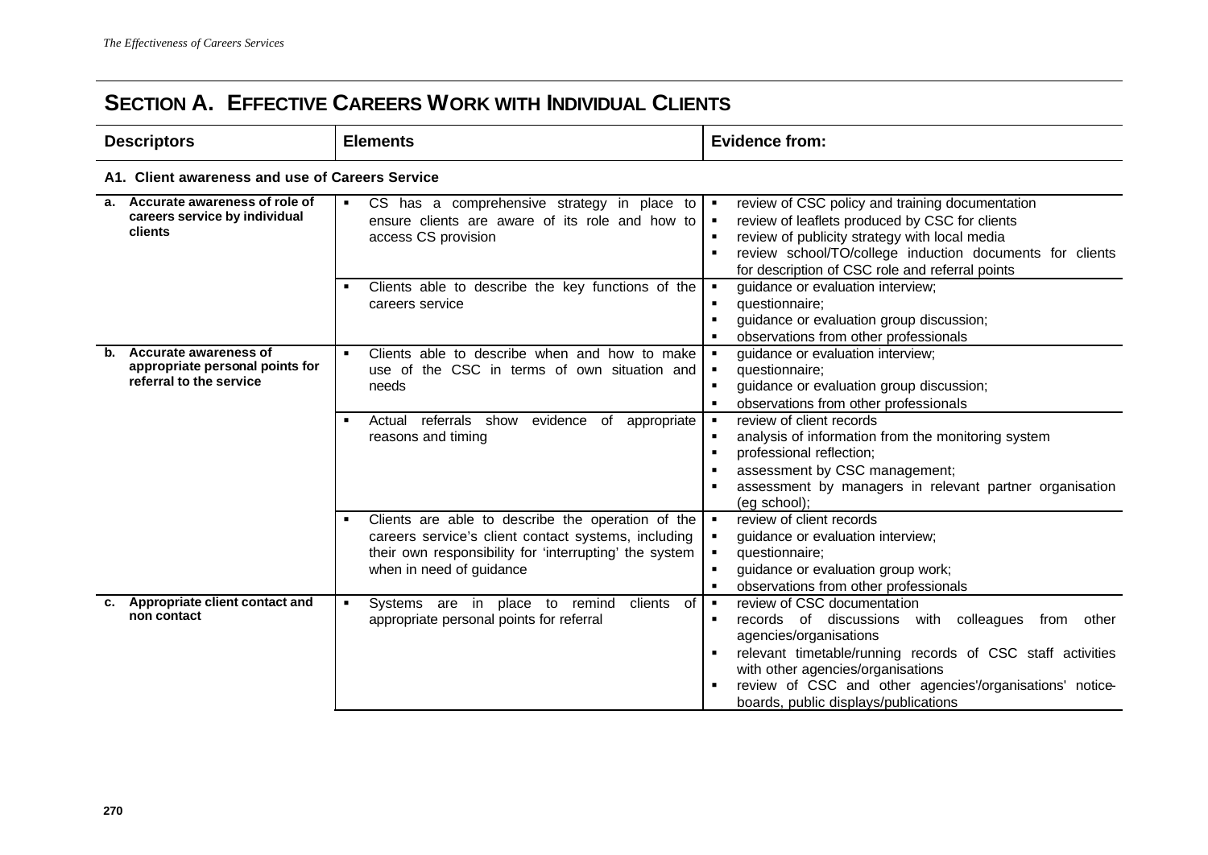## SECTION A. EFFECTIVE CAREERS WORK WITH INDIVIDUAL CLIENTS

| Descriptors | Elements | Evidence from: |
|---|---|---|
| **A1. Client awareness and use of Careers Service** | | |
| **a. Accurate awareness of role of careers service by individual clients** | ▪ CS has a comprehensive strategy in place to ensure clients are aware of its role and how to access CS provision | ▪ review of CSC policy and training documentation<br>▪ review of leaflets produced by CSC for clients<br>▪ review of publicity strategy with local media<br>▪ review school/TO/college induction documents for clients for description of CSC role and referral points |
| | ▪ Clients able to describe the key functions of the careers service | ▪ guidance or evaluation interview;<br>▪ questionnaire;<br>▪ guidance or evaluation group discussion;<br>▪ observations from other professionals |
| **b. Accurate awareness of appropriate personal points for referral to the service** | ▪ Clients able to describe when and how to make use of the CSC in terms of own situation and needs | ▪ guidance or evaluation interview;<br>▪ questionnaire;<br>▪ guidance or evaluation group discussion;<br>▪ observations from other professionals |
| | ▪ Actual referrals show evidence of appropriate reasons and timing | ▪ review of client records<br>▪ analysis of information from the monitoring system<br>▪ professional reflection;<br>▪ assessment by CSC management;<br>▪ assessment by managers in relevant partner organisation (eg school); |
| | ▪ Clients are able to describe the operation of the careers service's client contact systems, including their own responsibility for 'interrupting' the system when in need of guidance | ▪ review of client records<br>▪ guidance or evaluation interview;<br>▪ questionnaire;<br>▪ guidance or evaluation group work;<br>▪ observations from other professionals |
| **c. Appropriate client contact and non contact** | ▪ Systems are in place to remind clients of appropriate personal points for referral | ▪ review of CSC documentation<br>▪ records of discussions with colleagues from other agencies/organisations<br>▪ relevant timetable/running records of CSC staff activities with other agencies/organisations<br>▪ review of CSC and other agencies'/organisations' notice-boards, public displays/publications |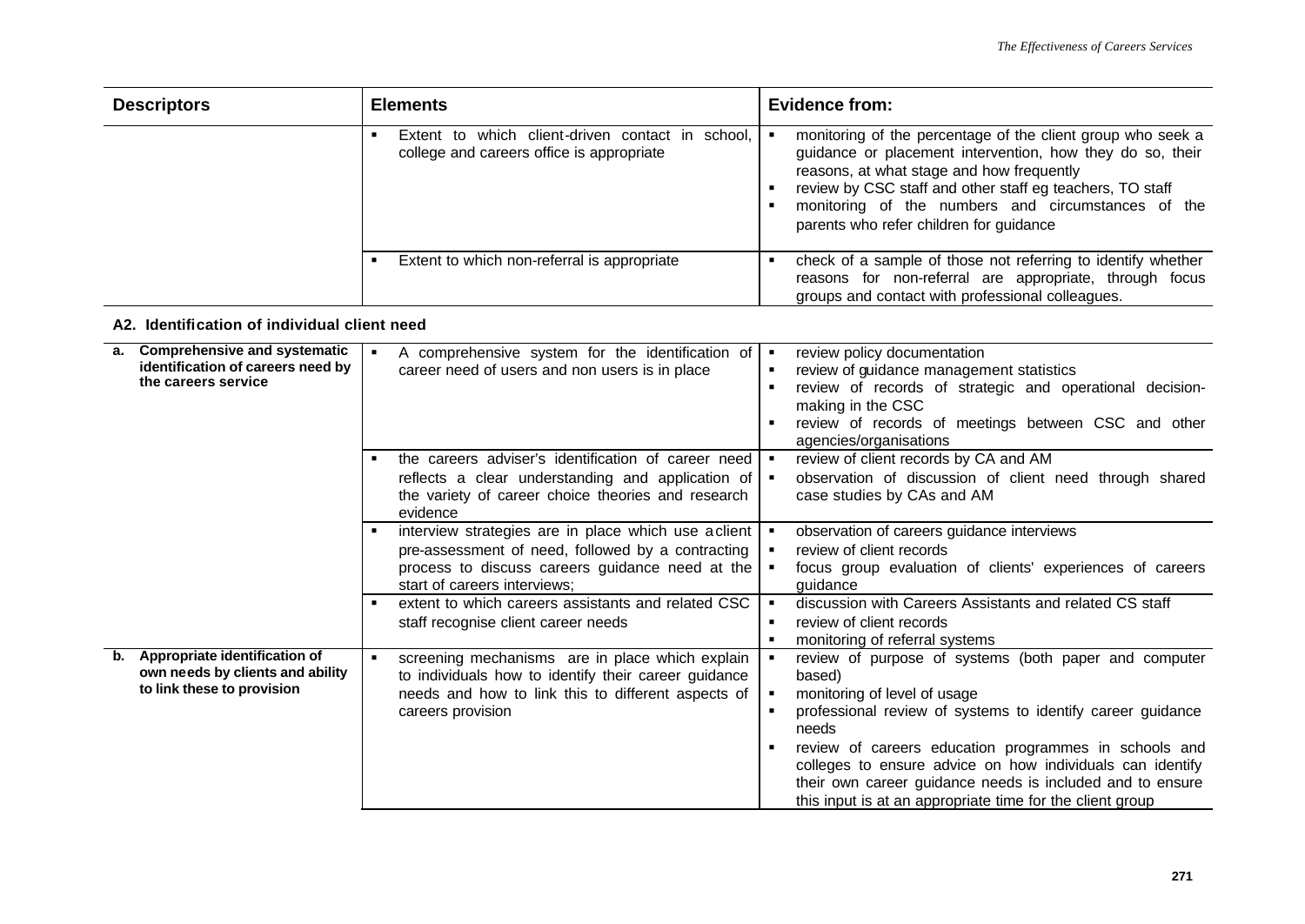| Descriptors | Elements | Evidence from: |
|---|---|---|
| | ▪ Extent to which client-driven contact in school, college and careers office is appropriate | ▪ monitoring of the percentage of the client group who seek a guidance or placement intervention, how they do so, their reasons, at what stage and how frequently<br>▪ review by CSC staff and other staff eg teachers, TO staff<br>▪ monitoring of the numbers and circumstances of the parents who refer children for guidance |
| | ▪ Extent to which non-referral is appropriate | ▪ check of a sample of those not referring to identify whether reasons for non-referral are appropriate, through focus groups and contact with professional colleagues. |

**A2. Identification of individual client need**

| Descriptors | Elements | Evidence from: |
|---|---|---|
| **a. Comprehensive and systematic identification of careers need by the careers service** | ▪ A comprehensive system for the identification of career need of users and non users is in place | ▪ review policy documentation<br>▪ review of guidance management statistics<br>▪ review of records of strategic and operational decision-making in the CSC<br>▪ review of records of meetings between CSC and other agencies/organisations |
| | ▪ the careers adviser's identification of career need reflects a clear understanding and application of the variety of career choice theories and research evidence | ▪ review of client records by CA and AM<br>▪ observation of discussion of client need through shared case studies by CAs and AM |
| | ▪ interview strategies are in place which use a client pre-assessment of need, followed by a contracting process to discuss careers guidance need at the start of careers interviews; | ▪ observation of careers guidance interviews<br>▪ review of client records<br>▪ focus group evaluation of clients' experiences of careers guidance |
| | ▪ extent to which careers assistants and related CSC staff recognise client career needs | ▪ discussion with Careers Assistants and related CS staff<br>▪ review of client records<br>▪ monitoring of referral systems |
| **b. Appropriate identification of own needs by clients and ability to link these to provision** | ▪ screening mechanisms are in place which explain to individuals how to identify their career guidance needs and how to link this to different aspects of careers provision | ▪ review of purpose of systems (both paper and computer based)<br>▪ monitoring of level of usage<br>▪ professional review of systems to identify career guidance needs<br>▪ review of careers education programmes in schools and colleges to ensure advice on how individuals can identify their own career guidance needs is included and to ensure this input is at an appropriate time for the client group |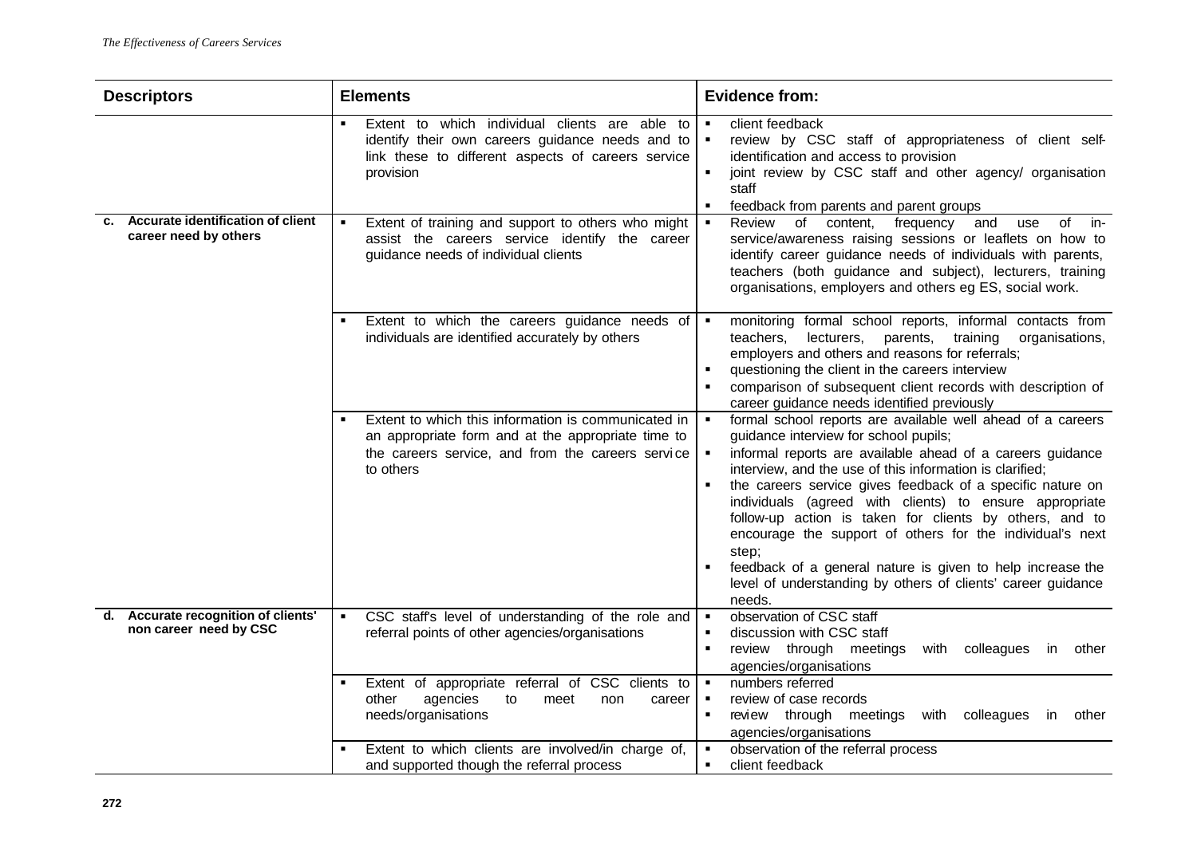| Descriptors | Elements | Evidence from: |
| --- | --- | --- |
| | ▪ Extent to which individual clients are able to identify their own careers guidance needs and to link these to different aspects of careers service provision | ▪ client feedback<br>▪ review by CSC staff of appropriateness of client self-identification and access to provision<br>▪ joint review by CSC staff and other agency/ organisation staff<br>▪ feedback from parents and parent groups |
| **c. Accurate identification of client career need by others** | ▪ Extent of training and support to others who might assist the careers service identify the career guidance needs of individual clients | ▪ Review of content, frequency and use of in-service/awareness raising sessions or leaflets on how to identify career guidance needs of individuals with parents, teachers (both guidance and subject), lecturers, training organisations, employers and others eg ES, social work. |
| | ▪ Extent to which the careers guidance needs of individuals are identified accurately by others | ▪ monitoring formal school reports, informal contacts from teachers, lecturers, parents, training organisations, employers and others and reasons for referrals;<br>▪ questioning the client in the careers interview<br>▪ comparison of subsequent client records with description of career guidance needs identified previously |
| | ▪ Extent to which this information is communicated in an appropriate form and at the appropriate time to the careers service, and from the careers service to others | ▪ formal school reports are available well ahead of a careers guidance interview for school pupils;<br>▪ informal reports are available ahead of a careers guidance interview, and the use of this information is clarified;<br>▪ the careers service gives feedback of a specific nature on individuals (agreed with clients) to ensure appropriate follow-up action is taken for clients by others, and to encourage the support of others for the individual's next step;<br>▪ feedback of a general nature is given to help increase the level of understanding by others of clients' career guidance needs. |
| **d. Accurate recognition of clients' non career need by CSC** | ▪ CSC staff's level of understanding of the role and referral points of other agencies/organisations | ▪ observation of CSC staff<br>▪ discussion with CSC staff<br>▪ review through meetings with colleagues in other agencies/organisations |
| | ▪ Extent of appropriate referral of CSC clients to other agencies to meet non career needs/organisations | ▪ numbers referred<br>▪ review of case records<br>▪ review through meetings with colleagues in other agencies/organisations |
| | ▪ Extent to which clients are involved/in charge of, and supported though the referral process | ▪ observation of the referral process<br>▪ client feedback |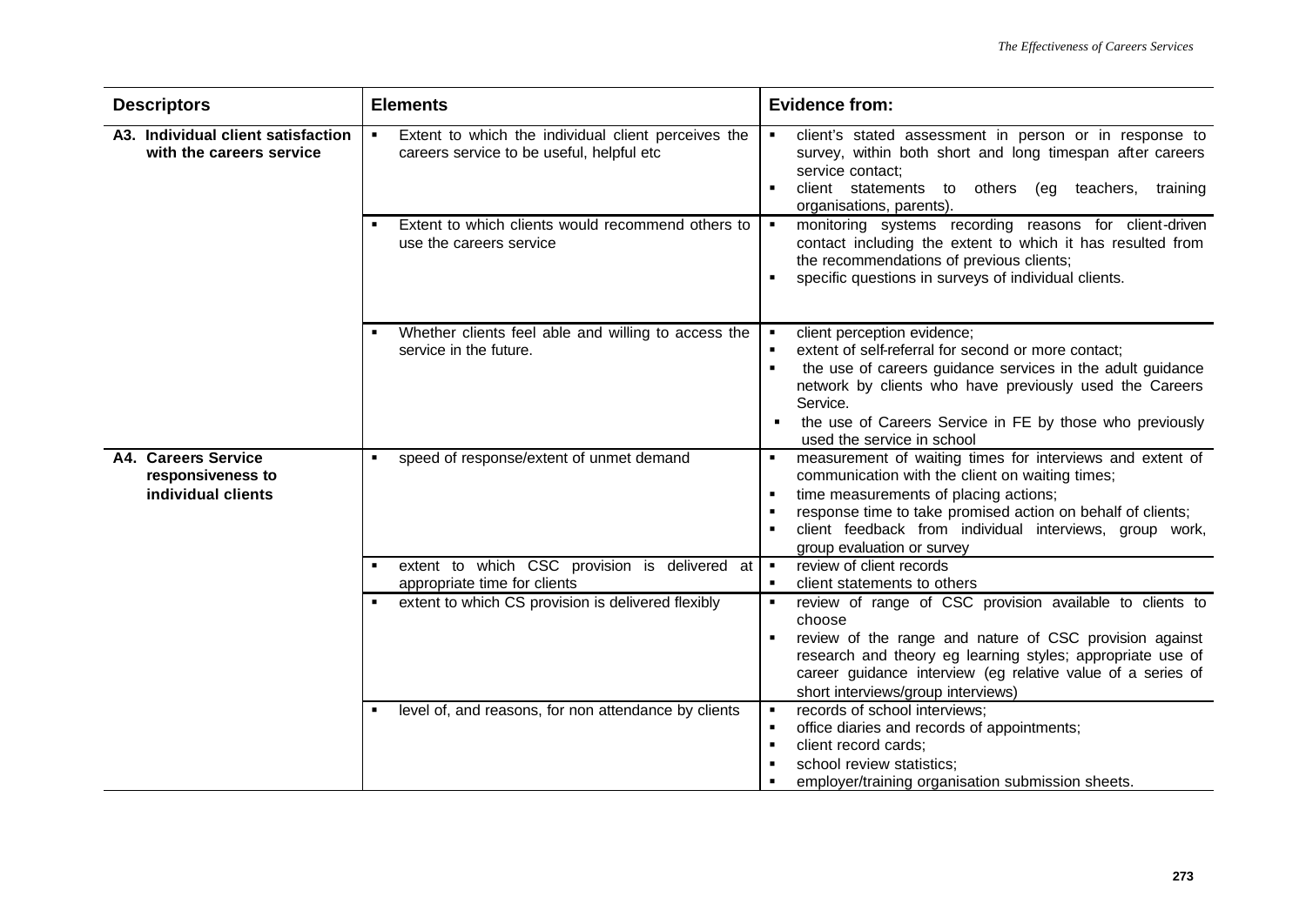| Descriptors | Elements | Evidence from: |
|---|---|---|
| **A3. Individual client satisfaction with the careers service** | ▪ Extent to which the individual client perceives the careers service to be useful, helpful etc | ▪ client's stated assessment in person or in response to survey, within both short and long timespan after careers service contact;<br>▪ client statements to others (eg teachers, training organisations, parents). |
| | ▪ Extent to which clients would recommend others to use the careers service | ▪ monitoring systems recording reasons for client-driven contact including the extent to which it has resulted from the recommendations of previous clients;<br>▪ specific questions in surveys of individual clients. |
| | ▪ Whether clients feel able and willing to access the service in the future. | ▪ client perception evidence;<br>▪ extent of self-referral for second or more contact;<br>▪ the use of careers guidance services in the adult guidance network by clients who have previously used the Careers Service.<br>▪ the use of Careers Service in FE by those who previously used the service in school |
| **A4. Careers Service responsiveness to individual clients** | ▪ speed of response/extent of unmet demand | ▪ measurement of waiting times for interviews and extent of communication with the client on waiting times;<br>▪ time measurements of placing actions;<br>▪ response time to take promised action on behalf of clients;<br>▪ client feedback from individual interviews, group work, group evaluation or survey |
| | ▪ extent to which CSC provision is delivered at appropriate time for clients | ▪ review of client records<br>▪ client statements to others |
| | ▪ extent to which CS provision is delivered flexibly | ▪ review of range of CSC provision available to clients to choose<br>▪ review of the range and nature of CSC provision against research and theory eg learning styles; appropriate use of career guidance interview (eg relative value of a series of short interviews/group interviews) |
| | ▪ level of, and reasons, for non attendance by clients | ▪ records of school interviews;<br>▪ office diaries and records of appointments;<br>▪ client record cards;<br>▪ school review statistics;<br>▪ employer/training organisation submission sheets. |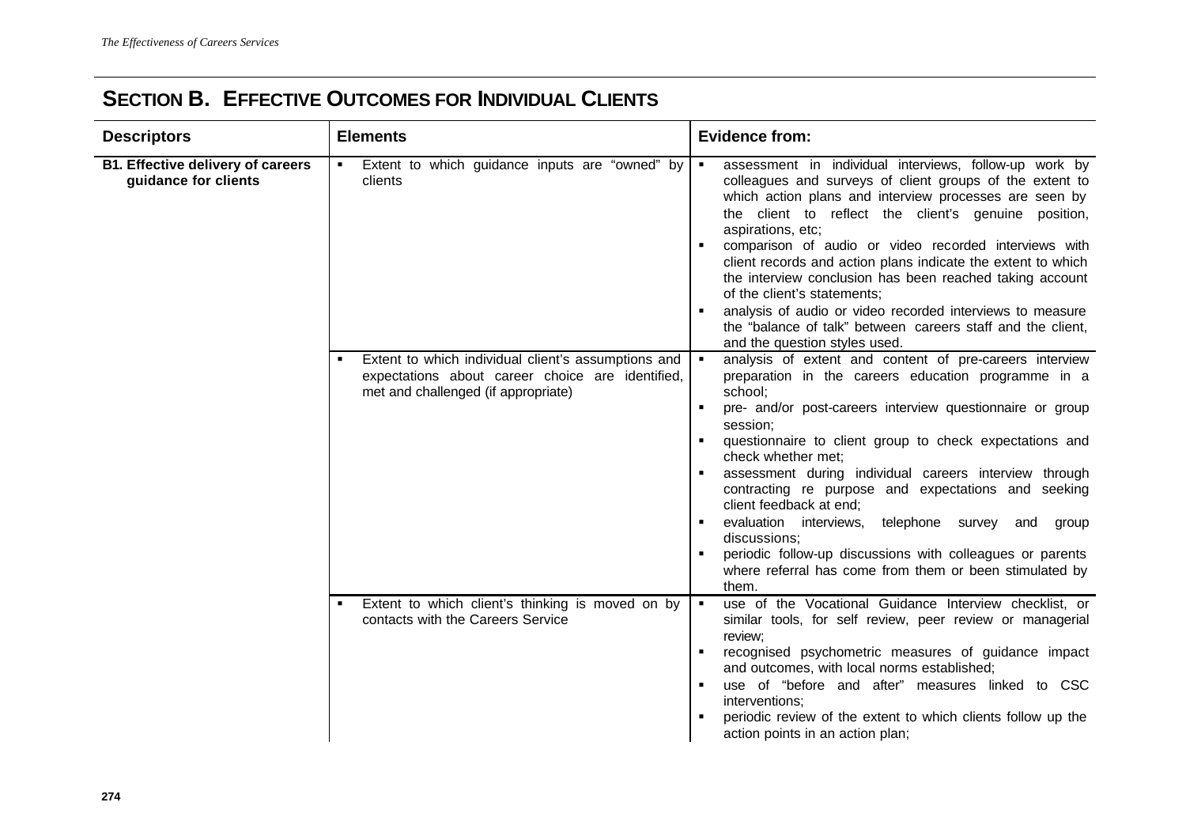## SECTION B. EFFECTIVE OUTCOMES FOR INDIVIDUAL CLIENTS

| Descriptors | Elements | Evidence from: |
|---|---|---|
| **B1. Effective delivery of careers guidance for clients** | ▪ Extent to which guidance inputs are "owned" by clients | ▪ assessment in individual interviews, follow-up work by colleagues and surveys of client groups of the extent to which action plans and interview processes are seen by the client to reflect the client's genuine position, aspirations, etc;<br>▪ comparison of audio or video recorded interviews with client records and action plans indicate the extent to which the interview conclusion has been reached taking account of the client's statements;<br>▪ analysis of audio or video recorded interviews to measure the "balance of talk" between careers staff and the client, and the question styles used. |
| | ▪ Extent to which individual client's assumptions and expectations about career choice are identified, met and challenged (if appropriate) | ▪ analysis of extent and content of pre-careers interview preparation in the careers education programme in a school;<br>▪ pre- and/or post-careers interview questionnaire or group session;<br>▪ questionnaire to client group to check expectations and check whether met;<br>▪ assessment during individual careers interview through contracting re purpose and expectations and seeking client feedback at end;<br>▪ evaluation interviews, telephone survey and group discussions;<br>▪ periodic follow-up discussions with colleagues or parents where referral has come from them or been stimulated by them. |
| | ▪ Extent to which client's thinking is moved on by contacts with the Careers Service | ▪ use of the Vocational Guidance Interview checklist, or similar tools, for self review, peer review or managerial review;<br>▪ recognised psychometric measures of guidance impact and outcomes, with local norms established;<br>▪ use of "before and after" measures linked to CSC interventions;<br>▪ periodic review of the extent to which clients follow up the action points in an action plan; |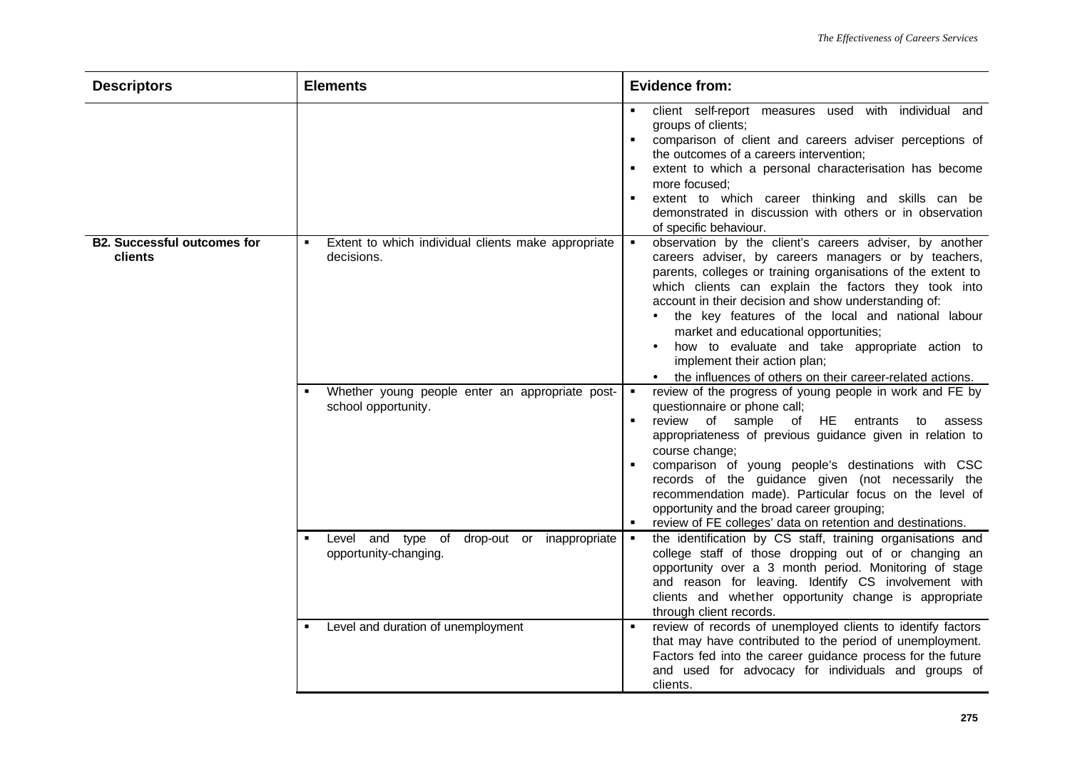| Descriptors | Elements | Evidence from: |
|---|---|---|
| | | ▪ client self-report measures used with individual and groups of clients;<br>▪ comparison of client and careers adviser perceptions of the outcomes of a careers intervention;<br>▪ extent to which a personal characterisation has become more focused;<br>▪ extent to which career thinking and skills can be demonstrated in discussion with others or in observation of specific behaviour. |
| **B2. Successful outcomes for clients** | ▪ Extent to which individual clients make appropriate decisions. | ▪ observation by the client's careers adviser, by another careers adviser, by careers managers or by teachers, parents, colleges or training organisations of the extent to which clients can explain the factors they took into account in their decision and show understanding of:<br>• the key features of the local and national labour market and educational opportunities;<br>• how to evaluate and take appropriate action to implement their action plan;<br>• the influences of others on their career-related actions. |
| | ▪ Whether young people enter an appropriate post-school opportunity. | ▪ review of the progress of young people in work and FE by questionnaire or phone call;<br>▪ review of sample of HE entrants to assess appropriateness of previous guidance given in relation to course change;<br>▪ comparison of young people's destinations with CSC records of the guidance given (not necessarily the recommendation made). Particular focus on the level of opportunity and the broad career grouping;<br>▪ review of FE colleges' data on retention and destinations. |
| | ▪ Level and type of drop-out or inappropriate opportunity-changing. | ▪ the identification by CS staff, training organisations and college staff of those dropping out of or changing an opportunity over a 3 month period. Monitoring of stage and reason for leaving. Identify CS involvement with clients and whether opportunity change is appropriate through client records. |
| | ▪ Level and duration of unemployment | ▪ review of records of unemployed clients to identify factors that may have contributed to the period of unemployment. Factors fed into the career guidance process for the future and used for advocacy for individuals and groups of clients. |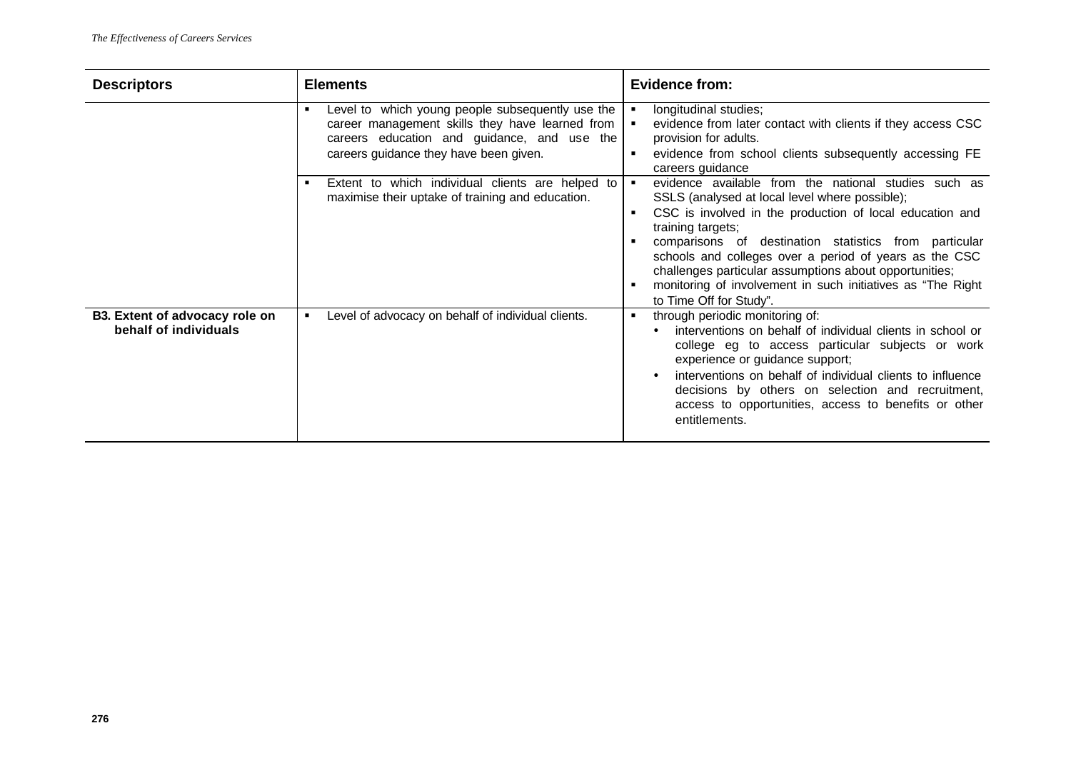| Descriptors | Elements | Evidence from: |
|---|---|---|
| | ▪ Level to which young people subsequently use the career management skills they have learned from careers education and guidance, and use the careers guidance they have been given. | ▪ longitudinal studies;<br>▪ evidence from later contact with clients if they access CSC provision for adults.<br>▪ evidence from school clients subsequently accessing FE careers guidance |
| | ▪ Extent to which individual clients are helped to maximise their uptake of training and education. | ▪ evidence available from the national studies such as SSLS (analysed at local level where possible);<br>▪ CSC is involved in the production of local education and training targets;<br>▪ comparisons of destination statistics from particular schools and colleges over a period of years as the CSC challenges particular assumptions about opportunities;<br>▪ monitoring of involvement in such initiatives as "The Right to Time Off for Study". |
| **B3. Extent of advocacy role on behalf of individuals** | ▪ Level of advocacy on behalf of individual clients. | ▪ through periodic monitoring of:<br>• interventions on behalf of individual clients in school or college eg to access particular subjects or work experience or guidance support;<br>• interventions on behalf of individual clients to influence decisions by others on selection and recruitment, access to opportunities, access to benefits or other entitlements. |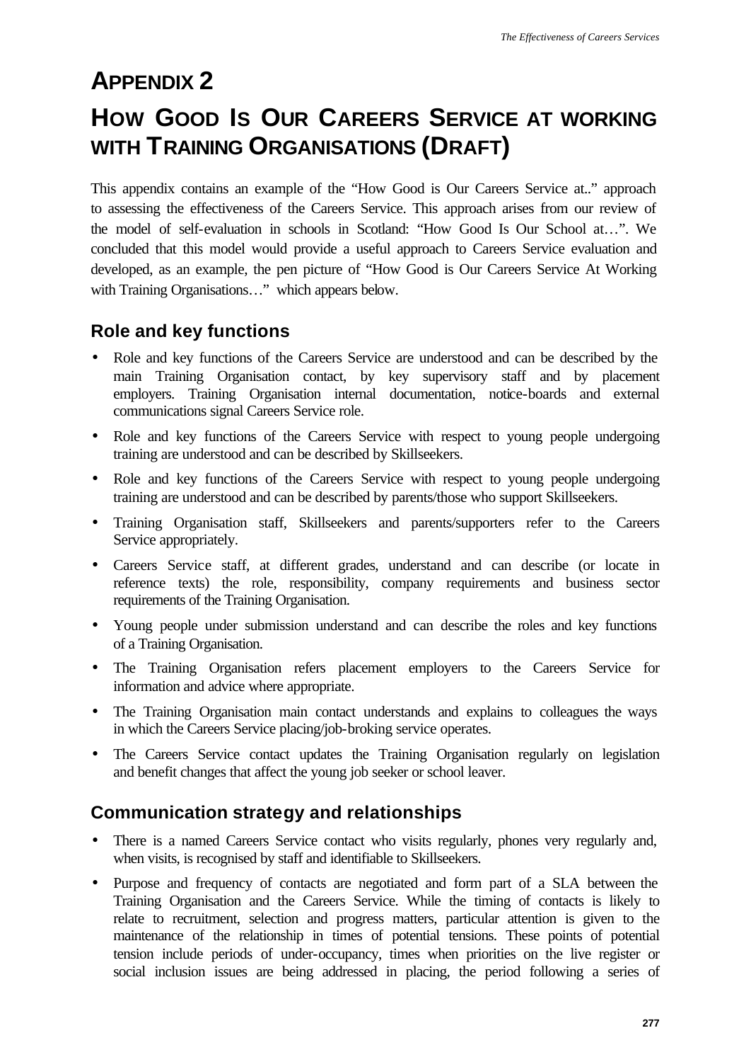# APPENDIX 2

# HOW GOOD IS OUR CAREERS SERVICE AT WORKING WITH TRAINING ORGANISATIONS (DRAFT)

This appendix contains an example of the "How Good is Our Careers Service at.." approach to assessing the effectiveness of the Careers Service. This approach arises from our review of the model of self-evaluation in schools in Scotland: "How Good Is Our School at…". We concluded that this model would provide a useful approach to Careers Service evaluation and developed, as an example, the pen picture of "How Good is Our Careers Service At Working with Training Organisations…" which appears below.

## Role and key functions

- Role and key functions of the Careers Service are understood and can be described by the main Training Organisation contact, by key supervisory staff and by placement employers. Training Organisation internal documentation, notice-boards and external communications signal Careers Service role.
- Role and key functions of the Careers Service with respect to young people undergoing training are understood and can be described by Skillseekers.
- Role and key functions of the Careers Service with respect to young people undergoing training are understood and can be described by parents/those who support Skillseekers.
- Training Organisation staff, Skillseekers and parents/supporters refer to the Careers Service appropriately.
- Careers Service staff, at different grades, understand and can describe (or locate in reference texts) the role, responsibility, company requirements and business sector requirements of the Training Organisation.
- Young people under submission understand and can describe the roles and key functions of a Training Organisation.
- The Training Organisation refers placement employers to the Careers Service for information and advice where appropriate.
- The Training Organisation main contact understands and explains to colleagues the ways in which the Careers Service placing/job-broking service operates.
- The Careers Service contact updates the Training Organisation regularly on legislation and benefit changes that affect the young job seeker or school leaver.

## Communication strategy and relationships

- There is a named Careers Service contact who visits regularly, phones very regularly and, when visits, is recognised by staff and identifiable to Skillseekers.
- Purpose and frequency of contacts are negotiated and form part of a SLA between the Training Organisation and the Careers Service. While the timing of contacts is likely to relate to recruitment, selection and progress matters, particular attention is given to the maintenance of the relationship in times of potential tensions. These points of potential tension include periods of under-occupancy, times when priorities on the live register or social inclusion issues are being addressed in placing, the period following a series of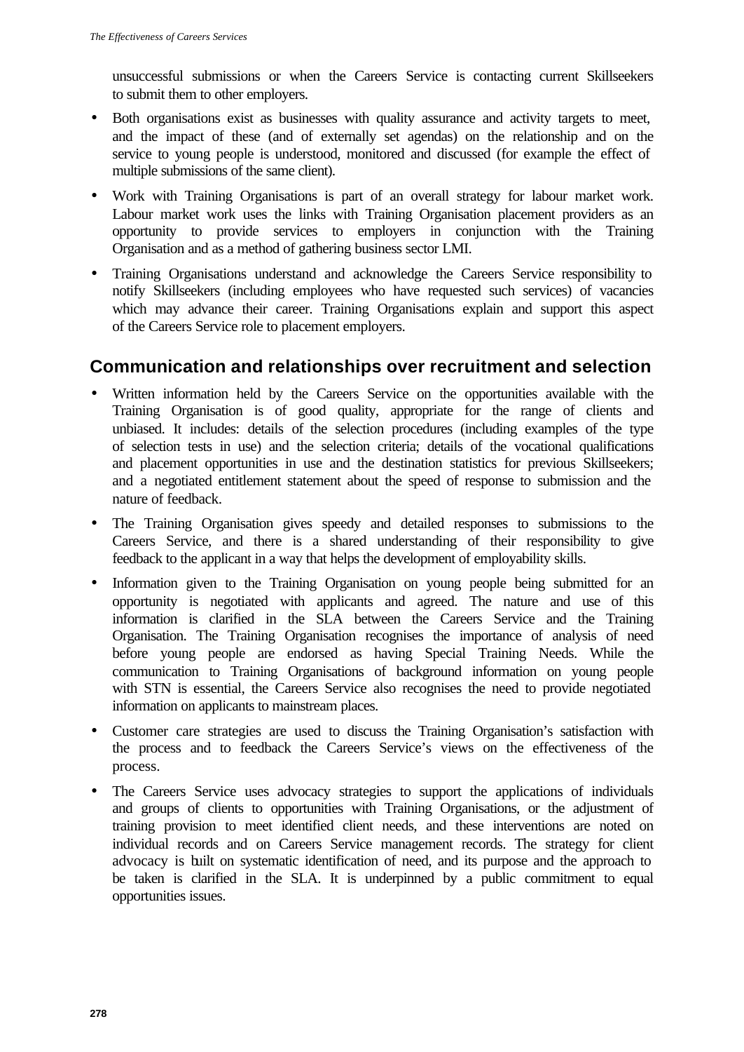unsuccessful submissions or when the Careers Service is contacting current Skillseekers to submit them to other employers.

- Both organisations exist as businesses with quality assurance and activity targets to meet, and the impact of these (and of externally set agendas) on the relationship and on the service to young people is understood, monitored and discussed (for example the effect of multiple submissions of the same client).
- Work with Training Organisations is part of an overall strategy for labour market work. Labour market work uses the links with Training Organisation placement providers as an opportunity to provide services to employers in conjunction with the Training Organisation and as a method of gathering business sector LMI.
- Training Organisations understand and acknowledge the Careers Service responsibility to notify Skillseekers (including employees who have requested such services) of vacancies which may advance their career. Training Organisations explain and support this aspect of the Careers Service role to placement employers.

## Communication and relationships over recruitment and selection

- Written information held by the Careers Service on the opportunities available with the Training Organisation is of good quality, appropriate for the range of clients and unbiased. It includes: details of the selection procedures (including examples of the type of selection tests in use) and the selection criteria; details of the vocational qualifications and placement opportunities in use and the destination statistics for previous Skillseekers; and a negotiated entitlement statement about the speed of response to submission and the nature of feedback.
- The Training Organisation gives speedy and detailed responses to submissions to the Careers Service, and there is a shared understanding of their responsibility to give feedback to the applicant in a way that helps the development of employability skills.
- Information given to the Training Organisation on young people being submitted for an opportunity is negotiated with applicants and agreed. The nature and use of this information is clarified in the SLA between the Careers Service and the Training Organisation. The Training Organisation recognises the importance of analysis of need before young people are endorsed as having Special Training Needs. While the communication to Training Organisations of background information on young people with STN is essential, the Careers Service also recognises the need to provide negotiated information on applicants to mainstream places.
- Customer care strategies are used to discuss the Training Organisation's satisfaction with the process and to feedback the Careers Service's views on the effectiveness of the process.
- The Careers Service uses advocacy strategies to support the applications of individuals and groups of clients to opportunities with Training Organisations, or the adjustment of training provision to meet identified client needs, and these interventions are noted on individual records and on Careers Service management records. The strategy for client advocacy is built on systematic identification of need, and its purpose and the approach to be taken is clarified in the SLA. It is underpinned by a public commitment to equal opportunities issues.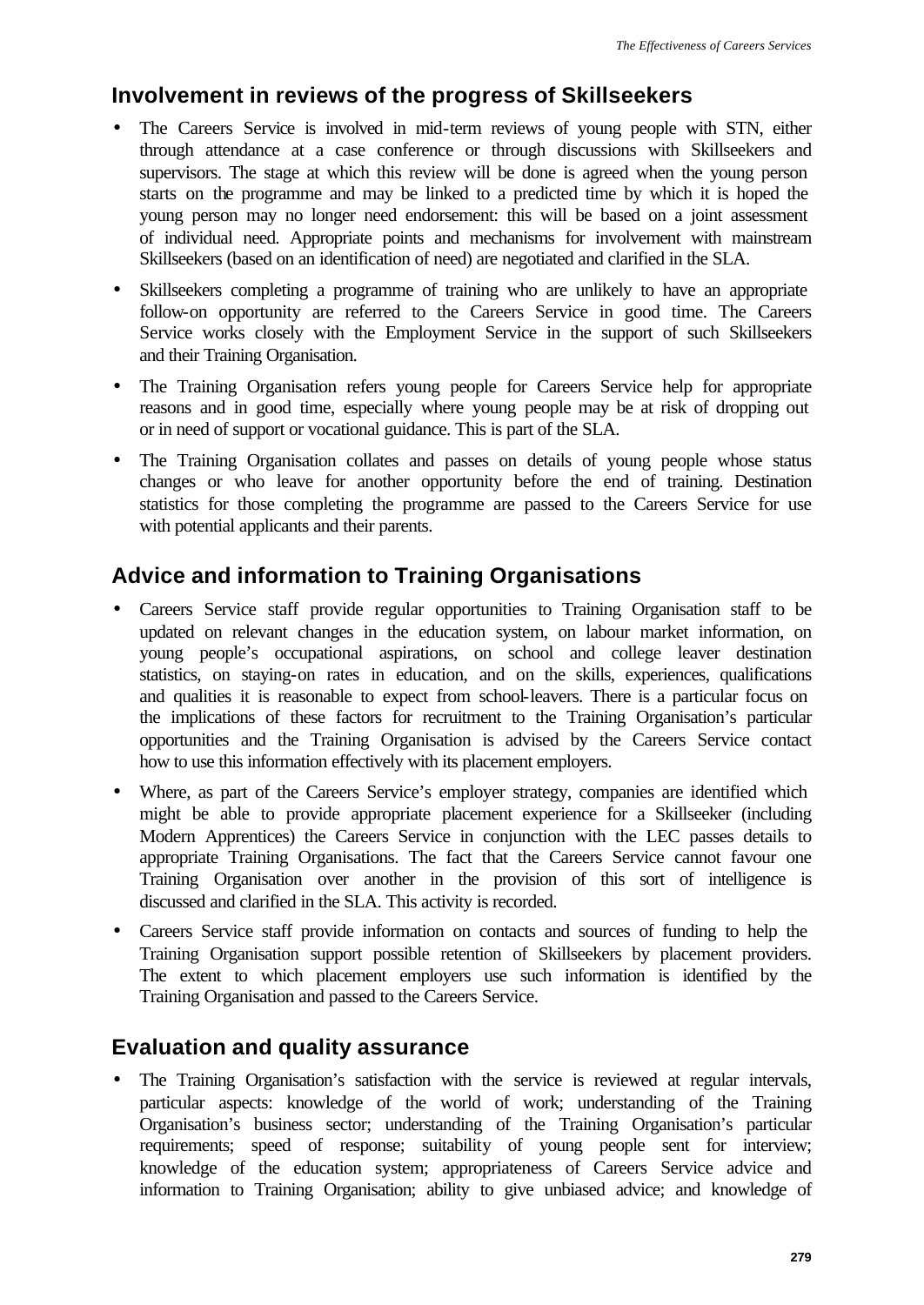## Involvement in reviews of the progress of Skillseekers

- The Careers Service is involved in mid-term reviews of young people with STN, either through attendance at a case conference or through discussions with Skillseekers and supervisors. The stage at which this review will be done is agreed when the young person starts on the programme and may be linked to a predicted time by which it is hoped the young person may no longer need endorsement: this will be based on a joint assessment of individual need. Appropriate points and mechanisms for involvement with mainstream Skillseekers (based on an identification of need) are negotiated and clarified in the SLA.
- Skillseekers completing a programme of training who are unlikely to have an appropriate follow-on opportunity are referred to the Careers Service in good time. The Careers Service works closely with the Employment Service in the support of such Skillseekers and their Training Organisation.
- The Training Organisation refers young people for Careers Service help for appropriate reasons and in good time, especially where young people may be at risk of dropping out or in need of support or vocational guidance. This is part of the SLA.
- The Training Organisation collates and passes on details of young people whose status changes or who leave for another opportunity before the end of training. Destination statistics for those completing the programme are passed to the Careers Service for use with potential applicants and their parents.

## Advice and information to Training Organisations

- Careers Service staff provide regular opportunities to Training Organisation staff to be updated on relevant changes in the education system, on labour market information, on young people's occupational aspirations, on school and college leaver destination statistics, on staying-on rates in education, and on the skills, experiences, qualifications and qualities it is reasonable to expect from school-leavers. There is a particular focus on the implications of these factors for recruitment to the Training Organisation's particular opportunities and the Training Organisation is advised by the Careers Service contact how to use this information effectively with its placement employers.
- Where, as part of the Careers Service's employer strategy, companies are identified which might be able to provide appropriate placement experience for a Skillseeker (including Modern Apprentices) the Careers Service in conjunction with the LEC passes details to appropriate Training Organisations. The fact that the Careers Service cannot favour one Training Organisation over another in the provision of this sort of intelligence is discussed and clarified in the SLA. This activity is recorded.
- Careers Service staff provide information on contacts and sources of funding to help the Training Organisation support possible retention of Skillseekers by placement providers. The extent to which placement employers use such information is identified by the Training Organisation and passed to the Careers Service.

## Evaluation and quality assurance

- The Training Organisation's satisfaction with the service is reviewed at regular intervals, particular aspects: knowledge of the world of work; understanding of the Training Organisation's business sector; understanding of the Training Organisation's particular requirements; speed of response; suitability of young people sent for interview; knowledge of the education system; appropriateness of Careers Service advice and information to Training Organisation; ability to give unbiased advice; and knowledge of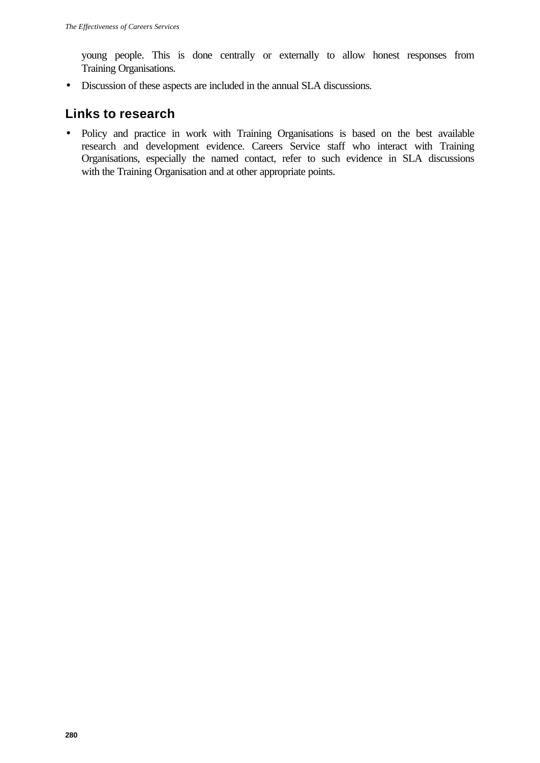young people. This is done centrally or externally to allow honest responses from Training Organisations.

- Discussion of these aspects are included in the annual SLA discussions.

## Links to research

- Policy and practice in work with Training Organisations is based on the best available research and development evidence. Careers Service staff who interact with Training Organisations, especially the named contact, refer to such evidence in SLA discussions with the Training Organisation and at other appropriate points.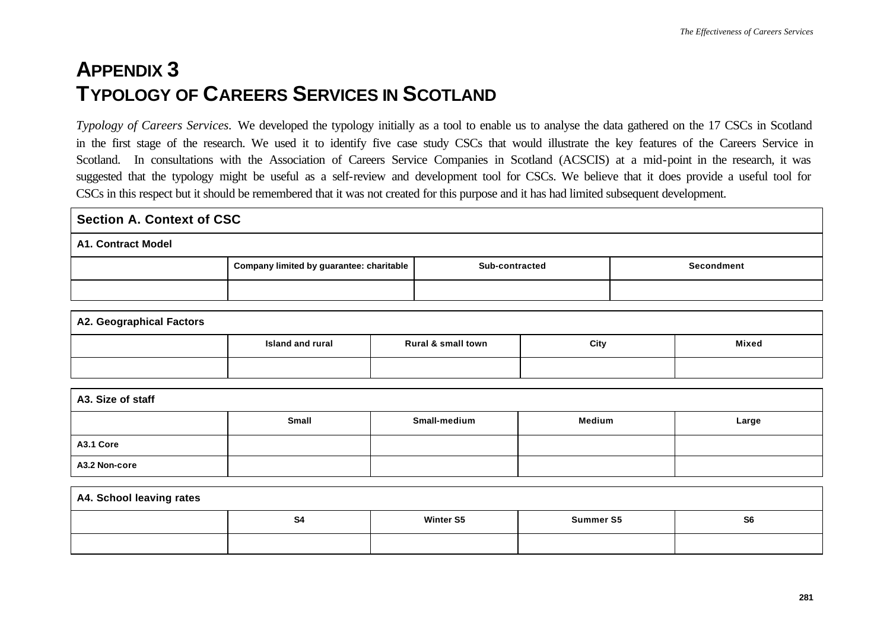# APPENDIX 3
# TYPOLOGY OF CAREERS SERVICES IN SCOTLAND

*Typology of Careers Services*. We developed the typology initially as a tool to enable us to analyse the data gathered on the 17 CSCs in Scotland in the first stage of the research. We used it to identify five case study CSCs that would illustrate the key features of the Careers Service in Scotland. In consultations with the Association of Careers Service Companies in Scotland (ACSCIS) at a mid-point in the research, it was suggested that the typology might be useful as a self-review and development tool for CSCs. We believe that it does provide a useful tool for CSCs in this respect but it should be remembered that it was not created for this purpose and it has had limited subsequent development.

## Section A. Context of CSC

**A1. Contract Model**

| | Company limited by guarantee: charitable | Sub-contracted | Secondment |
|---|---|---|---|
| | | | |

**A2. Geographical Factors**

| | Island and rural | Rural & small town | City | Mixed |
|---|---|---|---|---|
| | | | | |

**A3. Size of staff**

| | Small | Small-medium | Medium | Large |
|---|---|---|---|---|
| A3.1 Core | | | | |
| A3.2 Non-core | | | | |

**A4. School leaving rates**

| | S4 | Winter S5 | Summer S5 | S6 |
|---|---|---|---|---|
| | | | | |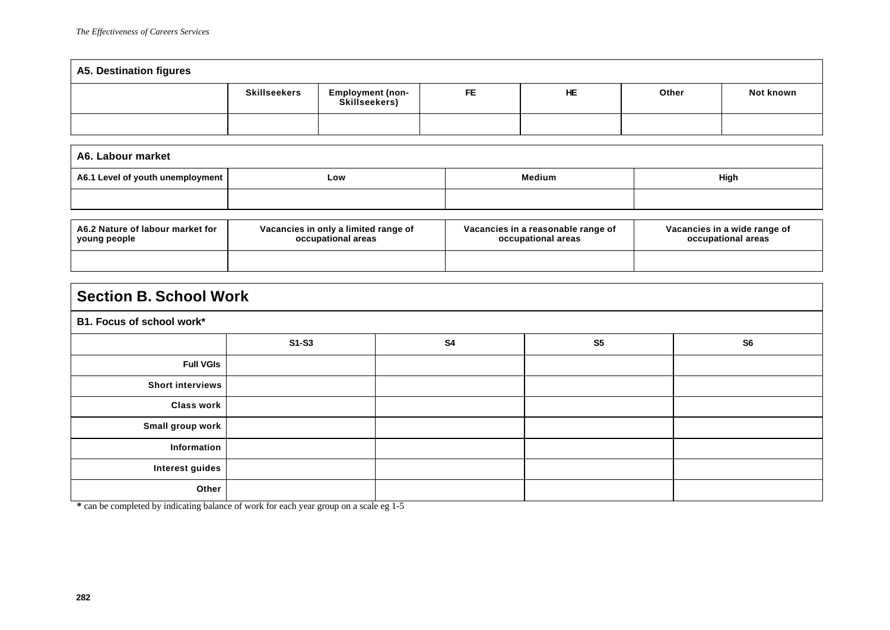### A5. Destination figures

| | Skillseekers | Employment (non-Skillseekers) | FE | HE | Other | Not known |
|---|---|---|---|---|---|---|
| | | | | | | |

### A6. Labour market

| A6.1 Level of youth unemployment | Low | Medium | High |
|---|---|---|---|
| | | | |

| A6.2 Nature of labour market for young people | Vacancies in only a limited range of occupational areas | Vacancies in a reasonable range of occupational areas | Vacancies in a wide range of occupational areas |
|---|---|---|---|
| | | | |

## Section B. School Work

### B1. Focus of school work*

| | S1-S3 | S4 | S5 | S6 |
|---|---|---|---|---|
| Full VGIs | | | | |
| Short interviews | | | | |
| Class work | | | | |
| Small group work | | | | |
| Information | | | | |
| Interest guides | | | | |
| Other | | | | |

**\*** can be completed by indicating balance of work for each year group on a scale eg 1-5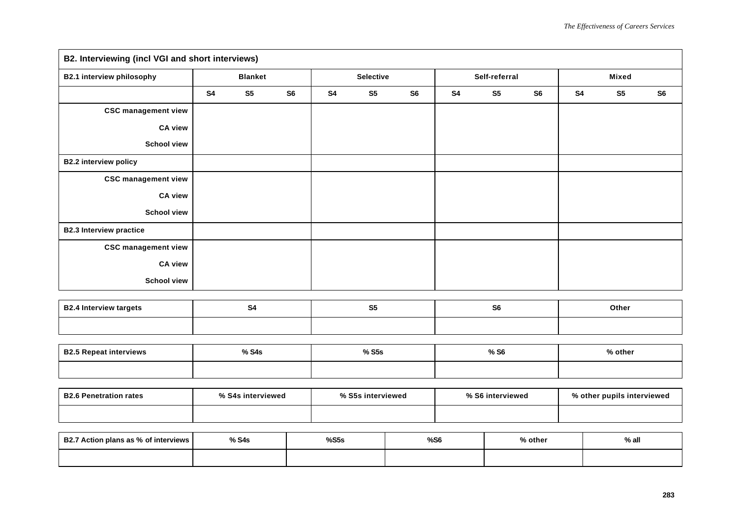| B2. Interviewing (incl VGI and short interviews) | | | | | | | | | | | | |
|---|---|---|---|---|---|---|---|---|---|---|---|---|
| **B2.1 interview philosophy** | **Blanket** | | | **Selective** | | | **Self-referral** | | | **Mixed** | | |
| | **S4** | **S5** | **S6** | **S4** | **S5** | **S6** | **S4** | **S5** | **S6** | **S4** | **S5** | **S6** |
| **CSC management view** | | | | | | | | | | | | |
| **CA view** | | | | | | | | | | | | |
| **School view** | | | | | | | | | | | | |
| **B2.2 interview policy** | | | | | | | | | | | | |
| **CSC management view** | | | | | | | | | | | | |
| **CA view** | | | | | | | | | | | | |
| **School view** | | | | | | | | | | | | |
| **B2.3 Interview practice** | | | | | | | | | | | | |
| **CSC management view** | | | | | | | | | | | | |
| **CA view** | | | | | | | | | | | | |
| **School view** | | | | | | | | | | | | |

| B2.4 Interview targets | S4 | S5 | S6 | Other |
|---|---|---|---|---|
| | | | | |

| B2.5 Repeat interviews | % S4s | % S5s | % S6 | % other |
|---|---|---|---|---|
| | | | | |

| B2.6 Penetration rates | % S4s interviewed | % S5s interviewed | % S6 interviewed | % other pupils interviewed |
|---|---|---|---|---|
| | | | | |

| B2.7 Action plans as % of interviews | % S4s | %S5s | %S6 | % other | % all |
|---|---|---|---|---|---|
| | | | | | |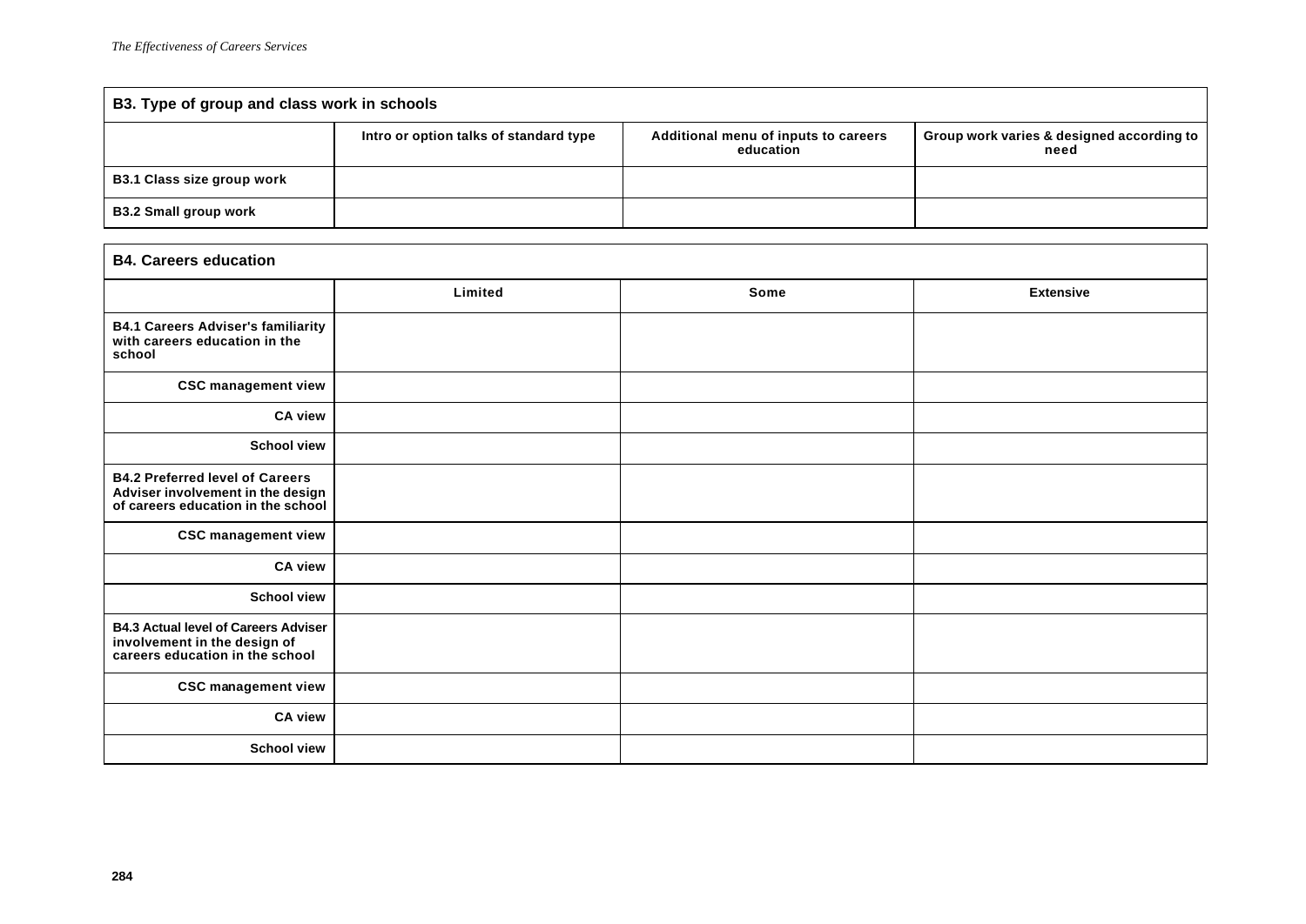| B3. Type of group and class work in schools | | | |
|---|---|---|---|
| | Intro or option talks of standard type | Additional menu of inputs to careers education | Group work varies & designed according to need |
| **B3.1 Class size group work** | | | |
| **B3.2 Small group work** | | | |

| B4. Careers education | | | |
|---|---|---|---|
| | Limited | Some | Extensive |
| **B4.1 Careers Adviser's familiarity with careers education in the school** | | | |
| CSC management view | | | |
| CA view | | | |
| School view | | | |
| **B4.2 Preferred level of Careers Adviser involvement in the design of careers education in the school** | | | |
| CSC management view | | | |
| CA view | | | |
| School view | | | |
| **B4.3 Actual level of Careers Adviser involvement in the design of careers education in the school** | | | |
| CSC management view | | | |
| CA view | | | |
| School view | | | |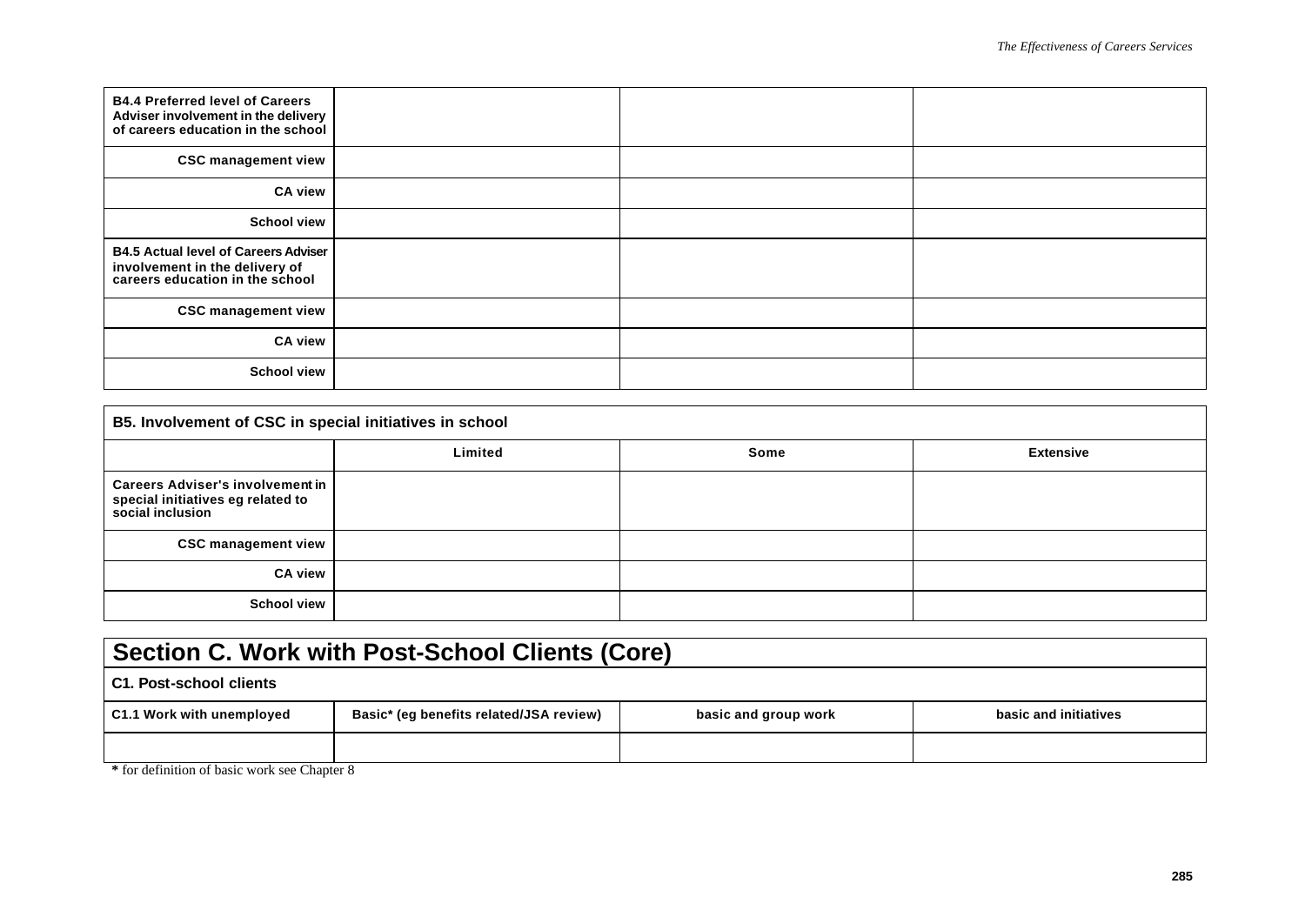| **B4.4 Preferred level of Careers Adviser involvement in the delivery of careers education in the school** | | | |
|---|---|---|---|
| **CSC management view** | | | |
| **CA view** | | | |
| **School view** | | | |
| **B4.5 Actual level of Careers Adviser involvement in the delivery of careers education in the school** | | | |
| **CSC management view** | | | |
| **CA view** | | | |
| **School view** | | | |

| **B5. Involvement of CSC in special initiatives in school** | | | |
|---|---|---|---|
| | **Limited** | **Some** | **Extensive** |
| **Careers Adviser's involvement in special initiatives eg related to social inclusion** | | | |
| **CSC management view** | | | |
| **CA view** | | | |
| **School view** | | | |

## Section C. Work with Post-School Clients (Core)

### C1. Post-school clients

| **C1.1 Work with unemployed** | **Basic* (eg benefits related/JSA review)** | **basic and group work** | **basic and initiatives** |
|---|---|---|---|
| | | | |

**\*** for definition of basic work see Chapter 8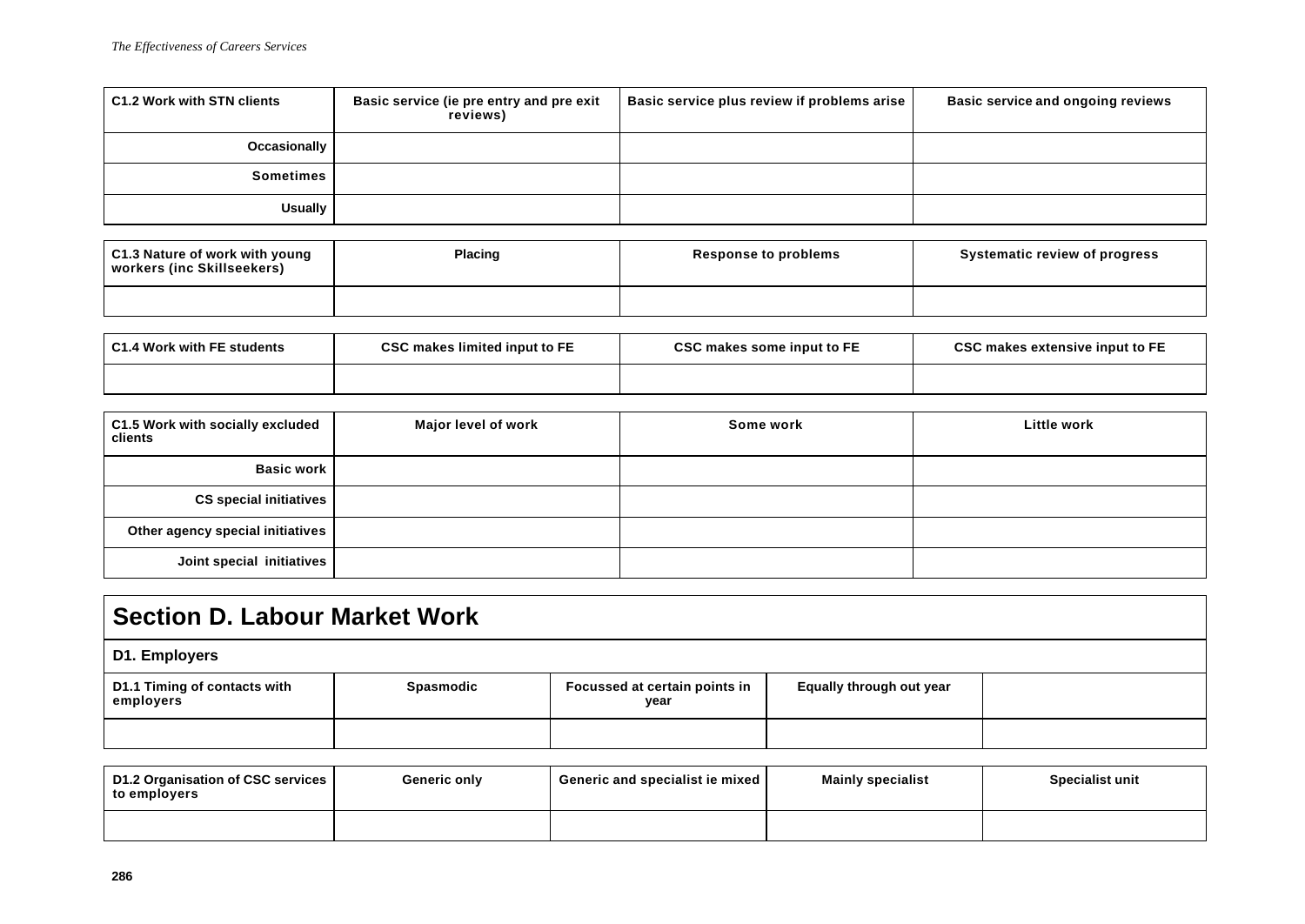| C1.2 Work with STN clients | Basic service (ie pre entry and pre exit reviews) | Basic service plus review if problems arise | Basic service and ongoing reviews |
|---|---|---|---|
| Occasionally | | | |
| Sometimes | | | |
| Usually | | | |

| C1.3 Nature of work with young workers (inc Skillseekers) | Placing | Response to problems | Systematic review of progress |
|---|---|---|---|
| | | | |

| C1.4 Work with FE students | CSC makes limited input to FE | CSC makes some input to FE | CSC makes extensive input to FE |
|---|---|---|---|
| | | | |

| C1.5 Work with socially excluded clients | Major level of work | Some work | Little work |
|---|---|---|---|
| Basic work | | | |
| CS special initiatives | | | |
| Other agency special initiatives | | | |
| Joint special initiatives | | | |

# Section D. Labour Market Work

## D1. Employers

| D1.1 Timing of contacts with employers | Spasmodic | Focussed at certain points in year | Equally through out year | |
|---|---|---|---|---|
| | | | | |

| D1.2 Organisation of CSC services to employers | Generic only | Generic and specialist ie mixed | Mainly specialist | Specialist unit |
|---|---|---|---|---|
| | | | | |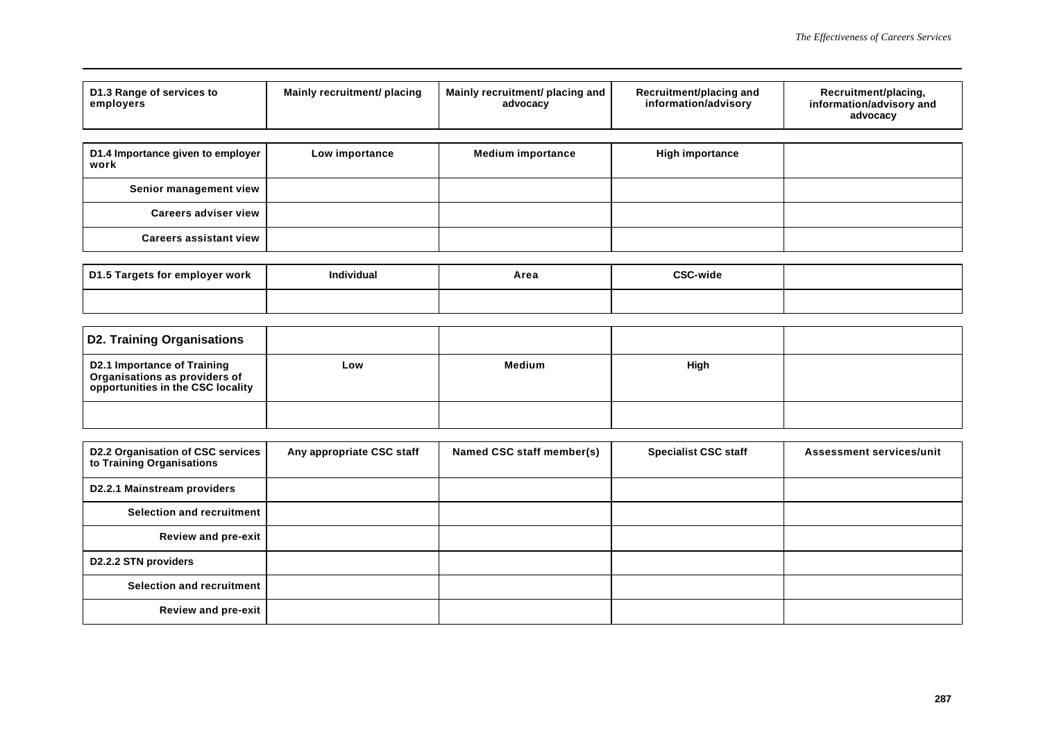| D1.3 Range of services to employers | Mainly recruitment/ placing | Mainly recruitment/ placing and advocacy | Recruitment/placing and information/advisory | Recruitment/placing, information/advisory and advocacy |
|---|---|---|---|---|

| D1.4 Importance given to employer work | Low importance | Medium importance | High importance | |
|---|---|---|---|---|
| Senior management view | | | | |
| Careers adviser view | | | | |
| Careers assistant view | | | | |

| D1.5 Targets for employer work | Individual | Area | CSC-wide | |
|---|---|---|---|---|
| | | | | |

| D2. Training Organisations | | | | |
|---|---|---|---|---|
| D2.1 Importance of Training Organisations as providers of opportunities in the CSC locality | Low | Medium | High | |
| | | | | |

| D2.2 Organisation of CSC services to Training Organisations | Any appropriate CSC staff | Named CSC staff member(s) | Specialist CSC staff | Assessment services/unit |
|---|---|---|---|---|
| D2.2.1 Mainstream providers | | | | |
| Selection and recruitment | | | | |
| Review and pre-exit | | | | |
| D2.2.2 STN providers | | | | |
| Selection and recruitment | | | | |
| Review and pre-exit | | | | |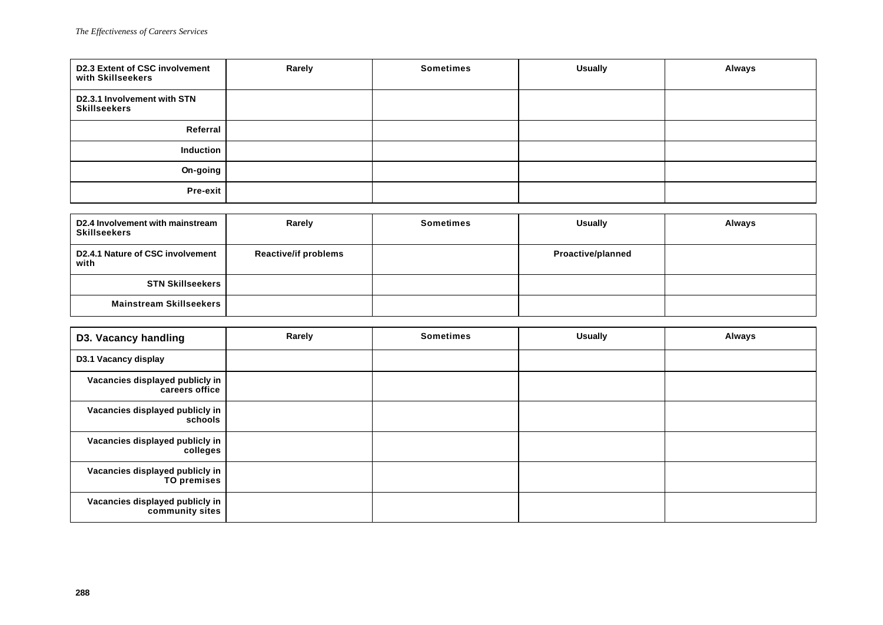| D2.3 Extent of CSC involvement with Skillseekers | Rarely | Sometimes | Usually | Always |
|---|---|---|---|---|
| D2.3.1 Involvement with STN Skillseekers | | | | |
| Referral | | | | |
| Induction | | | | |
| On-going | | | | |
| Pre-exit | | | | |

| D2.4 Involvement with mainstream Skillseekers | Rarely | Sometimes | Usually | Always |
|---|---|---|---|---|
| D2.4.1 Nature of CSC involvement with | Reactive/if problems | | Proactive/planned | |
| STN Skillseekers | | | | |
| Mainstream Skillseekers | | | | |

| D3. Vacancy handling | Rarely | Sometimes | Usually | Always |
|---|---|---|---|---|
| D3.1 Vacancy display | | | | |
| Vacancies displayed publicly in careers office | | | | |
| Vacancies displayed publicly in schools | | | | |
| Vacancies displayed publicly in colleges | | | | |
| Vacancies displayed publicly in TO premises | | | | |
| Vacancies displayed publicly in community sites | | | | |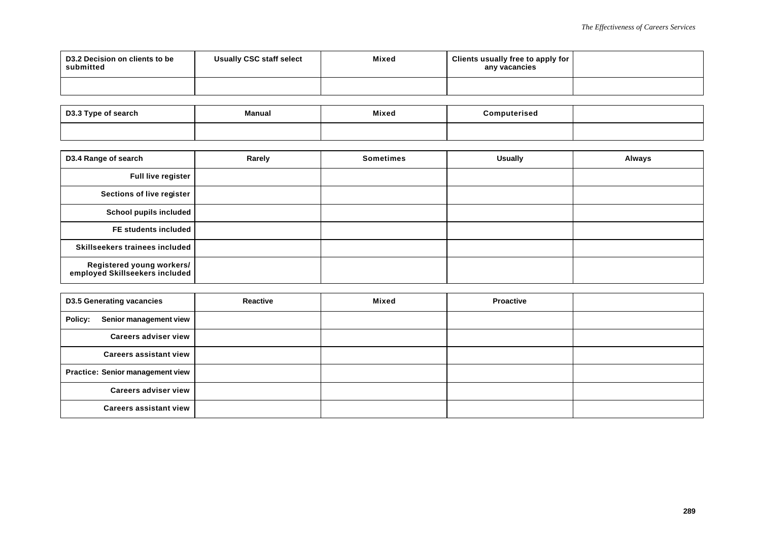| D3.2 Decision on clients to be submitted | Usually CSC staff select | Mixed | Clients usually free to apply for any vacancies | |
|---|---|---|---|---|
| | | | | |

| D3.3 Type of search | Manual | Mixed | Computerised | |
|---|---|---|---|---|
| | | | | |

| D3.4 Range of search | Rarely | Sometimes | Usually | Always |
|---|---|---|---|---|
| Full live register | | | | |
| Sections of live register | | | | |
| School pupils included | | | | |
| FE students included | | | | |
| Skillseekers trainees included | | | | |
| Registered young workers/ employed Skillseekers included | | | | |

| D3.5 Generating vacancies | Reactive | Mixed | Proactive | |
|---|---|---|---|---|
| Policy: Senior management view | | | | |
| Careers adviser view | | | | |
| Careers assistant view | | | | |
| Practice: Senior management view | | | | |
| Careers adviser view | | | | |
| Careers assistant view | | | | |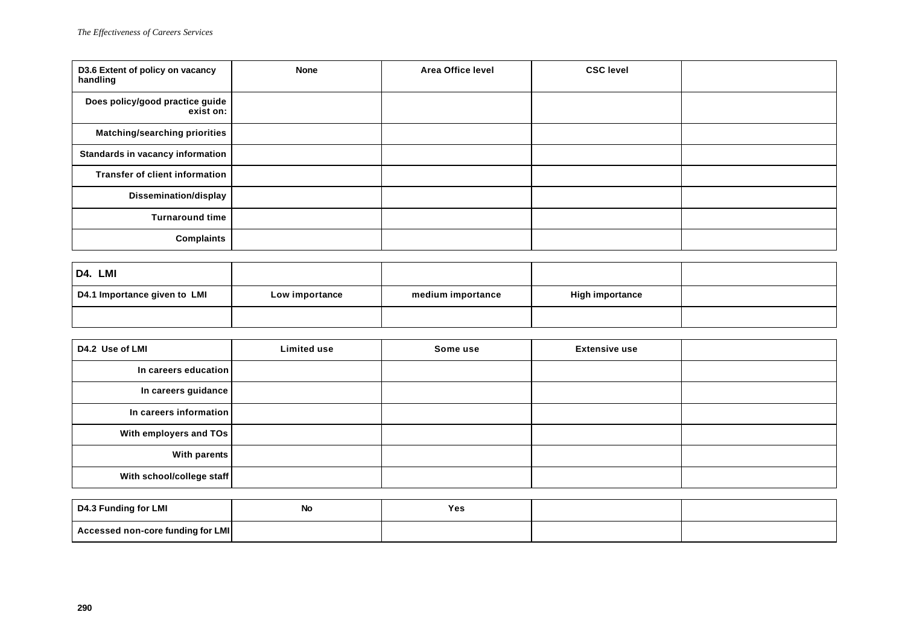| D3.6 Extent of policy on vacancy handling | None | Area Office level | CSC level | |
|---|---|---|---|---|
| Does policy/good practice guide exist on: | | | | |
| Matching/searching priorities | | | | |
| Standards in vacancy information | | | | |
| Transfer of client information | | | | |
| Dissemination/display | | | | |
| Turnaround time | | | | |
| Complaints | | | | |

| D4. LMI | | | | |
|---|---|---|---|---|
| D4.1 Importance given to LMI | Low importance | medium importance | High importance | |
| | | | | |

| D4.2 Use of LMI | Limited use | Some use | Extensive use | |
|---|---|---|---|---|
| In careers education | | | | |
| In careers guidance | | | | |
| In careers information | | | | |
| With employers and TOs | | | | |
| With parents | | | | |
| With school/college staff | | | | |

| D4.3 Funding for LMI | No | Yes | | |
|---|---|---|---|---|
| Accessed non-core funding for LMI | | | | |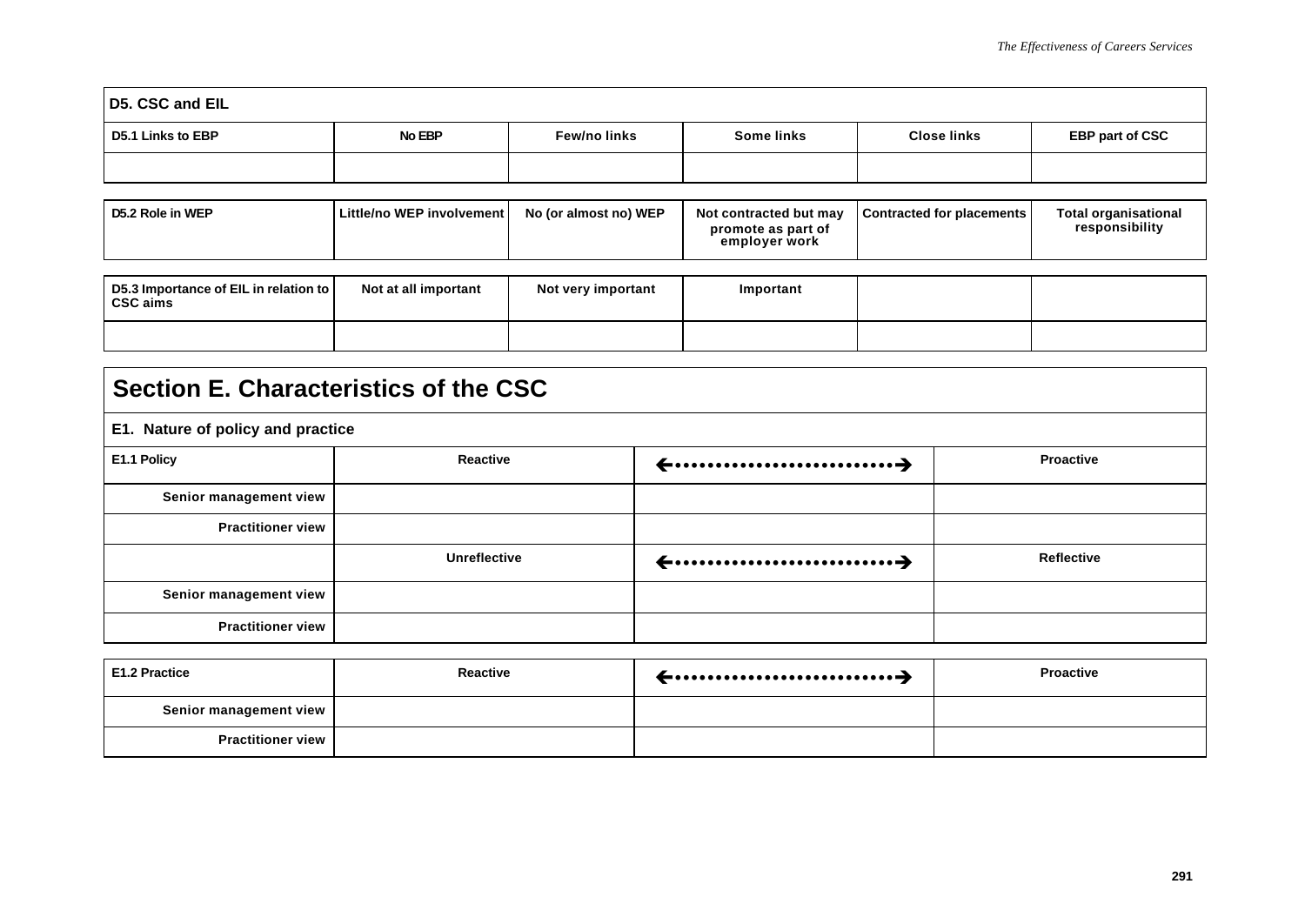| D5. CSC and EIL | | | | | |
|---|---|---|---|---|---|
| **D5.1 Links to EBP** | **No EBP** | **Few/no links** | **Some links** | **Close links** | **EBP part of CSC** |
| | | | | | |

| **D5.2 Role in WEP** | **Little/no WEP involvement** | **No (or almost no) WEP** | **Not contracted but may promote as part of employer work** | **Contracted for placements** | **Total organisational responsibility** |
|---|---|---|---|---|---|

| **D5.3 Importance of EIL in relation to CSC aims** | **Not at all important** | **Not very important** | **Important** | | |
|---|---|---|---|---|---|
| | | | | | |

## Section E. Characteristics of the CSC

### E1. Nature of policy and practice

| **E1.1 Policy** | **Reactive** | ←·························→ | **Proactive** |
|---|---|---|---|
| **Senior management view** | | | |
| **Practitioner view** | | | |
| | **Unreflective** | ←·························→ | **Reflective** |
| **Senior management view** | | | |
| **Practitioner view** | | | |

| **E1.2 Practice** | **Reactive** | ←·························→ | **Proactive** |
|---|---|---|---|
| **Senior management view** | | | |
| **Practitioner view** | | | |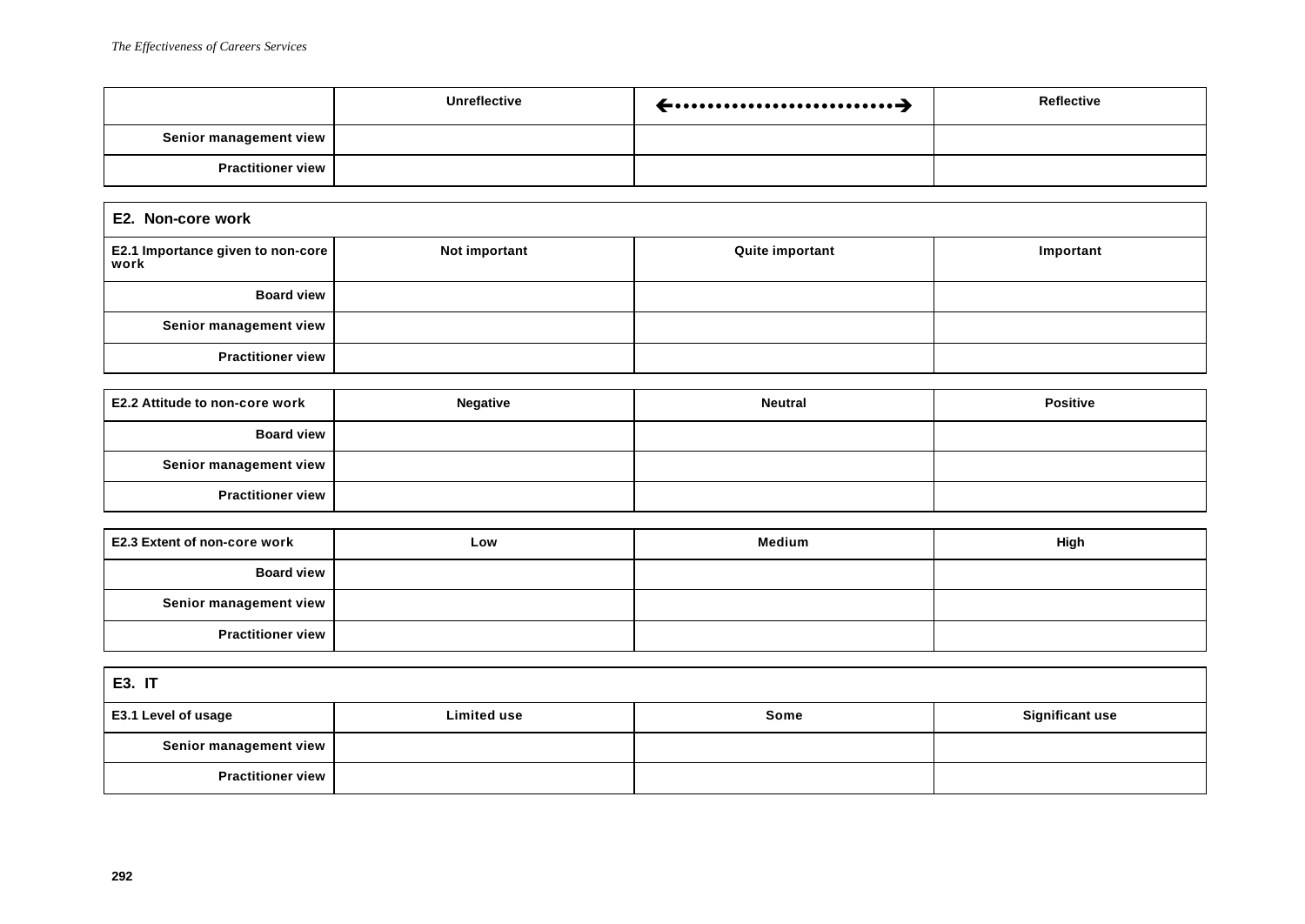| | Unreflective | ←••••••••••••••••••••••••••→ | Reflective |
|---|---|---|---|
| Senior management view | | | |
| Practitioner view | | | |

**E2. Non-core work**

| E2.1 Importance given to non-core work | Not important | Quite important | Important |
|---|---|---|---|
| Board view | | | |
| Senior management view | | | |
| Practitioner view | | | |

| E2.2 Attitude to non-core work | Negative | Neutral | Positive |
|---|---|---|---|
| Board view | | | |
| Senior management view | | | |
| Practitioner view | | | |

| E2.3 Extent of non-core work | Low | Medium | High |
|---|---|---|---|
| Board view | | | |
| Senior management view | | | |
| Practitioner view | | | |

**E3. IT**

| E3.1 Level of usage | Limited use | Some | Significant use |
|---|---|---|---|
| Senior management view | | | |
| Practitioner view | | | |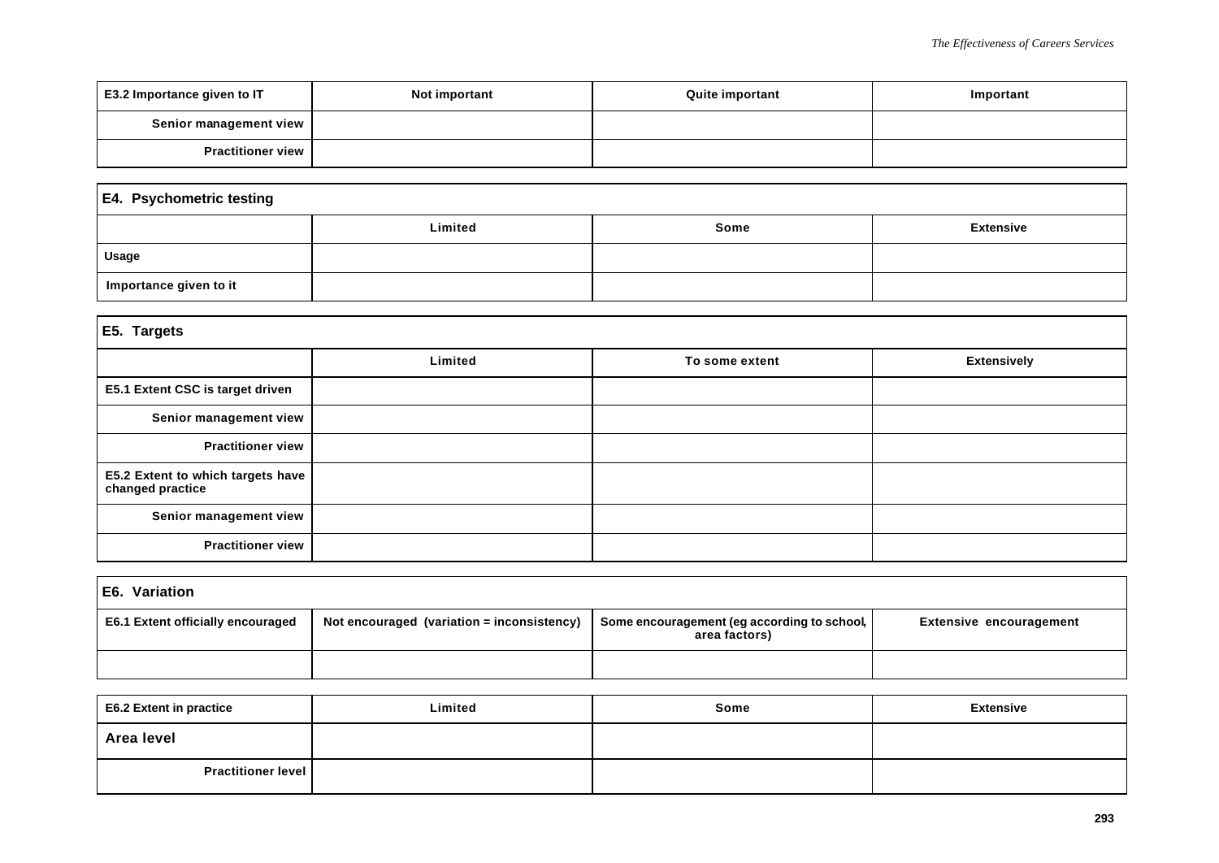| E3.2 Importance given to IT | Not important | Quite important | Important |
| --- | --- | --- | --- |
| Senior management view | | | |
| Practitioner view | | | |

| E4. Psychometric testing | | | |
| --- | --- | --- | --- |
| | Limited | Some | Extensive |
| Usage | | | |
| Importance given to it | | | |

| E5. Targets | | | |
| --- | --- | --- | --- |
| | Limited | To some extent | Extensively |
| E5.1 Extent CSC is target driven | | | |
| Senior management view | | | |
| Practitioner view | | | |
| E5.2 Extent to which targets have changed practice | | | |
| Senior management view | | | |
| Practitioner view | | | |

| E6. Variation | | | |
| --- | --- | --- | --- |
| E6.1 Extent officially encouraged | Not encouraged (variation = inconsistency) | Some encouragement (eg according to school, area factors) | Extensive encouragement |
| | | | |

| E6.2 Extent in practice | Limited | Some | Extensive |
| --- | --- | --- | --- |
| Area level | | | |
| Practitioner level | | | |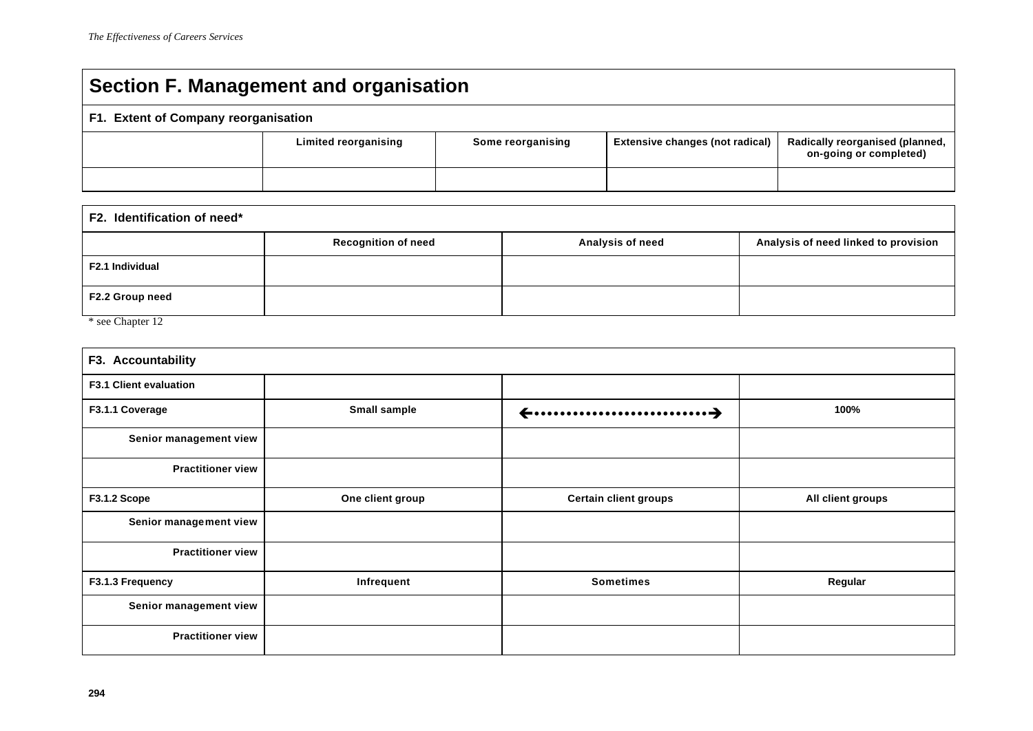## Section F. Management and organisation

| F1. Extent of Company reorganisation | | | | |
|---|---|---|---|---|
| | **Limited reorganising** | **Some reorganising** | **Extensive changes (not radical)** | **Radically reorganised (planned, on-going or completed)** |
| | | | | |

| F2. Identification of need* | | | |
|---|---|---|---|
| | **Recognition of need** | **Analysis of need** | **Analysis of need linked to provision** |
| **F2.1 Individual** | | | |
| **F2.2 Group need** | | | |

\* see Chapter 12

| F3. Accountability | | | |
|---|---|---|---|
| **F3.1 Client evaluation** | | | |
| **F3.1.1 Coverage** | **Small sample** | ←••••••••••••••••••••••••••→ | **100%** |
| **Senior management view** | | | |
| **Practitioner view** | | | |
| **F3.1.2 Scope** | **One client group** | **Certain client groups** | **All client groups** |
| **Senior management view** | | | |
| **Practitioner view** | | | |
| **F3.1.3 Frequency** | **Infrequent** | **Sometimes** | **Regular** |
| **Senior management view** | | | |
| **Practitioner view** | | | |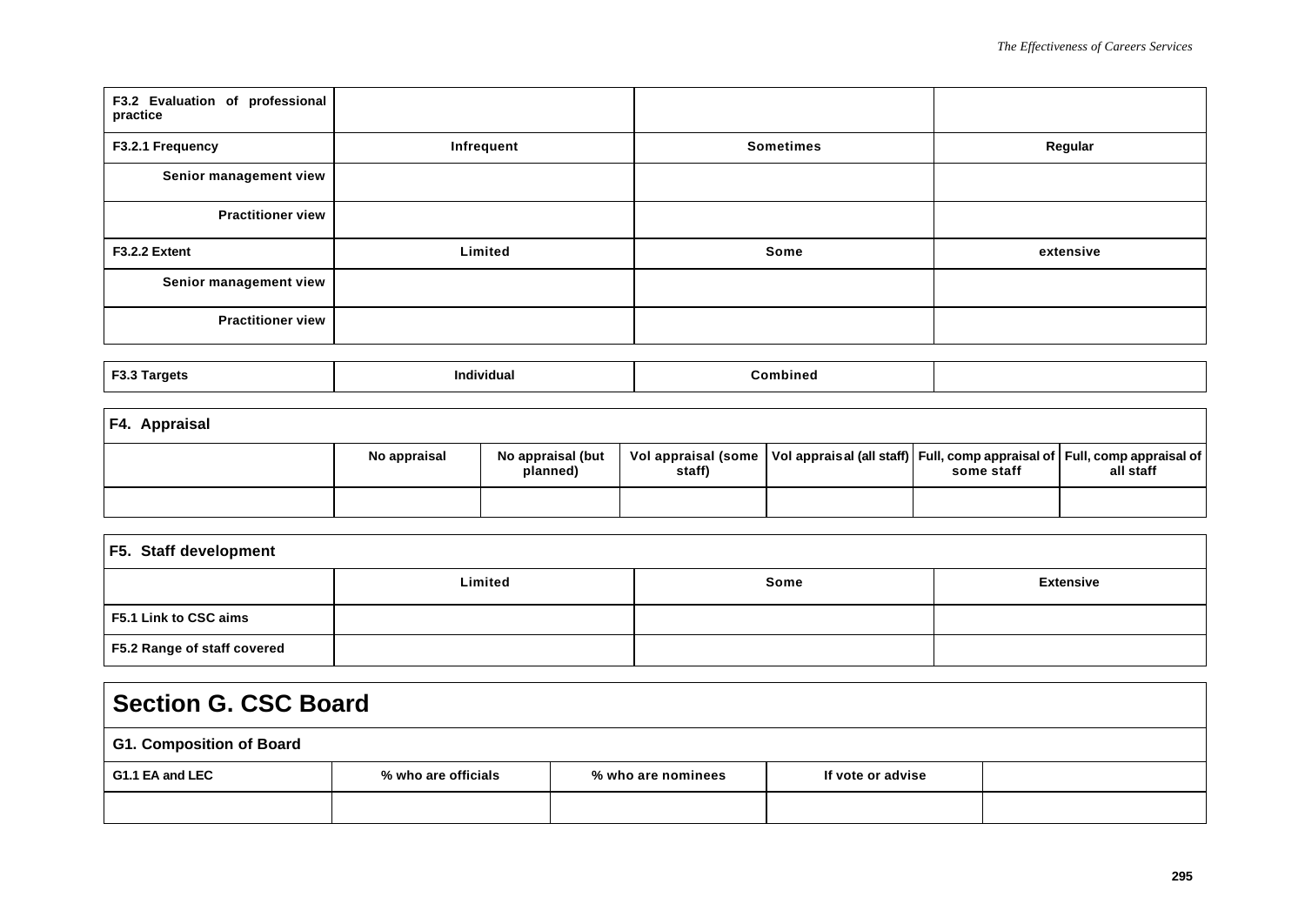| F3.2 Evaluation of professional practice | | | |
|---|---|---|---|
| F3.2.1 Frequency | Infrequent | Sometimes | Regular |
| Senior management view | | | |
| Practitioner view | | | |
| F3.2.2 Extent | Limited | Some | extensive |
| Senior management view | | | |
| Practitioner view | | | |

| F3.3 Targets | Individual | Combined | |
|---|---|---|---|

| F4. Appraisal | | | | | | |
|---|---|---|---|---|---|---|
| | No appraisal | No appraisal (but planned) | Vol appraisal (some staff) | Vol appraisal (all staff) | Full, comp appraisal of some staff | Full, comp appraisal of all staff |
| | | | | | | |

| F5. Staff development | | | |
|---|---|---|---|
| | Limited | Some | Extensive |
| F5.1 Link to CSC aims | | | |
| F5.2 Range of staff covered | | | |

## Section G. CSC Board

**G1. Composition of Board**

| G1.1 EA and LEC | % who are officials | % who are nominees | If vote or advise | |
|---|---|---|---|---|
| | | | | |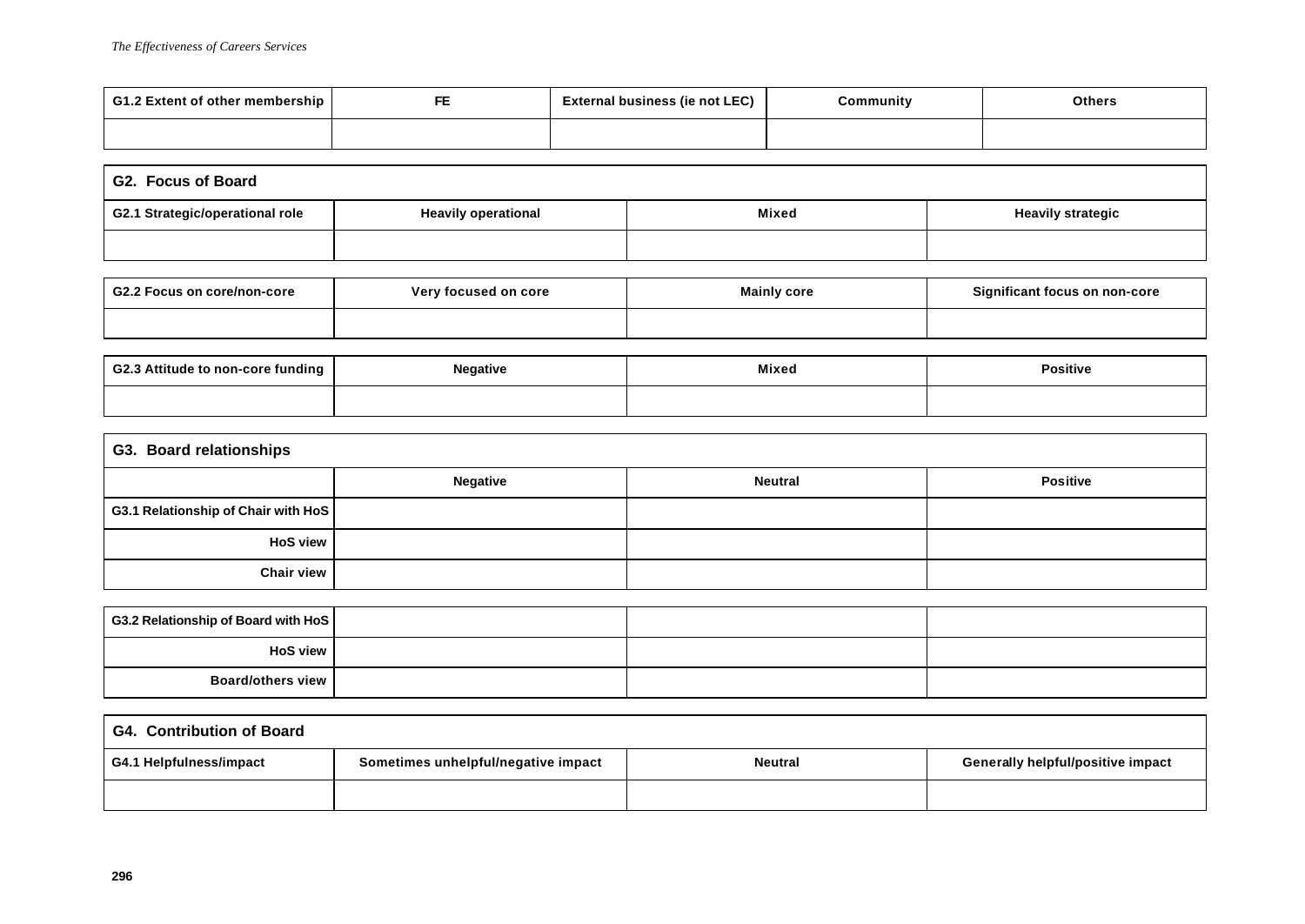| G1.2 Extent of other membership | FE | External business (ie not LEC) | Community | Others |
|---|---|---|---|---|
| | | | | |

**G2. Focus of Board**

| G2.1 Strategic/operational role | Heavily operational | Mixed | Heavily strategic |
|---|---|---|---|
| | | | |

| G2.2 Focus on core/non-core | Very focused on core | Mainly core | Significant focus on non-core |
|---|---|---|---|
| | | | |

| G2.3 Attitude to non-core funding | Negative | Mixed | Positive |
|---|---|---|---|
| | | | |

**G3. Board relationships**

| | Negative | Neutral | Positive |
|---|---|---|---|
| G3.1 Relationship of Chair with HoS | | | |
| HoS view | | | |
| Chair view | | | |

| G3.2 Relationship of Board with HoS | | | |
|---|---|---|---|
| HoS view | | | |
| Board/others view | | | |

**G4. Contribution of Board**

| G4.1 Helpfulness/impact | Sometimes unhelpful/negative impact | Neutral | Generally helpful/positive impact |
|---|---|---|---|
| | | | |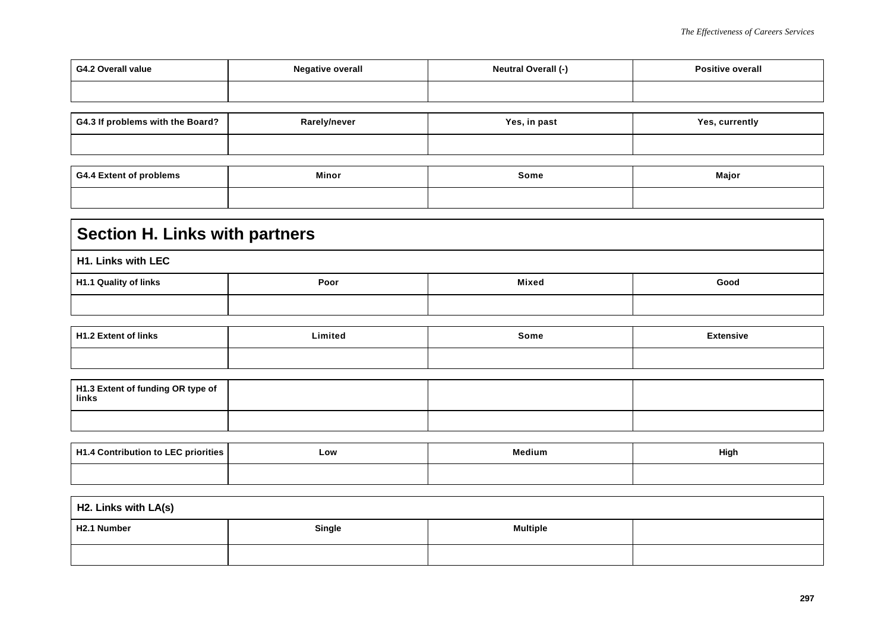| G4.2 Overall value | Negative overall | Neutral Overall (-) | Positive overall |
|---|---|---|---|
| | | | |

| G4.3 If problems with the Board? | Rarely/never | Yes, in past | Yes, currently |
|---|---|---|---|
| | | | |

| G4.4 Extent of problems | Minor | Some | Major |
|---|---|---|---|
| | | | |

## Section H. Links with partners

### H1. Links with LEC

| H1.1 Quality of links | Poor | Mixed | Good |
|---|---|---|---|
| | | | |

| H1.2 Extent of links | Limited | Some | Extensive |
|---|---|---|---|
| | | | |

| H1.3 Extent of funding OR type of links | | | |
|---|---|---|---|
| | | | |

| H1.4 Contribution to LEC priorities | Low | Medium | High |
|---|---|---|---|
| | | | |

### H2. Links with LA(s)

| H2.1 Number | Single | Multiple | |
|---|---|---|---|
| | | | |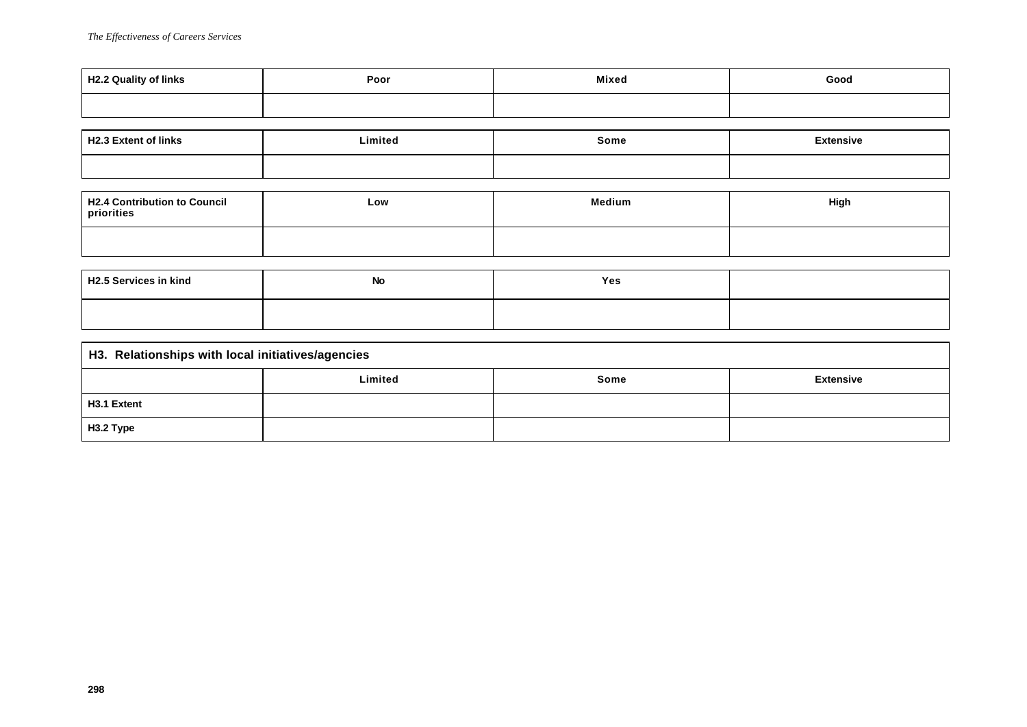| H2.2 Quality of links | Poor | Mixed | Good |
|---|---|---|---|
| | | | |

| H2.3 Extent of links | Limited | Some | Extensive |
|---|---|---|---|
| | | | |

| H2.4 Contribution to Council priorities | Low | Medium | High |
|---|---|---|---|
| | | | |

| H2.5 Services in kind | No | Yes | |
|---|---|---|---|
| | | | |

| H3. Relationships with local initiatives/agencies | | | |
|---|---|---|---|
| | Limited | Some | Extensive |
| H3.1 Extent | | | |
| H3.2 Type | | | |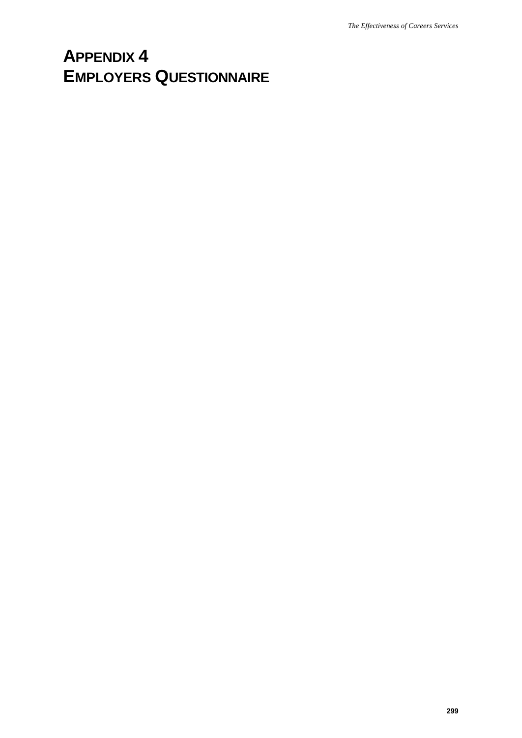# APPENDIX 4
# EMPLOYERS QUESTIONNAIRE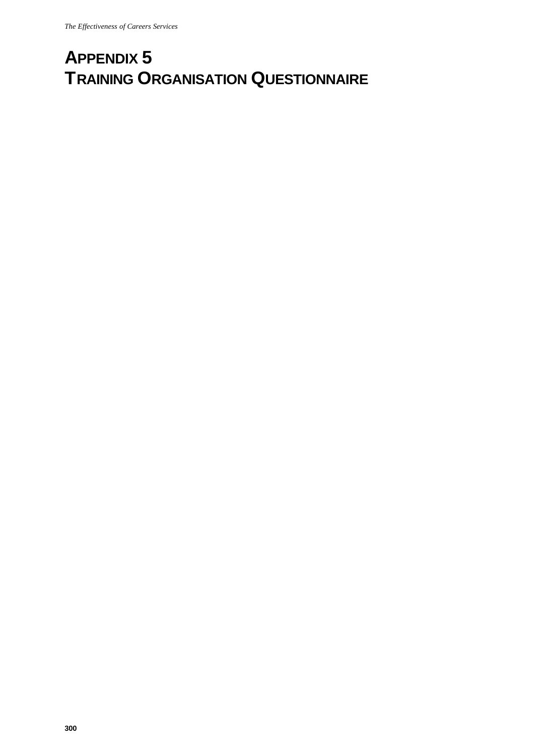# APPENDIX 5
# TRAINING ORGANISATION QUESTIONNAIRE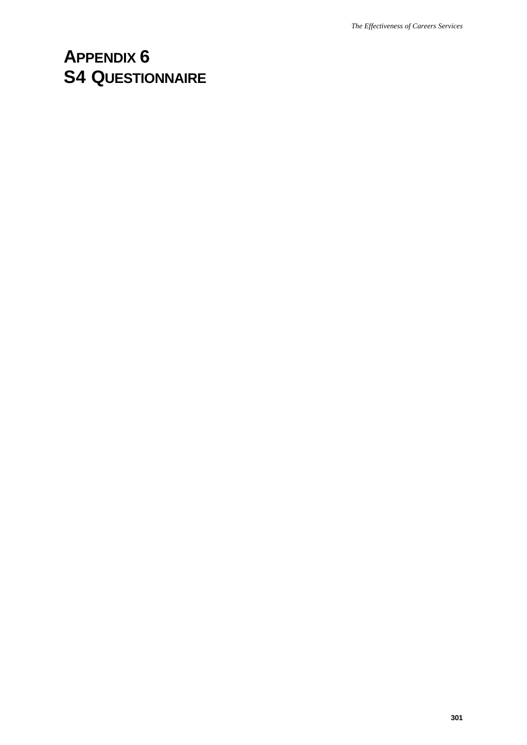# APPENDIX 6
# S4 QUESTIONNAIRE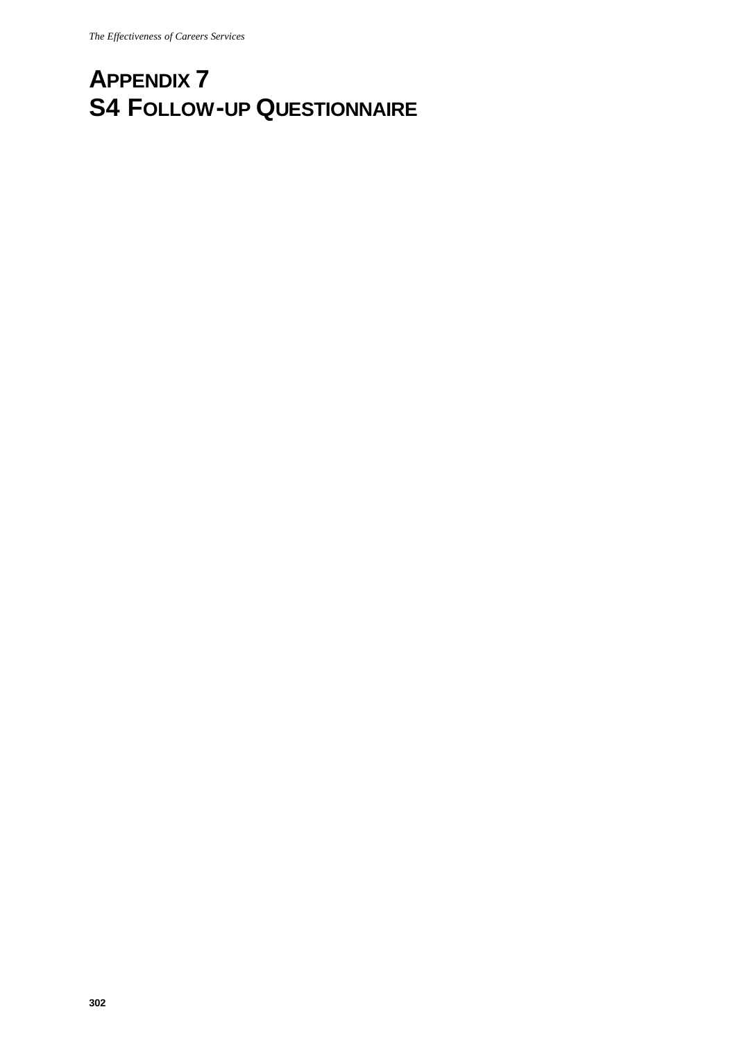# APPENDIX 7
# S4 FOLLOW-UP QUESTIONNAIRE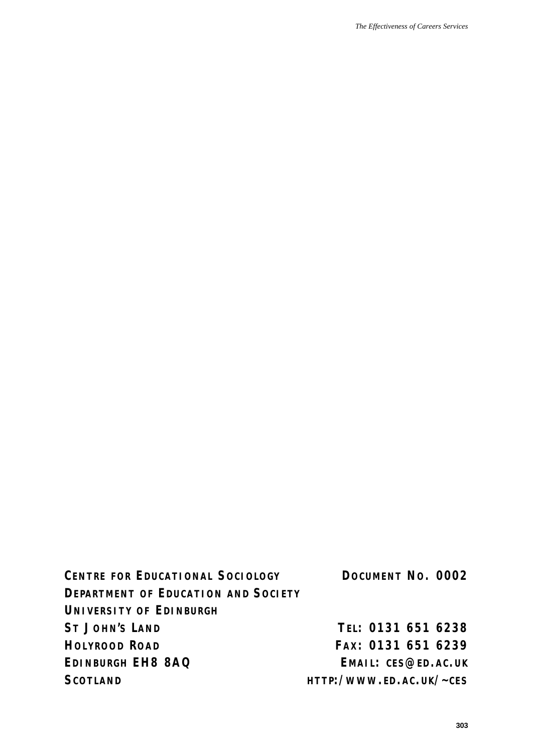CENTRE FOR EDUCATIONAL SOCIOLOGY
DEPARTMENT OF EDUCATION AND SOCIETY
UNIVERSITY OF EDINBURGH
ST JOHN'S LAND
HOLYROOD ROAD
EDINBURGH EH8 8AQ
SCOTLAND

DOCUMENT NO. 0002

TEL: 0131 651 6238
FAX: 0131 651 6239
EMAIL: CES@ED.AC.UK
HTTP:/WWW.ED.AC.UK/~CES